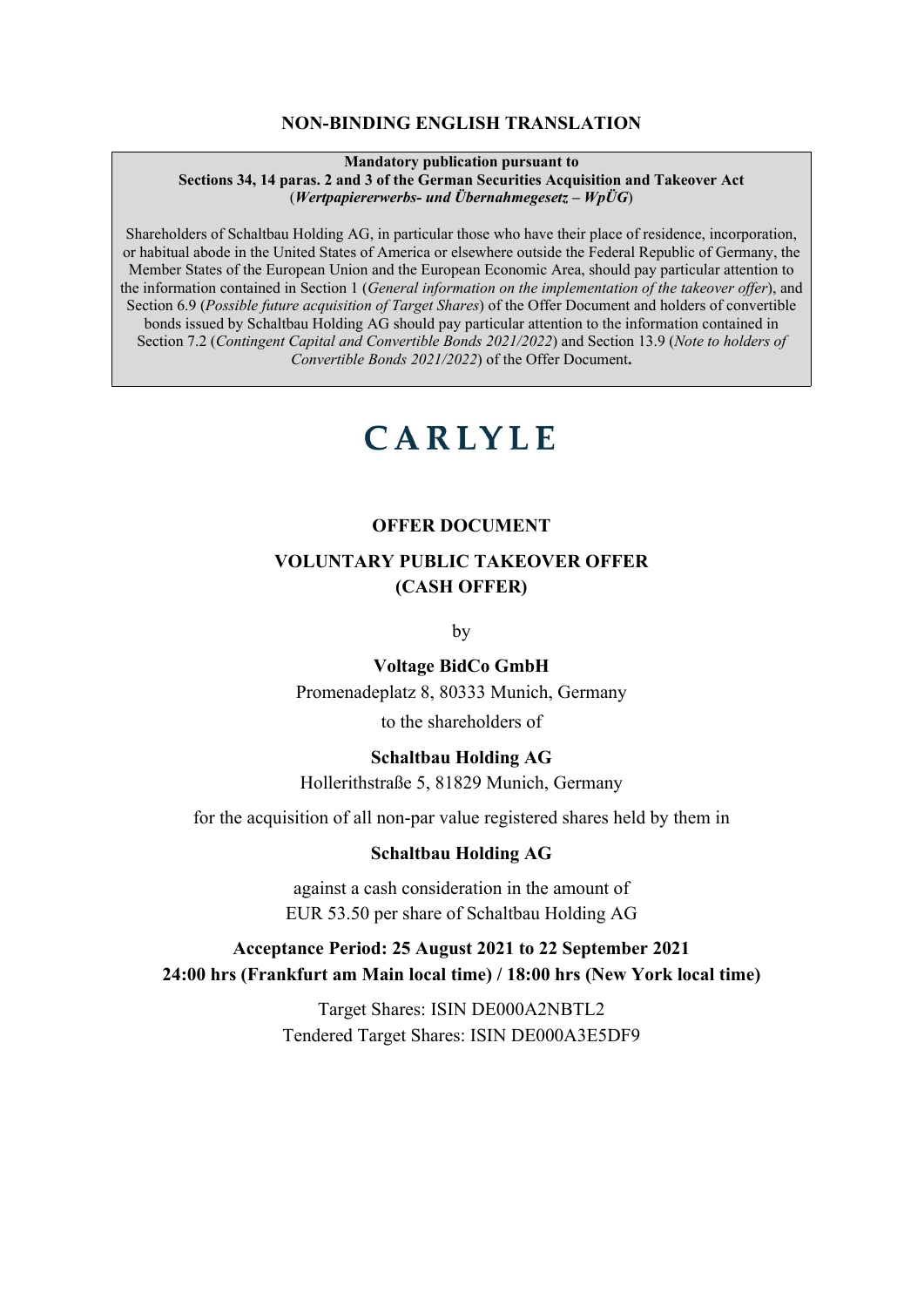**NON-BINDING ENGLISH TRANSLATION**

**Mandatory publication pursuant to**
**Sections 34, 14 paras. 2 and 3 of the German Securities Acquisition and Takeover Act**
(***Wertpapiererwerbs- und Übernahmegesetz – WpÜG***)

Shareholders of Schaltbau Holding AG, in particular those who have their place of residence, incorporation, or habitual abode in the United States of America or elsewhere outside the Federal Republic of Germany, the Member States of the European Union and the European Economic Area, should pay particular attention to the information contained in Section 1 (*General information on the implementation of the takeover offer*), and Section 6.9 (*Possible future acquisition of Target Shares*) of the Offer Document and holders of convertible bonds issued by Schaltbau Holding AG should pay particular attention to the information contained in Section 7.2 (*Contingent Capital and Convertible Bonds 2021/2022*) and Section 13.9 (*Note to holders of Convertible Bonds 2021/2022*) of the Offer Document**.**

**CARLYLE**

# OFFER DOCUMENT

## VOLUNTARY PUBLIC TAKEOVER OFFER
## (CASH OFFER)

by

**Voltage BidCo GmbH**

Promenadeplatz 8, 80333 Munich, Germany

to the shareholders of

**Schaltbau Holding AG**

Hollerithstraße 5, 81829 Munich, Germany

for the acquisition of all non-par value registered shares held by them in

**Schaltbau Holding AG**

against a cash consideration in the amount of
EUR 53.50 per share of Schaltbau Holding AG

**Acceptance Period: 25 August 2021 to 22 September 2021**
**24:00 hrs (Frankfurt am Main local time) / 18:00 hrs (New York local time)**

Target Shares: ISIN DE000A2NBTL2
Tendered Target Shares: ISIN DE000A3E5DF9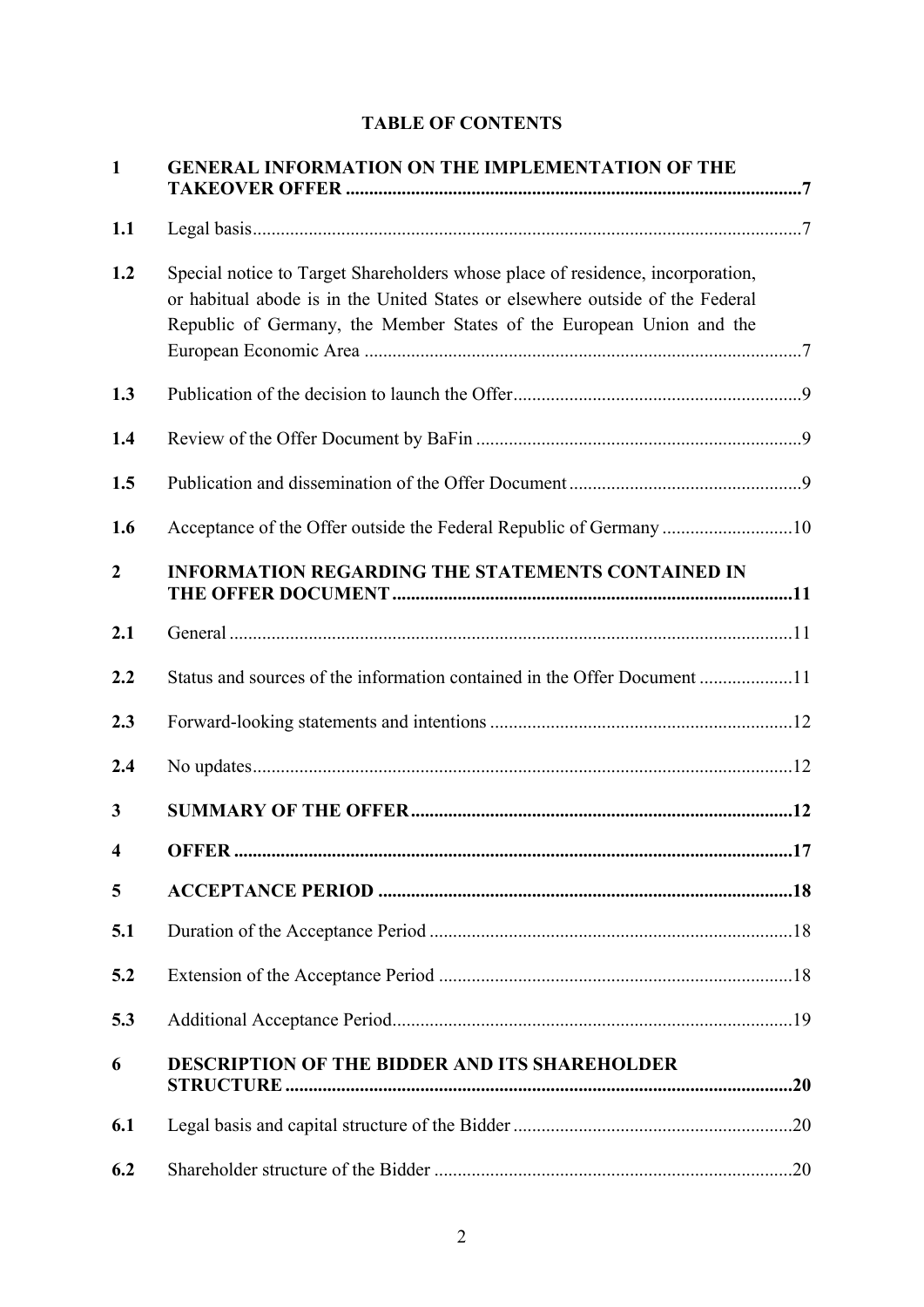**TABLE OF CONTENTS**

| | | |
|---|---|---|
| **1** | **GENERAL INFORMATION ON THE IMPLEMENTATION OF THE TAKEOVER OFFER** | **7** |
| 1.1 | Legal basis | 7 |
| 1.2 | Special notice to Target Shareholders whose place of residence, incorporation, or habitual abode is in the United States or elsewhere outside of the Federal Republic of Germany, the Member States of the European Union and the European Economic Area | 7 |
| 1.3 | Publication of the decision to launch the Offer | 9 |
| 1.4 | Review of the Offer Document by BaFin | 9 |
| 1.5 | Publication and dissemination of the Offer Document | 9 |
| 1.6 | Acceptance of the Offer outside the Federal Republic of Germany | 10 |
| **2** | **INFORMATION REGARDING THE STATEMENTS CONTAINED IN THE OFFER DOCUMENT** | **11** |
| 2.1 | General | 11 |
| 2.2 | Status and sources of the information contained in the Offer Document | 11 |
| 2.3 | Forward-looking statements and intentions | 12 |
| 2.4 | No updates | 12 |
| **3** | **SUMMARY OF THE OFFER** | **12** |
| **4** | **OFFER** | **17** |
| **5** | **ACCEPTANCE PERIOD** | **18** |
| 5.1 | Duration of the Acceptance Period | 18 |
| 5.2 | Extension of the Acceptance Period | 18 |
| 5.3 | Additional Acceptance Period | 19 |
| **6** | **DESCRIPTION OF THE BIDDER AND ITS SHAREHOLDER STRUCTURE** | **20** |
| 6.1 | Legal basis and capital structure of the Bidder | 20 |
| 6.2 | Shareholder structure of the Bidder | 20 |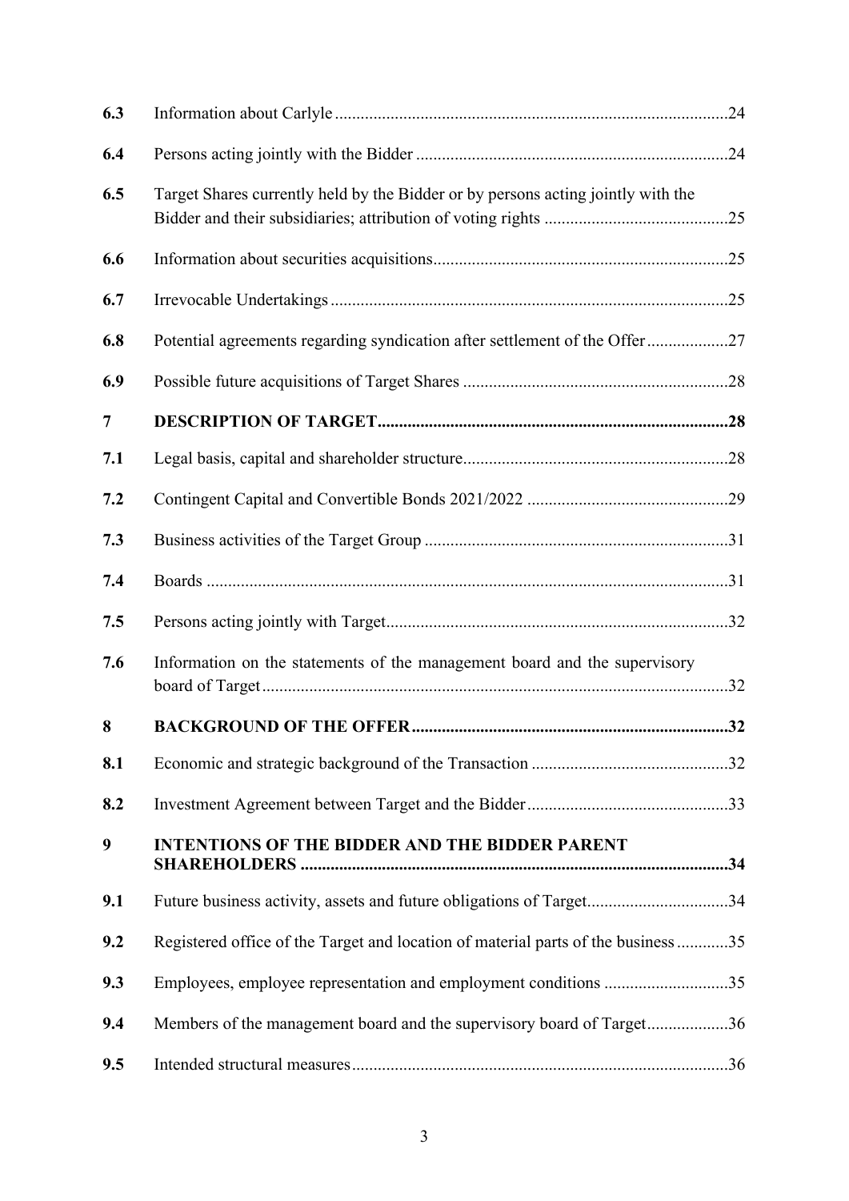| | | |
|---|---|---|
| **6.3** | Information about Carlyle | 24 |
| **6.4** | Persons acting jointly with the Bidder | 24 |
| **6.5** | Target Shares currently held by the Bidder or by persons acting jointly with the Bidder and their subsidiaries; attribution of voting rights | 25 |
| **6.6** | Information about securities acquisitions | 25 |
| **6.7** | Irrevocable Undertakings | 25 |
| **6.8** | Potential agreements regarding syndication after settlement of the Offer | 27 |
| **6.9** | Possible future acquisitions of Target Shares | 28 |
| **7** | **DESCRIPTION OF TARGET** | **28** |
| **7.1** | Legal basis, capital and shareholder structure | 28 |
| **7.2** | Contingent Capital and Convertible Bonds 2021/2022 | 29 |
| **7.3** | Business activities of the Target Group | 31 |
| **7.4** | Boards | 31 |
| **7.5** | Persons acting jointly with Target | 32 |
| **7.6** | Information on the statements of the management board and the supervisory board of Target | 32 |
| **8** | **BACKGROUND OF THE OFFER** | **32** |
| **8.1** | Economic and strategic background of the Transaction | 32 |
| **8.2** | Investment Agreement between Target and the Bidder | 33 |
| **9** | **INTENTIONS OF THE BIDDER AND THE BIDDER PARENT SHAREHOLDERS** | **34** |
| **9.1** | Future business activity, assets and future obligations of Target | 34 |
| **9.2** | Registered office of the Target and location of material parts of the business | 35 |
| **9.3** | Employees, employee representation and employment conditions | 35 |
| **9.4** | Members of the management board and the supervisory board of Target | 36 |
| **9.5** | Intended structural measures | 36 |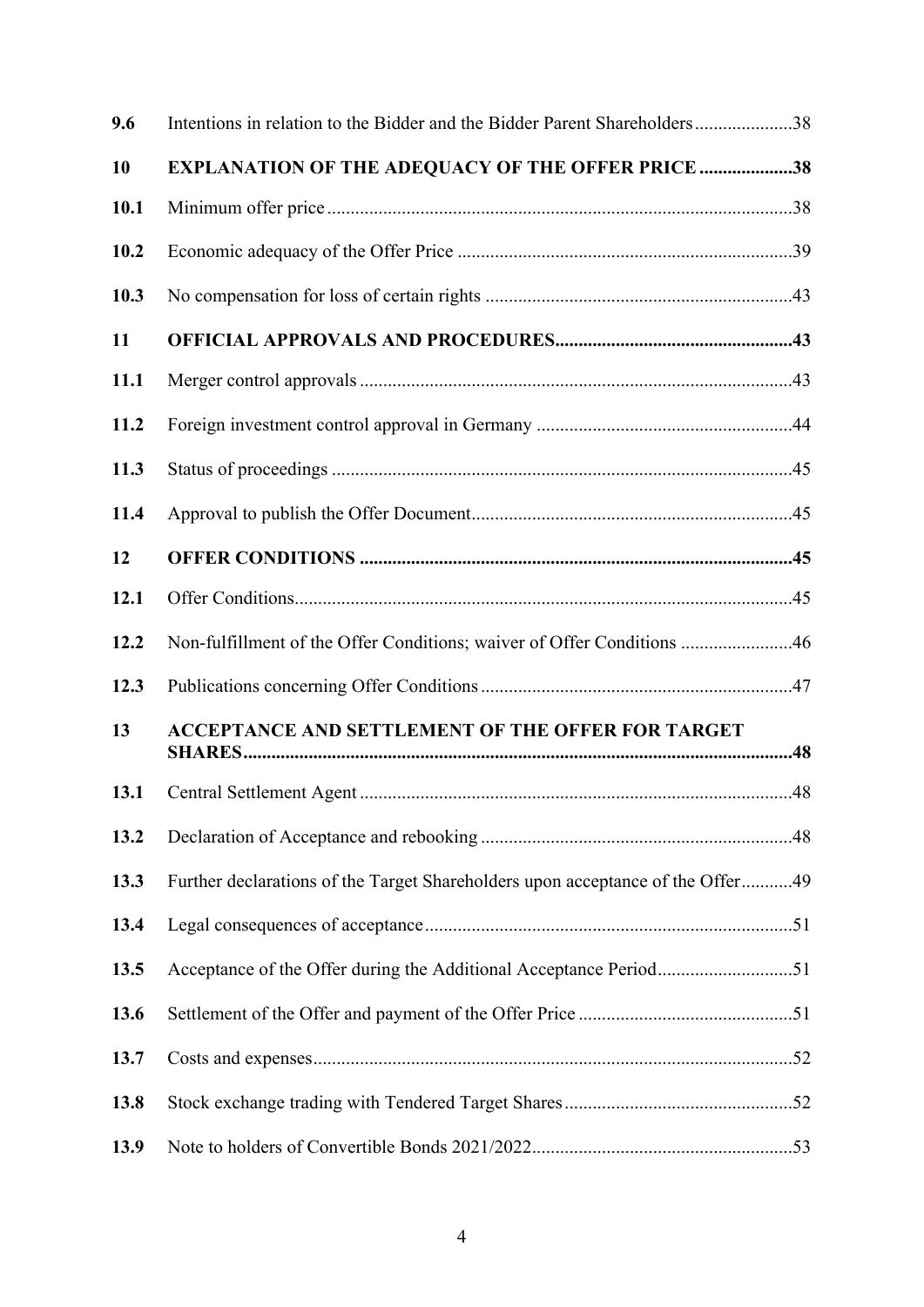| | | |
|---|---|---|
| 9.6 | Intentions in relation to the Bidder and the Bidder Parent Shareholders | 38 |
| **10** | **EXPLANATION OF THE ADEQUACY OF THE OFFER PRICE** | **38** |
| 10.1 | Minimum offer price | 38 |
| 10.2 | Economic adequacy of the Offer Price | 39 |
| 10.3 | No compensation for loss of certain rights | 43 |
| **11** | **OFFICIAL APPROVALS AND PROCEDURES** | **43** |
| 11.1 | Merger control approvals | 43 |
| 11.2 | Foreign investment control approval in Germany | 44 |
| 11.3 | Status of proceedings | 45 |
| 11.4 | Approval to publish the Offer Document | 45 |
| **12** | **OFFER CONDITIONS** | **45** |
| 12.1 | Offer Conditions | 45 |
| 12.2 | Non-fulfillment of the Offer Conditions; waiver of Offer Conditions | 46 |
| 12.3 | Publications concerning Offer Conditions | 47 |
| **13** | **ACCEPTANCE AND SETTLEMENT OF THE OFFER FOR TARGET SHARES** | **48** |
| 13.1 | Central Settlement Agent | 48 |
| 13.2 | Declaration of Acceptance and rebooking | 48 |
| 13.3 | Further declarations of the Target Shareholders upon acceptance of the Offer | 49 |
| 13.4 | Legal consequences of acceptance | 51 |
| 13.5 | Acceptance of the Offer during the Additional Acceptance Period | 51 |
| 13.6 | Settlement of the Offer and payment of the Offer Price | 51 |
| 13.7 | Costs and expenses | 52 |
| 13.8 | Stock exchange trading with Tendered Target Shares | 52 |
| 13.9 | Note to holders of Convertible Bonds 2021/2022 | 53 |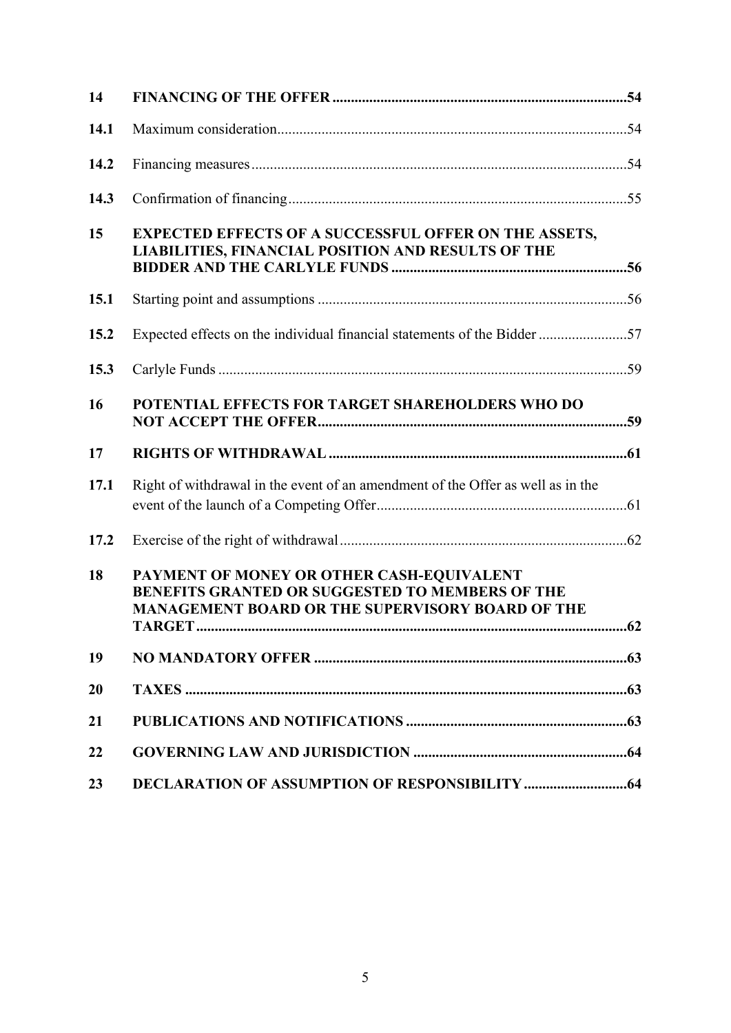| | | |
|---|---|---|
| **14** | **FINANCING OF THE OFFER** | **54** |
| **14.1** | Maximum consideration | 54 |
| **14.2** | Financing measures | 54 |
| **14.3** | Confirmation of financing | 55 |
| **15** | **EXPECTED EFFECTS OF A SUCCESSFUL OFFER ON THE ASSETS, LIABILITIES, FINANCIAL POSITION AND RESULTS OF THE BIDDER AND THE CARLYLE FUNDS** | **56** |
| **15.1** | Starting point and assumptions | 56 |
| **15.2** | Expected effects on the individual financial statements of the Bidder | 57 |
| **15.3** | Carlyle Funds | 59 |
| **16** | **POTENTIAL EFFECTS FOR TARGET SHAREHOLDERS WHO DO NOT ACCEPT THE OFFER** | **59** |
| **17** | **RIGHTS OF WITHDRAWAL** | **61** |
| **17.1** | Right of withdrawal in the event of an amendment of the Offer as well as in the event of the launch of a Competing Offer | 61 |
| **17.2** | Exercise of the right of withdrawal | 62 |
| **18** | **PAYMENT OF MONEY OR OTHER CASH-EQUIVALENT BENEFITS GRANTED OR SUGGESTED TO MEMBERS OF THE MANAGEMENT BOARD OR THE SUPERVISORY BOARD OF THE TARGET** | **62** |
| **19** | **NO MANDATORY OFFER** | **63** |
| **20** | **TAXES** | **63** |
| **21** | **PUBLICATIONS AND NOTIFICATIONS** | **63** |
| **22** | **GOVERNING LAW AND JURISDICTION** | **64** |
| **23** | **DECLARATION OF ASSUMPTION OF RESPONSIBILITY** | **64** |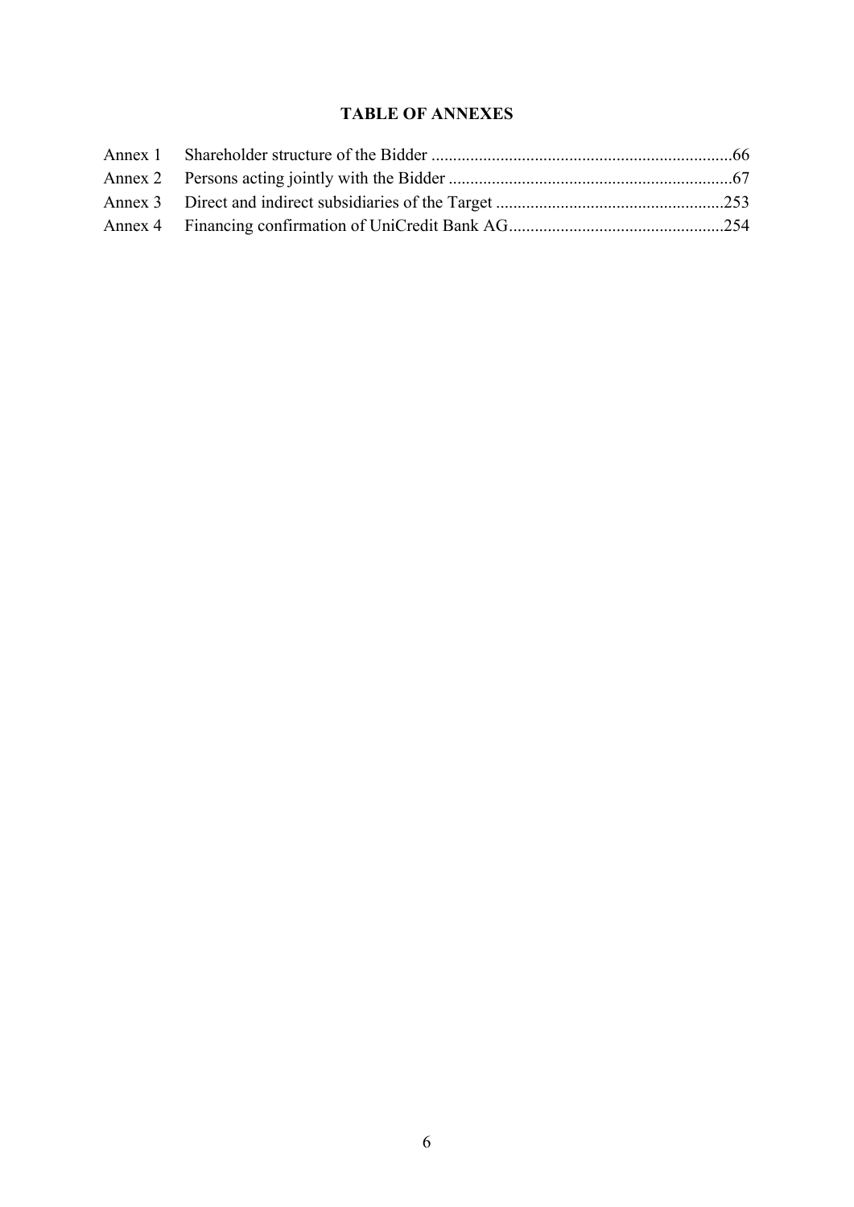# TABLE OF ANNEXES

| | | |
|---|---|---|
| Annex 1 | Shareholder structure of the Bidder | 66 |
| Annex 2 | Persons acting jointly with the Bidder | 67 |
| Annex 3 | Direct and indirect subsidiaries of the Target | 253 |
| Annex 4 | Financing confirmation of UniCredit Bank AG | 254 |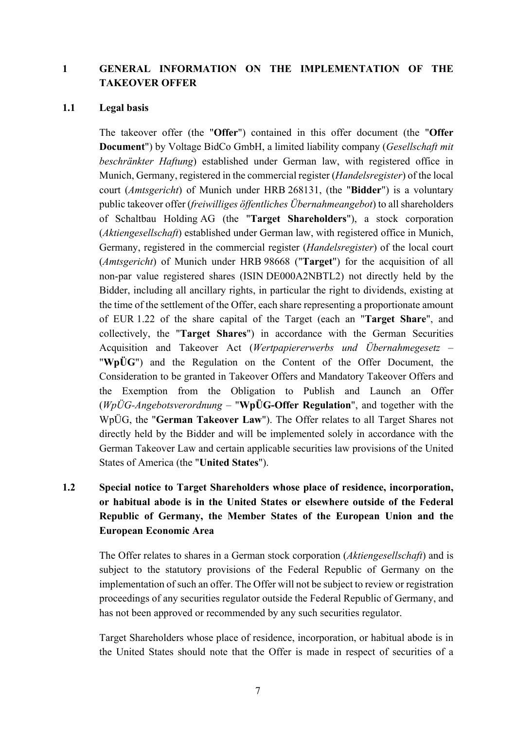# 1 GENERAL INFORMATION ON THE IMPLEMENTATION OF THE TAKEOVER OFFER

## 1.1 Legal basis

The takeover offer (the "**Offer**") contained in this offer document (the "**Offer Document**") by Voltage BidCo GmbH, a limited liability company (*Gesellschaft mit beschränkter Haftung*) established under German law, with registered office in Munich, Germany, registered in the commercial register (*Handelsregister*) of the local court (*Amtsgericht*) of Munich under HRB 268131, (the "**Bidder**") is a voluntary public takeover offer (*freiwilliges öffentliches Übernahmeangebot*) to all shareholders of Schaltbau Holding AG (the "**Target Shareholders**"), a stock corporation (*Aktiengesellschaft*) established under German law, with registered office in Munich, Germany, registered in the commercial register (*Handelsregister*) of the local court (*Amtsgericht*) of Munich under HRB 98668 ("**Target**") for the acquisition of all non-par value registered shares (ISIN DE000A2NBTL2) not directly held by the Bidder, including all ancillary rights, in particular the right to dividends, existing at the time of the settlement of the Offer, each share representing a proportionate amount of EUR 1.22 of the share capital of the Target (each an "**Target Share**", and collectively, the "**Target Shares**") in accordance with the German Securities Acquisition and Takeover Act (*Wertpapiererwerbs und Übernahmegesetz* – "**WpÜG**") and the Regulation on the Content of the Offer Document, the Consideration to be granted in Takeover Offers and Mandatory Takeover Offers and the Exemption from the Obligation to Publish and Launch an Offer (*WpÜG-Angebotsverordnung* – "**WpÜG-Offer Regulation**", and together with the WpÜG, the "**German Takeover Law**"). The Offer relates to all Target Shares not directly held by the Bidder and will be implemented solely in accordance with the German Takeover Law and certain applicable securities law provisions of the United States of America (the "**United States**").

## 1.2 Special notice to Target Shareholders whose place of residence, incorporation, or habitual abode is in the United States or elsewhere outside of the Federal Republic of Germany, the Member States of the European Union and the European Economic Area

The Offer relates to shares in a German stock corporation (*Aktiengesellschaft*) and is subject to the statutory provisions of the Federal Republic of Germany on the implementation of such an offer. The Offer will not be subject to review or registration proceedings of any securities regulator outside the Federal Republic of Germany, and has not been approved or recommended by any such securities regulator.

Target Shareholders whose place of residence, incorporation, or habitual abode is in the United States should note that the Offer is made in respect of securities of a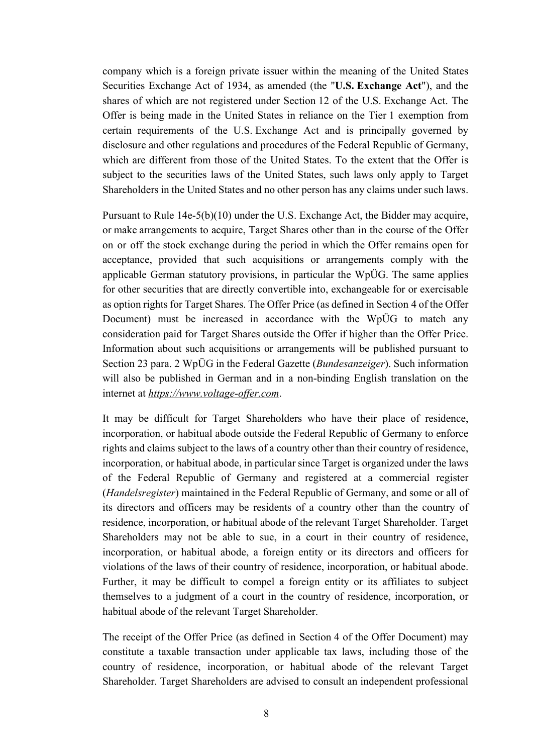company which is a foreign private issuer within the meaning of the United States Securities Exchange Act of 1934, as amended (the "**U.S. Exchange Act**"), and the shares of which are not registered under Section 12 of the U.S. Exchange Act. The Offer is being made in the United States in reliance on the Tier 1 exemption from certain requirements of the U.S. Exchange Act and is principally governed by disclosure and other regulations and procedures of the Federal Republic of Germany, which are different from those of the United States. To the extent that the Offer is subject to the securities laws of the United States, such laws only apply to Target Shareholders in the United States and no other person has any claims under such laws.

Pursuant to Rule 14e-5(b)(10) under the U.S. Exchange Act, the Bidder may acquire, or make arrangements to acquire, Target Shares other than in the course of the Offer on or off the stock exchange during the period in which the Offer remains open for acceptance, provided that such acquisitions or arrangements comply with the applicable German statutory provisions, in particular the WpÜG. The same applies for other securities that are directly convertible into, exchangeable for or exercisable as option rights for Target Shares. The Offer Price (as defined in Section 4 of the Offer Document) must be increased in accordance with the WpÜG to match any consideration paid for Target Shares outside the Offer if higher than the Offer Price. Information about such acquisitions or arrangements will be published pursuant to Section 23 para. 2 WpÜG in the Federal Gazette (*Bundesanzeiger*). Such information will also be published in German and in a non-binding English translation on the internet at *https://www.voltage-offer.com*.

It may be difficult for Target Shareholders who have their place of residence, incorporation, or habitual abode outside the Federal Republic of Germany to enforce rights and claims subject to the laws of a country other than their country of residence, incorporation, or habitual abode, in particular since Target is organized under the laws of the Federal Republic of Germany and registered at a commercial register (*Handelsregister*) maintained in the Federal Republic of Germany, and some or all of its directors and officers may be residents of a country other than the country of residence, incorporation, or habitual abode of the relevant Target Shareholder. Target Shareholders may not be able to sue, in a court in their country of residence, incorporation, or habitual abode, a foreign entity or its directors and officers for violations of the laws of their country of residence, incorporation, or habitual abode. Further, it may be difficult to compel a foreign entity or its affiliates to subject themselves to a judgment of a court in the country of residence, incorporation, or habitual abode of the relevant Target Shareholder.

The receipt of the Offer Price (as defined in Section 4 of the Offer Document) may constitute a taxable transaction under applicable tax laws, including those of the country of residence, incorporation, or habitual abode of the relevant Target Shareholder. Target Shareholders are advised to consult an independent professional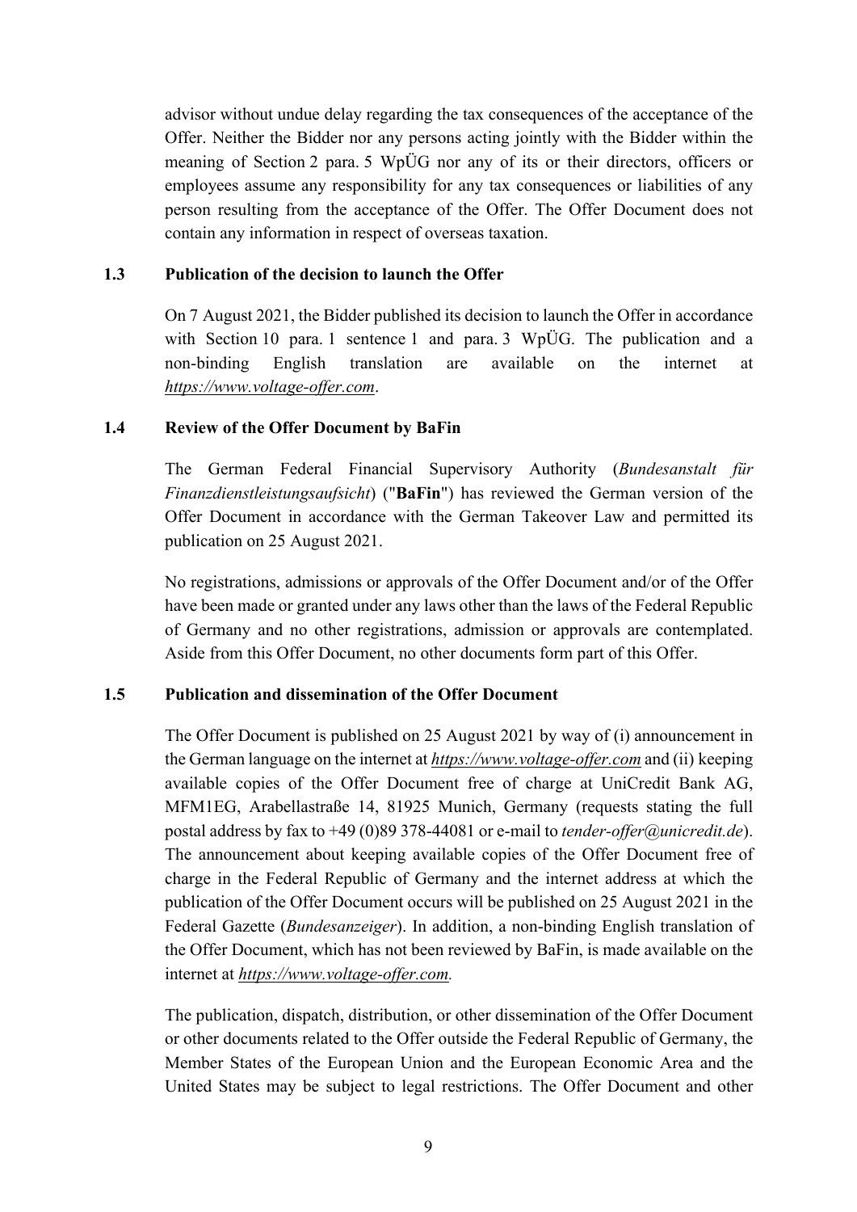advisor without undue delay regarding the tax consequences of the acceptance of the Offer. Neither the Bidder nor any persons acting jointly with the Bidder within the meaning of Section 2 para. 5 WpÜG nor any of its or their directors, officers or employees assume any responsibility for any tax consequences or liabilities of any person resulting from the acceptance of the Offer. The Offer Document does not contain any information in respect of overseas taxation.

### 1.3 Publication of the decision to launch the Offer

On 7 August 2021, the Bidder published its decision to launch the Offer in accordance with Section 10 para. 1 sentence 1 and para. 3 WpÜG. The publication and a non-binding English translation are available on the internet at *https://www.voltage-offer.com*.

### 1.4 Review of the Offer Document by BaFin

The German Federal Financial Supervisory Authority (*Bundesanstalt für Finanzdienstleistungsaufsicht*) ("**BaFin**") has reviewed the German version of the Offer Document in accordance with the German Takeover Law and permitted its publication on 25 August 2021.

No registrations, admissions or approvals of the Offer Document and/or of the Offer have been made or granted under any laws other than the laws of the Federal Republic of Germany and no other registrations, admission or approvals are contemplated. Aside from this Offer Document, no other documents form part of this Offer.

### 1.5 Publication and dissemination of the Offer Document

The Offer Document is published on 25 August 2021 by way of (i) announcement in the German language on the internet at ***https://www.voltage-offer.com*** and (ii) keeping available copies of the Offer Document free of charge at UniCredit Bank AG, MFM1EG, Arabellastraße 14, 81925 Munich, Germany (requests stating the full postal address by fax to +49 (0)89 378-44081 or e-mail to *tender-offer@unicredit.de*). The announcement about keeping available copies of the Offer Document free of charge in the Federal Republic of Germany and the internet address at which the publication of the Offer Document occurs will be published on 25 August 2021 in the Federal Gazette (*Bundesanzeiger*). In addition, a non-binding English translation of the Offer Document, which has not been reviewed by BaFin, is made available on the internet at ***https://www.voltage-offer.com.***

The publication, dispatch, distribution, or other dissemination of the Offer Document or other documents related to the Offer outside the Federal Republic of Germany, the Member States of the European Union and the European Economic Area and the United States may be subject to legal restrictions. The Offer Document and other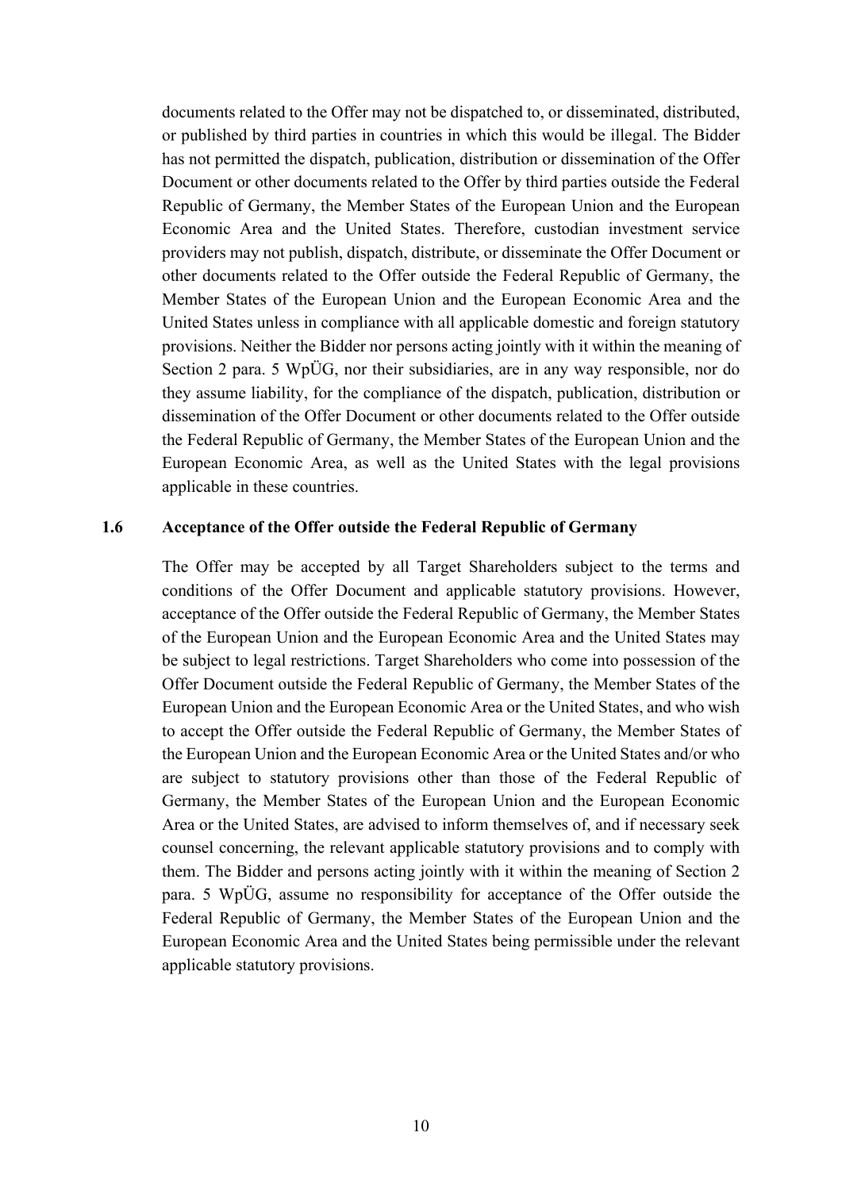documents related to the Offer may not be dispatched to, or disseminated, distributed, or published by third parties in countries in which this would be illegal. The Bidder has not permitted the dispatch, publication, distribution or dissemination of the Offer Document or other documents related to the Offer by third parties outside the Federal Republic of Germany, the Member States of the European Union and the European Economic Area and the United States. Therefore, custodian investment service providers may not publish, dispatch, distribute, or disseminate the Offer Document or other documents related to the Offer outside the Federal Republic of Germany, the Member States of the European Union and the European Economic Area and the United States unless in compliance with all applicable domestic and foreign statutory provisions. Neither the Bidder nor persons acting jointly with it within the meaning of Section 2 para. 5 WpÜG, nor their subsidiaries, are in any way responsible, nor do they assume liability, for the compliance of the dispatch, publication, distribution or dissemination of the Offer Document or other documents related to the Offer outside the Federal Republic of Germany, the Member States of the European Union and the European Economic Area, as well as the United States with the legal provisions applicable in these countries.

### 1.6 Acceptance of the Offer outside the Federal Republic of Germany

The Offer may be accepted by all Target Shareholders subject to the terms and conditions of the Offer Document and applicable statutory provisions. However, acceptance of the Offer outside the Federal Republic of Germany, the Member States of the European Union and the European Economic Area and the United States may be subject to legal restrictions. Target Shareholders who come into possession of the Offer Document outside the Federal Republic of Germany, the Member States of the European Union and the European Economic Area or the United States, and who wish to accept the Offer outside the Federal Republic of Germany, the Member States of the European Union and the European Economic Area or the United States and/or who are subject to statutory provisions other than those of the Federal Republic of Germany, the Member States of the European Union and the European Economic Area or the United States, are advised to inform themselves of, and if necessary seek counsel concerning, the relevant applicable statutory provisions and to comply with them. The Bidder and persons acting jointly with it within the meaning of Section 2 para. 5 WpÜG, assume no responsibility for acceptance of the Offer outside the Federal Republic of Germany, the Member States of the European Union and the European Economic Area and the United States being permissible under the relevant applicable statutory provisions.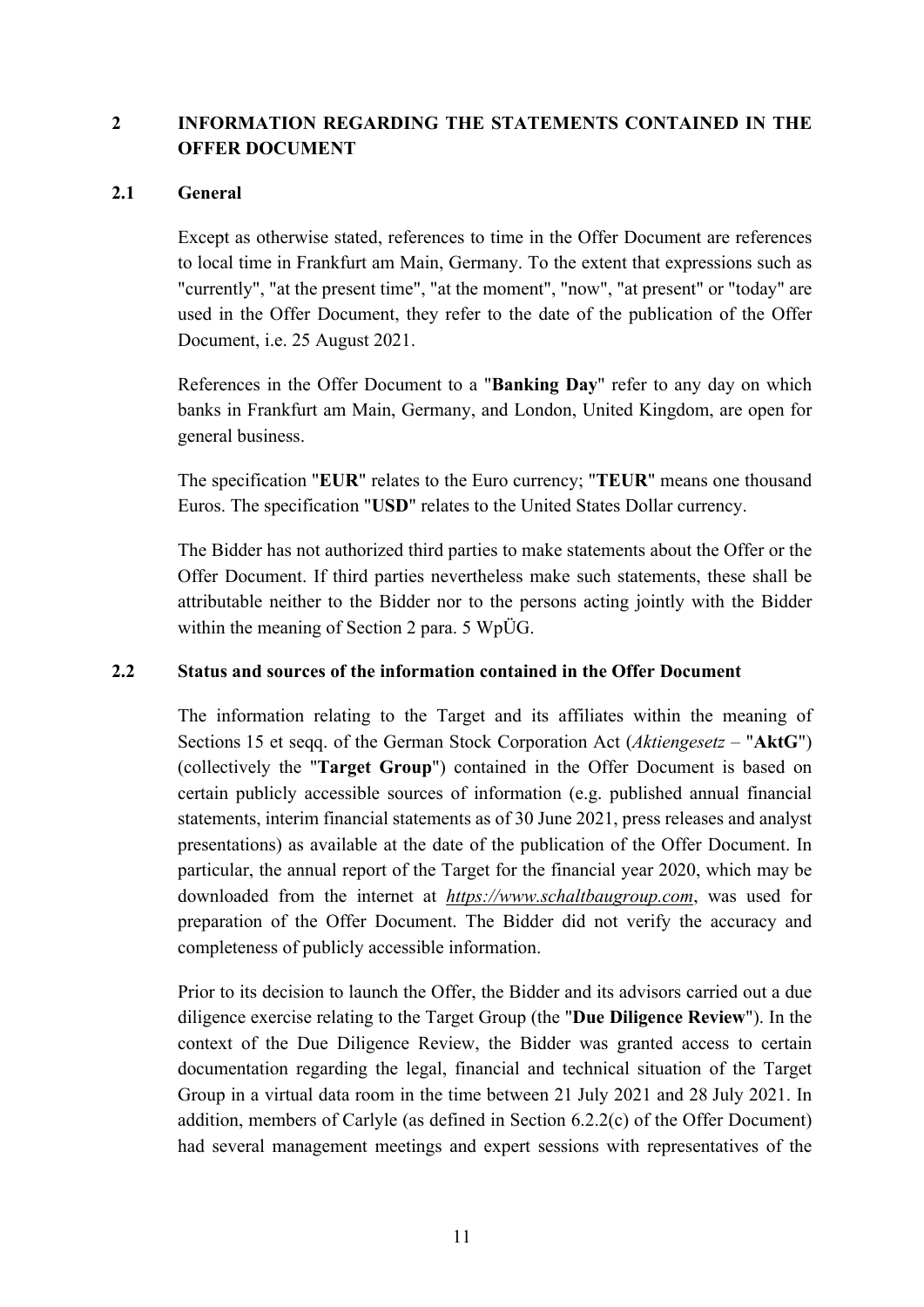## 2 INFORMATION REGARDING THE STATEMENTS CONTAINED IN THE OFFER DOCUMENT

### 2.1 General

Except as otherwise stated, references to time in the Offer Document are references to local time in Frankfurt am Main, Germany. To the extent that expressions such as "currently", "at the present time", "at the moment", "now", "at present" or "today" are used in the Offer Document, they refer to the date of the publication of the Offer Document, i.e. 25 August 2021.

References in the Offer Document to a "**Banking Day**" refer to any day on which banks in Frankfurt am Main, Germany, and London, United Kingdom, are open for general business.

The specification "**EUR**" relates to the Euro currency; "**TEUR**" means one thousand Euros. The specification "**USD**" relates to the United States Dollar currency.

The Bidder has not authorized third parties to make statements about the Offer or the Offer Document. If third parties nevertheless make such statements, these shall be attributable neither to the Bidder nor to the persons acting jointly with the Bidder within the meaning of Section 2 para. 5 WpÜG.

### 2.2 Status and sources of the information contained in the Offer Document

The information relating to the Target and its affiliates within the meaning of Sections 15 et seqq. of the German Stock Corporation Act (*Aktiengesetz* – "**AktG**") (collectively the "**Target Group**") contained in the Offer Document is based on certain publicly accessible sources of information (e.g. published annual financial statements, interim financial statements as of 30 June 2021, press releases and analyst presentations) as available at the date of the publication of the Offer Document. In particular, the annual report of the Target for the financial year 2020, which may be downloaded from the internet at ***https://www.schaltbaugroup.com***, was used for preparation of the Offer Document. The Bidder did not verify the accuracy and completeness of publicly accessible information.

Prior to its decision to launch the Offer, the Bidder and its advisors carried out a due diligence exercise relating to the Target Group (the "**Due Diligence Review**"). In the context of the Due Diligence Review, the Bidder was granted access to certain documentation regarding the legal, financial and technical situation of the Target Group in a virtual data room in the time between 21 July 2021 and 28 July 2021. In addition, members of Carlyle (as defined in Section 6.2.2(c) of the Offer Document) had several management meetings and expert sessions with representatives of the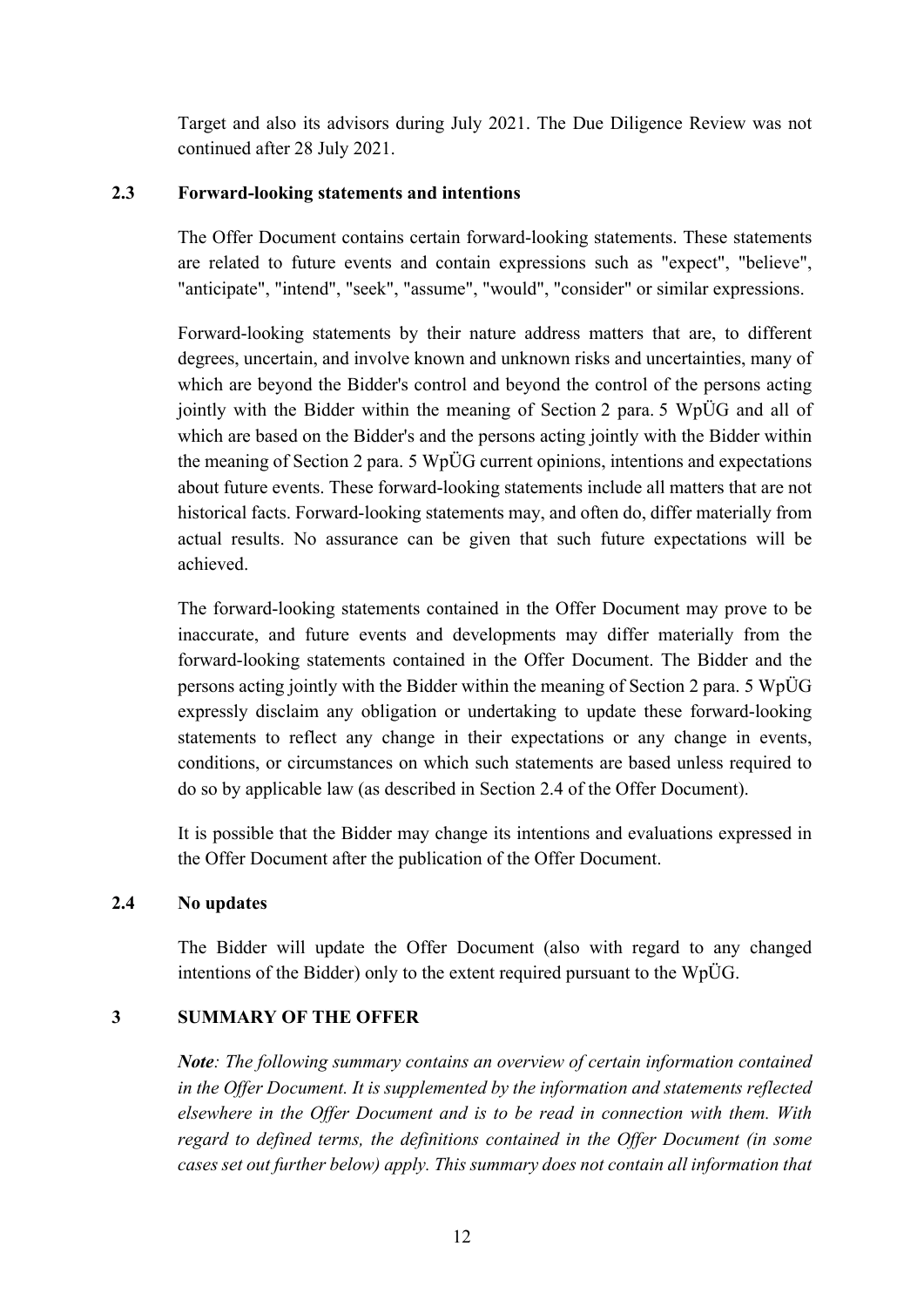Target and also its advisors during July 2021. The Due Diligence Review was not continued after 28 July 2021.

## 2.3 Forward-looking statements and intentions

The Offer Document contains certain forward-looking statements. These statements are related to future events and contain expressions such as "expect", "believe", "anticipate", "intend", "seek", "assume", "would", "consider" or similar expressions.

Forward-looking statements by their nature address matters that are, to different degrees, uncertain, and involve known and unknown risks and uncertainties, many of which are beyond the Bidder's control and beyond the control of the persons acting jointly with the Bidder within the meaning of Section 2 para. 5 WpÜG and all of which are based on the Bidder's and the persons acting jointly with the Bidder within the meaning of Section 2 para. 5 WpÜG current opinions, intentions and expectations about future events. These forward-looking statements include all matters that are not historical facts. Forward-looking statements may, and often do, differ materially from actual results. No assurance can be given that such future expectations will be achieved.

The forward-looking statements contained in the Offer Document may prove to be inaccurate, and future events and developments may differ materially from the forward-looking statements contained in the Offer Document. The Bidder and the persons acting jointly with the Bidder within the meaning of Section 2 para. 5 WpÜG expressly disclaim any obligation or undertaking to update these forward-looking statements to reflect any change in their expectations or any change in events, conditions, or circumstances on which such statements are based unless required to do so by applicable law (as described in Section 2.4 of the Offer Document).

It is possible that the Bidder may change its intentions and evaluations expressed in the Offer Document after the publication of the Offer Document.

## 2.4 No updates

The Bidder will update the Offer Document (also with regard to any changed intentions of the Bidder) only to the extent required pursuant to the WpÜG.

# 3 SUMMARY OF THE OFFER

***Note**: The following summary contains an overview of certain information contained in the Offer Document. It is supplemented by the information and statements reflected elsewhere in the Offer Document and is to be read in connection with them. With regard to defined terms, the definitions contained in the Offer Document (in some cases set out further below) apply. This summary does not contain all information that*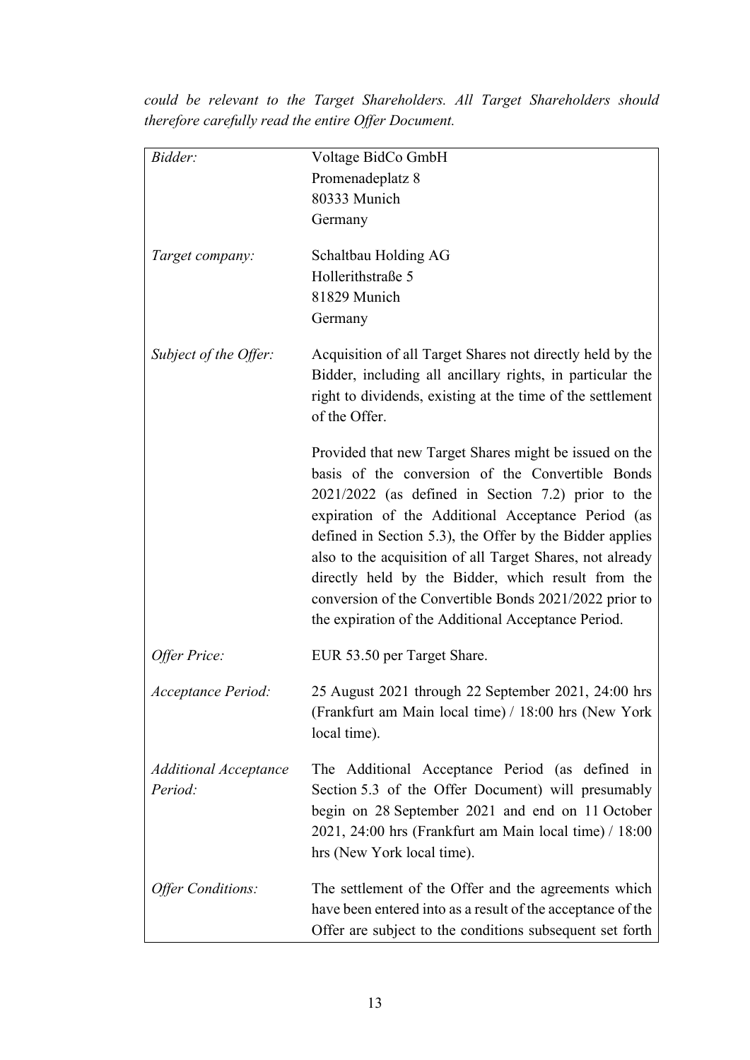*could be relevant to the Target Shareholders. All Target Shareholders should therefore carefully read the entire Offer Document.*

| | |
|---|---|
| *Bidder:* | Voltage BidCo GmbH<br>Promenadeplatz 8<br>80333 Munich<br>Germany |
| *Target company:* | Schaltbau Holding AG<br>Hollerithstraße 5<br>81829 Munich<br>Germany |
| *Subject of the Offer:* | Acquisition of all Target Shares not directly held by the Bidder, including all ancillary rights, in particular the right to dividends, existing at the time of the settlement of the Offer.<br><br>Provided that new Target Shares might be issued on the basis of the conversion of the Convertible Bonds 2021/2022 (as defined in Section 7.2) prior to the expiration of the Additional Acceptance Period (as defined in Section 5.3), the Offer by the Bidder applies also to the acquisition of all Target Shares, not already directly held by the Bidder, which result from the conversion of the Convertible Bonds 2021/2022 prior to the expiration of the Additional Acceptance Period. |
| *Offer Price:* | EUR 53.50 per Target Share. |
| *Acceptance Period:* | 25 August 2021 through 22 September 2021, 24:00 hrs (Frankfurt am Main local time) / 18:00 hrs (New York local time). |
| *Additional Acceptance Period:* | The Additional Acceptance Period (as defined in Section 5.3 of the Offer Document) will presumably begin on 28 September 2021 and end on 11 October 2021, 24:00 hrs (Frankfurt am Main local time) / 18:00 hrs (New York local time). |
| *Offer Conditions:* | The settlement of the Offer and the agreements which have been entered into as a result of the acceptance of the Offer are subject to the conditions subsequent set forth |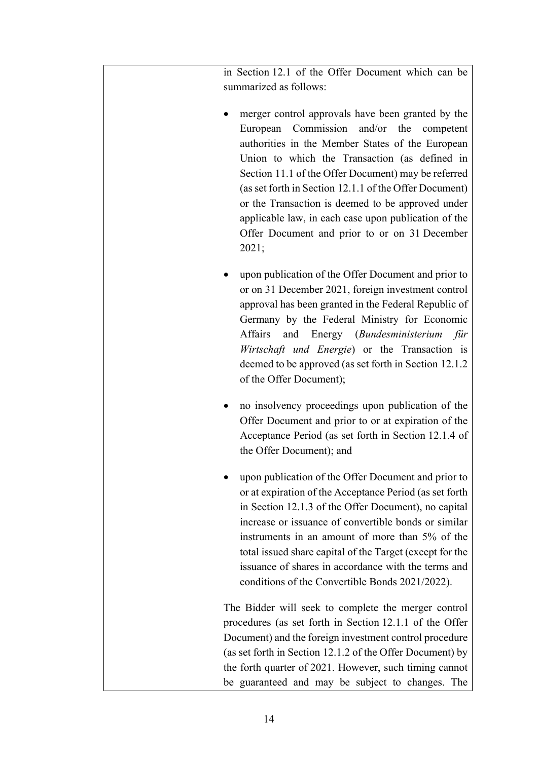in Section 12.1 of the Offer Document which can be summarized as follows:

- merger control approvals have been granted by the European Commission and/or the competent authorities in the Member States of the European Union to which the Transaction (as defined in Section 11.1 of the Offer Document) may be referred (as set forth in Section 12.1.1 of the Offer Document) or the Transaction is deemed to be approved under applicable law, in each case upon publication of the Offer Document and prior to or on 31 December 2021;

- upon publication of the Offer Document and prior to or on 31 December 2021, foreign investment control approval has been granted in the Federal Republic of Germany by the Federal Ministry for Economic Affairs and Energy (*Bundesministerium für Wirtschaft und Energie*) or the Transaction is deemed to be approved (as set forth in Section 12.1.2 of the Offer Document);

- no insolvency proceedings upon publication of the Offer Document and prior to or at expiration of the Acceptance Period (as set forth in Section 12.1.4 of the Offer Document); and

- upon publication of the Offer Document and prior to or at expiration of the Acceptance Period (as set forth in Section 12.1.3 of the Offer Document), no capital increase or issuance of convertible bonds or similar instruments in an amount of more than 5% of the total issued share capital of the Target (except for the issuance of shares in accordance with the terms and conditions of the Convertible Bonds 2021/2022).

The Bidder will seek to complete the merger control procedures (as set forth in Section 12.1.1 of the Offer Document) and the foreign investment control procedure (as set forth in Section 12.1.2 of the Offer Document) by the forth quarter of 2021. However, such timing cannot be guaranteed and may be subject to changes. The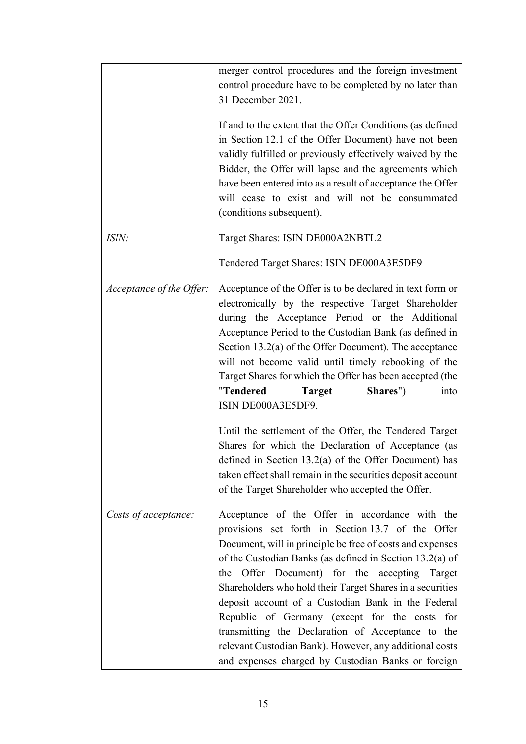| | |
|---|---|
| | merger control procedures and the foreign investment control procedure have to be completed by no later than 31 December 2021.<br><br>If and to the extent that the Offer Conditions (as defined in Section 12.1 of the Offer Document) have not been validly fulfilled or previously effectively waived by the Bidder, the Offer will lapse and the agreements which have been entered into as a result of acceptance the Offer will cease to exist and will not be consummated (conditions subsequent). |
| *ISIN:* | Target Shares: ISIN DE000A2NBTL2<br><br>Tendered Target Shares: ISIN DE000A3E5DF9 |
| *Acceptance of the Offer:* | Acceptance of the Offer is to be declared in text form or electronically by the respective Target Shareholder during the Acceptance Period or the Additional Acceptance Period to the Custodian Bank (as defined in Section 13.2(a) of the Offer Document). The acceptance will not become valid until timely rebooking of the Target Shares for which the Offer has been accepted (the "**Tendered Target Shares**") into ISIN DE000A3E5DF9.<br><br>Until the settlement of the Offer, the Tendered Target Shares for which the Declaration of Acceptance (as defined in Section 13.2(a) of the Offer Document) has taken effect shall remain in the securities deposit account of the Target Shareholder who accepted the Offer. |
| *Costs of acceptance:* | Acceptance of the Offer in accordance with the provisions set forth in Section 13.7 of the Offer Document, will in principle be free of costs and expenses of the Custodian Banks (as defined in Section 13.2(a) of the Offer Document) for the accepting Target Shareholders who hold their Target Shares in a securities deposit account of a Custodian Bank in the Federal Republic of Germany (except for the costs for transmitting the Declaration of Acceptance to the relevant Custodian Bank). However, any additional costs and expenses charged by Custodian Banks or foreign |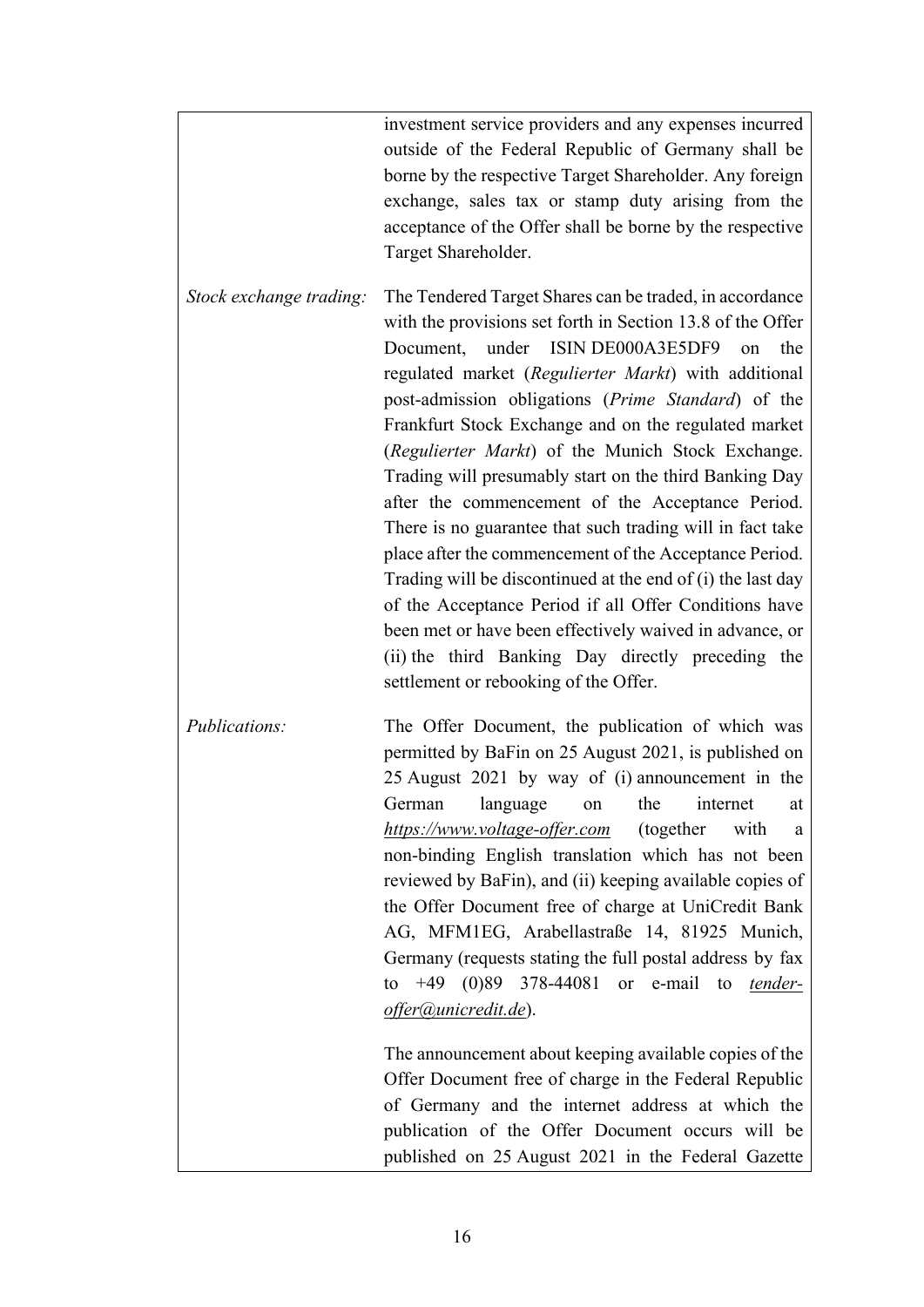| | |
|---|---|
| | investment service providers and any expenses incurred outside of the Federal Republic of Germany shall be borne by the respective Target Shareholder. Any foreign exchange, sales tax or stamp duty arising from the acceptance of the Offer shall be borne by the respective Target Shareholder. |
| *Stock exchange trading:* | The Tendered Target Shares can be traded, in accordance with the provisions set forth in Section 13.8 of the Offer Document, under ISIN DE000A3E5DF9 on the regulated market (*Regulierter Markt*) with additional post-admission obligations (*Prime Standard*) of the Frankfurt Stock Exchange and on the regulated market (*Regulierter Markt*) of the Munich Stock Exchange. Trading will presumably start on the third Banking Day after the commencement of the Acceptance Period. There is no guarantee that such trading will in fact take place after the commencement of the Acceptance Period. Trading will be discontinued at the end of (i) the last day of the Acceptance Period if all Offer Conditions have been met or have been effectively waived in advance, or (ii) the third Banking Day directly preceding the settlement or rebooking of the Offer. |
| *Publications:* | The Offer Document, the publication of which was permitted by BaFin on 25 August 2021, is published on 25 August 2021 by way of (i) announcement in the German language on the internet at *https://www.voltage-offer.com* (together with a non-binding English translation which has not been reviewed by BaFin), and (ii) keeping available copies of the Offer Document free of charge at UniCredit Bank AG, MFM1EG, Arabellastraße 14, 81925 Munich, Germany (requests stating the full postal address by fax to +49 (0)89 378-44081 or e-mail to *tender-offer@unicredit.de*).<br><br>The announcement about keeping available copies of the Offer Document free of charge in the Federal Republic of Germany and the internet address at which the publication of the Offer Document occurs will be published on 25 August 2021 in the Federal Gazette |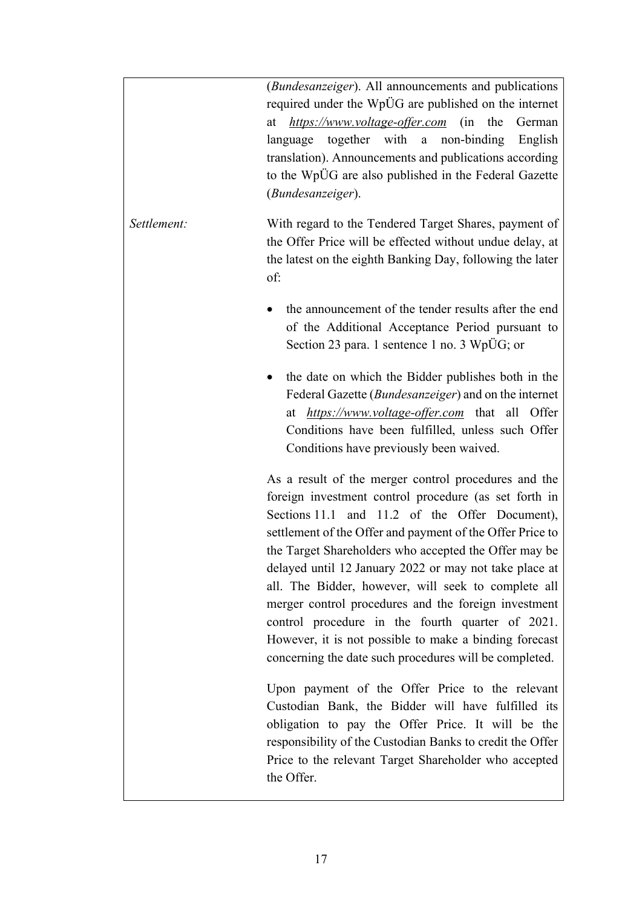| | |
|---|---|
| | (*Bundesanzeiger*). All announcements and publications required under the WpÜG are published on the internet at *https://www.voltage-offer.com* (in the German language together with a non-binding English translation). Announcements and publications according to the WpÜG are also published in the Federal Gazette (*Bundesanzeiger*). |
| *Settlement:* | With regard to the Tendered Target Shares, payment of the Offer Price will be effected without undue delay, at the latest on the eighth Banking Day, following the later of:<br><br>• the announcement of the tender results after the end of the Additional Acceptance Period pursuant to Section 23 para. 1 sentence 1 no. 3 WpÜG; or<br><br>• the date on which the Bidder publishes both in the Federal Gazette (*Bundesanzeiger*) and on the internet at *https://www.voltage-offer.com* that all Offer Conditions have been fulfilled, unless such Offer Conditions have previously been waived.<br><br>As a result of the merger control procedures and the foreign investment control procedure (as set forth in Sections 11.1 and 11.2 of the Offer Document), settlement of the Offer and payment of the Offer Price to the Target Shareholders who accepted the Offer may be delayed until 12 January 2022 or may not take place at all. The Bidder, however, will seek to complete all merger control procedures and the foreign investment control procedure in the fourth quarter of 2021. However, it is not possible to make a binding forecast concerning the date such procedures will be completed.<br><br>Upon payment of the Offer Price to the relevant Custodian Bank, the Bidder will have fulfilled its obligation to pay the Offer Price. It will be the responsibility of the Custodian Banks to credit the Offer Price to the relevant Target Shareholder who accepted the Offer. |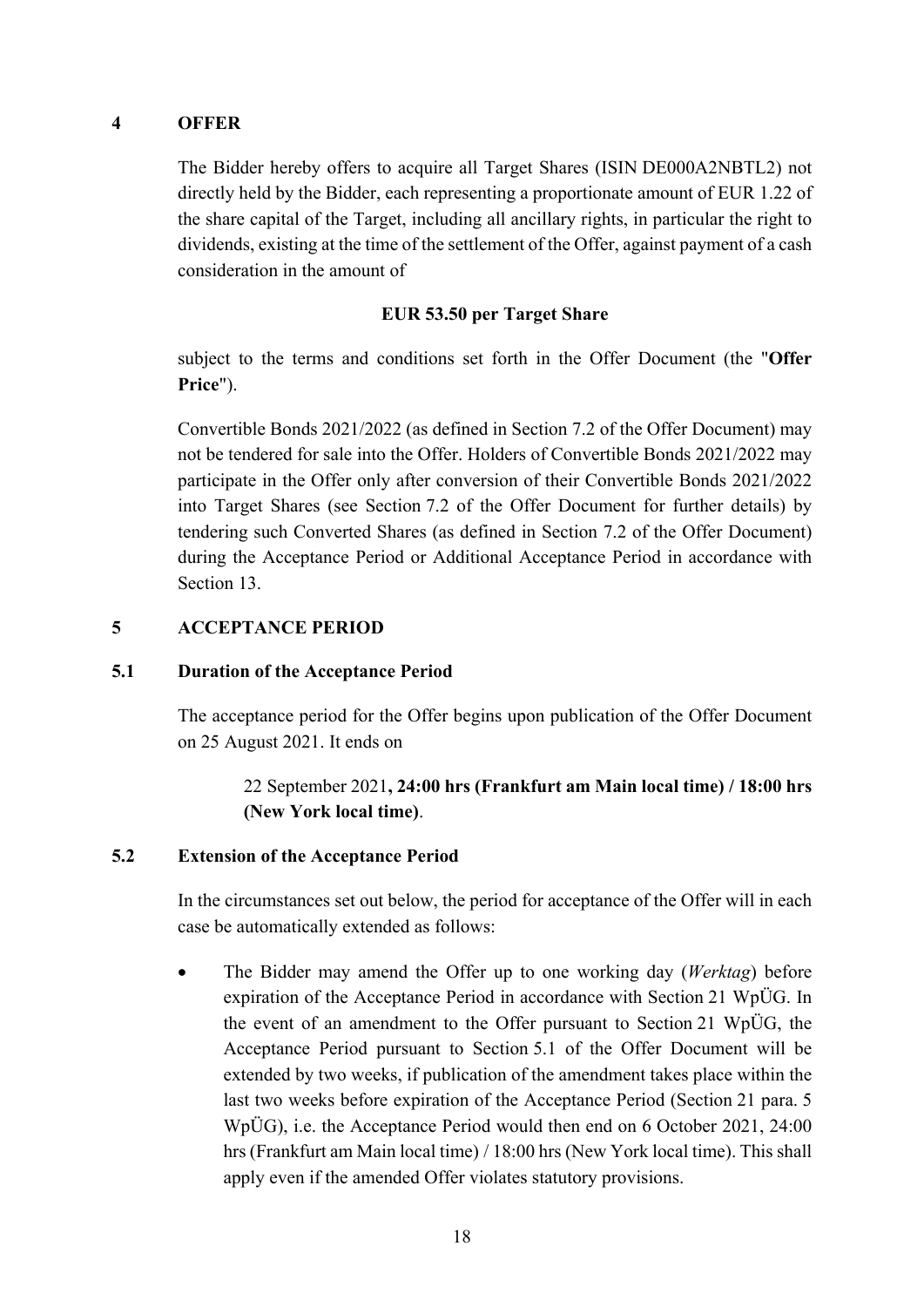# 4 OFFER

The Bidder hereby offers to acquire all Target Shares (ISIN DE000A2NBTL2) not directly held by the Bidder, each representing a proportionate amount of EUR 1.22 of the share capital of the Target, including all ancillary rights, in particular the right to dividends, existing at the time of the settlement of the Offer, against payment of a cash consideration in the amount of

**EUR 53.50 per Target Share**

subject to the terms and conditions set forth in the Offer Document (the "**Offer Price**").

Convertible Bonds 2021/2022 (as defined in Section 7.2 of the Offer Document) may not be tendered for sale into the Offer. Holders of Convertible Bonds 2021/2022 may participate in the Offer only after conversion of their Convertible Bonds 2021/2022 into Target Shares (see Section 7.2 of the Offer Document for further details) by tendering such Converted Shares (as defined in Section 7.2 of the Offer Document) during the Acceptance Period or Additional Acceptance Period in accordance with Section 13.

# 5 ACCEPTANCE PERIOD

## 5.1 Duration of the Acceptance Period

The acceptance period for the Offer begins upon publication of the Offer Document on 25 August 2021. It ends on

> 22 September 2021**, 24:00 hrs (Frankfurt am Main local time) / 18:00 hrs (New York local time)**.

## 5.2 Extension of the Acceptance Period

In the circumstances set out below, the period for acceptance of the Offer will in each case be automatically extended as follows:

- The Bidder may amend the Offer up to one working day (*Werktag*) before expiration of the Acceptance Period in accordance with Section 21 WpÜG. In the event of an amendment to the Offer pursuant to Section 21 WpÜG, the Acceptance Period pursuant to Section 5.1 of the Offer Document will be extended by two weeks, if publication of the amendment takes place within the last two weeks before expiration of the Acceptance Period (Section 21 para. 5 WpÜG), i.e. the Acceptance Period would then end on 6 October 2021, 24:00 hrs (Frankfurt am Main local time) / 18:00 hrs (New York local time). This shall apply even if the amended Offer violates statutory provisions.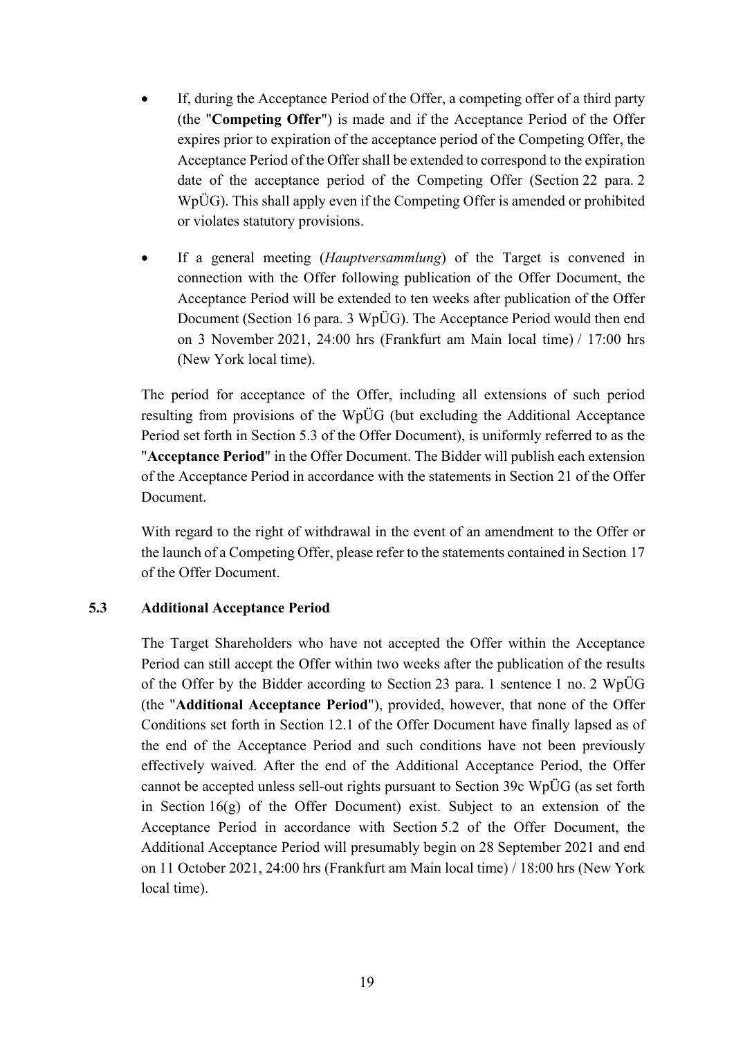- If, during the Acceptance Period of the Offer, a competing offer of a third party (the "**Competing Offer**") is made and if the Acceptance Period of the Offer expires prior to expiration of the acceptance period of the Competing Offer, the Acceptance Period of the Offer shall be extended to correspond to the expiration date of the acceptance period of the Competing Offer (Section 22 para. 2 WpÜG). This shall apply even if the Competing Offer is amended or prohibited or violates statutory provisions.

- If a general meeting (*Hauptversammlung*) of the Target is convened in connection with the Offer following publication of the Offer Document, the Acceptance Period will be extended to ten weeks after publication of the Offer Document (Section 16 para. 3 WpÜG). The Acceptance Period would then end on 3 November 2021, 24:00 hrs (Frankfurt am Main local time) / 17:00 hrs (New York local time).

The period for acceptance of the Offer, including all extensions of such period resulting from provisions of the WpÜG (but excluding the Additional Acceptance Period set forth in Section 5.3 of the Offer Document), is uniformly referred to as the "**Acceptance Period**" in the Offer Document. The Bidder will publish each extension of the Acceptance Period in accordance with the statements in Section 21 of the Offer Document.

With regard to the right of withdrawal in the event of an amendment to the Offer or the launch of a Competing Offer, please refer to the statements contained in Section 17 of the Offer Document.

### 5.3 Additional Acceptance Period

The Target Shareholders who have not accepted the Offer within the Acceptance Period can still accept the Offer within two weeks after the publication of the results of the Offer by the Bidder according to Section 23 para. 1 sentence 1 no. 2 WpÜG (the "**Additional Acceptance Period**"), provided, however, that none of the Offer Conditions set forth in Section 12.1 of the Offer Document have finally lapsed as of the end of the Acceptance Period and such conditions have not been previously effectively waived. After the end of the Additional Acceptance Period, the Offer cannot be accepted unless sell-out rights pursuant to Section 39c WpÜG (as set forth in Section 16(g) of the Offer Document) exist. Subject to an extension of the Acceptance Period in accordance with Section 5.2 of the Offer Document, the Additional Acceptance Period will presumably begin on 28 September 2021 and end on 11 October 2021, 24:00 hrs (Frankfurt am Main local time) / 18:00 hrs (New York local time).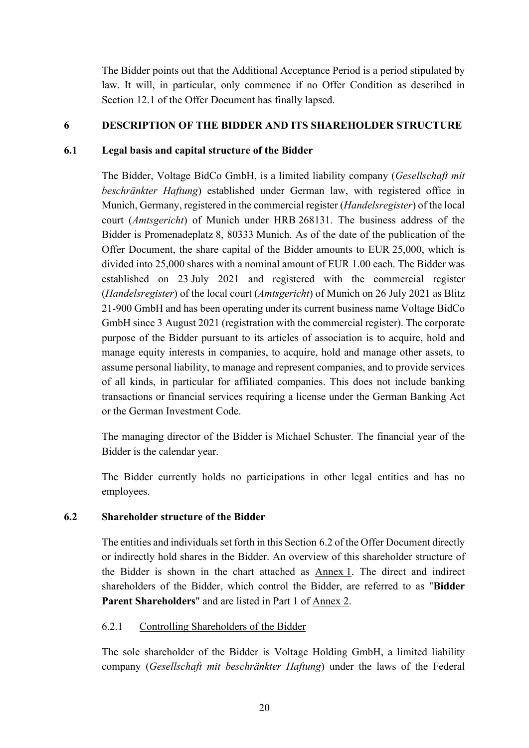The Bidder points out that the Additional Acceptance Period is a period stipulated by law. It will, in particular, only commence if no Offer Condition as described in Section 12.1 of the Offer Document has finally lapsed.

# 6 DESCRIPTION OF THE BIDDER AND ITS SHAREHOLDER STRUCTURE

## 6.1 Legal basis and capital structure of the Bidder

The Bidder, Voltage BidCo GmbH, is a limited liability company (*Gesellschaft mit beschränkter Haftung*) established under German law, with registered office in Munich, Germany, registered in the commercial register (*Handelsregister*) of the local court (*Amtsgericht*) of Munich under HRB 268131. The business address of the Bidder is Promenadeplatz 8, 80333 Munich. As of the date of the publication of the Offer Document, the share capital of the Bidder amounts to EUR 25,000, which is divided into 25,000 shares with a nominal amount of EUR 1.00 each. The Bidder was established on 23 July 2021 and registered with the commercial register (*Handelsregister*) of the local court (*Amtsgericht*) of Munich on 26 July 2021 as Blitz 21-900 GmbH and has been operating under its current business name Voltage BidCo GmbH since 3 August 2021 (registration with the commercial register). The corporate purpose of the Bidder pursuant to its articles of association is to acquire, hold and manage equity interests in companies, to acquire, hold and manage other assets, to assume personal liability, to manage and represent companies, and to provide services of all kinds, in particular for affiliated companies. This does not include banking transactions or financial services requiring a license under the German Banking Act or the German Investment Code.

The managing director of the Bidder is Michael Schuster. The financial year of the Bidder is the calendar year.

The Bidder currently holds no participations in other legal entities and has no employees.

## 6.2 Shareholder structure of the Bidder

The entities and individuals set forth in this Section 6.2 of the Offer Document directly or indirectly hold shares in the Bidder. An overview of this shareholder structure of the Bidder is shown in the chart attached as Annex 1. The direct and indirect shareholders of the Bidder, which control the Bidder, are referred to as "**Bidder Parent Shareholders**" and are listed in Part 1 of Annex 2.

### 6.2.1 Controlling Shareholders of the Bidder

The sole shareholder of the Bidder is Voltage Holding GmbH, a limited liability company (*Gesellschaft mit beschränkter Haftung*) under the laws of the Federal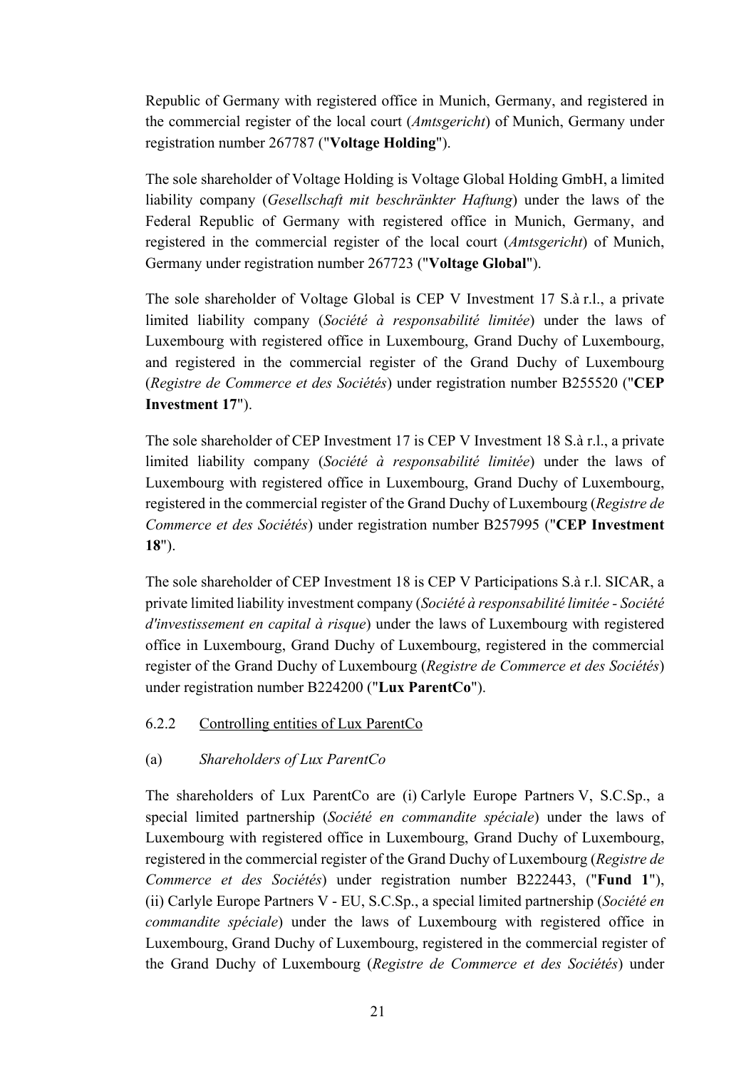Republic of Germany with registered office in Munich, Germany, and registered in the commercial register of the local court (*Amtsgericht*) of Munich, Germany under registration number 267787 ("**Voltage Holding**").

The sole shareholder of Voltage Holding is Voltage Global Holding GmbH, a limited liability company (*Gesellschaft mit beschränkter Haftung*) under the laws of the Federal Republic of Germany with registered office in Munich, Germany, and registered in the commercial register of the local court (*Amtsgericht*) of Munich, Germany under registration number 267723 ("**Voltage Global**").

The sole shareholder of Voltage Global is CEP V Investment 17 S.à r.l., a private limited liability company (*Société à responsabilité limitée*) under the laws of Luxembourg with registered office in Luxembourg, Grand Duchy of Luxembourg, and registered in the commercial register of the Grand Duchy of Luxembourg (*Registre de Commerce et des Sociétés*) under registration number B255520 ("**CEP Investment 17**").

The sole shareholder of CEP Investment 17 is CEP V Investment 18 S.à r.l., a private limited liability company (*Société à responsabilité limitée*) under the laws of Luxembourg with registered office in Luxembourg, Grand Duchy of Luxembourg, registered in the commercial register of the Grand Duchy of Luxembourg (*Registre de Commerce et des Sociétés*) under registration number B257995 ("**CEP Investment 18**").

The sole shareholder of CEP Investment 18 is CEP V Participations S.à r.l. SICAR, a private limited liability investment company (*Société à responsabilité limitée - Société d'investissement en capital à risque*) under the laws of Luxembourg with registered office in Luxembourg, Grand Duchy of Luxembourg, registered in the commercial register of the Grand Duchy of Luxembourg (*Registre de Commerce et des Sociétés*) under registration number B224200 ("**Lux ParentCo**").

6.2.2 Controlling entities of Lux ParentCo

(a) *Shareholders of Lux ParentCo*

The shareholders of Lux ParentCo are (i) Carlyle Europe Partners V, S.C.Sp., a special limited partnership (*Société en commandite spéciale*) under the laws of Luxembourg with registered office in Luxembourg, Grand Duchy of Luxembourg, registered in the commercial register of the Grand Duchy of Luxembourg (*Registre de Commerce et des Sociétés*) under registration number B222443, ("**Fund 1**"), (ii) Carlyle Europe Partners V - EU, S.C.Sp., a special limited partnership (*Société en commandite spéciale*) under the laws of Luxembourg with registered office in Luxembourg, Grand Duchy of Luxembourg, registered in the commercial register of the Grand Duchy of Luxembourg (*Registre de Commerce et des Sociétés*) under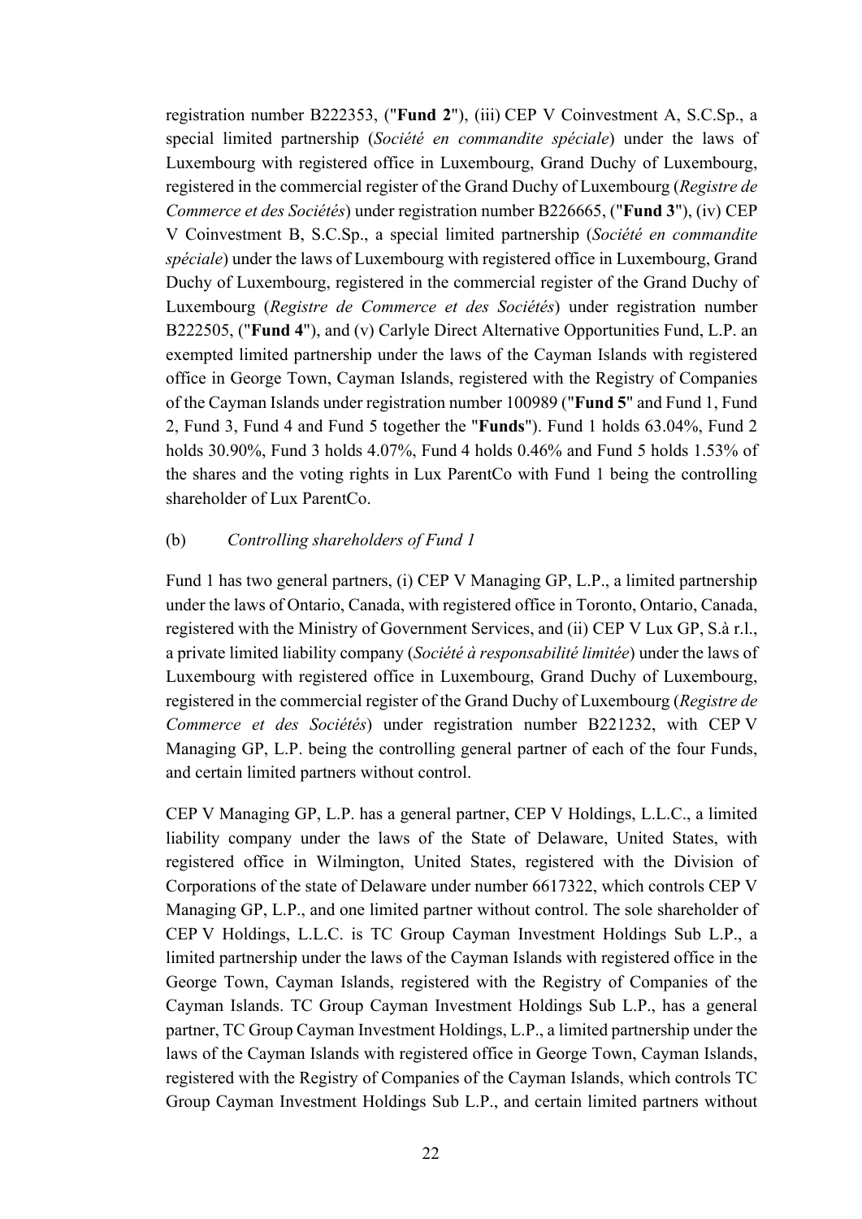registration number B222353, ("**Fund 2**"), (iii) CEP V Coinvestment A, S.C.Sp., a special limited partnership (*Société en commandite spéciale*) under the laws of Luxembourg with registered office in Luxembourg, Grand Duchy of Luxembourg, registered in the commercial register of the Grand Duchy of Luxembourg (*Registre de Commerce et des Sociétés*) under registration number B226665, ("**Fund 3**"), (iv) CEP V Coinvestment B, S.C.Sp., a special limited partnership (*Société en commandite spéciale*) under the laws of Luxembourg with registered office in Luxembourg, Grand Duchy of Luxembourg, registered in the commercial register of the Grand Duchy of Luxembourg (*Registre de Commerce et des Sociétés*) under registration number B222505, ("**Fund 4**"), and (v) Carlyle Direct Alternative Opportunities Fund, L.P. an exempted limited partnership under the laws of the Cayman Islands with registered office in George Town, Cayman Islands, registered with the Registry of Companies of the Cayman Islands under registration number 100989 ("**Fund 5**" and Fund 1, Fund 2, Fund 3, Fund 4 and Fund 5 together the "**Funds**"). Fund 1 holds 63.04%, Fund 2 holds 30.90%, Fund 3 holds 4.07%, Fund 4 holds 0.46% and Fund 5 holds 1.53% of the shares and the voting rights in Lux ParentCo with Fund 1 being the controlling shareholder of Lux ParentCo.

(b) *Controlling shareholders of Fund 1*

Fund 1 has two general partners, (i) CEP V Managing GP, L.P., a limited partnership under the laws of Ontario, Canada, with registered office in Toronto, Ontario, Canada, registered with the Ministry of Government Services, and (ii) CEP V Lux GP, S.à r.l., a private limited liability company (*Société à responsabilité limitée*) under the laws of Luxembourg with registered office in Luxembourg, Grand Duchy of Luxembourg, registered in the commercial register of the Grand Duchy of Luxembourg (*Registre de Commerce et des Sociétés*) under registration number B221232, with CEP V Managing GP, L.P. being the controlling general partner of each of the four Funds, and certain limited partners without control.

CEP V Managing GP, L.P. has a general partner, CEP V Holdings, L.L.C., a limited liability company under the laws of the State of Delaware, United States, with registered office in Wilmington, United States, registered with the Division of Corporations of the state of Delaware under number 6617322, which controls CEP V Managing GP, L.P., and one limited partner without control. The sole shareholder of CEP V Holdings, L.L.C. is TC Group Cayman Investment Holdings Sub L.P., a limited partnership under the laws of the Cayman Islands with registered office in the George Town, Cayman Islands, registered with the Registry of Companies of the Cayman Islands. TC Group Cayman Investment Holdings Sub L.P., has a general partner, TC Group Cayman Investment Holdings, L.P., a limited partnership under the laws of the Cayman Islands with registered office in George Town, Cayman Islands, registered with the Registry of Companies of the Cayman Islands, which controls TC Group Cayman Investment Holdings Sub L.P., and certain limited partners without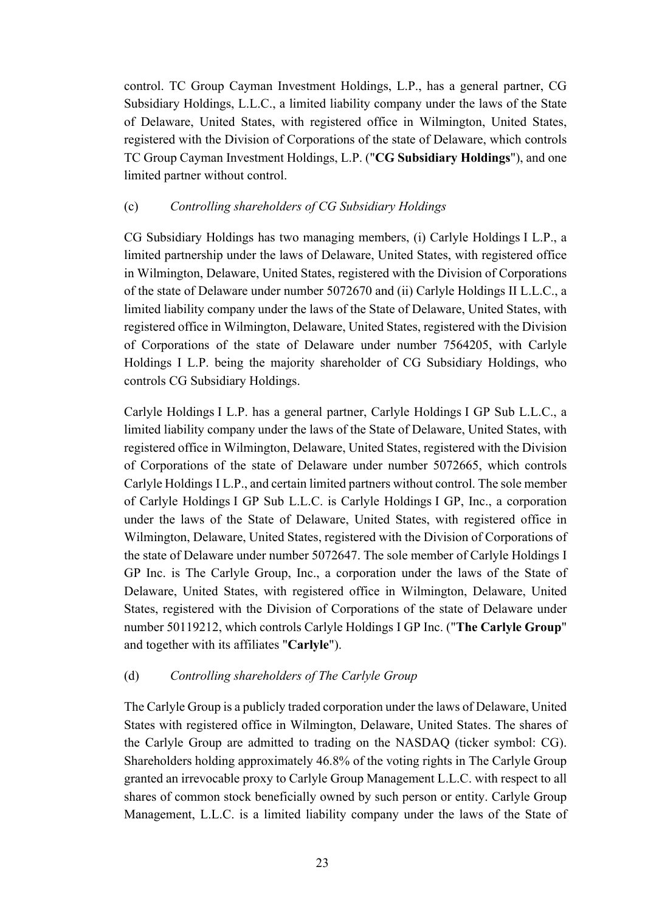control. TC Group Cayman Investment Holdings, L.P., has a general partner, CG Subsidiary Holdings, L.L.C., a limited liability company under the laws of the State of Delaware, United States, with registered office in Wilmington, United States, registered with the Division of Corporations of the state of Delaware, which controls TC Group Cayman Investment Holdings, L.P. ("**CG Subsidiary Holdings**"), and one limited partner without control.

(c) *Controlling shareholders of CG Subsidiary Holdings*

CG Subsidiary Holdings has two managing members, (i) Carlyle Holdings I L.P., a limited partnership under the laws of Delaware, United States, with registered office in Wilmington, Delaware, United States, registered with the Division of Corporations of the state of Delaware under number 5072670 and (ii) Carlyle Holdings II L.L.C., a limited liability company under the laws of the State of Delaware, United States, with registered office in Wilmington, Delaware, United States, registered with the Division of Corporations of the state of Delaware under number 7564205, with Carlyle Holdings I L.P. being the majority shareholder of CG Subsidiary Holdings, who controls CG Subsidiary Holdings.

Carlyle Holdings I L.P. has a general partner, Carlyle Holdings I GP Sub L.L.C., a limited liability company under the laws of the State of Delaware, United States, with registered office in Wilmington, Delaware, United States, registered with the Division of Corporations of the state of Delaware under number 5072665, which controls Carlyle Holdings I L.P., and certain limited partners without control. The sole member of Carlyle Holdings I GP Sub L.L.C. is Carlyle Holdings I GP, Inc., a corporation under the laws of the State of Delaware, United States, with registered office in Wilmington, Delaware, United States, registered with the Division of Corporations of the state of Delaware under number 5072647. The sole member of Carlyle Holdings I GP Inc. is The Carlyle Group, Inc., a corporation under the laws of the State of Delaware, United States, with registered office in Wilmington, Delaware, United States, registered with the Division of Corporations of the state of Delaware under number 50119212, which controls Carlyle Holdings I GP Inc. ("**The Carlyle Group**" and together with its affiliates "**Carlyle**").

(d) *Controlling shareholders of The Carlyle Group*

The Carlyle Group is a publicly traded corporation under the laws of Delaware, United States with registered office in Wilmington, Delaware, United States. The shares of the Carlyle Group are admitted to trading on the NASDAQ (ticker symbol: CG). Shareholders holding approximately 46.8% of the voting rights in The Carlyle Group granted an irrevocable proxy to Carlyle Group Management L.L.C. with respect to all shares of common stock beneficially owned by such person or entity. Carlyle Group Management, L.L.C. is a limited liability company under the laws of the State of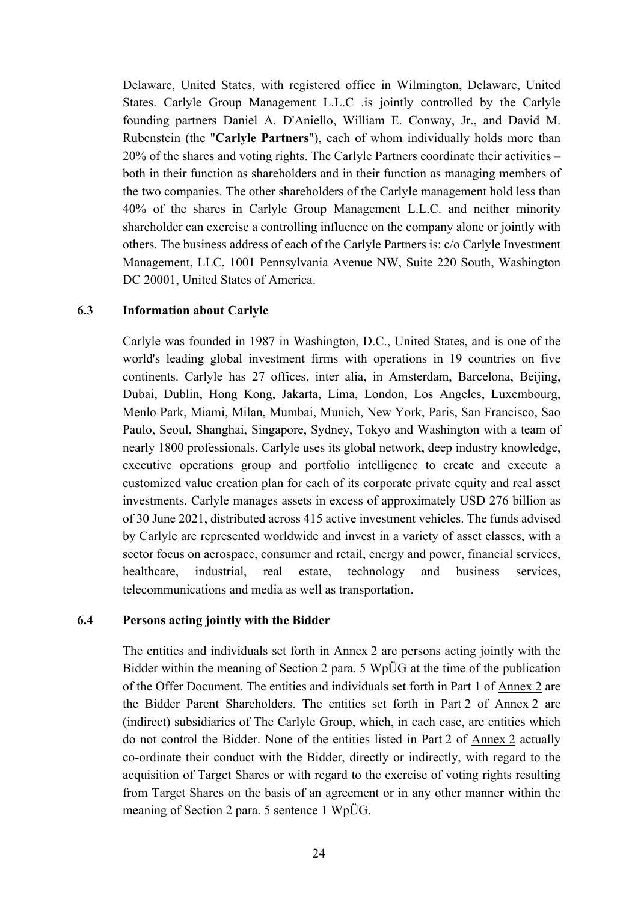Delaware, United States, with registered office in Wilmington, Delaware, United States. Carlyle Group Management L.L.C .is jointly controlled by the Carlyle founding partners Daniel A. D'Aniello, William E. Conway, Jr., and David M. Rubenstein (the "**Carlyle Partners**"), each of whom individually holds more than 20% of the shares and voting rights. The Carlyle Partners coordinate their activities – both in their function as shareholders and in their function as managing members of the two companies. The other shareholders of the Carlyle management hold less than 40% of the shares in Carlyle Group Management L.L.C. and neither minority shareholder can exercise a controlling influence on the company alone or jointly with others. The business address of each of the Carlyle Partners is: c/o Carlyle Investment Management, LLC, 1001 Pennsylvania Avenue NW, Suite 220 South, Washington DC 20001, United States of America.

### 6.3 Information about Carlyle

Carlyle was founded in 1987 in Washington, D.C., United States, and is one of the world's leading global investment firms with operations in 19 countries on five continents. Carlyle has 27 offices, inter alia, in Amsterdam, Barcelona, Beijing, Dubai, Dublin, Hong Kong, Jakarta, Lima, London, Los Angeles, Luxembourg, Menlo Park, Miami, Milan, Mumbai, Munich, New York, Paris, San Francisco, Sao Paulo, Seoul, Shanghai, Singapore, Sydney, Tokyo and Washington with a team of nearly 1800 professionals. Carlyle uses its global network, deep industry knowledge, executive operations group and portfolio intelligence to create and execute a customized value creation plan for each of its corporate private equity and real asset investments. Carlyle manages assets in excess of approximately USD 276 billion as of 30 June 2021, distributed across 415 active investment vehicles. The funds advised by Carlyle are represented worldwide and invest in a variety of asset classes, with a sector focus on aerospace, consumer and retail, energy and power, financial services, healthcare, industrial, real estate, technology and business services, telecommunications and media as well as transportation.

### 6.4 Persons acting jointly with the Bidder

The entities and individuals set forth in Annex 2 are persons acting jointly with the Bidder within the meaning of Section 2 para. 5 WpÜG at the time of the publication of the Offer Document. The entities and individuals set forth in Part 1 of Annex 2 are the Bidder Parent Shareholders. The entities set forth in Part 2 of Annex 2 are (indirect) subsidiaries of The Carlyle Group, which, in each case, are entities which do not control the Bidder. None of the entities listed in Part 2 of Annex 2 actually co-ordinate their conduct with the Bidder, directly or indirectly, with regard to the acquisition of Target Shares or with regard to the exercise of voting rights resulting from Target Shares on the basis of an agreement or in any other manner within the meaning of Section 2 para. 5 sentence 1 WpÜG.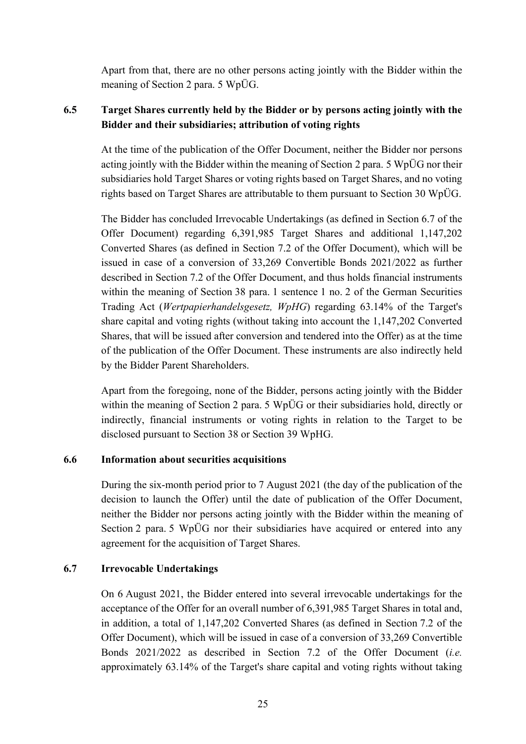Apart from that, there are no other persons acting jointly with the Bidder within the meaning of Section 2 para. 5 WpÜG.

### 6.5 Target Shares currently held by the Bidder or by persons acting jointly with the Bidder and their subsidiaries; attribution of voting rights

At the time of the publication of the Offer Document, neither the Bidder nor persons acting jointly with the Bidder within the meaning of Section 2 para. 5 WpÜG nor their subsidiaries hold Target Shares or voting rights based on Target Shares, and no voting rights based on Target Shares are attributable to them pursuant to Section 30 WpÜG.

The Bidder has concluded Irrevocable Undertakings (as defined in Section 6.7 of the Offer Document) regarding 6,391,985 Target Shares and additional 1,147,202 Converted Shares (as defined in Section 7.2 of the Offer Document), which will be issued in case of a conversion of 33,269 Convertible Bonds 2021/2022 as further described in Section 7.2 of the Offer Document, and thus holds financial instruments within the meaning of Section 38 para. 1 sentence 1 no. 2 of the German Securities Trading Act (*Wertpapierhandelsgesetz, WpHG*) regarding 63.14% of the Target's share capital and voting rights (without taking into account the 1,147,202 Converted Shares, that will be issued after conversion and tendered into the Offer) as at the time of the publication of the Offer Document. These instruments are also indirectly held by the Bidder Parent Shareholders.

Apart from the foregoing, none of the Bidder, persons acting jointly with the Bidder within the meaning of Section 2 para. 5 WpÜG or their subsidiaries hold, directly or indirectly, financial instruments or voting rights in relation to the Target to be disclosed pursuant to Section 38 or Section 39 WpHG.

### 6.6 Information about securities acquisitions

During the six-month period prior to 7 August 2021 (the day of the publication of the decision to launch the Offer) until the date of publication of the Offer Document, neither the Bidder nor persons acting jointly with the Bidder within the meaning of Section 2 para. 5 WpÜG nor their subsidiaries have acquired or entered into any agreement for the acquisition of Target Shares.

### 6.7 Irrevocable Undertakings

On 6 August 2021, the Bidder entered into several irrevocable undertakings for the acceptance of the Offer for an overall number of 6,391,985 Target Shares in total and, in addition, a total of 1,147,202 Converted Shares (as defined in Section 7.2 of the Offer Document), which will be issued in case of a conversion of 33,269 Convertible Bonds 2021/2022 as described in Section 7.2 of the Offer Document (*i.e.* approximately 63.14% of the Target's share capital and voting rights without taking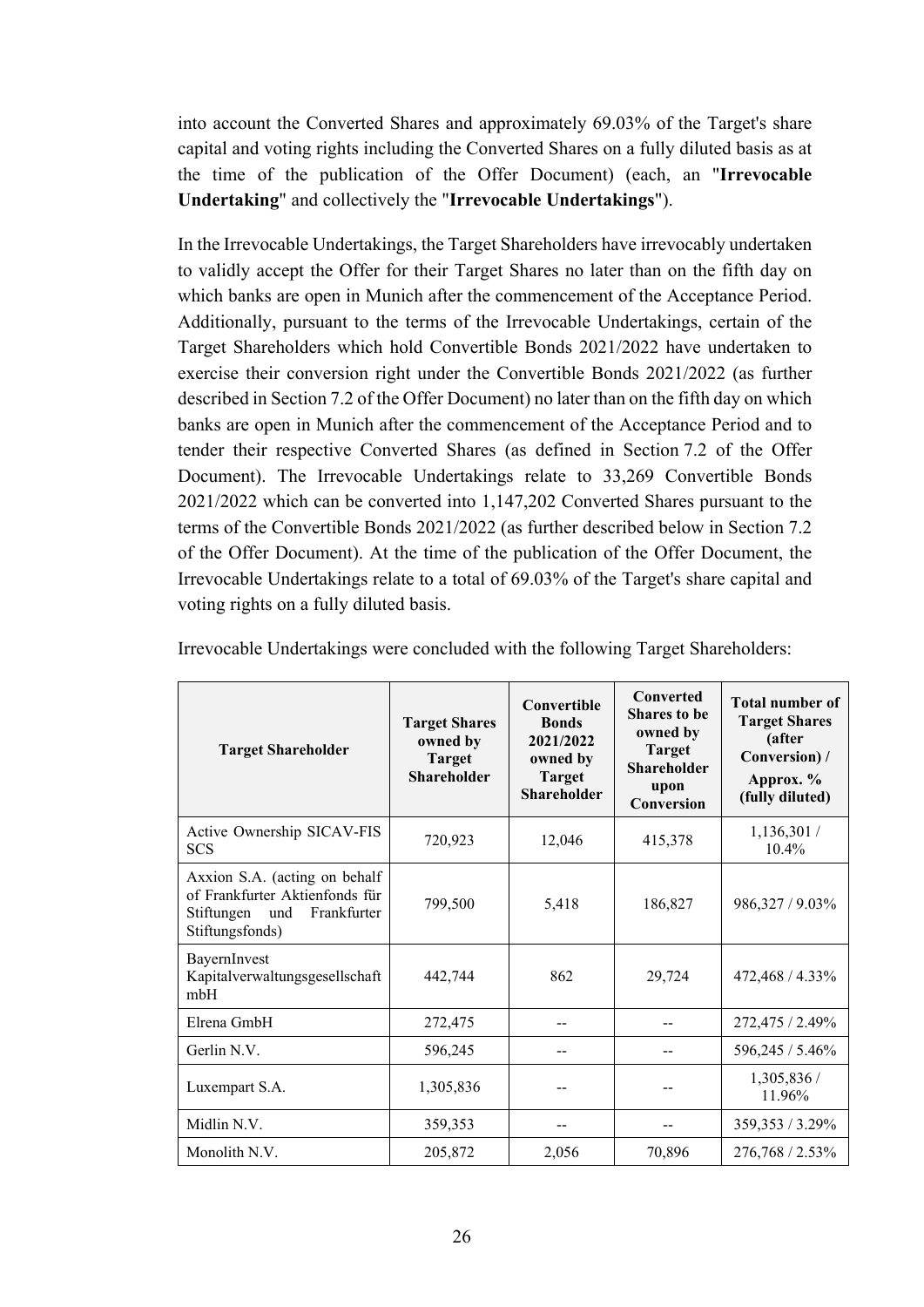into account the Converted Shares and approximately 69.03% of the Target's share capital and voting rights including the Converted Shares on a fully diluted basis as at the time of the publication of the Offer Document) (each, an "**Irrevocable Undertaking**" and collectively the "**Irrevocable Undertakings**").

In the Irrevocable Undertakings, the Target Shareholders have irrevocably undertaken to validly accept the Offer for their Target Shares no later than on the fifth day on which banks are open in Munich after the commencement of the Acceptance Period. Additionally, pursuant to the terms of the Irrevocable Undertakings, certain of the Target Shareholders which hold Convertible Bonds 2021/2022 have undertaken to exercise their conversion right under the Convertible Bonds 2021/2022 (as further described in Section 7.2 of the Offer Document) no later than on the fifth day on which banks are open in Munich after the commencement of the Acceptance Period and to tender their respective Converted Shares (as defined in Section 7.2 of the Offer Document). The Irrevocable Undertakings relate to 33,269 Convertible Bonds 2021/2022 which can be converted into 1,147,202 Converted Shares pursuant to the terms of the Convertible Bonds 2021/2022 (as further described below in Section 7.2 of the Offer Document). At the time of the publication of the Offer Document, the Irrevocable Undertakings relate to a total of 69.03% of the Target's share capital and voting rights on a fully diluted basis.

Irrevocable Undertakings were concluded with the following Target Shareholders:

| Target Shareholder | Target Shares owned by Target Shareholder | Convertible Bonds 2021/2022 owned by Target Shareholder | Converted Shares to be owned by Target Shareholder upon Conversion | Total number of Target Shares (after Conversion) / Approx. % (fully diluted) |
|---|---|---|---|---|
| Active Ownership SICAV-FIS SCS | 720,923 | 12,046 | 415,378 | 1,136,301 / 10.4% |
| Axxion S.A. (acting on behalf of Frankfurter Aktienfonds für Stiftungen und Frankfurter Stiftungsfonds) | 799,500 | 5,418 | 186,827 | 986,327 / 9.03% |
| BayernInvest Kapitalverwaltungsgesellschaft mbH | 442,744 | 862 | 29,724 | 472,468 / 4.33% |
| Elrena GmbH | 272,475 | -- | -- | 272,475 / 2.49% |
| Gerlin N.V. | 596,245 | -- | -- | 596,245 / 5.46% |
| Luxempart S.A. | 1,305,836 | -- | -- | 1,305,836 / 11.96% |
| Midlin N.V. | 359,353 | -- | -- | 359,353 / 3.29% |
| Monolith N.V. | 205,872 | 2,056 | 70,896 | 276,768 / 2.53% |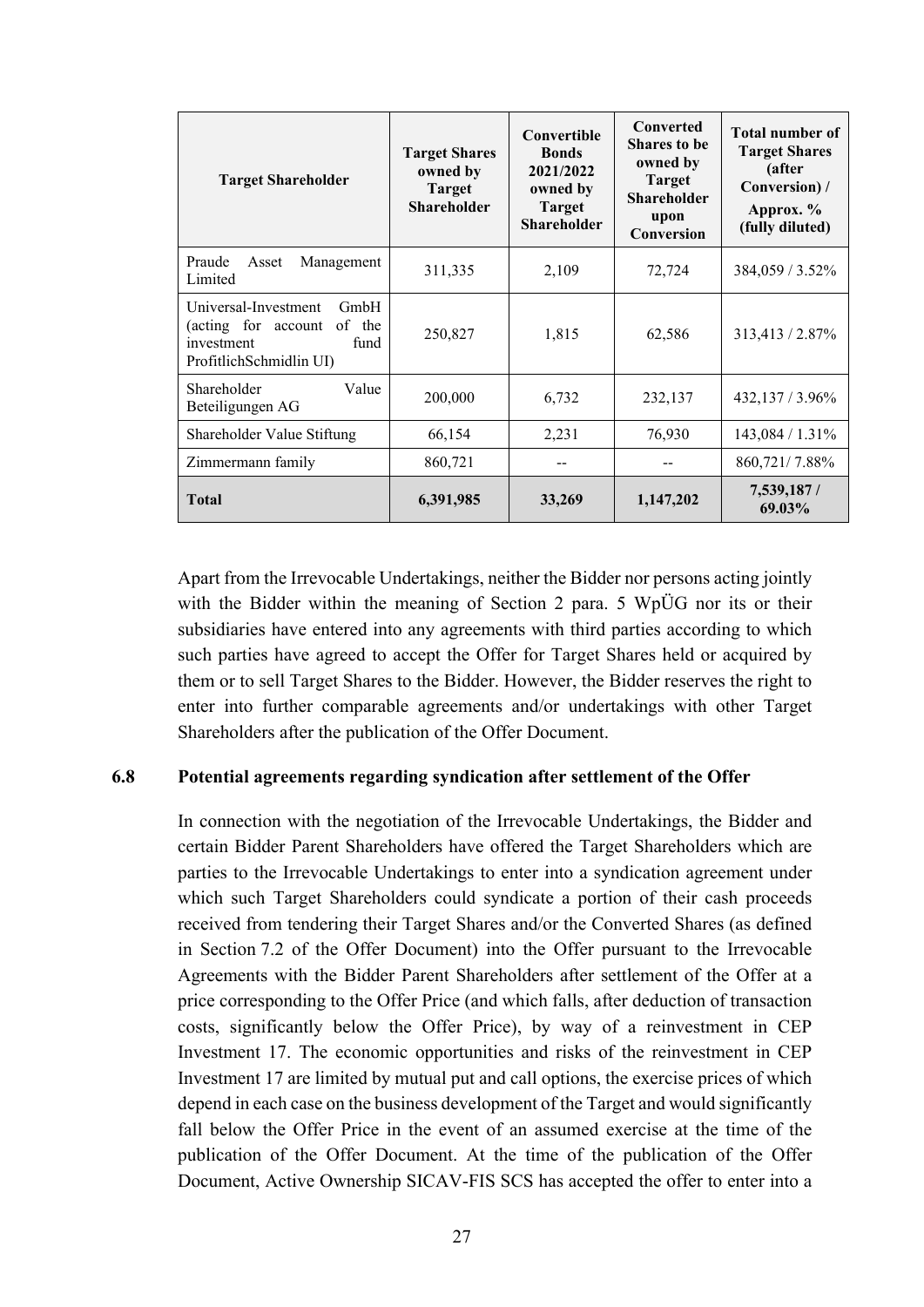| Target Shareholder | Target Shares owned by Target Shareholder | Convertible Bonds 2021/2022 owned by Target Shareholder | Converted Shares to be owned by Target Shareholder upon Conversion | Total number of Target Shares (after Conversion) / Approx. % (fully diluted) |
|---|---|---|---|---|
| Praude Asset Management Limited | 311,335 | 2,109 | 72,724 | 384,059 / 3.52% |
| Universal-Investment GmbH (acting for account of the investment fund ProfitlichSchmidlin UI) | 250,827 | 1,815 | 62,586 | 313,413 / 2.87% |
| Shareholder Value Beteiligungen AG | 200,000 | 6,732 | 232,137 | 432,137 / 3.96% |
| Shareholder Value Stiftung | 66,154 | 2,231 | 76,930 | 143,084 / 1.31% |
| Zimmermann family | 860,721 | -- | -- | 860,721/ 7.88% |
| **Total** | **6,391,985** | **33,269** | **1,147,202** | **7,539,187 / 69.03%** |

Apart from the Irrevocable Undertakings, neither the Bidder nor persons acting jointly with the Bidder within the meaning of Section 2 para. 5 WpÜG nor its or their subsidiaries have entered into any agreements with third parties according to which such parties have agreed to accept the Offer for Target Shares held or acquired by them or to sell Target Shares to the Bidder. However, the Bidder reserves the right to enter into further comparable agreements and/or undertakings with other Target Shareholders after the publication of the Offer Document.

### 6.8 Potential agreements regarding syndication after settlement of the Offer

In connection with the negotiation of the Irrevocable Undertakings, the Bidder and certain Bidder Parent Shareholders have offered the Target Shareholders which are parties to the Irrevocable Undertakings to enter into a syndication agreement under which such Target Shareholders could syndicate a portion of their cash proceeds received from tendering their Target Shares and/or the Converted Shares (as defined in Section 7.2 of the Offer Document) into the Offer pursuant to the Irrevocable Agreements with the Bidder Parent Shareholders after settlement of the Offer at a price corresponding to the Offer Price (and which falls, after deduction of transaction costs, significantly below the Offer Price), by way of a reinvestment in CEP Investment 17. The economic opportunities and risks of the reinvestment in CEP Investment 17 are limited by mutual put and call options, the exercise prices of which depend in each case on the business development of the Target and would significantly fall below the Offer Price in the event of an assumed exercise at the time of the publication of the Offer Document. At the time of the publication of the Offer Document, Active Ownership SICAV-FIS SCS has accepted the offer to enter into a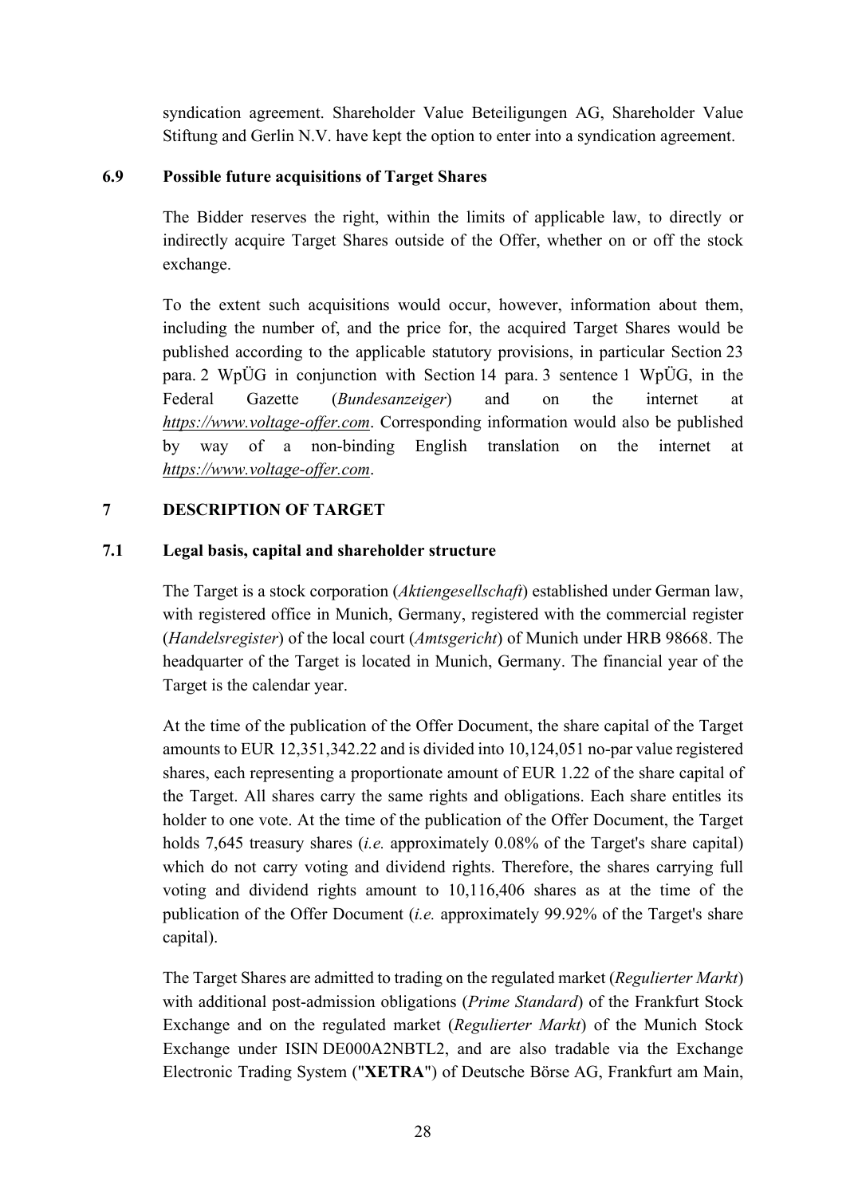syndication agreement. Shareholder Value Beteiligungen AG, Shareholder Value Stiftung and Gerlin N.V. have kept the option to enter into a syndication agreement.

### 6.9 Possible future acquisitions of Target Shares

The Bidder reserves the right, within the limits of applicable law, to directly or indirectly acquire Target Shares outside of the Offer, whether on or off the stock exchange.

To the extent such acquisitions would occur, however, information about them, including the number of, and the price for, the acquired Target Shares would be published according to the applicable statutory provisions, in particular Section 23 para. 2 WpÜG in conjunction with Section 14 para. 3 sentence 1 WpÜG, in the Federal Gazette (*Bundesanzeiger*) and on the internet at *https://www.voltage-offer.com*. Corresponding information would also be published by way of a non-binding English translation on the internet at *https://www.voltage-offer.com*.

## 7 DESCRIPTION OF TARGET

### 7.1 Legal basis, capital and shareholder structure

The Target is a stock corporation (*Aktiengesellschaft*) established under German law, with registered office in Munich, Germany, registered with the commercial register (*Handelsregister*) of the local court (*Amtsgericht*) of Munich under HRB 98668. The headquarter of the Target is located in Munich, Germany. The financial year of the Target is the calendar year.

At the time of the publication of the Offer Document, the share capital of the Target amounts to EUR 12,351,342.22 and is divided into 10,124,051 no-par value registered shares, each representing a proportionate amount of EUR 1.22 of the share capital of the Target. All shares carry the same rights and obligations. Each share entitles its holder to one vote. At the time of the publication of the Offer Document, the Target holds 7,645 treasury shares (*i.e.* approximately 0.08% of the Target's share capital) which do not carry voting and dividend rights. Therefore, the shares carrying full voting and dividend rights amount to 10,116,406 shares as at the time of the publication of the Offer Document (*i.e.* approximately 99.92% of the Target's share capital).

The Target Shares are admitted to trading on the regulated market (*Regulierter Markt*) with additional post-admission obligations (*Prime Standard*) of the Frankfurt Stock Exchange and on the regulated market (*Regulierter Markt*) of the Munich Stock Exchange under ISIN DE000A2NBTL2, and are also tradable via the Exchange Electronic Trading System ("**XETRA**") of Deutsche Börse AG, Frankfurt am Main,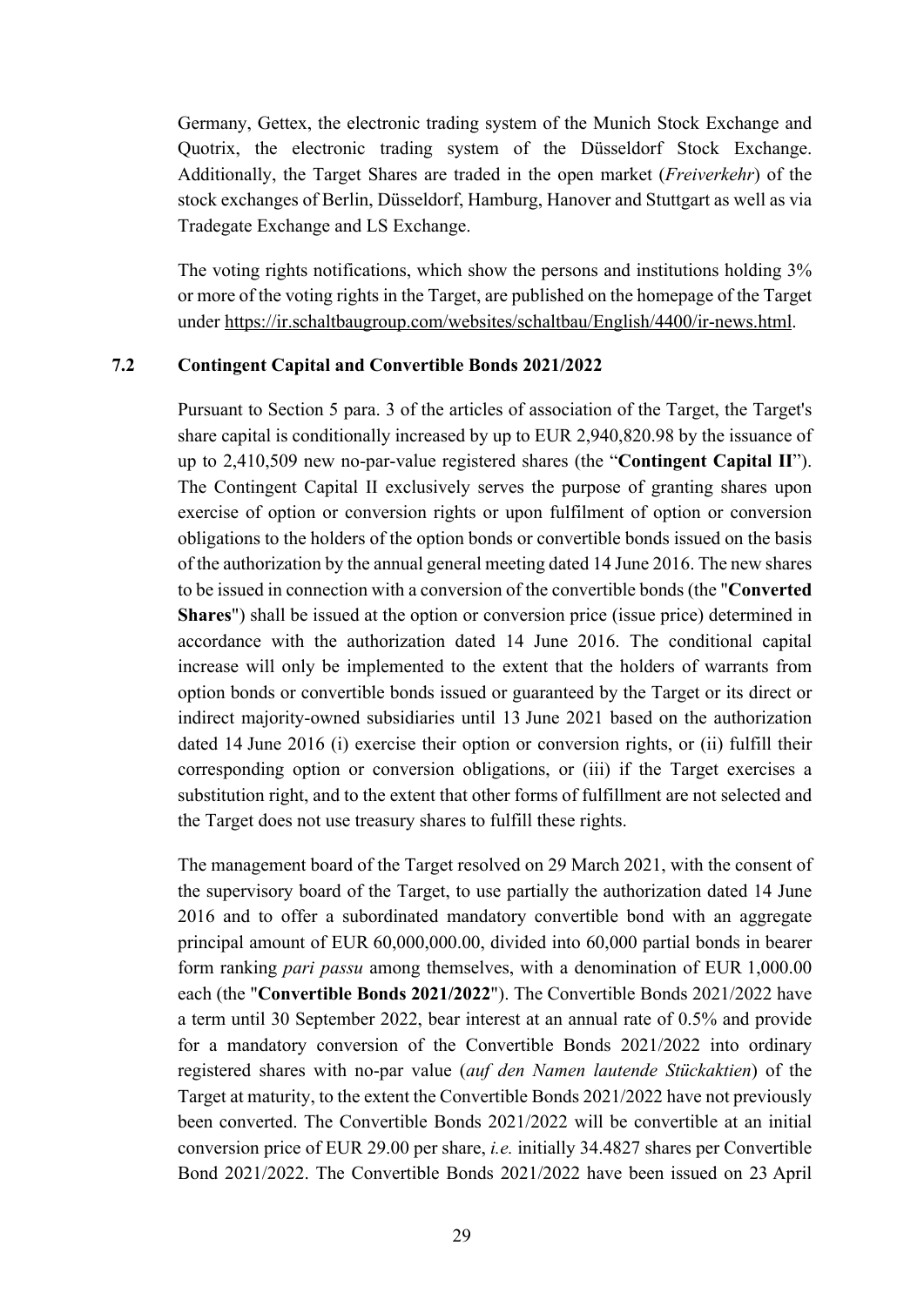Germany, Gettex, the electronic trading system of the Munich Stock Exchange and Quotrix, the electronic trading system of the Düsseldorf Stock Exchange. Additionally, the Target Shares are traded in the open market (*Freiverkehr*) of the stock exchanges of Berlin, Düsseldorf, Hamburg, Hanover and Stuttgart as well as via Tradegate Exchange and LS Exchange.

The voting rights notifications, which show the persons and institutions holding 3% or more of the voting rights in the Target, are published on the homepage of the Target under https://ir.schaltbaugroup.com/websites/schaltbau/English/4400/ir-news.html.

## 7.2 Contingent Capital and Convertible Bonds 2021/2022

Pursuant to Section 5 para. 3 of the articles of association of the Target, the Target's share capital is conditionally increased by up to EUR 2,940,820.98 by the issuance of up to 2,410,509 new no-par-value registered shares (the "**Contingent Capital II**"). The Contingent Capital II exclusively serves the purpose of granting shares upon exercise of option or conversion rights or upon fulfilment of option or conversion obligations to the holders of the option bonds or convertible bonds issued on the basis of the authorization by the annual general meeting dated 14 June 2016. The new shares to be issued in connection with a conversion of the convertible bonds (the "**Converted Shares**") shall be issued at the option or conversion price (issue price) determined in accordance with the authorization dated 14 June 2016. The conditional capital increase will only be implemented to the extent that the holders of warrants from option bonds or convertible bonds issued or guaranteed by the Target or its direct or indirect majority-owned subsidiaries until 13 June 2021 based on the authorization dated 14 June 2016 (i) exercise their option or conversion rights, or (ii) fulfill their corresponding option or conversion obligations, or (iii) if the Target exercises a substitution right, and to the extent that other forms of fulfillment are not selected and the Target does not use treasury shares to fulfill these rights.

The management board of the Target resolved on 29 March 2021, with the consent of the supervisory board of the Target, to use partially the authorization dated 14 June 2016 and to offer a subordinated mandatory convertible bond with an aggregate principal amount of EUR 60,000,000.00, divided into 60,000 partial bonds in bearer form ranking *pari passu* among themselves, with a denomination of EUR 1,000.00 each (the "**Convertible Bonds 2021/2022**"). The Convertible Bonds 2021/2022 have a term until 30 September 2022, bear interest at an annual rate of 0.5% and provide for a mandatory conversion of the Convertible Bonds 2021/2022 into ordinary registered shares with no-par value (*auf den Namen lautende Stückaktien*) of the Target at maturity, to the extent the Convertible Bonds 2021/2022 have not previously been converted. The Convertible Bonds 2021/2022 will be convertible at an initial conversion price of EUR 29.00 per share, *i.e.* initially 34.4827 shares per Convertible Bond 2021/2022. The Convertible Bonds 2021/2022 have been issued on 23 April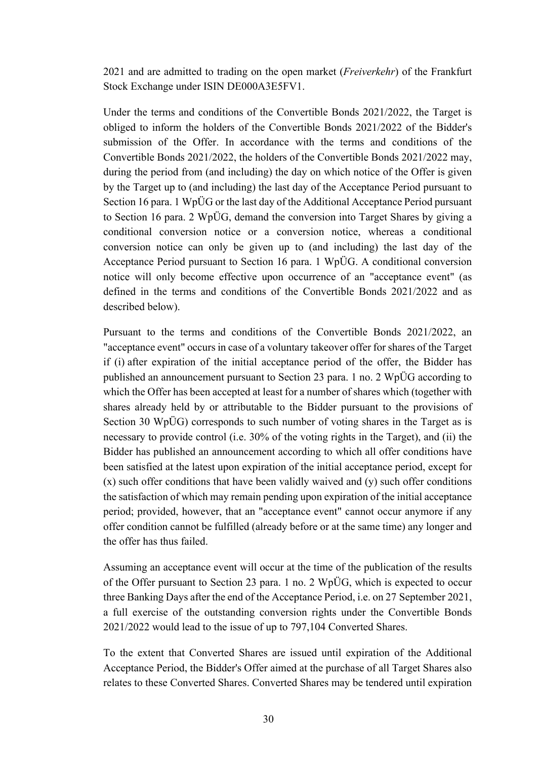2021 and are admitted to trading on the open market (*Freiverkehr*) of the Frankfurt Stock Exchange under ISIN DE000A3E5FV1.

Under the terms and conditions of the Convertible Bonds 2021/2022, the Target is obliged to inform the holders of the Convertible Bonds 2021/2022 of the Bidder's submission of the Offer. In accordance with the terms and conditions of the Convertible Bonds 2021/2022, the holders of the Convertible Bonds 2021/2022 may, during the period from (and including) the day on which notice of the Offer is given by the Target up to (and including) the last day of the Acceptance Period pursuant to Section 16 para. 1 WpÜG or the last day of the Additional Acceptance Period pursuant to Section 16 para. 2 WpÜG, demand the conversion into Target Shares by giving a conditional conversion notice or a conversion notice, whereas a conditional conversion notice can only be given up to (and including) the last day of the Acceptance Period pursuant to Section 16 para. 1 WpÜG. A conditional conversion notice will only become effective upon occurrence of an "acceptance event" (as defined in the terms and conditions of the Convertible Bonds 2021/2022 and as described below).

Pursuant to the terms and conditions of the Convertible Bonds 2021/2022, an "acceptance event" occurs in case of a voluntary takeover offer for shares of the Target if (i) after expiration of the initial acceptance period of the offer, the Bidder has published an announcement pursuant to Section 23 para. 1 no. 2 WpÜG according to which the Offer has been accepted at least for a number of shares which (together with shares already held by or attributable to the Bidder pursuant to the provisions of Section 30 WpÜG) corresponds to such number of voting shares in the Target as is necessary to provide control (i.e. 30% of the voting rights in the Target), and (ii) the Bidder has published an announcement according to which all offer conditions have been satisfied at the latest upon expiration of the initial acceptance period, except for (x) such offer conditions that have been validly waived and (y) such offer conditions the satisfaction of which may remain pending upon expiration of the initial acceptance period; provided, however, that an "acceptance event" cannot occur anymore if any offer condition cannot be fulfilled (already before or at the same time) any longer and the offer has thus failed.

Assuming an acceptance event will occur at the time of the publication of the results of the Offer pursuant to Section 23 para. 1 no. 2 WpÜG, which is expected to occur three Banking Days after the end of the Acceptance Period, i.e. on 27 September 2021, a full exercise of the outstanding conversion rights under the Convertible Bonds 2021/2022 would lead to the issue of up to 797,104 Converted Shares.

To the extent that Converted Shares are issued until expiration of the Additional Acceptance Period, the Bidder's Offer aimed at the purchase of all Target Shares also relates to these Converted Shares. Converted Shares may be tendered until expiration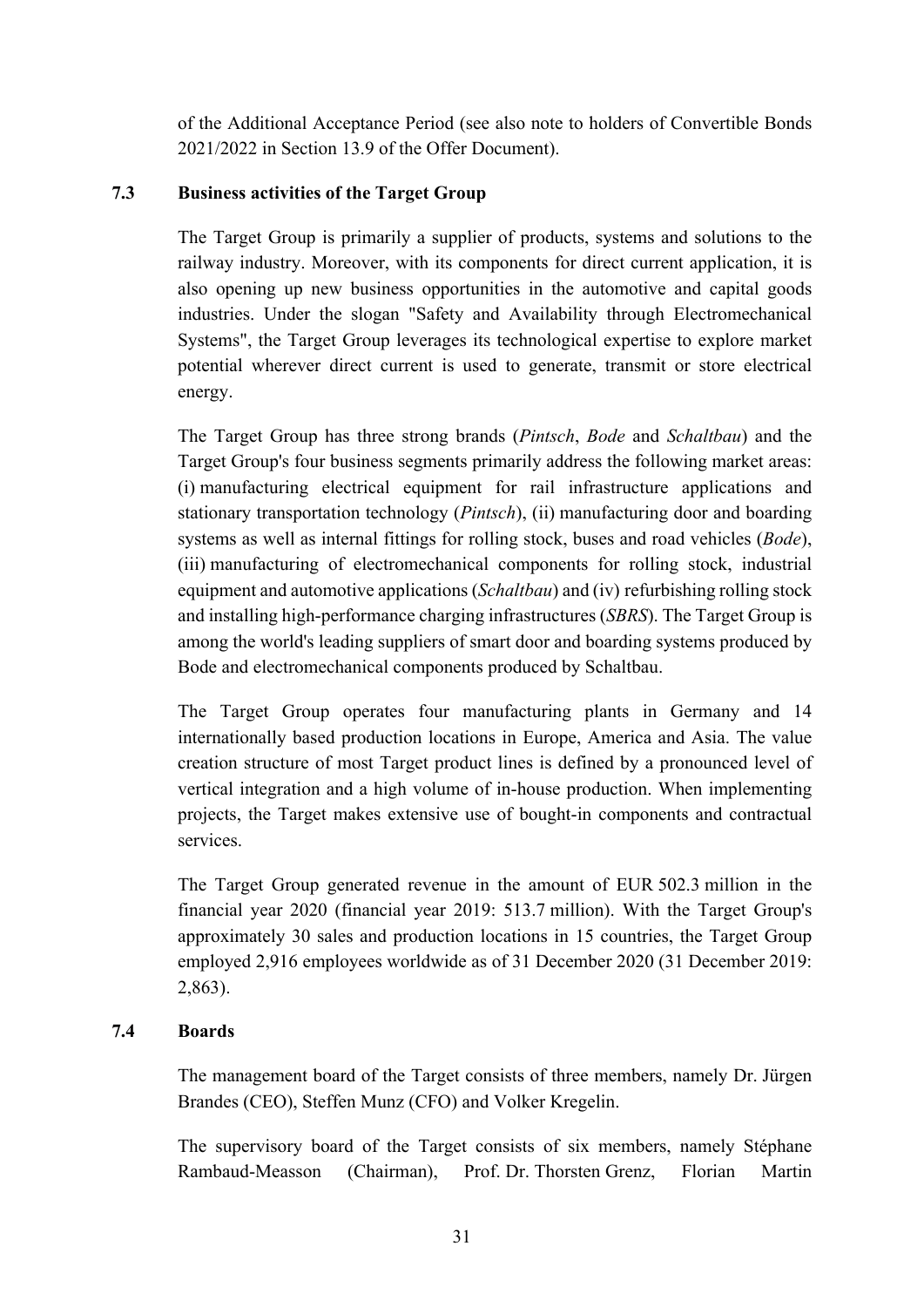of the Additional Acceptance Period (see also note to holders of Convertible Bonds 2021/2022 in Section 13.9 of the Offer Document).

### 7.3 Business activities of the Target Group

The Target Group is primarily a supplier of products, systems and solutions to the railway industry. Moreover, with its components for direct current application, it is also opening up new business opportunities in the automotive and capital goods industries. Under the slogan "Safety and Availability through Electromechanical Systems", the Target Group leverages its technological expertise to explore market potential wherever direct current is used to generate, transmit or store electrical energy.

The Target Group has three strong brands (*Pintsch*, *Bode* and *Schaltbau*) and the Target Group's four business segments primarily address the following market areas: (i) manufacturing electrical equipment for rail infrastructure applications and stationary transportation technology (*Pintsch*), (ii) manufacturing door and boarding systems as well as internal fittings for rolling stock, buses and road vehicles (*Bode*), (iii) manufacturing of electromechanical components for rolling stock, industrial equipment and automotive applications (*Schaltbau*) and (iv) refurbishing rolling stock and installing high-performance charging infrastructures (*SBRS*). The Target Group is among the world's leading suppliers of smart door and boarding systems produced by Bode and electromechanical components produced by Schaltbau.

The Target Group operates four manufacturing plants in Germany and 14 internationally based production locations in Europe, America and Asia. The value creation structure of most Target product lines is defined by a pronounced level of vertical integration and a high volume of in-house production. When implementing projects, the Target makes extensive use of bought-in components and contractual services.

The Target Group generated revenue in the amount of EUR 502.3 million in the financial year 2020 (financial year 2019: 513.7 million). With the Target Group's approximately 30 sales and production locations in 15 countries, the Target Group employed 2,916 employees worldwide as of 31 December 2020 (31 December 2019: 2,863).

### 7.4 Boards

The management board of the Target consists of three members, namely Dr. Jürgen Brandes (CEO), Steffen Munz (CFO) and Volker Kregelin.

The supervisory board of the Target consists of six members, namely Stéphane Rambaud-Measson (Chairman), Prof. Dr. Thorsten Grenz, Florian Martin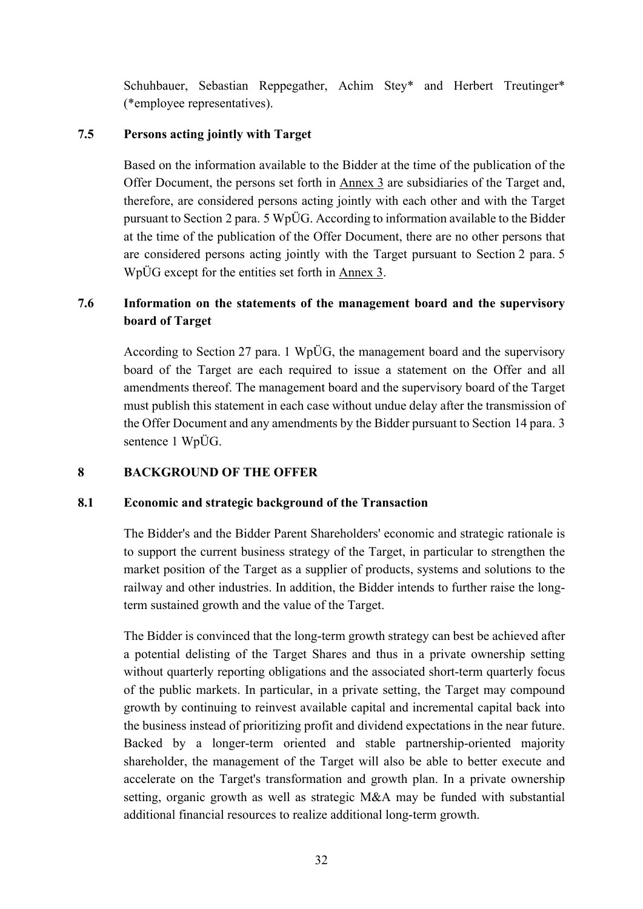Schuhbauer, Sebastian Reppegather, Achim Stey* and Herbert Treutinger* (*employee representatives).

### 7.5 Persons acting jointly with Target

Based on the information available to the Bidder at the time of the publication of the Offer Document, the persons set forth in Annex 3 are subsidiaries of the Target and, therefore, are considered persons acting jointly with each other and with the Target pursuant to Section 2 para. 5 WpÜG. According to information available to the Bidder at the time of the publication of the Offer Document, there are no other persons that are considered persons acting jointly with the Target pursuant to Section 2 para. 5 WpÜG except for the entities set forth in Annex 3.

### 7.6 Information on the statements of the management board and the supervisory board of Target

According to Section 27 para. 1 WpÜG, the management board and the supervisory board of the Target are each required to issue a statement on the Offer and all amendments thereof. The management board and the supervisory board of the Target must publish this statement in each case without undue delay after the transmission of the Offer Document and any amendments by the Bidder pursuant to Section 14 para. 3 sentence 1 WpÜG.

## 8 BACKGROUND OF THE OFFER

### 8.1 Economic and strategic background of the Transaction

The Bidder's and the Bidder Parent Shareholders' economic and strategic rationale is to support the current business strategy of the Target, in particular to strengthen the market position of the Target as a supplier of products, systems and solutions to the railway and other industries. In addition, the Bidder intends to further raise the long-term sustained growth and the value of the Target.

The Bidder is convinced that the long-term growth strategy can best be achieved after a potential delisting of the Target Shares and thus in a private ownership setting without quarterly reporting obligations and the associated short-term quarterly focus of the public markets. In particular, in a private setting, the Target may compound growth by continuing to reinvest available capital and incremental capital back into the business instead of prioritizing profit and dividend expectations in the near future. Backed by a longer-term oriented and stable partnership-oriented majority shareholder, the management of the Target will also be able to better execute and accelerate on the Target's transformation and growth plan. In a private ownership setting, organic growth as well as strategic M&A may be funded with substantial additional financial resources to realize additional long-term growth.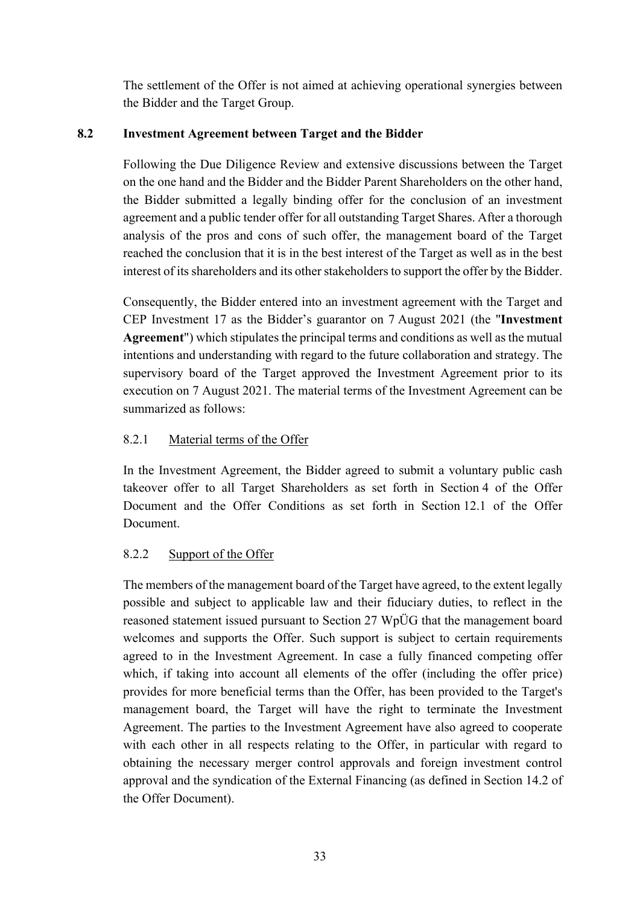The settlement of the Offer is not aimed at achieving operational synergies between the Bidder and the Target Group.

## 8.2 Investment Agreement between Target and the Bidder

Following the Due Diligence Review and extensive discussions between the Target on the one hand and the Bidder and the Bidder Parent Shareholders on the other hand, the Bidder submitted a legally binding offer for the conclusion of an investment agreement and a public tender offer for all outstanding Target Shares. After a thorough analysis of the pros and cons of such offer, the management board of the Target reached the conclusion that it is in the best interest of the Target as well as in the best interest of its shareholders and its other stakeholders to support the offer by the Bidder.

Consequently, the Bidder entered into an investment agreement with the Target and CEP Investment 17 as the Bidder's guarantor on 7 August 2021 (the "**Investment Agreement**") which stipulates the principal terms and conditions as well as the mutual intentions and understanding with regard to the future collaboration and strategy. The supervisory board of the Target approved the Investment Agreement prior to its execution on 7 August 2021. The material terms of the Investment Agreement can be summarized as follows:

### 8.2.1 Material terms of the Offer

In the Investment Agreement, the Bidder agreed to submit a voluntary public cash takeover offer to all Target Shareholders as set forth in Section 4 of the Offer Document and the Offer Conditions as set forth in Section 12.1 of the Offer Document.

### 8.2.2 Support of the Offer

The members of the management board of the Target have agreed, to the extent legally possible and subject to applicable law and their fiduciary duties, to reflect in the reasoned statement issued pursuant to Section 27 WpÜG that the management board welcomes and supports the Offer. Such support is subject to certain requirements agreed to in the Investment Agreement. In case a fully financed competing offer which, if taking into account all elements of the offer (including the offer price) provides for more beneficial terms than the Offer, has been provided to the Target's management board, the Target will have the right to terminate the Investment Agreement. The parties to the Investment Agreement have also agreed to cooperate with each other in all respects relating to the Offer, in particular with regard to obtaining the necessary merger control approvals and foreign investment control approval and the syndication of the External Financing (as defined in Section 14.2 of the Offer Document).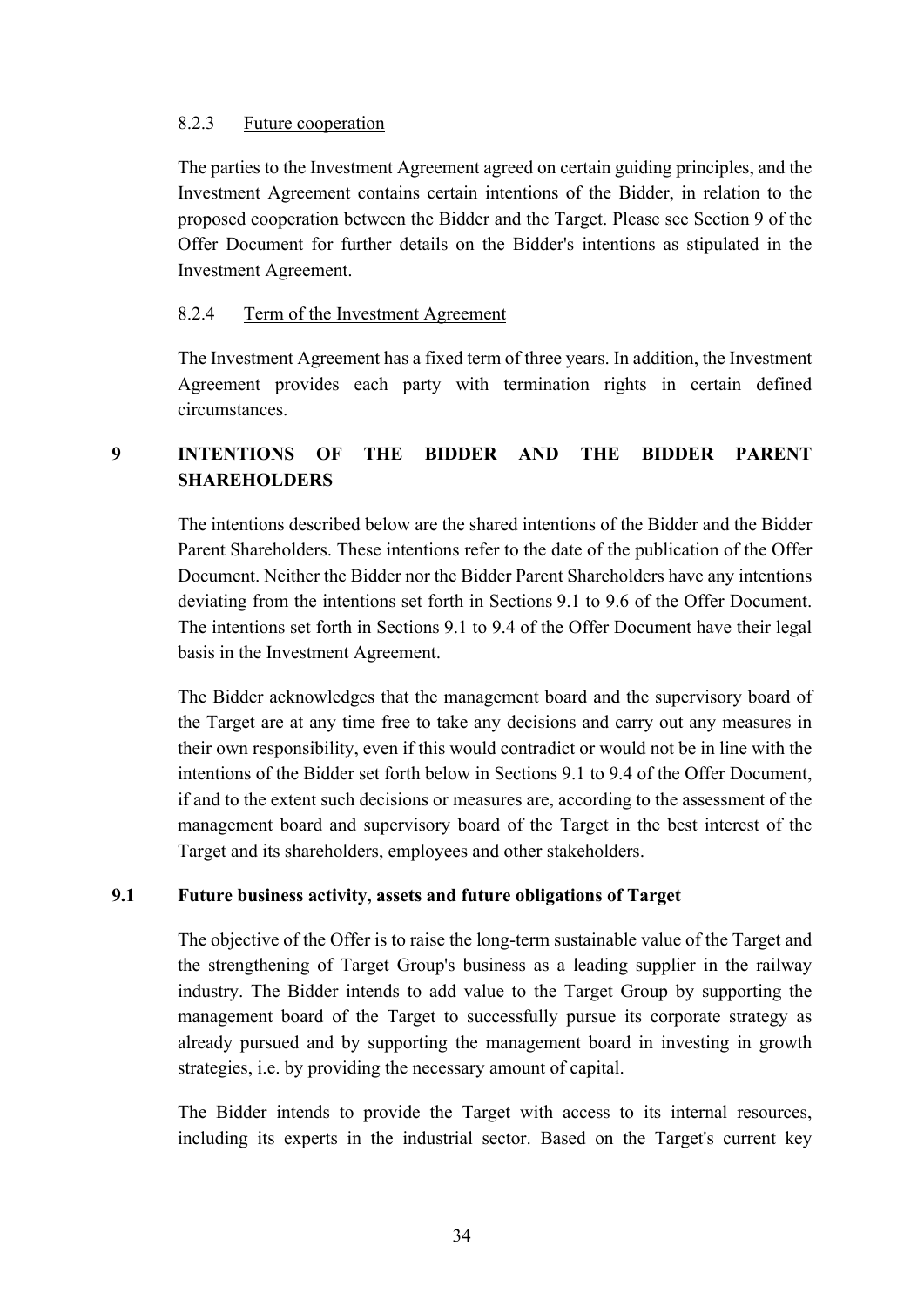#### 8.2.3 Future cooperation

The parties to the Investment Agreement agreed on certain guiding principles, and the Investment Agreement contains certain intentions of the Bidder, in relation to the proposed cooperation between the Bidder and the Target. Please see Section 9 of the Offer Document for further details on the Bidder's intentions as stipulated in the Investment Agreement.

#### 8.2.4 Term of the Investment Agreement

The Investment Agreement has a fixed term of three years. In addition, the Investment Agreement provides each party with termination rights in certain defined circumstances.

## 9 INTENTIONS OF THE BIDDER AND THE BIDDER PARENT SHAREHOLDERS

The intentions described below are the shared intentions of the Bidder and the Bidder Parent Shareholders. These intentions refer to the date of the publication of the Offer Document. Neither the Bidder nor the Bidder Parent Shareholders have any intentions deviating from the intentions set forth in Sections 9.1 to 9.6 of the Offer Document. The intentions set forth in Sections 9.1 to 9.4 of the Offer Document have their legal basis in the Investment Agreement.

The Bidder acknowledges that the management board and the supervisory board of the Target are at any time free to take any decisions and carry out any measures in their own responsibility, even if this would contradict or would not be in line with the intentions of the Bidder set forth below in Sections 9.1 to 9.4 of the Offer Document, if and to the extent such decisions or measures are, according to the assessment of the management board and supervisory board of the Target in the best interest of the Target and its shareholders, employees and other stakeholders.

### 9.1 Future business activity, assets and future obligations of Target

The objective of the Offer is to raise the long-term sustainable value of the Target and the strengthening of Target Group's business as a leading supplier in the railway industry. The Bidder intends to add value to the Target Group by supporting the management board of the Target to successfully pursue its corporate strategy as already pursued and by supporting the management board in investing in growth strategies, i.e. by providing the necessary amount of capital.

The Bidder intends to provide the Target with access to its internal resources, including its experts in the industrial sector. Based on the Target's current key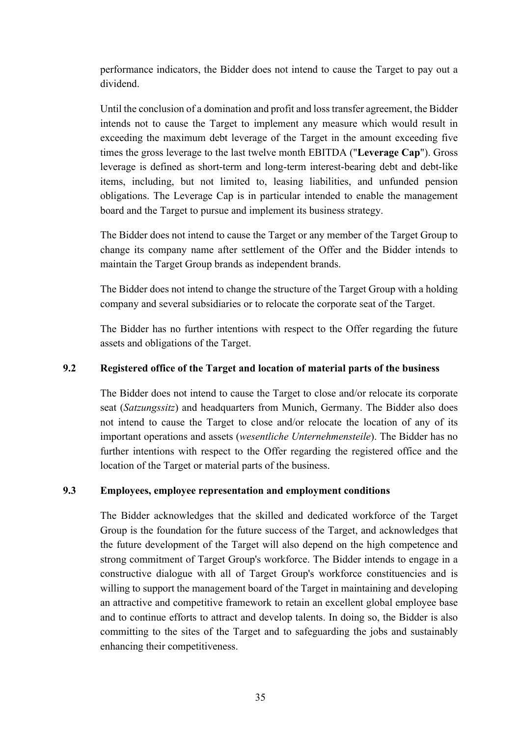performance indicators, the Bidder does not intend to cause the Target to pay out a dividend.

Until the conclusion of a domination and profit and loss transfer agreement, the Bidder intends not to cause the Target to implement any measure which would result in exceeding the maximum debt leverage of the Target in the amount exceeding five times the gross leverage to the last twelve month EBITDA ("**Leverage Cap**"). Gross leverage is defined as short-term and long-term interest-bearing debt and debt-like items, including, but not limited to, leasing liabilities, and unfunded pension obligations. The Leverage Cap is in particular intended to enable the management board and the Target to pursue and implement its business strategy.

The Bidder does not intend to cause the Target or any member of the Target Group to change its company name after settlement of the Offer and the Bidder intends to maintain the Target Group brands as independent brands.

The Bidder does not intend to change the structure of the Target Group with a holding company and several subsidiaries or to relocate the corporate seat of the Target.

The Bidder has no further intentions with respect to the Offer regarding the future assets and obligations of the Target.

### 9.2 Registered office of the Target and location of material parts of the business

The Bidder does not intend to cause the Target to close and/or relocate its corporate seat (*Satzungssitz*) and headquarters from Munich, Germany. The Bidder also does not intend to cause the Target to close and/or relocate the location of any of its important operations and assets (*wesentliche Unternehmensteile*). The Bidder has no further intentions with respect to the Offer regarding the registered office and the location of the Target or material parts of the business.

### 9.3 Employees, employee representation and employment conditions

The Bidder acknowledges that the skilled and dedicated workforce of the Target Group is the foundation for the future success of the Target, and acknowledges that the future development of the Target will also depend on the high competence and strong commitment of Target Group's workforce. The Bidder intends to engage in a constructive dialogue with all of Target Group's workforce constituencies and is willing to support the management board of the Target in maintaining and developing an attractive and competitive framework to retain an excellent global employee base and to continue efforts to attract and develop talents. In doing so, the Bidder is also committing to the sites of the Target and to safeguarding the jobs and sustainably enhancing their competitiveness.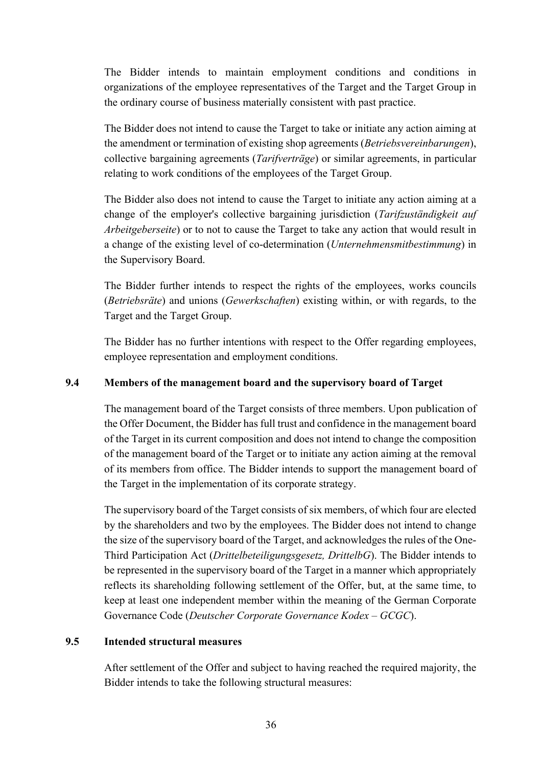The Bidder intends to maintain employment conditions and conditions in organizations of the employee representatives of the Target and the Target Group in the ordinary course of business materially consistent with past practice.

The Bidder does not intend to cause the Target to take or initiate any action aiming at the amendment or termination of existing shop agreements (*Betriebsvereinbarungen*), collective bargaining agreements (*Tarifverträge*) or similar agreements, in particular relating to work conditions of the employees of the Target Group.

The Bidder also does not intend to cause the Target to initiate any action aiming at a change of the employer's collective bargaining jurisdiction (*Tarifzuständigkeit auf Arbeitgeberseite*) or to not to cause the Target to take any action that would result in a change of the existing level of co-determination (*Unternehmensmitbestimmung*) in the Supervisory Board.

The Bidder further intends to respect the rights of the employees, works councils (*Betriebsräte*) and unions (*Gewerkschaften*) existing within, or with regards, to the Target and the Target Group.

The Bidder has no further intentions with respect to the Offer regarding employees, employee representation and employment conditions.

### 9.4 Members of the management board and the supervisory board of Target

The management board of the Target consists of three members. Upon publication of the Offer Document, the Bidder has full trust and confidence in the management board of the Target in its current composition and does not intend to change the composition of the management board of the Target or to initiate any action aiming at the removal of its members from office. The Bidder intends to support the management board of the Target in the implementation of its corporate strategy.

The supervisory board of the Target consists of six members, of which four are elected by the shareholders and two by the employees. The Bidder does not intend to change the size of the supervisory board of the Target, and acknowledges the rules of the One-Third Participation Act (*Drittelbeteiligungsgesetz, DrittelbG*). The Bidder intends to be represented in the supervisory board of the Target in a manner which appropriately reflects its shareholding following settlement of the Offer, but, at the same time, to keep at least one independent member within the meaning of the German Corporate Governance Code (*Deutscher Corporate Governance Kodex – GCGC*).

### 9.5 Intended structural measures

After settlement of the Offer and subject to having reached the required majority, the Bidder intends to take the following structural measures: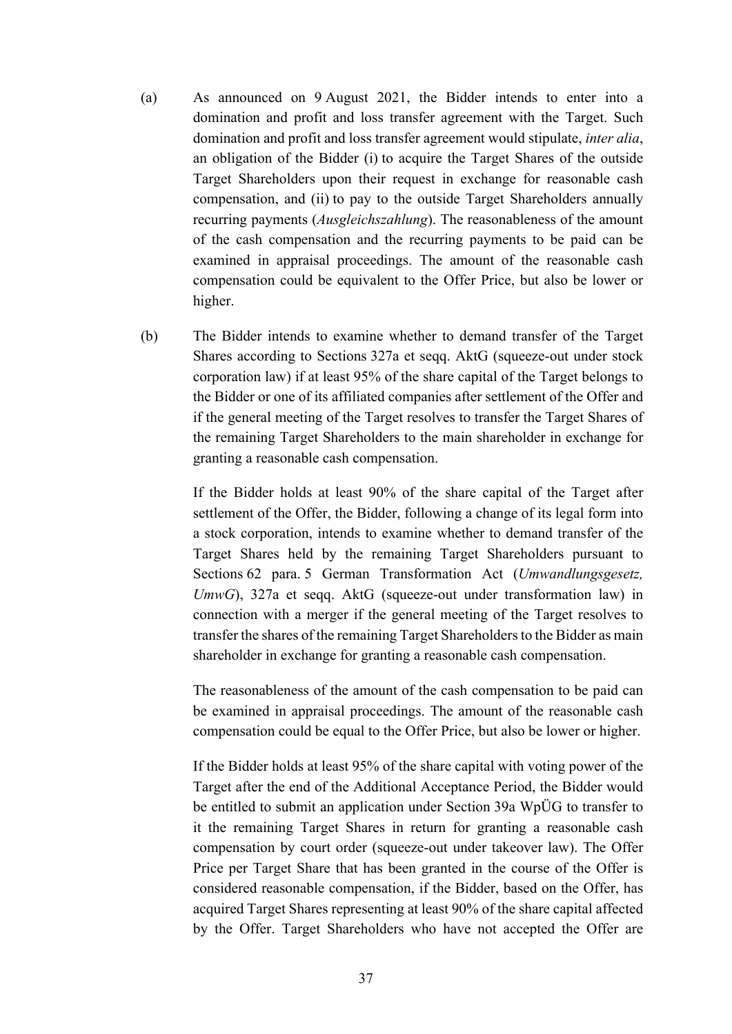(a) As announced on 9 August 2021, the Bidder intends to enter into a domination and profit and loss transfer agreement with the Target. Such domination and profit and loss transfer agreement would stipulate, *inter alia*, an obligation of the Bidder (i) to acquire the Target Shares of the outside Target Shareholders upon their request in exchange for reasonable cash compensation, and (ii) to pay to the outside Target Shareholders annually recurring payments (*Ausgleichszahlung*). The reasonableness of the amount of the cash compensation and the recurring payments to be paid can be examined in appraisal proceedings. The amount of the reasonable cash compensation could be equivalent to the Offer Price, but also be lower or higher.

(b) The Bidder intends to examine whether to demand transfer of the Target Shares according to Sections 327a et seqq. AktG (squeeze-out under stock corporation law) if at least 95% of the share capital of the Target belongs to the Bidder or one of its affiliated companies after settlement of the Offer and if the general meeting of the Target resolves to transfer the Target Shares of the remaining Target Shareholders to the main shareholder in exchange for granting a reasonable cash compensation.

If the Bidder holds at least 90% of the share capital of the Target after settlement of the Offer, the Bidder, following a change of its legal form into a stock corporation, intends to examine whether to demand transfer of the Target Shares held by the remaining Target Shareholders pursuant to Sections 62 para. 5 German Transformation Act (*Umwandlungsgesetz, UmwG*), 327a et seqq. AktG (squeeze-out under transformation law) in connection with a merger if the general meeting of the Target resolves to transfer the shares of the remaining Target Shareholders to the Bidder as main shareholder in exchange for granting a reasonable cash compensation.

The reasonableness of the amount of the cash compensation to be paid can be examined in appraisal proceedings. The amount of the reasonable cash compensation could be equal to the Offer Price, but also be lower or higher.

If the Bidder holds at least 95% of the share capital with voting power of the Target after the end of the Additional Acceptance Period, the Bidder would be entitled to submit an application under Section 39a WpÜG to transfer to it the remaining Target Shares in return for granting a reasonable cash compensation by court order (squeeze-out under takeover law). The Offer Price per Target Share that has been granted in the course of the Offer is considered reasonable compensation, if the Bidder, based on the Offer, has acquired Target Shares representing at least 90% of the share capital affected by the Offer. Target Shareholders who have not accepted the Offer are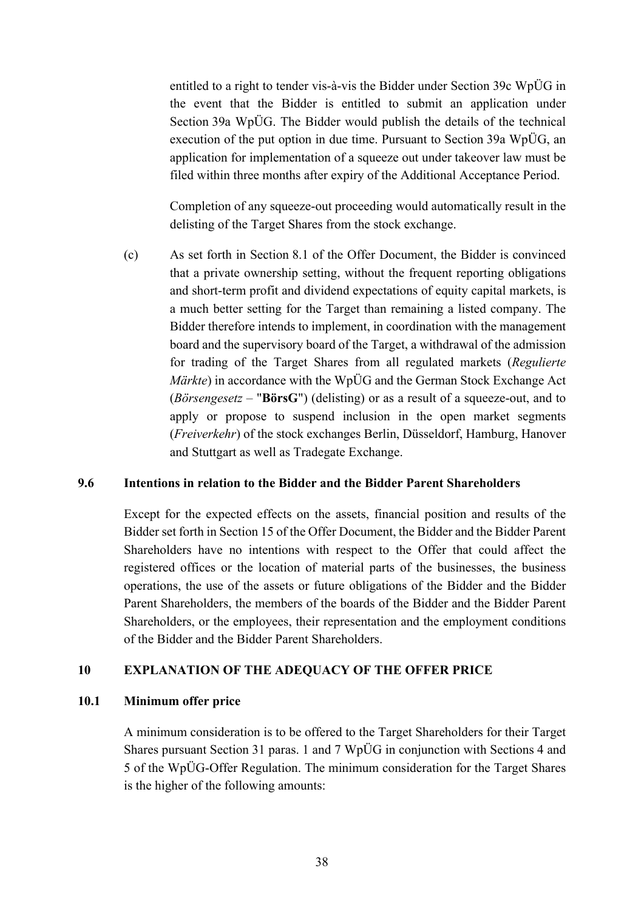entitled to a right to tender vis-à-vis the Bidder under Section 39c WpÜG in the event that the Bidder is entitled to submit an application under Section 39a WpÜG. The Bidder would publish the details of the technical execution of the put option in due time. Pursuant to Section 39a WpÜG, an application for implementation of a squeeze out under takeover law must be filed within three months after expiry of the Additional Acceptance Period.

Completion of any squeeze-out proceeding would automatically result in the delisting of the Target Shares from the stock exchange.

(c) As set forth in Section 8.1 of the Offer Document, the Bidder is convinced that a private ownership setting, without the frequent reporting obligations and short-term profit and dividend expectations of equity capital markets, is a much better setting for the Target than remaining a listed company. The Bidder therefore intends to implement, in coordination with the management board and the supervisory board of the Target, a withdrawal of the admission for trading of the Target Shares from all regulated markets (*Regulierte Märkte*) in accordance with the WpÜG and the German Stock Exchange Act (*Börsengesetz* – "**BörsG**") (delisting) or as a result of a squeeze-out, and to apply or propose to suspend inclusion in the open market segments (*Freiverkehr*) of the stock exchanges Berlin, Düsseldorf, Hamburg, Hanover and Stuttgart as well as Tradegate Exchange.

### 9.6 Intentions in relation to the Bidder and the Bidder Parent Shareholders

Except for the expected effects on the assets, financial position and results of the Bidder set forth in Section 15 of the Offer Document, the Bidder and the Bidder Parent Shareholders have no intentions with respect to the Offer that could affect the registered offices or the location of material parts of the businesses, the business operations, the use of the assets or future obligations of the Bidder and the Bidder Parent Shareholders, the members of the boards of the Bidder and the Bidder Parent Shareholders, or the employees, their representation and the employment conditions of the Bidder and the Bidder Parent Shareholders.

## 10 EXPLANATION OF THE ADEQUACY OF THE OFFER PRICE

### 10.1 Minimum offer price

A minimum consideration is to be offered to the Target Shareholders for their Target Shares pursuant Section 31 paras. 1 and 7 WpÜG in conjunction with Sections 4 and 5 of the WpÜG-Offer Regulation. The minimum consideration for the Target Shares is the higher of the following amounts: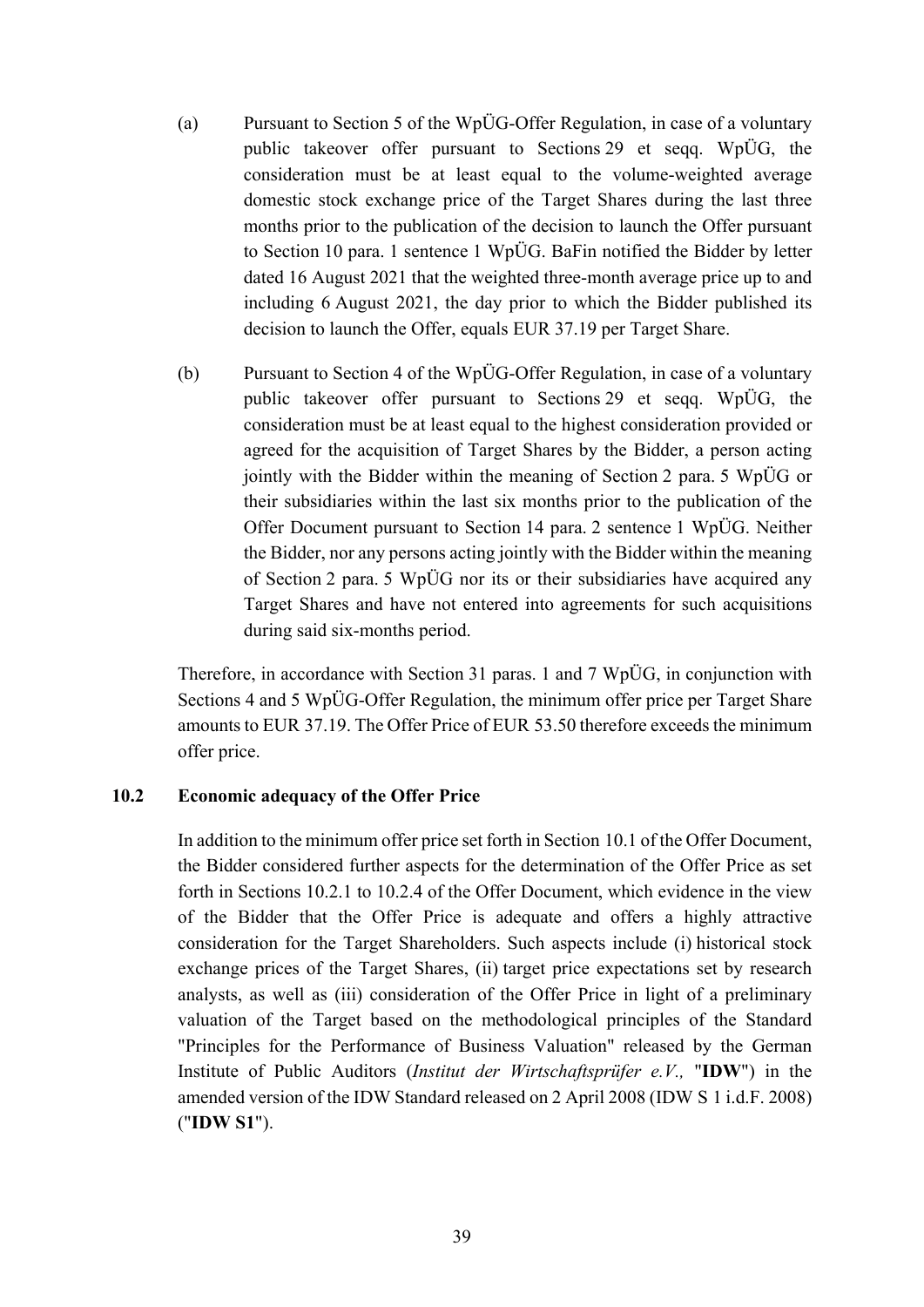(a) Pursuant to Section 5 of the WpÜG-Offer Regulation, in case of a voluntary public takeover offer pursuant to Sections 29 et seqq. WpÜG, the consideration must be at least equal to the volume-weighted average domestic stock exchange price of the Target Shares during the last three months prior to the publication of the decision to launch the Offer pursuant to Section 10 para. 1 sentence 1 WpÜG. BaFin notified the Bidder by letter dated 16 August 2021 that the weighted three-month average price up to and including 6 August 2021, the day prior to which the Bidder published its decision to launch the Offer, equals EUR 37.19 per Target Share.

(b) Pursuant to Section 4 of the WpÜG-Offer Regulation, in case of a voluntary public takeover offer pursuant to Sections 29 et seqq. WpÜG, the consideration must be at least equal to the highest consideration provided or agreed for the acquisition of Target Shares by the Bidder, a person acting jointly with the Bidder within the meaning of Section 2 para. 5 WpÜG or their subsidiaries within the last six months prior to the publication of the Offer Document pursuant to Section 14 para. 2 sentence 1 WpÜG. Neither the Bidder, nor any persons acting jointly with the Bidder within the meaning of Section 2 para. 5 WpÜG nor its or their subsidiaries have acquired any Target Shares and have not entered into agreements for such acquisitions during said six-months period.

Therefore, in accordance with Section 31 paras. 1 and 7 WpÜG, in conjunction with Sections 4 and 5 WpÜG-Offer Regulation, the minimum offer price per Target Share amounts to EUR 37.19. The Offer Price of EUR 53.50 therefore exceeds the minimum offer price.

### 10.2 Economic adequacy of the Offer Price

In addition to the minimum offer price set forth in Section 10.1 of the Offer Document, the Bidder considered further aspects for the determination of the Offer Price as set forth in Sections 10.2.1 to 10.2.4 of the Offer Document, which evidence in the view of the Bidder that the Offer Price is adequate and offers a highly attractive consideration for the Target Shareholders. Such aspects include (i) historical stock exchange prices of the Target Shares, (ii) target price expectations set by research analysts, as well as (iii) consideration of the Offer Price in light of a preliminary valuation of the Target based on the methodological principles of the Standard "Principles for the Performance of Business Valuation" released by the German Institute of Public Auditors (*Institut der Wirtschaftsprüfer e.V.,* "**IDW**") in the amended version of the IDW Standard released on 2 April 2008 (IDW S 1 i.d.F. 2008) ("**IDW S1**").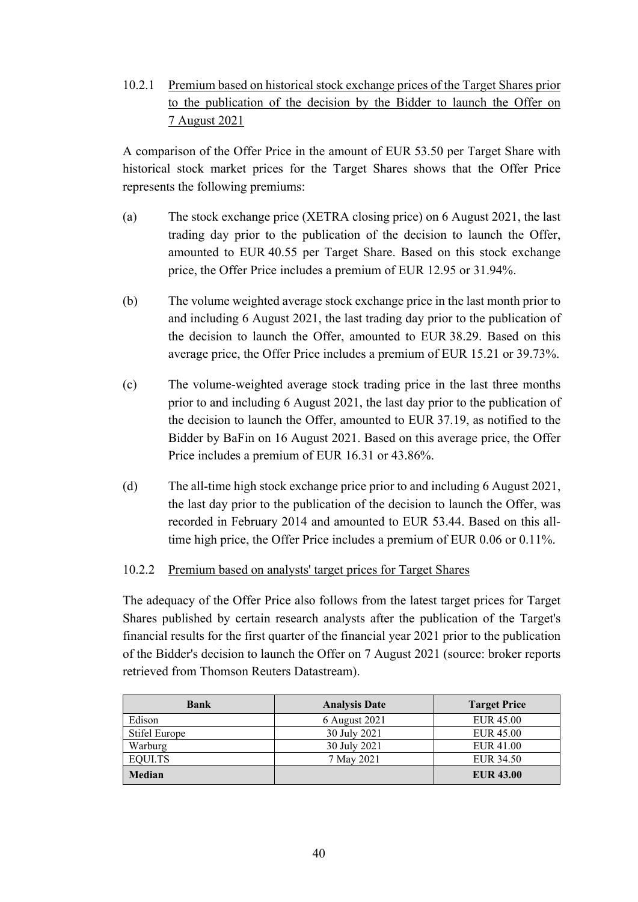#### 10.2.1 Premium based on historical stock exchange prices of the Target Shares prior to the publication of the decision by the Bidder to launch the Offer on 7 August 2021

A comparison of the Offer Price in the amount of EUR 53.50 per Target Share with historical stock market prices for the Target Shares shows that the Offer Price represents the following premiums:

(a) The stock exchange price (XETRA closing price) on 6 August 2021, the last trading day prior to the publication of the decision to launch the Offer, amounted to EUR 40.55 per Target Share. Based on this stock exchange price, the Offer Price includes a premium of EUR 12.95 or 31.94%.

(b) The volume weighted average stock exchange price in the last month prior to and including 6 August 2021, the last trading day prior to the publication of the decision to launch the Offer, amounted to EUR 38.29. Based on this average price, the Offer Price includes a premium of EUR 15.21 or 39.73%.

(c) The volume-weighted average stock trading price in the last three months prior to and including 6 August 2021, the last day prior to the publication of the decision to launch the Offer, amounted to EUR 37.19, as notified to the Bidder by BaFin on 16 August 2021. Based on this average price, the Offer Price includes a premium of EUR 16.31 or 43.86%.

(d) The all-time high stock exchange price prior to and including 6 August 2021, the last day prior to the publication of the decision to launch the Offer, was recorded in February 2014 and amounted to EUR 53.44. Based on this all-time high price, the Offer Price includes a premium of EUR 0.06 or 0.11%.

#### 10.2.2 Premium based on analysts' target prices for Target Shares

The adequacy of the Offer Price also follows from the latest target prices for Target Shares published by certain research analysts after the publication of the Target's financial results for the first quarter of the financial year 2021 prior to the publication of the Bidder's decision to launch the Offer on 7 August 2021 (source: broker reports retrieved from Thomson Reuters Datastream).

| Bank | Analysis Date | Target Price |
|---|---|---|
| Edison | 6 August 2021 | EUR 45.00 |
| Stifel Europe | 30 July 2021 | EUR 45.00 |
| Warburg | 30 July 2021 | EUR 41.00 |
| EQUI.TS | 7 May 2021 | EUR 34.50 |
| **Median** | | **EUR 43.00** |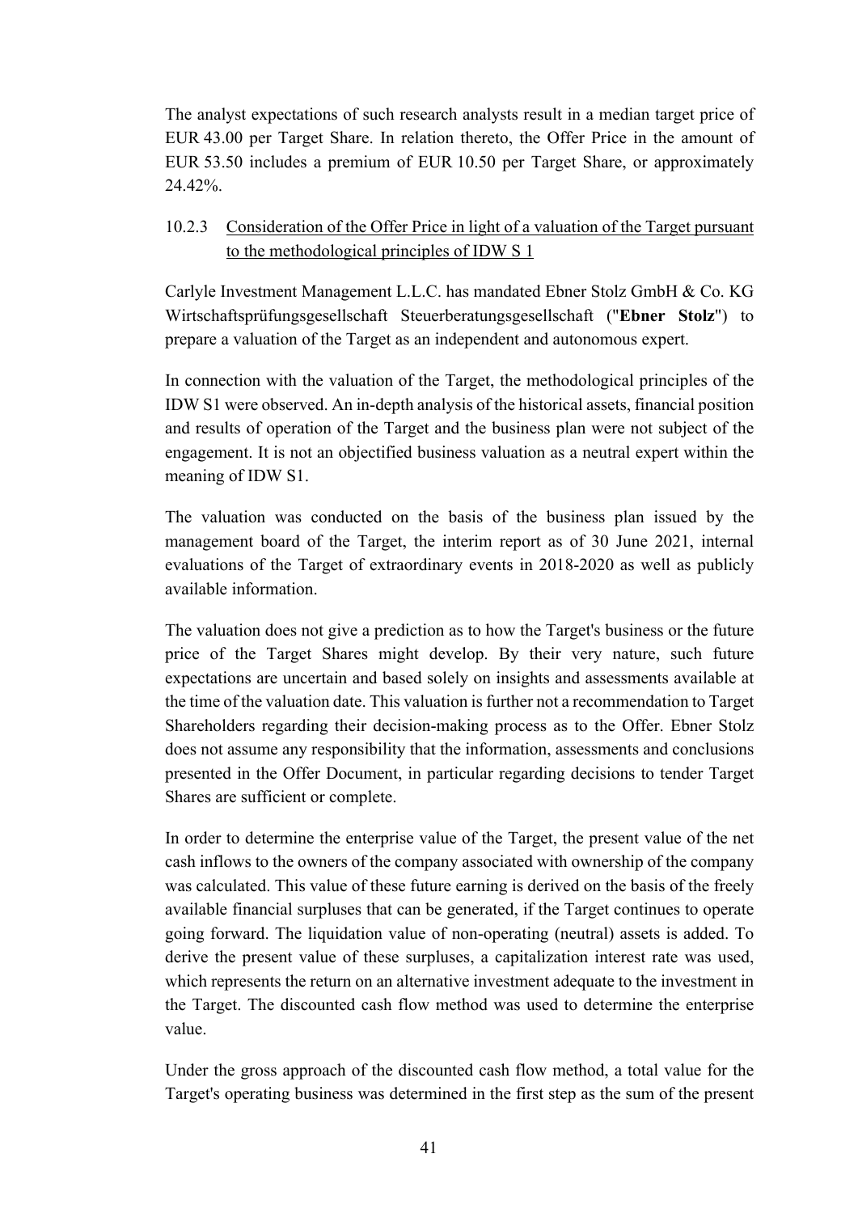The analyst expectations of such research analysts result in a median target price of EUR 43.00 per Target Share. In relation thereto, the Offer Price in the amount of EUR 53.50 includes a premium of EUR 10.50 per Target Share, or approximately 24.42%.

### 10.2.3 Consideration of the Offer Price in light of a valuation of the Target pursuant to the methodological principles of IDW S 1

Carlyle Investment Management L.L.C. has mandated Ebner Stolz GmbH & Co. KG Wirtschaftsprüfungsgesellschaft Steuerberatungsgesellschaft ("**Ebner Stolz**") to prepare a valuation of the Target as an independent and autonomous expert.

In connection with the valuation of the Target, the methodological principles of the IDW S1 were observed. An in-depth analysis of the historical assets, financial position and results of operation of the Target and the business plan were not subject of the engagement. It is not an objectified business valuation as a neutral expert within the meaning of IDW S1.

The valuation was conducted on the basis of the business plan issued by the management board of the Target, the interim report as of 30 June 2021, internal evaluations of the Target of extraordinary events in 2018-2020 as well as publicly available information.

The valuation does not give a prediction as to how the Target's business or the future price of the Target Shares might develop. By their very nature, such future expectations are uncertain and based solely on insights and assessments available at the time of the valuation date. This valuation is further not a recommendation to Target Shareholders regarding their decision-making process as to the Offer. Ebner Stolz does not assume any responsibility that the information, assessments and conclusions presented in the Offer Document, in particular regarding decisions to tender Target Shares are sufficient or complete.

In order to determine the enterprise value of the Target, the present value of the net cash inflows to the owners of the company associated with ownership of the company was calculated. This value of these future earning is derived on the basis of the freely available financial surpluses that can be generated, if the Target continues to operate going forward. The liquidation value of non-operating (neutral) assets is added. To derive the present value of these surpluses, a capitalization interest rate was used, which represents the return on an alternative investment adequate to the investment in the Target. The discounted cash flow method was used to determine the enterprise value.

Under the gross approach of the discounted cash flow method, a total value for the Target's operating business was determined in the first step as the sum of the present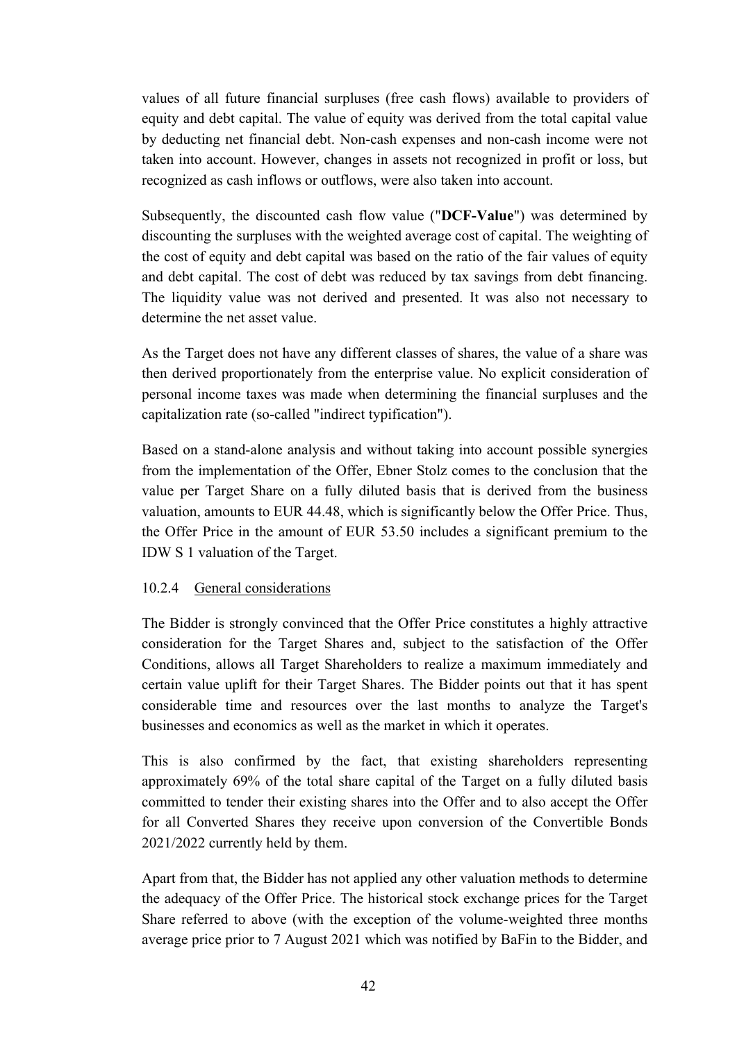values of all future financial surpluses (free cash flows) available to providers of equity and debt capital. The value of equity was derived from the total capital value by deducting net financial debt. Non-cash expenses and non-cash income were not taken into account. However, changes in assets not recognized in profit or loss, but recognized as cash inflows or outflows, were also taken into account.

Subsequently, the discounted cash flow value ("**DCF-Value**") was determined by discounting the surpluses with the weighted average cost of capital. The weighting of the cost of equity and debt capital was based on the ratio of the fair values of equity and debt capital. The cost of debt was reduced by tax savings from debt financing. The liquidity value was not derived and presented. It was also not necessary to determine the net asset value.

As the Target does not have any different classes of shares, the value of a share was then derived proportionately from the enterprise value. No explicit consideration of personal income taxes was made when determining the financial surpluses and the capitalization rate (so-called "indirect typification").

Based on a stand-alone analysis and without taking into account possible synergies from the implementation of the Offer, Ebner Stolz comes to the conclusion that the value per Target Share on a fully diluted basis that is derived from the business valuation, amounts to EUR 44.48, which is significantly below the Offer Price. Thus, the Offer Price in the amount of EUR 53.50 includes a significant premium to the IDW S 1 valuation of the Target.

### 10.2.4 General considerations

The Bidder is strongly convinced that the Offer Price constitutes a highly attractive consideration for the Target Shares and, subject to the satisfaction of the Offer Conditions, allows all Target Shareholders to realize a maximum immediately and certain value uplift for their Target Shares. The Bidder points out that it has spent considerable time and resources over the last months to analyze the Target's businesses and economics as well as the market in which it operates.

This is also confirmed by the fact, that existing shareholders representing approximately 69% of the total share capital of the Target on a fully diluted basis committed to tender their existing shares into the Offer and to also accept the Offer for all Converted Shares they receive upon conversion of the Convertible Bonds 2021/2022 currently held by them.

Apart from that, the Bidder has not applied any other valuation methods to determine the adequacy of the Offer Price. The historical stock exchange prices for the Target Share referred to above (with the exception of the volume-weighted three months average price prior to 7 August 2021 which was notified by BaFin to the Bidder, and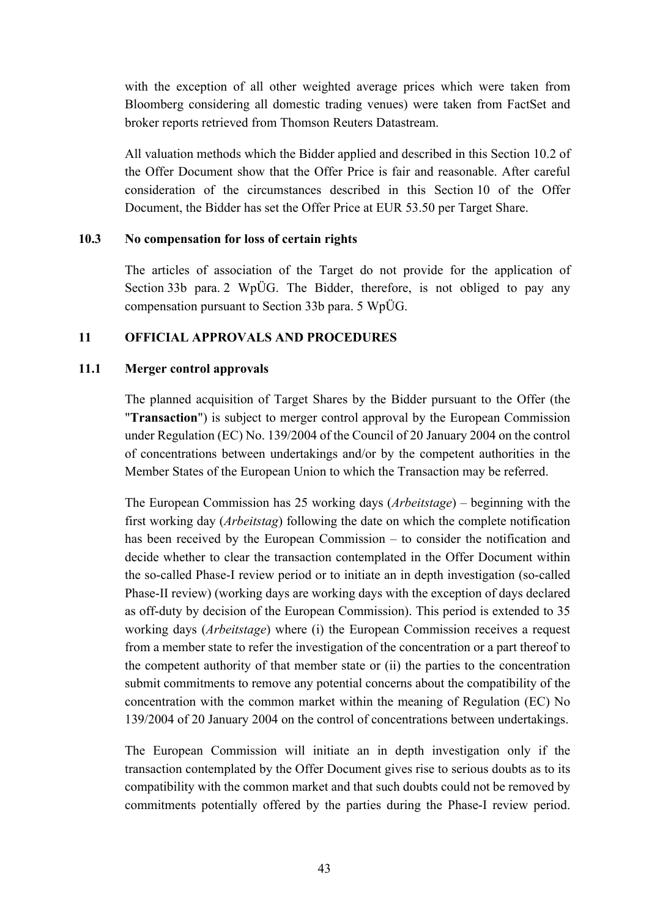with the exception of all other weighted average prices which were taken from Bloomberg considering all domestic trading venues) were taken from FactSet and broker reports retrieved from Thomson Reuters Datastream.

All valuation methods which the Bidder applied and described in this Section 10.2 of the Offer Document show that the Offer Price is fair and reasonable. After careful consideration of the circumstances described in this Section 10 of the Offer Document, the Bidder has set the Offer Price at EUR 53.50 per Target Share.

### 10.3 No compensation for loss of certain rights

The articles of association of the Target do not provide for the application of Section 33b para. 2 WpÜG. The Bidder, therefore, is not obliged to pay any compensation pursuant to Section 33b para. 5 WpÜG.

## 11 OFFICIAL APPROVALS AND PROCEDURES

### 11.1 Merger control approvals

The planned acquisition of Target Shares by the Bidder pursuant to the Offer (the "**Transaction**") is subject to merger control approval by the European Commission under Regulation (EC) No. 139/2004 of the Council of 20 January 2004 on the control of concentrations between undertakings and/or by the competent authorities in the Member States of the European Union to which the Transaction may be referred.

The European Commission has 25 working days (*Arbeitstage*) – beginning with the first working day (*Arbeitstag*) following the date on which the complete notification has been received by the European Commission – to consider the notification and decide whether to clear the transaction contemplated in the Offer Document within the so-called Phase-I review period or to initiate an in depth investigation (so-called Phase-II review) (working days are working days with the exception of days declared as off-duty by decision of the European Commission). This period is extended to 35 working days (*Arbeitstage*) where (i) the European Commission receives a request from a member state to refer the investigation of the concentration or a part thereof to the competent authority of that member state or (ii) the parties to the concentration submit commitments to remove any potential concerns about the compatibility of the concentration with the common market within the meaning of Regulation (EC) No 139/2004 of 20 January 2004 on the control of concentrations between undertakings.

The European Commission will initiate an in depth investigation only if the transaction contemplated by the Offer Document gives rise to serious doubts as to its compatibility with the common market and that such doubts could not be removed by commitments potentially offered by the parties during the Phase-I review period.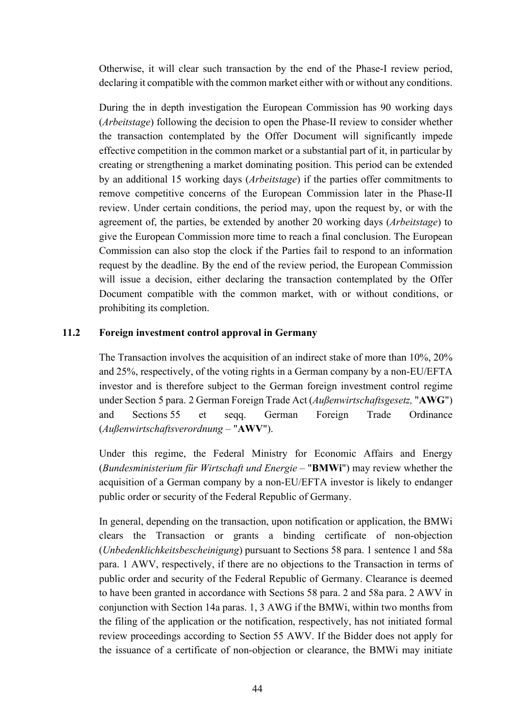Otherwise, it will clear such transaction by the end of the Phase-I review period, declaring it compatible with the common market either with or without any conditions.

During the in depth investigation the European Commission has 90 working days (*Arbeitstage*) following the decision to open the Phase-II review to consider whether the transaction contemplated by the Offer Document will significantly impede effective competition in the common market or a substantial part of it, in particular by creating or strengthening a market dominating position. This period can be extended by an additional 15 working days (*Arbeitstage*) if the parties offer commitments to remove competitive concerns of the European Commission later in the Phase-II review. Under certain conditions, the period may, upon the request by, or with the agreement of, the parties, be extended by another 20 working days (*Arbeitstage*) to give the European Commission more time to reach a final conclusion. The European Commission can also stop the clock if the Parties fail to respond to an information request by the deadline. By the end of the review period, the European Commission will issue a decision, either declaring the transaction contemplated by the Offer Document compatible with the common market, with or without conditions, or prohibiting its completion.

### 11.2 Foreign investment control approval in Germany

The Transaction involves the acquisition of an indirect stake of more than 10%, 20% and 25%, respectively, of the voting rights in a German company by a non-EU/EFTA investor and is therefore subject to the German foreign investment control regime under Section 5 para. 2 German Foreign Trade Act (*Außenwirtschaftsgesetz,* "**AWG**") and Sections 55 et seqq. German Foreign Trade Ordinance (*Außenwirtschaftsverordnung* – "**AWV**").

Under this regime, the Federal Ministry for Economic Affairs and Energy (*Bundesministerium für Wirtschaft und Energie* – "**BMWi**") may review whether the acquisition of a German company by a non-EU/EFTA investor is likely to endanger public order or security of the Federal Republic of Germany.

In general, depending on the transaction, upon notification or application, the BMWi clears the Transaction or grants a binding certificate of non-objection (*Unbedenklichkeitsbescheinigung*) pursuant to Sections 58 para. 1 sentence 1 and 58a para. 1 AWV, respectively, if there are no objections to the Transaction in terms of public order and security of the Federal Republic of Germany. Clearance is deemed to have been granted in accordance with Sections 58 para. 2 and 58a para. 2 AWV in conjunction with Section 14a paras. 1, 3 AWG if the BMWi, within two months from the filing of the application or the notification, respectively, has not initiated formal review proceedings according to Section 55 AWV. If the Bidder does not apply for the issuance of a certificate of non-objection or clearance, the BMWi may initiate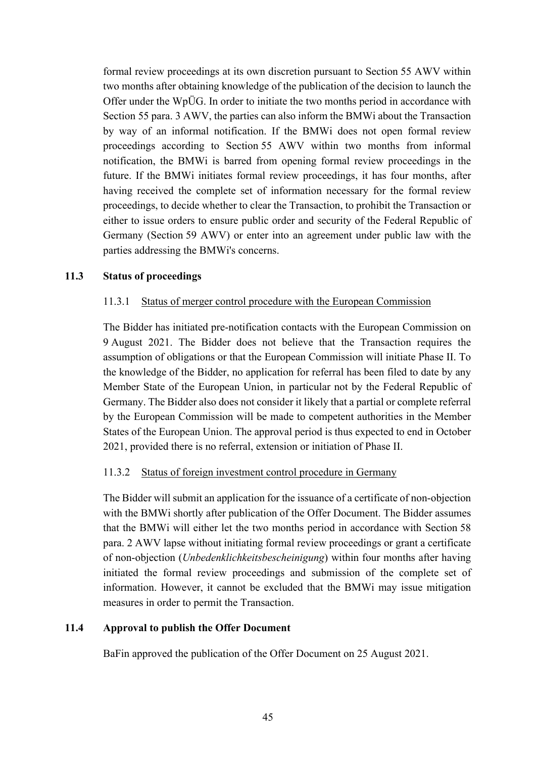formal review proceedings at its own discretion pursuant to Section 55 AWV within two months after obtaining knowledge of the publication of the decision to launch the Offer under the WpÜG. In order to initiate the two months period in accordance with Section 55 para. 3 AWV, the parties can also inform the BMWi about the Transaction by way of an informal notification. If the BMWi does not open formal review proceedings according to Section 55 AWV within two months from informal notification, the BMWi is barred from opening formal review proceedings in the future. If the BMWi initiates formal review proceedings, it has four months, after having received the complete set of information necessary for the formal review proceedings, to decide whether to clear the Transaction, to prohibit the Transaction or either to issue orders to ensure public order and security of the Federal Republic of Germany (Section 59 AWV) or enter into an agreement under public law with the parties addressing the BMWi's concerns.

### 11.3 Status of proceedings

#### 11.3.1 Status of merger control procedure with the European Commission

The Bidder has initiated pre-notification contacts with the European Commission on 9 August 2021. The Bidder does not believe that the Transaction requires the assumption of obligations or that the European Commission will initiate Phase II. To the knowledge of the Bidder, no application for referral has been filed to date by any Member State of the European Union, in particular not by the Federal Republic of Germany. The Bidder also does not consider it likely that a partial or complete referral by the European Commission will be made to competent authorities in the Member States of the European Union. The approval period is thus expected to end in October 2021, provided there is no referral, extension or initiation of Phase II.

#### 11.3.2 Status of foreign investment control procedure in Germany

The Bidder will submit an application for the issuance of a certificate of non-objection with the BMWi shortly after publication of the Offer Document. The Bidder assumes that the BMWi will either let the two months period in accordance with Section 58 para. 2 AWV lapse without initiating formal review proceedings or grant a certificate of non-objection (*Unbedenklichkeitsbescheinigung*) within four months after having initiated the formal review proceedings and submission of the complete set of information. However, it cannot be excluded that the BMWi may issue mitigation measures in order to permit the Transaction.

### 11.4 Approval to publish the Offer Document

BaFin approved the publication of the Offer Document on 25 August 2021.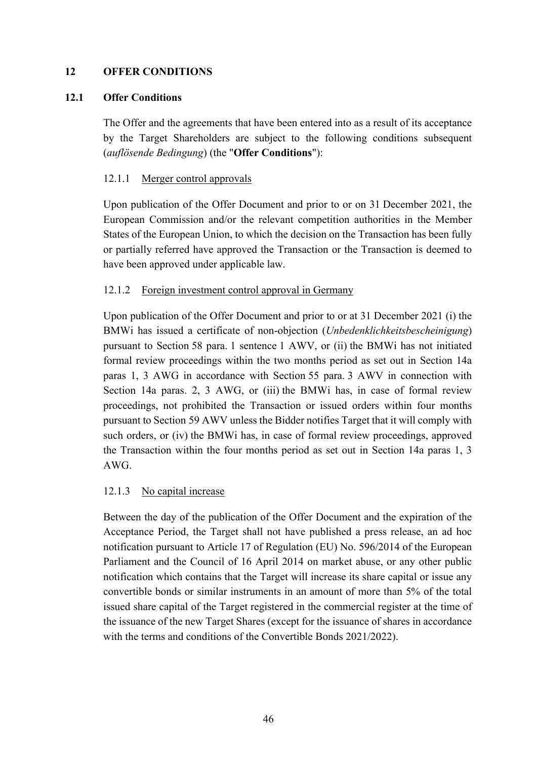## 12 OFFER CONDITIONS

### 12.1 Offer Conditions

The Offer and the agreements that have been entered into as a result of its acceptance by the Target Shareholders are subject to the following conditions subsequent (*auflösende Bedingung*) (the "**Offer Conditions**"):

12.1.1 Merger control approvals

Upon publication of the Offer Document and prior to or on 31 December 2021, the European Commission and/or the relevant competition authorities in the Member States of the European Union, to which the decision on the Transaction has been fully or partially referred have approved the Transaction or the Transaction is deemed to have been approved under applicable law.

12.1.2 Foreign investment control approval in Germany

Upon publication of the Offer Document and prior to or at 31 December 2021 (i) the BMWi has issued a certificate of non-objection (*Unbedenklichkeitsbescheinigung*) pursuant to Section 58 para. 1 sentence 1 AWV, or (ii) the BMWi has not initiated formal review proceedings within the two months period as set out in Section 14a paras 1, 3 AWG in accordance with Section 55 para. 3 AWV in connection with Section 14a paras. 2, 3 AWG, or (iii) the BMWi has, in case of formal review proceedings, not prohibited the Transaction or issued orders within four months pursuant to Section 59 AWV unless the Bidder notifies Target that it will comply with such orders, or (iv) the BMWi has, in case of formal review proceedings, approved the Transaction within the four months period as set out in Section 14a paras 1, 3 AWG.

12.1.3 No capital increase

Between the day of the publication of the Offer Document and the expiration of the Acceptance Period, the Target shall not have published a press release, an ad hoc notification pursuant to Article 17 of Regulation (EU) No. 596/2014 of the European Parliament and the Council of 16 April 2014 on market abuse, or any other public notification which contains that the Target will increase its share capital or issue any convertible bonds or similar instruments in an amount of more than 5% of the total issued share capital of the Target registered in the commercial register at the time of the issuance of the new Target Shares (except for the issuance of shares in accordance with the terms and conditions of the Convertible Bonds 2021/2022).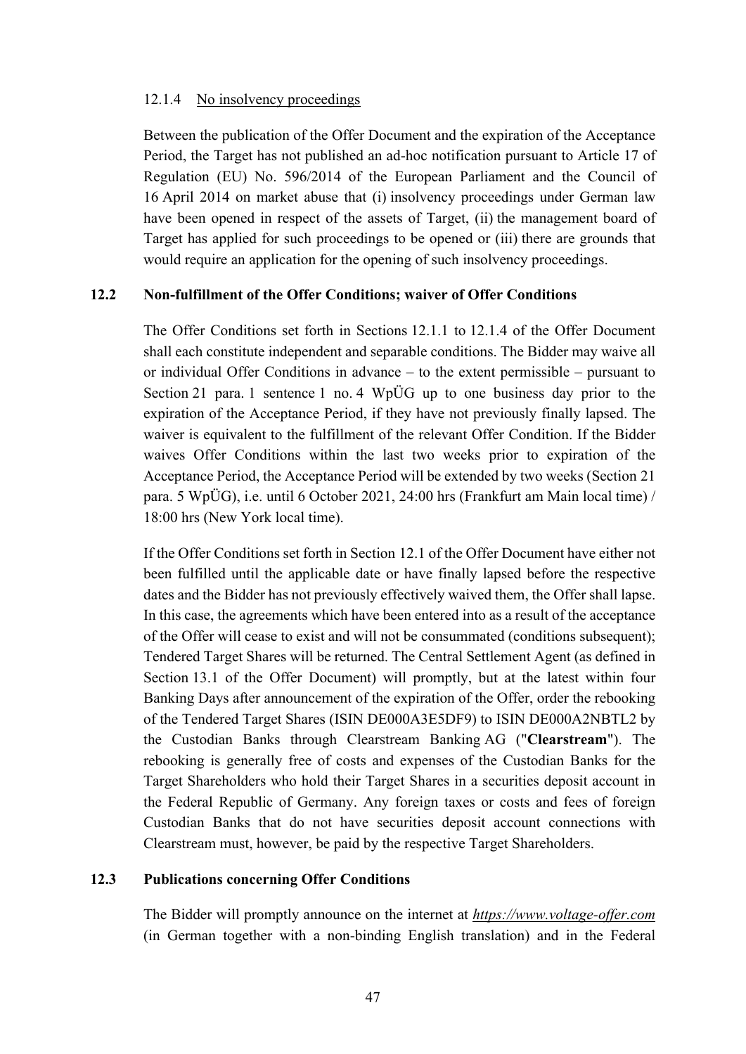#### 12.1.4 No insolvency proceedings

Between the publication of the Offer Document and the expiration of the Acceptance Period, the Target has not published an ad-hoc notification pursuant to Article 17 of Regulation (EU) No. 596/2014 of the European Parliament and the Council of 16 April 2014 on market abuse that (i) insolvency proceedings under German law have been opened in respect of the assets of Target, (ii) the management board of Target has applied for such proceedings to be opened or (iii) there are grounds that would require an application for the opening of such insolvency proceedings.

### 12.2 Non-fulfillment of the Offer Conditions; waiver of Offer Conditions

The Offer Conditions set forth in Sections 12.1.1 to 12.1.4 of the Offer Document shall each constitute independent and separable conditions. The Bidder may waive all or individual Offer Conditions in advance – to the extent permissible – pursuant to Section 21 para. 1 sentence 1 no. 4 WpÜG up to one business day prior to the expiration of the Acceptance Period, if they have not previously finally lapsed. The waiver is equivalent to the fulfillment of the relevant Offer Condition. If the Bidder waives Offer Conditions within the last two weeks prior to expiration of the Acceptance Period, the Acceptance Period will be extended by two weeks (Section 21 para. 5 WpÜG), i.e. until 6 October 2021, 24:00 hrs (Frankfurt am Main local time) / 18:00 hrs (New York local time).

If the Offer Conditions set forth in Section 12.1 of the Offer Document have either not been fulfilled until the applicable date or have finally lapsed before the respective dates and the Bidder has not previously effectively waived them, the Offer shall lapse. In this case, the agreements which have been entered into as a result of the acceptance of the Offer will cease to exist and will not be consummated (conditions subsequent); Tendered Target Shares will be returned. The Central Settlement Agent (as defined in Section 13.1 of the Offer Document) will promptly, but at the latest within four Banking Days after announcement of the expiration of the Offer, order the rebooking of the Tendered Target Shares (ISIN DE000A3E5DF9) to ISIN DE000A2NBTL2 by the Custodian Banks through Clearstream Banking AG ("**Clearstream**"). The rebooking is generally free of costs and expenses of the Custodian Banks for the Target Shareholders who hold their Target Shares in a securities deposit account in the Federal Republic of Germany. Any foreign taxes or costs and fees of foreign Custodian Banks that do not have securities deposit account connections with Clearstream must, however, be paid by the respective Target Shareholders.

### 12.3 Publications concerning Offer Conditions

The Bidder will promptly announce on the internet at ***https://www.voltage-offer.com*** (in German together with a non-binding English translation) and in the Federal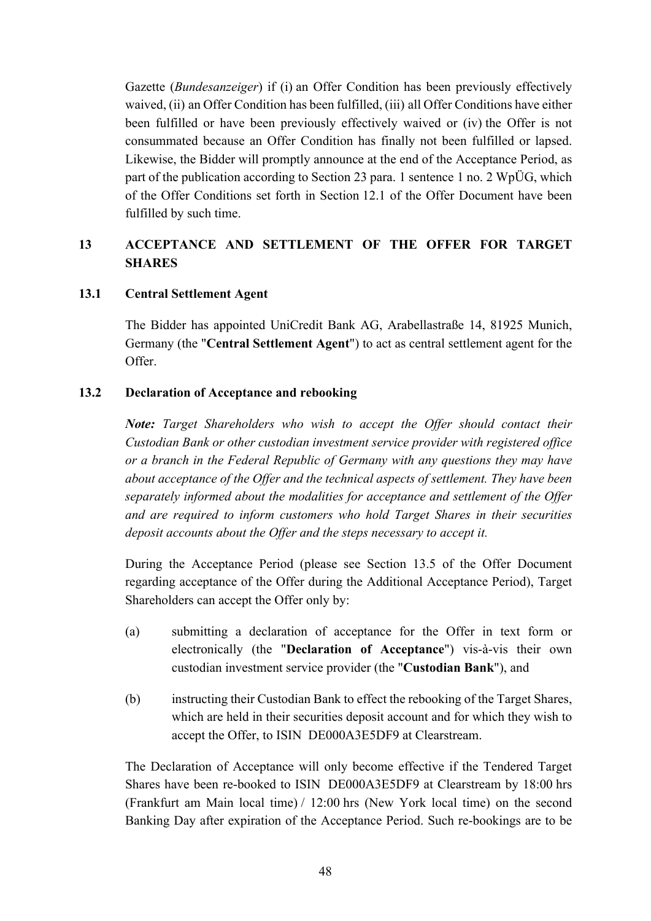Gazette (*Bundesanzeiger*) if (i) an Offer Condition has been previously effectively waived, (ii) an Offer Condition has been fulfilled, (iii) all Offer Conditions have either been fulfilled or have been previously effectively waived or (iv) the Offer is not consummated because an Offer Condition has finally not been fulfilled or lapsed. Likewise, the Bidder will promptly announce at the end of the Acceptance Period, as part of the publication according to Section 23 para. 1 sentence 1 no. 2 WpÜG, which of the Offer Conditions set forth in Section 12.1 of the Offer Document have been fulfilled by such time.

# 13 ACCEPTANCE AND SETTLEMENT OF THE OFFER FOR TARGET SHARES

## 13.1 Central Settlement Agent

The Bidder has appointed UniCredit Bank AG, Arabellastraße 14, 81925 Munich, Germany (the "**Central Settlement Agent**") to act as central settlement agent for the Offer.

## 13.2 Declaration of Acceptance and rebooking

***Note:*** *Target Shareholders who wish to accept the Offer should contact their Custodian Bank or other custodian investment service provider with registered office or a branch in the Federal Republic of Germany with any questions they may have about acceptance of the Offer and the technical aspects of settlement. They have been separately informed about the modalities for acceptance and settlement of the Offer and are required to inform customers who hold Target Shares in their securities deposit accounts about the Offer and the steps necessary to accept it.*

During the Acceptance Period (please see Section 13.5 of the Offer Document regarding acceptance of the Offer during the Additional Acceptance Period), Target Shareholders can accept the Offer only by:

(a) submitting a declaration of acceptance for the Offer in text form or electronically (the "**Declaration of Acceptance**") vis-à-vis their own custodian investment service provider (the "**Custodian Bank**"), and

(b) instructing their Custodian Bank to effect the rebooking of the Target Shares, which are held in their securities deposit account and for which they wish to accept the Offer, to ISIN DE000A3E5DF9 at Clearstream.

The Declaration of Acceptance will only become effective if the Tendered Target Shares have been re-booked to ISIN DE000A3E5DF9 at Clearstream by 18:00 hrs (Frankfurt am Main local time) / 12:00 hrs (New York local time) on the second Banking Day after expiration of the Acceptance Period. Such re-bookings are to be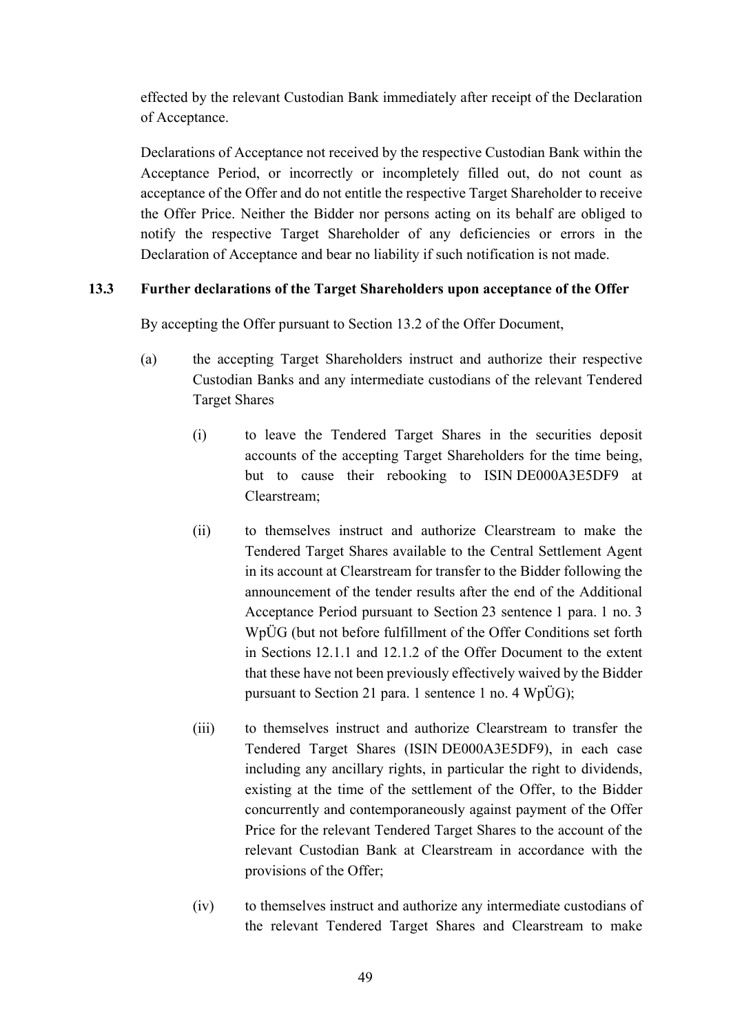effected by the relevant Custodian Bank immediately after receipt of the Declaration of Acceptance.

Declarations of Acceptance not received by the respective Custodian Bank within the Acceptance Period, or incorrectly or incompletely filled out, do not count as acceptance of the Offer and do not entitle the respective Target Shareholder to receive the Offer Price. Neither the Bidder nor persons acting on its behalf are obliged to notify the respective Target Shareholder of any deficiencies or errors in the Declaration of Acceptance and bear no liability if such notification is not made.

### 13.3 Further declarations of the Target Shareholders upon acceptance of the Offer

By accepting the Offer pursuant to Section 13.2 of the Offer Document,

(a) the accepting Target Shareholders instruct and authorize their respective Custodian Banks and any intermediate custodians of the relevant Tendered Target Shares

(i) to leave the Tendered Target Shares in the securities deposit accounts of the accepting Target Shareholders for the time being, but to cause their rebooking to ISIN DE000A3E5DF9 at Clearstream;

(ii) to themselves instruct and authorize Clearstream to make the Tendered Target Shares available to the Central Settlement Agent in its account at Clearstream for transfer to the Bidder following the announcement of the tender results after the end of the Additional Acceptance Period pursuant to Section 23 sentence 1 para. 1 no. 3 WpÜG (but not before fulfillment of the Offer Conditions set forth in Sections 12.1.1 and 12.1.2 of the Offer Document to the extent that these have not been previously effectively waived by the Bidder pursuant to Section 21 para. 1 sentence 1 no. 4 WpÜG);

(iii) to themselves instruct and authorize Clearstream to transfer the Tendered Target Shares (ISIN DE000A3E5DF9), in each case including any ancillary rights, in particular the right to dividends, existing at the time of the settlement of the Offer, to the Bidder concurrently and contemporaneously against payment of the Offer Price for the relevant Tendered Target Shares to the account of the relevant Custodian Bank at Clearstream in accordance with the provisions of the Offer;

(iv) to themselves instruct and authorize any intermediate custodians of the relevant Tendered Target Shares and Clearstream to make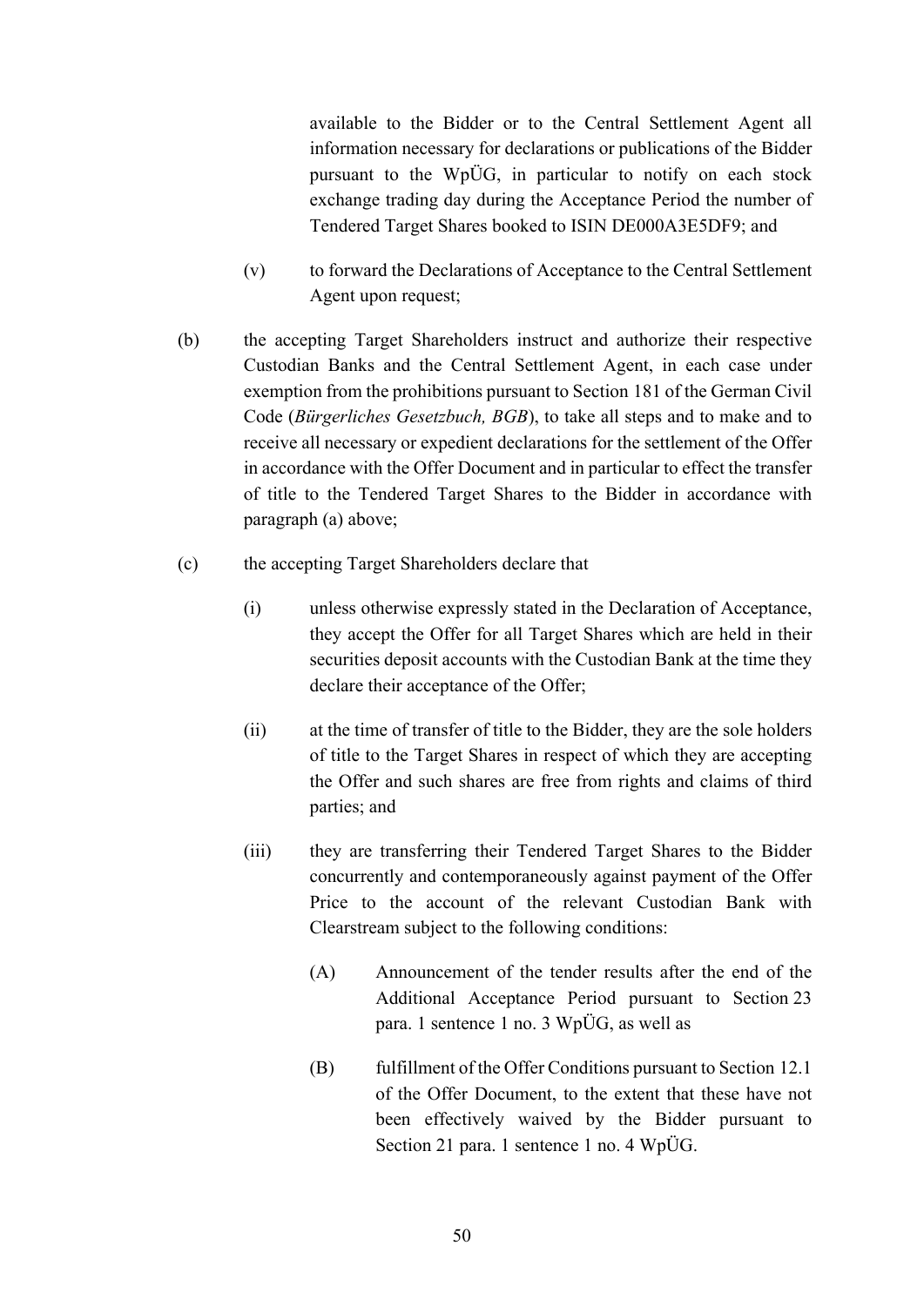available to the Bidder or to the Central Settlement Agent all information necessary for declarations or publications of the Bidder pursuant to the WpÜG, in particular to notify on each stock exchange trading day during the Acceptance Period the number of Tendered Target Shares booked to ISIN DE000A3E5DF9; and

(v) to forward the Declarations of Acceptance to the Central Settlement Agent upon request;

(b) the accepting Target Shareholders instruct and authorize their respective Custodian Banks and the Central Settlement Agent, in each case under exemption from the prohibitions pursuant to Section 181 of the German Civil Code (*Bürgerliches Gesetzbuch, BGB*), to take all steps and to make and to receive all necessary or expedient declarations for the settlement of the Offer in accordance with the Offer Document and in particular to effect the transfer of title to the Tendered Target Shares to the Bidder in accordance with paragraph (a) above;

(c) the accepting Target Shareholders declare that

(i) unless otherwise expressly stated in the Declaration of Acceptance, they accept the Offer for all Target Shares which are held in their securities deposit accounts with the Custodian Bank at the time they declare their acceptance of the Offer;

(ii) at the time of transfer of title to the Bidder, they are the sole holders of title to the Target Shares in respect of which they are accepting the Offer and such shares are free from rights and claims of third parties; and

(iii) they are transferring their Tendered Target Shares to the Bidder concurrently and contemporaneously against payment of the Offer Price to the account of the relevant Custodian Bank with Clearstream subject to the following conditions:

(A) Announcement of the tender results after the end of the Additional Acceptance Period pursuant to Section 23 para. 1 sentence 1 no. 3 WpÜG, as well as

(B) fulfillment of the Offer Conditions pursuant to Section 12.1 of the Offer Document, to the extent that these have not been effectively waived by the Bidder pursuant to Section 21 para. 1 sentence 1 no. 4 WpÜG.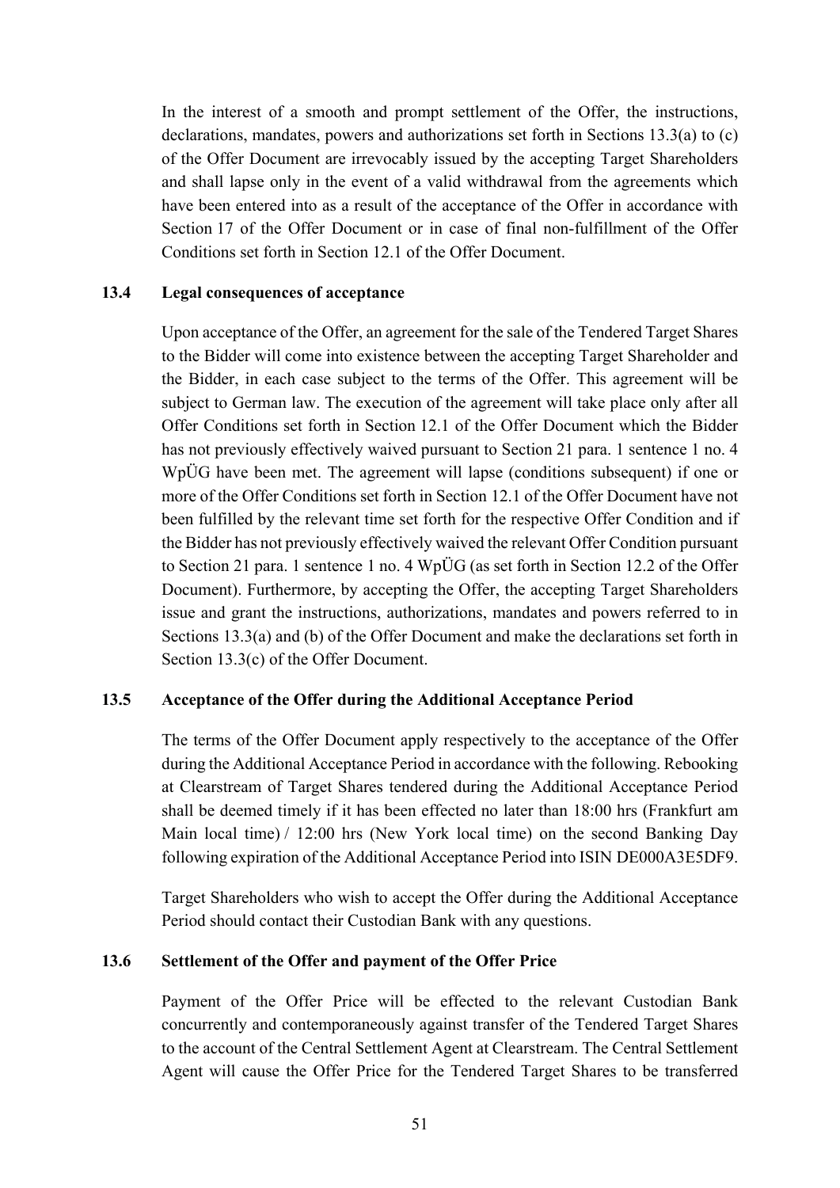In the interest of a smooth and prompt settlement of the Offer, the instructions, declarations, mandates, powers and authorizations set forth in Sections 13.3(a) to (c) of the Offer Document are irrevocably issued by the accepting Target Shareholders and shall lapse only in the event of a valid withdrawal from the agreements which have been entered into as a result of the acceptance of the Offer in accordance with Section 17 of the Offer Document or in case of final non-fulfillment of the Offer Conditions set forth in Section 12.1 of the Offer Document.

### 13.4 Legal consequences of acceptance

Upon acceptance of the Offer, an agreement for the sale of the Tendered Target Shares to the Bidder will come into existence between the accepting Target Shareholder and the Bidder, in each case subject to the terms of the Offer. This agreement will be subject to German law. The execution of the agreement will take place only after all Offer Conditions set forth in Section 12.1 of the Offer Document which the Bidder has not previously effectively waived pursuant to Section 21 para. 1 sentence 1 no. 4 WpÜG have been met. The agreement will lapse (conditions subsequent) if one or more of the Offer Conditions set forth in Section 12.1 of the Offer Document have not been fulfilled by the relevant time set forth for the respective Offer Condition and if the Bidder has not previously effectively waived the relevant Offer Condition pursuant to Section 21 para. 1 sentence 1 no. 4 WpÜG (as set forth in Section 12.2 of the Offer Document). Furthermore, by accepting the Offer, the accepting Target Shareholders issue and grant the instructions, authorizations, mandates and powers referred to in Sections 13.3(a) and (b) of the Offer Document and make the declarations set forth in Section 13.3(c) of the Offer Document.

### 13.5 Acceptance of the Offer during the Additional Acceptance Period

The terms of the Offer Document apply respectively to the acceptance of the Offer during the Additional Acceptance Period in accordance with the following. Rebooking at Clearstream of Target Shares tendered during the Additional Acceptance Period shall be deemed timely if it has been effected no later than 18:00 hrs (Frankfurt am Main local time) / 12:00 hrs (New York local time) on the second Banking Day following expiration of the Additional Acceptance Period into ISIN DE000A3E5DF9.

Target Shareholders who wish to accept the Offer during the Additional Acceptance Period should contact their Custodian Bank with any questions.

### 13.6 Settlement of the Offer and payment of the Offer Price

Payment of the Offer Price will be effected to the relevant Custodian Bank concurrently and contemporaneously against transfer of the Tendered Target Shares to the account of the Central Settlement Agent at Clearstream. The Central Settlement Agent will cause the Offer Price for the Tendered Target Shares to be transferred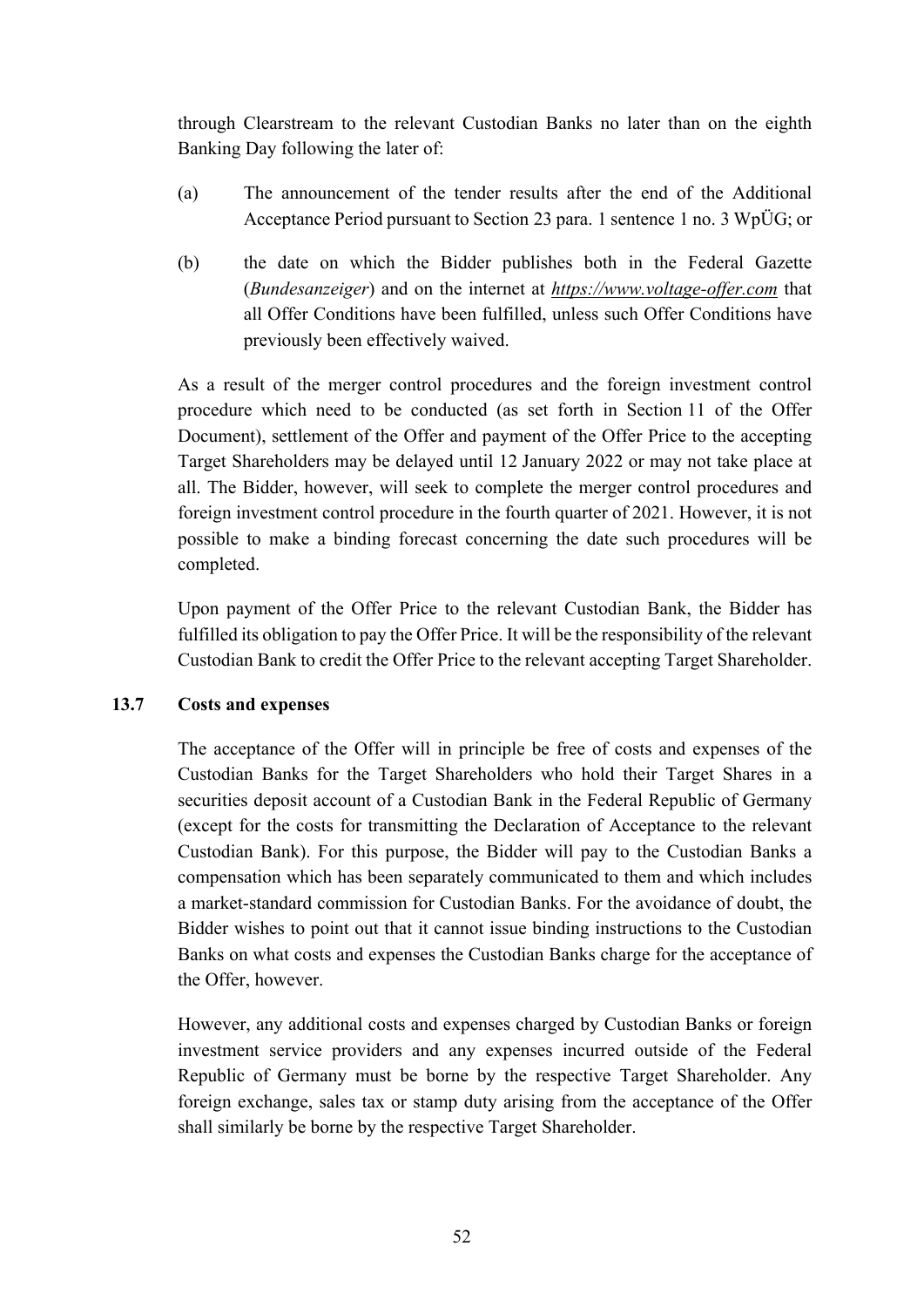through Clearstream to the relevant Custodian Banks no later than on the eighth Banking Day following the later of:

(a) The announcement of the tender results after the end of the Additional Acceptance Period pursuant to Section 23 para. 1 sentence 1 no. 3 WpÜG; or

(b) the date on which the Bidder publishes both in the Federal Gazette (*Bundesanzeiger*) and on the internet at *https://www.voltage-offer.com* that all Offer Conditions have been fulfilled, unless such Offer Conditions have previously been effectively waived.

As a result of the merger control procedures and the foreign investment control procedure which need to be conducted (as set forth in Section 11 of the Offer Document), settlement of the Offer and payment of the Offer Price to the accepting Target Shareholders may be delayed until 12 January 2022 or may not take place at all. The Bidder, however, will seek to complete the merger control procedures and foreign investment control procedure in the fourth quarter of 2021. However, it is not possible to make a binding forecast concerning the date such procedures will be completed.

Upon payment of the Offer Price to the relevant Custodian Bank, the Bidder has fulfilled its obligation to pay the Offer Price. It will be the responsibility of the relevant Custodian Bank to credit the Offer Price to the relevant accepting Target Shareholder.

### 13.7 Costs and expenses

The acceptance of the Offer will in principle be free of costs and expenses of the Custodian Banks for the Target Shareholders who hold their Target Shares in a securities deposit account of a Custodian Bank in the Federal Republic of Germany (except for the costs for transmitting the Declaration of Acceptance to the relevant Custodian Bank). For this purpose, the Bidder will pay to the Custodian Banks a compensation which has been separately communicated to them and which includes a market-standard commission for Custodian Banks. For the avoidance of doubt, the Bidder wishes to point out that it cannot issue binding instructions to the Custodian Banks on what costs and expenses the Custodian Banks charge for the acceptance of the Offer, however.

However, any additional costs and expenses charged by Custodian Banks or foreign investment service providers and any expenses incurred outside of the Federal Republic of Germany must be borne by the respective Target Shareholder. Any foreign exchange, sales tax or stamp duty arising from the acceptance of the Offer shall similarly be borne by the respective Target Shareholder.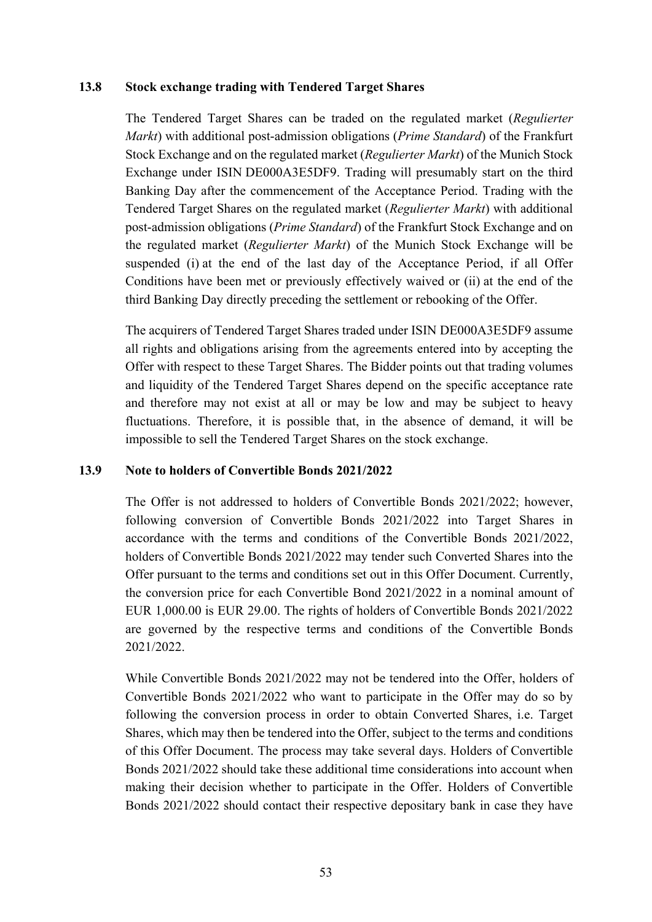### 13.8 Stock exchange trading with Tendered Target Shares

The Tendered Target Shares can be traded on the regulated market (*Regulierter Markt*) with additional post-admission obligations (*Prime Standard*) of the Frankfurt Stock Exchange and on the regulated market (*Regulierter Markt*) of the Munich Stock Exchange under ISIN DE000A3E5DF9. Trading will presumably start on the third Banking Day after the commencement of the Acceptance Period. Trading with the Tendered Target Shares on the regulated market (*Regulierter Markt*) with additional post-admission obligations (*Prime Standard*) of the Frankfurt Stock Exchange and on the regulated market (*Regulierter Markt*) of the Munich Stock Exchange will be suspended (i) at the end of the last day of the Acceptance Period, if all Offer Conditions have been met or previously effectively waived or (ii) at the end of the third Banking Day directly preceding the settlement or rebooking of the Offer.

The acquirers of Tendered Target Shares traded under ISIN DE000A3E5DF9 assume all rights and obligations arising from the agreements entered into by accepting the Offer with respect to these Target Shares. The Bidder points out that trading volumes and liquidity of the Tendered Target Shares depend on the specific acceptance rate and therefore may not exist at all or may be low and may be subject to heavy fluctuations. Therefore, it is possible that, in the absence of demand, it will be impossible to sell the Tendered Target Shares on the stock exchange.

### 13.9 Note to holders of Convertible Bonds 2021/2022

The Offer is not addressed to holders of Convertible Bonds 2021/2022; however, following conversion of Convertible Bonds 2021/2022 into Target Shares in accordance with the terms and conditions of the Convertible Bonds 2021/2022, holders of Convertible Bonds 2021/2022 may tender such Converted Shares into the Offer pursuant to the terms and conditions set out in this Offer Document. Currently, the conversion price for each Convertible Bond 2021/2022 in a nominal amount of EUR 1,000.00 is EUR 29.00. The rights of holders of Convertible Bonds 2021/2022 are governed by the respective terms and conditions of the Convertible Bonds 2021/2022.

While Convertible Bonds 2021/2022 may not be tendered into the Offer, holders of Convertible Bonds 2021/2022 who want to participate in the Offer may do so by following the conversion process in order to obtain Converted Shares, i.e. Target Shares, which may then be tendered into the Offer, subject to the terms and conditions of this Offer Document. The process may take several days. Holders of Convertible Bonds 2021/2022 should take these additional time considerations into account when making their decision whether to participate in the Offer. Holders of Convertible Bonds 2021/2022 should contact their respective depositary bank in case they have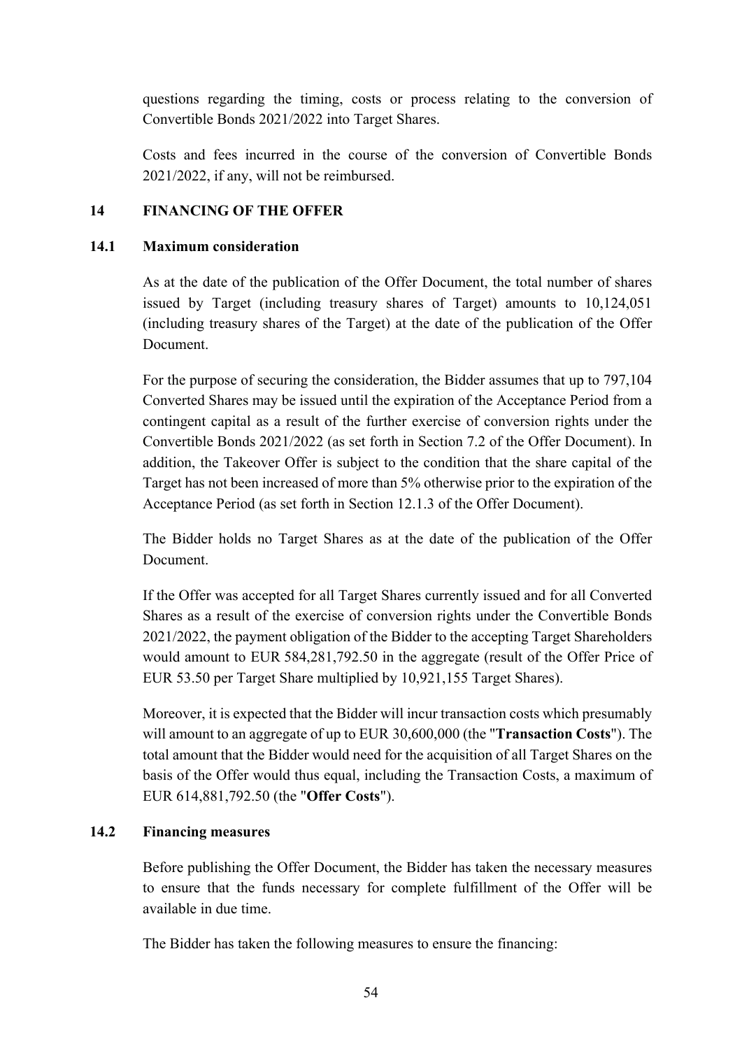questions regarding the timing, costs or process relating to the conversion of Convertible Bonds 2021/2022 into Target Shares.

Costs and fees incurred in the course of the conversion of Convertible Bonds 2021/2022, if any, will not be reimbursed.

## 14 FINANCING OF THE OFFER

### 14.1 Maximum consideration

As at the date of the publication of the Offer Document, the total number of shares issued by Target (including treasury shares of Target) amounts to 10,124,051 (including treasury shares of the Target) at the date of the publication of the Offer Document.

For the purpose of securing the consideration, the Bidder assumes that up to 797,104 Converted Shares may be issued until the expiration of the Acceptance Period from a contingent capital as a result of the further exercise of conversion rights under the Convertible Bonds 2021/2022 (as set forth in Section 7.2 of the Offer Document). In addition, the Takeover Offer is subject to the condition that the share capital of the Target has not been increased of more than 5% otherwise prior to the expiration of the Acceptance Period (as set forth in Section 12.1.3 of the Offer Document).

The Bidder holds no Target Shares as at the date of the publication of the Offer Document.

If the Offer was accepted for all Target Shares currently issued and for all Converted Shares as a result of the exercise of conversion rights under the Convertible Bonds 2021/2022, the payment obligation of the Bidder to the accepting Target Shareholders would amount to EUR 584,281,792.50 in the aggregate (result of the Offer Price of EUR 53.50 per Target Share multiplied by 10,921,155 Target Shares).

Moreover, it is expected that the Bidder will incur transaction costs which presumably will amount to an aggregate of up to EUR 30,600,000 (the "**Transaction Costs**"). The total amount that the Bidder would need for the acquisition of all Target Shares on the basis of the Offer would thus equal, including the Transaction Costs, a maximum of EUR 614,881,792.50 (the "**Offer Costs**").

### 14.2 Financing measures

Before publishing the Offer Document, the Bidder has taken the necessary measures to ensure that the funds necessary for complete fulfillment of the Offer will be available in due time.

The Bidder has taken the following measures to ensure the financing: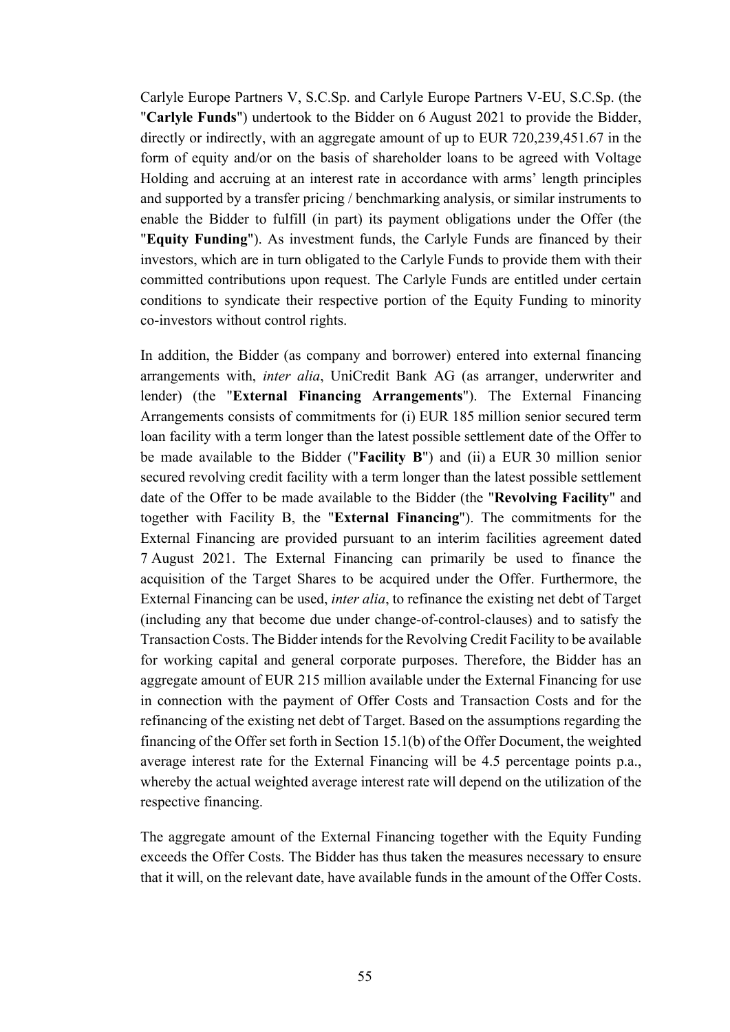Carlyle Europe Partners V, S.C.Sp. and Carlyle Europe Partners V-EU, S.C.Sp. (the "**Carlyle Funds**") undertook to the Bidder on 6 August 2021 to provide the Bidder, directly or indirectly, with an aggregate amount of up to EUR 720,239,451.67 in the form of equity and/or on the basis of shareholder loans to be agreed with Voltage Holding and accruing at an interest rate in accordance with arms' length principles and supported by a transfer pricing / benchmarking analysis, or similar instruments to enable the Bidder to fulfill (in part) its payment obligations under the Offer (the "**Equity Funding**"). As investment funds, the Carlyle Funds are financed by their investors, which are in turn obligated to the Carlyle Funds to provide them with their committed contributions upon request. The Carlyle Funds are entitled under certain conditions to syndicate their respective portion of the Equity Funding to minority co-investors without control rights.

In addition, the Bidder (as company and borrower) entered into external financing arrangements with, *inter alia*, UniCredit Bank AG (as arranger, underwriter and lender) (the "**External Financing Arrangements**"). The External Financing Arrangements consists of commitments for (i) EUR 185 million senior secured term loan facility with a term longer than the latest possible settlement date of the Offer to be made available to the Bidder ("**Facility B**") and (ii) a EUR 30 million senior secured revolving credit facility with a term longer than the latest possible settlement date of the Offer to be made available to the Bidder (the "**Revolving Facility**" and together with Facility B, the "**External Financing**"). The commitments for the External Financing are provided pursuant to an interim facilities agreement dated 7 August 2021. The External Financing can primarily be used to finance the acquisition of the Target Shares to be acquired under the Offer. Furthermore, the External Financing can be used, *inter alia*, to refinance the existing net debt of Target (including any that become due under change-of-control-clauses) and to satisfy the Transaction Costs. The Bidder intends for the Revolving Credit Facility to be available for working capital and general corporate purposes. Therefore, the Bidder has an aggregate amount of EUR 215 million available under the External Financing for use in connection with the payment of Offer Costs and Transaction Costs and for the refinancing of the existing net debt of Target. Based on the assumptions regarding the financing of the Offer set forth in Section 15.1(b) of the Offer Document, the weighted average interest rate for the External Financing will be 4.5 percentage points p.a., whereby the actual weighted average interest rate will depend on the utilization of the respective financing.

The aggregate amount of the External Financing together with the Equity Funding exceeds the Offer Costs. The Bidder has thus taken the measures necessary to ensure that it will, on the relevant date, have available funds in the amount of the Offer Costs.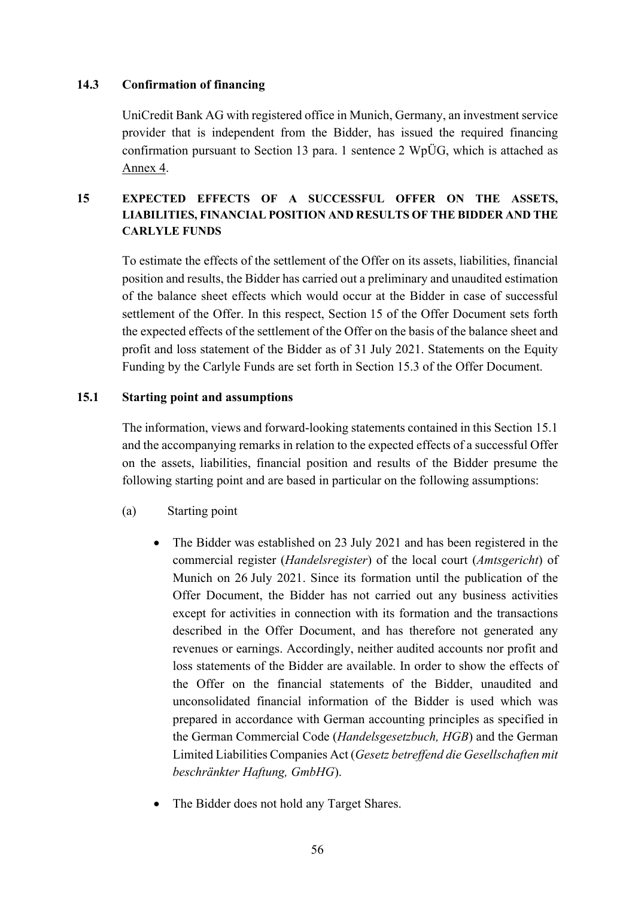### 14.3 Confirmation of financing

UniCredit Bank AG with registered office in Munich, Germany, an investment service provider that is independent from the Bidder, has issued the required financing confirmation pursuant to Section 13 para. 1 sentence 2 WpÜG, which is attached as Annex 4.

## 15 EXPECTED EFFECTS OF A SUCCESSFUL OFFER ON THE ASSETS, LIABILITIES, FINANCIAL POSITION AND RESULTS OF THE BIDDER AND THE CARLYLE FUNDS

To estimate the effects of the settlement of the Offer on its assets, liabilities, financial position and results, the Bidder has carried out a preliminary and unaudited estimation of the balance sheet effects which would occur at the Bidder in case of successful settlement of the Offer. In this respect, Section 15 of the Offer Document sets forth the expected effects of the settlement of the Offer on the basis of the balance sheet and profit and loss statement of the Bidder as of 31 July 2021. Statements on the Equity Funding by the Carlyle Funds are set forth in Section 15.3 of the Offer Document.

### 15.1 Starting point and assumptions

The information, views and forward-looking statements contained in this Section 15.1 and the accompanying remarks in relation to the expected effects of a successful Offer on the assets, liabilities, financial position and results of the Bidder presume the following starting point and are based in particular on the following assumptions:

(a) Starting point

- The Bidder was established on 23 July 2021 and has been registered in the commercial register (*Handelsregister*) of the local court (*Amtsgericht*) of Munich on 26 July 2021. Since its formation until the publication of the Offer Document, the Bidder has not carried out any business activities except for activities in connection with its formation and the transactions described in the Offer Document, and has therefore not generated any revenues or earnings. Accordingly, neither audited accounts nor profit and loss statements of the Bidder are available. In order to show the effects of the Offer on the financial statements of the Bidder, unaudited and unconsolidated financial information of the Bidder is used which was prepared in accordance with German accounting principles as specified in the German Commercial Code (*Handelsgesetzbuch, HGB*) and the German Limited Liabilities Companies Act (*Gesetz betreffend die Gesellschaften mit beschränkter Haftung, GmbHG*).
- The Bidder does not hold any Target Shares.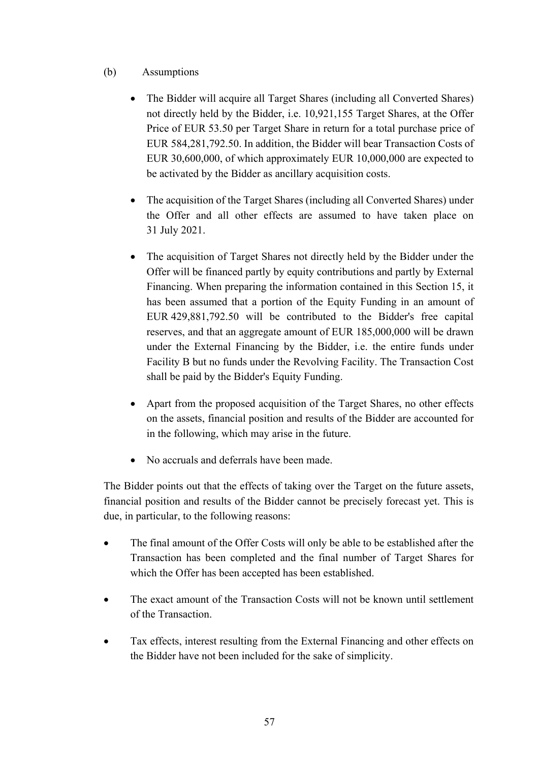(b) Assumptions

- The Bidder will acquire all Target Shares (including all Converted Shares) not directly held by the Bidder, i.e. 10,921,155 Target Shares, at the Offer Price of EUR 53.50 per Target Share in return for a total purchase price of EUR 584,281,792.50. In addition, the Bidder will bear Transaction Costs of EUR 30,600,000, of which approximately EUR 10,000,000 are expected to be activated by the Bidder as ancillary acquisition costs.

- The acquisition of the Target Shares (including all Converted Shares) under the Offer and all other effects are assumed to have taken place on 31 July 2021.

- The acquisition of Target Shares not directly held by the Bidder under the Offer will be financed partly by equity contributions and partly by External Financing. When preparing the information contained in this Section 15, it has been assumed that a portion of the Equity Funding in an amount of EUR 429,881,792.50 will be contributed to the Bidder's free capital reserves, and that an aggregate amount of EUR 185,000,000 will be drawn under the External Financing by the Bidder, i.e. the entire funds under Facility B but no funds under the Revolving Facility. The Transaction Cost shall be paid by the Bidder's Equity Funding.

- Apart from the proposed acquisition of the Target Shares, no other effects on the assets, financial position and results of the Bidder are accounted for in the following, which may arise in the future.

- No accruals and deferrals have been made.

The Bidder points out that the effects of taking over the Target on the future assets, financial position and results of the Bidder cannot be precisely forecast yet. This is due, in particular, to the following reasons:

- The final amount of the Offer Costs will only be able to be established after the Transaction has been completed and the final number of Target Shares for which the Offer has been accepted has been established.

- The exact amount of the Transaction Costs will not be known until settlement of the Transaction.

- Tax effects, interest resulting from the External Financing and other effects on the Bidder have not been included for the sake of simplicity.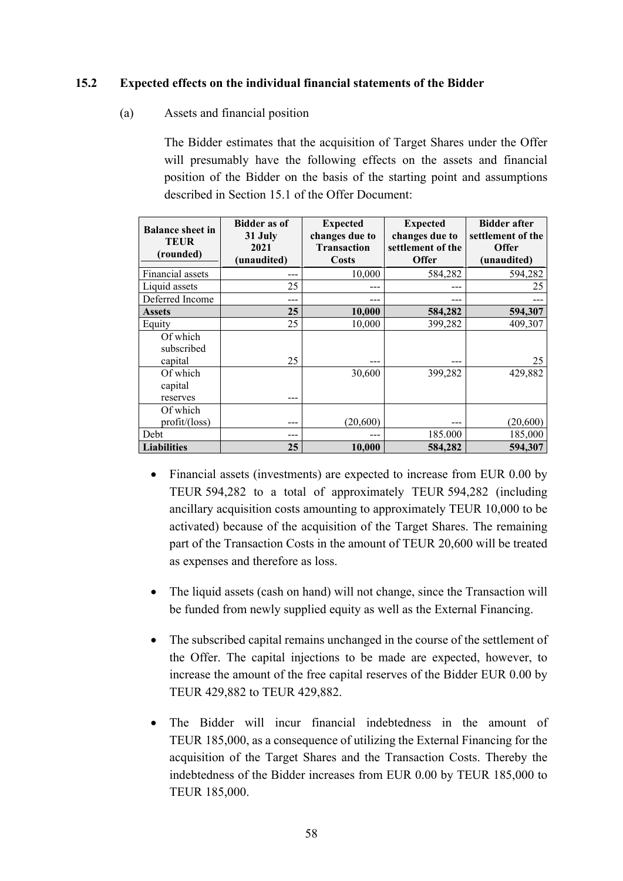### 15.2 Expected effects on the individual financial statements of the Bidder

(a) Assets and financial position

The Bidder estimates that the acquisition of Target Shares under the Offer will presumably have the following effects on the assets and financial position of the Bidder on the basis of the starting point and assumptions described in Section 15.1 of the Offer Document:

| Balance sheet in TEUR (rounded) | Bidder as of 31 July 2021 (unaudited) | Expected changes due to Transaction Costs | Expected changes due to settlement of the Offer | Bidder after settlement of the Offer (unaudited) |
|---|---|---|---|---|
| Financial assets | --- | 10,000 | 584,282 | 594,282 |
| Liquid assets | 25 | --- | --- | 25 |
| Deferred Income | --- | --- | --- | --- |
| **Assets** | **25** | **10,000** | **584,282** | **594,307** |
| Equity | 25 | 10,000 | 399,282 | 409,307 |
| Of which subscribed capital | 25 | --- | --- | 25 |
| Of which capital reserves | --- | 30,600 | 399,282 | 429,882 |
| Of which profit/(loss) | --- | (20,600) | --- | (20,600) |
| Debt | --- | --- | 185.000 | 185,000 |
| **Liabilities** | **25** | **10,000** | **584,282** | **594,307** |

- Financial assets (investments) are expected to increase from EUR 0.00 by TEUR 594,282 to a total of approximately TEUR 594,282 (including ancillary acquisition costs amounting to approximately TEUR 10,000 to be activated) because of the acquisition of the Target Shares. The remaining part of the Transaction Costs in the amount of TEUR 20,600 will be treated as expenses and therefore as loss.

- The liquid assets (cash on hand) will not change, since the Transaction will be funded from newly supplied equity as well as the External Financing.

- The subscribed capital remains unchanged in the course of the settlement of the Offer. The capital injections to be made are expected, however, to increase the amount of the free capital reserves of the Bidder EUR 0.00 by TEUR 429,882 to TEUR 429,882.

- The Bidder will incur financial indebtedness in the amount of TEUR 185,000, as a consequence of utilizing the External Financing for the acquisition of the Target Shares and the Transaction Costs. Thereby the indebtedness of the Bidder increases from EUR 0.00 by TEUR 185,000 to TEUR 185,000.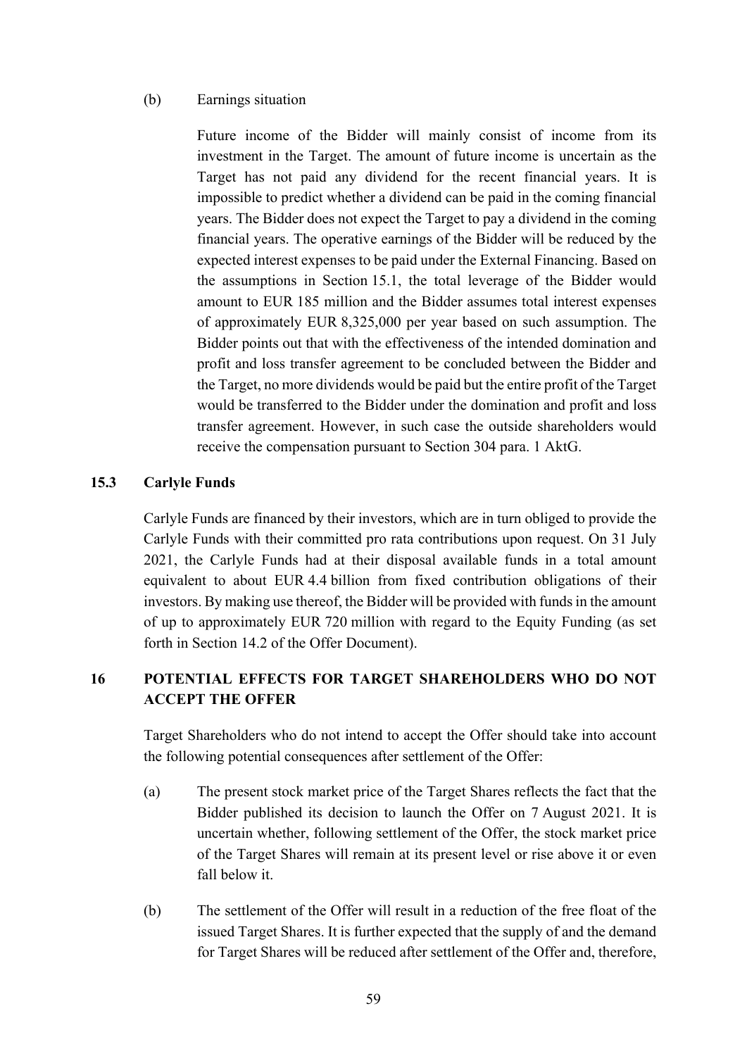(b) Earnings situation

Future income of the Bidder will mainly consist of income from its investment in the Target. The amount of future income is uncertain as the Target has not paid any dividend for the recent financial years. It is impossible to predict whether a dividend can be paid in the coming financial years. The Bidder does not expect the Target to pay a dividend in the coming financial years. The operative earnings of the Bidder will be reduced by the expected interest expenses to be paid under the External Financing. Based on the assumptions in Section 15.1, the total leverage of the Bidder would amount to EUR 185 million and the Bidder assumes total interest expenses of approximately EUR 8,325,000 per year based on such assumption. The Bidder points out that with the effectiveness of the intended domination and profit and loss transfer agreement to be concluded between the Bidder and the Target, no more dividends would be paid but the entire profit of the Target would be transferred to the Bidder under the domination and profit and loss transfer agreement. However, in such case the outside shareholders would receive the compensation pursuant to Section 304 para. 1 AktG.

## 15.3 Carlyle Funds

Carlyle Funds are financed by their investors, which are in turn obliged to provide the Carlyle Funds with their committed pro rata contributions upon request. On 31 July 2021, the Carlyle Funds had at their disposal available funds in a total amount equivalent to about EUR 4.4 billion from fixed contribution obligations of their investors. By making use thereof, the Bidder will be provided with funds in the amount of up to approximately EUR 720 million with regard to the Equity Funding (as set forth in Section 14.2 of the Offer Document).

# 16 POTENTIAL EFFECTS FOR TARGET SHAREHOLDERS WHO DO NOT ACCEPT THE OFFER

Target Shareholders who do not intend to accept the Offer should take into account the following potential consequences after settlement of the Offer:

(a) The present stock market price of the Target Shares reflects the fact that the Bidder published its decision to launch the Offer on 7 August 2021. It is uncertain whether, following settlement of the Offer, the stock market price of the Target Shares will remain at its present level or rise above it or even fall below it.

(b) The settlement of the Offer will result in a reduction of the free float of the issued Target Shares. It is further expected that the supply of and the demand for Target Shares will be reduced after settlement of the Offer and, therefore,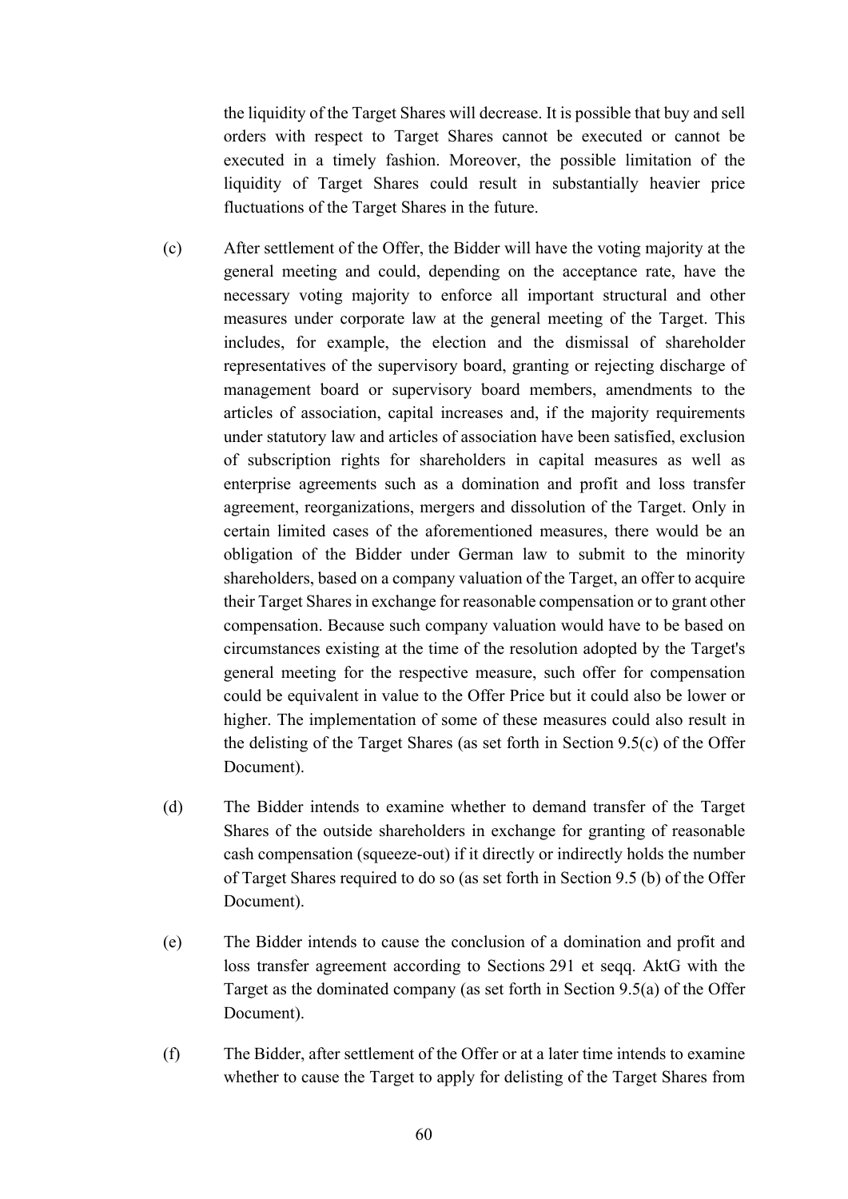the liquidity of the Target Shares will decrease. It is possible that buy and sell orders with respect to Target Shares cannot be executed or cannot be executed in a timely fashion. Moreover, the possible limitation of the liquidity of Target Shares could result in substantially heavier price fluctuations of the Target Shares in the future.

(c) After settlement of the Offer, the Bidder will have the voting majority at the general meeting and could, depending on the acceptance rate, have the necessary voting majority to enforce all important structural and other measures under corporate law at the general meeting of the Target. This includes, for example, the election and the dismissal of shareholder representatives of the supervisory board, granting or rejecting discharge of management board or supervisory board members, amendments to the articles of association, capital increases and, if the majority requirements under statutory law and articles of association have been satisfied, exclusion of subscription rights for shareholders in capital measures as well as enterprise agreements such as a domination and profit and loss transfer agreement, reorganizations, mergers and dissolution of the Target. Only in certain limited cases of the aforementioned measures, there would be an obligation of the Bidder under German law to submit to the minority shareholders, based on a company valuation of the Target, an offer to acquire their Target Shares in exchange for reasonable compensation or to grant other compensation. Because such company valuation would have to be based on circumstances existing at the time of the resolution adopted by the Target's general meeting for the respective measure, such offer for compensation could be equivalent in value to the Offer Price but it could also be lower or higher. The implementation of some of these measures could also result in the delisting of the Target Shares (as set forth in Section 9.5(c) of the Offer Document).

(d) The Bidder intends to examine whether to demand transfer of the Target Shares of the outside shareholders in exchange for granting of reasonable cash compensation (squeeze-out) if it directly or indirectly holds the number of Target Shares required to do so (as set forth in Section 9.5 (b) of the Offer Document).

(e) The Bidder intends to cause the conclusion of a domination and profit and loss transfer agreement according to Sections 291 et seqq. AktG with the Target as the dominated company (as set forth in Section 9.5(a) of the Offer Document).

(f) The Bidder, after settlement of the Offer or at a later time intends to examine whether to cause the Target to apply for delisting of the Target Shares from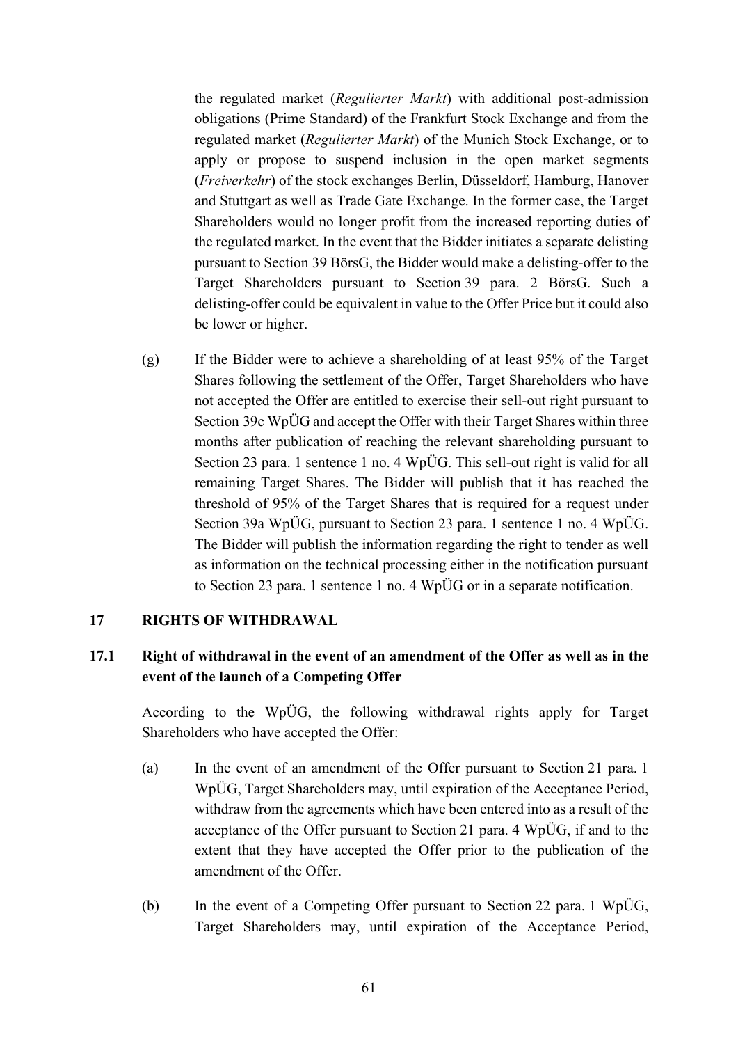the regulated market (*Regulierter Markt*) with additional post-admission obligations (Prime Standard) of the Frankfurt Stock Exchange and from the regulated market (*Regulierter Markt*) of the Munich Stock Exchange, or to apply or propose to suspend inclusion in the open market segments (*Freiverkehr*) of the stock exchanges Berlin, Düsseldorf, Hamburg, Hanover and Stuttgart as well as Trade Gate Exchange. In the former case, the Target Shareholders would no longer profit from the increased reporting duties of the regulated market. In the event that the Bidder initiates a separate delisting pursuant to Section 39 BörsG, the Bidder would make a delisting-offer to the Target Shareholders pursuant to Section 39 para. 2 BörsG. Such a delisting-offer could be equivalent in value to the Offer Price but it could also be lower or higher.

(g) If the Bidder were to achieve a shareholding of at least 95% of the Target Shares following the settlement of the Offer, Target Shareholders who have not accepted the Offer are entitled to exercise their sell-out right pursuant to Section 39c WpÜG and accept the Offer with their Target Shares within three months after publication of reaching the relevant shareholding pursuant to Section 23 para. 1 sentence 1 no. 4 WpÜG. This sell-out right is valid for all remaining Target Shares. The Bidder will publish that it has reached the threshold of 95% of the Target Shares that is required for a request under Section 39a WpÜG, pursuant to Section 23 para. 1 sentence 1 no. 4 WpÜG. The Bidder will publish the information regarding the right to tender as well as information on the technical processing either in the notification pursuant to Section 23 para. 1 sentence 1 no. 4 WpÜG or in a separate notification.

## 17 RIGHTS OF WITHDRAWAL

### 17.1 Right of withdrawal in the event of an amendment of the Offer as well as in the event of the launch of a Competing Offer

According to the WpÜG, the following withdrawal rights apply for Target Shareholders who have accepted the Offer:

(a) In the event of an amendment of the Offer pursuant to Section 21 para. 1 WpÜG, Target Shareholders may, until expiration of the Acceptance Period, withdraw from the agreements which have been entered into as a result of the acceptance of the Offer pursuant to Section 21 para. 4 WpÜG, if and to the extent that they have accepted the Offer prior to the publication of the amendment of the Offer.

(b) In the event of a Competing Offer pursuant to Section 22 para. 1 WpÜG, Target Shareholders may, until expiration of the Acceptance Period,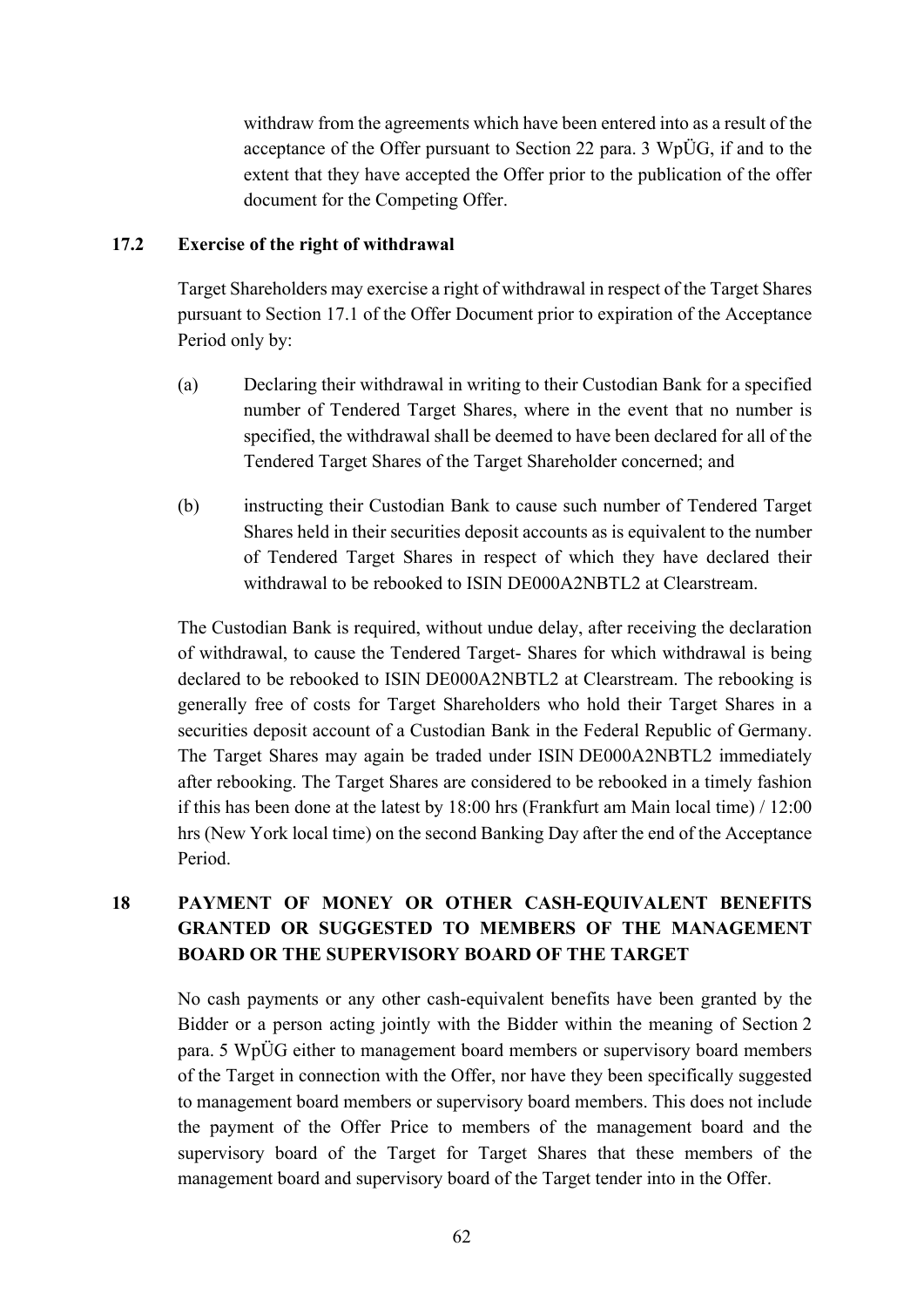withdraw from the agreements which have been entered into as a result of the acceptance of the Offer pursuant to Section 22 para. 3 WpÜG, if and to the extent that they have accepted the Offer prior to the publication of the offer document for the Competing Offer.

### 17.2 Exercise of the right of withdrawal

Target Shareholders may exercise a right of withdrawal in respect of the Target Shares pursuant to Section 17.1 of the Offer Document prior to expiration of the Acceptance Period only by:

(a) Declaring their withdrawal in writing to their Custodian Bank for a specified number of Tendered Target Shares, where in the event that no number is specified, the withdrawal shall be deemed to have been declared for all of the Tendered Target Shares of the Target Shareholder concerned; and

(b) instructing their Custodian Bank to cause such number of Tendered Target Shares held in their securities deposit accounts as is equivalent to the number of Tendered Target Shares in respect of which they have declared their withdrawal to be rebooked to ISIN DE000A2NBTL2 at Clearstream.

The Custodian Bank is required, without undue delay, after receiving the declaration of withdrawal, to cause the Tendered Target- Shares for which withdrawal is being declared to be rebooked to ISIN DE000A2NBTL2 at Clearstream. The rebooking is generally free of costs for Target Shareholders who hold their Target Shares in a securities deposit account of a Custodian Bank in the Federal Republic of Germany. The Target Shares may again be traded under ISIN DE000A2NBTL2 immediately after rebooking. The Target Shares are considered to be rebooked in a timely fashion if this has been done at the latest by 18:00 hrs (Frankfurt am Main local time) / 12:00 hrs (New York local time) on the second Banking Day after the end of the Acceptance Period.

## 18 PAYMENT OF MONEY OR OTHER CASH-EQUIVALENT BENEFITS GRANTED OR SUGGESTED TO MEMBERS OF THE MANAGEMENT BOARD OR THE SUPERVISORY BOARD OF THE TARGET

No cash payments or any other cash-equivalent benefits have been granted by the Bidder or a person acting jointly with the Bidder within the meaning of Section 2 para. 5 WpÜG either to management board members or supervisory board members of the Target in connection with the Offer, nor have they been specifically suggested to management board members or supervisory board members. This does not include the payment of the Offer Price to members of the management board and the supervisory board of the Target for Target Shares that these members of the management board and supervisory board of the Target tender into in the Offer.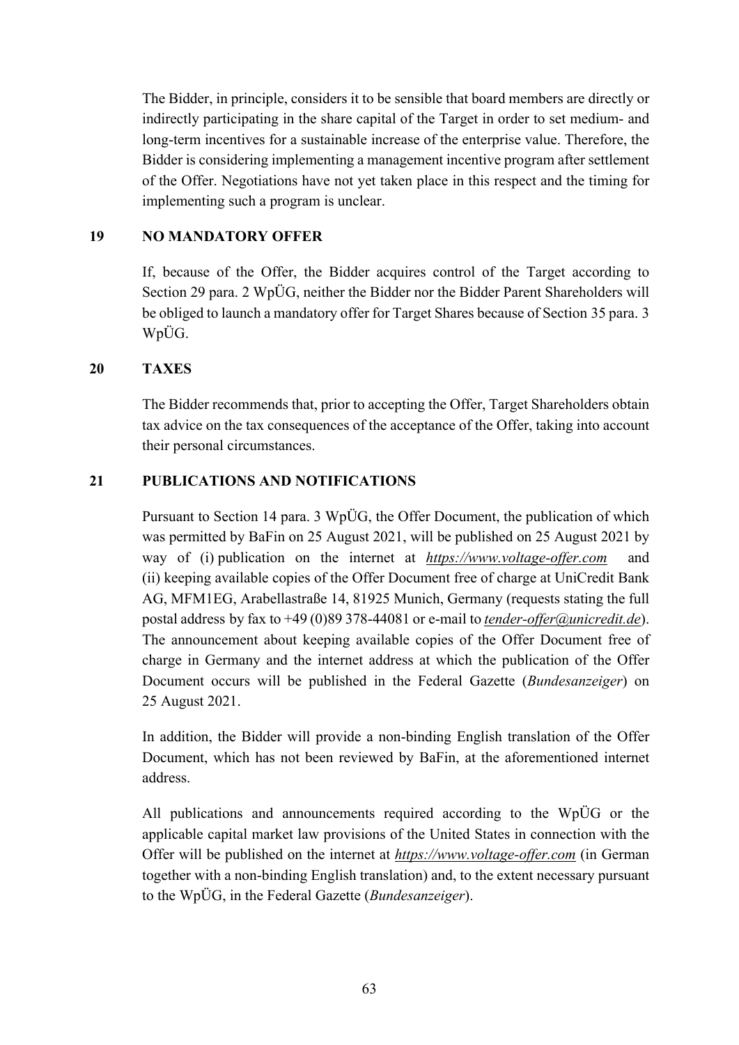The Bidder, in principle, considers it to be sensible that board members are directly or indirectly participating in the share capital of the Target in order to set medium- and long-term incentives for a sustainable increase of the enterprise value. Therefore, the Bidder is considering implementing a management incentive program after settlement of the Offer. Negotiations have not yet taken place in this respect and the timing for implementing such a program is unclear.

## 19 NO MANDATORY OFFER

If, because of the Offer, the Bidder acquires control of the Target according to Section 29 para. 2 WpÜG, neither the Bidder nor the Bidder Parent Shareholders will be obliged to launch a mandatory offer for Target Shares because of Section 35 para. 3 WpÜG.

## 20 TAXES

The Bidder recommends that, prior to accepting the Offer, Target Shareholders obtain tax advice on the tax consequences of the acceptance of the Offer, taking into account their personal circumstances.

## 21 PUBLICATIONS AND NOTIFICATIONS

Pursuant to Section 14 para. 3 WpÜG, the Offer Document, the publication of which was permitted by BaFin on 25 August 2021, will be published on 25 August 2021 by way of (i) publication on the internet at ***https://www.voltage-offer.com*** and (ii) keeping available copies of the Offer Document free of charge at UniCredit Bank AG, MFM1EG, Arabellastraße 14, 81925 Munich, Germany (requests stating the full postal address by fax to +49 (0)89 378-44081 or e-mail to *tender-offer@unicredit.de*). The announcement about keeping available copies of the Offer Document free of charge in Germany and the internet address at which the publication of the Offer Document occurs will be published in the Federal Gazette (*Bundesanzeiger*) on 25 August 2021.

In addition, the Bidder will provide a non-binding English translation of the Offer Document, which has not been reviewed by BaFin, at the aforementioned internet address.

All publications and announcements required according to the WpÜG or the applicable capital market law provisions of the United States in connection with the Offer will be published on the internet at *https://www.voltage-offer.com* (in German together with a non-binding English translation) and, to the extent necessary pursuant to the WpÜG, in the Federal Gazette (*Bundesanzeiger*).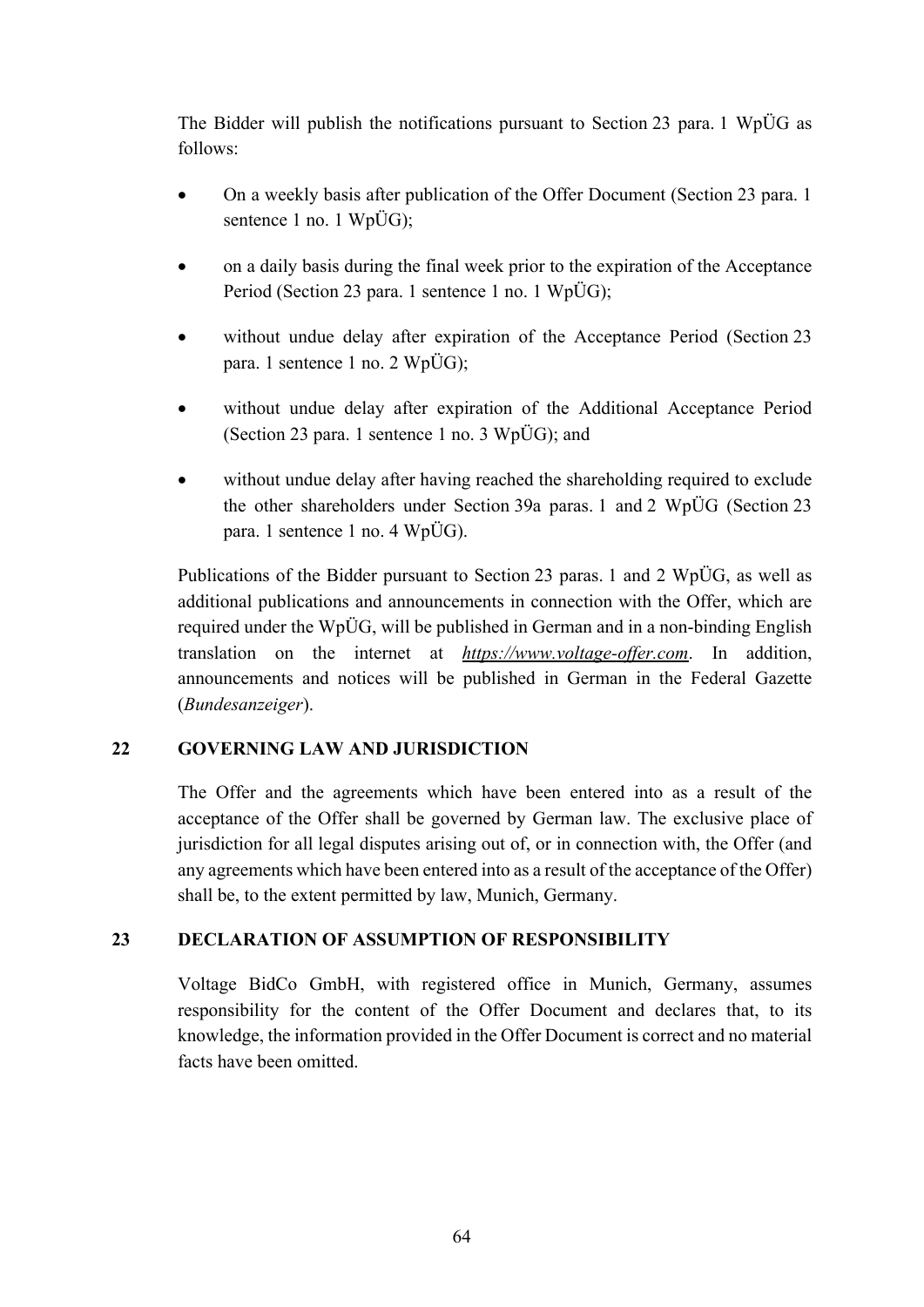The Bidder will publish the notifications pursuant to Section 23 para. 1 WpÜG as follows:

- On a weekly basis after publication of the Offer Document (Section 23 para. 1 sentence 1 no. 1 WpÜG);
- on a daily basis during the final week prior to the expiration of the Acceptance Period (Section 23 para. 1 sentence 1 no. 1 WpÜG);
- without undue delay after expiration of the Acceptance Period (Section 23 para. 1 sentence 1 no. 2 WpÜG);
- without undue delay after expiration of the Additional Acceptance Period (Section 23 para. 1 sentence 1 no. 3 WpÜG); and
- without undue delay after having reached the shareholding required to exclude the other shareholders under Section 39a paras. 1 and 2 WpÜG (Section 23 para. 1 sentence 1 no. 4 WpÜG).

Publications of the Bidder pursuant to Section 23 paras. 1 and 2 WpÜG, as well as additional publications and announcements in connection with the Offer, which are required under the WpÜG, will be published in German and in a non-binding English translation on the internet at ***https://www.voltage-offer.com***. In addition, announcements and notices will be published in German in the Federal Gazette (*Bundesanzeiger*).

## 22 GOVERNING LAW AND JURISDICTION

The Offer and the agreements which have been entered into as a result of the acceptance of the Offer shall be governed by German law. The exclusive place of jurisdiction for all legal disputes arising out of, or in connection with, the Offer (and any agreements which have been entered into as a result of the acceptance of the Offer) shall be, to the extent permitted by law, Munich, Germany.

## 23 DECLARATION OF ASSUMPTION OF RESPONSIBILITY

Voltage BidCo GmbH, with registered office in Munich, Germany, assumes responsibility for the content of the Offer Document and declares that, to its knowledge, the information provided in the Offer Document is correct and no material facts have been omitted.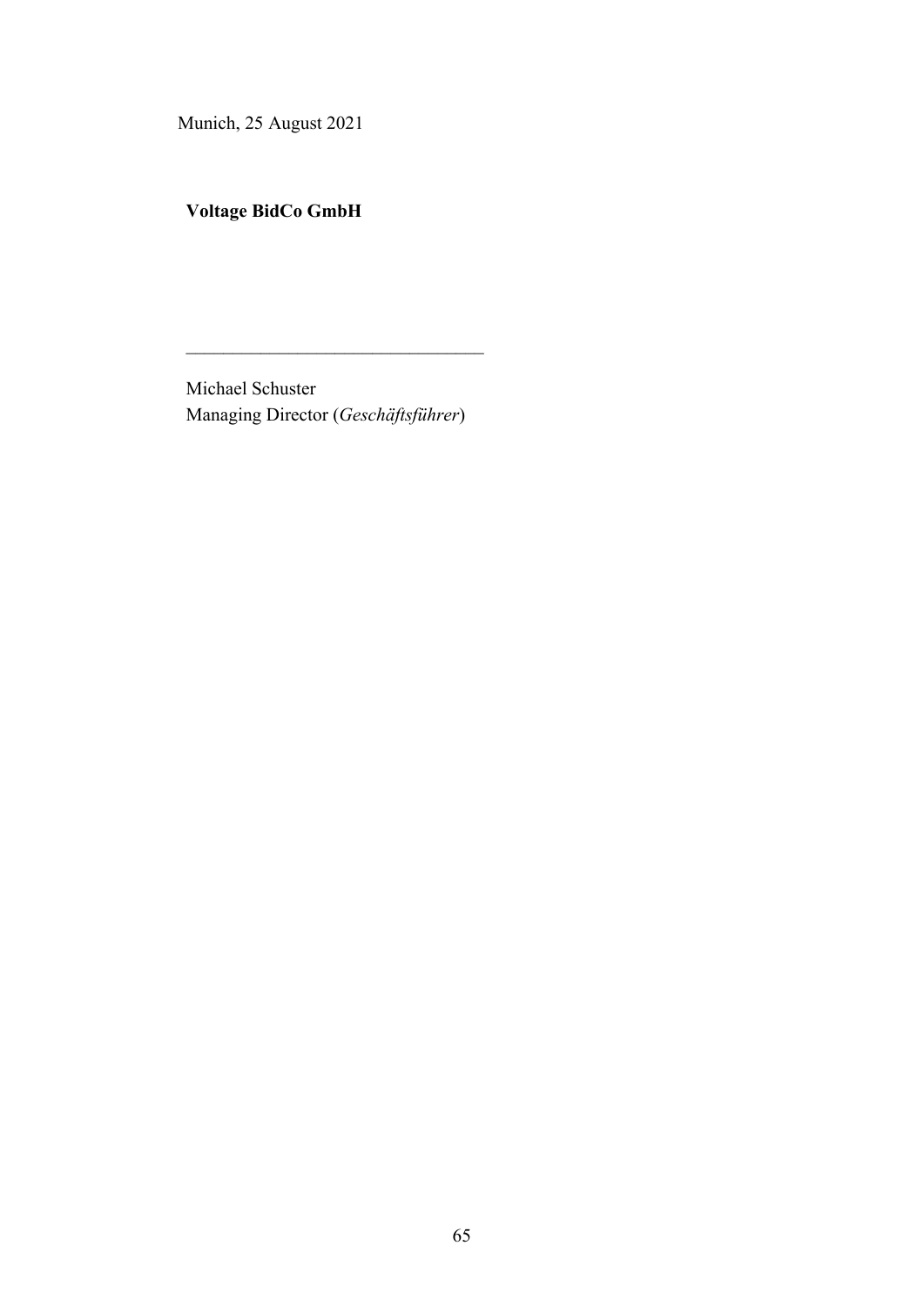Munich, 25 August 2021

**Voltage BidCo GmbH**

\_\_\_\_\_\_\_\_\_\_\_\_\_\_\_\_\_\_\_\_\_\_\_\_\_\_\_\_\_\_\_\_

Michael Schuster
Managing Director (*Geschäftsführer*)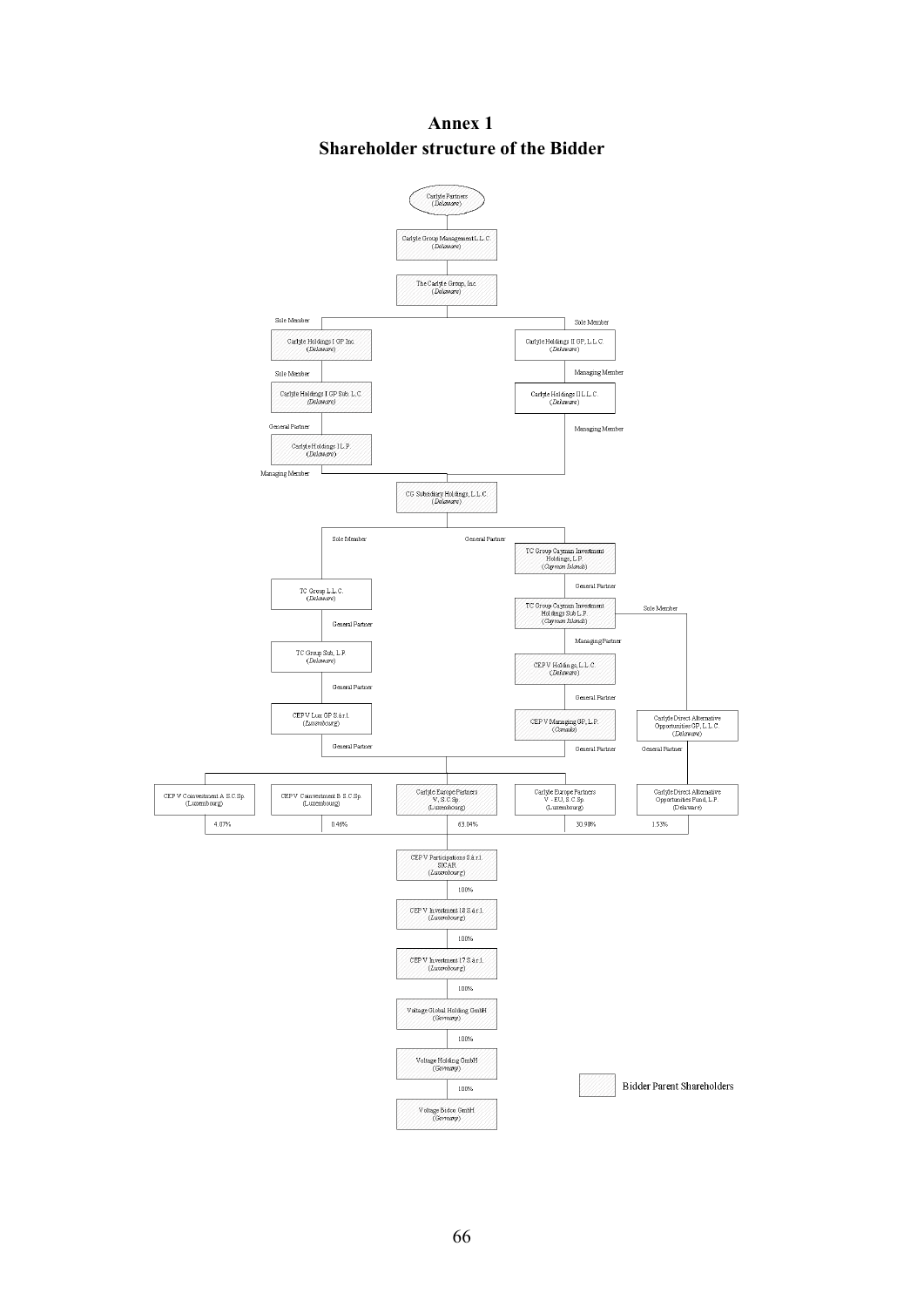# Annex 1
## Shareholder structure of the Bidder

- Carlyle Partners (*Delaware*)
  - Carlyle Group Management L.L.C. (*Delaware*)
    - The Carlyle Group, Inc. (*Delaware*)
      - Sole Member: Carlyle Holdings I GP Inc. (*Delaware*)
        - Sole Member: Carlyle Holdings I GP Sub L.L.C. (*Delaware*)
          - General Partner: Carlyle Holdings I L.P. (*Delaware*)
            - Managing Member: CG Subsidiary Holdings, L.L.C. (*Delaware*)
      - Sole Member: Carlyle Holdings II GP, L.L.C. (*Delaware*)
        - Managing Member: Carlyle Holdings II L.L.C. (*Delaware*)
          - Managing Member: CG Subsidiary Holdings, L.L.C. (*Delaware*)

- CG Subsidiary Holdings, L.L.C. (*Delaware*)
  - Sole Member: TC Group L.L.C. (*Delaware*)
    - General Partner: TC Group Sub, L.P. (*Delaware*)
      - General Partner: CEP V Lux GP S.à r.l. (*Luxembourg*)
        - General Partner (of the Luxembourg partnerships below)
  - General Partner: TC Group Cayman Investment Holdings, L.P. (*Cayman Islands*)
    - General Partner: TC Group Cayman Investment Holdings Sub L.P. (*Cayman Islands*)
      - Managing Partner: CEP V Holdings, L.L.C. (*Delaware*)
        - General Partner: CEP V Managing GP, L.P. (*Canada*)
          - General Partner (of the Luxembourg partnerships below)
      - Sole Member: Carlyle Direct Alternative Opportunities GP, L.L.C. (*Delaware*)
        - General Partner: Carlyle Direct Alternative Opportunities Fund, L.P. (Delaware)

Shareholders of CEP V Participations S.à r.l. SICAR (*Luxembourg*):

| Shareholder | Share |
|---|---|
| CEP V Coinvestment A S.C.Sp. (Luxembourg) | 4.07% |
| CEP V Coinvestment B S.C.Sp. (Luxembourg) | 0.46% |
| Carlyle Europe Partners V, S.C.Sp. (Luxembourg) | 63.04% |
| Carlyle Europe Partners V - EU, S.C.Sp. (Luxembourg) | 30.90% |
| Carlyle Direct Alternative Opportunities Fund, L.P. (Delaware) | 1.53% |

- CEP V Participations S.à r.l. SICAR (*Luxembourg*)
  - 100%: CEP V Investment 18 S.à r.l. (*Luxembourg*)
    - 100%: CEP V Investment 17 S.à r.l. (*Luxembourg*)
      - 100%: Voltage Global Holding GmbH (*Germany*)
        - 100%: Voltage Holding GmbH (*Germany*)
          - 100%: Voltage Bidco GmbH (*Germany*)

Legend: Hatched boxes = Bidder Parent Shareholders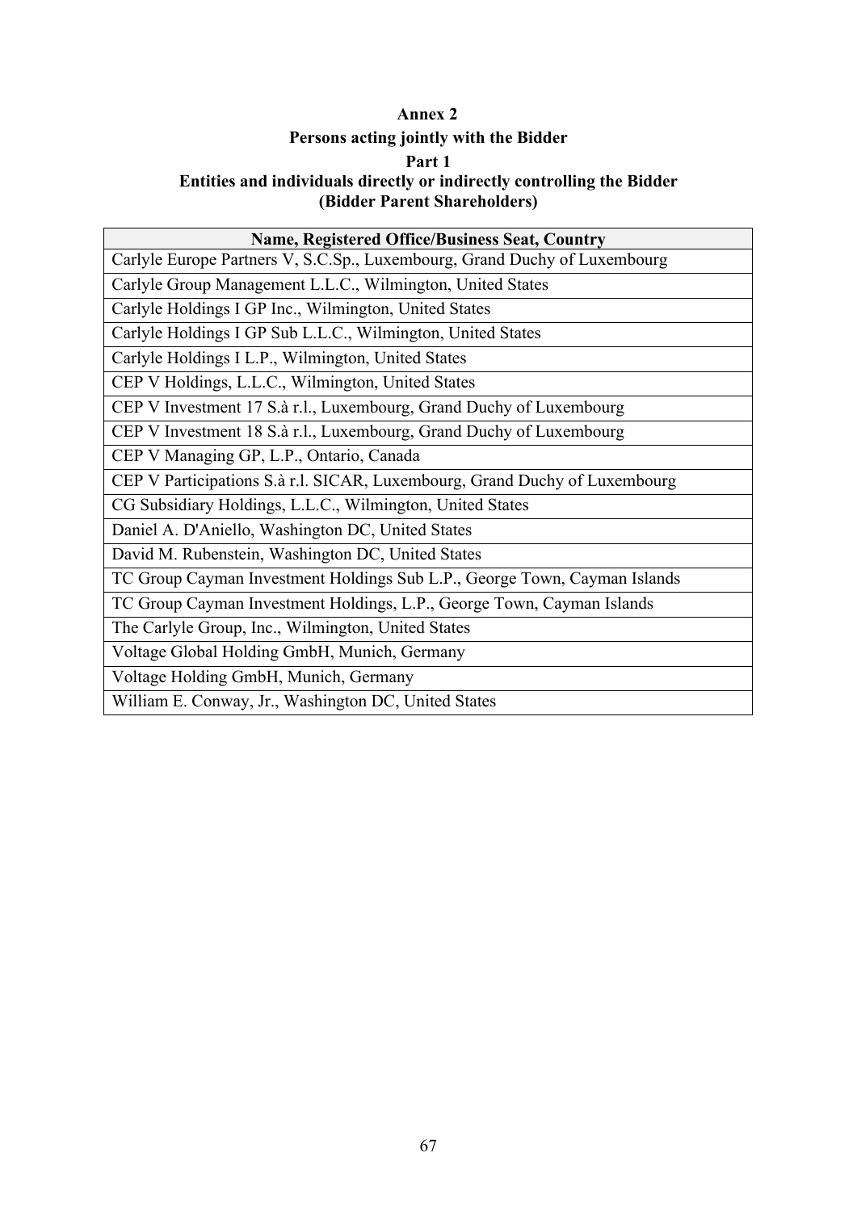# Annex 2

## Persons acting jointly with the Bidder

### Part 1

### Entities and individuals directly or indirectly controlling the Bidder (Bidder Parent Shareholders)

| Name, Registered Office/Business Seat, Country |
|---|
| Carlyle Europe Partners V, S.C.Sp., Luxembourg, Grand Duchy of Luxembourg |
| Carlyle Group Management L.L.C., Wilmington, United States |
| Carlyle Holdings I GP Inc., Wilmington, United States |
| Carlyle Holdings I GP Sub L.L.C., Wilmington, United States |
| Carlyle Holdings I L.P., Wilmington, United States |
| CEP V Holdings, L.L.C., Wilmington, United States |
| CEP V Investment 17 S.à r.l., Luxembourg, Grand Duchy of Luxembourg |
| CEP V Investment 18 S.à r.l., Luxembourg, Grand Duchy of Luxembourg |
| CEP V Managing GP, L.P., Ontario, Canada |
| CEP V Participations S.à r.l. SICAR, Luxembourg, Grand Duchy of Luxembourg |
| CG Subsidiary Holdings, L.L.C., Wilmington, United States |
| Daniel A. D'Aniello, Washington DC, United States |
| David M. Rubenstein, Washington DC, United States |
| TC Group Cayman Investment Holdings Sub L.P., George Town, Cayman Islands |
| TC Group Cayman Investment Holdings, L.P., George Town, Cayman Islands |
| The Carlyle Group, Inc., Wilmington, United States |
| Voltage Global Holding GmbH, Munich, Germany |
| Voltage Holding GmbH, Munich, Germany |
| William E. Conway, Jr., Washington DC, United States |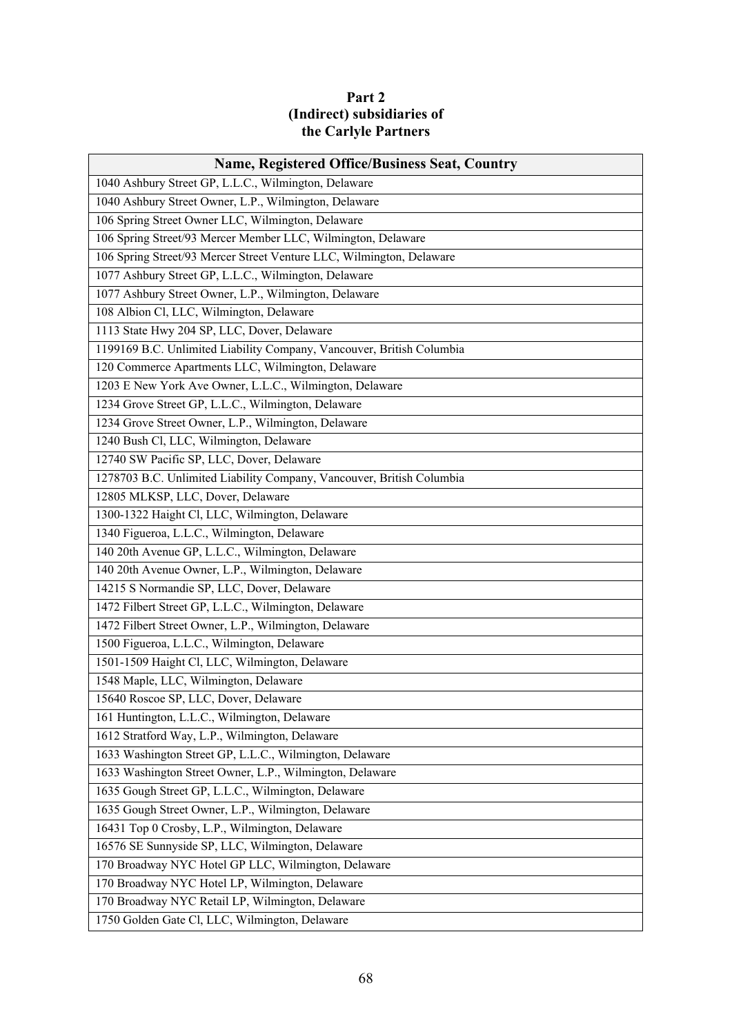**Part 2**
**(Indirect) subsidiaries of**
**the Carlyle Partners**

| Name, Registered Office/Business Seat, Country |
|---|
| 1040 Ashbury Street GP, L.L.C., Wilmington, Delaware |
| 1040 Ashbury Street Owner, L.P., Wilmington, Delaware |
| 106 Spring Street Owner LLC, Wilmington, Delaware |
| 106 Spring Street/93 Mercer Member LLC, Wilmington, Delaware |
| 106 Spring Street/93 Mercer Street Venture LLC, Wilmington, Delaware |
| 1077 Ashbury Street GP, L.L.C., Wilmington, Delaware |
| 1077 Ashbury Street Owner, L.P., Wilmington, Delaware |
| 108 Albion Cl, LLC, Wilmington, Delaware |
| 1113 State Hwy 204 SP, LLC, Dover, Delaware |
| 1199169 B.C. Unlimited Liability Company, Vancouver, British Columbia |
| 120 Commerce Apartments LLC, Wilmington, Delaware |
| 1203 E New York Ave Owner, L.L.C., Wilmington, Delaware |
| 1234 Grove Street GP, L.L.C., Wilmington, Delaware |
| 1234 Grove Street Owner, L.P., Wilmington, Delaware |
| 1240 Bush Cl, LLC, Wilmington, Delaware |
| 12740 SW Pacific SP, LLC, Dover, Delaware |
| 1278703 B.C. Unlimited Liability Company, Vancouver, British Columbia |
| 12805 MLKSP, LLC, Dover, Delaware |
| 1300-1322 Haight Cl, LLC, Wilmington, Delaware |
| 1340 Figueroa, L.L.C., Wilmington, Delaware |
| 140 20th Avenue GP, L.L.C., Wilmington, Delaware |
| 140 20th Avenue Owner, L.P., Wilmington, Delaware |
| 14215 S Normandie SP, LLC, Dover, Delaware |
| 1472 Filbert Street GP, L.L.C., Wilmington, Delaware |
| 1472 Filbert Street Owner, L.P., Wilmington, Delaware |
| 1500 Figueroa, L.L.C., Wilmington, Delaware |
| 1501-1509 Haight Cl, LLC, Wilmington, Delaware |
| 1548 Maple, LLC, Wilmington, Delaware |
| 15640 Roscoe SP, LLC, Dover, Delaware |
| 161 Huntington, L.L.C., Wilmington, Delaware |
| 1612 Stratford Way, L.P., Wilmington, Delaware |
| 1633 Washington Street GP, L.L.C., Wilmington, Delaware |
| 1633 Washington Street Owner, L.P., Wilmington, Delaware |
| 1635 Gough Street GP, L.L.C., Wilmington, Delaware |
| 1635 Gough Street Owner, L.P., Wilmington, Delaware |
| 16431 Top 0 Crosby, L.P., Wilmington, Delaware |
| 16576 SE Sunnyside SP, LLC, Wilmington, Delaware |
| 170 Broadway NYC Hotel GP LLC, Wilmington, Delaware |
| 170 Broadway NYC Hotel LP, Wilmington, Delaware |
| 170 Broadway NYC Retail LP, Wilmington, Delaware |
| 1750 Golden Gate Cl, LLC, Wilmington, Delaware |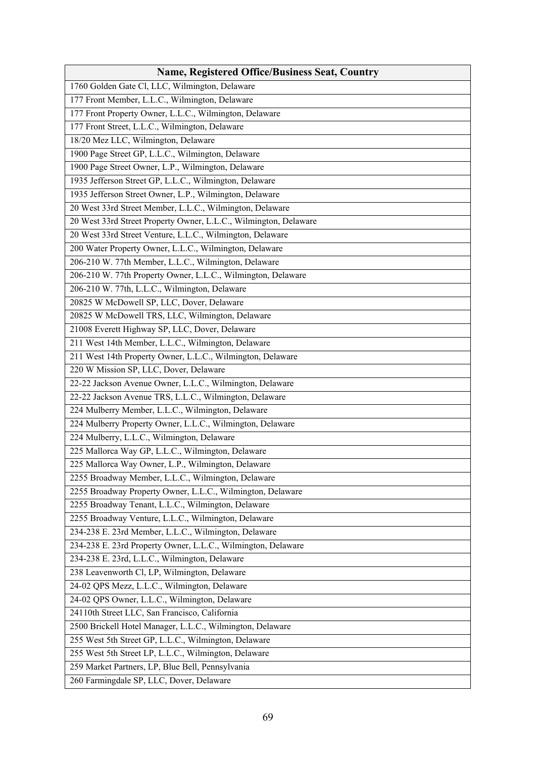| Name, Registered Office/Business Seat, Country |
|---|
| 1760 Golden Gate Cl, LLC, Wilmington, Delaware |
| 177 Front Member, L.L.C., Wilmington, Delaware |
| 177 Front Property Owner, L.L.C., Wilmington, Delaware |
| 177 Front Street, L.L.C., Wilmington, Delaware |
| 18/20 Mez LLC, Wilmington, Delaware |
| 1900 Page Street GP, L.L.C., Wilmington, Delaware |
| 1900 Page Street Owner, L.P., Wilmington, Delaware |
| 1935 Jefferson Street GP, L.L.C., Wilmington, Delaware |
| 1935 Jefferson Street Owner, L.P., Wilmington, Delaware |
| 20 West 33rd Street Member, L.L.C., Wilmington, Delaware |
| 20 West 33rd Street Property Owner, L.L.C., Wilmington, Delaware |
| 20 West 33rd Street Venture, L.L.C., Wilmington, Delaware |
| 200 Water Property Owner, L.L.C., Wilmington, Delaware |
| 206-210 W. 77th Member, L.L.C., Wilmington, Delaware |
| 206-210 W. 77th Property Owner, L.L.C., Wilmington, Delaware |
| 206-210 W. 77th, L.L.C., Wilmington, Delaware |
| 20825 W McDowell SP, LLC, Dover, Delaware |
| 20825 W McDowell TRS, LLC, Wilmington, Delaware |
| 21008 Everett Highway SP, LLC, Dover, Delaware |
| 211 West 14th Member, L.L.C., Wilmington, Delaware |
| 211 West 14th Property Owner, L.L.C., Wilmington, Delaware |
| 220 W Mission SP, LLC, Dover, Delaware |
| 22-22 Jackson Avenue Owner, L.L.C., Wilmington, Delaware |
| 22-22 Jackson Avenue TRS, L.L.C., Wilmington, Delaware |
| 224 Mulberry Member, L.L.C., Wilmington, Delaware |
| 224 Mulberry Property Owner, L.L.C., Wilmington, Delaware |
| 224 Mulberry, L.L.C., Wilmington, Delaware |
| 225 Mallorca Way GP, L.L.C., Wilmington, Delaware |
| 225 Mallorca Way Owner, L.P., Wilmington, Delaware |
| 2255 Broadway Member, L.L.C., Wilmington, Delaware |
| 2255 Broadway Property Owner, L.L.C., Wilmington, Delaware |
| 2255 Broadway Tenant, L.L.C., Wilmington, Delaware |
| 2255 Broadway Venture, L.L.C., Wilmington, Delaware |
| 234-238 E. 23rd Member, L.L.C., Wilmington, Delaware |
| 234-238 E. 23rd Property Owner, L.L.C., Wilmington, Delaware |
| 234-238 E. 23rd, L.L.C., Wilmington, Delaware |
| 238 Leavenworth Cl, LP, Wilmington, Delaware |
| 24-02 QPS Mezz, L.L.C., Wilmington, Delaware |
| 24-02 QPS Owner, L.L.C., Wilmington, Delaware |
| 24110th Street LLC, San Francisco, California |
| 2500 Brickell Hotel Manager, L.L.C., Wilmington, Delaware |
| 255 West 5th Street GP, L.L.C., Wilmington, Delaware |
| 255 West 5th Street LP, L.L.C., Wilmington, Delaware |
| 259 Market Partners, LP, Blue Bell, Pennsylvania |
| 260 Farmingdale SP, LLC, Dover, Delaware |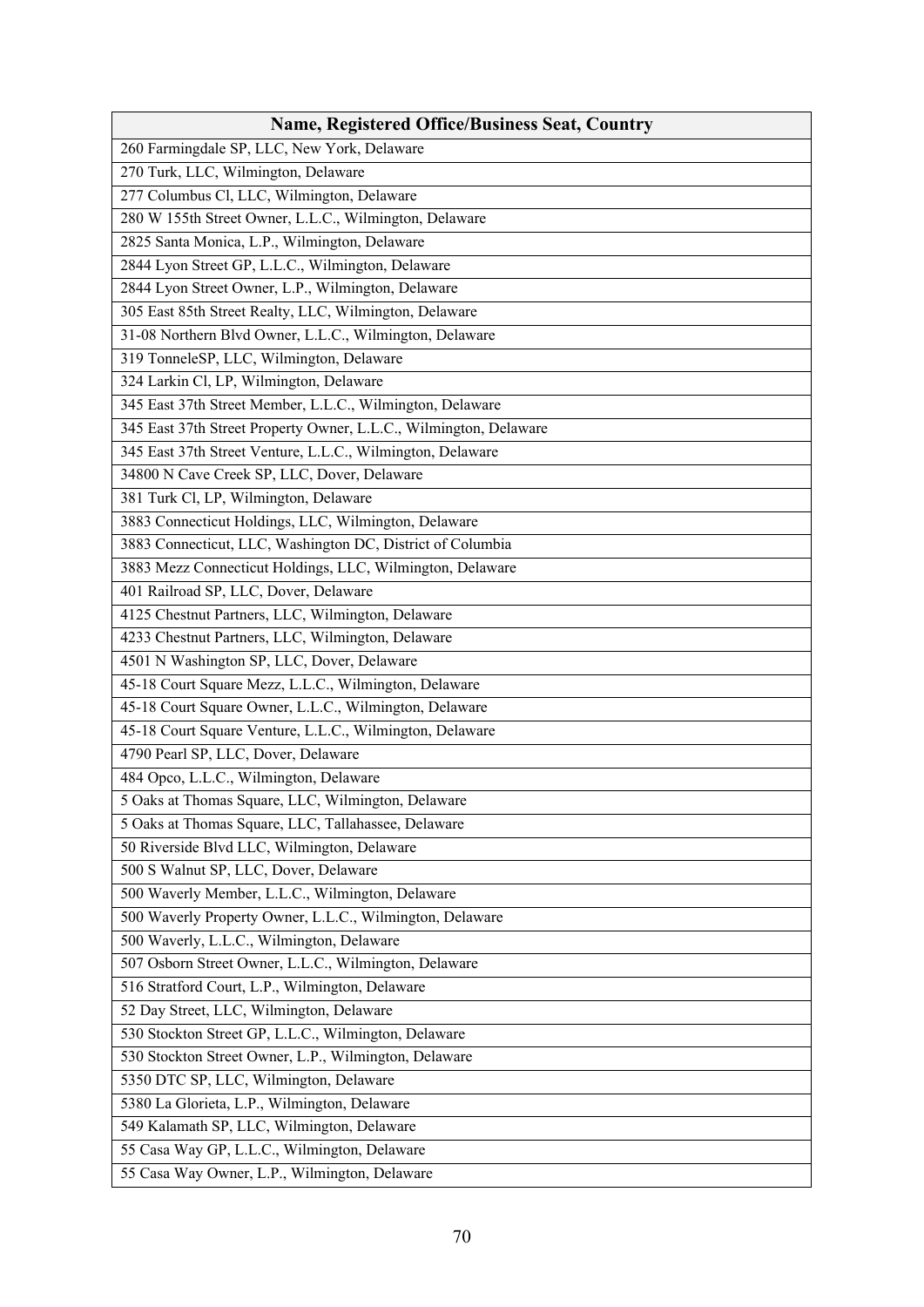| Name, Registered Office/Business Seat, Country |
| --- |
| 260 Farmingdale SP, LLC, New York, Delaware |
| 270 Turk, LLC, Wilmington, Delaware |
| 277 Columbus Cl, LLC, Wilmington, Delaware |
| 280 W 155th Street Owner, L.L.C., Wilmington, Delaware |
| 2825 Santa Monica, L.P., Wilmington, Delaware |
| 2844 Lyon Street GP, L.L.C., Wilmington, Delaware |
| 2844 Lyon Street Owner, L.P., Wilmington, Delaware |
| 305 East 85th Street Realty, LLC, Wilmington, Delaware |
| 31-08 Northern Blvd Owner, L.L.C., Wilmington, Delaware |
| 319 TonneleSP, LLC, Wilmington, Delaware |
| 324 Larkin Cl, LP, Wilmington, Delaware |
| 345 East 37th Street Member, L.L.C., Wilmington, Delaware |
| 345 East 37th Street Property Owner, L.L.C., Wilmington, Delaware |
| 345 East 37th Street Venture, L.L.C., Wilmington, Delaware |
| 34800 N Cave Creek SP, LLC, Dover, Delaware |
| 381 Turk Cl, LP, Wilmington, Delaware |
| 3883 Connecticut Holdings, LLC, Wilmington, Delaware |
| 3883 Connecticut, LLC, Washington DC, District of Columbia |
| 3883 Mezz Connecticut Holdings, LLC, Wilmington, Delaware |
| 401 Railroad SP, LLC, Dover, Delaware |
| 4125 Chestnut Partners, LLC, Wilmington, Delaware |
| 4233 Chestnut Partners, LLC, Wilmington, Delaware |
| 4501 N Washington SP, LLC, Dover, Delaware |
| 45-18 Court Square Mezz, L.L.C., Wilmington, Delaware |
| 45-18 Court Square Owner, L.L.C., Wilmington, Delaware |
| 45-18 Court Square Venture, L.L.C., Wilmington, Delaware |
| 4790 Pearl SP, LLC, Dover, Delaware |
| 484 Opco, L.L.C., Wilmington, Delaware |
| 5 Oaks at Thomas Square, LLC, Wilmington, Delaware |
| 5 Oaks at Thomas Square, LLC, Tallahassee, Delaware |
| 50 Riverside Blvd LLC, Wilmington, Delaware |
| 500 S Walnut SP, LLC, Dover, Delaware |
| 500 Waverly Member, L.L.C., Wilmington, Delaware |
| 500 Waverly Property Owner, L.L.C., Wilmington, Delaware |
| 500 Waverly, L.L.C., Wilmington, Delaware |
| 507 Osborn Street Owner, L.L.C., Wilmington, Delaware |
| 516 Stratford Court, L.P., Wilmington, Delaware |
| 52 Day Street, LLC, Wilmington, Delaware |
| 530 Stockton Street GP, L.L.C., Wilmington, Delaware |
| 530 Stockton Street Owner, L.P., Wilmington, Delaware |
| 5350 DTC SP, LLC, Wilmington, Delaware |
| 5380 La Glorieta, L.P., Wilmington, Delaware |
| 549 Kalamath SP, LLC, Wilmington, Delaware |
| 55 Casa Way GP, L.L.C., Wilmington, Delaware |
| 55 Casa Way Owner, L.P., Wilmington, Delaware |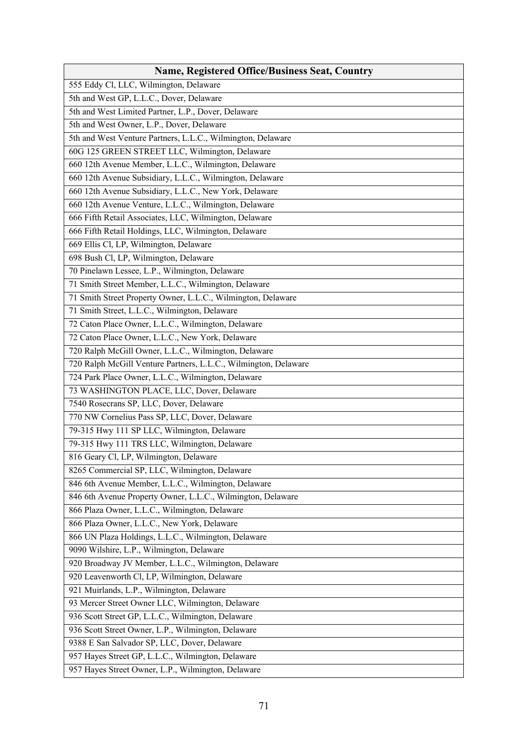| Name, Registered Office/Business Seat, Country |
| --- |
| 555 Eddy Cl, LLC, Wilmington, Delaware |
| 5th and West GP, L.L.C., Dover, Delaware |
| 5th and West Limited Partner, L.P., Dover, Delaware |
| 5th and West Owner, L.P., Dover, Delaware |
| 5th and West Venture Partners, L.L.C., Wilmington, Delaware |
| 60G 125 GREEN STREET LLC, Wilmington, Delaware |
| 660 12th Avenue Member, L.L.C., Wilmington, Delaware |
| 660 12th Avenue Subsidiary, L.L.C., Wilmington, Delaware |
| 660 12th Avenue Subsidiary, L.L.C., New York, Delaware |
| 660 12th Avenue Venture, L.L.C., Wilmington, Delaware |
| 666 Fifth Retail Associates, LLC, Wilmington, Delaware |
| 666 Fifth Retail Holdings, LLC, Wilmington, Delaware |
| 669 Ellis Cl, LP, Wilmington, Delaware |
| 698 Bush Cl, LP, Wilmington, Delaware |
| 70 Pinelawn Lessee, L.P., Wilmington, Delaware |
| 71 Smith Street Member, L.L.C., Wilmington, Delaware |
| 71 Smith Street Property Owner, L.L.C., Wilmington, Delaware |
| 71 Smith Street, L.L.C., Wilmington, Delaware |
| 72 Caton Place Owner, L.L.C., Wilmington, Delaware |
| 72 Caton Place Owner, L.L.C., New York, Delaware |
| 720 Ralph McGill Owner, L.L.C., Wilmington, Delaware |
| 720 Ralph McGill Venture Partners, L.L.C., Wilmington, Delaware |
| 724 Park Place Owner, L.L.C., Wilmington, Delaware |
| 73 WASHINGTON PLACE, LLC, Dover, Delaware |
| 7540 Rosecrans SP, LLC, Dover, Delaware |
| 770 NW Cornelius Pass SP, LLC, Dover, Delaware |
| 79-315 Hwy 111 SP LLC, Wilmington, Delaware |
| 79-315 Hwy 111 TRS LLC, Wilmington, Delaware |
| 816 Geary Cl, LP, Wilmington, Delaware |
| 8265 Commercial SP, LLC, Wilmington, Delaware |
| 846 6th Avenue Member, L.L.C., Wilmington, Delaware |
| 846 6th Avenue Property Owner, L.L.C., Wilmington, Delaware |
| 866 Plaza Owner, L.L.C., Wilmington, Delaware |
| 866 Plaza Owner, L.L.C., New York, Delaware |
| 866 UN Plaza Holdings, L.L.C., Wilmington, Delaware |
| 9090 Wilshire, L.P., Wilmington, Delaware |
| 920 Broadway JV Member, L.L.C., Wilmington, Delaware |
| 920 Leavenworth Cl, LP, Wilmington, Delaware |
| 921 Muirlands, L.P., Wilmington, Delaware |
| 93 Mercer Street Owner LLC, Wilmington, Delaware |
| 936 Scott Street GP, L.L.C., Wilmington, Delaware |
| 936 Scott Street Owner, L.P., Wilmington, Delaware |
| 9388 E San Salvador SP, LLC, Dover, Delaware |
| 957 Hayes Street GP, L.L.C., Wilmington, Delaware |
| 957 Hayes Street Owner, L.P., Wilmington, Delaware |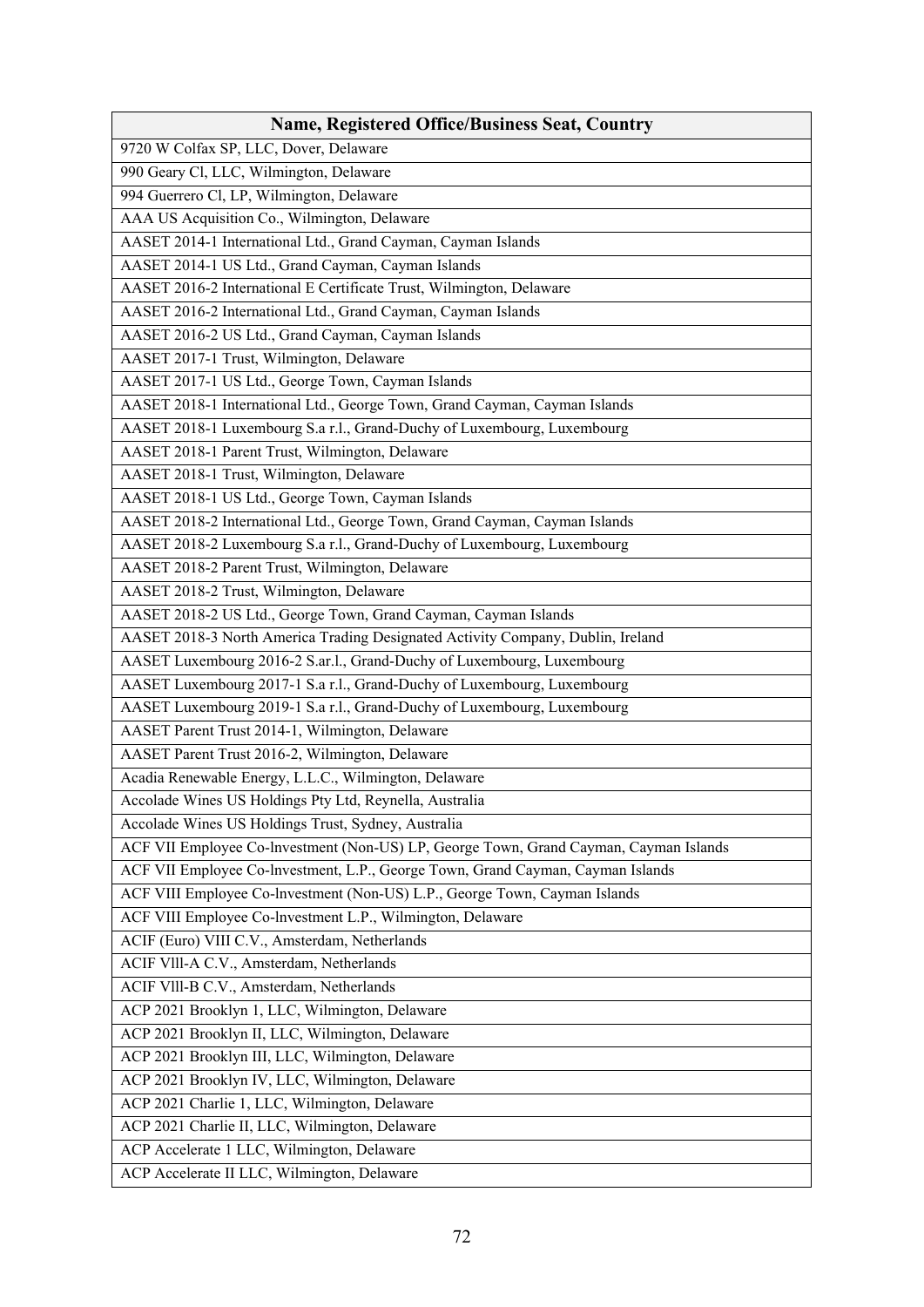| Name, Registered Office/Business Seat, Country |
|---|
| 9720 W Colfax SP, LLC, Dover, Delaware |
| 990 Geary Cl, LLC, Wilmington, Delaware |
| 994 Guerrero Cl, LP, Wilmington, Delaware |
| AAA US Acquisition Co., Wilmington, Delaware |
| AASET 2014-1 International Ltd., Grand Cayman, Cayman Islands |
| AASET 2014-1 US Ltd., Grand Cayman, Cayman Islands |
| AASET 2016-2 International E Certificate Trust, Wilmington, Delaware |
| AASET 2016-2 International Ltd., Grand Cayman, Cayman Islands |
| AASET 2016-2 US Ltd., Grand Cayman, Cayman Islands |
| AASET 2017-1 Trust, Wilmington, Delaware |
| AASET 2017-1 US Ltd., George Town, Cayman Islands |
| AASET 2018-1 International Ltd., George Town, Grand Cayman, Cayman Islands |
| AASET 2018-1 Luxembourg S.a r.l., Grand-Duchy of Luxembourg, Luxembourg |
| AASET 2018-1 Parent Trust, Wilmington, Delaware |
| AASET 2018-1 Trust, Wilmington, Delaware |
| AASET 2018-1 US Ltd., George Town, Cayman Islands |
| AASET 2018-2 International Ltd., George Town, Grand Cayman, Cayman Islands |
| AASET 2018-2 Luxembourg S.a r.l., Grand-Duchy of Luxembourg, Luxembourg |
| AASET 2018-2 Parent Trust, Wilmington, Delaware |
| AASET 2018-2 Trust, Wilmington, Delaware |
| AASET 2018-2 US Ltd., George Town, Grand Cayman, Cayman Islands |
| AASET 2018-3 North America Trading Designated Activity Company, Dublin, Ireland |
| AASET Luxembourg 2016-2 S.ar.l., Grand-Duchy of Luxembourg, Luxembourg |
| AASET Luxembourg 2017-1 S.a r.l., Grand-Duchy of Luxembourg, Luxembourg |
| AASET Luxembourg 2019-1 S.a r.l., Grand-Duchy of Luxembourg, Luxembourg |
| AASET Parent Trust 2014-1, Wilmington, Delaware |
| AASET Parent Trust 2016-2, Wilmington, Delaware |
| Acadia Renewable Energy, L.L.C., Wilmington, Delaware |
| Accolade Wines US Holdings Pty Ltd, Reynella, Australia |
| Accolade Wines US Holdings Trust, Sydney, Australia |
| ACF VII Employee Co-lnvestment (Non-US) LP, George Town, Grand Cayman, Cayman Islands |
| ACF VII Employee Co-lnvestment, L.P., George Town, Grand Cayman, Cayman Islands |
| ACF VIII Employee Co-lnvestment (Non-US) L.P., George Town, Cayman Islands |
| ACF VIII Employee Co-lnvestment L.P., Wilmington, Delaware |
| ACIF (Euro) VIII C.V., Amsterdam, Netherlands |
| ACIF Vlll-A C.V., Amsterdam, Netherlands |
| ACIF Vlll-B C.V., Amsterdam, Netherlands |
| ACP 2021 Brooklyn 1, LLC, Wilmington, Delaware |
| ACP 2021 Brooklyn II, LLC, Wilmington, Delaware |
| ACP 2021 Brooklyn III, LLC, Wilmington, Delaware |
| ACP 2021 Brooklyn IV, LLC, Wilmington, Delaware |
| ACP 2021 Charlie 1, LLC, Wilmington, Delaware |
| ACP 2021 Charlie II, LLC, Wilmington, Delaware |
| ACP Accelerate 1 LLC, Wilmington, Delaware |
| ACP Accelerate II LLC, Wilmington, Delaware |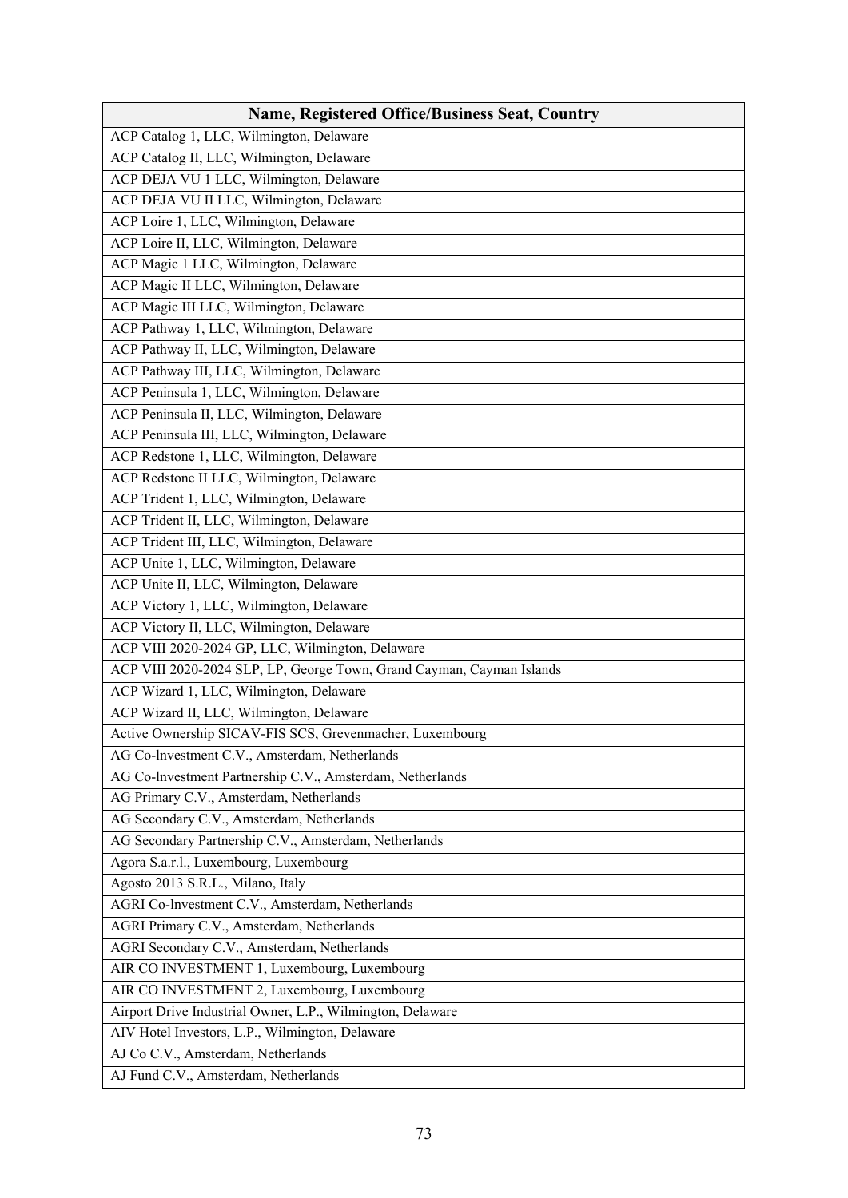| Name, Registered Office/Business Seat, Country |
|---|
| ACP Catalog 1, LLC, Wilmington, Delaware |
| ACP Catalog II, LLC, Wilmington, Delaware |
| ACP DEJA VU 1 LLC, Wilmington, Delaware |
| ACP DEJA VU II LLC, Wilmington, Delaware |
| ACP Loire 1, LLC, Wilmington, Delaware |
| ACP Loire II, LLC, Wilmington, Delaware |
| ACP Magic 1 LLC, Wilmington, Delaware |
| ACP Magic II LLC, Wilmington, Delaware |
| ACP Magic III LLC, Wilmington, Delaware |
| ACP Pathway 1, LLC, Wilmington, Delaware |
| ACP Pathway II, LLC, Wilmington, Delaware |
| ACP Pathway III, LLC, Wilmington, Delaware |
| ACP Peninsula 1, LLC, Wilmington, Delaware |
| ACP Peninsula II, LLC, Wilmington, Delaware |
| ACP Peninsula III, LLC, Wilmington, Delaware |
| ACP Redstone 1, LLC, Wilmington, Delaware |
| ACP Redstone II LLC, Wilmington, Delaware |
| ACP Trident 1, LLC, Wilmington, Delaware |
| ACP Trident II, LLC, Wilmington, Delaware |
| ACP Trident III, LLC, Wilmington, Delaware |
| ACP Unite 1, LLC, Wilmington, Delaware |
| ACP Unite II, LLC, Wilmington, Delaware |
| ACP Victory 1, LLC, Wilmington, Delaware |
| ACP Victory II, LLC, Wilmington, Delaware |
| ACP VIII 2020-2024 GP, LLC, Wilmington, Delaware |
| ACP VIII 2020-2024 SLP, LP, George Town, Grand Cayman, Cayman Islands |
| ACP Wizard 1, LLC, Wilmington, Delaware |
| ACP Wizard II, LLC, Wilmington, Delaware |
| Active Ownership SICAV-FIS SCS, Grevenmacher, Luxembourg |
| AG Co-lnvestment C.V., Amsterdam, Netherlands |
| AG Co-lnvestment Partnership C.V., Amsterdam, Netherlands |
| AG Primary C.V., Amsterdam, Netherlands |
| AG Secondary C.V., Amsterdam, Netherlands |
| AG Secondary Partnership C.V., Amsterdam, Netherlands |
| Agora S.a.r.l., Luxembourg, Luxembourg |
| Agosto 2013 S.R.L., Milano, Italy |
| AGRI Co-lnvestment C.V., Amsterdam, Netherlands |
| AGRI Primary C.V., Amsterdam, Netherlands |
| AGRI Secondary C.V., Amsterdam, Netherlands |
| AIR CO INVESTMENT 1, Luxembourg, Luxembourg |
| AIR CO INVESTMENT 2, Luxembourg, Luxembourg |
| Airport Drive Industrial Owner, L.P., Wilmington, Delaware |
| AIV Hotel Investors, L.P., Wilmington, Delaware |
| AJ Co C.V., Amsterdam, Netherlands |
| AJ Fund C.V., Amsterdam, Netherlands |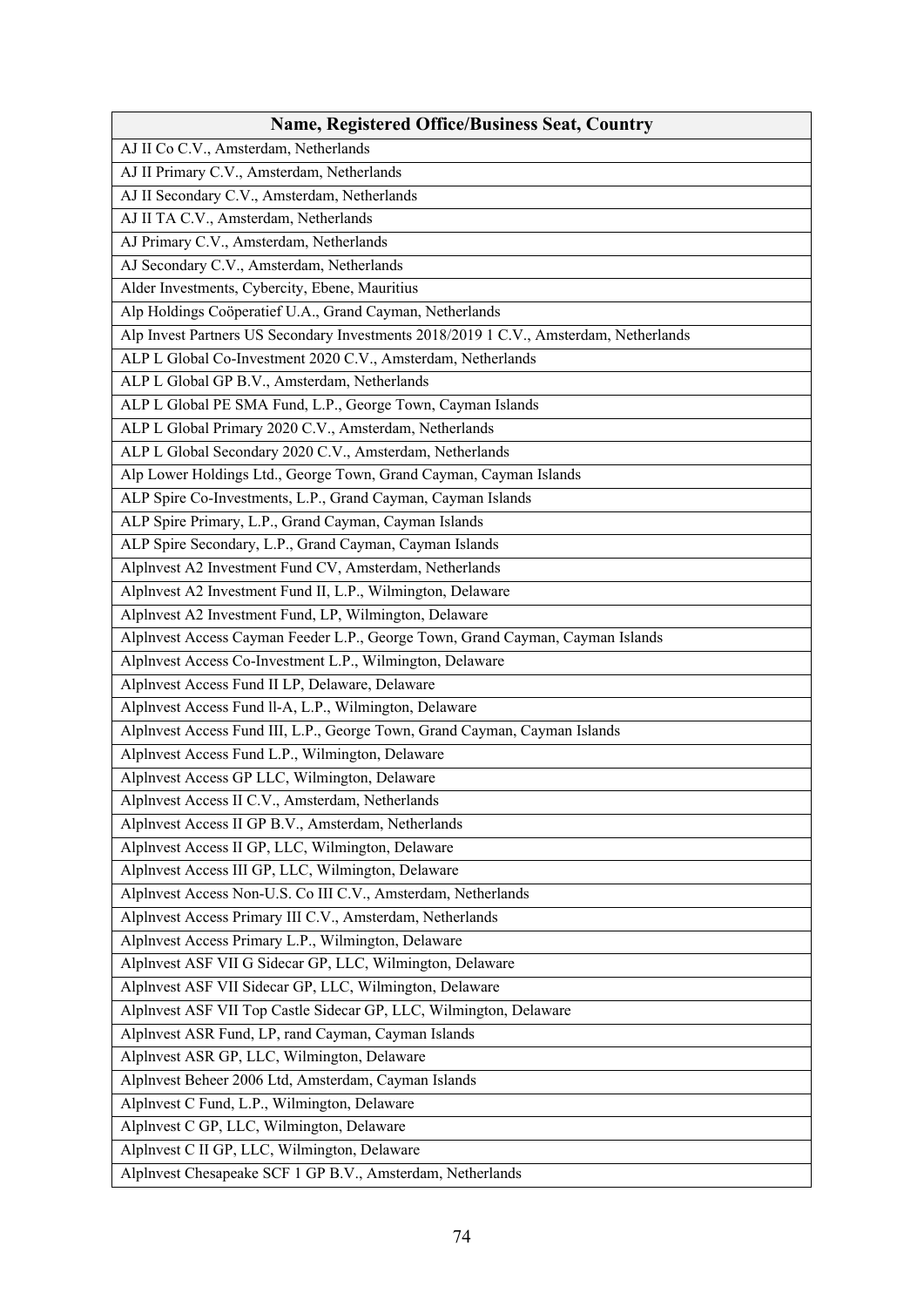| Name, Registered Office/Business Seat, Country |
|---|
| AJ II Co C.V., Amsterdam, Netherlands |
| AJ II Primary C.V., Amsterdam, Netherlands |
| AJ II Secondary C.V., Amsterdam, Netherlands |
| AJ II TA C.V., Amsterdam, Netherlands |
| AJ Primary C.V., Amsterdam, Netherlands |
| AJ Secondary C.V., Amsterdam, Netherlands |
| Alder Investments, Cybercity, Ebene, Mauritius |
| Alp Holdings Coöperatief U.A., Grand Cayman, Netherlands |
| Alp Invest Partners US Secondary Investments 2018/2019 1 C.V., Amsterdam, Netherlands |
| ALP L Global Co-Investment 2020 C.V., Amsterdam, Netherlands |
| ALP L Global GP B.V., Amsterdam, Netherlands |
| ALP L Global PE SMA Fund, L.P., George Town, Cayman Islands |
| ALP L Global Primary 2020 C.V., Amsterdam, Netherlands |
| ALP L Global Secondary 2020 C.V., Amsterdam, Netherlands |
| Alp Lower Holdings Ltd., George Town, Grand Cayman, Cayman Islands |
| ALP Spire Co-Investments, L.P., Grand Cayman, Cayman Islands |
| ALP Spire Primary, L.P., Grand Cayman, Cayman Islands |
| ALP Spire Secondary, L.P., Grand Cayman, Cayman Islands |
| Alplnvest A2 Investment Fund CV, Amsterdam, Netherlands |
| Alplnvest A2 Investment Fund II, L.P., Wilmington, Delaware |
| Alplnvest A2 Investment Fund, LP, Wilmington, Delaware |
| Alplnvest Access Cayman Feeder L.P., George Town, Grand Cayman, Cayman Islands |
| Alplnvest Access Co-Investment L.P., Wilmington, Delaware |
| Alplnvest Access Fund II LP, Delaware, Delaware |
| Alplnvest Access Fund ll-A, L.P., Wilmington, Delaware |
| Alplnvest Access Fund III, L.P., George Town, Grand Cayman, Cayman Islands |
| Alplnvest Access Fund L.P., Wilmington, Delaware |
| Alplnvest Access GP LLC, Wilmington, Delaware |
| Alplnvest Access II C.V., Amsterdam, Netherlands |
| Alplnvest Access II GP B.V., Amsterdam, Netherlands |
| Alplnvest Access II GP, LLC, Wilmington, Delaware |
| Alplnvest Access III GP, LLC, Wilmington, Delaware |
| Alplnvest Access Non-U.S. Co III C.V., Amsterdam, Netherlands |
| Alplnvest Access Primary III C.V., Amsterdam, Netherlands |
| Alplnvest Access Primary L.P., Wilmington, Delaware |
| Alplnvest ASF VII G Sidecar GP, LLC, Wilmington, Delaware |
| Alplnvest ASF VII Sidecar GP, LLC, Wilmington, Delaware |
| Alplnvest ASF VII Top Castle Sidecar GP, LLC, Wilmington, Delaware |
| Alplnvest ASR Fund, LP, rand Cayman, Cayman Islands |
| Alplnvest ASR GP, LLC, Wilmington, Delaware |
| Alplnvest Beheer 2006 Ltd, Amsterdam, Cayman Islands |
| Alplnvest C Fund, L.P., Wilmington, Delaware |
| Alplnvest C GP, LLC, Wilmington, Delaware |
| Alplnvest C II GP, LLC, Wilmington, Delaware |
| Alplnvest Chesapeake SCF 1 GP B.V., Amsterdam, Netherlands |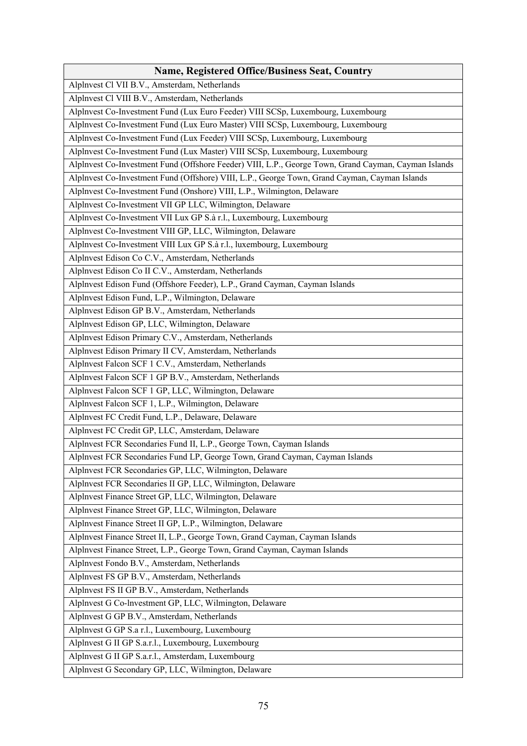| Name, Registered Office/Business Seat, Country |
|---|
| Alplnvest Cl VII B.V., Amsterdam, Netherlands |
| Alplnvest Cl VIII B.V., Amsterdam, Netherlands |
| Alplnvest Co-Investment Fund (Lux Euro Feeder) VIII SCSp, Luxembourg, Luxembourg |
| Alplnvest Co-Investment Fund (Lux Euro Master) VIII SCSp, Luxembourg, Luxembourg |
| Alplnvest Co-Investment Fund (Lux Feeder) VIII SCSp, Luxembourg, Luxembourg |
| Alplnvest Co-Investment Fund (Lux Master) VIII SCSp, Luxembourg, Luxembourg |
| Alplnvest Co-Investment Fund (Offshore Feeder) VIII, L.P., George Town, Grand Cayman, Cayman Islands |
| Alplnvest Co-Investment Fund (Offshore) VIII, L.P., George Town, Grand Cayman, Cayman Islands |
| Alplnvest Co-Investment Fund (Onshore) VIII, L.P., Wilmington, Delaware |
| Alplnvest Co-Investment VII GP LLC, Wilmington, Delaware |
| Alplnvest Co-Investment VII Lux GP S.à r.l., Luxembourg, Luxembourg |
| Alplnvest Co-Investment VIII GP, LLC, Wilmington, Delaware |
| Alplnvest Co-Investment VIII Lux GP S.à r.l., luxembourg, Luxembourg |
| Alplnvest Edison Co C.V., Amsterdam, Netherlands |
| Alplnvest Edison Co II C.V., Amsterdam, Netherlands |
| Alplnvest Edison Fund (Offshore Feeder), L.P., Grand Cayman, Cayman Islands |
| Alplnvest Edison Fund, L.P., Wilmington, Delaware |
| Alplnvest Edison GP B.V., Amsterdam, Netherlands |
| Alplnvest Edison GP, LLC, Wilmington, Delaware |
| Alplnvest Edison Primary C.V., Amsterdam, Netherlands |
| Alplnvest Edison Primary II CV, Amsterdam, Netherlands |
| Alplnvest Falcon SCF 1 C.V., Amsterdam, Netherlands |
| Alplnvest Falcon SCF 1 GP B.V., Amsterdam, Netherlands |
| Alplnvest Falcon SCF 1 GP, LLC, Wilmington, Delaware |
| Alplnvest Falcon SCF 1, L.P., Wilmington, Delaware |
| Alplnvest FC Credit Fund, L.P., Delaware, Delaware |
| Alplnvest FC Credit GP, LLC, Amsterdam, Delaware |
| Alplnvest FCR Secondaries Fund II, L.P., George Town, Cayman Islands |
| Alplnvest FCR Secondaries Fund LP, George Town, Grand Cayman, Cayman Islands |
| Alplnvest FCR Secondaries GP, LLC, Wilmington, Delaware |
| Alplnvest FCR Secondaries II GP, LLC, Wilmington, Delaware |
| Alplnvest Finance Street GP, LLC, Wilmington, Delaware |
| Alplnvest Finance Street GP, LLC, Wilmington, Delaware |
| Alplnvest Finance Street II GP, L.P., Wilmington, Delaware |
| Alplnvest Finance Street II, L.P., George Town, Grand Cayman, Cayman Islands |
| Alplnvest Finance Street, L.P., George Town, Grand Cayman, Cayman Islands |
| Alplnvest Fondo B.V., Amsterdam, Netherlands |
| Alplnvest FS GP B.V., Amsterdam, Netherlands |
| Alplnvest FS II GP B.V., Amsterdam, Netherlands |
| Alplnvest G Co-lnvestment GP, LLC, Wilmington, Delaware |
| Alplnvest G GP B.V., Amsterdam, Netherlands |
| Alplnvest G GP S.a r.l., Luxembourg, Luxembourg |
| Alplnvest G II GP S.a.r.l., Luxembourg, Luxembourg |
| Alplnvest G II GP S.a.r.l., Amsterdam, Luxembourg |
| Alplnvest G Secondary GP, LLC, Wilmington, Delaware |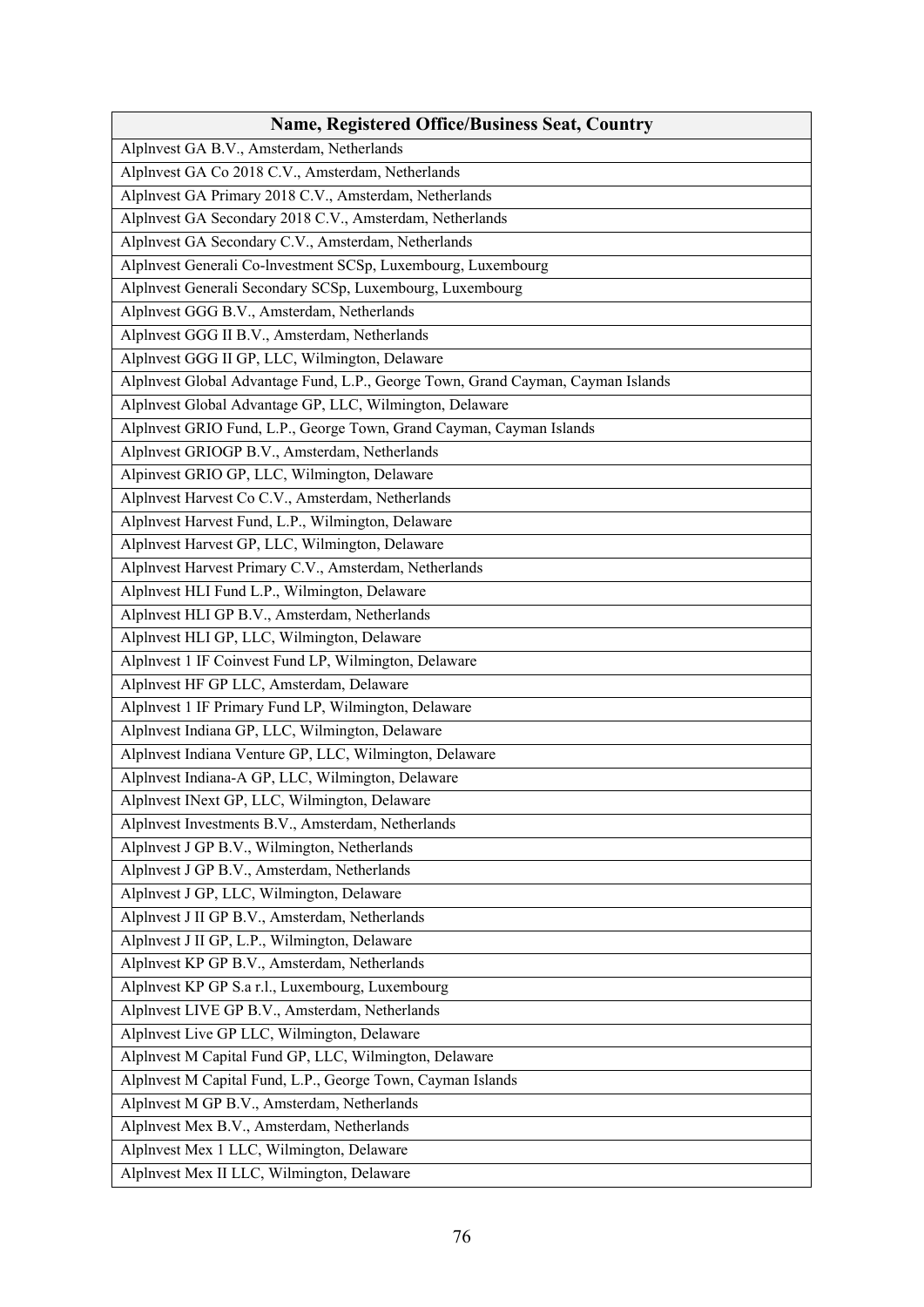| Name, Registered Office/Business Seat, Country |
|---|
| Alplnvest GA B.V., Amsterdam, Netherlands |
| Alplnvest GA Co 2018 C.V., Amsterdam, Netherlands |
| Alplnvest GA Primary 2018 C.V., Amsterdam, Netherlands |
| Alplnvest GA Secondary 2018 C.V., Amsterdam, Netherlands |
| Alplnvest GA Secondary C.V., Amsterdam, Netherlands |
| Alplnvest Generali Co-lnvestment SCSp, Luxembourg, Luxembourg |
| Alplnvest Generali Secondary SCSp, Luxembourg, Luxembourg |
| Alplnvest GGG B.V., Amsterdam, Netherlands |
| Alplnvest GGG II B.V., Amsterdam, Netherlands |
| Alplnvest GGG II GP, LLC, Wilmington, Delaware |
| Alplnvest Global Advantage Fund, L.P., George Town, Grand Cayman, Cayman Islands |
| Alplnvest Global Advantage GP, LLC, Wilmington, Delaware |
| Alplnvest GRIO Fund, L.P., George Town, Grand Cayman, Cayman Islands |
| Alplnvest GRIOGP B.V., Amsterdam, Netherlands |
| Alpinvest GRIO GP, LLC, Wilmington, Delaware |
| Alplnvest Harvest Co C.V., Amsterdam, Netherlands |
| Alplnvest Harvest Fund, L.P., Wilmington, Delaware |
| Alplnvest Harvest GP, LLC, Wilmington, Delaware |
| Alplnvest Harvest Primary C.V., Amsterdam, Netherlands |
| Alplnvest HLI Fund L.P., Wilmington, Delaware |
| Alplnvest HLI GP B.V., Amsterdam, Netherlands |
| Alplnvest HLI GP, LLC, Wilmington, Delaware |
| Alplnvest 1 IF Coinvest Fund LP, Wilmington, Delaware |
| Alplnvest HF GP LLC, Amsterdam, Delaware |
| Alplnvest 1 IF Primary Fund LP, Wilmington, Delaware |
| Alplnvest Indiana GP, LLC, Wilmington, Delaware |
| Alplnvest Indiana Venture GP, LLC, Wilmington, Delaware |
| Alplnvest Indiana-A GP, LLC, Wilmington, Delaware |
| Alplnvest INext GP, LLC, Wilmington, Delaware |
| Alplnvest Investments B.V., Amsterdam, Netherlands |
| Alplnvest J GP B.V., Wilmington, Netherlands |
| Alplnvest J GP B.V., Amsterdam, Netherlands |
| Alplnvest J GP, LLC, Wilmington, Delaware |
| Alplnvest J II GP B.V., Amsterdam, Netherlands |
| Alplnvest J II GP, L.P., Wilmington, Delaware |
| Alplnvest KP GP B.V., Amsterdam, Netherlands |
| Alplnvest KP GP S.a r.l., Luxembourg, Luxembourg |
| Alplnvest LIVE GP B.V., Amsterdam, Netherlands |
| Alplnvest Live GP LLC, Wilmington, Delaware |
| Alplnvest M Capital Fund GP, LLC, Wilmington, Delaware |
| Alplnvest M Capital Fund, L.P., George Town, Cayman Islands |
| Alplnvest M GP B.V., Amsterdam, Netherlands |
| Alplnvest Mex B.V., Amsterdam, Netherlands |
| Alplnvest Mex 1 LLC, Wilmington, Delaware |
| Alplnvest Mex II LLC, Wilmington, Delaware |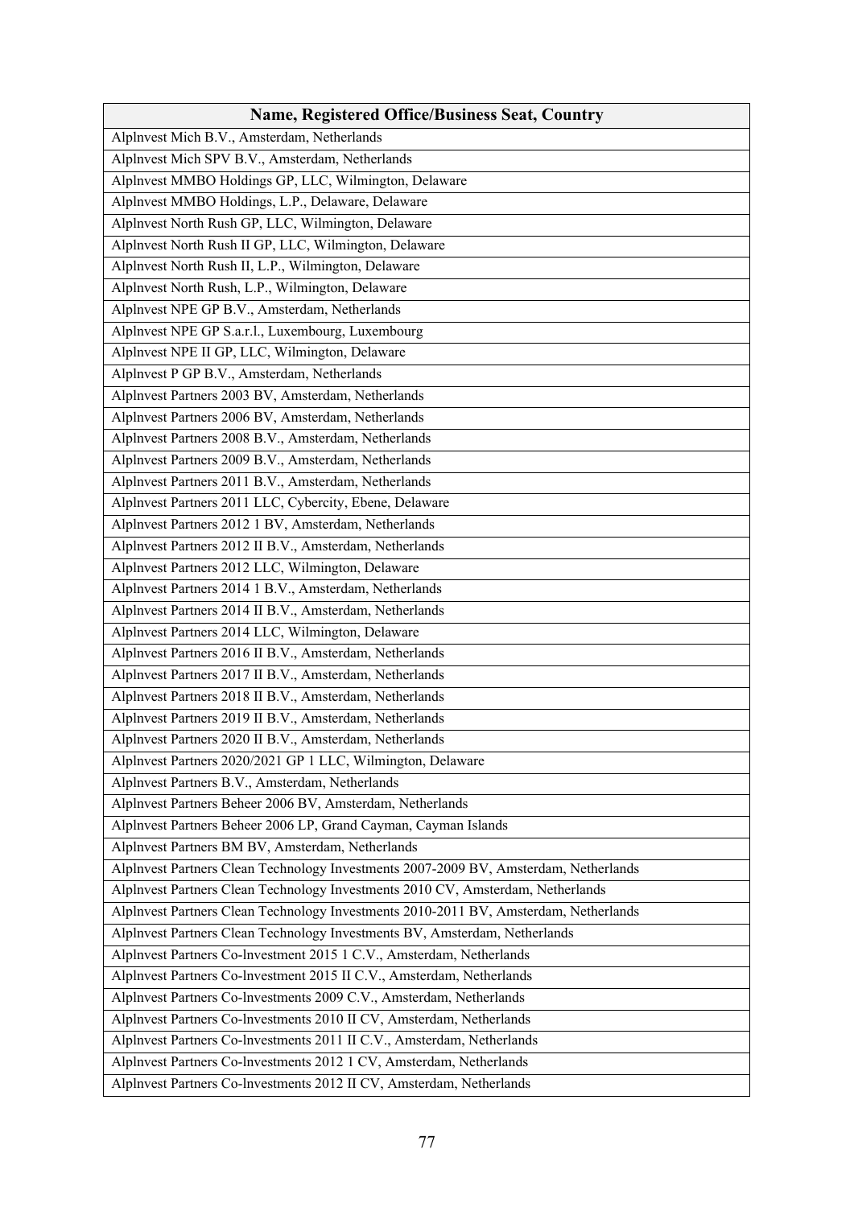| Name, Registered Office/Business Seat, Country |
| --- |
| Alplnvest Mich B.V., Amsterdam, Netherlands |
| Alplnvest Mich SPV B.V., Amsterdam, Netherlands |
| Alplnvest MMBO Holdings GP, LLC, Wilmington, Delaware |
| Alplnvest MMBO Holdings, L.P., Delaware, Delaware |
| Alplnvest North Rush GP, LLC, Wilmington, Delaware |
| Alplnvest North Rush II GP, LLC, Wilmington, Delaware |
| Alplnvest North Rush II, L.P., Wilmington, Delaware |
| Alplnvest North Rush, L.P., Wilmington, Delaware |
| Alplnvest NPE GP B.V., Amsterdam, Netherlands |
| Alplnvest NPE GP S.a.r.l., Luxembourg, Luxembourg |
| Alplnvest NPE II GP, LLC, Wilmington, Delaware |
| Alplnvest P GP B.V., Amsterdam, Netherlands |
| Alplnvest Partners 2003 BV, Amsterdam, Netherlands |
| Alplnvest Partners 2006 BV, Amsterdam, Netherlands |
| Alplnvest Partners 2008 B.V., Amsterdam, Netherlands |
| Alplnvest Partners 2009 B.V., Amsterdam, Netherlands |
| Alplnvest Partners 2011 B.V., Amsterdam, Netherlands |
| Alplnvest Partners 2011 LLC, Cybercity, Ebene, Delaware |
| Alplnvest Partners 2012 1 BV, Amsterdam, Netherlands |
| Alplnvest Partners 2012 II B.V., Amsterdam, Netherlands |
| Alplnvest Partners 2012 LLC, Wilmington, Delaware |
| Alplnvest Partners 2014 1 B.V., Amsterdam, Netherlands |
| Alplnvest Partners 2014 II B.V., Amsterdam, Netherlands |
| Alplnvest Partners 2014 LLC, Wilmington, Delaware |
| Alplnvest Partners 2016 II B.V., Amsterdam, Netherlands |
| Alplnvest Partners 2017 II B.V., Amsterdam, Netherlands |
| Alplnvest Partners 2018 II B.V., Amsterdam, Netherlands |
| Alplnvest Partners 2019 II B.V., Amsterdam, Netherlands |
| Alplnvest Partners 2020 II B.V., Amsterdam, Netherlands |
| Alplnvest Partners 2020/2021 GP 1 LLC, Wilmington, Delaware |
| Alplnvest Partners B.V., Amsterdam, Netherlands |
| Alplnvest Partners Beheer 2006 BV, Amsterdam, Netherlands |
| Alplnvest Partners Beheer 2006 LP, Grand Cayman, Cayman Islands |
| Alplnvest Partners BM BV, Amsterdam, Netherlands |
| Alplnvest Partners Clean Technology Investments 2007-2009 BV, Amsterdam, Netherlands |
| Alplnvest Partners Clean Technology Investments 2010 CV, Amsterdam, Netherlands |
| Alplnvest Partners Clean Technology Investments 2010-2011 BV, Amsterdam, Netherlands |
| Alplnvest Partners Clean Technology Investments BV, Amsterdam, Netherlands |
| Alplnvest Partners Co-lnvestment 2015 1 C.V., Amsterdam, Netherlands |
| Alplnvest Partners Co-lnvestment 2015 II C.V., Amsterdam, Netherlands |
| Alplnvest Partners Co-lnvestments 2009 C.V., Amsterdam, Netherlands |
| Alplnvest Partners Co-lnvestments 2010 II CV, Amsterdam, Netherlands |
| Alplnvest Partners Co-lnvestments 2011 II C.V., Amsterdam, Netherlands |
| Alplnvest Partners Co-lnvestments 2012 1 CV, Amsterdam, Netherlands |
| Alplnvest Partners Co-lnvestments 2012 II CV, Amsterdam, Netherlands |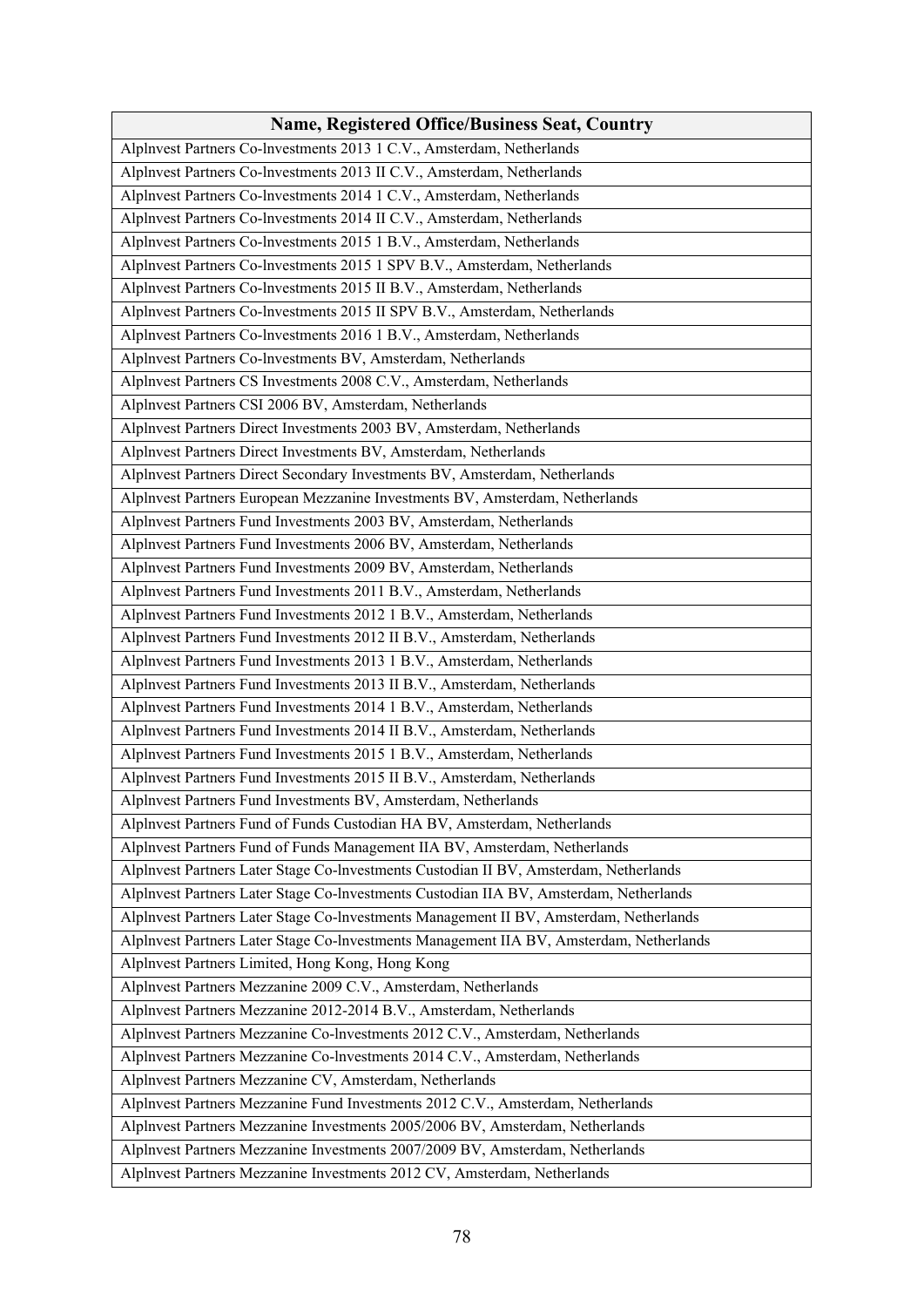| Name, Registered Office/Business Seat, Country |
|---|
| Alplnvest Partners Co-lnvestments 2013 1 C.V., Amsterdam, Netherlands |
| Alplnvest Partners Co-lnvestments 2013 II C.V., Amsterdam, Netherlands |
| Alplnvest Partners Co-lnvestments 2014 1 C.V., Amsterdam, Netherlands |
| Alplnvest Partners Co-lnvestments 2014 II C.V., Amsterdam, Netherlands |
| Alplnvest Partners Co-lnvestments 2015 1 B.V., Amsterdam, Netherlands |
| Alplnvest Partners Co-lnvestments 2015 1 SPV B.V., Amsterdam, Netherlands |
| Alplnvest Partners Co-lnvestments 2015 II B.V., Amsterdam, Netherlands |
| Alplnvest Partners Co-lnvestments 2015 II SPV B.V., Amsterdam, Netherlands |
| Alplnvest Partners Co-lnvestments 2016 1 B.V., Amsterdam, Netherlands |
| Alplnvest Partners Co-lnvestments BV, Amsterdam, Netherlands |
| Alplnvest Partners CS Investments 2008 C.V., Amsterdam, Netherlands |
| Alplnvest Partners CSI 2006 BV, Amsterdam, Netherlands |
| Alplnvest Partners Direct Investments 2003 BV, Amsterdam, Netherlands |
| Alplnvest Partners Direct Investments BV, Amsterdam, Netherlands |
| Alplnvest Partners Direct Secondary Investments BV, Amsterdam, Netherlands |
| Alplnvest Partners European Mezzanine Investments BV, Amsterdam, Netherlands |
| Alplnvest Partners Fund Investments 2003 BV, Amsterdam, Netherlands |
| Alplnvest Partners Fund Investments 2006 BV, Amsterdam, Netherlands |
| Alplnvest Partners Fund Investments 2009 BV, Amsterdam, Netherlands |
| Alplnvest Partners Fund Investments 2011 B.V., Amsterdam, Netherlands |
| Alplnvest Partners Fund Investments 2012 1 B.V., Amsterdam, Netherlands |
| Alplnvest Partners Fund Investments 2012 II B.V., Amsterdam, Netherlands |
| Alplnvest Partners Fund Investments 2013 1 B.V., Amsterdam, Netherlands |
| Alplnvest Partners Fund Investments 2013 II B.V., Amsterdam, Netherlands |
| Alplnvest Partners Fund Investments 2014 1 B.V., Amsterdam, Netherlands |
| Alplnvest Partners Fund Investments 2014 II B.V., Amsterdam, Netherlands |
| Alplnvest Partners Fund Investments 2015 1 B.V., Amsterdam, Netherlands |
| Alplnvest Partners Fund Investments 2015 II B.V., Amsterdam, Netherlands |
| Alplnvest Partners Fund Investments BV, Amsterdam, Netherlands |
| Alplnvest Partners Fund of Funds Custodian HA BV, Amsterdam, Netherlands |
| Alplnvest Partners Fund of Funds Management IIA BV, Amsterdam, Netherlands |
| Alplnvest Partners Later Stage Co-lnvestments Custodian II BV, Amsterdam, Netherlands |
| Alplnvest Partners Later Stage Co-lnvestments Custodian IIA BV, Amsterdam, Netherlands |
| Alplnvest Partners Later Stage Co-lnvestments Management II BV, Amsterdam, Netherlands |
| Alplnvest Partners Later Stage Co-lnvestments Management IIA BV, Amsterdam, Netherlands |
| Alplnvest Partners Limited, Hong Kong, Hong Kong |
| Alplnvest Partners Mezzanine 2009 C.V., Amsterdam, Netherlands |
| Alplnvest Partners Mezzanine 2012-2014 B.V., Amsterdam, Netherlands |
| Alplnvest Partners Mezzanine Co-lnvestments 2012 C.V., Amsterdam, Netherlands |
| Alplnvest Partners Mezzanine Co-lnvestments 2014 C.V., Amsterdam, Netherlands |
| Alplnvest Partners Mezzanine CV, Amsterdam, Netherlands |
| Alplnvest Partners Mezzanine Fund Investments 2012 C.V., Amsterdam, Netherlands |
| Alplnvest Partners Mezzanine Investments 2005/2006 BV, Amsterdam, Netherlands |
| Alplnvest Partners Mezzanine Investments 2007/2009 BV, Amsterdam, Netherlands |
| Alplnvest Partners Mezzanine Investments 2012 CV, Amsterdam, Netherlands |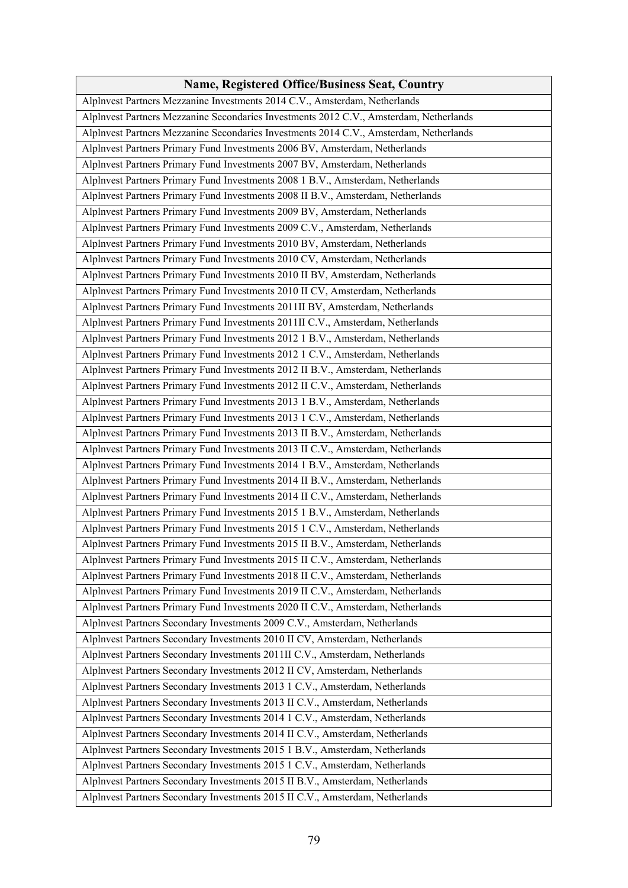| Name, Registered Office/Business Seat, Country |
| --- |
| AlpInvest Partners Mezzanine Investments 2014 C.V., Amsterdam, Netherlands |
| AlpInvest Partners Mezzanine Secondaries Investments 2012 C.V., Amsterdam, Netherlands |
| AlpInvest Partners Mezzanine Secondaries Investments 2014 C.V., Amsterdam, Netherlands |
| AlpInvest Partners Primary Fund Investments 2006 BV, Amsterdam, Netherlands |
| AlpInvest Partners Primary Fund Investments 2007 BV, Amsterdam, Netherlands |
| AlpInvest Partners Primary Fund Investments 2008 1 B.V., Amsterdam, Netherlands |
| AlpInvest Partners Primary Fund Investments 2008 II B.V., Amsterdam, Netherlands |
| AlpInvest Partners Primary Fund Investments 2009 BV, Amsterdam, Netherlands |
| AlpInvest Partners Primary Fund Investments 2009 C.V., Amsterdam, Netherlands |
| AlpInvest Partners Primary Fund Investments 2010 BV, Amsterdam, Netherlands |
| AlpInvest Partners Primary Fund Investments 2010 CV, Amsterdam, Netherlands |
| AlpInvest Partners Primary Fund Investments 2010 II BV, Amsterdam, Netherlands |
| AlpInvest Partners Primary Fund Investments 2010 II CV, Amsterdam, Netherlands |
| AlpInvest Partners Primary Fund Investments 2011II BV, Amsterdam, Netherlands |
| AlpInvest Partners Primary Fund Investments 2011II C.V., Amsterdam, Netherlands |
| AlpInvest Partners Primary Fund Investments 2012 1 B.V., Amsterdam, Netherlands |
| AlpInvest Partners Primary Fund Investments 2012 1 C.V., Amsterdam, Netherlands |
| AlpInvest Partners Primary Fund Investments 2012 II B.V., Amsterdam, Netherlands |
| AlpInvest Partners Primary Fund Investments 2012 II C.V., Amsterdam, Netherlands |
| AlpInvest Partners Primary Fund Investments 2013 1 B.V., Amsterdam, Netherlands |
| AlpInvest Partners Primary Fund Investments 2013 1 C.V., Amsterdam, Netherlands |
| AlpInvest Partners Primary Fund Investments 2013 II B.V., Amsterdam, Netherlands |
| AlpInvest Partners Primary Fund Investments 2013 II C.V., Amsterdam, Netherlands |
| AlpInvest Partners Primary Fund Investments 2014 1 B.V., Amsterdam, Netherlands |
| AlpInvest Partners Primary Fund Investments 2014 II B.V., Amsterdam, Netherlands |
| AlpInvest Partners Primary Fund Investments 2014 II C.V., Amsterdam, Netherlands |
| AlpInvest Partners Primary Fund Investments 2015 1 B.V., Amsterdam, Netherlands |
| AlpInvest Partners Primary Fund Investments 2015 1 C.V., Amsterdam, Netherlands |
| AlpInvest Partners Primary Fund Investments 2015 II B.V., Amsterdam, Netherlands |
| AlpInvest Partners Primary Fund Investments 2015 II C.V., Amsterdam, Netherlands |
| AlpInvest Partners Primary Fund Investments 2018 II C.V., Amsterdam, Netherlands |
| AlpInvest Partners Primary Fund Investments 2019 II C.V., Amsterdam, Netherlands |
| AlpInvest Partners Primary Fund Investments 2020 II C.V., Amsterdam, Netherlands |
| AlpInvest Partners Secondary Investments 2009 C.V., Amsterdam, Netherlands |
| AlpInvest Partners Secondary Investments 2010 II CV, Amsterdam, Netherlands |
| AlpInvest Partners Secondary Investments 2011II C.V., Amsterdam, Netherlands |
| AlpInvest Partners Secondary Investments 2012 II CV, Amsterdam, Netherlands |
| AlpInvest Partners Secondary Investments 2013 1 C.V., Amsterdam, Netherlands |
| AlpInvest Partners Secondary Investments 2013 II C.V., Amsterdam, Netherlands |
| AlpInvest Partners Secondary Investments 2014 1 C.V., Amsterdam, Netherlands |
| AlpInvest Partners Secondary Investments 2014 II C.V., Amsterdam, Netherlands |
| AlpInvest Partners Secondary Investments 2015 1 B.V., Amsterdam, Netherlands |
| AlpInvest Partners Secondary Investments 2015 1 C.V., Amsterdam, Netherlands |
| AlpInvest Partners Secondary Investments 2015 II B.V., Amsterdam, Netherlands |
| AlpInvest Partners Secondary Investments 2015 II C.V., Amsterdam, Netherlands |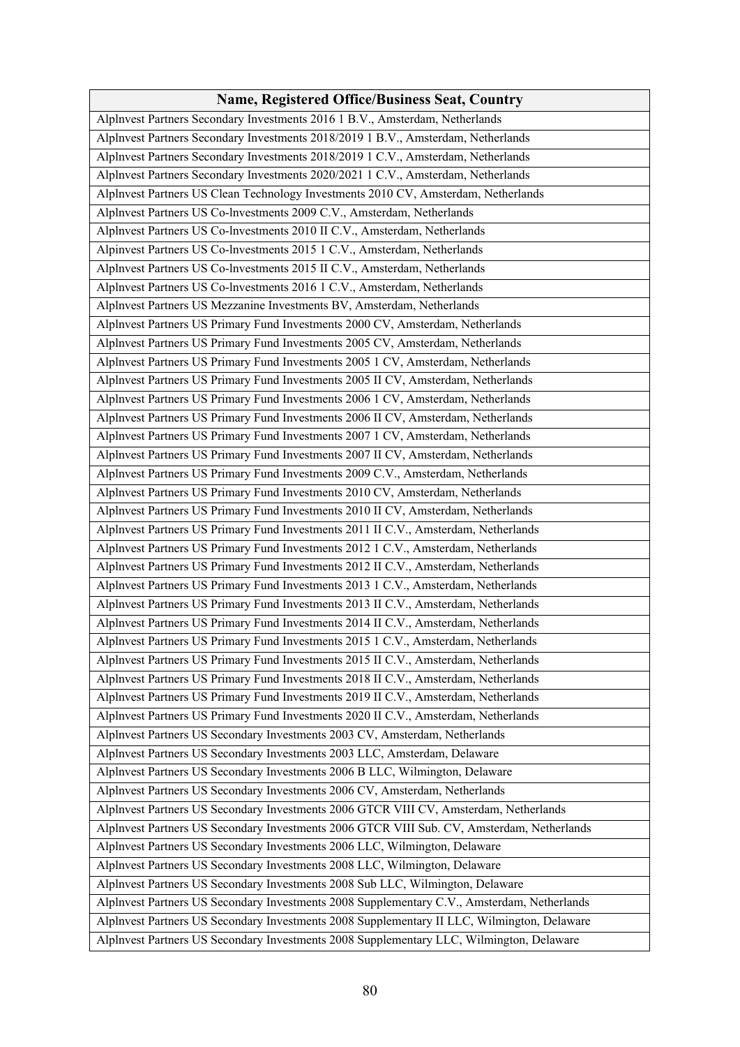| Name, Registered Office/Business Seat, Country |
|---|
| Alplnvest Partners Secondary Investments 2016 1 B.V., Amsterdam, Netherlands |
| Alplnvest Partners Secondary Investments 2018/2019 1 B.V., Amsterdam, Netherlands |
| Alplnvest Partners Secondary Investments 2018/2019 1 C.V., Amsterdam, Netherlands |
| Alplnvest Partners Secondary Investments 2020/2021 1 C.V., Amsterdam, Netherlands |
| Alplnvest Partners US Clean Technology Investments 2010 CV, Amsterdam, Netherlands |
| Alplnvest Partners US Co-lnvestments 2009 C.V., Amsterdam, Netherlands |
| Alplnvest Partners US Co-lnvestments 2010 II C.V., Amsterdam, Netherlands |
| Alpinvest Partners US Co-lnvestments 2015 1 C.V., Amsterdam, Netherlands |
| Alplnvest Partners US Co-lnvestments 2015 II C.V., Amsterdam, Netherlands |
| Alplnvest Partners US Co-lnvestments 2016 1 C.V., Amsterdam, Netherlands |
| Alplnvest Partners US Mezzanine Investments BV, Amsterdam, Netherlands |
| Alplnvest Partners US Primary Fund Investments 2000 CV, Amsterdam, Netherlands |
| Alplnvest Partners US Primary Fund Investments 2005 CV, Amsterdam, Netherlands |
| Alplnvest Partners US Primary Fund Investments 2005 1 CV, Amsterdam, Netherlands |
| Alplnvest Partners US Primary Fund Investments 2005 II CV, Amsterdam, Netherlands |
| Alplnvest Partners US Primary Fund Investments 2006 1 CV, Amsterdam, Netherlands |
| Alplnvest Partners US Primary Fund Investments 2006 II CV, Amsterdam, Netherlands |
| Alplnvest Partners US Primary Fund Investments 2007 1 CV, Amsterdam, Netherlands |
| Alplnvest Partners US Primary Fund Investments 2007 II CV, Amsterdam, Netherlands |
| Alplnvest Partners US Primary Fund Investments 2009 C.V., Amsterdam, Netherlands |
| Alplnvest Partners US Primary Fund Investments 2010 CV, Amsterdam, Netherlands |
| Alplnvest Partners US Primary Fund Investments 2010 II CV, Amsterdam, Netherlands |
| Alplnvest Partners US Primary Fund Investments 2011 II C.V., Amsterdam, Netherlands |
| Alplnvest Partners US Primary Fund Investments 2012 1 C.V., Amsterdam, Netherlands |
| Alplnvest Partners US Primary Fund Investments 2012 II C.V., Amsterdam, Netherlands |
| Alplnvest Partners US Primary Fund Investments 2013 1 C.V., Amsterdam, Netherlands |
| Alplnvest Partners US Primary Fund Investments 2013 II C.V., Amsterdam, Netherlands |
| Alplnvest Partners US Primary Fund Investments 2014 II C.V., Amsterdam, Netherlands |
| Alplnvest Partners US Primary Fund Investments 2015 1 C.V., Amsterdam, Netherlands |
| Alplnvest Partners US Primary Fund Investments 2015 II C.V., Amsterdam, Netherlands |
| Alplnvest Partners US Primary Fund Investments 2018 II C.V., Amsterdam, Netherlands |
| Alplnvest Partners US Primary Fund Investments 2019 II C.V., Amsterdam, Netherlands |
| Alplnvest Partners US Primary Fund Investments 2020 II C.V., Amsterdam, Netherlands |
| Alplnvest Partners US Secondary Investments 2003 CV, Amsterdam, Netherlands |
| Alplnvest Partners US Secondary Investments 2003 LLC, Amsterdam, Delaware |
| Alplnvest Partners US Secondary Investments 2006 B LLC, Wilmington, Delaware |
| Alplnvest Partners US Secondary Investments 2006 CV, Amsterdam, Netherlands |
| Alplnvest Partners US Secondary Investments 2006 GTCR VIII CV, Amsterdam, Netherlands |
| Alplnvest Partners US Secondary Investments 2006 GTCR VIII Sub. CV, Amsterdam, Netherlands |
| Alplnvest Partners US Secondary Investments 2006 LLC, Wilmington, Delaware |
| Alplnvest Partners US Secondary Investments 2008 LLC, Wilmington, Delaware |
| Alplnvest Partners US Secondary Investments 2008 Sub LLC, Wilmington, Delaware |
| Alplnvest Partners US Secondary Investments 2008 Supplementary C.V., Amsterdam, Netherlands |
| Alplnvest Partners US Secondary Investments 2008 Supplementary II LLC, Wilmington, Delaware |
| Alplnvest Partners US Secondary Investments 2008 Supplementary LLC, Wilmington, Delaware |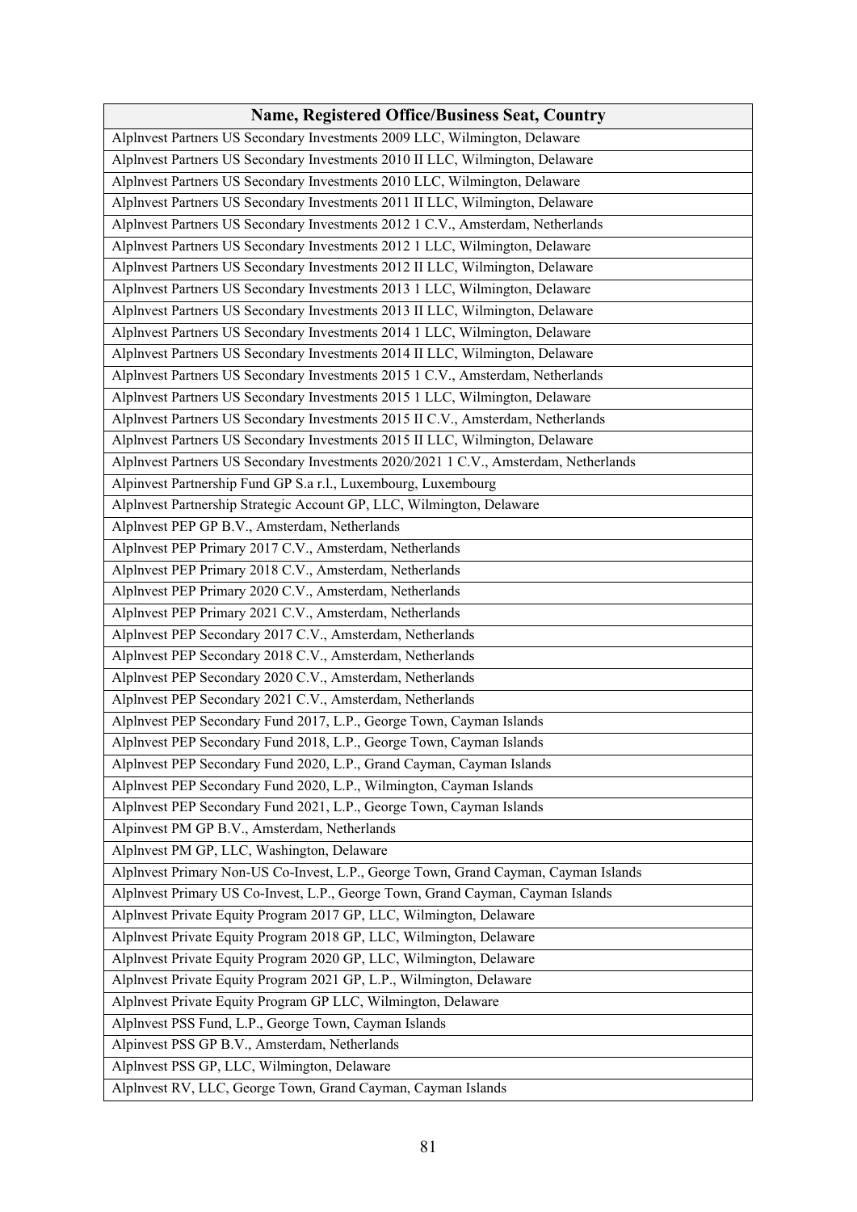| Name, Registered Office/Business Seat, Country |
|---|
| AlpInvest Partners US Secondary Investments 2009 LLC, Wilmington, Delaware |
| AlpInvest Partners US Secondary Investments 2010 II LLC, Wilmington, Delaware |
| AlpInvest Partners US Secondary Investments 2010 LLC, Wilmington, Delaware |
| AlpInvest Partners US Secondary Investments 2011 II LLC, Wilmington, Delaware |
| AlpInvest Partners US Secondary Investments 2012 1 C.V., Amsterdam, Netherlands |
| AlpInvest Partners US Secondary Investments 2012 1 LLC, Wilmington, Delaware |
| AlpInvest Partners US Secondary Investments 2012 II LLC, Wilmington, Delaware |
| AlpInvest Partners US Secondary Investments 2013 1 LLC, Wilmington, Delaware |
| AlpInvest Partners US Secondary Investments 2013 II LLC, Wilmington, Delaware |
| AlpInvest Partners US Secondary Investments 2014 1 LLC, Wilmington, Delaware |
| AlpInvest Partners US Secondary Investments 2014 II LLC, Wilmington, Delaware |
| AlpInvest Partners US Secondary Investments 2015 1 C.V., Amsterdam, Netherlands |
| AlpInvest Partners US Secondary Investments 2015 1 LLC, Wilmington, Delaware |
| AlpInvest Partners US Secondary Investments 2015 II C.V., Amsterdam, Netherlands |
| AlpInvest Partners US Secondary Investments 2015 II LLC, Wilmington, Delaware |
| AlpInvest Partners US Secondary Investments 2020/2021 1 C.V., Amsterdam, Netherlands |
| Alpinvest Partnership Fund GP S.a r.l., Luxembourg, Luxembourg |
| AlpInvest Partnership Strategic Account GP, LLC, Wilmington, Delaware |
| AlpInvest PEP GP B.V., Amsterdam, Netherlands |
| AlpInvest PEP Primary 2017 C.V., Amsterdam, Netherlands |
| AlpInvest PEP Primary 2018 C.V., Amsterdam, Netherlands |
| AlpInvest PEP Primary 2020 C.V., Amsterdam, Netherlands |
| AlpInvest PEP Primary 2021 C.V., Amsterdam, Netherlands |
| AlpInvest PEP Secondary 2017 C.V., Amsterdam, Netherlands |
| AlpInvest PEP Secondary 2018 C.V., Amsterdam, Netherlands |
| AlpInvest PEP Secondary 2020 C.V., Amsterdam, Netherlands |
| AlpInvest PEP Secondary 2021 C.V., Amsterdam, Netherlands |
| AlpInvest PEP Secondary Fund 2017, L.P., George Town, Cayman Islands |
| AlpInvest PEP Secondary Fund 2018, L.P., George Town, Cayman Islands |
| AlpInvest PEP Secondary Fund 2020, L.P., Grand Cayman, Cayman Islands |
| AlpInvest PEP Secondary Fund 2020, L.P., Wilmington, Cayman Islands |
| AlpInvest PEP Secondary Fund 2021, L.P., George Town, Cayman Islands |
| Alpinvest PM GP B.V., Amsterdam, Netherlands |
| AlpInvest PM GP, LLC, Washington, Delaware |
| AlpInvest Primary Non-US Co-Invest, L.P., George Town, Grand Cayman, Cayman Islands |
| AlpInvest Primary US Co-Invest, L.P., George Town, Grand Cayman, Cayman Islands |
| AlpInvest Private Equity Program 2017 GP, LLC, Wilmington, Delaware |
| AlpInvest Private Equity Program 2018 GP, LLC, Wilmington, Delaware |
| AlpInvest Private Equity Program 2020 GP, LLC, Wilmington, Delaware |
| AlpInvest Private Equity Program 2021 GP, L.P., Wilmington, Delaware |
| AlpInvest Private Equity Program GP LLC, Wilmington, Delaware |
| AlpInvest PSS Fund, L.P., George Town, Cayman Islands |
| Alpinvest PSS GP B.V., Amsterdam, Netherlands |
| AlpInvest PSS GP, LLC, Wilmington, Delaware |
| AlpInvest RV, LLC, George Town, Grand Cayman, Cayman Islands |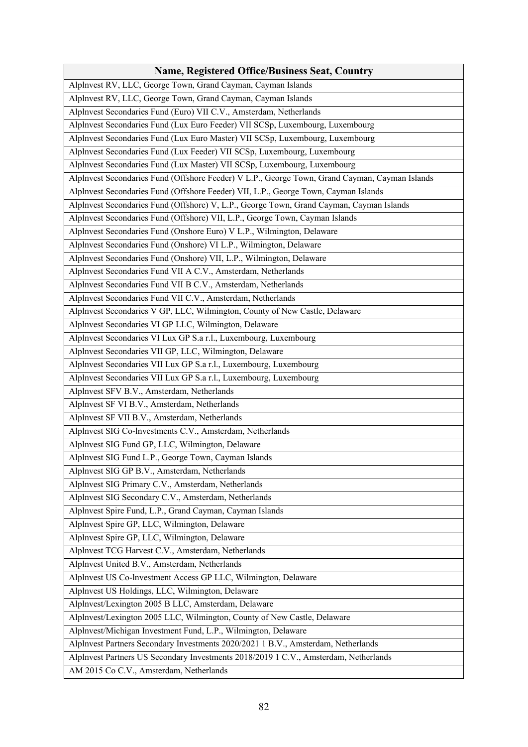| Name, Registered Office/Business Seat, Country |
|---|
| Alplnvest RV, LLC, George Town, Grand Cayman, Cayman Islands |
| Alplnvest RV, LLC, George Town, Grand Cayman, Cayman Islands |
| Alplnvest Secondaries Fund (Euro) VII C.V., Amsterdam, Netherlands |
| Alplnvest Secondaries Fund (Lux Euro Feeder) VII SCSp, Luxembourg, Luxembourg |
| Alplnvest Secondaries Fund (Lux Euro Master) VII SCSp, Luxembourg, Luxembourg |
| Alplnvest Secondaries Fund (Lux Feeder) VII SCSp, Luxembourg, Luxembourg |
| Alplnvest Secondaries Fund (Lux Master) VII SCSp, Luxembourg, Luxembourg |
| Alplnvest Secondaries Fund (Offshore Feeder) V L.P., George Town, Grand Cayman, Cayman Islands |
| Alplnvest Secondaries Fund (Offshore Feeder) VII, L.P., George Town, Cayman Islands |
| Alplnvest Secondaries Fund (Offshore) V, L.P., George Town, Grand Cayman, Cayman Islands |
| Alplnvest Secondaries Fund (Offshore) VII, L.P., George Town, Cayman Islands |
| Alplnvest Secondaries Fund (Onshore Euro) V L.P., Wilmington, Delaware |
| Alplnvest Secondaries Fund (Onshore) VI L.P., Wilmington, Delaware |
| Alplnvest Secondaries Fund (Onshore) VII, L.P., Wilmington, Delaware |
| Alplnvest Secondaries Fund VII A C.V., Amsterdam, Netherlands |
| Alplnvest Secondaries Fund VII B C.V., Amsterdam, Netherlands |
| Alplnvest Secondaries Fund VII C.V., Amsterdam, Netherlands |
| Alplnvest Secondaries V GP, LLC, Wilmington, County of New Castle, Delaware |
| Alplnvest Secondaries VI GP LLC, Wilmington, Delaware |
| Alplnvest Secondaries VI Lux GP S.a r.l., Luxembourg, Luxembourg |
| Alplnvest Secondaries VII GP, LLC, Wilmington, Delaware |
| Alplnvest Secondaries VII Lux GP S.a r.l., Luxembourg, Luxembourg |
| Alplnvest Secondaries VII Lux GP S.a r.l., Luxembourg, Luxembourg |
| Alplnvest SFV B.V., Amsterdam, Netherlands |
| Alplnvest SF VI B.V., Amsterdam, Netherlands |
| Alplnvest SF VII B.V., Amsterdam, Netherlands |
| Alplnvest SIG Co-lnvestments C.V., Amsterdam, Netherlands |
| Alplnvest SIG Fund GP, LLC, Wilmington, Delaware |
| Alplnvest SIG Fund L.P., George Town, Cayman Islands |
| Alplnvest SIG GP B.V., Amsterdam, Netherlands |
| Alplnvest SIG Primary C.V., Amsterdam, Netherlands |
| Alplnvest SIG Secondary C.V., Amsterdam, Netherlands |
| Alplnvest Spire Fund, L.P., Grand Cayman, Cayman Islands |
| Alplnvest Spire GP, LLC, Wilmington, Delaware |
| Alplnvest Spire GP, LLC, Wilmington, Delaware |
| Alplnvest TCG Harvest C.V., Amsterdam, Netherlands |
| Alplnvest United B.V., Amsterdam, Netherlands |
| Alplnvest US Co-lnvestment Access GP LLC, Wilmington, Delaware |
| Alplnvest US Holdings, LLC, Wilmington, Delaware |
| Alplnvest/Lexington 2005 B LLC, Amsterdam, Delaware |
| Alplnvest/Lexington 2005 LLC, Wilmington, County of New Castle, Delaware |
| Alplnvest/Michigan Investment Fund, L.P., Wilmington, Delaware |
| Alplnvest Partners Secondary Investments 2020/2021 1 B.V., Amsterdam, Netherlands |
| Alplnvest Partners US Secondary Investments 2018/2019 1 C.V., Amsterdam, Netherlands |
| AM 2015 Co C.V., Amsterdam, Netherlands |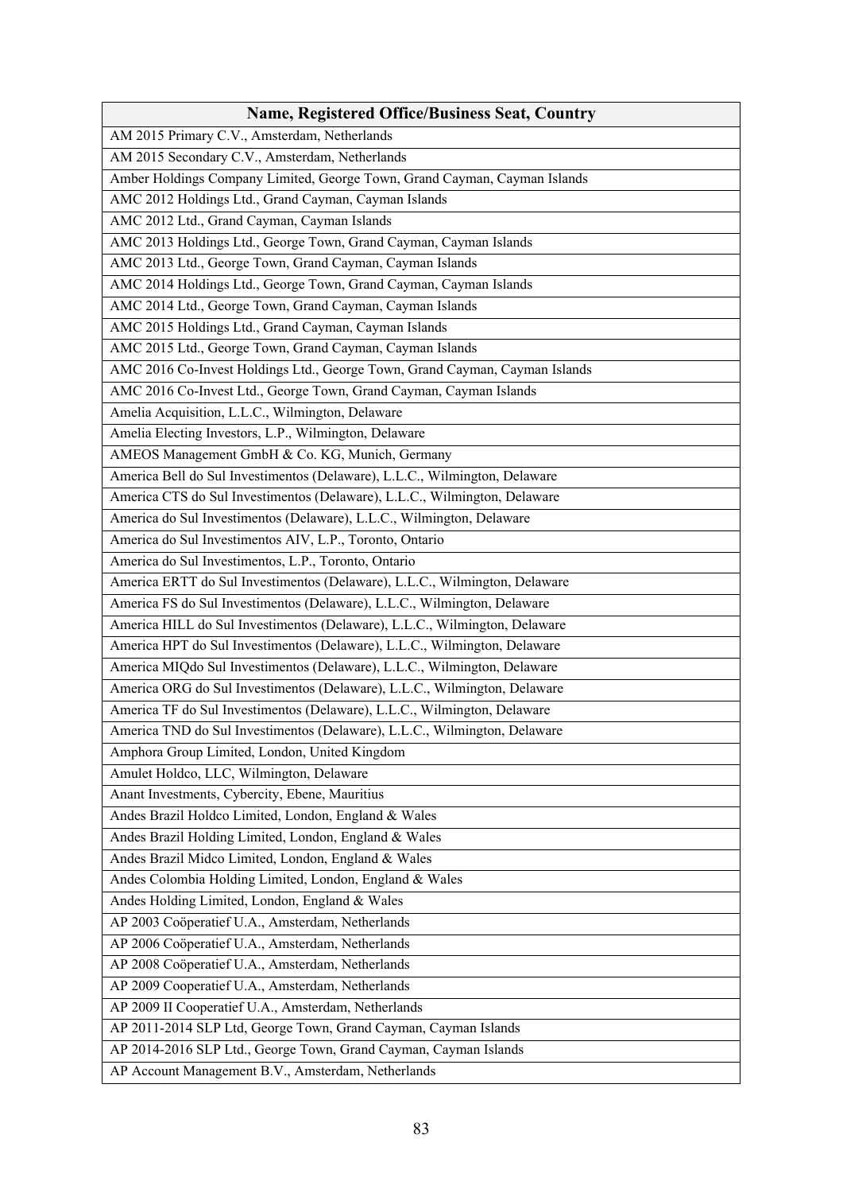| Name, Registered Office/Business Seat, Country |
|---|
| AM 2015 Primary C.V., Amsterdam, Netherlands |
| AM 2015 Secondary C.V., Amsterdam, Netherlands |
| Amber Holdings Company Limited, George Town, Grand Cayman, Cayman Islands |
| AMC 2012 Holdings Ltd., Grand Cayman, Cayman Islands |
| AMC 2012 Ltd., Grand Cayman, Cayman Islands |
| AMC 2013 Holdings Ltd., George Town, Grand Cayman, Cayman Islands |
| AMC 2013 Ltd., George Town, Grand Cayman, Cayman Islands |
| AMC 2014 Holdings Ltd., George Town, Grand Cayman, Cayman Islands |
| AMC 2014 Ltd., George Town, Grand Cayman, Cayman Islands |
| AMC 2015 Holdings Ltd., Grand Cayman, Cayman Islands |
| AMC 2015 Ltd., George Town, Grand Cayman, Cayman Islands |
| AMC 2016 Co-Invest Holdings Ltd., George Town, Grand Cayman, Cayman Islands |
| AMC 2016 Co-Invest Ltd., George Town, Grand Cayman, Cayman Islands |
| Amelia Acquisition, L.L.C., Wilmington, Delaware |
| Amelia Electing Investors, L.P., Wilmington, Delaware |
| AMEOS Management GmbH & Co. KG, Munich, Germany |
| America Bell do Sul Investimentos (Delaware), L.L.C., Wilmington, Delaware |
| America CTS do Sul Investimentos (Delaware), L.L.C., Wilmington, Delaware |
| America do Sul Investimentos (Delaware), L.L.C., Wilmington, Delaware |
| America do Sul Investimentos AIV, L.P., Toronto, Ontario |
| America do Sul Investimentos, L.P., Toronto, Ontario |
| America ERTT do Sul Investimentos (Delaware), L.L.C., Wilmington, Delaware |
| America FS do Sul Investimentos (Delaware), L.L.C., Wilmington, Delaware |
| America HILL do Sul Investimentos (Delaware), L.L.C., Wilmington, Delaware |
| America HPT do Sul Investimentos (Delaware), L.L.C., Wilmington, Delaware |
| America MIQdo Sul Investimentos (Delaware), L.L.C., Wilmington, Delaware |
| America ORG do Sul Investimentos (Delaware), L.L.C., Wilmington, Delaware |
| America TF do Sul Investimentos (Delaware), L.L.C., Wilmington, Delaware |
| America TND do Sul Investimentos (Delaware), L.L.C., Wilmington, Delaware |
| Amphora Group Limited, London, United Kingdom |
| Amulet Holdco, LLC, Wilmington, Delaware |
| Anant Investments, Cybercity, Ebene, Mauritius |
| Andes Brazil Holdco Limited, London, England & Wales |
| Andes Brazil Holding Limited, London, England & Wales |
| Andes Brazil Midco Limited, London, England & Wales |
| Andes Colombia Holding Limited, London, England & Wales |
| Andes Holding Limited, London, England & Wales |
| AP 2003 Coöperatief U.A., Amsterdam, Netherlands |
| AP 2006 Coöperatief U.A., Amsterdam, Netherlands |
| AP 2008 Coöperatief U.A., Amsterdam, Netherlands |
| AP 2009 Cooperatief U.A., Amsterdam, Netherlands |
| AP 2009 II Cooperatief U.A., Amsterdam, Netherlands |
| AP 2011-2014 SLP Ltd, George Town, Grand Cayman, Cayman Islands |
| AP 2014-2016 SLP Ltd., George Town, Grand Cayman, Cayman Islands |
| AP Account Management B.V., Amsterdam, Netherlands |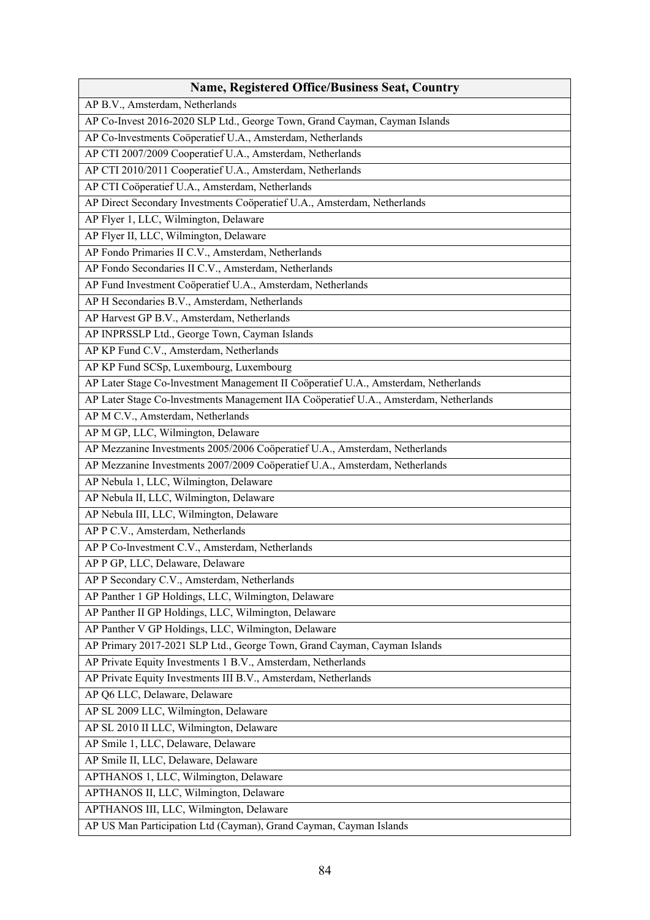| Name, Registered Office/Business Seat, Country |
| --- |
| AP B.V., Amsterdam, Netherlands |
| AP Co-Invest 2016-2020 SLP Ltd., George Town, Grand Cayman, Cayman Islands |
| AP Co-lnvestments Coöperatief U.A., Amsterdam, Netherlands |
| AP CTI 2007/2009 Cooperatief U.A., Amsterdam, Netherlands |
| AP CTI 2010/2011 Cooperatief U.A., Amsterdam, Netherlands |
| AP CTI Coöperatief U.A., Amsterdam, Netherlands |
| AP Direct Secondary Investments Coöperatief U.A., Amsterdam, Netherlands |
| AP Flyer 1, LLC, Wilmington, Delaware |
| AP Flyer II, LLC, Wilmington, Delaware |
| AP Fondo Primaries II C.V., Amsterdam, Netherlands |
| AP Fondo Secondaries II C.V., Amsterdam, Netherlands |
| AP Fund Investment Coöperatief U.A., Amsterdam, Netherlands |
| AP H Secondaries B.V., Amsterdam, Netherlands |
| AP Harvest GP B.V., Amsterdam, Netherlands |
| AP INPRSSLP Ltd., George Town, Cayman Islands |
| AP KP Fund C.V., Amsterdam, Netherlands |
| AP KP Fund SCSp, Luxembourg, Luxembourg |
| AP Later Stage Co-lnvestment Management II Coöperatief U.A., Amsterdam, Netherlands |
| AP Later Stage Co-lnvestments Management IIA Coöperatief U.A., Amsterdam, Netherlands |
| AP M C.V., Amsterdam, Netherlands |
| AP M GP, LLC, Wilmington, Delaware |
| AP Mezzanine Investments 2005/2006 Coöperatief U.A., Amsterdam, Netherlands |
| AP Mezzanine Investments 2007/2009 Coöperatief U.A., Amsterdam, Netherlands |
| AP Nebula 1, LLC, Wilmington, Delaware |
| AP Nebula II, LLC, Wilmington, Delaware |
| AP Nebula III, LLC, Wilmington, Delaware |
| AP P C.V., Amsterdam, Netherlands |
| AP P Co-lnvestment C.V., Amsterdam, Netherlands |
| AP P GP, LLC, Delaware, Delaware |
| AP P Secondary C.V., Amsterdam, Netherlands |
| AP Panther 1 GP Holdings, LLC, Wilmington, Delaware |
| AP Panther II GP Holdings, LLC, Wilmington, Delaware |
| AP Panther V GP Holdings, LLC, Wilmington, Delaware |
| AP Primary 2017-2021 SLP Ltd., George Town, Grand Cayman, Cayman Islands |
| AP Private Equity Investments 1 B.V., Amsterdam, Netherlands |
| AP Private Equity Investments III B.V., Amsterdam, Netherlands |
| AP Q6 LLC, Delaware, Delaware |
| AP SL 2009 LLC, Wilmington, Delaware |
| AP SL 2010 II LLC, Wilmington, Delaware |
| AP Smile 1, LLC, Delaware, Delaware |
| AP Smile II, LLC, Delaware, Delaware |
| APTHANOS 1, LLC, Wilmington, Delaware |
| APTHANOS II, LLC, Wilmington, Delaware |
| APTHANOS III, LLC, Wilmington, Delaware |
| AP US Man Participation Ltd (Cayman), Grand Cayman, Cayman Islands |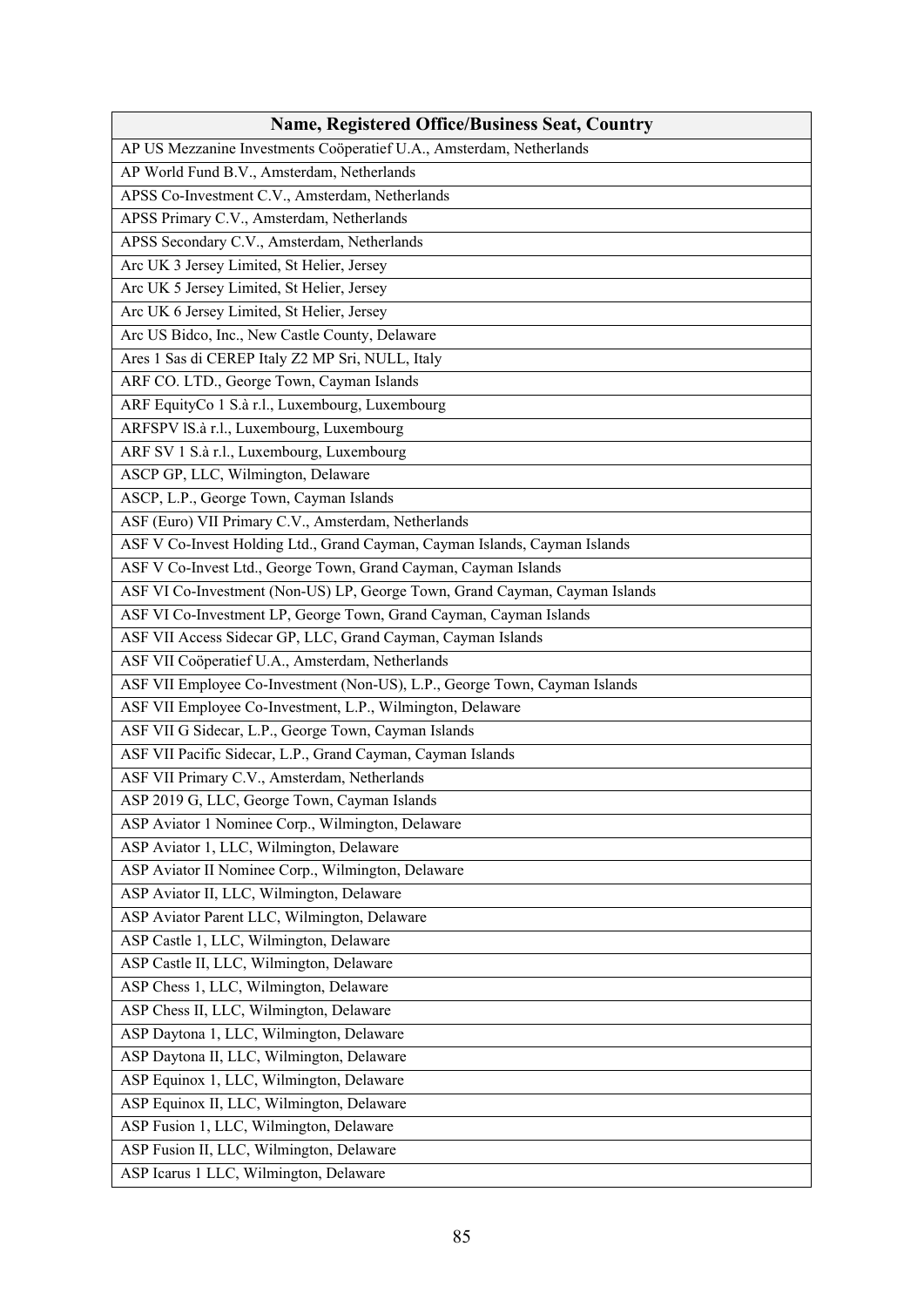| Name, Registered Office/Business Seat, Country |
| --- |
| AP US Mezzanine Investments Coöperatief U.A., Amsterdam, Netherlands |
| AP World Fund B.V., Amsterdam, Netherlands |
| APSS Co-Investment C.V., Amsterdam, Netherlands |
| APSS Primary C.V., Amsterdam, Netherlands |
| APSS Secondary C.V., Amsterdam, Netherlands |
| Arc UK 3 Jersey Limited, St Helier, Jersey |
| Arc UK 5 Jersey Limited, St Helier, Jersey |
| Arc UK 6 Jersey Limited, St Helier, Jersey |
| Arc US Bidco, Inc., New Castle County, Delaware |
| Ares 1 Sas di CEREP Italy Z2 MP Sri, NULL, Italy |
| ARF CO. LTD., George Town, Cayman Islands |
| ARF EquityCo 1 S.à r.l., Luxembourg, Luxembourg |
| ARFSPV lS.à r.l., Luxembourg, Luxembourg |
| ARF SV 1 S.à r.l., Luxembourg, Luxembourg |
| ASCP GP, LLC, Wilmington, Delaware |
| ASCP, L.P., George Town, Cayman Islands |
| ASF (Euro) VII Primary C.V., Amsterdam, Netherlands |
| ASF V Co-Invest Holding Ltd., Grand Cayman, Cayman Islands, Cayman Islands |
| ASF V Co-Invest Ltd., George Town, Grand Cayman, Cayman Islands |
| ASF VI Co-Investment (Non-US) LP, George Town, Grand Cayman, Cayman Islands |
| ASF VI Co-Investment LP, George Town, Grand Cayman, Cayman Islands |
| ASF VII Access Sidecar GP, LLC, Grand Cayman, Cayman Islands |
| ASF VII Coöperatief U.A., Amsterdam, Netherlands |
| ASF VII Employee Co-Investment (Non-US), L.P., George Town, Cayman Islands |
| ASF VII Employee Co-Investment, L.P., Wilmington, Delaware |
| ASF VII G Sidecar, L.P., George Town, Cayman Islands |
| ASF VII Pacific Sidecar, L.P., Grand Cayman, Cayman Islands |
| ASF VII Primary C.V., Amsterdam, Netherlands |
| ASP 2019 G, LLC, George Town, Cayman Islands |
| ASP Aviator 1 Nominee Corp., Wilmington, Delaware |
| ASP Aviator 1, LLC, Wilmington, Delaware |
| ASP Aviator II Nominee Corp., Wilmington, Delaware |
| ASP Aviator II, LLC, Wilmington, Delaware |
| ASP Aviator Parent LLC, Wilmington, Delaware |
| ASP Castle 1, LLC, Wilmington, Delaware |
| ASP Castle II, LLC, Wilmington, Delaware |
| ASP Chess 1, LLC, Wilmington, Delaware |
| ASP Chess II, LLC, Wilmington, Delaware |
| ASP Daytona 1, LLC, Wilmington, Delaware |
| ASP Daytona II, LLC, Wilmington, Delaware |
| ASP Equinox 1, LLC, Wilmington, Delaware |
| ASP Equinox II, LLC, Wilmington, Delaware |
| ASP Fusion 1, LLC, Wilmington, Delaware |
| ASP Fusion II, LLC, Wilmington, Delaware |
| ASP Icarus 1 LLC, Wilmington, Delaware |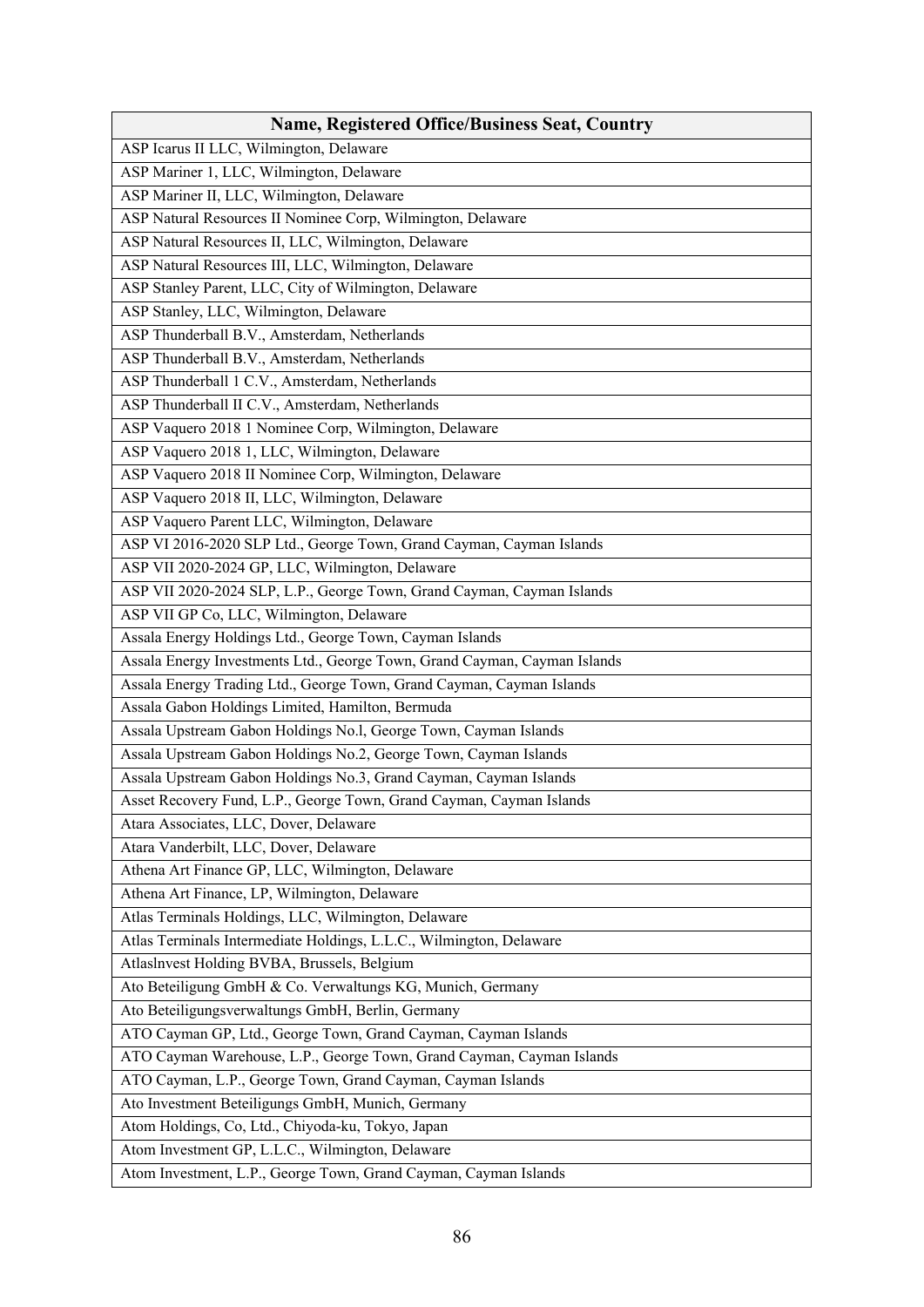| Name, Registered Office/Business Seat, Country |
|---|
| ASP Icarus II LLC, Wilmington, Delaware |
| ASP Mariner 1, LLC, Wilmington, Delaware |
| ASP Mariner II, LLC, Wilmington, Delaware |
| ASP Natural Resources II Nominee Corp, Wilmington, Delaware |
| ASP Natural Resources II, LLC, Wilmington, Delaware |
| ASP Natural Resources III, LLC, Wilmington, Delaware |
| ASP Stanley Parent, LLC, City of Wilmington, Delaware |
| ASP Stanley, LLC, Wilmington, Delaware |
| ASP Thunderball B.V., Amsterdam, Netherlands |
| ASP Thunderball B.V., Amsterdam, Netherlands |
| ASP Thunderball 1 C.V., Amsterdam, Netherlands |
| ASP Thunderball II C.V., Amsterdam, Netherlands |
| ASP Vaquero 2018 1 Nominee Corp, Wilmington, Delaware |
| ASP Vaquero 2018 1, LLC, Wilmington, Delaware |
| ASP Vaquero 2018 II Nominee Corp, Wilmington, Delaware |
| ASP Vaquero 2018 II, LLC, Wilmington, Delaware |
| ASP Vaquero Parent LLC, Wilmington, Delaware |
| ASP VI 2016-2020 SLP Ltd., George Town, Grand Cayman, Cayman Islands |
| ASP VII 2020-2024 GP, LLC, Wilmington, Delaware |
| ASP VII 2020-2024 SLP, L.P., George Town, Grand Cayman, Cayman Islands |
| ASP VII GP Co, LLC, Wilmington, Delaware |
| Assala Energy Holdings Ltd., George Town, Cayman Islands |
| Assala Energy Investments Ltd., George Town, Grand Cayman, Cayman Islands |
| Assala Energy Trading Ltd., George Town, Grand Cayman, Cayman Islands |
| Assala Gabon Holdings Limited, Hamilton, Bermuda |
| Assala Upstream Gabon Holdings No.l, George Town, Cayman Islands |
| Assala Upstream Gabon Holdings No.2, George Town, Cayman Islands |
| Assala Upstream Gabon Holdings No.3, Grand Cayman, Cayman Islands |
| Asset Recovery Fund, L.P., George Town, Grand Cayman, Cayman Islands |
| Atara Associates, LLC, Dover, Delaware |
| Atara Vanderbilt, LLC, Dover, Delaware |
| Athena Art Finance GP, LLC, Wilmington, Delaware |
| Athena Art Finance, LP, Wilmington, Delaware |
| Atlas Terminals Holdings, LLC, Wilmington, Delaware |
| Atlas Terminals Intermediate Holdings, L.L.C., Wilmington, Delaware |
| Atlaslnvest Holding BVBA, Brussels, Belgium |
| Ato Beteiligung GmbH & Co. Verwaltungs KG, Munich, Germany |
| Ato Beteiligungsverwaltungs GmbH, Berlin, Germany |
| ATO Cayman GP, Ltd., George Town, Grand Cayman, Cayman Islands |
| ATO Cayman Warehouse, L.P., George Town, Grand Cayman, Cayman Islands |
| ATO Cayman, L.P., George Town, Grand Cayman, Cayman Islands |
| Ato Investment Beteiligungs GmbH, Munich, Germany |
| Atom Holdings, Co, Ltd., Chiyoda-ku, Tokyo, Japan |
| Atom Investment GP, L.L.C., Wilmington, Delaware |
| Atom Investment, L.P., George Town, Grand Cayman, Cayman Islands |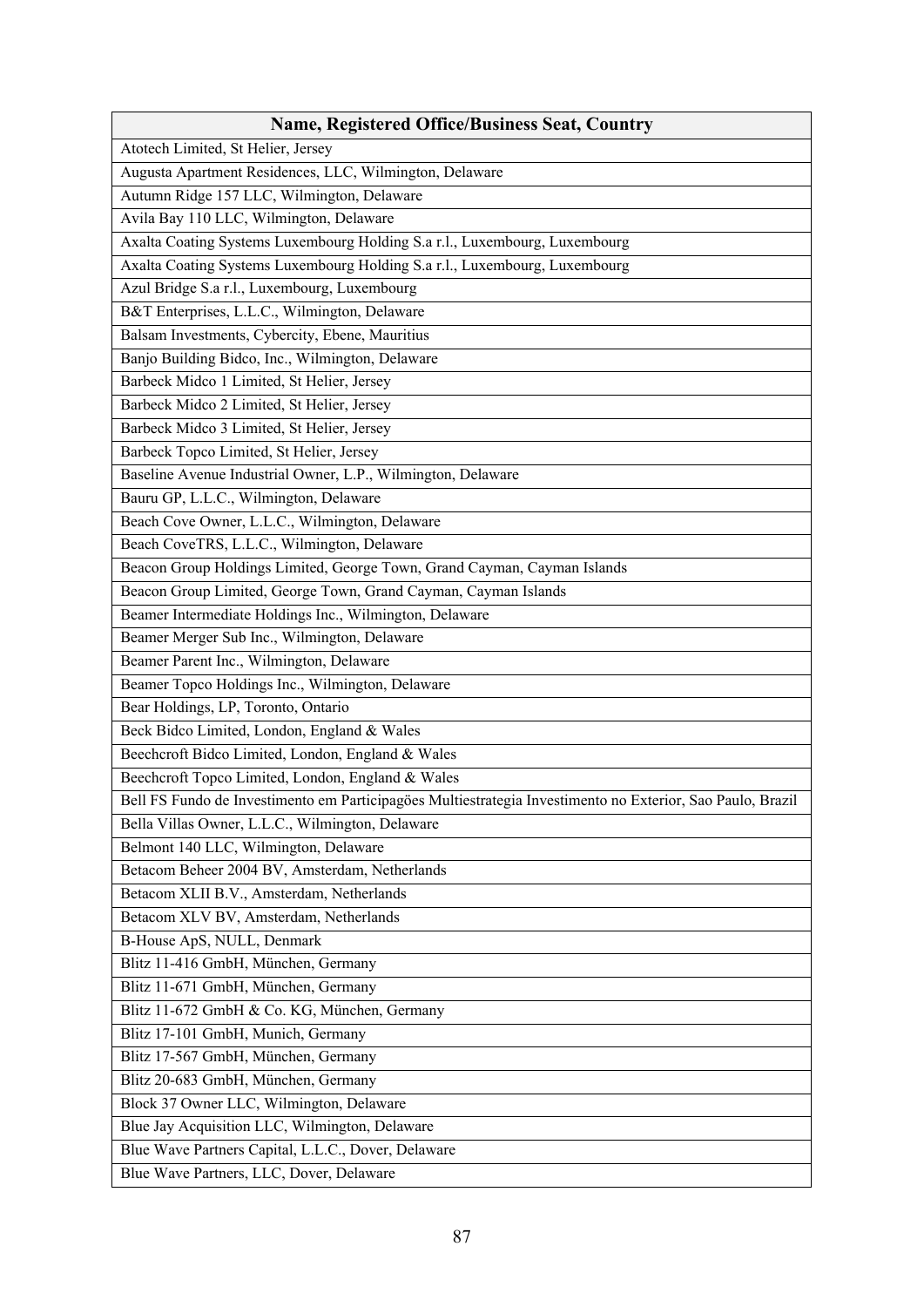| Name, Registered Office/Business Seat, Country |
|---|
| Atotech Limited, St Helier, Jersey |
| Augusta Apartment Residences, LLC, Wilmington, Delaware |
| Autumn Ridge 157 LLC, Wilmington, Delaware |
| Avila Bay 110 LLC, Wilmington, Delaware |
| Axalta Coating Systems Luxembourg Holding S.a r.l., Luxembourg, Luxembourg |
| Axalta Coating Systems Luxembourg Holding S.a r.l., Luxembourg, Luxembourg |
| Azul Bridge S.a r.l., Luxembourg, Luxembourg |
| B&T Enterprises, L.L.C., Wilmington, Delaware |
| Balsam Investments, Cybercity, Ebene, Mauritius |
| Banjo Building Bidco, Inc., Wilmington, Delaware |
| Barbeck Midco 1 Limited, St Helier, Jersey |
| Barbeck Midco 2 Limited, St Helier, Jersey |
| Barbeck Midco 3 Limited, St Helier, Jersey |
| Barbeck Topco Limited, St Helier, Jersey |
| Baseline Avenue Industrial Owner, L.P., Wilmington, Delaware |
| Bauru GP, L.L.C., Wilmington, Delaware |
| Beach Cove Owner, L.L.C., Wilmington, Delaware |
| Beach CoveTRS, L.L.C., Wilmington, Delaware |
| Beacon Group Holdings Limited, George Town, Grand Cayman, Cayman Islands |
| Beacon Group Limited, George Town, Grand Cayman, Cayman Islands |
| Beamer Intermediate Holdings Inc., Wilmington, Delaware |
| Beamer Merger Sub Inc., Wilmington, Delaware |
| Beamer Parent Inc., Wilmington, Delaware |
| Beamer Topco Holdings Inc., Wilmington, Delaware |
| Bear Holdings, LP, Toronto, Ontario |
| Beck Bidco Limited, London, England & Wales |
| Beechcroft Bidco Limited, London, England & Wales |
| Beechcroft Topco Limited, London, England & Wales |
| Bell FS Fundo de Investimento em Participagões Multiestrategia Investimento no Exterior, Sao Paulo, Brazil |
| Bella Villas Owner, L.L.C., Wilmington, Delaware |
| Belmont 140 LLC, Wilmington, Delaware |
| Betacom Beheer 2004 BV, Amsterdam, Netherlands |
| Betacom XLII B.V., Amsterdam, Netherlands |
| Betacom XLV BV, Amsterdam, Netherlands |
| B-House ApS, NULL, Denmark |
| Blitz 11-416 GmbH, München, Germany |
| Blitz 11-671 GmbH, München, Germany |
| Blitz 11-672 GmbH & Co. KG, München, Germany |
| Blitz 17-101 GmbH, Munich, Germany |
| Blitz 17-567 GmbH, München, Germany |
| Blitz 20-683 GmbH, München, Germany |
| Block 37 Owner LLC, Wilmington, Delaware |
| Blue Jay Acquisition LLC, Wilmington, Delaware |
| Blue Wave Partners Capital, L.L.C., Dover, Delaware |
| Blue Wave Partners, LLC, Dover, Delaware |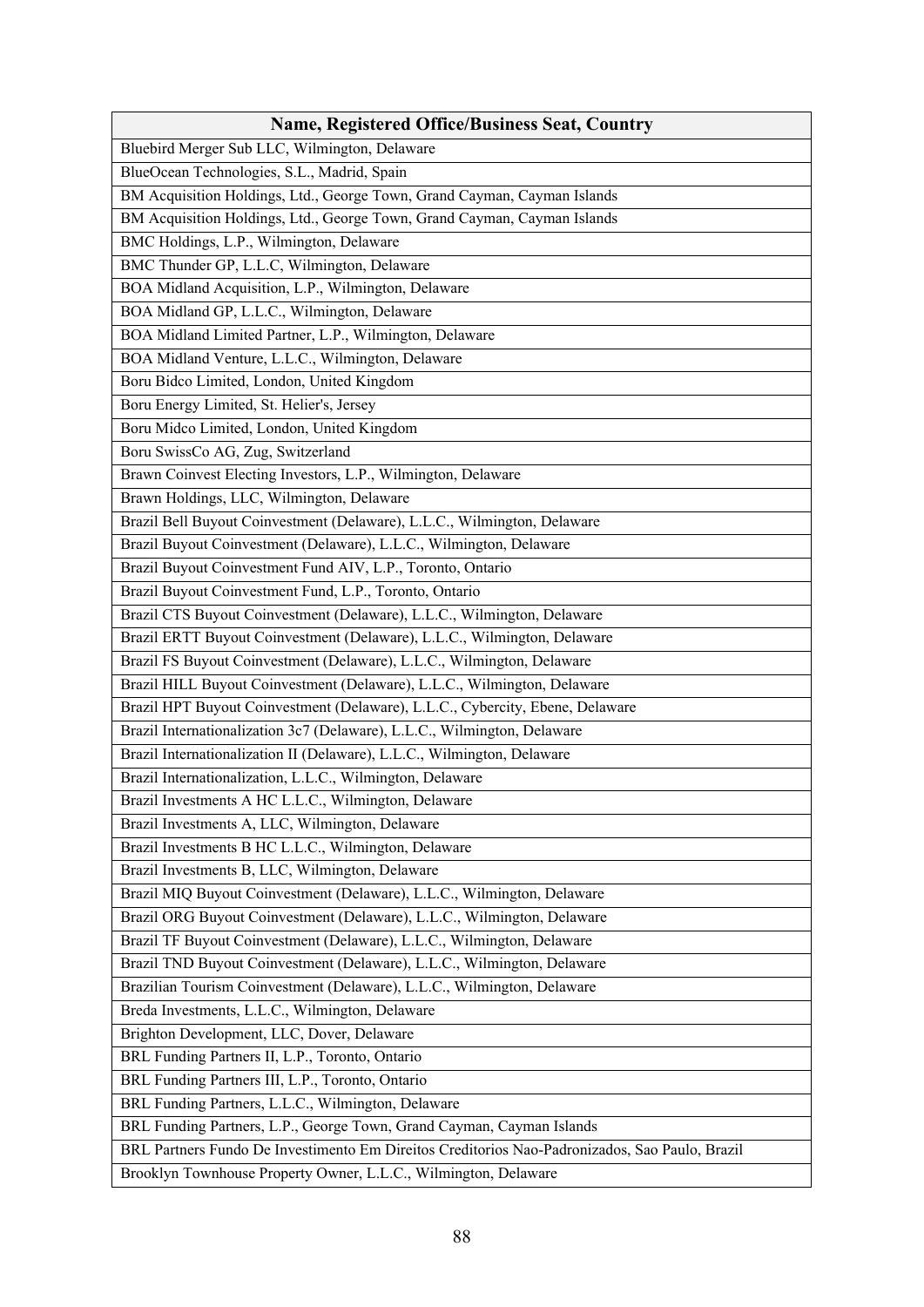| Name, Registered Office/Business Seat, Country |
| --- |
| Bluebird Merger Sub LLC, Wilmington, Delaware |
| BlueOcean Technologies, S.L., Madrid, Spain |
| BM Acquisition Holdings, Ltd., George Town, Grand Cayman, Cayman Islands |
| BM Acquisition Holdings, Ltd., George Town, Grand Cayman, Cayman Islands |
| BMC Holdings, L.P., Wilmington, Delaware |
| BMC Thunder GP, L.L.C, Wilmington, Delaware |
| BOA Midland Acquisition, L.P., Wilmington, Delaware |
| BOA Midland GP, L.L.C., Wilmington, Delaware |
| BOA Midland Limited Partner, L.P., Wilmington, Delaware |
| BOA Midland Venture, L.L.C., Wilmington, Delaware |
| Boru Bidco Limited, London, United Kingdom |
| Boru Energy Limited, St. Helier's, Jersey |
| Boru Midco Limited, London, United Kingdom |
| Boru SwissCo AG, Zug, Switzerland |
| Brawn Coinvest Electing Investors, L.P., Wilmington, Delaware |
| Brawn Holdings, LLC, Wilmington, Delaware |
| Brazil Bell Buyout Coinvestment (Delaware), L.L.C., Wilmington, Delaware |
| Brazil Buyout Coinvestment (Delaware), L.L.C., Wilmington, Delaware |
| Brazil Buyout Coinvestment Fund AIV, L.P., Toronto, Ontario |
| Brazil Buyout Coinvestment Fund, L.P., Toronto, Ontario |
| Brazil CTS Buyout Coinvestment (Delaware), L.L.C., Wilmington, Delaware |
| Brazil ERTT Buyout Coinvestment (Delaware), L.L.C., Wilmington, Delaware |
| Brazil FS Buyout Coinvestment (Delaware), L.L.C., Wilmington, Delaware |
| Brazil HILL Buyout Coinvestment (Delaware), L.L.C., Wilmington, Delaware |
| Brazil HPT Buyout Coinvestment (Delaware), L.L.C., Cybercity, Ebene, Delaware |
| Brazil Internationalization 3c7 (Delaware), L.L.C., Wilmington, Delaware |
| Brazil Internationalization II (Delaware), L.L.C., Wilmington, Delaware |
| Brazil Internationalization, L.L.C., Wilmington, Delaware |
| Brazil Investments A HC L.L.C., Wilmington, Delaware |
| Brazil Investments A, LLC, Wilmington, Delaware |
| Brazil Investments B HC L.L.C., Wilmington, Delaware |
| Brazil Investments B, LLC, Wilmington, Delaware |
| Brazil MIQ Buyout Coinvestment (Delaware), L.L.C., Wilmington, Delaware |
| Brazil ORG Buyout Coinvestment (Delaware), L.L.C., Wilmington, Delaware |
| Brazil TF Buyout Coinvestment (Delaware), L.L.C., Wilmington, Delaware |
| Brazil TND Buyout Coinvestment (Delaware), L.L.C., Wilmington, Delaware |
| Brazilian Tourism Coinvestment (Delaware), L.L.C., Wilmington, Delaware |
| Breda Investments, L.L.C., Wilmington, Delaware |
| Brighton Development, LLC, Dover, Delaware |
| BRL Funding Partners II, L.P., Toronto, Ontario |
| BRL Funding Partners III, L.P., Toronto, Ontario |
| BRL Funding Partners, L.L.C., Wilmington, Delaware |
| BRL Funding Partners, L.P., George Town, Grand Cayman, Cayman Islands |
| BRL Partners Fundo De Investimento Em Direitos Creditorios Nao-Padronizados, Sao Paulo, Brazil |
| Brooklyn Townhouse Property Owner, L.L.C., Wilmington, Delaware |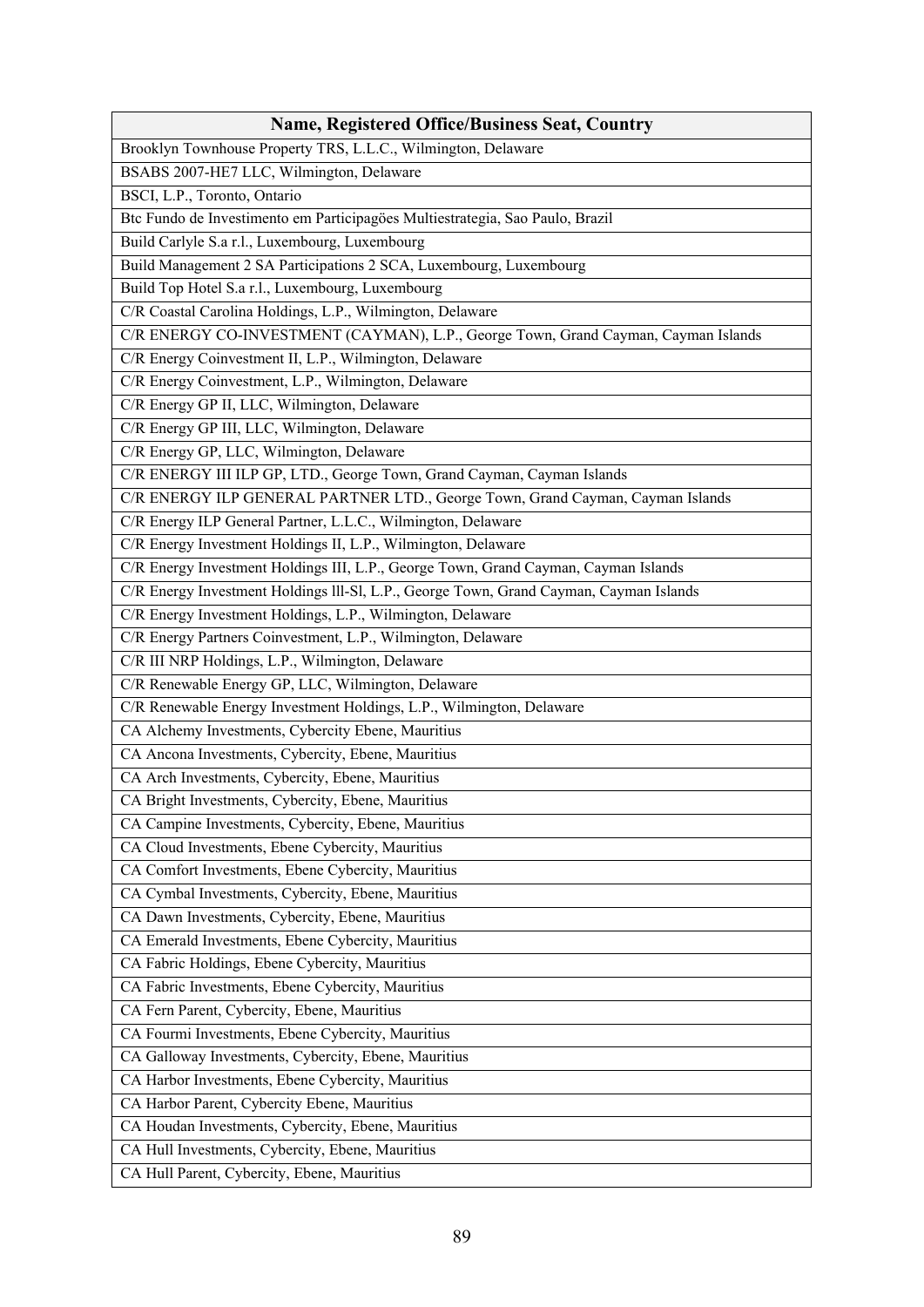| Name, Registered Office/Business Seat, Country |
|---|
| Brooklyn Townhouse Property TRS, L.L.C., Wilmington, Delaware |
| BSABS 2007-HE7 LLC, Wilmington, Delaware |
| BSCI, L.P., Toronto, Ontario |
| Btc Fundo de Investimento em Participagöes Multiestrategia, Sao Paulo, Brazil |
| Build Carlyle S.a r.l., Luxembourg, Luxembourg |
| Build Management 2 SA Participations 2 SCA, Luxembourg, Luxembourg |
| Build Top Hotel S.a r.l., Luxembourg, Luxembourg |
| C/R Coastal Carolina Holdings, L.P., Wilmington, Delaware |
| C/R ENERGY CO-INVESTMENT (CAYMAN), L.P., George Town, Grand Cayman, Cayman Islands |
| C/R Energy Coinvestment II, L.P., Wilmington, Delaware |
| C/R Energy Coinvestment, L.P., Wilmington, Delaware |
| C/R Energy GP II, LLC, Wilmington, Delaware |
| C/R Energy GP III, LLC, Wilmington, Delaware |
| C/R Energy GP, LLC, Wilmington, Delaware |
| C/R ENERGY III ILP GP, LTD., George Town, Grand Cayman, Cayman Islands |
| C/R ENERGY ILP GENERAL PARTNER LTD., George Town, Grand Cayman, Cayman Islands |
| C/R Energy ILP General Partner, L.L.C., Wilmington, Delaware |
| C/R Energy Investment Holdings II, L.P., Wilmington, Delaware |
| C/R Energy Investment Holdings III, L.P., George Town, Grand Cayman, Cayman Islands |
| C/R Energy Investment Holdings lll-Sl, L.P., George Town, Grand Cayman, Cayman Islands |
| C/R Energy Investment Holdings, L.P., Wilmington, Delaware |
| C/R Energy Partners Coinvestment, L.P., Wilmington, Delaware |
| C/R III NRP Holdings, L.P., Wilmington, Delaware |
| C/R Renewable Energy GP, LLC, Wilmington, Delaware |
| C/R Renewable Energy Investment Holdings, L.P., Wilmington, Delaware |
| CA Alchemy Investments, Cybercity Ebene, Mauritius |
| CA Ancona Investments, Cybercity, Ebene, Mauritius |
| CA Arch Investments, Cybercity, Ebene, Mauritius |
| CA Bright Investments, Cybercity, Ebene, Mauritius |
| CA Campine Investments, Cybercity, Ebene, Mauritius |
| CA Cloud Investments, Ebene Cybercity, Mauritius |
| CA Comfort Investments, Ebene Cybercity, Mauritius |
| CA Cymbal Investments, Cybercity, Ebene, Mauritius |
| CA Dawn Investments, Cybercity, Ebene, Mauritius |
| CA Emerald Investments, Ebene Cybercity, Mauritius |
| CA Fabric Holdings, Ebene Cybercity, Mauritius |
| CA Fabric Investments, Ebene Cybercity, Mauritius |
| CA Fern Parent, Cybercity, Ebene, Mauritius |
| CA Fourmi Investments, Ebene Cybercity, Mauritius |
| CA Galloway Investments, Cybercity, Ebene, Mauritius |
| CA Harbor Investments, Ebene Cybercity, Mauritius |
| CA Harbor Parent, Cybercity Ebene, Mauritius |
| CA Houdan Investments, Cybercity, Ebene, Mauritius |
| CA Hull Investments, Cybercity, Ebene, Mauritius |
| CA Hull Parent, Cybercity, Ebene, Mauritius |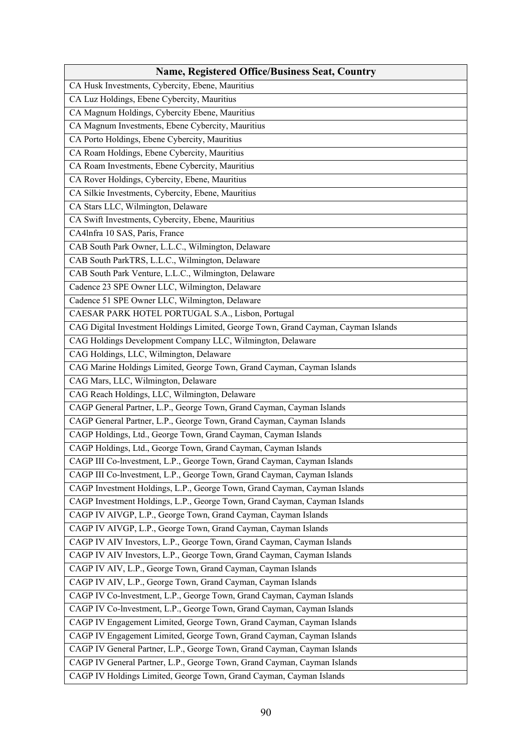| Name, Registered Office/Business Seat, Country |
|---|
| CA Husk Investments, Cybercity, Ebene, Mauritius |
| CA Luz Holdings, Ebene Cybercity, Mauritius |
| CA Magnum Holdings, Cybercity Ebene, Mauritius |
| CA Magnum Investments, Ebene Cybercity, Mauritius |
| CA Porto Holdings, Ebene Cybercity, Mauritius |
| CA Roam Holdings, Ebene Cybercity, Mauritius |
| CA Roam Investments, Ebene Cybercity, Mauritius |
| CA Rover Holdings, Cybercity, Ebene, Mauritius |
| CA Silkie Investments, Cybercity, Ebene, Mauritius |
| CA Stars LLC, Wilmington, Delaware |
| CA Swift Investments, Cybercity, Ebene, Mauritius |
| CA4lnfra 10 SAS, Paris, France |
| CAB South Park Owner, L.L.C., Wilmington, Delaware |
| CAB South ParkTRS, L.L.C., Wilmington, Delaware |
| CAB South Park Venture, L.L.C., Wilmington, Delaware |
| Cadence 23 SPE Owner LLC, Wilmington, Delaware |
| Cadence 51 SPE Owner LLC, Wilmington, Delaware |
| CAESAR PARK HOTEL PORTUGAL S.A., Lisbon, Portugal |
| CAG Digital Investment Holdings Limited, George Town, Grand Cayman, Cayman Islands |
| CAG Holdings Development Company LLC, Wilmington, Delaware |
| CAG Holdings, LLC, Wilmington, Delaware |
| CAG Marine Holdings Limited, George Town, Grand Cayman, Cayman Islands |
| CAG Mars, LLC, Wilmington, Delaware |
| CAG Reach Holdings, LLC, Wilmington, Delaware |
| CAGP General Partner, L.P., George Town, Grand Cayman, Cayman Islands |
| CAGP General Partner, L.P., George Town, Grand Cayman, Cayman Islands |
| CAGP Holdings, Ltd., George Town, Grand Cayman, Cayman Islands |
| CAGP Holdings, Ltd., George Town, Grand Cayman, Cayman Islands |
| CAGP III Co-lnvestment, L.P., George Town, Grand Cayman, Cayman Islands |
| CAGP III Co-lnvestment, L.P., George Town, Grand Cayman, Cayman Islands |
| CAGP Investment Holdings, L.P., George Town, Grand Cayman, Cayman Islands |
| CAGP Investment Holdings, L.P., George Town, Grand Cayman, Cayman Islands |
| CAGP IV AIVGP, L.P., George Town, Grand Cayman, Cayman Islands |
| CAGP IV AIVGP, L.P., George Town, Grand Cayman, Cayman Islands |
| CAGP IV AIV Investors, L.P., George Town, Grand Cayman, Cayman Islands |
| CAGP IV AIV Investors, L.P., George Town, Grand Cayman, Cayman Islands |
| CAGP IV AIV, L.P., George Town, Grand Cayman, Cayman Islands |
| CAGP IV AIV, L.P., George Town, Grand Cayman, Cayman Islands |
| CAGP IV Co-lnvestment, L.P., George Town, Grand Cayman, Cayman Islands |
| CAGP IV Co-lnvestment, L.P., George Town, Grand Cayman, Cayman Islands |
| CAGP IV Engagement Limited, George Town, Grand Cayman, Cayman Islands |
| CAGP IV Engagement Limited, George Town, Grand Cayman, Cayman Islands |
| CAGP IV General Partner, L.P., George Town, Grand Cayman, Cayman Islands |
| CAGP IV General Partner, L.P., George Town, Grand Cayman, Cayman Islands |
| CAGP IV Holdings Limited, George Town, Grand Cayman, Cayman Islands |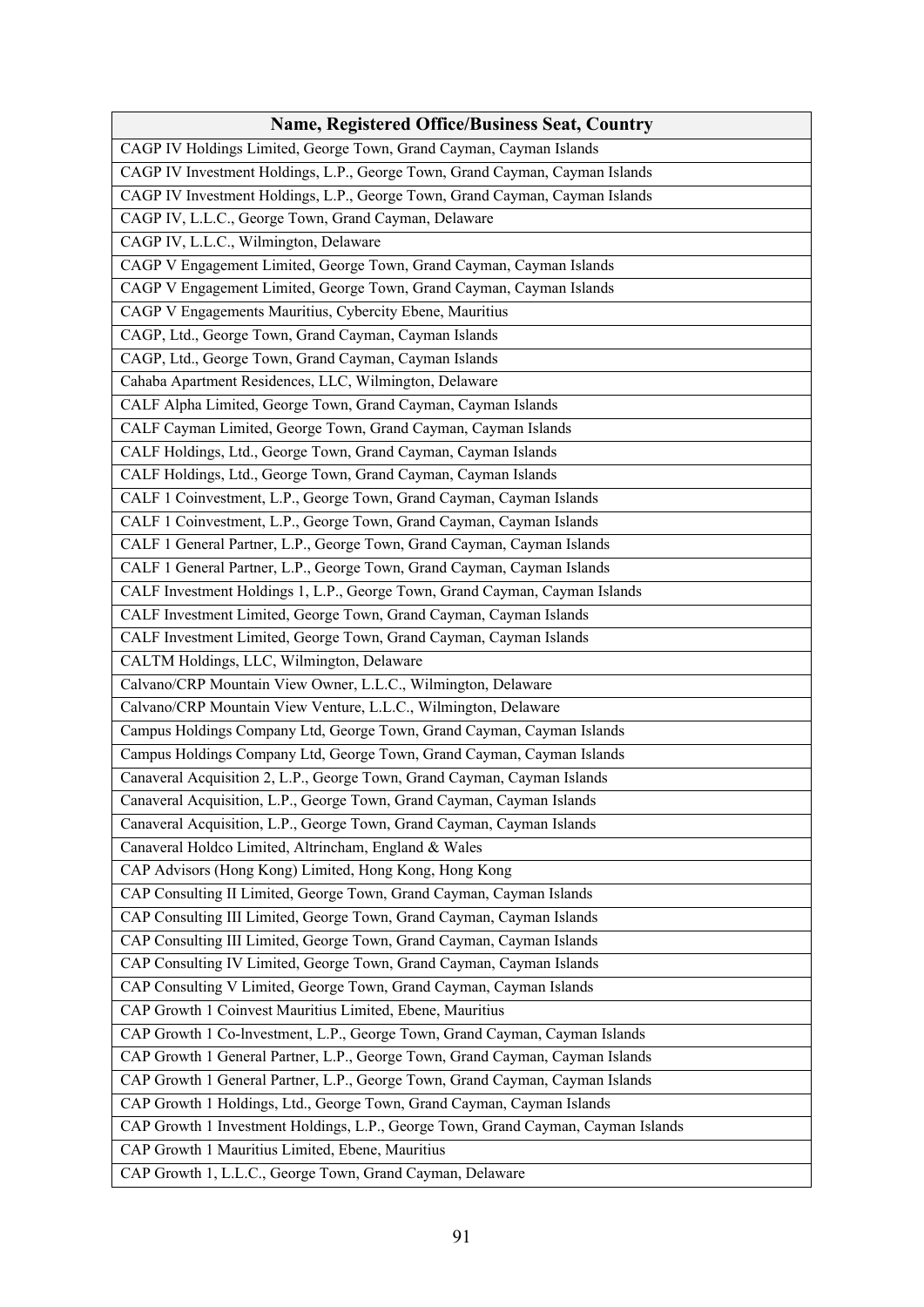| Name, Registered Office/Business Seat, Country |
|---|
| CAGP IV Holdings Limited, George Town, Grand Cayman, Cayman Islands |
| CAGP IV Investment Holdings, L.P., George Town, Grand Cayman, Cayman Islands |
| CAGP IV Investment Holdings, L.P., George Town, Grand Cayman, Cayman Islands |
| CAGP IV, L.L.C., George Town, Grand Cayman, Delaware |
| CAGP IV, L.L.C., Wilmington, Delaware |
| CAGP V Engagement Limited, George Town, Grand Cayman, Cayman Islands |
| CAGP V Engagement Limited, George Town, Grand Cayman, Cayman Islands |
| CAGP V Engagements Mauritius, Cybercity Ebene, Mauritius |
| CAGP, Ltd., George Town, Grand Cayman, Cayman Islands |
| CAGP, Ltd., George Town, Grand Cayman, Cayman Islands |
| Cahaba Apartment Residences, LLC, Wilmington, Delaware |
| CALF Alpha Limited, George Town, Grand Cayman, Cayman Islands |
| CALF Cayman Limited, George Town, Grand Cayman, Cayman Islands |
| CALF Holdings, Ltd., George Town, Grand Cayman, Cayman Islands |
| CALF Holdings, Ltd., George Town, Grand Cayman, Cayman Islands |
| CALF 1 Coinvestment, L.P., George Town, Grand Cayman, Cayman Islands |
| CALF 1 Coinvestment, L.P., George Town, Grand Cayman, Cayman Islands |
| CALF 1 General Partner, L.P., George Town, Grand Cayman, Cayman Islands |
| CALF 1 General Partner, L.P., George Town, Grand Cayman, Cayman Islands |
| CALF Investment Holdings 1, L.P., George Town, Grand Cayman, Cayman Islands |
| CALF Investment Limited, George Town, Grand Cayman, Cayman Islands |
| CALF Investment Limited, George Town, Grand Cayman, Cayman Islands |
| CALTM Holdings, LLC, Wilmington, Delaware |
| Calvano/CRP Mountain View Owner, L.L.C., Wilmington, Delaware |
| Calvano/CRP Mountain View Venture, L.L.C., Wilmington, Delaware |
| Campus Holdings Company Ltd, George Town, Grand Cayman, Cayman Islands |
| Campus Holdings Company Ltd, George Town, Grand Cayman, Cayman Islands |
| Canaveral Acquisition 2, L.P., George Town, Grand Cayman, Cayman Islands |
| Canaveral Acquisition, L.P., George Town, Grand Cayman, Cayman Islands |
| Canaveral Acquisition, L.P., George Town, Grand Cayman, Cayman Islands |
| Canaveral Holdco Limited, Altrincham, England & Wales |
| CAP Advisors (Hong Kong) Limited, Hong Kong, Hong Kong |
| CAP Consulting II Limited, George Town, Grand Cayman, Cayman Islands |
| CAP Consulting III Limited, George Town, Grand Cayman, Cayman Islands |
| CAP Consulting III Limited, George Town, Grand Cayman, Cayman Islands |
| CAP Consulting IV Limited, George Town, Grand Cayman, Cayman Islands |
| CAP Consulting V Limited, George Town, Grand Cayman, Cayman Islands |
| CAP Growth 1 Coinvest Mauritius Limited, Ebene, Mauritius |
| CAP Growth 1 Co-lnvestment, L.P., George Town, Grand Cayman, Cayman Islands |
| CAP Growth 1 General Partner, L.P., George Town, Grand Cayman, Cayman Islands |
| CAP Growth 1 General Partner, L.P., George Town, Grand Cayman, Cayman Islands |
| CAP Growth 1 Holdings, Ltd., George Town, Grand Cayman, Cayman Islands |
| CAP Growth 1 Investment Holdings, L.P., George Town, Grand Cayman, Cayman Islands |
| CAP Growth 1 Mauritius Limited, Ebene, Mauritius |
| CAP Growth 1, L.L.C., George Town, Grand Cayman, Delaware |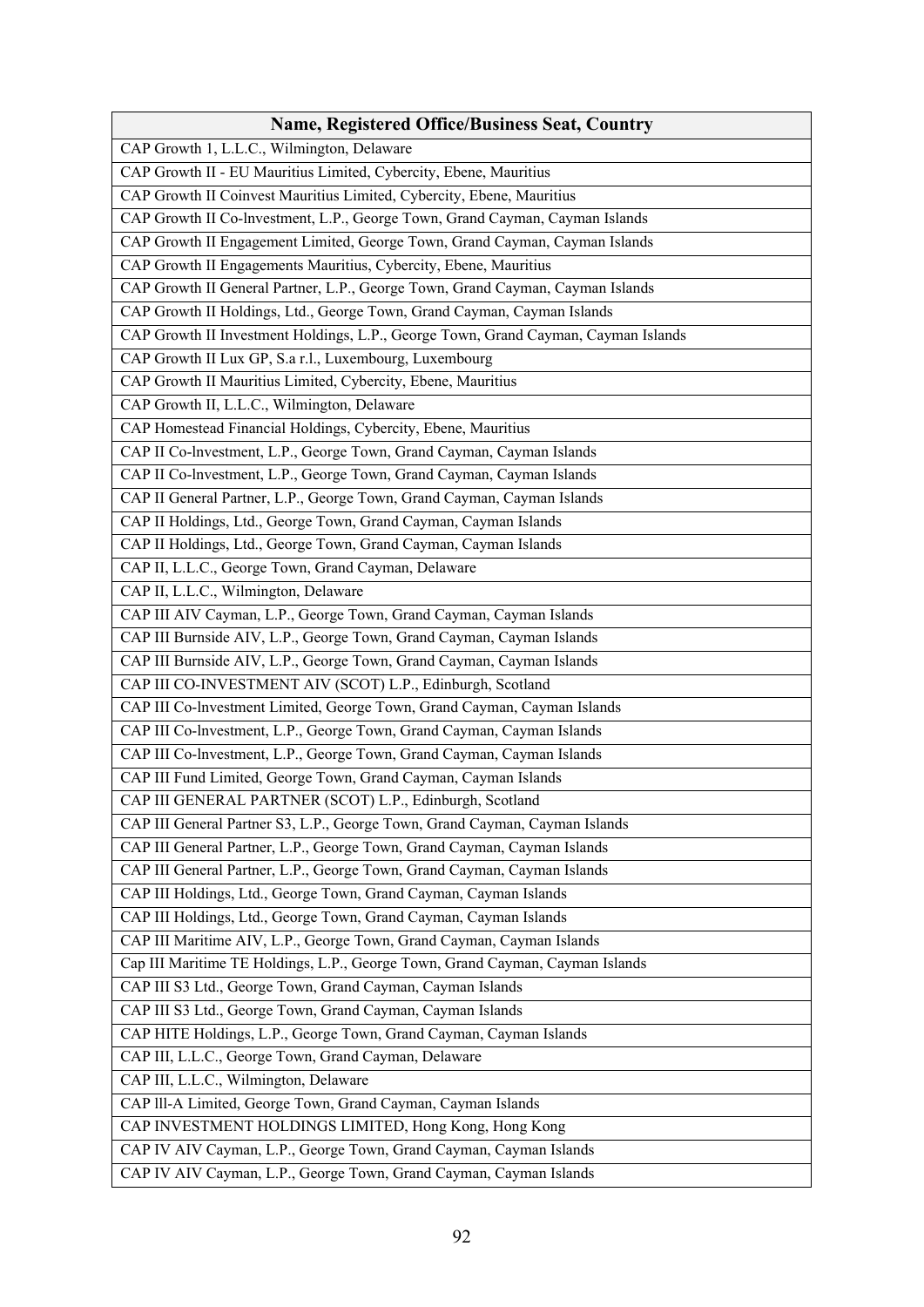| Name, Registered Office/Business Seat, Country |
| --- |
| CAP Growth 1, L.L.C., Wilmington, Delaware |
| CAP Growth II - EU Mauritius Limited, Cybercity, Ebene, Mauritius |
| CAP Growth II Coinvest Mauritius Limited, Cybercity, Ebene, Mauritius |
| CAP Growth II Co-lnvestment, L.P., George Town, Grand Cayman, Cayman Islands |
| CAP Growth II Engagement Limited, George Town, Grand Cayman, Cayman Islands |
| CAP Growth II Engagements Mauritius, Cybercity, Ebene, Mauritius |
| CAP Growth II General Partner, L.P., George Town, Grand Cayman, Cayman Islands |
| CAP Growth II Holdings, Ltd., George Town, Grand Cayman, Cayman Islands |
| CAP Growth II Investment Holdings, L.P., George Town, Grand Cayman, Cayman Islands |
| CAP Growth II Lux GP, S.a r.l., Luxembourg, Luxembourg |
| CAP Growth II Mauritius Limited, Cybercity, Ebene, Mauritius |
| CAP Growth II, L.L.C., Wilmington, Delaware |
| CAP Homestead Financial Holdings, Cybercity, Ebene, Mauritius |
| CAP II Co-lnvestment, L.P., George Town, Grand Cayman, Cayman Islands |
| CAP II Co-lnvestment, L.P., George Town, Grand Cayman, Cayman Islands |
| CAP II General Partner, L.P., George Town, Grand Cayman, Cayman Islands |
| CAP II Holdings, Ltd., George Town, Grand Cayman, Cayman Islands |
| CAP II Holdings, Ltd., George Town, Grand Cayman, Cayman Islands |
| CAP II, L.L.C., George Town, Grand Cayman, Delaware |
| CAP II, L.L.C., Wilmington, Delaware |
| CAP III AIV Cayman, L.P., George Town, Grand Cayman, Cayman Islands |
| CAP III Burnside AIV, L.P., George Town, Grand Cayman, Cayman Islands |
| CAP III Burnside AIV, L.P., George Town, Grand Cayman, Cayman Islands |
| CAP III CO-INVESTMENT AIV (SCOT) L.P., Edinburgh, Scotland |
| CAP III Co-lnvestment Limited, George Town, Grand Cayman, Cayman Islands |
| CAP III Co-lnvestment, L.P., George Town, Grand Cayman, Cayman Islands |
| CAP III Co-lnvestment, L.P., George Town, Grand Cayman, Cayman Islands |
| CAP III Fund Limited, George Town, Grand Cayman, Cayman Islands |
| CAP III GENERAL PARTNER (SCOT) L.P., Edinburgh, Scotland |
| CAP III General Partner S3, L.P., George Town, Grand Cayman, Cayman Islands |
| CAP III General Partner, L.P., George Town, Grand Cayman, Cayman Islands |
| CAP III General Partner, L.P., George Town, Grand Cayman, Cayman Islands |
| CAP III Holdings, Ltd., George Town, Grand Cayman, Cayman Islands |
| CAP III Holdings, Ltd., George Town, Grand Cayman, Cayman Islands |
| CAP III Maritime AIV, L.P., George Town, Grand Cayman, Cayman Islands |
| Cap III Maritime TE Holdings, L.P., George Town, Grand Cayman, Cayman Islands |
| CAP III S3 Ltd., George Town, Grand Cayman, Cayman Islands |
| CAP III S3 Ltd., George Town, Grand Cayman, Cayman Islands |
| CAP HITE Holdings, L.P., George Town, Grand Cayman, Cayman Islands |
| CAP III, L.L.C., George Town, Grand Cayman, Delaware |
| CAP III, L.L.C., Wilmington, Delaware |
| CAP lll-A Limited, George Town, Grand Cayman, Cayman Islands |
| CAP INVESTMENT HOLDINGS LIMITED, Hong Kong, Hong Kong |
| CAP IV AIV Cayman, L.P., George Town, Grand Cayman, Cayman Islands |
| CAP IV AIV Cayman, L.P., George Town, Grand Cayman, Cayman Islands |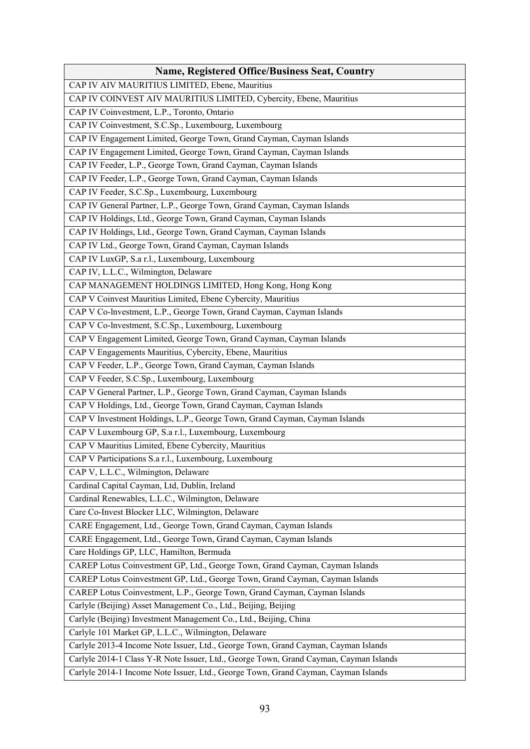| Name, Registered Office/Business Seat, Country |
|---|
| CAP IV AIV MAURITIUS LIMITED, Ebene, Mauritius |
| CAP IV COINVEST AIV MAURITIUS LIMITED, Cybercity, Ebene, Mauritius |
| CAP IV Coinvestment, L.P., Toronto, Ontario |
| CAP IV Coinvestment, S.C.Sp., Luxembourg, Luxembourg |
| CAP IV Engagement Limited, George Town, Grand Cayman, Cayman Islands |
| CAP IV Engagement Limited, George Town, Grand Cayman, Cayman Islands |
| CAP IV Feeder, L.P., George Town, Grand Cayman, Cayman Islands |
| CAP IV Feeder, L.P., George Town, Grand Cayman, Cayman Islands |
| CAP IV Feeder, S.C.Sp., Luxembourg, Luxembourg |
| CAP IV General Partner, L.P., George Town, Grand Cayman, Cayman Islands |
| CAP IV Holdings, Ltd., George Town, Grand Cayman, Cayman Islands |
| CAP IV Holdings, Ltd., George Town, Grand Cayman, Cayman Islands |
| CAP IV Ltd., George Town, Grand Cayman, Cayman Islands |
| CAP IV LuxGP, S.a r.l., Luxembourg, Luxembourg |
| CAP IV, L.L.C., Wilmington, Delaware |
| CAP MANAGEMENT HOLDINGS LIMITED, Hong Kong, Hong Kong |
| CAP V Coinvest Mauritius Limited, Ebene Cybercity, Mauritius |
| CAP V Co-lnvestment, L.P., George Town, Grand Cayman, Cayman Islands |
| CAP V Co-lnvestment, S.C.Sp., Luxembourg, Luxembourg |
| CAP V Engagement Limited, George Town, Grand Cayman, Cayman Islands |
| CAP V Engagements Mauritius, Cybercity, Ebene, Mauritius |
| CAP V Feeder, L.P., George Town, Grand Cayman, Cayman Islands |
| CAP V Feeder, S.C.Sp., Luxembourg, Luxembourg |
| CAP V General Partner, L.P., George Town, Grand Cayman, Cayman Islands |
| CAP V Holdings, Ltd., George Town, Grand Cayman, Cayman Islands |
| CAP V Investment Holdings, L.P., George Town, Grand Cayman, Cayman Islands |
| CAP V Luxembourg GP, S.a r.l., Luxembourg, Luxembourg |
| CAP V Mauritius Limited, Ebene Cybercity, Mauritius |
| CAP V Participations S.a r.l., Luxembourg, Luxembourg |
| CAP V, L.L.C., Wilmington, Delaware |
| Cardinal Capital Cayman, Ltd, Dublin, Ireland |
| Cardinal Renewables, L.L.C., Wilmington, Delaware |
| Care Co-Invest Blocker LLC, Wilmington, Delaware |
| CARE Engagement, Ltd., George Town, Grand Cayman, Cayman Islands |
| CARE Engagement, Ltd., George Town, Grand Cayman, Cayman Islands |
| Care Holdings GP, LLC, Hamilton, Bermuda |
| CAREP Lotus Coinvestment GP, Ltd., George Town, Grand Cayman, Cayman Islands |
| CAREP Lotus Coinvestment GP, Ltd., George Town, Grand Cayman, Cayman Islands |
| CAREP Lotus Coinvestment, L.P., George Town, Grand Cayman, Cayman Islands |
| Carlyle (Beijing) Asset Management Co., Ltd., Beijing, Beijing |
| Carlyle (Beijing) Investment Management Co., Ltd., Beijing, China |
| Carlyle 101 Market GP, L.L.C., Wilmington, Delaware |
| Carlyle 2013-4 Income Note Issuer, Ltd., George Town, Grand Cayman, Cayman Islands |
| Carlyle 2014-1 Class Y-R Note Issuer, Ltd., George Town, Grand Cayman, Cayman Islands |
| Carlyle 2014-1 Income Note Issuer, Ltd., George Town, Grand Cayman, Cayman Islands |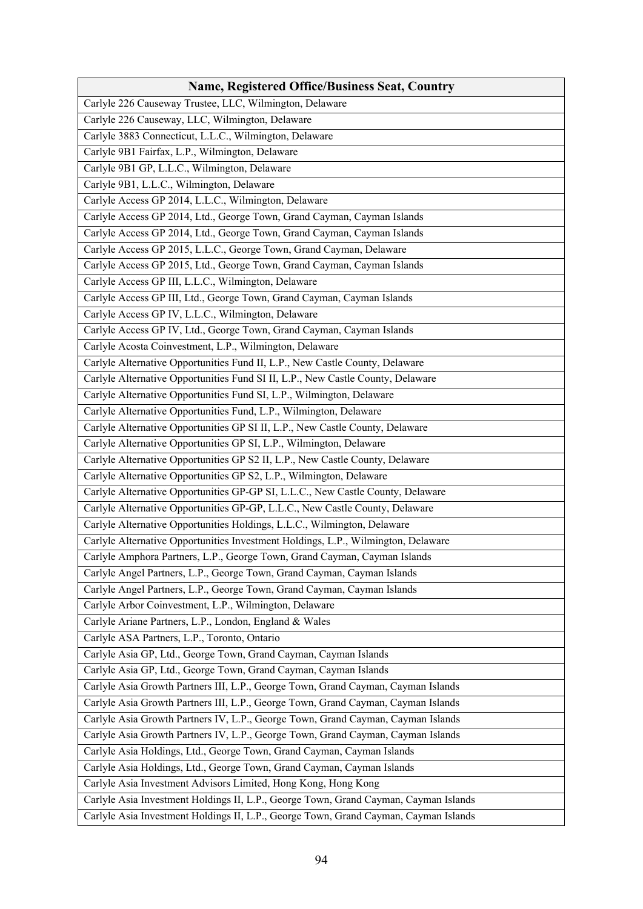| Name, Registered Office/Business Seat, Country |
|---|
| Carlyle 226 Causeway Trustee, LLC, Wilmington, Delaware |
| Carlyle 226 Causeway, LLC, Wilmington, Delaware |
| Carlyle 3883 Connecticut, L.L.C., Wilmington, Delaware |
| Carlyle 9B1 Fairfax, L.P., Wilmington, Delaware |
| Carlyle 9B1 GP, L.L.C., Wilmington, Delaware |
| Carlyle 9B1, L.L.C., Wilmington, Delaware |
| Carlyle Access GP 2014, L.L.C., Wilmington, Delaware |
| Carlyle Access GP 2014, Ltd., George Town, Grand Cayman, Cayman Islands |
| Carlyle Access GP 2014, Ltd., George Town, Grand Cayman, Cayman Islands |
| Carlyle Access GP 2015, L.L.C., George Town, Grand Cayman, Delaware |
| Carlyle Access GP 2015, Ltd., George Town, Grand Cayman, Cayman Islands |
| Carlyle Access GP III, L.L.C., Wilmington, Delaware |
| Carlyle Access GP III, Ltd., George Town, Grand Cayman, Cayman Islands |
| Carlyle Access GP IV, L.L.C., Wilmington, Delaware |
| Carlyle Access GP IV, Ltd., George Town, Grand Cayman, Cayman Islands |
| Carlyle Acosta Coinvestment, L.P., Wilmington, Delaware |
| Carlyle Alternative Opportunities Fund II, L.P., New Castle County, Delaware |
| Carlyle Alternative Opportunities Fund SI II, L.P., New Castle County, Delaware |
| Carlyle Alternative Opportunities Fund SI, L.P., Wilmington, Delaware |
| Carlyle Alternative Opportunities Fund, L.P., Wilmington, Delaware |
| Carlyle Alternative Opportunities GP SI II, L.P., New Castle County, Delaware |
| Carlyle Alternative Opportunities GP SI, L.P., Wilmington, Delaware |
| Carlyle Alternative Opportunities GP S2 II, L.P., New Castle County, Delaware |
| Carlyle Alternative Opportunities GP S2, L.P., Wilmington, Delaware |
| Carlyle Alternative Opportunities GP-GP SI, L.L.C., New Castle County, Delaware |
| Carlyle Alternative Opportunities GP-GP, L.L.C., New Castle County, Delaware |
| Carlyle Alternative Opportunities Holdings, L.L.C., Wilmington, Delaware |
| Carlyle Alternative Opportunities Investment Holdings, L.P., Wilmington, Delaware |
| Carlyle Amphora Partners, L.P., George Town, Grand Cayman, Cayman Islands |
| Carlyle Angel Partners, L.P., George Town, Grand Cayman, Cayman Islands |
| Carlyle Angel Partners, L.P., George Town, Grand Cayman, Cayman Islands |
| Carlyle Arbor Coinvestment, L.P., Wilmington, Delaware |
| Carlyle Ariane Partners, L.P., London, England & Wales |
| Carlyle ASA Partners, L.P., Toronto, Ontario |
| Carlyle Asia GP, Ltd., George Town, Grand Cayman, Cayman Islands |
| Carlyle Asia GP, Ltd., George Town, Grand Cayman, Cayman Islands |
| Carlyle Asia Growth Partners III, L.P., George Town, Grand Cayman, Cayman Islands |
| Carlyle Asia Growth Partners III, L.P., George Town, Grand Cayman, Cayman Islands |
| Carlyle Asia Growth Partners IV, L.P., George Town, Grand Cayman, Cayman Islands |
| Carlyle Asia Growth Partners IV, L.P., George Town, Grand Cayman, Cayman Islands |
| Carlyle Asia Holdings, Ltd., George Town, Grand Cayman, Cayman Islands |
| Carlyle Asia Holdings, Ltd., George Town, Grand Cayman, Cayman Islands |
| Carlyle Asia Investment Advisors Limited, Hong Kong, Hong Kong |
| Carlyle Asia Investment Holdings II, L.P., George Town, Grand Cayman, Cayman Islands |
| Carlyle Asia Investment Holdings II, L.P., George Town, Grand Cayman, Cayman Islands |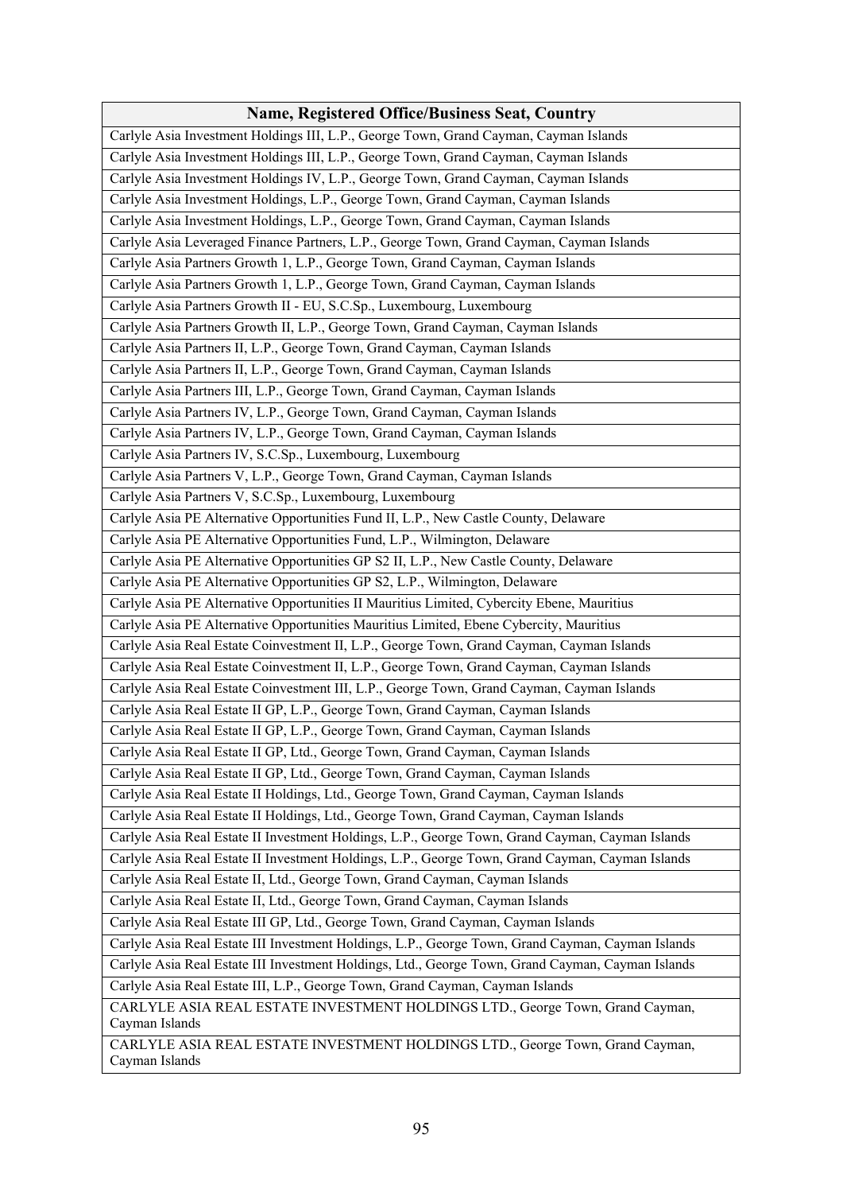| Name, Registered Office/Business Seat, Country |
|---|
| Carlyle Asia Investment Holdings III, L.P., George Town, Grand Cayman, Cayman Islands |
| Carlyle Asia Investment Holdings III, L.P., George Town, Grand Cayman, Cayman Islands |
| Carlyle Asia Investment Holdings IV, L.P., George Town, Grand Cayman, Cayman Islands |
| Carlyle Asia Investment Holdings, L.P., George Town, Grand Cayman, Cayman Islands |
| Carlyle Asia Investment Holdings, L.P., George Town, Grand Cayman, Cayman Islands |
| Carlyle Asia Leveraged Finance Partners, L.P., George Town, Grand Cayman, Cayman Islands |
| Carlyle Asia Partners Growth 1, L.P., George Town, Grand Cayman, Cayman Islands |
| Carlyle Asia Partners Growth 1, L.P., George Town, Grand Cayman, Cayman Islands |
| Carlyle Asia Partners Growth II - EU, S.C.Sp., Luxembourg, Luxembourg |
| Carlyle Asia Partners Growth II, L.P., George Town, Grand Cayman, Cayman Islands |
| Carlyle Asia Partners II, L.P., George Town, Grand Cayman, Cayman Islands |
| Carlyle Asia Partners II, L.P., George Town, Grand Cayman, Cayman Islands |
| Carlyle Asia Partners III, L.P., George Town, Grand Cayman, Cayman Islands |
| Carlyle Asia Partners IV, L.P., George Town, Grand Cayman, Cayman Islands |
| Carlyle Asia Partners IV, L.P., George Town, Grand Cayman, Cayman Islands |
| Carlyle Asia Partners IV, S.C.Sp., Luxembourg, Luxembourg |
| Carlyle Asia Partners V, L.P., George Town, Grand Cayman, Cayman Islands |
| Carlyle Asia Partners V, S.C.Sp., Luxembourg, Luxembourg |
| Carlyle Asia PE Alternative Opportunities Fund II, L.P., New Castle County, Delaware |
| Carlyle Asia PE Alternative Opportunities Fund, L.P., Wilmington, Delaware |
| Carlyle Asia PE Alternative Opportunities GP S2 II, L.P., New Castle County, Delaware |
| Carlyle Asia PE Alternative Opportunities GP S2, L.P., Wilmington, Delaware |
| Carlyle Asia PE Alternative Opportunities II Mauritius Limited, Cybercity Ebene, Mauritius |
| Carlyle Asia PE Alternative Opportunities Mauritius Limited, Ebene Cybercity, Mauritius |
| Carlyle Asia Real Estate Coinvestment II, L.P., George Town, Grand Cayman, Cayman Islands |
| Carlyle Asia Real Estate Coinvestment II, L.P., George Town, Grand Cayman, Cayman Islands |
| Carlyle Asia Real Estate Coinvestment III, L.P., George Town, Grand Cayman, Cayman Islands |
| Carlyle Asia Real Estate II GP, L.P., George Town, Grand Cayman, Cayman Islands |
| Carlyle Asia Real Estate II GP, L.P., George Town, Grand Cayman, Cayman Islands |
| Carlyle Asia Real Estate II GP, Ltd., George Town, Grand Cayman, Cayman Islands |
| Carlyle Asia Real Estate II GP, Ltd., George Town, Grand Cayman, Cayman Islands |
| Carlyle Asia Real Estate II Holdings, Ltd., George Town, Grand Cayman, Cayman Islands |
| Carlyle Asia Real Estate II Holdings, Ltd., George Town, Grand Cayman, Cayman Islands |
| Carlyle Asia Real Estate II Investment Holdings, L.P., George Town, Grand Cayman, Cayman Islands |
| Carlyle Asia Real Estate II Investment Holdings, L.P., George Town, Grand Cayman, Cayman Islands |
| Carlyle Asia Real Estate II, Ltd., George Town, Grand Cayman, Cayman Islands |
| Carlyle Asia Real Estate II, Ltd., George Town, Grand Cayman, Cayman Islands |
| Carlyle Asia Real Estate III GP, Ltd., George Town, Grand Cayman, Cayman Islands |
| Carlyle Asia Real Estate III Investment Holdings, L.P., George Town, Grand Cayman, Cayman Islands |
| Carlyle Asia Real Estate III Investment Holdings, Ltd., George Town, Grand Cayman, Cayman Islands |
| Carlyle Asia Real Estate III, L.P., George Town, Grand Cayman, Cayman Islands |
| CARLYLE ASIA REAL ESTATE INVESTMENT HOLDINGS LTD., George Town, Grand Cayman, Cayman Islands |
| CARLYLE ASIA REAL ESTATE INVESTMENT HOLDINGS LTD., George Town, Grand Cayman, Cayman Islands |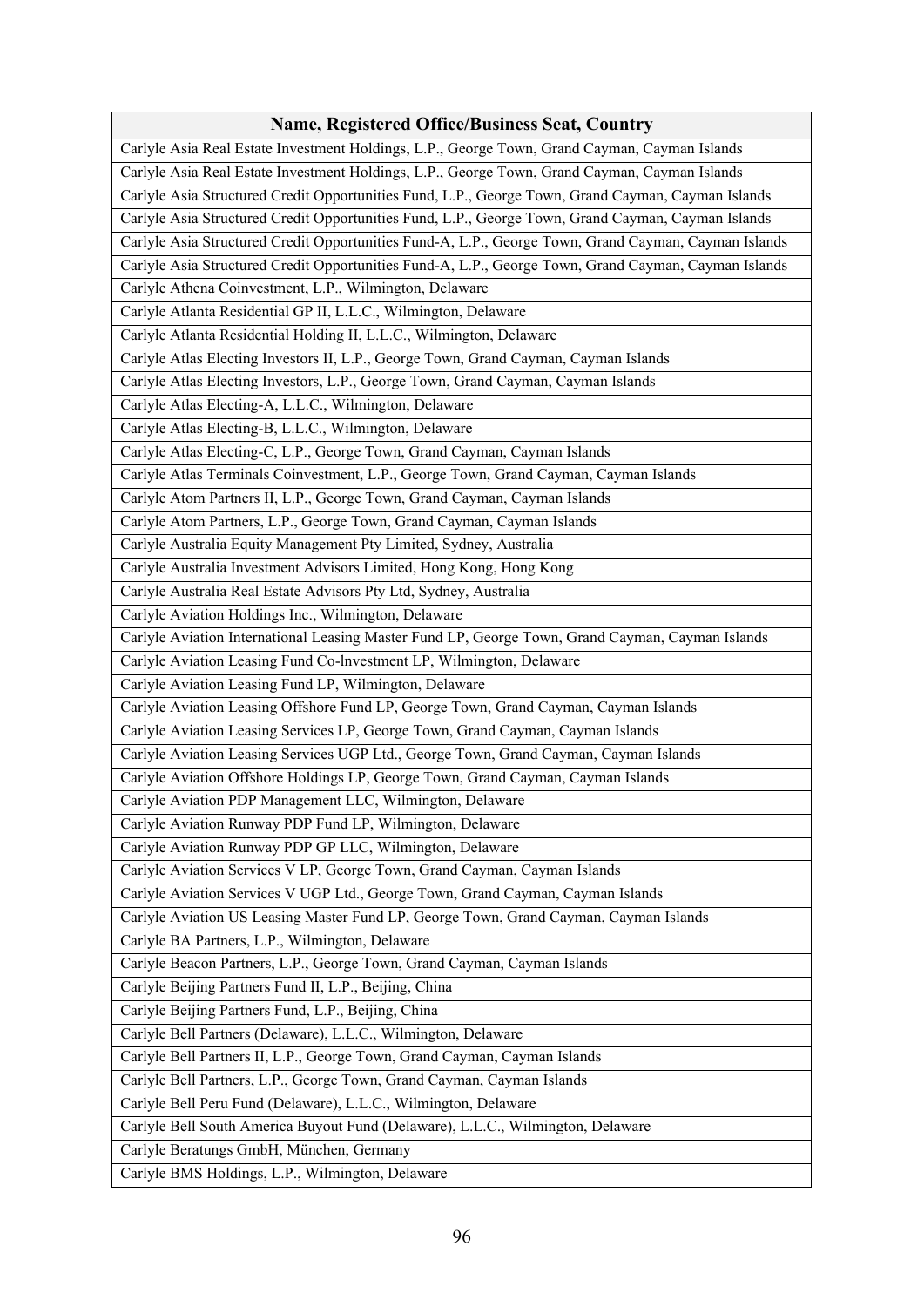| Name, Registered Office/Business Seat, Country |
|---|
| Carlyle Asia Real Estate Investment Holdings, L.P., George Town, Grand Cayman, Cayman Islands |
| Carlyle Asia Real Estate Investment Holdings, L.P., George Town, Grand Cayman, Cayman Islands |
| Carlyle Asia Structured Credit Opportunities Fund, L.P., George Town, Grand Cayman, Cayman Islands |
| Carlyle Asia Structured Credit Opportunities Fund, L.P., George Town, Grand Cayman, Cayman Islands |
| Carlyle Asia Structured Credit Opportunities Fund-A, L.P., George Town, Grand Cayman, Cayman Islands |
| Carlyle Asia Structured Credit Opportunities Fund-A, L.P., George Town, Grand Cayman, Cayman Islands |
| Carlyle Athena Coinvestment, L.P., Wilmington, Delaware |
| Carlyle Atlanta Residential GP II, L.L.C., Wilmington, Delaware |
| Carlyle Atlanta Residential Holding II, L.L.C., Wilmington, Delaware |
| Carlyle Atlas Electing Investors II, L.P., George Town, Grand Cayman, Cayman Islands |
| Carlyle Atlas Electing Investors, L.P., George Town, Grand Cayman, Cayman Islands |
| Carlyle Atlas Electing-A, L.L.C., Wilmington, Delaware |
| Carlyle Atlas Electing-B, L.L.C., Wilmington, Delaware |
| Carlyle Atlas Electing-C, L.P., George Town, Grand Cayman, Cayman Islands |
| Carlyle Atlas Terminals Coinvestment, L.P., George Town, Grand Cayman, Cayman Islands |
| Carlyle Atom Partners II, L.P., George Town, Grand Cayman, Cayman Islands |
| Carlyle Atom Partners, L.P., George Town, Grand Cayman, Cayman Islands |
| Carlyle Australia Equity Management Pty Limited, Sydney, Australia |
| Carlyle Australia Investment Advisors Limited, Hong Kong, Hong Kong |
| Carlyle Australia Real Estate Advisors Pty Ltd, Sydney, Australia |
| Carlyle Aviation Holdings Inc., Wilmington, Delaware |
| Carlyle Aviation International Leasing Master Fund LP, George Town, Grand Cayman, Cayman Islands |
| Carlyle Aviation Leasing Fund Co-lnvestment LP, Wilmington, Delaware |
| Carlyle Aviation Leasing Fund LP, Wilmington, Delaware |
| Carlyle Aviation Leasing Offshore Fund LP, George Town, Grand Cayman, Cayman Islands |
| Carlyle Aviation Leasing Services LP, George Town, Grand Cayman, Cayman Islands |
| Carlyle Aviation Leasing Services UGP Ltd., George Town, Grand Cayman, Cayman Islands |
| Carlyle Aviation Offshore Holdings LP, George Town, Grand Cayman, Cayman Islands |
| Carlyle Aviation PDP Management LLC, Wilmington, Delaware |
| Carlyle Aviation Runway PDP Fund LP, Wilmington, Delaware |
| Carlyle Aviation Runway PDP GP LLC, Wilmington, Delaware |
| Carlyle Aviation Services V LP, George Town, Grand Cayman, Cayman Islands |
| Carlyle Aviation Services V UGP Ltd., George Town, Grand Cayman, Cayman Islands |
| Carlyle Aviation US Leasing Master Fund LP, George Town, Grand Cayman, Cayman Islands |
| Carlyle BA Partners, L.P., Wilmington, Delaware |
| Carlyle Beacon Partners, L.P., George Town, Grand Cayman, Cayman Islands |
| Carlyle Beijing Partners Fund II, L.P., Beijing, China |
| Carlyle Beijing Partners Fund, L.P., Beijing, China |
| Carlyle Bell Partners (Delaware), L.L.C., Wilmington, Delaware |
| Carlyle Bell Partners II, L.P., George Town, Grand Cayman, Cayman Islands |
| Carlyle Bell Partners, L.P., George Town, Grand Cayman, Cayman Islands |
| Carlyle Bell Peru Fund (Delaware), L.L.C., Wilmington, Delaware |
| Carlyle Bell South America Buyout Fund (Delaware), L.L.C., Wilmington, Delaware |
| Carlyle Beratungs GmbH, München, Germany |
| Carlyle BMS Holdings, L.P., Wilmington, Delaware |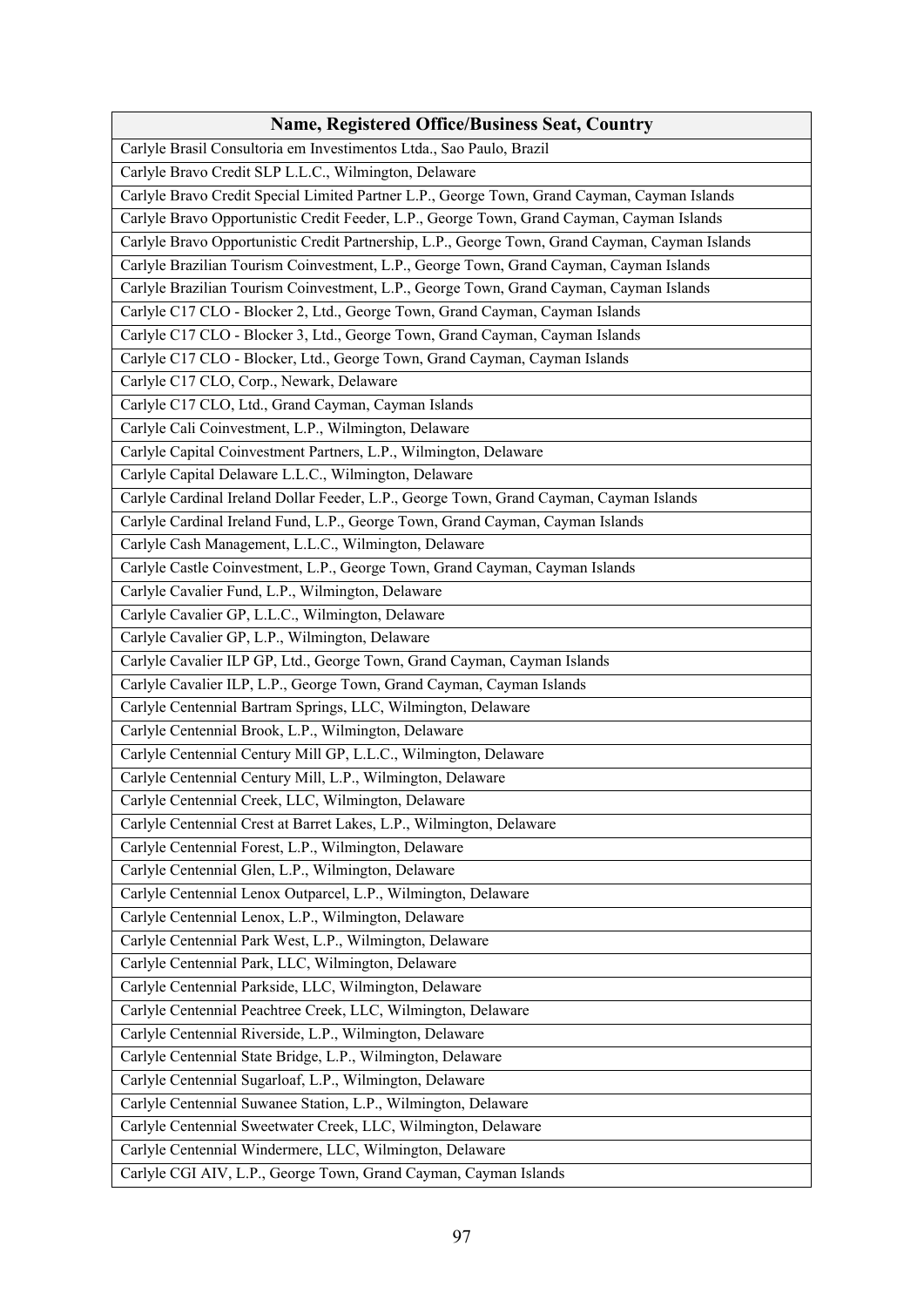| Name, Registered Office/Business Seat, Country |
| --- |
| Carlyle Brasil Consultoria em Investimentos Ltda., Sao Paulo, Brazil |
| Carlyle Bravo Credit SLP L.L.C., Wilmington, Delaware |
| Carlyle Bravo Credit Special Limited Partner L.P., George Town, Grand Cayman, Cayman Islands |
| Carlyle Bravo Opportunistic Credit Feeder, L.P., George Town, Grand Cayman, Cayman Islands |
| Carlyle Bravo Opportunistic Credit Partnership, L.P., George Town, Grand Cayman, Cayman Islands |
| Carlyle Brazilian Tourism Coinvestment, L.P., George Town, Grand Cayman, Cayman Islands |
| Carlyle Brazilian Tourism Coinvestment, L.P., George Town, Grand Cayman, Cayman Islands |
| Carlyle C17 CLO - Blocker 2, Ltd., George Town, Grand Cayman, Cayman Islands |
| Carlyle C17 CLO - Blocker 3, Ltd., George Town, Grand Cayman, Cayman Islands |
| Carlyle C17 CLO - Blocker, Ltd., George Town, Grand Cayman, Cayman Islands |
| Carlyle C17 CLO, Corp., Newark, Delaware |
| Carlyle C17 CLO, Ltd., Grand Cayman, Cayman Islands |
| Carlyle Cali Coinvestment, L.P., Wilmington, Delaware |
| Carlyle Capital Coinvestment Partners, L.P., Wilmington, Delaware |
| Carlyle Capital Delaware L.L.C., Wilmington, Delaware |
| Carlyle Cardinal Ireland Dollar Feeder, L.P., George Town, Grand Cayman, Cayman Islands |
| Carlyle Cardinal Ireland Fund, L.P., George Town, Grand Cayman, Cayman Islands |
| Carlyle Cash Management, L.L.C., Wilmington, Delaware |
| Carlyle Castle Coinvestment, L.P., George Town, Grand Cayman, Cayman Islands |
| Carlyle Cavalier Fund, L.P., Wilmington, Delaware |
| Carlyle Cavalier GP, L.L.C., Wilmington, Delaware |
| Carlyle Cavalier GP, L.P., Wilmington, Delaware |
| Carlyle Cavalier ILP GP, Ltd., George Town, Grand Cayman, Cayman Islands |
| Carlyle Cavalier ILP, L.P., George Town, Grand Cayman, Cayman Islands |
| Carlyle Centennial Bartram Springs, LLC, Wilmington, Delaware |
| Carlyle Centennial Brook, L.P., Wilmington, Delaware |
| Carlyle Centennial Century Mill GP, L.L.C., Wilmington, Delaware |
| Carlyle Centennial Century Mill, L.P., Wilmington, Delaware |
| Carlyle Centennial Creek, LLC, Wilmington, Delaware |
| Carlyle Centennial Crest at Barret Lakes, L.P., Wilmington, Delaware |
| Carlyle Centennial Forest, L.P., Wilmington, Delaware |
| Carlyle Centennial Glen, L.P., Wilmington, Delaware |
| Carlyle Centennial Lenox Outparcel, L.P., Wilmington, Delaware |
| Carlyle Centennial Lenox, L.P., Wilmington, Delaware |
| Carlyle Centennial Park West, L.P., Wilmington, Delaware |
| Carlyle Centennial Park, LLC, Wilmington, Delaware |
| Carlyle Centennial Parkside, LLC, Wilmington, Delaware |
| Carlyle Centennial Peachtree Creek, LLC, Wilmington, Delaware |
| Carlyle Centennial Riverside, L.P., Wilmington, Delaware |
| Carlyle Centennial State Bridge, L.P., Wilmington, Delaware |
| Carlyle Centennial Sugarloaf, L.P., Wilmington, Delaware |
| Carlyle Centennial Suwanee Station, L.P., Wilmington, Delaware |
| Carlyle Centennial Sweetwater Creek, LLC, Wilmington, Delaware |
| Carlyle Centennial Windermere, LLC, Wilmington, Delaware |
| Carlyle CGI AIV, L.P., George Town, Grand Cayman, Cayman Islands |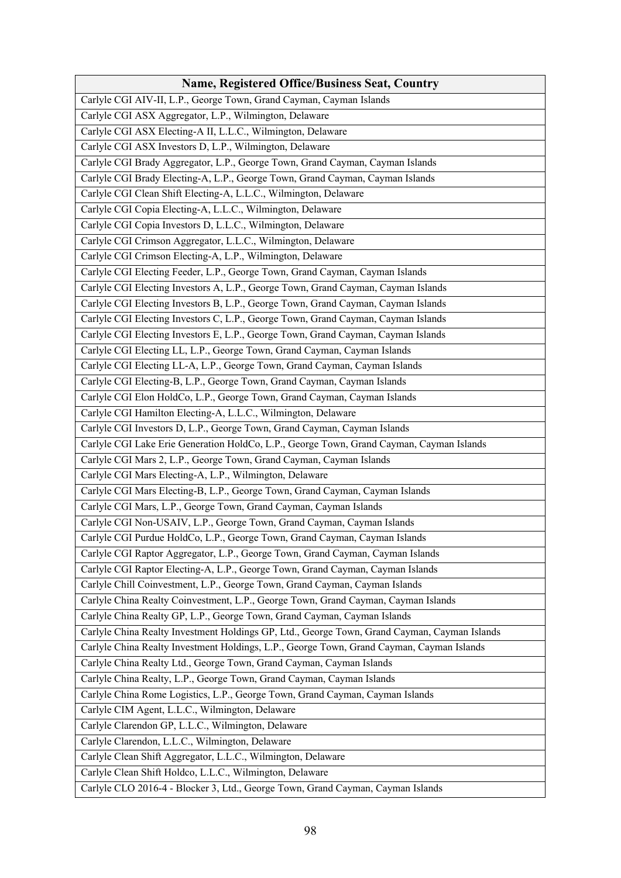| Name, Registered Office/Business Seat, Country |
|---|
| Carlyle CGI AIV-II, L.P., George Town, Grand Cayman, Cayman Islands |
| Carlyle CGI ASX Aggregator, L.P., Wilmington, Delaware |
| Carlyle CGI ASX Electing-A II, L.L.C., Wilmington, Delaware |
| Carlyle CGI ASX Investors D, L.P., Wilmington, Delaware |
| Carlyle CGI Brady Aggregator, L.P., George Town, Grand Cayman, Cayman Islands |
| Carlyle CGI Brady Electing-A, L.P., George Town, Grand Cayman, Cayman Islands |
| Carlyle CGI Clean Shift Electing-A, L.L.C., Wilmington, Delaware |
| Carlyle CGI Copia Electing-A, L.L.C., Wilmington, Delaware |
| Carlyle CGI Copia Investors D, L.L.C., Wilmington, Delaware |
| Carlyle CGI Crimson Aggregator, L.L.C., Wilmington, Delaware |
| Carlyle CGI Crimson Electing-A, L.P., Wilmington, Delaware |
| Carlyle CGI Electing Feeder, L.P., George Town, Grand Cayman, Cayman Islands |
| Carlyle CGI Electing Investors A, L.P., George Town, Grand Cayman, Cayman Islands |
| Carlyle CGI Electing Investors B, L.P., George Town, Grand Cayman, Cayman Islands |
| Carlyle CGI Electing Investors C, L.P., George Town, Grand Cayman, Cayman Islands |
| Carlyle CGI Electing Investors E, L.P., George Town, Grand Cayman, Cayman Islands |
| Carlyle CGI Electing LL, L.P., George Town, Grand Cayman, Cayman Islands |
| Carlyle CGI Electing LL-A, L.P., George Town, Grand Cayman, Cayman Islands |
| Carlyle CGI Electing-B, L.P., George Town, Grand Cayman, Cayman Islands |
| Carlyle CGI Elon HoldCo, L.P., George Town, Grand Cayman, Cayman Islands |
| Carlyle CGI Hamilton Electing-A, L.L.C., Wilmington, Delaware |
| Carlyle CGI Investors D, L.P., George Town, Grand Cayman, Cayman Islands |
| Carlyle CGI Lake Erie Generation HoldCo, L.P., George Town, Grand Cayman, Cayman Islands |
| Carlyle CGI Mars 2, L.P., George Town, Grand Cayman, Cayman Islands |
| Carlyle CGI Mars Electing-A, L.P., Wilmington, Delaware |
| Carlyle CGI Mars Electing-B, L.P., George Town, Grand Cayman, Cayman Islands |
| Carlyle CGI Mars, L.P., George Town, Grand Cayman, Cayman Islands |
| Carlyle CGI Non-USAIV, L.P., George Town, Grand Cayman, Cayman Islands |
| Carlyle CGI Purdue HoldCo, L.P., George Town, Grand Cayman, Cayman Islands |
| Carlyle CGI Raptor Aggregator, L.P., George Town, Grand Cayman, Cayman Islands |
| Carlyle CGI Raptor Electing-A, L.P., George Town, Grand Cayman, Cayman Islands |
| Carlyle Chill Coinvestment, L.P., George Town, Grand Cayman, Cayman Islands |
| Carlyle China Realty Coinvestment, L.P., George Town, Grand Cayman, Cayman Islands |
| Carlyle China Realty GP, L.P., George Town, Grand Cayman, Cayman Islands |
| Carlyle China Realty Investment Holdings GP, Ltd., George Town, Grand Cayman, Cayman Islands |
| Carlyle China Realty Investment Holdings, L.P., George Town, Grand Cayman, Cayman Islands |
| Carlyle China Realty Ltd., George Town, Grand Cayman, Cayman Islands |
| Carlyle China Realty, L.P., George Town, Grand Cayman, Cayman Islands |
| Carlyle China Rome Logistics, L.P., George Town, Grand Cayman, Cayman Islands |
| Carlyle CIM Agent, L.L.C., Wilmington, Delaware |
| Carlyle Clarendon GP, L.L.C., Wilmington, Delaware |
| Carlyle Clarendon, L.L.C., Wilmington, Delaware |
| Carlyle Clean Shift Aggregator, L.L.C., Wilmington, Delaware |
| Carlyle Clean Shift Holdco, L.L.C., Wilmington, Delaware |
| Carlyle CLO 2016-4 - Blocker 3, Ltd., George Town, Grand Cayman, Cayman Islands |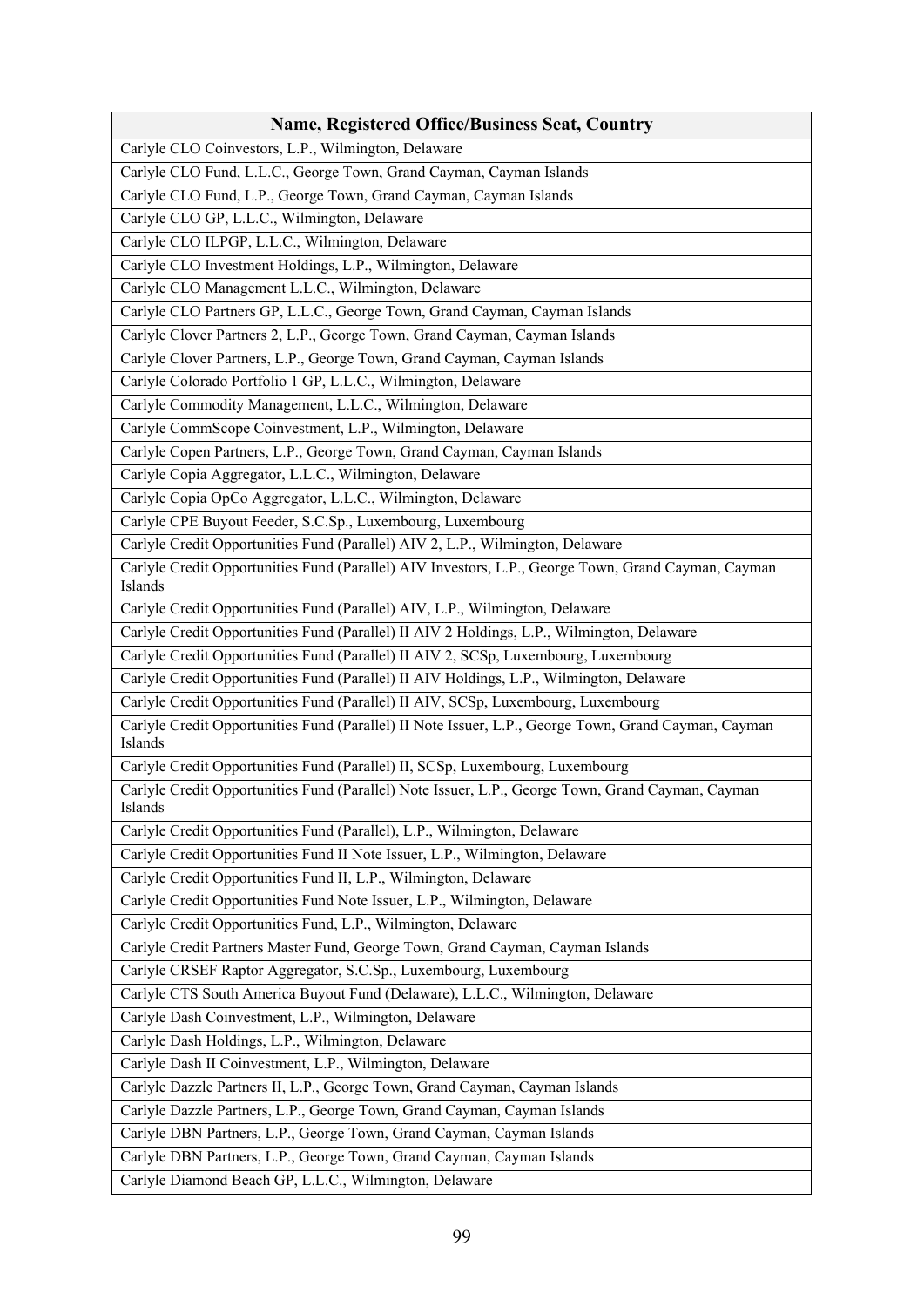| Name, Registered Office/Business Seat, Country |
|---|
| Carlyle CLO Coinvestors, L.P., Wilmington, Delaware |
| Carlyle CLO Fund, L.L.C., George Town, Grand Cayman, Cayman Islands |
| Carlyle CLO Fund, L.P., George Town, Grand Cayman, Cayman Islands |
| Carlyle CLO GP, L.L.C., Wilmington, Delaware |
| Carlyle CLO ILPGP, L.L.C., Wilmington, Delaware |
| Carlyle CLO Investment Holdings, L.P., Wilmington, Delaware |
| Carlyle CLO Management L.L.C., Wilmington, Delaware |
| Carlyle CLO Partners GP, L.L.C., George Town, Grand Cayman, Cayman Islands |
| Carlyle Clover Partners 2, L.P., George Town, Grand Cayman, Cayman Islands |
| Carlyle Clover Partners, L.P., George Town, Grand Cayman, Cayman Islands |
| Carlyle Colorado Portfolio 1 GP, L.L.C., Wilmington, Delaware |
| Carlyle Commodity Management, L.L.C., Wilmington, Delaware |
| Carlyle CommScope Coinvestment, L.P., Wilmington, Delaware |
| Carlyle Copen Partners, L.P., George Town, Grand Cayman, Cayman Islands |
| Carlyle Copia Aggregator, L.L.C., Wilmington, Delaware |
| Carlyle Copia OpCo Aggregator, L.L.C., Wilmington, Delaware |
| Carlyle CPE Buyout Feeder, S.C.Sp., Luxembourg, Luxembourg |
| Carlyle Credit Opportunities Fund (Parallel) AIV 2, L.P., Wilmington, Delaware |
| Carlyle Credit Opportunities Fund (Parallel) AIV Investors, L.P., George Town, Grand Cayman, Cayman Islands |
| Carlyle Credit Opportunities Fund (Parallel) AIV, L.P., Wilmington, Delaware |
| Carlyle Credit Opportunities Fund (Parallel) II AIV 2 Holdings, L.P., Wilmington, Delaware |
| Carlyle Credit Opportunities Fund (Parallel) II AIV 2, SCSp, Luxembourg, Luxembourg |
| Carlyle Credit Opportunities Fund (Parallel) II AIV Holdings, L.P., Wilmington, Delaware |
| Carlyle Credit Opportunities Fund (Parallel) II AIV, SCSp, Luxembourg, Luxembourg |
| Carlyle Credit Opportunities Fund (Parallel) II Note Issuer, L.P., George Town, Grand Cayman, Cayman Islands |
| Carlyle Credit Opportunities Fund (Parallel) II, SCSp, Luxembourg, Luxembourg |
| Carlyle Credit Opportunities Fund (Parallel) Note Issuer, L.P., George Town, Grand Cayman, Cayman Islands |
| Carlyle Credit Opportunities Fund (Parallel), L.P., Wilmington, Delaware |
| Carlyle Credit Opportunities Fund II Note Issuer, L.P., Wilmington, Delaware |
| Carlyle Credit Opportunities Fund II, L.P., Wilmington, Delaware |
| Carlyle Credit Opportunities Fund Note Issuer, L.P., Wilmington, Delaware |
| Carlyle Credit Opportunities Fund, L.P., Wilmington, Delaware |
| Carlyle Credit Partners Master Fund, George Town, Grand Cayman, Cayman Islands |
| Carlyle CRSEF Raptor Aggregator, S.C.Sp., Luxembourg, Luxembourg |
| Carlyle CTS South America Buyout Fund (Delaware), L.L.C., Wilmington, Delaware |
| Carlyle Dash Coinvestment, L.P., Wilmington, Delaware |
| Carlyle Dash Holdings, L.P., Wilmington, Delaware |
| Carlyle Dash II Coinvestment, L.P., Wilmington, Delaware |
| Carlyle Dazzle Partners II, L.P., George Town, Grand Cayman, Cayman Islands |
| Carlyle Dazzle Partners, L.P., George Town, Grand Cayman, Cayman Islands |
| Carlyle DBN Partners, L.P., George Town, Grand Cayman, Cayman Islands |
| Carlyle DBN Partners, L.P., George Town, Grand Cayman, Cayman Islands |
| Carlyle Diamond Beach GP, L.L.C., Wilmington, Delaware |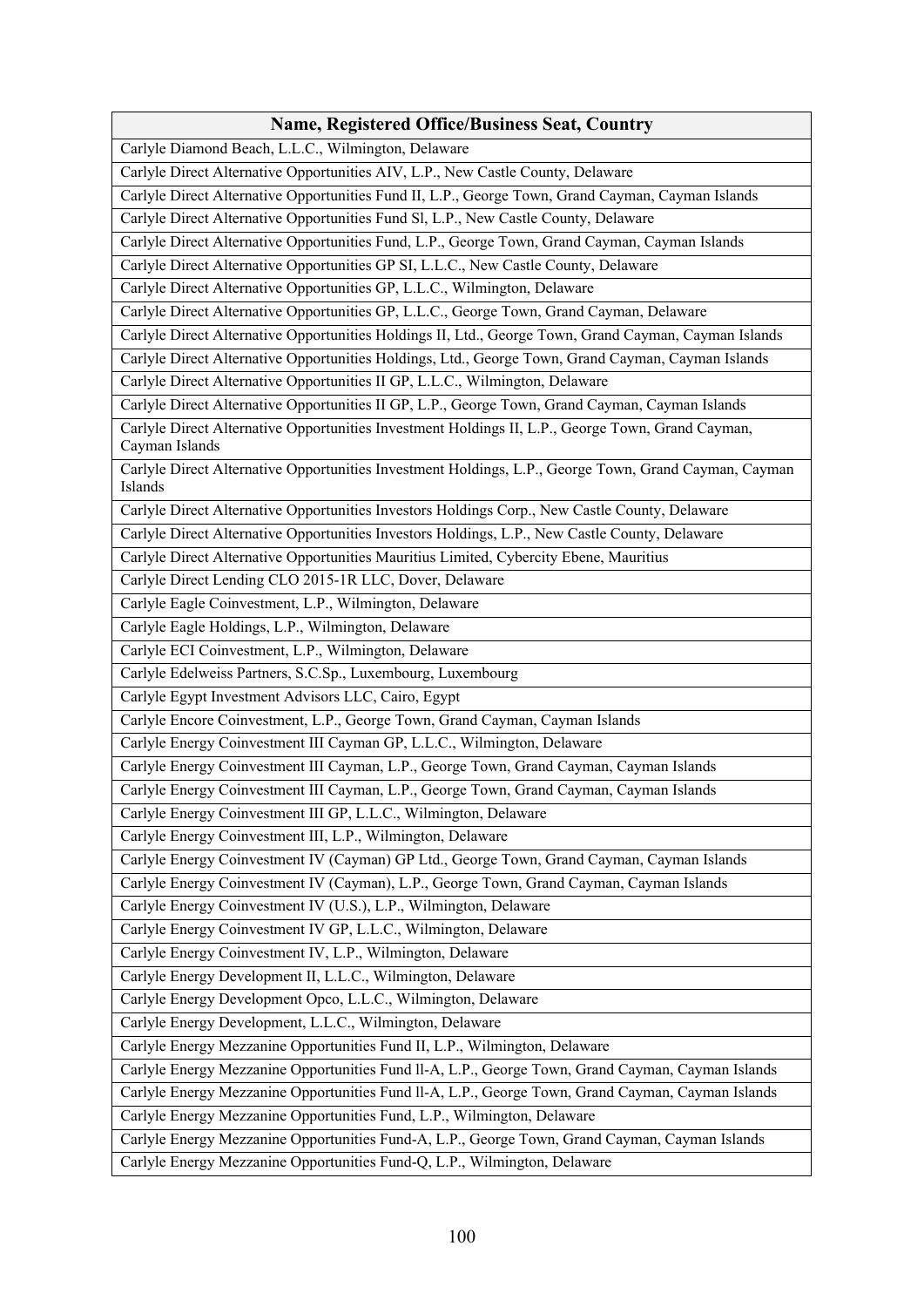| Name, Registered Office/Business Seat, Country |
|---|
| Carlyle Diamond Beach, L.L.C., Wilmington, Delaware |
| Carlyle Direct Alternative Opportunities AIV, L.P., New Castle County, Delaware |
| Carlyle Direct Alternative Opportunities Fund II, L.P., George Town, Grand Cayman, Cayman Islands |
| Carlyle Direct Alternative Opportunities Fund Sl, L.P., New Castle County, Delaware |
| Carlyle Direct Alternative Opportunities Fund, L.P., George Town, Grand Cayman, Cayman Islands |
| Carlyle Direct Alternative Opportunities GP SI, L.L.C., New Castle County, Delaware |
| Carlyle Direct Alternative Opportunities GP, L.L.C., Wilmington, Delaware |
| Carlyle Direct Alternative Opportunities GP, L.L.C., George Town, Grand Cayman, Delaware |
| Carlyle Direct Alternative Opportunities Holdings II, Ltd., George Town, Grand Cayman, Cayman Islands |
| Carlyle Direct Alternative Opportunities Holdings, Ltd., George Town, Grand Cayman, Cayman Islands |
| Carlyle Direct Alternative Opportunities II GP, L.L.C., Wilmington, Delaware |
| Carlyle Direct Alternative Opportunities II GP, L.P., George Town, Grand Cayman, Cayman Islands |
| Carlyle Direct Alternative Opportunities Investment Holdings II, L.P., George Town, Grand Cayman, Cayman Islands |
| Carlyle Direct Alternative Opportunities Investment Holdings, L.P., George Town, Grand Cayman, Cayman Islands |
| Carlyle Direct Alternative Opportunities Investors Holdings Corp., New Castle County, Delaware |
| Carlyle Direct Alternative Opportunities Investors Holdings, L.P., New Castle County, Delaware |
| Carlyle Direct Alternative Opportunities Mauritius Limited, Cybercity Ebene, Mauritius |
| Carlyle Direct Lending CLO 2015-1R LLC, Dover, Delaware |
| Carlyle Eagle Coinvestment, L.P., Wilmington, Delaware |
| Carlyle Eagle Holdings, L.P., Wilmington, Delaware |
| Carlyle ECI Coinvestment, L.P., Wilmington, Delaware |
| Carlyle Edelweiss Partners, S.C.Sp., Luxembourg, Luxembourg |
| Carlyle Egypt Investment Advisors LLC, Cairo, Egypt |
| Carlyle Encore Coinvestment, L.P., George Town, Grand Cayman, Cayman Islands |
| Carlyle Energy Coinvestment III Cayman GP, L.L.C., Wilmington, Delaware |
| Carlyle Energy Coinvestment III Cayman, L.P., George Town, Grand Cayman, Cayman Islands |
| Carlyle Energy Coinvestment III Cayman, L.P., George Town, Grand Cayman, Cayman Islands |
| Carlyle Energy Coinvestment III GP, L.L.C., Wilmington, Delaware |
| Carlyle Energy Coinvestment III, L.P., Wilmington, Delaware |
| Carlyle Energy Coinvestment IV (Cayman) GP Ltd., George Town, Grand Cayman, Cayman Islands |
| Carlyle Energy Coinvestment IV (Cayman), L.P., George Town, Grand Cayman, Cayman Islands |
| Carlyle Energy Coinvestment IV (U.S.), L.P., Wilmington, Delaware |
| Carlyle Energy Coinvestment IV GP, L.L.C., Wilmington, Delaware |
| Carlyle Energy Coinvestment IV, L.P., Wilmington, Delaware |
| Carlyle Energy Development II, L.L.C., Wilmington, Delaware |
| Carlyle Energy Development Opco, L.L.C., Wilmington, Delaware |
| Carlyle Energy Development, L.L.C., Wilmington, Delaware |
| Carlyle Energy Mezzanine Opportunities Fund II, L.P., Wilmington, Delaware |
| Carlyle Energy Mezzanine Opportunities Fund ll-A, L.P., George Town, Grand Cayman, Cayman Islands |
| Carlyle Energy Mezzanine Opportunities Fund ll-A, L.P., George Town, Grand Cayman, Cayman Islands |
| Carlyle Energy Mezzanine Opportunities Fund, L.P., Wilmington, Delaware |
| Carlyle Energy Mezzanine Opportunities Fund-A, L.P., George Town, Grand Cayman, Cayman Islands |
| Carlyle Energy Mezzanine Opportunities Fund-Q, L.P., Wilmington, Delaware |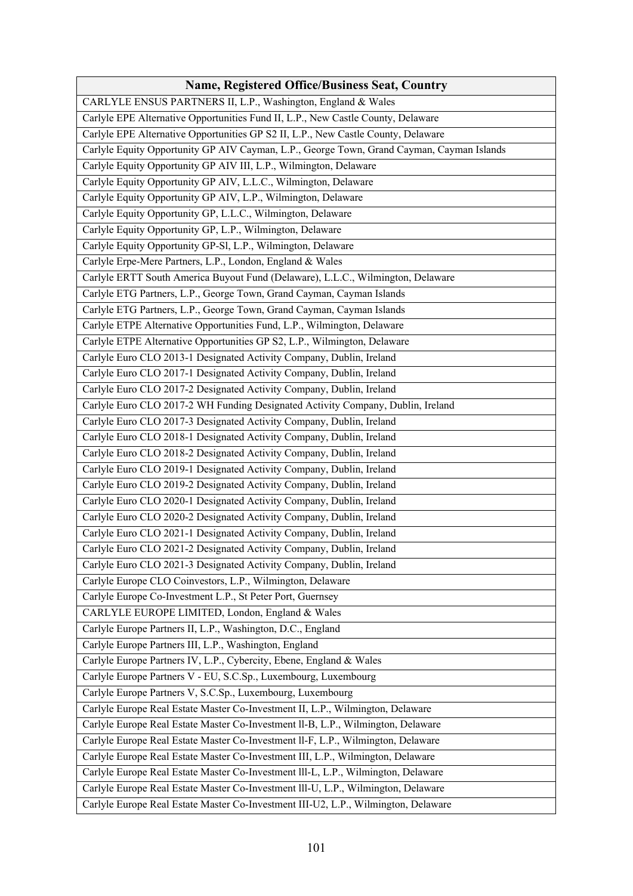| Name, Registered Office/Business Seat, Country |
|---|
| CARLYLE ENSUS PARTNERS II, L.P., Washington, England & Wales |
| Carlyle EPE Alternative Opportunities Fund II, L.P., New Castle County, Delaware |
| Carlyle EPE Alternative Opportunities GP S2 II, L.P., New Castle County, Delaware |
| Carlyle Equity Opportunity GP AIV Cayman, L.P., George Town, Grand Cayman, Cayman Islands |
| Carlyle Equity Opportunity GP AIV III, L.P., Wilmington, Delaware |
| Carlyle Equity Opportunity GP AIV, L.L.C., Wilmington, Delaware |
| Carlyle Equity Opportunity GP AIV, L.P., Wilmington, Delaware |
| Carlyle Equity Opportunity GP, L.L.C., Wilmington, Delaware |
| Carlyle Equity Opportunity GP, L.P., Wilmington, Delaware |
| Carlyle Equity Opportunity GP-Sl, L.P., Wilmington, Delaware |
| Carlyle Erpe-Mere Partners, L.P., London, England & Wales |
| Carlyle ERTT South America Buyout Fund (Delaware), L.L.C., Wilmington, Delaware |
| Carlyle ETG Partners, L.P., George Town, Grand Cayman, Cayman Islands |
| Carlyle ETG Partners, L.P., George Town, Grand Cayman, Cayman Islands |
| Carlyle ETPE Alternative Opportunities Fund, L.P., Wilmington, Delaware |
| Carlyle ETPE Alternative Opportunities GP S2, L.P., Wilmington, Delaware |
| Carlyle Euro CLO 2013-1 Designated Activity Company, Dublin, Ireland |
| Carlyle Euro CLO 2017-1 Designated Activity Company, Dublin, Ireland |
| Carlyle Euro CLO 2017-2 Designated Activity Company, Dublin, Ireland |
| Carlyle Euro CLO 2017-2 WH Funding Designated Activity Company, Dublin, Ireland |
| Carlyle Euro CLO 2017-3 Designated Activity Company, Dublin, Ireland |
| Carlyle Euro CLO 2018-1 Designated Activity Company, Dublin, Ireland |
| Carlyle Euro CLO 2018-2 Designated Activity Company, Dublin, Ireland |
| Carlyle Euro CLO 2019-1 Designated Activity Company, Dublin, Ireland |
| Carlyle Euro CLO 2019-2 Designated Activity Company, Dublin, Ireland |
| Carlyle Euro CLO 2020-1 Designated Activity Company, Dublin, Ireland |
| Carlyle Euro CLO 2020-2 Designated Activity Company, Dublin, Ireland |
| Carlyle Euro CLO 2021-1 Designated Activity Company, Dublin, Ireland |
| Carlyle Euro CLO 2021-2 Designated Activity Company, Dublin, Ireland |
| Carlyle Euro CLO 2021-3 Designated Activity Company, Dublin, Ireland |
| Carlyle Europe CLO Coinvestors, L.P., Wilmington, Delaware |
| Carlyle Europe Co-Investment L.P., St Peter Port, Guernsey |
| CARLYLE EUROPE LIMITED, London, England & Wales |
| Carlyle Europe Partners II, L.P., Washington, D.C., England |
| Carlyle Europe Partners III, L.P., Washington, England |
| Carlyle Europe Partners IV, L.P., Cybercity, Ebene, England & Wales |
| Carlyle Europe Partners V - EU, S.C.Sp., Luxembourg, Luxembourg |
| Carlyle Europe Partners V, S.C.Sp., Luxembourg, Luxembourg |
| Carlyle Europe Real Estate Master Co-Investment II, L.P., Wilmington, Delaware |
| Carlyle Europe Real Estate Master Co-Investment ll-B, L.P., Wilmington, Delaware |
| Carlyle Europe Real Estate Master Co-Investment ll-F, L.P., Wilmington, Delaware |
| Carlyle Europe Real Estate Master Co-Investment III, L.P., Wilmington, Delaware |
| Carlyle Europe Real Estate Master Co-Investment lll-L, L.P., Wilmington, Delaware |
| Carlyle Europe Real Estate Master Co-Investment lll-U, L.P., Wilmington, Delaware |
| Carlyle Europe Real Estate Master Co-Investment III-U2, L.P., Wilmington, Delaware |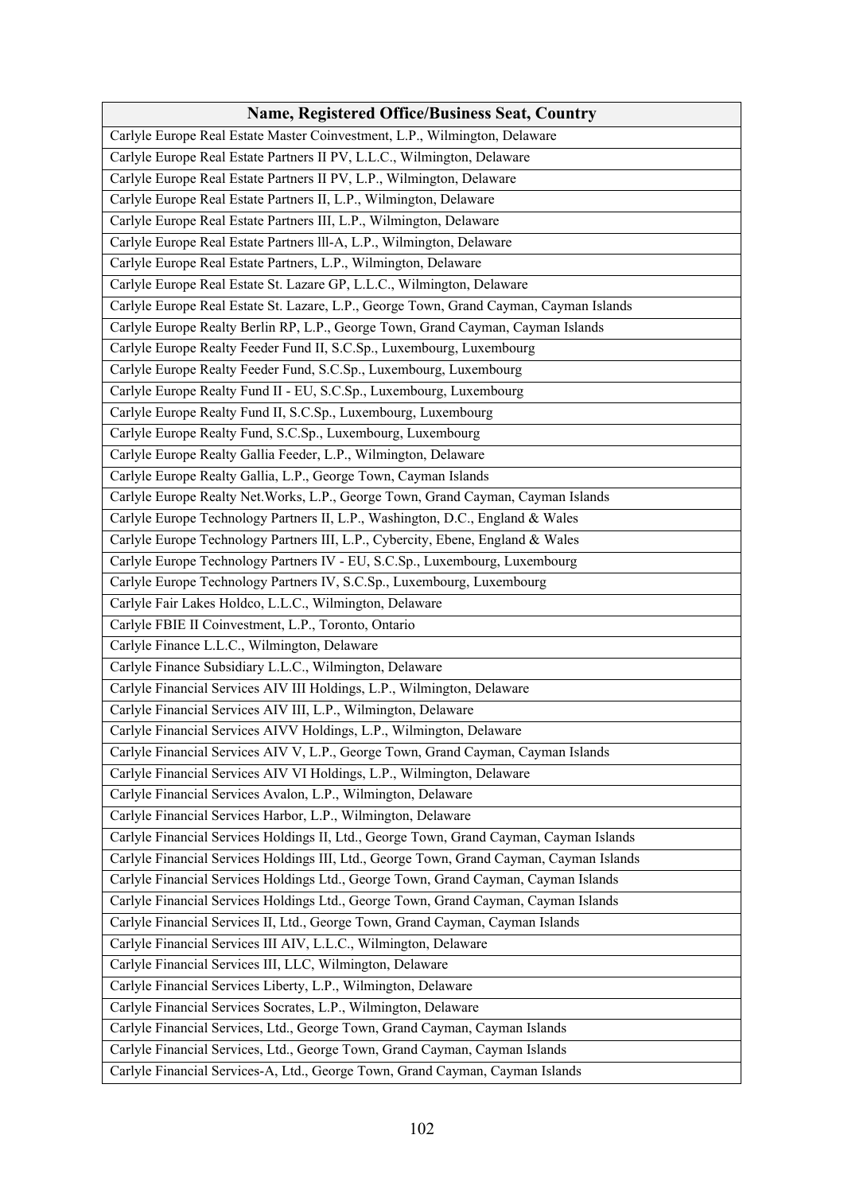| Name, Registered Office/Business Seat, Country |
| --- |
| Carlyle Europe Real Estate Master Coinvestment, L.P., Wilmington, Delaware |
| Carlyle Europe Real Estate Partners II PV, L.L.C., Wilmington, Delaware |
| Carlyle Europe Real Estate Partners II PV, L.P., Wilmington, Delaware |
| Carlyle Europe Real Estate Partners II, L.P., Wilmington, Delaware |
| Carlyle Europe Real Estate Partners III, L.P., Wilmington, Delaware |
| Carlyle Europe Real Estate Partners lll-A, L.P., Wilmington, Delaware |
| Carlyle Europe Real Estate Partners, L.P., Wilmington, Delaware |
| Carlyle Europe Real Estate St. Lazare GP, L.L.C., Wilmington, Delaware |
| Carlyle Europe Real Estate St. Lazare, L.P., George Town, Grand Cayman, Cayman Islands |
| Carlyle Europe Realty Berlin RP, L.P., George Town, Grand Cayman, Cayman Islands |
| Carlyle Europe Realty Feeder Fund II, S.C.Sp., Luxembourg, Luxembourg |
| Carlyle Europe Realty Feeder Fund, S.C.Sp., Luxembourg, Luxembourg |
| Carlyle Europe Realty Fund II - EU, S.C.Sp., Luxembourg, Luxembourg |
| Carlyle Europe Realty Fund II, S.C.Sp., Luxembourg, Luxembourg |
| Carlyle Europe Realty Fund, S.C.Sp., Luxembourg, Luxembourg |
| Carlyle Europe Realty Gallia Feeder, L.P., Wilmington, Delaware |
| Carlyle Europe Realty Gallia, L.P., George Town, Cayman Islands |
| Carlyle Europe Realty Net.Works, L.P., George Town, Grand Cayman, Cayman Islands |
| Carlyle Europe Technology Partners II, L.P., Washington, D.C., England & Wales |
| Carlyle Europe Technology Partners III, L.P., Cybercity, Ebene, England & Wales |
| Carlyle Europe Technology Partners IV - EU, S.C.Sp., Luxembourg, Luxembourg |
| Carlyle Europe Technology Partners IV, S.C.Sp., Luxembourg, Luxembourg |
| Carlyle Fair Lakes Holdco, L.L.C., Wilmington, Delaware |
| Carlyle FBIE II Coinvestment, L.P., Toronto, Ontario |
| Carlyle Finance L.L.C., Wilmington, Delaware |
| Carlyle Finance Subsidiary L.L.C., Wilmington, Delaware |
| Carlyle Financial Services AIV III Holdings, L.P., Wilmington, Delaware |
| Carlyle Financial Services AIV III, L.P., Wilmington, Delaware |
| Carlyle Financial Services AIVV Holdings, L.P., Wilmington, Delaware |
| Carlyle Financial Services AIV V, L.P., George Town, Grand Cayman, Cayman Islands |
| Carlyle Financial Services AIV VI Holdings, L.P., Wilmington, Delaware |
| Carlyle Financial Services Avalon, L.P., Wilmington, Delaware |
| Carlyle Financial Services Harbor, L.P., Wilmington, Delaware |
| Carlyle Financial Services Holdings II, Ltd., George Town, Grand Cayman, Cayman Islands |
| Carlyle Financial Services Holdings III, Ltd., George Town, Grand Cayman, Cayman Islands |
| Carlyle Financial Services Holdings Ltd., George Town, Grand Cayman, Cayman Islands |
| Carlyle Financial Services Holdings Ltd., George Town, Grand Cayman, Cayman Islands |
| Carlyle Financial Services II, Ltd., George Town, Grand Cayman, Cayman Islands |
| Carlyle Financial Services III AIV, L.L.C., Wilmington, Delaware |
| Carlyle Financial Services III, LLC, Wilmington, Delaware |
| Carlyle Financial Services Liberty, L.P., Wilmington, Delaware |
| Carlyle Financial Services Socrates, L.P., Wilmington, Delaware |
| Carlyle Financial Services, Ltd., George Town, Grand Cayman, Cayman Islands |
| Carlyle Financial Services, Ltd., George Town, Grand Cayman, Cayman Islands |
| Carlyle Financial Services-A, Ltd., George Town, Grand Cayman, Cayman Islands |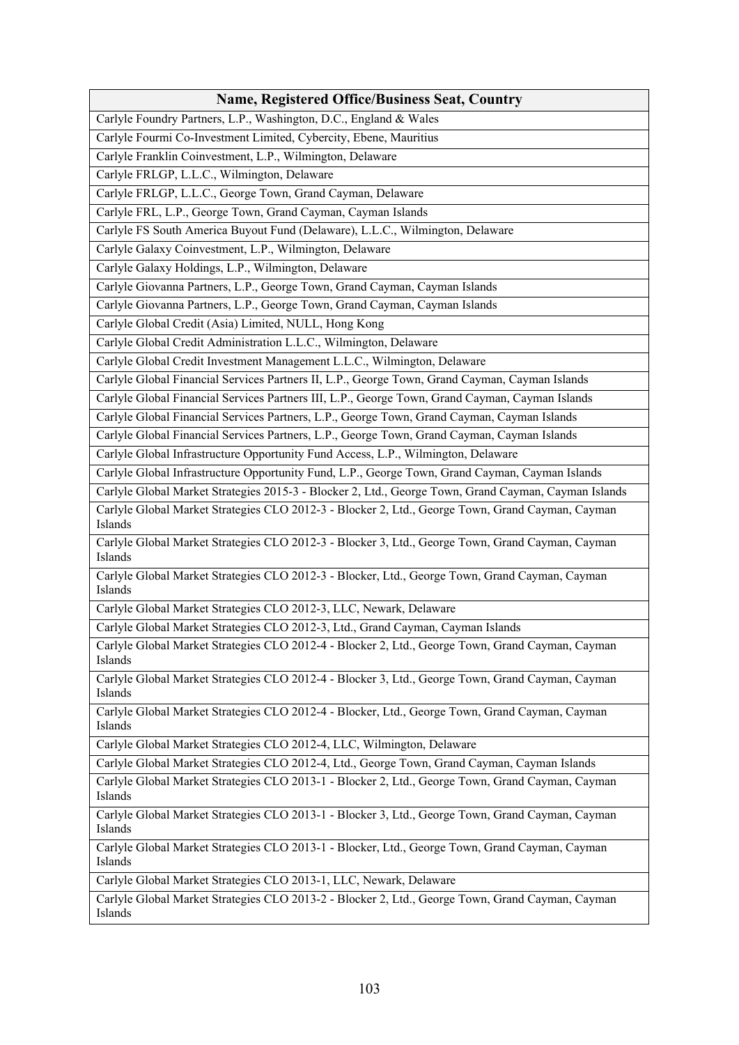| Name, Registered Office/Business Seat, Country |
|---|
| Carlyle Foundry Partners, L.P., Washington, D.C., England & Wales |
| Carlyle Fourmi Co-Investment Limited, Cybercity, Ebene, Mauritius |
| Carlyle Franklin Coinvestment, L.P., Wilmington, Delaware |
| Carlyle FRLGP, L.L.C., Wilmington, Delaware |
| Carlyle FRLGP, L.L.C., George Town, Grand Cayman, Delaware |
| Carlyle FRL, L.P., George Town, Grand Cayman, Cayman Islands |
| Carlyle FS South America Buyout Fund (Delaware), L.L.C., Wilmington, Delaware |
| Carlyle Galaxy Coinvestment, L.P., Wilmington, Delaware |
| Carlyle Galaxy Holdings, L.P., Wilmington, Delaware |
| Carlyle Giovanna Partners, L.P., George Town, Grand Cayman, Cayman Islands |
| Carlyle Giovanna Partners, L.P., George Town, Grand Cayman, Cayman Islands |
| Carlyle Global Credit (Asia) Limited, NULL, Hong Kong |
| Carlyle Global Credit Administration L.L.C., Wilmington, Delaware |
| Carlyle Global Credit Investment Management L.L.C., Wilmington, Delaware |
| Carlyle Global Financial Services Partners II, L.P., George Town, Grand Cayman, Cayman Islands |
| Carlyle Global Financial Services Partners III, L.P., George Town, Grand Cayman, Cayman Islands |
| Carlyle Global Financial Services Partners, L.P., George Town, Grand Cayman, Cayman Islands |
| Carlyle Global Financial Services Partners, L.P., George Town, Grand Cayman, Cayman Islands |
| Carlyle Global Infrastructure Opportunity Fund Access, L.P., Wilmington, Delaware |
| Carlyle Global Infrastructure Opportunity Fund, L.P., George Town, Grand Cayman, Cayman Islands |
| Carlyle Global Market Strategies 2015-3 - Blocker 2, Ltd., George Town, Grand Cayman, Cayman Islands |
| Carlyle Global Market Strategies CLO 2012-3 - Blocker 2, Ltd., George Town, Grand Cayman, Cayman Islands |
| Carlyle Global Market Strategies CLO 2012-3 - Blocker 3, Ltd., George Town, Grand Cayman, Cayman Islands |
| Carlyle Global Market Strategies CLO 2012-3 - Blocker, Ltd., George Town, Grand Cayman, Cayman Islands |
| Carlyle Global Market Strategies CLO 2012-3, LLC, Newark, Delaware |
| Carlyle Global Market Strategies CLO 2012-3, Ltd., Grand Cayman, Cayman Islands |
| Carlyle Global Market Strategies CLO 2012-4 - Blocker 2, Ltd., George Town, Grand Cayman, Cayman Islands |
| Carlyle Global Market Strategies CLO 2012-4 - Blocker 3, Ltd., George Town, Grand Cayman, Cayman Islands |
| Carlyle Global Market Strategies CLO 2012-4 - Blocker, Ltd., George Town, Grand Cayman, Cayman Islands |
| Carlyle Global Market Strategies CLO 2012-4, LLC, Wilmington, Delaware |
| Carlyle Global Market Strategies CLO 2012-4, Ltd., George Town, Grand Cayman, Cayman Islands |
| Carlyle Global Market Strategies CLO 2013-1 - Blocker 2, Ltd., George Town, Grand Cayman, Cayman Islands |
| Carlyle Global Market Strategies CLO 2013-1 - Blocker 3, Ltd., George Town, Grand Cayman, Cayman Islands |
| Carlyle Global Market Strategies CLO 2013-1 - Blocker, Ltd., George Town, Grand Cayman, Cayman Islands |
| Carlyle Global Market Strategies CLO 2013-1, LLC, Newark, Delaware |
| Carlyle Global Market Strategies CLO 2013-2 - Blocker 2, Ltd., George Town, Grand Cayman, Cayman Islands |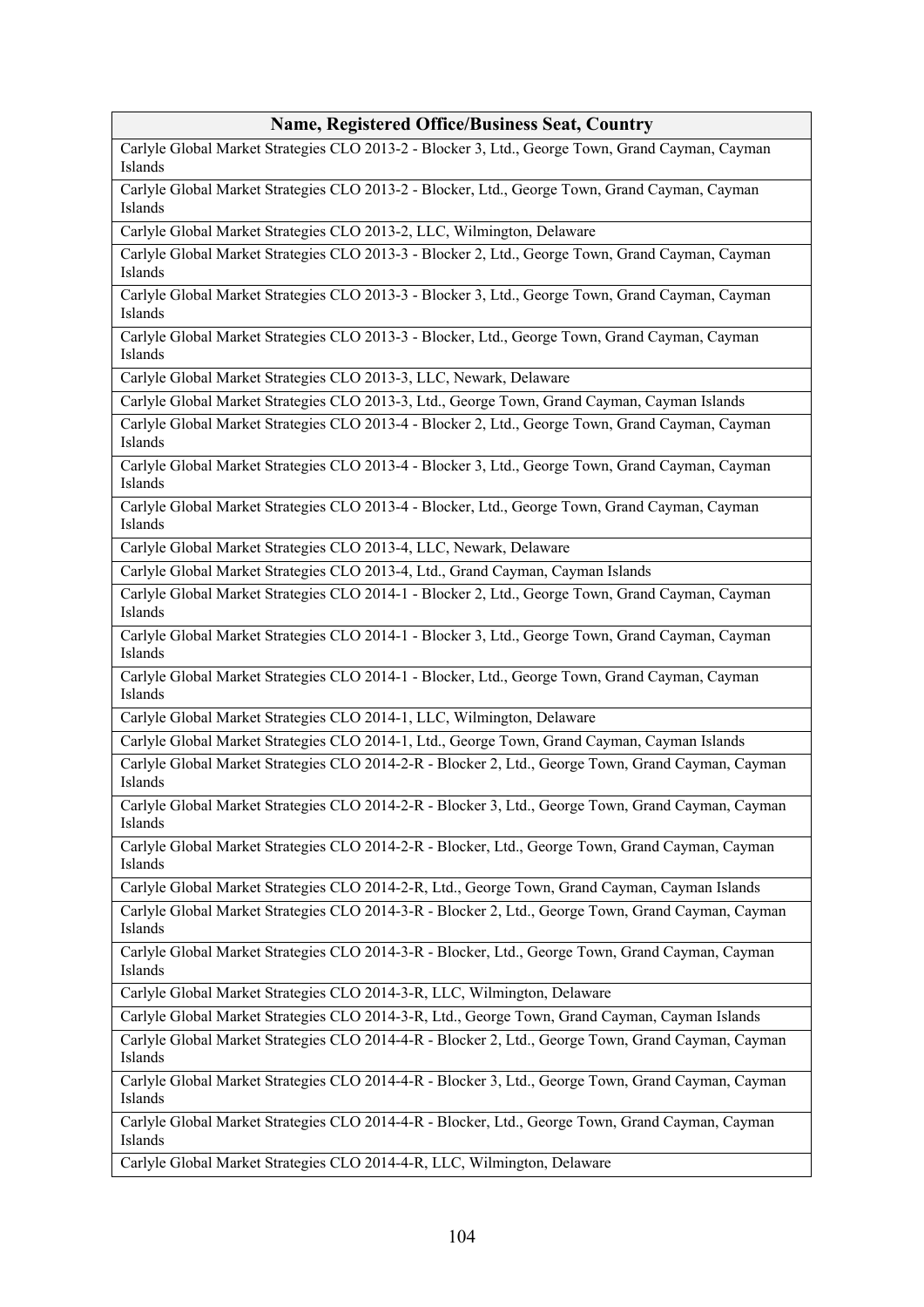| Name, Registered Office/Business Seat, Country |
|---|
| Carlyle Global Market Strategies CLO 2013-2 - Blocker 3, Ltd., George Town, Grand Cayman, Cayman Islands |
| Carlyle Global Market Strategies CLO 2013-2 - Blocker, Ltd., George Town, Grand Cayman, Cayman Islands |
| Carlyle Global Market Strategies CLO 2013-2, LLC, Wilmington, Delaware |
| Carlyle Global Market Strategies CLO 2013-3 - Blocker 2, Ltd., George Town, Grand Cayman, Cayman Islands |
| Carlyle Global Market Strategies CLO 2013-3 - Blocker 3, Ltd., George Town, Grand Cayman, Cayman Islands |
| Carlyle Global Market Strategies CLO 2013-3 - Blocker, Ltd., George Town, Grand Cayman, Cayman Islands |
| Carlyle Global Market Strategies CLO 2013-3, LLC, Newark, Delaware |
| Carlyle Global Market Strategies CLO 2013-3, Ltd., George Town, Grand Cayman, Cayman Islands |
| Carlyle Global Market Strategies CLO 2013-4 - Blocker 2, Ltd., George Town, Grand Cayman, Cayman Islands |
| Carlyle Global Market Strategies CLO 2013-4 - Blocker 3, Ltd., George Town, Grand Cayman, Cayman Islands |
| Carlyle Global Market Strategies CLO 2013-4 - Blocker, Ltd., George Town, Grand Cayman, Cayman Islands |
| Carlyle Global Market Strategies CLO 2013-4, LLC, Newark, Delaware |
| Carlyle Global Market Strategies CLO 2013-4, Ltd., Grand Cayman, Cayman Islands |
| Carlyle Global Market Strategies CLO 2014-1 - Blocker 2, Ltd., George Town, Grand Cayman, Cayman Islands |
| Carlyle Global Market Strategies CLO 2014-1 - Blocker 3, Ltd., George Town, Grand Cayman, Cayman Islands |
| Carlyle Global Market Strategies CLO 2014-1 - Blocker, Ltd., George Town, Grand Cayman, Cayman Islands |
| Carlyle Global Market Strategies CLO 2014-1, LLC, Wilmington, Delaware |
| Carlyle Global Market Strategies CLO 2014-1, Ltd., George Town, Grand Cayman, Cayman Islands |
| Carlyle Global Market Strategies CLO 2014-2-R - Blocker 2, Ltd., George Town, Grand Cayman, Cayman Islands |
| Carlyle Global Market Strategies CLO 2014-2-R - Blocker 3, Ltd., George Town, Grand Cayman, Cayman Islands |
| Carlyle Global Market Strategies CLO 2014-2-R - Blocker, Ltd., George Town, Grand Cayman, Cayman Islands |
| Carlyle Global Market Strategies CLO 2014-2-R, Ltd., George Town, Grand Cayman, Cayman Islands |
| Carlyle Global Market Strategies CLO 2014-3-R - Blocker 2, Ltd., George Town, Grand Cayman, Cayman Islands |
| Carlyle Global Market Strategies CLO 2014-3-R - Blocker, Ltd., George Town, Grand Cayman, Cayman Islands |
| Carlyle Global Market Strategies CLO 2014-3-R, LLC, Wilmington, Delaware |
| Carlyle Global Market Strategies CLO 2014-3-R, Ltd., George Town, Grand Cayman, Cayman Islands |
| Carlyle Global Market Strategies CLO 2014-4-R - Blocker 2, Ltd., George Town, Grand Cayman, Cayman Islands |
| Carlyle Global Market Strategies CLO 2014-4-R - Blocker 3, Ltd., George Town, Grand Cayman, Cayman Islands |
| Carlyle Global Market Strategies CLO 2014-4-R - Blocker, Ltd., George Town, Grand Cayman, Cayman Islands |
| Carlyle Global Market Strategies CLO 2014-4-R, LLC, Wilmington, Delaware |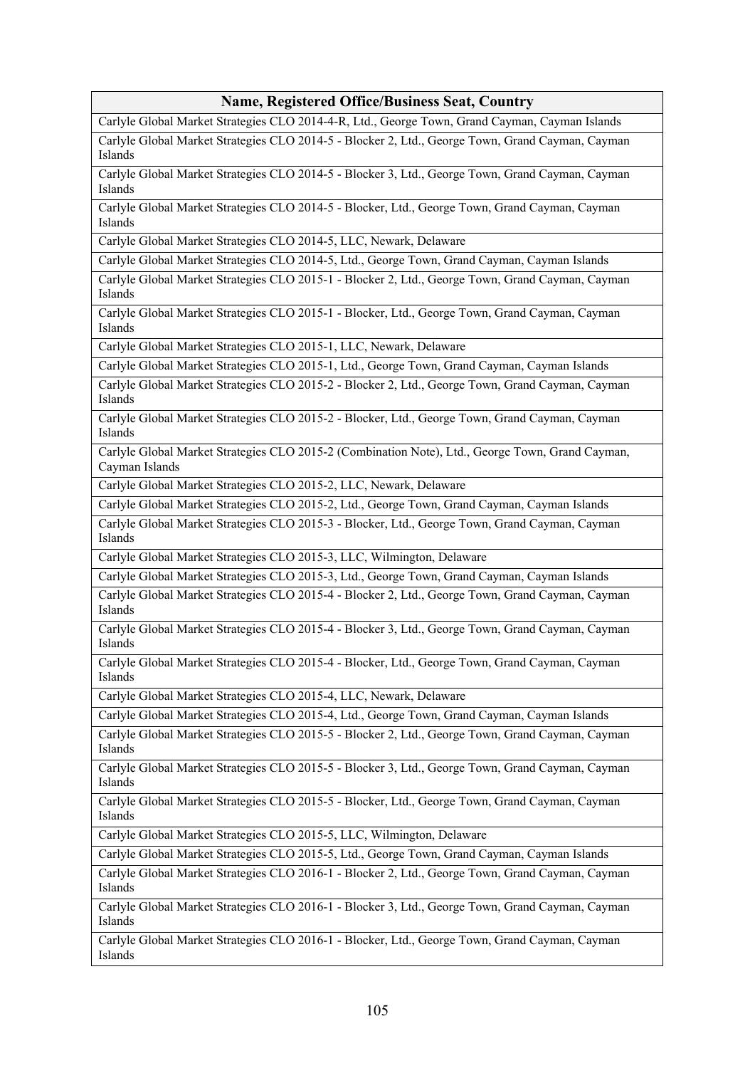| Name, Registered Office/Business Seat, Country |
| --- |
| Carlyle Global Market Strategies CLO 2014-4-R, Ltd., George Town, Grand Cayman, Cayman Islands |
| Carlyle Global Market Strategies CLO 2014-5 - Blocker 2, Ltd., George Town, Grand Cayman, Cayman Islands |
| Carlyle Global Market Strategies CLO 2014-5 - Blocker 3, Ltd., George Town, Grand Cayman, Cayman Islands |
| Carlyle Global Market Strategies CLO 2014-5 - Blocker, Ltd., George Town, Grand Cayman, Cayman Islands |
| Carlyle Global Market Strategies CLO 2014-5, LLC, Newark, Delaware |
| Carlyle Global Market Strategies CLO 2014-5, Ltd., George Town, Grand Cayman, Cayman Islands |
| Carlyle Global Market Strategies CLO 2015-1 - Blocker 2, Ltd., George Town, Grand Cayman, Cayman Islands |
| Carlyle Global Market Strategies CLO 2015-1 - Blocker, Ltd., George Town, Grand Cayman, Cayman Islands |
| Carlyle Global Market Strategies CLO 2015-1, LLC, Newark, Delaware |
| Carlyle Global Market Strategies CLO 2015-1, Ltd., George Town, Grand Cayman, Cayman Islands |
| Carlyle Global Market Strategies CLO 2015-2 - Blocker 2, Ltd., George Town, Grand Cayman, Cayman Islands |
| Carlyle Global Market Strategies CLO 2015-2 - Blocker, Ltd., George Town, Grand Cayman, Cayman Islands |
| Carlyle Global Market Strategies CLO 2015-2 (Combination Note), Ltd., George Town, Grand Cayman, Cayman Islands |
| Carlyle Global Market Strategies CLO 2015-2, LLC, Newark, Delaware |
| Carlyle Global Market Strategies CLO 2015-2, Ltd., George Town, Grand Cayman, Cayman Islands |
| Carlyle Global Market Strategies CLO 2015-3 - Blocker, Ltd., George Town, Grand Cayman, Cayman Islands |
| Carlyle Global Market Strategies CLO 2015-3, LLC, Wilmington, Delaware |
| Carlyle Global Market Strategies CLO 2015-3, Ltd., George Town, Grand Cayman, Cayman Islands |
| Carlyle Global Market Strategies CLO 2015-4 - Blocker 2, Ltd., George Town, Grand Cayman, Cayman Islands |
| Carlyle Global Market Strategies CLO 2015-4 - Blocker 3, Ltd., George Town, Grand Cayman, Cayman Islands |
| Carlyle Global Market Strategies CLO 2015-4 - Blocker, Ltd., George Town, Grand Cayman, Cayman Islands |
| Carlyle Global Market Strategies CLO 2015-4, LLC, Newark, Delaware |
| Carlyle Global Market Strategies CLO 2015-4, Ltd., George Town, Grand Cayman, Cayman Islands |
| Carlyle Global Market Strategies CLO 2015-5 - Blocker 2, Ltd., George Town, Grand Cayman, Cayman Islands |
| Carlyle Global Market Strategies CLO 2015-5 - Blocker 3, Ltd., George Town, Grand Cayman, Cayman Islands |
| Carlyle Global Market Strategies CLO 2015-5 - Blocker, Ltd., George Town, Grand Cayman, Cayman Islands |
| Carlyle Global Market Strategies CLO 2015-5, LLC, Wilmington, Delaware |
| Carlyle Global Market Strategies CLO 2015-5, Ltd., George Town, Grand Cayman, Cayman Islands |
| Carlyle Global Market Strategies CLO 2016-1 - Blocker 2, Ltd., George Town, Grand Cayman, Cayman Islands |
| Carlyle Global Market Strategies CLO 2016-1 - Blocker 3, Ltd., George Town, Grand Cayman, Cayman Islands |
| Carlyle Global Market Strategies CLO 2016-1 - Blocker, Ltd., George Town, Grand Cayman, Cayman Islands |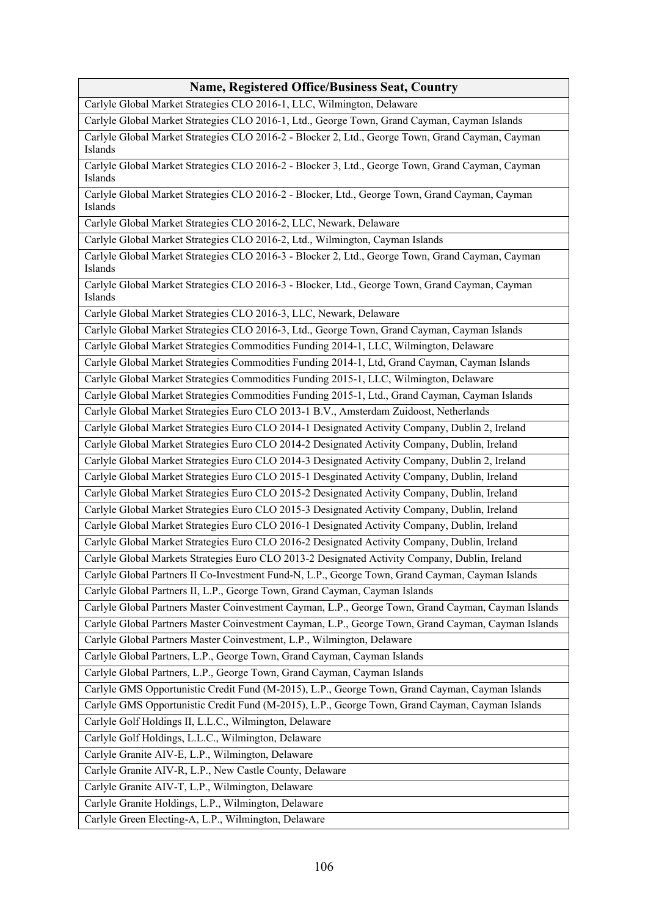| Name, Registered Office/Business Seat, Country |
|---|
| Carlyle Global Market Strategies CLO 2016-1, LLC, Wilmington, Delaware |
| Carlyle Global Market Strategies CLO 2016-1, Ltd., George Town, Grand Cayman, Cayman Islands |
| Carlyle Global Market Strategies CLO 2016-2 - Blocker 2, Ltd., George Town, Grand Cayman, Cayman Islands |
| Carlyle Global Market Strategies CLO 2016-2 - Blocker 3, Ltd., George Town, Grand Cayman, Cayman Islands |
| Carlyle Global Market Strategies CLO 2016-2 - Blocker, Ltd., George Town, Grand Cayman, Cayman Islands |
| Carlyle Global Market Strategies CLO 2016-2, LLC, Newark, Delaware |
| Carlyle Global Market Strategies CLO 2016-2, Ltd., Wilmington, Cayman Islands |
| Carlyle Global Market Strategies CLO 2016-3 - Blocker 2, Ltd., George Town, Grand Cayman, Cayman Islands |
| Carlyle Global Market Strategies CLO 2016-3 - Blocker, Ltd., George Town, Grand Cayman, Cayman Islands |
| Carlyle Global Market Strategies CLO 2016-3, LLC, Newark, Delaware |
| Carlyle Global Market Strategies CLO 2016-3, Ltd., George Town, Grand Cayman, Cayman Islands |
| Carlyle Global Market Strategies Commodities Funding 2014-1, LLC, Wilmington, Delaware |
| Carlyle Global Market Strategies Commodities Funding 2014-1, Ltd, Grand Cayman, Cayman Islands |
| Carlyle Global Market Strategies Commodities Funding 2015-1, LLC, Wilmington, Delaware |
| Carlyle Global Market Strategies Commodities Funding 2015-1, Ltd., Grand Cayman, Cayman Islands |
| Carlyle Global Market Strategies Euro CLO 2013-1 B.V., Amsterdam Zuidoost, Netherlands |
| Carlyle Global Market Strategies Euro CLO 2014-1 Designated Activity Company, Dublin 2, Ireland |
| Carlyle Global Market Strategies Euro CLO 2014-2 Designated Activity Company, Dublin, Ireland |
| Carlyle Global Market Strategies Euro CLO 2014-3 Designated Activity Company, Dublin 2, Ireland |
| Carlyle Global Market Strategies Euro CLO 2015-1 Desginated Activity Company, Dublin, Ireland |
| Carlyle Global Market Strategies Euro CLO 2015-2 Designated Activity Company, Dublin, Ireland |
| Carlyle Global Market Strategies Euro CLO 2015-3 Designated Activity Company, Dublin, Ireland |
| Carlyle Global Market Strategies Euro CLO 2016-1 Designated Activity Company, Dublin, Ireland |
| Carlyle Global Market Strategies Euro CLO 2016-2 Designated Activity Company, Dublin, Ireland |
| Carlyle Global Markets Strategies Euro CLO 2013-2 Designated Activity Company, Dublin, Ireland |
| Carlyle Global Partners II Co-Investment Fund-N, L.P., George Town, Grand Cayman, Cayman Islands |
| Carlyle Global Partners II, L.P., George Town, Grand Cayman, Cayman Islands |
| Carlyle Global Partners Master Coinvestment Cayman, L.P., George Town, Grand Cayman, Cayman Islands |
| Carlyle Global Partners Master Coinvestment Cayman, L.P., George Town, Grand Cayman, Cayman Islands |
| Carlyle Global Partners Master Coinvestment, L.P., Wilmington, Delaware |
| Carlyle Global Partners, L.P., George Town, Grand Cayman, Cayman Islands |
| Carlyle Global Partners, L.P., George Town, Grand Cayman, Cayman Islands |
| Carlyle GMS Opportunistic Credit Fund (M-2015), L.P., George Town, Grand Cayman, Cayman Islands |
| Carlyle GMS Opportunistic Credit Fund (M-2015), L.P., George Town, Grand Cayman, Cayman Islands |
| Carlyle Golf Holdings II, L.L.C., Wilmington, Delaware |
| Carlyle Golf Holdings, L.L.C., Wilmington, Delaware |
| Carlyle Granite AIV-E, L.P., Wilmington, Delaware |
| Carlyle Granite AIV-R, L.P., New Castle County, Delaware |
| Carlyle Granite AIV-T, L.P., Wilmington, Delaware |
| Carlyle Granite Holdings, L.P., Wilmington, Delaware |
| Carlyle Green Electing-A, L.P., Wilmington, Delaware |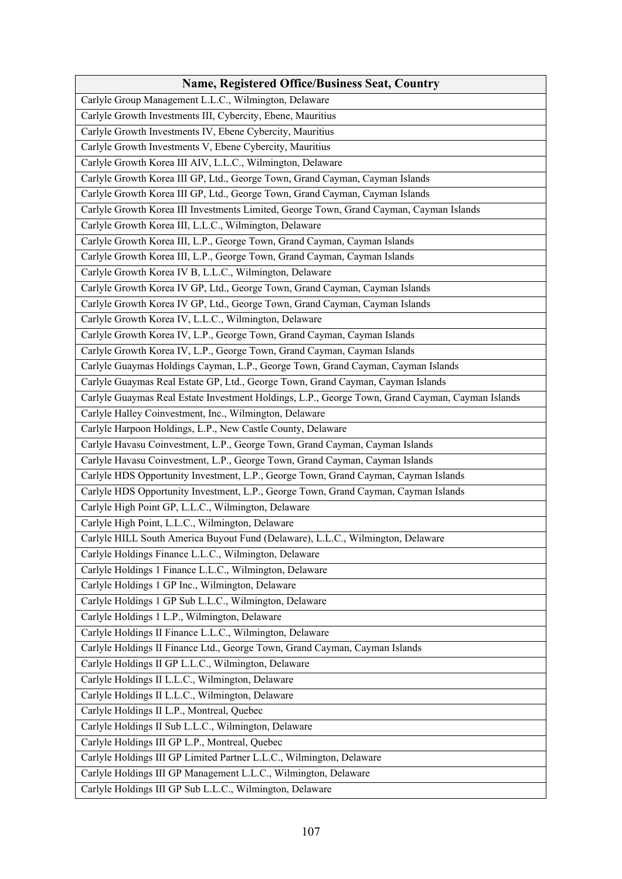| Name, Registered Office/Business Seat, Country |
|---|
| Carlyle Group Management L.L.C., Wilmington, Delaware |
| Carlyle Growth Investments III, Cybercity, Ebene, Mauritius |
| Carlyle Growth Investments IV, Ebene Cybercity, Mauritius |
| Carlyle Growth Investments V, Ebene Cybercity, Mauritius |
| Carlyle Growth Korea III AIV, L.L.C., Wilmington, Delaware |
| Carlyle Growth Korea III GP, Ltd., George Town, Grand Cayman, Cayman Islands |
| Carlyle Growth Korea III GP, Ltd., George Town, Grand Cayman, Cayman Islands |
| Carlyle Growth Korea III Investments Limited, George Town, Grand Cayman, Cayman Islands |
| Carlyle Growth Korea III, L.L.C., Wilmington, Delaware |
| Carlyle Growth Korea III, L.P., George Town, Grand Cayman, Cayman Islands |
| Carlyle Growth Korea III, L.P., George Town, Grand Cayman, Cayman Islands |
| Carlyle Growth Korea IV B, L.L.C., Wilmington, Delaware |
| Carlyle Growth Korea IV GP, Ltd., George Town, Grand Cayman, Cayman Islands |
| Carlyle Growth Korea IV GP, Ltd., George Town, Grand Cayman, Cayman Islands |
| Carlyle Growth Korea IV, L.L.C., Wilmington, Delaware |
| Carlyle Growth Korea IV, L.P., George Town, Grand Cayman, Cayman Islands |
| Carlyle Growth Korea IV, L.P., George Town, Grand Cayman, Cayman Islands |
| Carlyle Guaymas Holdings Cayman, L.P., George Town, Grand Cayman, Cayman Islands |
| Carlyle Guaymas Real Estate GP, Ltd., George Town, Grand Cayman, Cayman Islands |
| Carlyle Guaymas Real Estate Investment Holdings, L.P., George Town, Grand Cayman, Cayman Islands |
| Carlyle Halley Coinvestment, Inc., Wilmington, Delaware |
| Carlyle Harpoon Holdings, L.P., New Castle County, Delaware |
| Carlyle Havasu Coinvestment, L.P., George Town, Grand Cayman, Cayman Islands |
| Carlyle Havasu Coinvestment, L.P., George Town, Grand Cayman, Cayman Islands |
| Carlyle HDS Opportunity Investment, L.P., George Town, Grand Cayman, Cayman Islands |
| Carlyle HDS Opportunity Investment, L.P., George Town, Grand Cayman, Cayman Islands |
| Carlyle High Point GP, L.L.C., Wilmington, Delaware |
| Carlyle High Point, L.L.C., Wilmington, Delaware |
| Carlyle HILL South America Buyout Fund (Delaware), L.L.C., Wilmington, Delaware |
| Carlyle Holdings Finance L.L.C., Wilmington, Delaware |
| Carlyle Holdings 1 Finance L.L.C., Wilmington, Delaware |
| Carlyle Holdings 1 GP Inc., Wilmington, Delaware |
| Carlyle Holdings 1 GP Sub L.L.C., Wilmington, Delaware |
| Carlyle Holdings 1 L.P., Wilmington, Delaware |
| Carlyle Holdings II Finance L.L.C., Wilmington, Delaware |
| Carlyle Holdings II Finance Ltd., George Town, Grand Cayman, Cayman Islands |
| Carlyle Holdings II GP L.L.C., Wilmington, Delaware |
| Carlyle Holdings II L.L.C., Wilmington, Delaware |
| Carlyle Holdings II L.L.C., Wilmington, Delaware |
| Carlyle Holdings II L.P., Montreal, Quebec |
| Carlyle Holdings II Sub L.L.C., Wilmington, Delaware |
| Carlyle Holdings III GP L.P., Montreal, Quebec |
| Carlyle Holdings III GP Limited Partner L.L.C., Wilmington, Delaware |
| Carlyle Holdings III GP Management L.L.C., Wilmington, Delaware |
| Carlyle Holdings III GP Sub L.L.C., Wilmington, Delaware |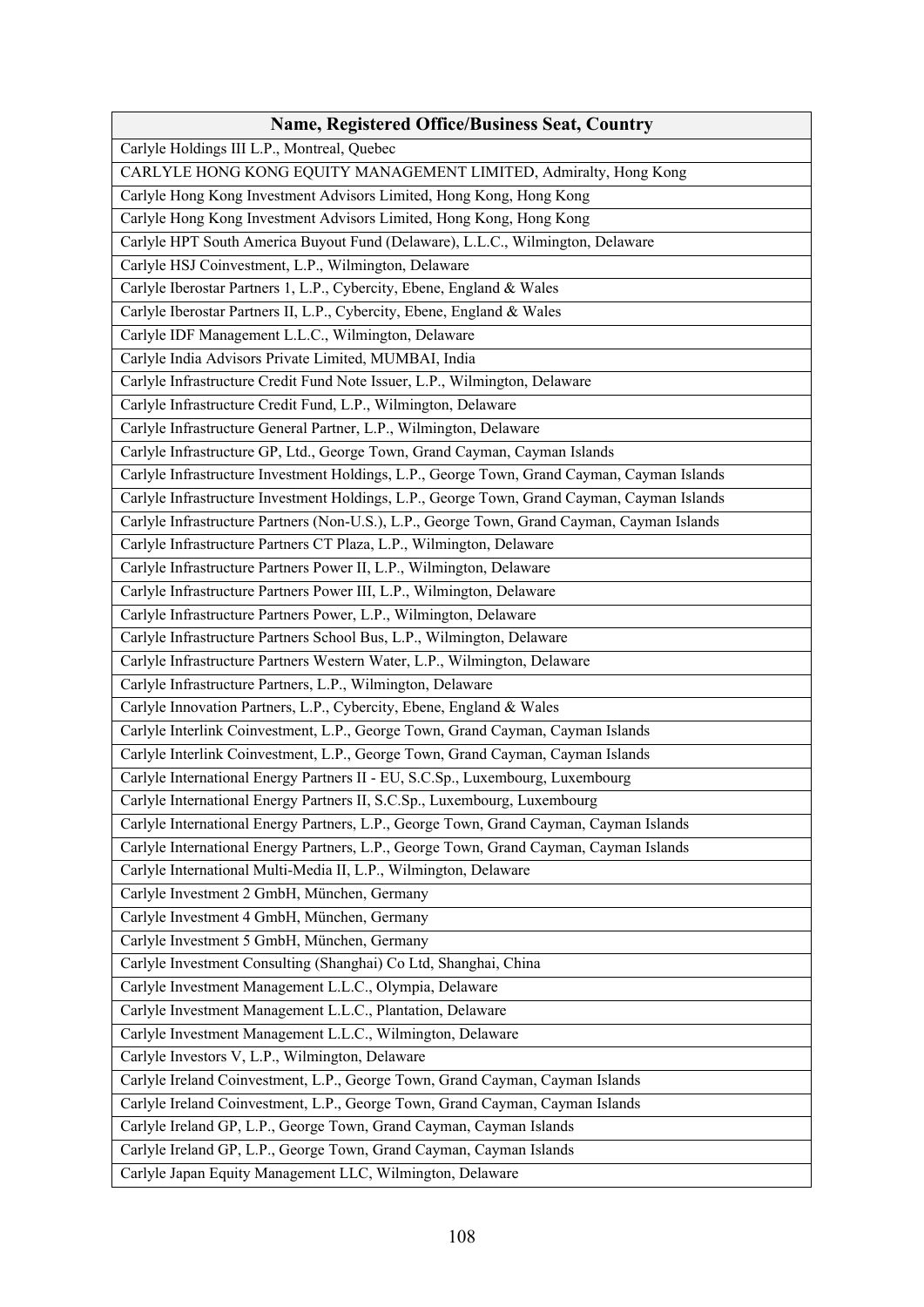| Name, Registered Office/Business Seat, Country |
| --- |
| Carlyle Holdings III L.P., Montreal, Quebec |
| CARLYLE HONG KONG EQUITY MANAGEMENT LIMITED, Admiralty, Hong Kong |
| Carlyle Hong Kong Investment Advisors Limited, Hong Kong, Hong Kong |
| Carlyle Hong Kong Investment Advisors Limited, Hong Kong, Hong Kong |
| Carlyle HPT South America Buyout Fund (Delaware), L.L.C., Wilmington, Delaware |
| Carlyle HSJ Coinvestment, L.P., Wilmington, Delaware |
| Carlyle Iberostar Partners 1, L.P., Cybercity, Ebene, England & Wales |
| Carlyle Iberostar Partners II, L.P., Cybercity, Ebene, England & Wales |
| Carlyle IDF Management L.L.C., Wilmington, Delaware |
| Carlyle India Advisors Private Limited, MUMBAI, India |
| Carlyle Infrastructure Credit Fund Note Issuer, L.P., Wilmington, Delaware |
| Carlyle Infrastructure Credit Fund, L.P., Wilmington, Delaware |
| Carlyle Infrastructure General Partner, L.P., Wilmington, Delaware |
| Carlyle Infrastructure GP, Ltd., George Town, Grand Cayman, Cayman Islands |
| Carlyle Infrastructure Investment Holdings, L.P., George Town, Grand Cayman, Cayman Islands |
| Carlyle Infrastructure Investment Holdings, L.P., George Town, Grand Cayman, Cayman Islands |
| Carlyle Infrastructure Partners (Non-U.S.), L.P., George Town, Grand Cayman, Cayman Islands |
| Carlyle Infrastructure Partners CT Plaza, L.P., Wilmington, Delaware |
| Carlyle Infrastructure Partners Power II, L.P., Wilmington, Delaware |
| Carlyle Infrastructure Partners Power III, L.P., Wilmington, Delaware |
| Carlyle Infrastructure Partners Power, L.P., Wilmington, Delaware |
| Carlyle Infrastructure Partners School Bus, L.P., Wilmington, Delaware |
| Carlyle Infrastructure Partners Western Water, L.P., Wilmington, Delaware |
| Carlyle Infrastructure Partners, L.P., Wilmington, Delaware |
| Carlyle Innovation Partners, L.P., Cybercity, Ebene, England & Wales |
| Carlyle Interlink Coinvestment, L.P., George Town, Grand Cayman, Cayman Islands |
| Carlyle Interlink Coinvestment, L.P., George Town, Grand Cayman, Cayman Islands |
| Carlyle International Energy Partners II - EU, S.C.Sp., Luxembourg, Luxembourg |
| Carlyle International Energy Partners II, S.C.Sp., Luxembourg, Luxembourg |
| Carlyle International Energy Partners, L.P., George Town, Grand Cayman, Cayman Islands |
| Carlyle International Energy Partners, L.P., George Town, Grand Cayman, Cayman Islands |
| Carlyle International Multi-Media II, L.P., Wilmington, Delaware |
| Carlyle Investment 2 GmbH, München, Germany |
| Carlyle Investment 4 GmbH, München, Germany |
| Carlyle Investment 5 GmbH, München, Germany |
| Carlyle Investment Consulting (Shanghai) Co Ltd, Shanghai, China |
| Carlyle Investment Management L.L.C., Olympia, Delaware |
| Carlyle Investment Management L.L.C., Plantation, Delaware |
| Carlyle Investment Management L.L.C., Wilmington, Delaware |
| Carlyle Investors V, L.P., Wilmington, Delaware |
| Carlyle Ireland Coinvestment, L.P., George Town, Grand Cayman, Cayman Islands |
| Carlyle Ireland Coinvestment, L.P., George Town, Grand Cayman, Cayman Islands |
| Carlyle Ireland GP, L.P., George Town, Grand Cayman, Cayman Islands |
| Carlyle Ireland GP, L.P., George Town, Grand Cayman, Cayman Islands |
| Carlyle Japan Equity Management LLC, Wilmington, Delaware |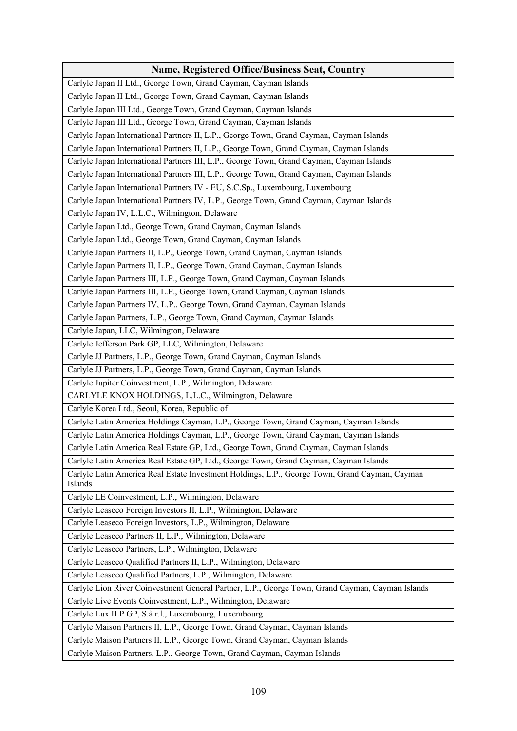| Name, Registered Office/Business Seat, Country |
|---|
| Carlyle Japan II Ltd., George Town, Grand Cayman, Cayman Islands |
| Carlyle Japan II Ltd., George Town, Grand Cayman, Cayman Islands |
| Carlyle Japan III Ltd., George Town, Grand Cayman, Cayman Islands |
| Carlyle Japan III Ltd., George Town, Grand Cayman, Cayman Islands |
| Carlyle Japan International Partners II, L.P., George Town, Grand Cayman, Cayman Islands |
| Carlyle Japan International Partners II, L.P., George Town, Grand Cayman, Cayman Islands |
| Carlyle Japan International Partners III, L.P., George Town, Grand Cayman, Cayman Islands |
| Carlyle Japan International Partners III, L.P., George Town, Grand Cayman, Cayman Islands |
| Carlyle Japan International Partners IV - EU, S.C.Sp., Luxembourg, Luxembourg |
| Carlyle Japan International Partners IV, L.P., George Town, Grand Cayman, Cayman Islands |
| Carlyle Japan IV, L.L.C., Wilmington, Delaware |
| Carlyle Japan Ltd., George Town, Grand Cayman, Cayman Islands |
| Carlyle Japan Ltd., George Town, Grand Cayman, Cayman Islands |
| Carlyle Japan Partners II, L.P., George Town, Grand Cayman, Cayman Islands |
| Carlyle Japan Partners II, L.P., George Town, Grand Cayman, Cayman Islands |
| Carlyle Japan Partners III, L.P., George Town, Grand Cayman, Cayman Islands |
| Carlyle Japan Partners III, L.P., George Town, Grand Cayman, Cayman Islands |
| Carlyle Japan Partners IV, L.P., George Town, Grand Cayman, Cayman Islands |
| Carlyle Japan Partners, L.P., George Town, Grand Cayman, Cayman Islands |
| Carlyle Japan, LLC, Wilmington, Delaware |
| Carlyle Jefferson Park GP, LLC, Wilmington, Delaware |
| Carlyle JJ Partners, L.P., George Town, Grand Cayman, Cayman Islands |
| Carlyle JJ Partners, L.P., George Town, Grand Cayman, Cayman Islands |
| Carlyle Jupiter Coinvestment, L.P., Wilmington, Delaware |
| CARLYLE KNOX HOLDINGS, L.L.C., Wilmington, Delaware |
| Carlyle Korea Ltd., Seoul, Korea, Republic of |
| Carlyle Latin America Holdings Cayman, L.P., George Town, Grand Cayman, Cayman Islands |
| Carlyle Latin America Holdings Cayman, L.P., George Town, Grand Cayman, Cayman Islands |
| Carlyle Latin America Real Estate GP, Ltd., George Town, Grand Cayman, Cayman Islands |
| Carlyle Latin America Real Estate GP, Ltd., George Town, Grand Cayman, Cayman Islands |
| Carlyle Latin America Real Estate Investment Holdings, L.P., George Town, Grand Cayman, Cayman Islands |
| Carlyle LE Coinvestment, L.P., Wilmington, Delaware |
| Carlyle Leaseco Foreign Investors II, L.P., Wilmington, Delaware |
| Carlyle Leaseco Foreign Investors, L.P., Wilmington, Delaware |
| Carlyle Leaseco Partners II, L.P., Wilmington, Delaware |
| Carlyle Leaseco Partners, L.P., Wilmington, Delaware |
| Carlyle Leaseco Qualified Partners II, L.P., Wilmington, Delaware |
| Carlyle Leaseco Qualified Partners, L.P., Wilmington, Delaware |
| Carlyle Lion River Coinvestment General Partner, L.P., George Town, Grand Cayman, Cayman Islands |
| Carlyle Live Events Coinvestment, L.P., Wilmington, Delaware |
| Carlyle Lux ILP GP, S.à r.l., Luxembourg, Luxembourg |
| Carlyle Maison Partners II, L.P., George Town, Grand Cayman, Cayman Islands |
| Carlyle Maison Partners II, L.P., George Town, Grand Cayman, Cayman Islands |
| Carlyle Maison Partners, L.P., George Town, Grand Cayman, Cayman Islands |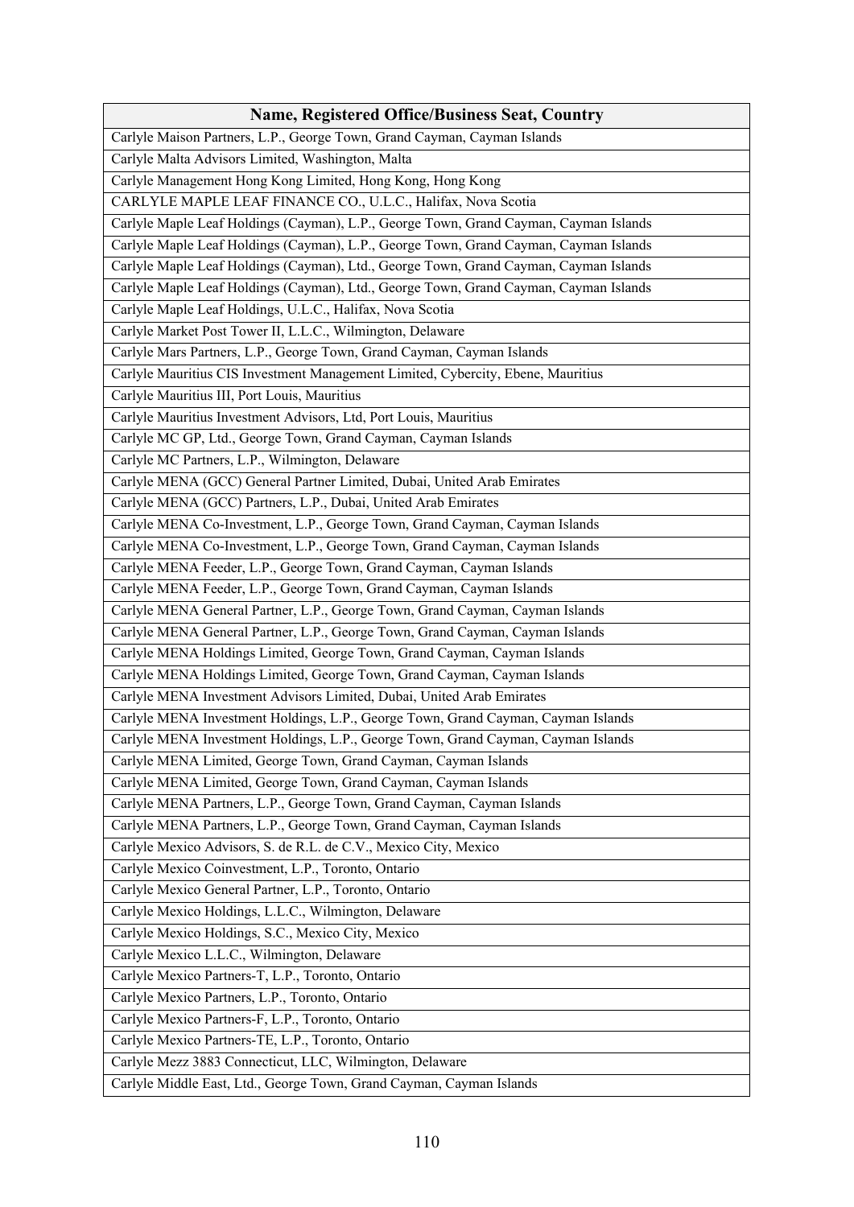| Name, Registered Office/Business Seat, Country |
|---|
| Carlyle Maison Partners, L.P., George Town, Grand Cayman, Cayman Islands |
| Carlyle Malta Advisors Limited, Washington, Malta |
| Carlyle Management Hong Kong Limited, Hong Kong, Hong Kong |
| CARLYLE MAPLE LEAF FINANCE CO., U.L.C., Halifax, Nova Scotia |
| Carlyle Maple Leaf Holdings (Cayman), L.P., George Town, Grand Cayman, Cayman Islands |
| Carlyle Maple Leaf Holdings (Cayman), L.P., George Town, Grand Cayman, Cayman Islands |
| Carlyle Maple Leaf Holdings (Cayman), Ltd., George Town, Grand Cayman, Cayman Islands |
| Carlyle Maple Leaf Holdings (Cayman), Ltd., George Town, Grand Cayman, Cayman Islands |
| Carlyle Maple Leaf Holdings, U.L.C., Halifax, Nova Scotia |
| Carlyle Market Post Tower II, L.L.C., Wilmington, Delaware |
| Carlyle Mars Partners, L.P., George Town, Grand Cayman, Cayman Islands |
| Carlyle Mauritius CIS Investment Management Limited, Cybercity, Ebene, Mauritius |
| Carlyle Mauritius III, Port Louis, Mauritius |
| Carlyle Mauritius Investment Advisors, Ltd, Port Louis, Mauritius |
| Carlyle MC GP, Ltd., George Town, Grand Cayman, Cayman Islands |
| Carlyle MC Partners, L.P., Wilmington, Delaware |
| Carlyle MENA (GCC) General Partner Limited, Dubai, United Arab Emirates |
| Carlyle MENA (GCC) Partners, L.P., Dubai, United Arab Emirates |
| Carlyle MENA Co-Investment, L.P., George Town, Grand Cayman, Cayman Islands |
| Carlyle MENA Co-Investment, L.P., George Town, Grand Cayman, Cayman Islands |
| Carlyle MENA Feeder, L.P., George Town, Grand Cayman, Cayman Islands |
| Carlyle MENA Feeder, L.P., George Town, Grand Cayman, Cayman Islands |
| Carlyle MENA General Partner, L.P., George Town, Grand Cayman, Cayman Islands |
| Carlyle MENA General Partner, L.P., George Town, Grand Cayman, Cayman Islands |
| Carlyle MENA Holdings Limited, George Town, Grand Cayman, Cayman Islands |
| Carlyle MENA Holdings Limited, George Town, Grand Cayman, Cayman Islands |
| Carlyle MENA Investment Advisors Limited, Dubai, United Arab Emirates |
| Carlyle MENA Investment Holdings, L.P., George Town, Grand Cayman, Cayman Islands |
| Carlyle MENA Investment Holdings, L.P., George Town, Grand Cayman, Cayman Islands |
| Carlyle MENA Limited, George Town, Grand Cayman, Cayman Islands |
| Carlyle MENA Limited, George Town, Grand Cayman, Cayman Islands |
| Carlyle MENA Partners, L.P., George Town, Grand Cayman, Cayman Islands |
| Carlyle MENA Partners, L.P., George Town, Grand Cayman, Cayman Islands |
| Carlyle Mexico Advisors, S. de R.L. de C.V., Mexico City, Mexico |
| Carlyle Mexico Coinvestment, L.P., Toronto, Ontario |
| Carlyle Mexico General Partner, L.P., Toronto, Ontario |
| Carlyle Mexico Holdings, L.L.C., Wilmington, Delaware |
| Carlyle Mexico Holdings, S.C., Mexico City, Mexico |
| Carlyle Mexico L.L.C., Wilmington, Delaware |
| Carlyle Mexico Partners-T, L.P., Toronto, Ontario |
| Carlyle Mexico Partners, L.P., Toronto, Ontario |
| Carlyle Mexico Partners-F, L.P., Toronto, Ontario |
| Carlyle Mexico Partners-TE, L.P., Toronto, Ontario |
| Carlyle Mezz 3883 Connecticut, LLC, Wilmington, Delaware |
| Carlyle Middle East, Ltd., George Town, Grand Cayman, Cayman Islands |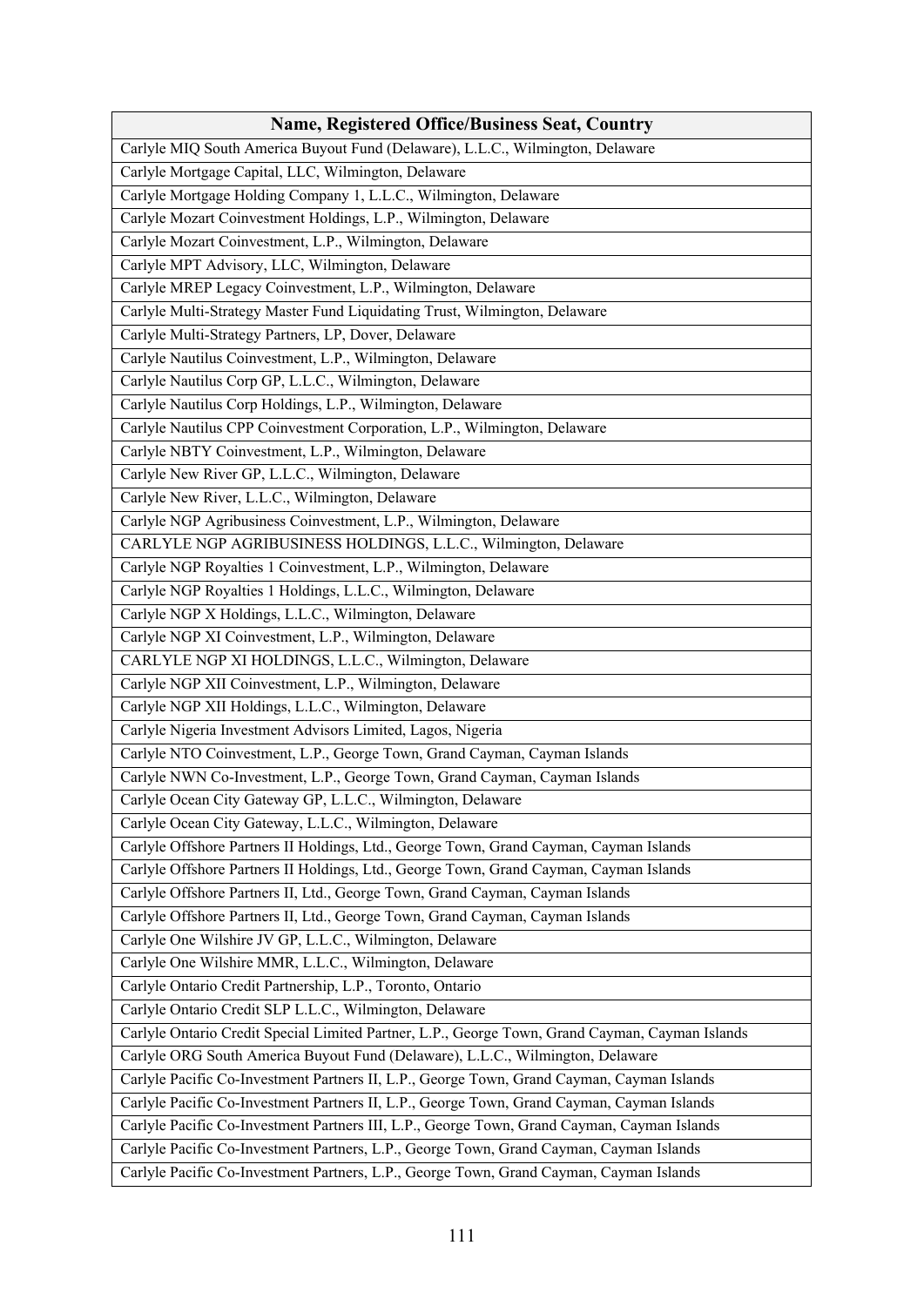| Name, Registered Office/Business Seat, Country |
|---|
| Carlyle MIQ South America Buyout Fund (Delaware), L.L.C., Wilmington, Delaware |
| Carlyle Mortgage Capital, LLC, Wilmington, Delaware |
| Carlyle Mortgage Holding Company 1, L.L.C., Wilmington, Delaware |
| Carlyle Mozart Coinvestment Holdings, L.P., Wilmington, Delaware |
| Carlyle Mozart Coinvestment, L.P., Wilmington, Delaware |
| Carlyle MPT Advisory, LLC, Wilmington, Delaware |
| Carlyle MREP Legacy Coinvestment, L.P., Wilmington, Delaware |
| Carlyle Multi-Strategy Master Fund Liquidating Trust, Wilmington, Delaware |
| Carlyle Multi-Strategy Partners, LP, Dover, Delaware |
| Carlyle Nautilus Coinvestment, L.P., Wilmington, Delaware |
| Carlyle Nautilus Corp GP, L.L.C., Wilmington, Delaware |
| Carlyle Nautilus Corp Holdings, L.P., Wilmington, Delaware |
| Carlyle Nautilus CPP Coinvestment Corporation, L.P., Wilmington, Delaware |
| Carlyle NBTY Coinvestment, L.P., Wilmington, Delaware |
| Carlyle New River GP, L.L.C., Wilmington, Delaware |
| Carlyle New River, L.L.C., Wilmington, Delaware |
| Carlyle NGP Agribusiness Coinvestment, L.P., Wilmington, Delaware |
| CARLYLE NGP AGRIBUSINESS HOLDINGS, L.L.C., Wilmington, Delaware |
| Carlyle NGP Royalties 1 Coinvestment, L.P., Wilmington, Delaware |
| Carlyle NGP Royalties 1 Holdings, L.L.C., Wilmington, Delaware |
| Carlyle NGP X Holdings, L.L.C., Wilmington, Delaware |
| Carlyle NGP XI Coinvestment, L.P., Wilmington, Delaware |
| CARLYLE NGP XI HOLDINGS, L.L.C., Wilmington, Delaware |
| Carlyle NGP XII Coinvestment, L.P., Wilmington, Delaware |
| Carlyle NGP XII Holdings, L.L.C., Wilmington, Delaware |
| Carlyle Nigeria Investment Advisors Limited, Lagos, Nigeria |
| Carlyle NTO Coinvestment, L.P., George Town, Grand Cayman, Cayman Islands |
| Carlyle NWN Co-Investment, L.P., George Town, Grand Cayman, Cayman Islands |
| Carlyle Ocean City Gateway GP, L.L.C., Wilmington, Delaware |
| Carlyle Ocean City Gateway, L.L.C., Wilmington, Delaware |
| Carlyle Offshore Partners II Holdings, Ltd., George Town, Grand Cayman, Cayman Islands |
| Carlyle Offshore Partners II Holdings, Ltd., George Town, Grand Cayman, Cayman Islands |
| Carlyle Offshore Partners II, Ltd., George Town, Grand Cayman, Cayman Islands |
| Carlyle Offshore Partners II, Ltd., George Town, Grand Cayman, Cayman Islands |
| Carlyle One Wilshire JV GP, L.L.C., Wilmington, Delaware |
| Carlyle One Wilshire MMR, L.L.C., Wilmington, Delaware |
| Carlyle Ontario Credit Partnership, L.P., Toronto, Ontario |
| Carlyle Ontario Credit SLP L.L.C., Wilmington, Delaware |
| Carlyle Ontario Credit Special Limited Partner, L.P., George Town, Grand Cayman, Cayman Islands |
| Carlyle ORG South America Buyout Fund (Delaware), L.L.C., Wilmington, Delaware |
| Carlyle Pacific Co-Investment Partners II, L.P., George Town, Grand Cayman, Cayman Islands |
| Carlyle Pacific Co-Investment Partners II, L.P., George Town, Grand Cayman, Cayman Islands |
| Carlyle Pacific Co-Investment Partners III, L.P., George Town, Grand Cayman, Cayman Islands |
| Carlyle Pacific Co-Investment Partners, L.P., George Town, Grand Cayman, Cayman Islands |
| Carlyle Pacific Co-Investment Partners, L.P., George Town, Grand Cayman, Cayman Islands |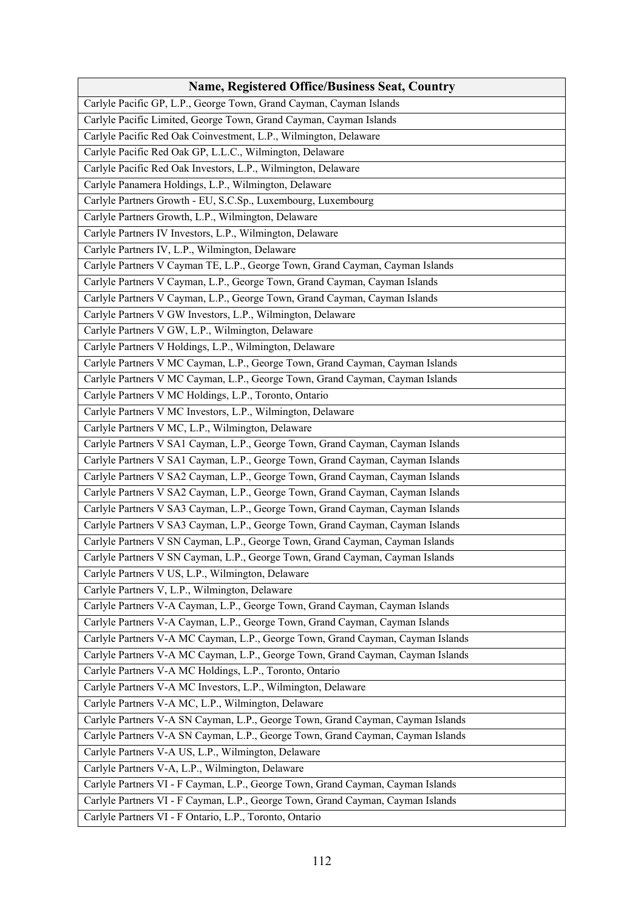| Name, Registered Office/Business Seat, Country |
|---|
| Carlyle Pacific GP, L.P., George Town, Grand Cayman, Cayman Islands |
| Carlyle Pacific Limited, George Town, Grand Cayman, Cayman Islands |
| Carlyle Pacific Red Oak Coinvestment, L.P., Wilmington, Delaware |
| Carlyle Pacific Red Oak GP, L.L.C., Wilmington, Delaware |
| Carlyle Pacific Red Oak Investors, L.P., Wilmington, Delaware |
| Carlyle Panamera Holdings, L.P., Wilmington, Delaware |
| Carlyle Partners Growth - EU, S.C.Sp., Luxembourg, Luxembourg |
| Carlyle Partners Growth, L.P., Wilmington, Delaware |
| Carlyle Partners IV Investors, L.P., Wilmington, Delaware |
| Carlyle Partners IV, L.P., Wilmington, Delaware |
| Carlyle Partners V Cayman TE, L.P., George Town, Grand Cayman, Cayman Islands |
| Carlyle Partners V Cayman, L.P., George Town, Grand Cayman, Cayman Islands |
| Carlyle Partners V Cayman, L.P., George Town, Grand Cayman, Cayman Islands |
| Carlyle Partners V GW Investors, L.P., Wilmington, Delaware |
| Carlyle Partners V GW, L.P., Wilmington, Delaware |
| Carlyle Partners V Holdings, L.P., Wilmington, Delaware |
| Carlyle Partners V MC Cayman, L.P., George Town, Grand Cayman, Cayman Islands |
| Carlyle Partners V MC Cayman, L.P., George Town, Grand Cayman, Cayman Islands |
| Carlyle Partners V MC Holdings, L.P., Toronto, Ontario |
| Carlyle Partners V MC Investors, L.P., Wilmington, Delaware |
| Carlyle Partners V MC, L.P., Wilmington, Delaware |
| Carlyle Partners V SA1 Cayman, L.P., George Town, Grand Cayman, Cayman Islands |
| Carlyle Partners V SA1 Cayman, L.P., George Town, Grand Cayman, Cayman Islands |
| Carlyle Partners V SA2 Cayman, L.P., George Town, Grand Cayman, Cayman Islands |
| Carlyle Partners V SA2 Cayman, L.P., George Town, Grand Cayman, Cayman Islands |
| Carlyle Partners V SA3 Cayman, L.P., George Town, Grand Cayman, Cayman Islands |
| Carlyle Partners V SA3 Cayman, L.P., George Town, Grand Cayman, Cayman Islands |
| Carlyle Partners V SN Cayman, L.P., George Town, Grand Cayman, Cayman Islands |
| Carlyle Partners V SN Cayman, L.P., George Town, Grand Cayman, Cayman Islands |
| Carlyle Partners V US, L.P., Wilmington, Delaware |
| Carlyle Partners V, L.P., Wilmington, Delaware |
| Carlyle Partners V-A Cayman, L.P., George Town, Grand Cayman, Cayman Islands |
| Carlyle Partners V-A Cayman, L.P., George Town, Grand Cayman, Cayman Islands |
| Carlyle Partners V-A MC Cayman, L.P., George Town, Grand Cayman, Cayman Islands |
| Carlyle Partners V-A MC Cayman, L.P., George Town, Grand Cayman, Cayman Islands |
| Carlyle Partners V-A MC Holdings, L.P., Toronto, Ontario |
| Carlyle Partners V-A MC Investors, L.P., Wilmington, Delaware |
| Carlyle Partners V-A MC, L.P., Wilmington, Delaware |
| Carlyle Partners V-A SN Cayman, L.P., George Town, Grand Cayman, Cayman Islands |
| Carlyle Partners V-A SN Cayman, L.P., George Town, Grand Cayman, Cayman Islands |
| Carlyle Partners V-A US, L.P., Wilmington, Delaware |
| Carlyle Partners V-A, L.P., Wilmington, Delaware |
| Carlyle Partners VI - F Cayman, L.P., George Town, Grand Cayman, Cayman Islands |
| Carlyle Partners VI - F Cayman, L.P., George Town, Grand Cayman, Cayman Islands |
| Carlyle Partners VI - F Ontario, L.P., Toronto, Ontario |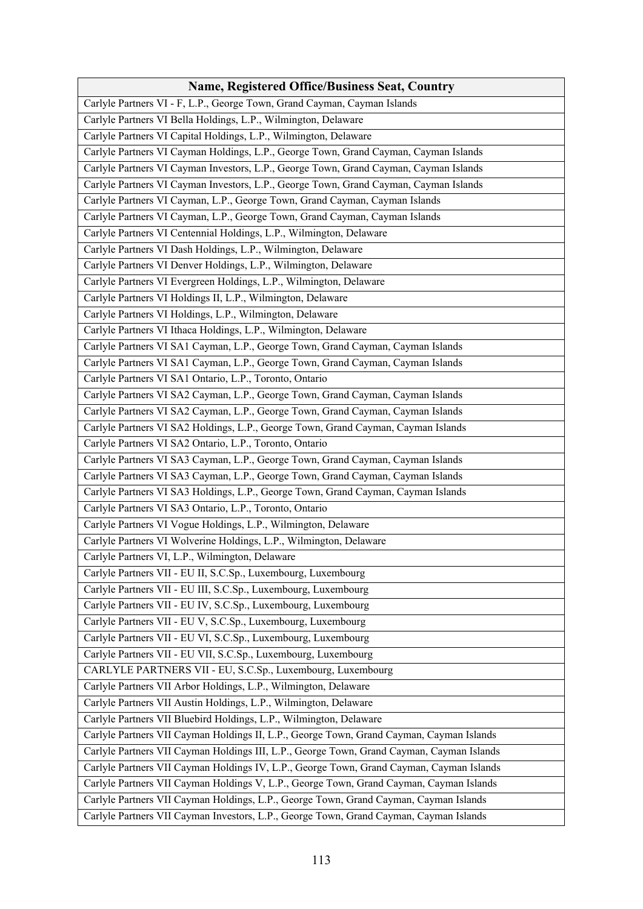| Name, Registered Office/Business Seat, Country |
|---|
| Carlyle Partners VI - F, L.P., George Town, Grand Cayman, Cayman Islands |
| Carlyle Partners VI Bella Holdings, L.P., Wilmington, Delaware |
| Carlyle Partners VI Capital Holdings, L.P., Wilmington, Delaware |
| Carlyle Partners VI Cayman Holdings, L.P., George Town, Grand Cayman, Cayman Islands |
| Carlyle Partners VI Cayman Investors, L.P., George Town, Grand Cayman, Cayman Islands |
| Carlyle Partners VI Cayman Investors, L.P., George Town, Grand Cayman, Cayman Islands |
| Carlyle Partners VI Cayman, L.P., George Town, Grand Cayman, Cayman Islands |
| Carlyle Partners VI Cayman, L.P., George Town, Grand Cayman, Cayman Islands |
| Carlyle Partners VI Centennial Holdings, L.P., Wilmington, Delaware |
| Carlyle Partners VI Dash Holdings, L.P., Wilmington, Delaware |
| Carlyle Partners VI Denver Holdings, L.P., Wilmington, Delaware |
| Carlyle Partners VI Evergreen Holdings, L.P., Wilmington, Delaware |
| Carlyle Partners VI Holdings II, L.P., Wilmington, Delaware |
| Carlyle Partners VI Holdings, L.P., Wilmington, Delaware |
| Carlyle Partners VI Ithaca Holdings, L.P., Wilmington, Delaware |
| Carlyle Partners VI SA1 Cayman, L.P., George Town, Grand Cayman, Cayman Islands |
| Carlyle Partners VI SA1 Cayman, L.P., George Town, Grand Cayman, Cayman Islands |
| Carlyle Partners VI SA1 Ontario, L.P., Toronto, Ontario |
| Carlyle Partners VI SA2 Cayman, L.P., George Town, Grand Cayman, Cayman Islands |
| Carlyle Partners VI SA2 Cayman, L.P., George Town, Grand Cayman, Cayman Islands |
| Carlyle Partners VI SA2 Holdings, L.P., George Town, Grand Cayman, Cayman Islands |
| Carlyle Partners VI SA2 Ontario, L.P., Toronto, Ontario |
| Carlyle Partners VI SA3 Cayman, L.P., George Town, Grand Cayman, Cayman Islands |
| Carlyle Partners VI SA3 Cayman, L.P., George Town, Grand Cayman, Cayman Islands |
| Carlyle Partners VI SA3 Holdings, L.P., George Town, Grand Cayman, Cayman Islands |
| Carlyle Partners VI SA3 Ontario, L.P., Toronto, Ontario |
| Carlyle Partners VI Vogue Holdings, L.P., Wilmington, Delaware |
| Carlyle Partners VI Wolverine Holdings, L.P., Wilmington, Delaware |
| Carlyle Partners VI, L.P., Wilmington, Delaware |
| Carlyle Partners VII - EU II, S.C.Sp., Luxembourg, Luxembourg |
| Carlyle Partners VII - EU III, S.C.Sp., Luxembourg, Luxembourg |
| Carlyle Partners VII - EU IV, S.C.Sp., Luxembourg, Luxembourg |
| Carlyle Partners VII - EU V, S.C.Sp., Luxembourg, Luxembourg |
| Carlyle Partners VII - EU VI, S.C.Sp., Luxembourg, Luxembourg |
| Carlyle Partners VII - EU VII, S.C.Sp., Luxembourg, Luxembourg |
| CARLYLE PARTNERS VII - EU, S.C.Sp., Luxembourg, Luxembourg |
| Carlyle Partners VII Arbor Holdings, L.P., Wilmington, Delaware |
| Carlyle Partners VII Austin Holdings, L.P., Wilmington, Delaware |
| Carlyle Partners VII Bluebird Holdings, L.P., Wilmington, Delaware |
| Carlyle Partners VII Cayman Holdings II, L.P., George Town, Grand Cayman, Cayman Islands |
| Carlyle Partners VII Cayman Holdings III, L.P., George Town, Grand Cayman, Cayman Islands |
| Carlyle Partners VII Cayman Holdings IV, L.P., George Town, Grand Cayman, Cayman Islands |
| Carlyle Partners VII Cayman Holdings V, L.P., George Town, Grand Cayman, Cayman Islands |
| Carlyle Partners VII Cayman Holdings, L.P., George Town, Grand Cayman, Cayman Islands |
| Carlyle Partners VII Cayman Investors, L.P., George Town, Grand Cayman, Cayman Islands |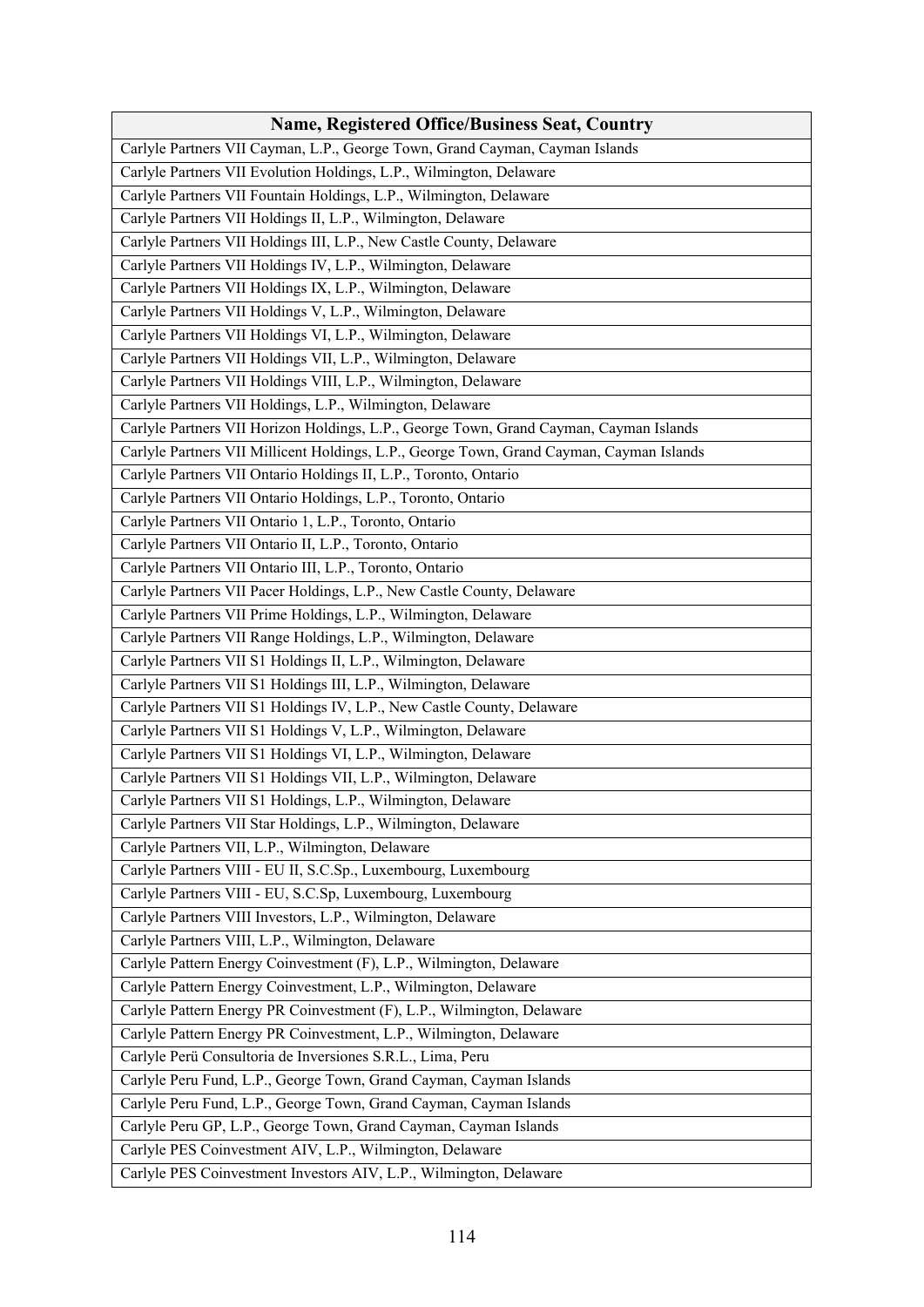| Name, Registered Office/Business Seat, Country |
|---|
| Carlyle Partners VII Cayman, L.P., George Town, Grand Cayman, Cayman Islands |
| Carlyle Partners VII Evolution Holdings, L.P., Wilmington, Delaware |
| Carlyle Partners VII Fountain Holdings, L.P., Wilmington, Delaware |
| Carlyle Partners VII Holdings II, L.P., Wilmington, Delaware |
| Carlyle Partners VII Holdings III, L.P., New Castle County, Delaware |
| Carlyle Partners VII Holdings IV, L.P., Wilmington, Delaware |
| Carlyle Partners VII Holdings IX, L.P., Wilmington, Delaware |
| Carlyle Partners VII Holdings V, L.P., Wilmington, Delaware |
| Carlyle Partners VII Holdings VI, L.P., Wilmington, Delaware |
| Carlyle Partners VII Holdings VII, L.P., Wilmington, Delaware |
| Carlyle Partners VII Holdings VIII, L.P., Wilmington, Delaware |
| Carlyle Partners VII Holdings, L.P., Wilmington, Delaware |
| Carlyle Partners VII Horizon Holdings, L.P., George Town, Grand Cayman, Cayman Islands |
| Carlyle Partners VII Millicent Holdings, L.P., George Town, Grand Cayman, Cayman Islands |
| Carlyle Partners VII Ontario Holdings II, L.P., Toronto, Ontario |
| Carlyle Partners VII Ontario Holdings, L.P., Toronto, Ontario |
| Carlyle Partners VII Ontario 1, L.P., Toronto, Ontario |
| Carlyle Partners VII Ontario II, L.P., Toronto, Ontario |
| Carlyle Partners VII Ontario III, L.P., Toronto, Ontario |
| Carlyle Partners VII Pacer Holdings, L.P., New Castle County, Delaware |
| Carlyle Partners VII Prime Holdings, L.P., Wilmington, Delaware |
| Carlyle Partners VII Range Holdings, L.P., Wilmington, Delaware |
| Carlyle Partners VII S1 Holdings II, L.P., Wilmington, Delaware |
| Carlyle Partners VII S1 Holdings III, L.P., Wilmington, Delaware |
| Carlyle Partners VII S1 Holdings IV, L.P., New Castle County, Delaware |
| Carlyle Partners VII S1 Holdings V, L.P., Wilmington, Delaware |
| Carlyle Partners VII S1 Holdings VI, L.P., Wilmington, Delaware |
| Carlyle Partners VII S1 Holdings VII, L.P., Wilmington, Delaware |
| Carlyle Partners VII S1 Holdings, L.P., Wilmington, Delaware |
| Carlyle Partners VII Star Holdings, L.P., Wilmington, Delaware |
| Carlyle Partners VII, L.P., Wilmington, Delaware |
| Carlyle Partners VIII - EU II, S.C.Sp., Luxembourg, Luxembourg |
| Carlyle Partners VIII - EU, S.C.Sp, Luxembourg, Luxembourg |
| Carlyle Partners VIII Investors, L.P., Wilmington, Delaware |
| Carlyle Partners VIII, L.P., Wilmington, Delaware |
| Carlyle Pattern Energy Coinvestment (F), L.P., Wilmington, Delaware |
| Carlyle Pattern Energy Coinvestment, L.P., Wilmington, Delaware |
| Carlyle Pattern Energy PR Coinvestment (F), L.P., Wilmington, Delaware |
| Carlyle Pattern Energy PR Coinvestment, L.P., Wilmington, Delaware |
| Carlyle Perü Consultoria de Inversiones S.R.L., Lima, Peru |
| Carlyle Peru Fund, L.P., George Town, Grand Cayman, Cayman Islands |
| Carlyle Peru Fund, L.P., George Town, Grand Cayman, Cayman Islands |
| Carlyle Peru GP, L.P., George Town, Grand Cayman, Cayman Islands |
| Carlyle PES Coinvestment AIV, L.P., Wilmington, Delaware |
| Carlyle PES Coinvestment Investors AIV, L.P., Wilmington, Delaware |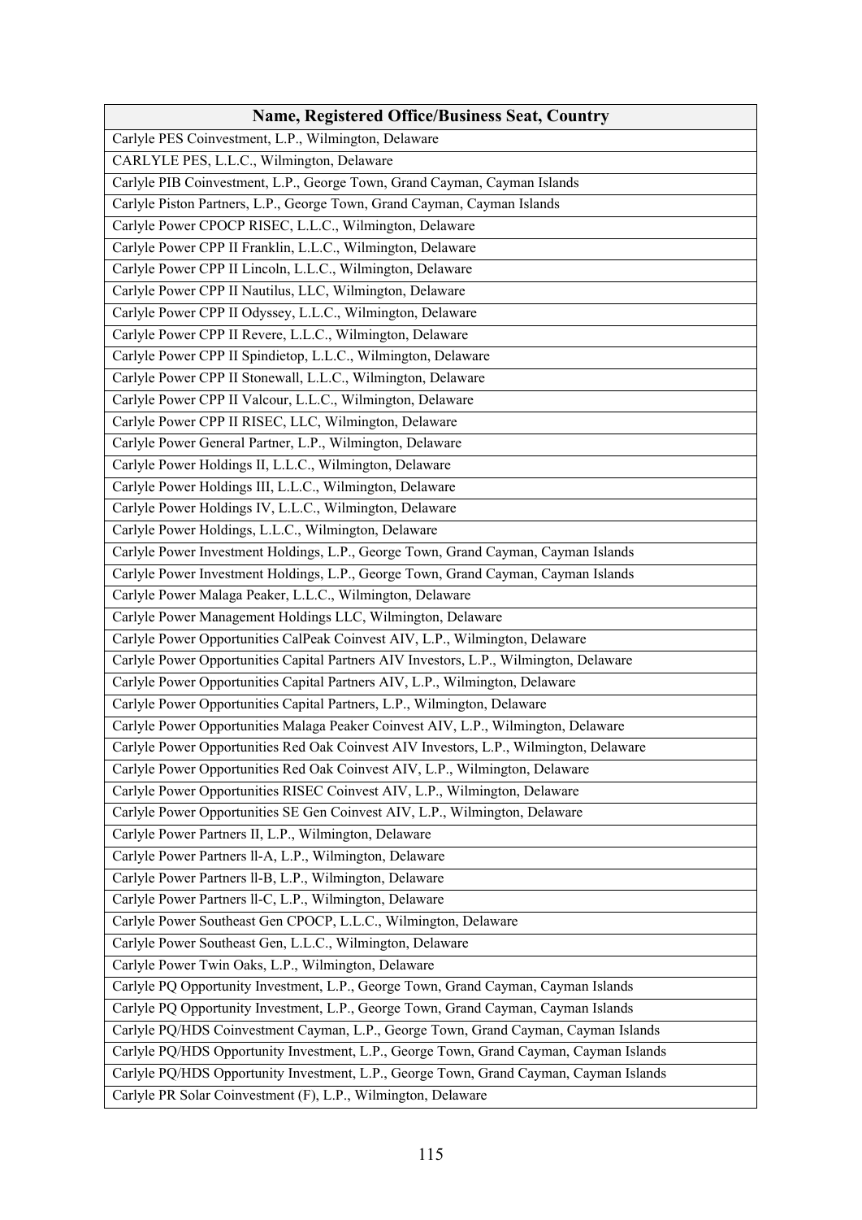| Name, Registered Office/Business Seat, Country |
|---|
| Carlyle PES Coinvestment, L.P., Wilmington, Delaware |
| CARLYLE PES, L.L.C., Wilmington, Delaware |
| Carlyle PIB Coinvestment, L.P., George Town, Grand Cayman, Cayman Islands |
| Carlyle Piston Partners, L.P., George Town, Grand Cayman, Cayman Islands |
| Carlyle Power CPOCP RISEC, L.L.C., Wilmington, Delaware |
| Carlyle Power CPP II Franklin, L.L.C., Wilmington, Delaware |
| Carlyle Power CPP II Lincoln, L.L.C., Wilmington, Delaware |
| Carlyle Power CPP II Nautilus, LLC, Wilmington, Delaware |
| Carlyle Power CPP II Odyssey, L.L.C., Wilmington, Delaware |
| Carlyle Power CPP II Revere, L.L.C., Wilmington, Delaware |
| Carlyle Power CPP II Spindietop, L.L.C., Wilmington, Delaware |
| Carlyle Power CPP II Stonewall, L.L.C., Wilmington, Delaware |
| Carlyle Power CPP II Valcour, L.L.C., Wilmington, Delaware |
| Carlyle Power CPP II RISEC, LLC, Wilmington, Delaware |
| Carlyle Power General Partner, L.P., Wilmington, Delaware |
| Carlyle Power Holdings II, L.L.C., Wilmington, Delaware |
| Carlyle Power Holdings III, L.L.C., Wilmington, Delaware |
| Carlyle Power Holdings IV, L.L.C., Wilmington, Delaware |
| Carlyle Power Holdings, L.L.C., Wilmington, Delaware |
| Carlyle Power Investment Holdings, L.P., George Town, Grand Cayman, Cayman Islands |
| Carlyle Power Investment Holdings, L.P., George Town, Grand Cayman, Cayman Islands |
| Carlyle Power Malaga Peaker, L.L.C., Wilmington, Delaware |
| Carlyle Power Management Holdings LLC, Wilmington, Delaware |
| Carlyle Power Opportunities CalPeak Coinvest AIV, L.P., Wilmington, Delaware |
| Carlyle Power Opportunities Capital Partners AIV Investors, L.P., Wilmington, Delaware |
| Carlyle Power Opportunities Capital Partners AIV, L.P., Wilmington, Delaware |
| Carlyle Power Opportunities Capital Partners, L.P., Wilmington, Delaware |
| Carlyle Power Opportunities Malaga Peaker Coinvest AIV, L.P., Wilmington, Delaware |
| Carlyle Power Opportunities Red Oak Coinvest AIV Investors, L.P., Wilmington, Delaware |
| Carlyle Power Opportunities Red Oak Coinvest AIV, L.P., Wilmington, Delaware |
| Carlyle Power Opportunities RISEC Coinvest AIV, L.P., Wilmington, Delaware |
| Carlyle Power Opportunities SE Gen Coinvest AIV, L.P., Wilmington, Delaware |
| Carlyle Power Partners II, L.P., Wilmington, Delaware |
| Carlyle Power Partners ll-A, L.P., Wilmington, Delaware |
| Carlyle Power Partners ll-B, L.P., Wilmington, Delaware |
| Carlyle Power Partners ll-C, L.P., Wilmington, Delaware |
| Carlyle Power Southeast Gen CPOCP, L.L.C., Wilmington, Delaware |
| Carlyle Power Southeast Gen, L.L.C., Wilmington, Delaware |
| Carlyle Power Twin Oaks, L.P., Wilmington, Delaware |
| Carlyle PQ Opportunity Investment, L.P., George Town, Grand Cayman, Cayman Islands |
| Carlyle PQ Opportunity Investment, L.P., George Town, Grand Cayman, Cayman Islands |
| Carlyle PQ/HDS Coinvestment Cayman, L.P., George Town, Grand Cayman, Cayman Islands |
| Carlyle PQ/HDS Opportunity Investment, L.P., George Town, Grand Cayman, Cayman Islands |
| Carlyle PQ/HDS Opportunity Investment, L.P., George Town, Grand Cayman, Cayman Islands |
| Carlyle PR Solar Coinvestment (F), L.P., Wilmington, Delaware |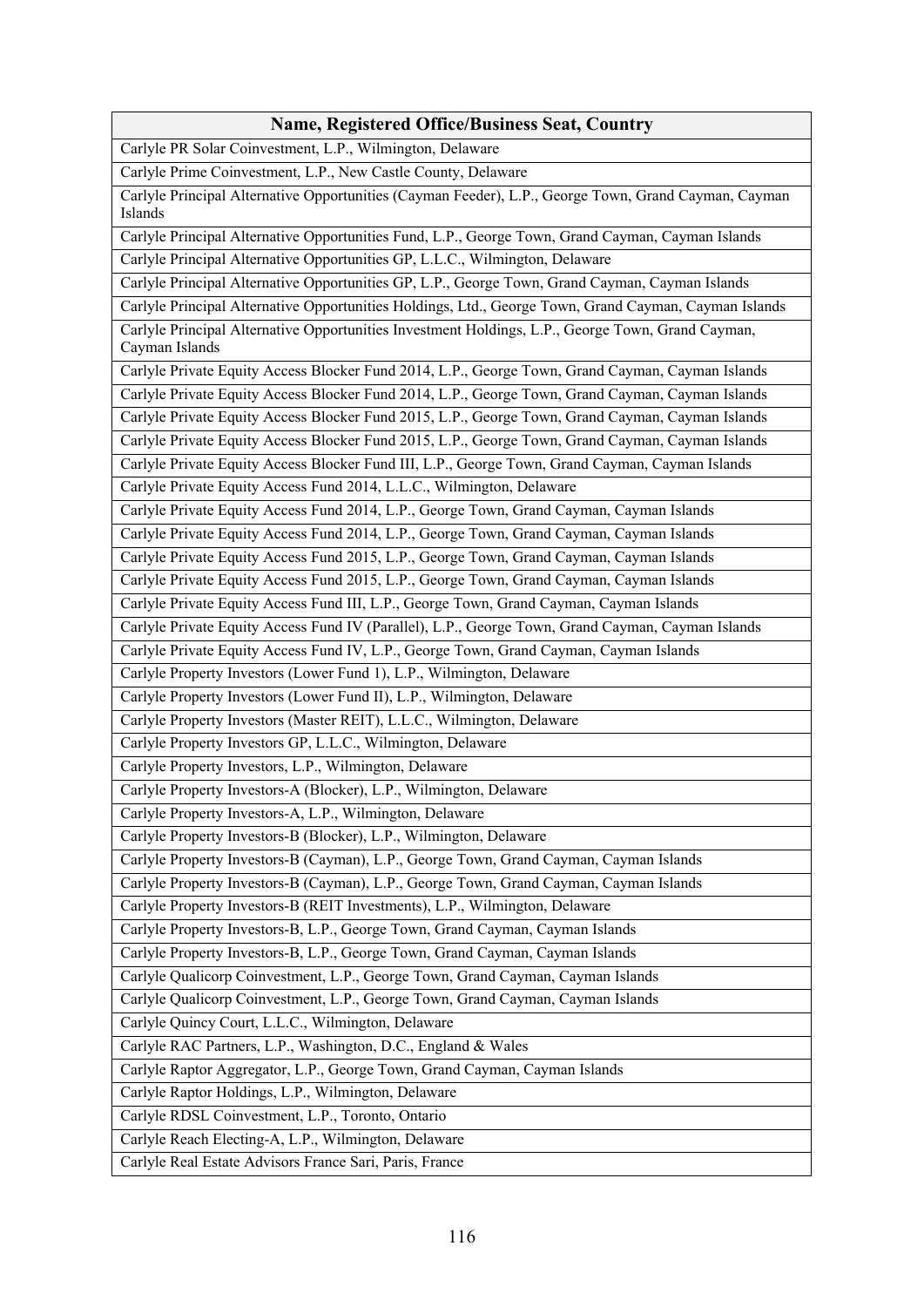| Name, Registered Office/Business Seat, Country |
|---|
| Carlyle PR Solar Coinvestment, L.P., Wilmington, Delaware |
| Carlyle Prime Coinvestment, L.P., New Castle County, Delaware |
| Carlyle Principal Alternative Opportunities (Cayman Feeder), L.P., George Town, Grand Cayman, Cayman Islands |
| Carlyle Principal Alternative Opportunities Fund, L.P., George Town, Grand Cayman, Cayman Islands |
| Carlyle Principal Alternative Opportunities GP, L.L.C., Wilmington, Delaware |
| Carlyle Principal Alternative Opportunities GP, L.P., George Town, Grand Cayman, Cayman Islands |
| Carlyle Principal Alternative Opportunities Holdings, Ltd., George Town, Grand Cayman, Cayman Islands |
| Carlyle Principal Alternative Opportunities Investment Holdings, L.P., George Town, Grand Cayman, Cayman Islands |
| Carlyle Private Equity Access Blocker Fund 2014, L.P., George Town, Grand Cayman, Cayman Islands |
| Carlyle Private Equity Access Blocker Fund 2014, L.P., George Town, Grand Cayman, Cayman Islands |
| Carlyle Private Equity Access Blocker Fund 2015, L.P., George Town, Grand Cayman, Cayman Islands |
| Carlyle Private Equity Access Blocker Fund 2015, L.P., George Town, Grand Cayman, Cayman Islands |
| Carlyle Private Equity Access Blocker Fund III, L.P., George Town, Grand Cayman, Cayman Islands |
| Carlyle Private Equity Access Fund 2014, L.L.C., Wilmington, Delaware |
| Carlyle Private Equity Access Fund 2014, L.P., George Town, Grand Cayman, Cayman Islands |
| Carlyle Private Equity Access Fund 2014, L.P., George Town, Grand Cayman, Cayman Islands |
| Carlyle Private Equity Access Fund 2015, L.P., George Town, Grand Cayman, Cayman Islands |
| Carlyle Private Equity Access Fund 2015, L.P., George Town, Grand Cayman, Cayman Islands |
| Carlyle Private Equity Access Fund III, L.P., George Town, Grand Cayman, Cayman Islands |
| Carlyle Private Equity Access Fund IV (Parallel), L.P., George Town, Grand Cayman, Cayman Islands |
| Carlyle Private Equity Access Fund IV, L.P., George Town, Grand Cayman, Cayman Islands |
| Carlyle Property Investors (Lower Fund 1), L.P., Wilmington, Delaware |
| Carlyle Property Investors (Lower Fund II), L.P., Wilmington, Delaware |
| Carlyle Property Investors (Master REIT), L.L.C., Wilmington, Delaware |
| Carlyle Property Investors GP, L.L.C., Wilmington, Delaware |
| Carlyle Property Investors, L.P., Wilmington, Delaware |
| Carlyle Property Investors-A (Blocker), L.P., Wilmington, Delaware |
| Carlyle Property Investors-A, L.P., Wilmington, Delaware |
| Carlyle Property Investors-B (Blocker), L.P., Wilmington, Delaware |
| Carlyle Property Investors-B (Cayman), L.P., George Town, Grand Cayman, Cayman Islands |
| Carlyle Property Investors-B (Cayman), L.P., George Town, Grand Cayman, Cayman Islands |
| Carlyle Property Investors-B (REIT Investments), L.P., Wilmington, Delaware |
| Carlyle Property Investors-B, L.P., George Town, Grand Cayman, Cayman Islands |
| Carlyle Property Investors-B, L.P., George Town, Grand Cayman, Cayman Islands |
| Carlyle Qualicorp Coinvestment, L.P., George Town, Grand Cayman, Cayman Islands |
| Carlyle Qualicorp Coinvestment, L.P., George Town, Grand Cayman, Cayman Islands |
| Carlyle Quincy Court, L.L.C., Wilmington, Delaware |
| Carlyle RAC Partners, L.P., Washington, D.C., England & Wales |
| Carlyle Raptor Aggregator, L.P., George Town, Grand Cayman, Cayman Islands |
| Carlyle Raptor Holdings, L.P., Wilmington, Delaware |
| Carlyle RDSL Coinvestment, L.P., Toronto, Ontario |
| Carlyle Reach Electing-A, L.P., Wilmington, Delaware |
| Carlyle Real Estate Advisors France Sari, Paris, France |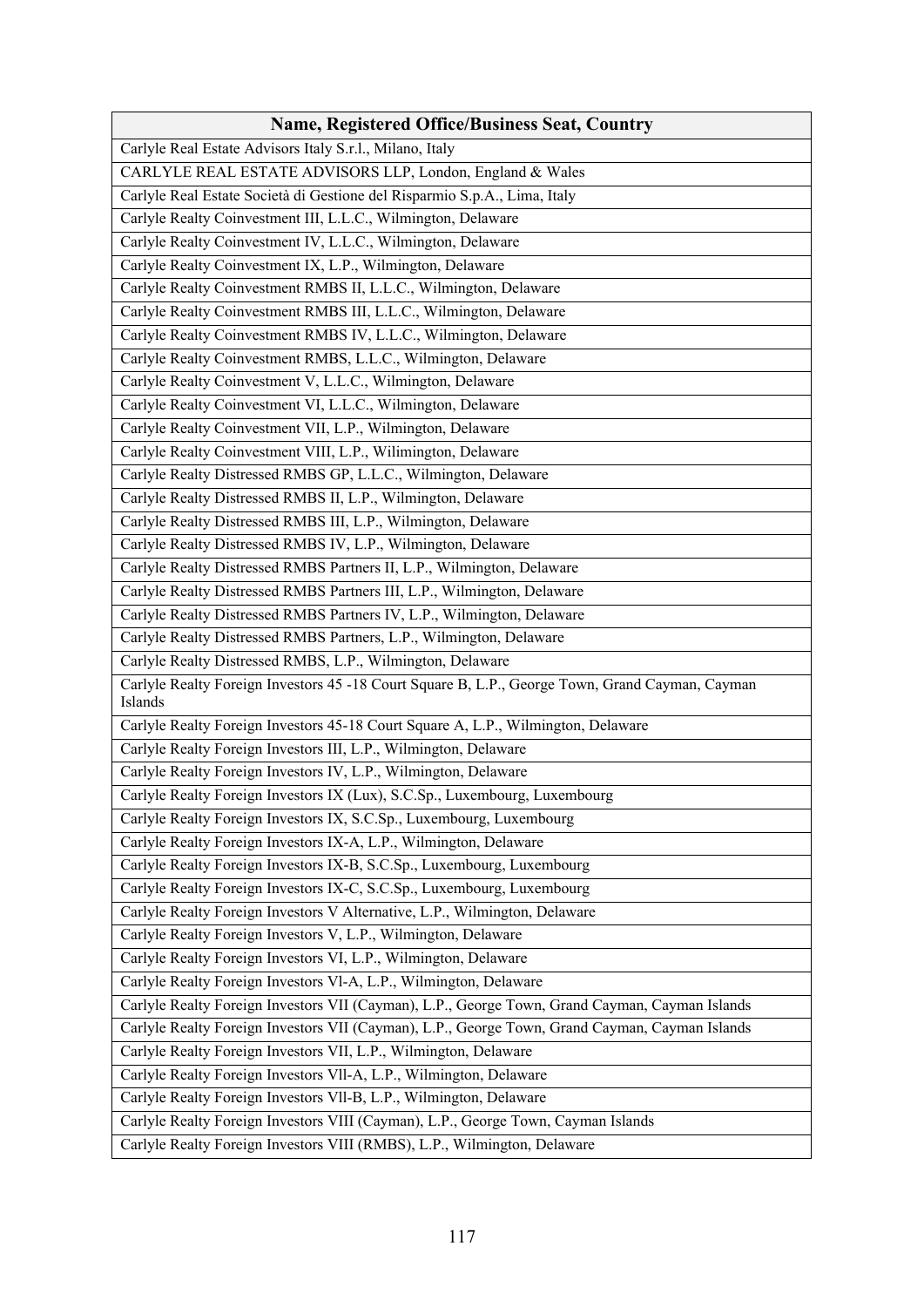| Name, Registered Office/Business Seat, Country |
|---|
| Carlyle Real Estate Advisors Italy S.r.l., Milano, Italy |
| CARLYLE REAL ESTATE ADVISORS LLP, London, England & Wales |
| Carlyle Real Estate Società di Gestione del Risparmio S.p.A., Lima, Italy |
| Carlyle Realty Coinvestment III, L.L.C., Wilmington, Delaware |
| Carlyle Realty Coinvestment IV, L.L.C., Wilmington, Delaware |
| Carlyle Realty Coinvestment IX, L.P., Wilmington, Delaware |
| Carlyle Realty Coinvestment RMBS II, L.L.C., Wilmington, Delaware |
| Carlyle Realty Coinvestment RMBS III, L.L.C., Wilmington, Delaware |
| Carlyle Realty Coinvestment RMBS IV, L.L.C., Wilmington, Delaware |
| Carlyle Realty Coinvestment RMBS, L.L.C., Wilmington, Delaware |
| Carlyle Realty Coinvestment V, L.L.C., Wilmington, Delaware |
| Carlyle Realty Coinvestment VI, L.L.C., Wilmington, Delaware |
| Carlyle Realty Coinvestment VII, L.P., Wilmington, Delaware |
| Carlyle Realty Coinvestment VIII, L.P., Wilimington, Delaware |
| Carlyle Realty Distressed RMBS GP, L.L.C., Wilmington, Delaware |
| Carlyle Realty Distressed RMBS II, L.P., Wilmington, Delaware |
| Carlyle Realty Distressed RMBS III, L.P., Wilmington, Delaware |
| Carlyle Realty Distressed RMBS IV, L.P., Wilmington, Delaware |
| Carlyle Realty Distressed RMBS Partners II, L.P., Wilmington, Delaware |
| Carlyle Realty Distressed RMBS Partners III, L.P., Wilmington, Delaware |
| Carlyle Realty Distressed RMBS Partners IV, L.P., Wilmington, Delaware |
| Carlyle Realty Distressed RMBS Partners, L.P., Wilmington, Delaware |
| Carlyle Realty Distressed RMBS, L.P., Wilmington, Delaware |
| Carlyle Realty Foreign Investors 45 -18 Court Square B, L.P., George Town, Grand Cayman, Cayman Islands |
| Carlyle Realty Foreign Investors 45-18 Court Square A, L.P., Wilmington, Delaware |
| Carlyle Realty Foreign Investors III, L.P., Wilmington, Delaware |
| Carlyle Realty Foreign Investors IV, L.P., Wilmington, Delaware |
| Carlyle Realty Foreign Investors IX (Lux), S.C.Sp., Luxembourg, Luxembourg |
| Carlyle Realty Foreign Investors IX, S.C.Sp., Luxembourg, Luxembourg |
| Carlyle Realty Foreign Investors IX-A, L.P., Wilmington, Delaware |
| Carlyle Realty Foreign Investors IX-B, S.C.Sp., Luxembourg, Luxembourg |
| Carlyle Realty Foreign Investors IX-C, S.C.Sp., Luxembourg, Luxembourg |
| Carlyle Realty Foreign Investors V Alternative, L.P., Wilmington, Delaware |
| Carlyle Realty Foreign Investors V, L.P., Wilmington, Delaware |
| Carlyle Realty Foreign Investors VI, L.P., Wilmington, Delaware |
| Carlyle Realty Foreign Investors Vl-A, L.P., Wilmington, Delaware |
| Carlyle Realty Foreign Investors VII (Cayman), L.P., George Town, Grand Cayman, Cayman Islands |
| Carlyle Realty Foreign Investors VII (Cayman), L.P., George Town, Grand Cayman, Cayman Islands |
| Carlyle Realty Foreign Investors VII, L.P., Wilmington, Delaware |
| Carlyle Realty Foreign Investors Vll-A, L.P., Wilmington, Delaware |
| Carlyle Realty Foreign Investors Vll-B, L.P., Wilmington, Delaware |
| Carlyle Realty Foreign Investors VIII (Cayman), L.P., George Town, Cayman Islands |
| Carlyle Realty Foreign Investors VIII (RMBS), L.P., Wilmington, Delaware |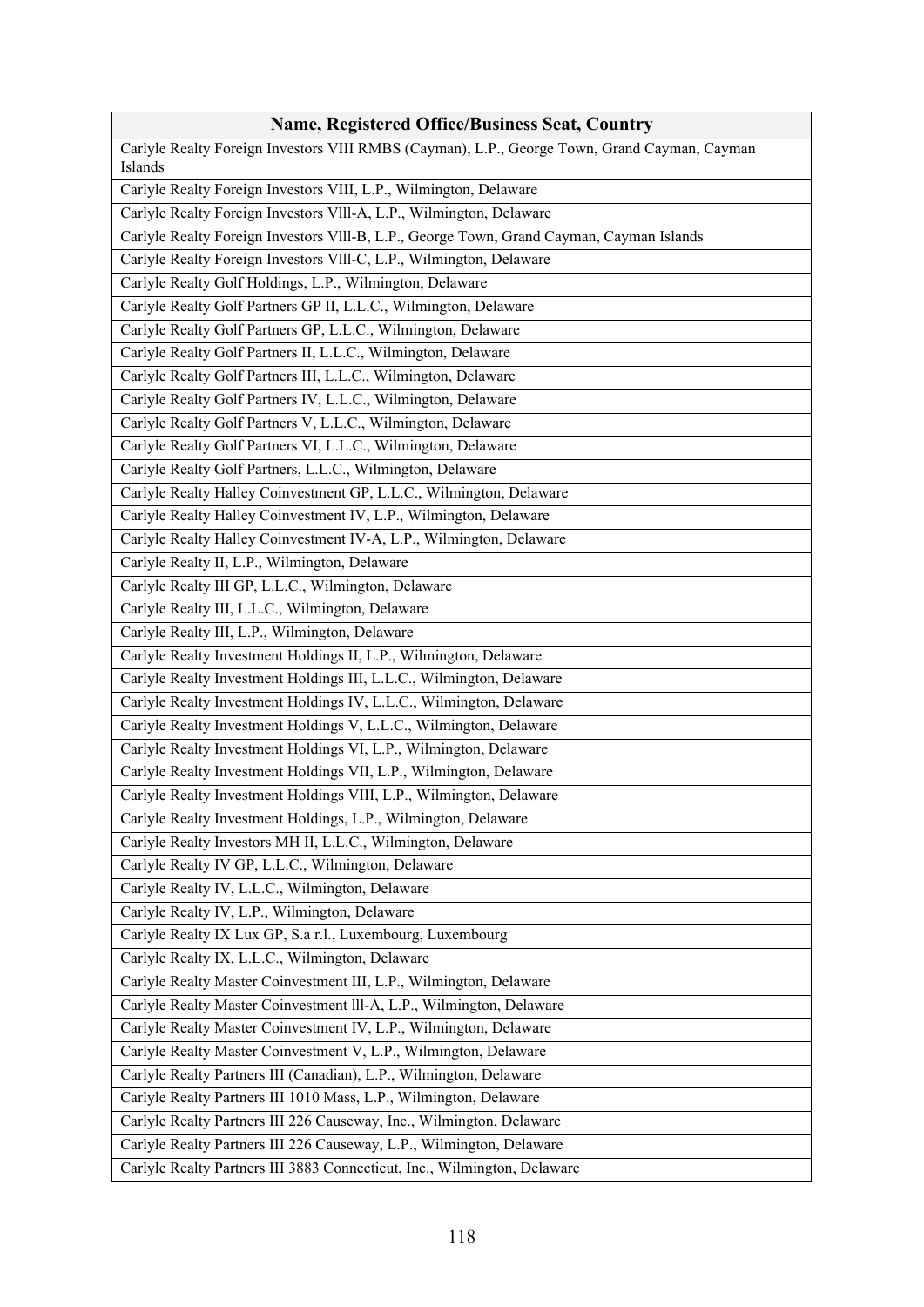| Name, Registered Office/Business Seat, Country |
|---|
| Carlyle Realty Foreign Investors VIII RMBS (Cayman), L.P., George Town, Grand Cayman, Cayman Islands |
| Carlyle Realty Foreign Investors VIII, L.P., Wilmington, Delaware |
| Carlyle Realty Foreign Investors Vlll-A, L.P., Wilmington, Delaware |
| Carlyle Realty Foreign Investors Vlll-B, L.P., George Town, Grand Cayman, Cayman Islands |
| Carlyle Realty Foreign Investors Vlll-C, L.P., Wilmington, Delaware |
| Carlyle Realty Golf Holdings, L.P., Wilmington, Delaware |
| Carlyle Realty Golf Partners GP II, L.L.C., Wilmington, Delaware |
| Carlyle Realty Golf Partners GP, L.L.C., Wilmington, Delaware |
| Carlyle Realty Golf Partners II, L.L.C., Wilmington, Delaware |
| Carlyle Realty Golf Partners III, L.L.C., Wilmington, Delaware |
| Carlyle Realty Golf Partners IV, L.L.C., Wilmington, Delaware |
| Carlyle Realty Golf Partners V, L.L.C., Wilmington, Delaware |
| Carlyle Realty Golf Partners VI, L.L.C., Wilmington, Delaware |
| Carlyle Realty Golf Partners, L.L.C., Wilmington, Delaware |
| Carlyle Realty Halley Coinvestment GP, L.L.C., Wilmington, Delaware |
| Carlyle Realty Halley Coinvestment IV, L.P., Wilmington, Delaware |
| Carlyle Realty Halley Coinvestment IV-A, L.P., Wilmington, Delaware |
| Carlyle Realty II, L.P., Wilmington, Delaware |
| Carlyle Realty III GP, L.L.C., Wilmington, Delaware |
| Carlyle Realty III, L.L.C., Wilmington, Delaware |
| Carlyle Realty III, L.P., Wilmington, Delaware |
| Carlyle Realty Investment Holdings II, L.P., Wilmington, Delaware |
| Carlyle Realty Investment Holdings III, L.L.C., Wilmington, Delaware |
| Carlyle Realty Investment Holdings IV, L.L.C., Wilmington, Delaware |
| Carlyle Realty Investment Holdings V, L.L.C., Wilmington, Delaware |
| Carlyle Realty Investment Holdings VI, L.P., Wilmington, Delaware |
| Carlyle Realty Investment Holdings VII, L.P., Wilmington, Delaware |
| Carlyle Realty Investment Holdings VIII, L.P., Wilmington, Delaware |
| Carlyle Realty Investment Holdings, L.P., Wilmington, Delaware |
| Carlyle Realty Investors MH II, L.L.C., Wilmington, Delaware |
| Carlyle Realty IV GP, L.L.C., Wilmington, Delaware |
| Carlyle Realty IV, L.L.C., Wilmington, Delaware |
| Carlyle Realty IV, L.P., Wilmington, Delaware |
| Carlyle Realty IX Lux GP, S.a r.l., Luxembourg, Luxembourg |
| Carlyle Realty IX, L.L.C., Wilmington, Delaware |
| Carlyle Realty Master Coinvestment III, L.P., Wilmington, Delaware |
| Carlyle Realty Master Coinvestment lll-A, L.P., Wilmington, Delaware |
| Carlyle Realty Master Coinvestment IV, L.P., Wilmington, Delaware |
| Carlyle Realty Master Coinvestment V, L.P., Wilmington, Delaware |
| Carlyle Realty Partners III (Canadian), L.P., Wilmington, Delaware |
| Carlyle Realty Partners III 1010 Mass, L.P., Wilmington, Delaware |
| Carlyle Realty Partners III 226 Causeway, Inc., Wilmington, Delaware |
| Carlyle Realty Partners III 226 Causeway, L.P., Wilmington, Delaware |
| Carlyle Realty Partners III 3883 Connecticut, Inc., Wilmington, Delaware |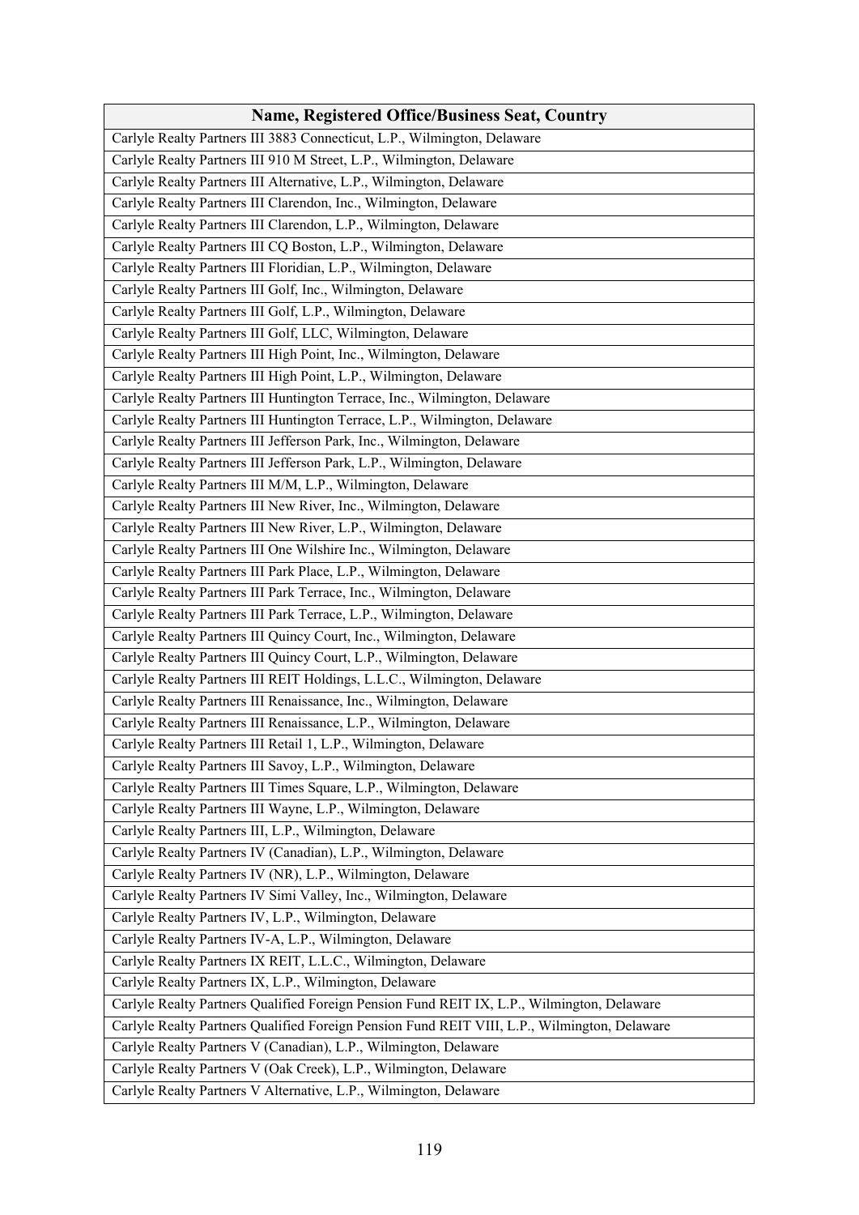| Name, Registered Office/Business Seat, Country |
|---|
| Carlyle Realty Partners III 3883 Connecticut, L.P., Wilmington, Delaware |
| Carlyle Realty Partners III 910 M Street, L.P., Wilmington, Delaware |
| Carlyle Realty Partners III Alternative, L.P., Wilmington, Delaware |
| Carlyle Realty Partners III Clarendon, Inc., Wilmington, Delaware |
| Carlyle Realty Partners III Clarendon, L.P., Wilmington, Delaware |
| Carlyle Realty Partners III CQ Boston, L.P., Wilmington, Delaware |
| Carlyle Realty Partners III Floridian, L.P., Wilmington, Delaware |
| Carlyle Realty Partners III Golf, Inc., Wilmington, Delaware |
| Carlyle Realty Partners III Golf, L.P., Wilmington, Delaware |
| Carlyle Realty Partners III Golf, LLC, Wilmington, Delaware |
| Carlyle Realty Partners III High Point, Inc., Wilmington, Delaware |
| Carlyle Realty Partners III High Point, L.P., Wilmington, Delaware |
| Carlyle Realty Partners III Huntington Terrace, Inc., Wilmington, Delaware |
| Carlyle Realty Partners III Huntington Terrace, L.P., Wilmington, Delaware |
| Carlyle Realty Partners III Jefferson Park, Inc., Wilmington, Delaware |
| Carlyle Realty Partners III Jefferson Park, L.P., Wilmington, Delaware |
| Carlyle Realty Partners III M/M, L.P., Wilmington, Delaware |
| Carlyle Realty Partners III New River, Inc., Wilmington, Delaware |
| Carlyle Realty Partners III New River, L.P., Wilmington, Delaware |
| Carlyle Realty Partners III One Wilshire Inc., Wilmington, Delaware |
| Carlyle Realty Partners III Park Place, L.P., Wilmington, Delaware |
| Carlyle Realty Partners III Park Terrace, Inc., Wilmington, Delaware |
| Carlyle Realty Partners III Park Terrace, L.P., Wilmington, Delaware |
| Carlyle Realty Partners III Quincy Court, Inc., Wilmington, Delaware |
| Carlyle Realty Partners III Quincy Court, L.P., Wilmington, Delaware |
| Carlyle Realty Partners III REIT Holdings, L.L.C., Wilmington, Delaware |
| Carlyle Realty Partners III Renaissance, Inc., Wilmington, Delaware |
| Carlyle Realty Partners III Renaissance, L.P., Wilmington, Delaware |
| Carlyle Realty Partners III Retail 1, L.P., Wilmington, Delaware |
| Carlyle Realty Partners III Savoy, L.P., Wilmington, Delaware |
| Carlyle Realty Partners III Times Square, L.P., Wilmington, Delaware |
| Carlyle Realty Partners III Wayne, L.P., Wilmington, Delaware |
| Carlyle Realty Partners III, L.P., Wilmington, Delaware |
| Carlyle Realty Partners IV (Canadian), L.P., Wilmington, Delaware |
| Carlyle Realty Partners IV (NR), L.P., Wilmington, Delaware |
| Carlyle Realty Partners IV Simi Valley, Inc., Wilmington, Delaware |
| Carlyle Realty Partners IV, L.P., Wilmington, Delaware |
| Carlyle Realty Partners IV-A, L.P., Wilmington, Delaware |
| Carlyle Realty Partners IX REIT, L.L.C., Wilmington, Delaware |
| Carlyle Realty Partners IX, L.P., Wilmington, Delaware |
| Carlyle Realty Partners Qualified Foreign Pension Fund REIT IX, L.P., Wilmington, Delaware |
| Carlyle Realty Partners Qualified Foreign Pension Fund REIT VIII, L.P., Wilmington, Delaware |
| Carlyle Realty Partners V (Canadian), L.P., Wilmington, Delaware |
| Carlyle Realty Partners V (Oak Creek), L.P., Wilmington, Delaware |
| Carlyle Realty Partners V Alternative, L.P., Wilmington, Delaware |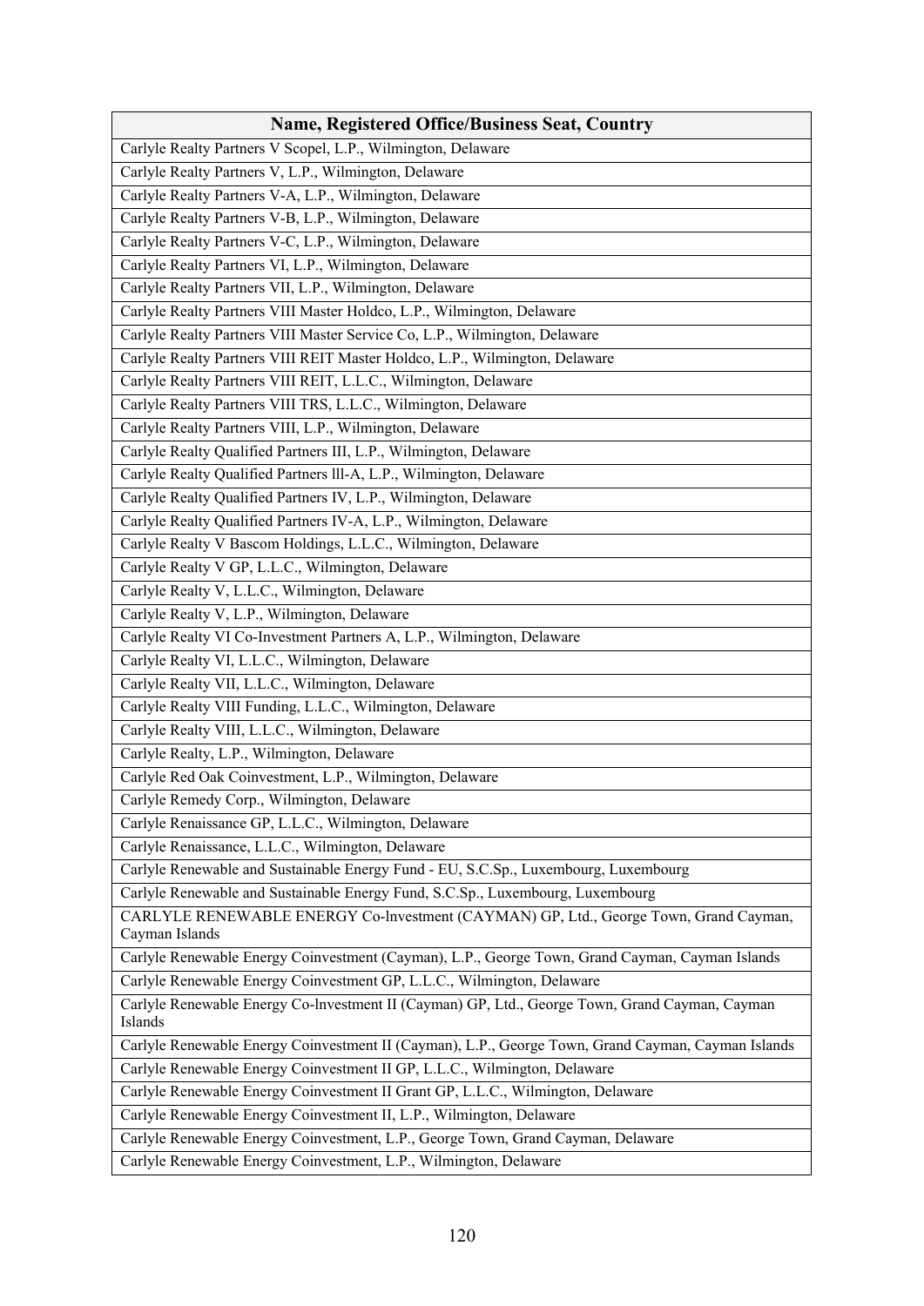| Name, Registered Office/Business Seat, Country |
| --- |
| Carlyle Realty Partners V Scopel, L.P., Wilmington, Delaware |
| Carlyle Realty Partners V, L.P., Wilmington, Delaware |
| Carlyle Realty Partners V-A, L.P., Wilmington, Delaware |
| Carlyle Realty Partners V-B, L.P., Wilmington, Delaware |
| Carlyle Realty Partners V-C, L.P., Wilmington, Delaware |
| Carlyle Realty Partners VI, L.P., Wilmington, Delaware |
| Carlyle Realty Partners VII, L.P., Wilmington, Delaware |
| Carlyle Realty Partners VIII Master Holdco, L.P., Wilmington, Delaware |
| Carlyle Realty Partners VIII Master Service Co, L.P., Wilmington, Delaware |
| Carlyle Realty Partners VIII REIT Master Holdco, L.P., Wilmington, Delaware |
| Carlyle Realty Partners VIII REIT, L.L.C., Wilmington, Delaware |
| Carlyle Realty Partners VIII TRS, L.L.C., Wilmington, Delaware |
| Carlyle Realty Partners VIII, L.P., Wilmington, Delaware |
| Carlyle Realty Qualified Partners III, L.P., Wilmington, Delaware |
| Carlyle Realty Qualified Partners lll-A, L.P., Wilmington, Delaware |
| Carlyle Realty Qualified Partners IV, L.P., Wilmington, Delaware |
| Carlyle Realty Qualified Partners IV-A, L.P., Wilmington, Delaware |
| Carlyle Realty V Bascom Holdings, L.L.C., Wilmington, Delaware |
| Carlyle Realty V GP, L.L.C., Wilmington, Delaware |
| Carlyle Realty V, L.L.C., Wilmington, Delaware |
| Carlyle Realty V, L.P., Wilmington, Delaware |
| Carlyle Realty VI Co-Investment Partners A, L.P., Wilmington, Delaware |
| Carlyle Realty VI, L.L.C., Wilmington, Delaware |
| Carlyle Realty VII, L.L.C., Wilmington, Delaware |
| Carlyle Realty VIII Funding, L.L.C., Wilmington, Delaware |
| Carlyle Realty VIII, L.L.C., Wilmington, Delaware |
| Carlyle Realty, L.P., Wilmington, Delaware |
| Carlyle Red Oak Coinvestment, L.P., Wilmington, Delaware |
| Carlyle Remedy Corp., Wilmington, Delaware |
| Carlyle Renaissance GP, L.L.C., Wilmington, Delaware |
| Carlyle Renaissance, L.L.C., Wilmington, Delaware |
| Carlyle Renewable and Sustainable Energy Fund - EU, S.C.Sp., Luxembourg, Luxembourg |
| Carlyle Renewable and Sustainable Energy Fund, S.C.Sp., Luxembourg, Luxembourg |
| CARLYLE RENEWABLE ENERGY Co-lnvestment (CAYMAN) GP, Ltd., George Town, Grand Cayman, Cayman Islands |
| Carlyle Renewable Energy Coinvestment (Cayman), L.P., George Town, Grand Cayman, Cayman Islands |
| Carlyle Renewable Energy Coinvestment GP, L.L.C., Wilmington, Delaware |
| Carlyle Renewable Energy Co-lnvestment II (Cayman) GP, Ltd., George Town, Grand Cayman, Cayman Islands |
| Carlyle Renewable Energy Coinvestment II (Cayman), L.P., George Town, Grand Cayman, Cayman Islands |
| Carlyle Renewable Energy Coinvestment II GP, L.L.C., Wilmington, Delaware |
| Carlyle Renewable Energy Coinvestment II Grant GP, L.L.C., Wilmington, Delaware |
| Carlyle Renewable Energy Coinvestment II, L.P., Wilmington, Delaware |
| Carlyle Renewable Energy Coinvestment, L.P., George Town, Grand Cayman, Delaware |
| Carlyle Renewable Energy Coinvestment, L.P., Wilmington, Delaware |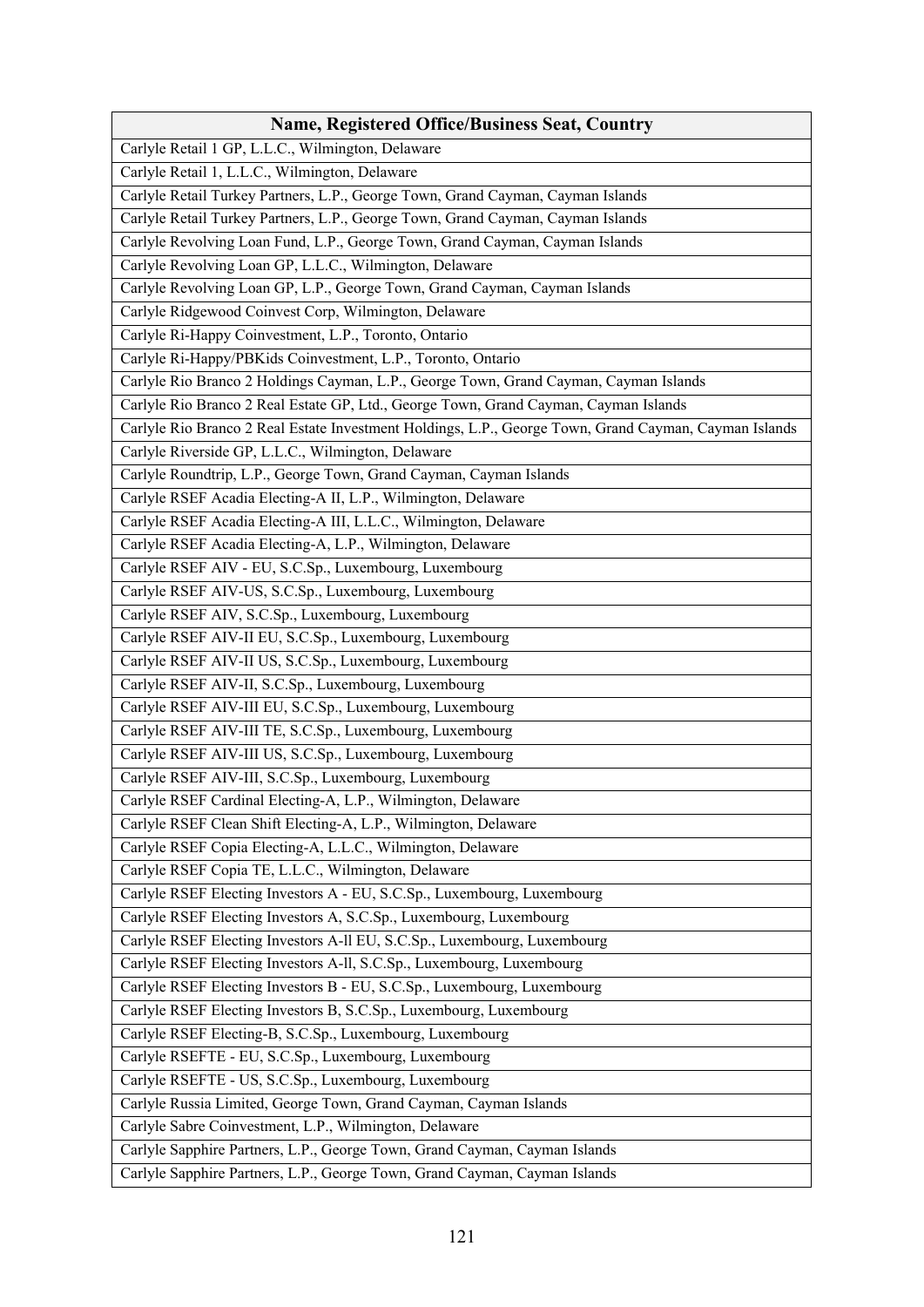| Name, Registered Office/Business Seat, Country |
|---|
| Carlyle Retail 1 GP, L.L.C., Wilmington, Delaware |
| Carlyle Retail 1, L.L.C., Wilmington, Delaware |
| Carlyle Retail Turkey Partners, L.P., George Town, Grand Cayman, Cayman Islands |
| Carlyle Retail Turkey Partners, L.P., George Town, Grand Cayman, Cayman Islands |
| Carlyle Revolving Loan Fund, L.P., George Town, Grand Cayman, Cayman Islands |
| Carlyle Revolving Loan GP, L.L.C., Wilmington, Delaware |
| Carlyle Revolving Loan GP, L.P., George Town, Grand Cayman, Cayman Islands |
| Carlyle Ridgewood Coinvest Corp, Wilmington, Delaware |
| Carlyle Ri-Happy Coinvestment, L.P., Toronto, Ontario |
| Carlyle Ri-Happy/PBKids Coinvestment, L.P., Toronto, Ontario |
| Carlyle Rio Branco 2 Holdings Cayman, L.P., George Town, Grand Cayman, Cayman Islands |
| Carlyle Rio Branco 2 Real Estate GP, Ltd., George Town, Grand Cayman, Cayman Islands |
| Carlyle Rio Branco 2 Real Estate Investment Holdings, L.P., George Town, Grand Cayman, Cayman Islands |
| Carlyle Riverside GP, L.L.C., Wilmington, Delaware |
| Carlyle Roundtrip, L.P., George Town, Grand Cayman, Cayman Islands |
| Carlyle RSEF Acadia Electing-A II, L.P., Wilmington, Delaware |
| Carlyle RSEF Acadia Electing-A III, L.L.C., Wilmington, Delaware |
| Carlyle RSEF Acadia Electing-A, L.P., Wilmington, Delaware |
| Carlyle RSEF AIV - EU, S.C.Sp., Luxembourg, Luxembourg |
| Carlyle RSEF AIV-US, S.C.Sp., Luxembourg, Luxembourg |
| Carlyle RSEF AIV, S.C.Sp., Luxembourg, Luxembourg |
| Carlyle RSEF AIV-II EU, S.C.Sp., Luxembourg, Luxembourg |
| Carlyle RSEF AIV-II US, S.C.Sp., Luxembourg, Luxembourg |
| Carlyle RSEF AIV-II, S.C.Sp., Luxembourg, Luxembourg |
| Carlyle RSEF AIV-III EU, S.C.Sp., Luxembourg, Luxembourg |
| Carlyle RSEF AIV-III TE, S.C.Sp., Luxembourg, Luxembourg |
| Carlyle RSEF AIV-III US, S.C.Sp., Luxembourg, Luxembourg |
| Carlyle RSEF AIV-III, S.C.Sp., Luxembourg, Luxembourg |
| Carlyle RSEF Cardinal Electing-A, L.P., Wilmington, Delaware |
| Carlyle RSEF Clean Shift Electing-A, L.P., Wilmington, Delaware |
| Carlyle RSEF Copia Electing-A, L.L.C., Wilmington, Delaware |
| Carlyle RSEF Copia TE, L.L.C., Wilmington, Delaware |
| Carlyle RSEF Electing Investors A - EU, S.C.Sp., Luxembourg, Luxembourg |
| Carlyle RSEF Electing Investors A, S.C.Sp., Luxembourg, Luxembourg |
| Carlyle RSEF Electing Investors A-ll EU, S.C.Sp., Luxembourg, Luxembourg |
| Carlyle RSEF Electing Investors A-ll, S.C.Sp., Luxembourg, Luxembourg |
| Carlyle RSEF Electing Investors B - EU, S.C.Sp., Luxembourg, Luxembourg |
| Carlyle RSEF Electing Investors B, S.C.Sp., Luxembourg, Luxembourg |
| Carlyle RSEF Electing-B, S.C.Sp., Luxembourg, Luxembourg |
| Carlyle RSEFTE - EU, S.C.Sp., Luxembourg, Luxembourg |
| Carlyle RSEFTE - US, S.C.Sp., Luxembourg, Luxembourg |
| Carlyle Russia Limited, George Town, Grand Cayman, Cayman Islands |
| Carlyle Sabre Coinvestment, L.P., Wilmington, Delaware |
| Carlyle Sapphire Partners, L.P., George Town, Grand Cayman, Cayman Islands |
| Carlyle Sapphire Partners, L.P., George Town, Grand Cayman, Cayman Islands |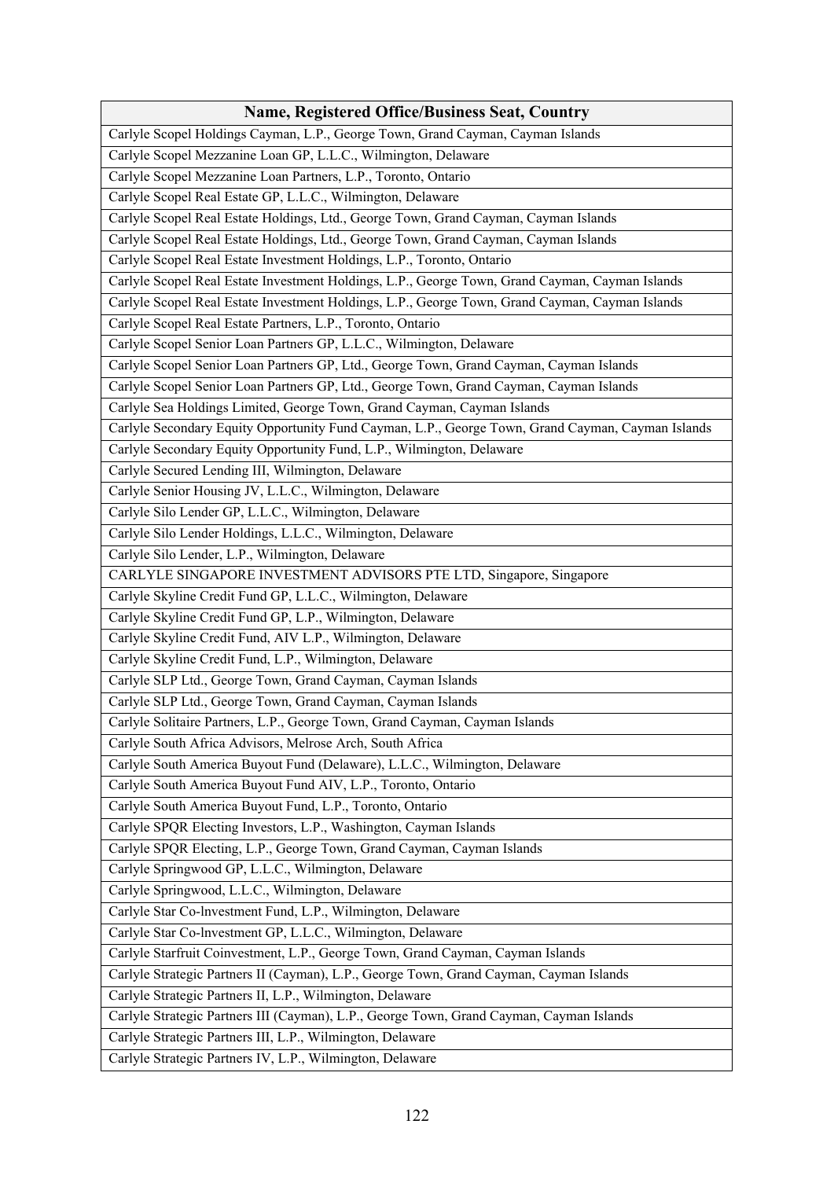| Name, Registered Office/Business Seat, Country |
|---|
| Carlyle Scopel Holdings Cayman, L.P., George Town, Grand Cayman, Cayman Islands |
| Carlyle Scopel Mezzanine Loan GP, L.L.C., Wilmington, Delaware |
| Carlyle Scopel Mezzanine Loan Partners, L.P., Toronto, Ontario |
| Carlyle Scopel Real Estate GP, L.L.C., Wilmington, Delaware |
| Carlyle Scopel Real Estate Holdings, Ltd., George Town, Grand Cayman, Cayman Islands |
| Carlyle Scopel Real Estate Holdings, Ltd., George Town, Grand Cayman, Cayman Islands |
| Carlyle Scopel Real Estate Investment Holdings, L.P., Toronto, Ontario |
| Carlyle Scopel Real Estate Investment Holdings, L.P., George Town, Grand Cayman, Cayman Islands |
| Carlyle Scopel Real Estate Investment Holdings, L.P., George Town, Grand Cayman, Cayman Islands |
| Carlyle Scopel Real Estate Partners, L.P., Toronto, Ontario |
| Carlyle Scopel Senior Loan Partners GP, L.L.C., Wilmington, Delaware |
| Carlyle Scopel Senior Loan Partners GP, Ltd., George Town, Grand Cayman, Cayman Islands |
| Carlyle Scopel Senior Loan Partners GP, Ltd., George Town, Grand Cayman, Cayman Islands |
| Carlyle Sea Holdings Limited, George Town, Grand Cayman, Cayman Islands |
| Carlyle Secondary Equity Opportunity Fund Cayman, L.P., George Town, Grand Cayman, Cayman Islands |
| Carlyle Secondary Equity Opportunity Fund, L.P., Wilmington, Delaware |
| Carlyle Secured Lending III, Wilmington, Delaware |
| Carlyle Senior Housing JV, L.L.C., Wilmington, Delaware |
| Carlyle Silo Lender GP, L.L.C., Wilmington, Delaware |
| Carlyle Silo Lender Holdings, L.L.C., Wilmington, Delaware |
| Carlyle Silo Lender, L.P., Wilmington, Delaware |
| CARLYLE SINGAPORE INVESTMENT ADVISORS PTE LTD, Singapore, Singapore |
| Carlyle Skyline Credit Fund GP, L.L.C., Wilmington, Delaware |
| Carlyle Skyline Credit Fund GP, L.P., Wilmington, Delaware |
| Carlyle Skyline Credit Fund, AIV L.P., Wilmington, Delaware |
| Carlyle Skyline Credit Fund, L.P., Wilmington, Delaware |
| Carlyle SLP Ltd., George Town, Grand Cayman, Cayman Islands |
| Carlyle SLP Ltd., George Town, Grand Cayman, Cayman Islands |
| Carlyle Solitaire Partners, L.P., George Town, Grand Cayman, Cayman Islands |
| Carlyle South Africa Advisors, Melrose Arch, South Africa |
| Carlyle South America Buyout Fund (Delaware), L.L.C., Wilmington, Delaware |
| Carlyle South America Buyout Fund AIV, L.P., Toronto, Ontario |
| Carlyle South America Buyout Fund, L.P., Toronto, Ontario |
| Carlyle SPQR Electing Investors, L.P., Washington, Cayman Islands |
| Carlyle SPQR Electing, L.P., George Town, Grand Cayman, Cayman Islands |
| Carlyle Springwood GP, L.L.C., Wilmington, Delaware |
| Carlyle Springwood, L.L.C., Wilmington, Delaware |
| Carlyle Star Co-lnvestment Fund, L.P., Wilmington, Delaware |
| Carlyle Star Co-lnvestment GP, L.L.C., Wilmington, Delaware |
| Carlyle Starfruit Coinvestment, L.P., George Town, Grand Cayman, Cayman Islands |
| Carlyle Strategic Partners II (Cayman), L.P., George Town, Grand Cayman, Cayman Islands |
| Carlyle Strategic Partners II, L.P., Wilmington, Delaware |
| Carlyle Strategic Partners III (Cayman), L.P., George Town, Grand Cayman, Cayman Islands |
| Carlyle Strategic Partners III, L.P., Wilmington, Delaware |
| Carlyle Strategic Partners IV, L.P., Wilmington, Delaware |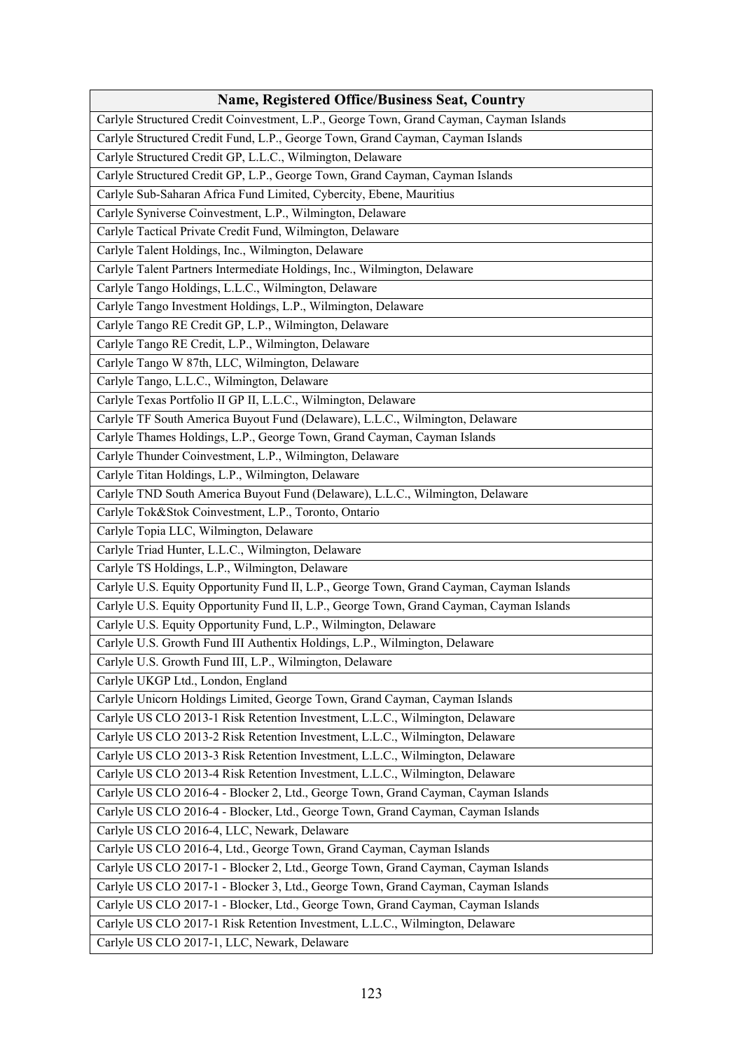| Name, Registered Office/Business Seat, Country |
|---|
| Carlyle Structured Credit Coinvestment, L.P., George Town, Grand Cayman, Cayman Islands |
| Carlyle Structured Credit Fund, L.P., George Town, Grand Cayman, Cayman Islands |
| Carlyle Structured Credit GP, L.L.C., Wilmington, Delaware |
| Carlyle Structured Credit GP, L.P., George Town, Grand Cayman, Cayman Islands |
| Carlyle Sub-Saharan Africa Fund Limited, Cybercity, Ebene, Mauritius |
| Carlyle Syniverse Coinvestment, L.P., Wilmington, Delaware |
| Carlyle Tactical Private Credit Fund, Wilmington, Delaware |
| Carlyle Talent Holdings, Inc., Wilmington, Delaware |
| Carlyle Talent Partners Intermediate Holdings, Inc., Wilmington, Delaware |
| Carlyle Tango Holdings, L.L.C., Wilmington, Delaware |
| Carlyle Tango Investment Holdings, L.P., Wilmington, Delaware |
| Carlyle Tango RE Credit GP, L.P., Wilmington, Delaware |
| Carlyle Tango RE Credit, L.P., Wilmington, Delaware |
| Carlyle Tango W 87th, LLC, Wilmington, Delaware |
| Carlyle Tango, L.L.C., Wilmington, Delaware |
| Carlyle Texas Portfolio II GP II, L.L.C., Wilmington, Delaware |
| Carlyle TF South America Buyout Fund (Delaware), L.L.C., Wilmington, Delaware |
| Carlyle Thames Holdings, L.P., George Town, Grand Cayman, Cayman Islands |
| Carlyle Thunder Coinvestment, L.P., Wilmington, Delaware |
| Carlyle Titan Holdings, L.P., Wilmington, Delaware |
| Carlyle TND South America Buyout Fund (Delaware), L.L.C., Wilmington, Delaware |
| Carlyle Tok&Stok Coinvestment, L.P., Toronto, Ontario |
| Carlyle Topia LLC, Wilmington, Delaware |
| Carlyle Triad Hunter, L.L.C., Wilmington, Delaware |
| Carlyle TS Holdings, L.P., Wilmington, Delaware |
| Carlyle U.S. Equity Opportunity Fund II, L.P., George Town, Grand Cayman, Cayman Islands |
| Carlyle U.S. Equity Opportunity Fund II, L.P., George Town, Grand Cayman, Cayman Islands |
| Carlyle U.S. Equity Opportunity Fund, L.P., Wilmington, Delaware |
| Carlyle U.S. Growth Fund III Authentix Holdings, L.P., Wilmington, Delaware |
| Carlyle U.S. Growth Fund III, L.P., Wilmington, Delaware |
| Carlyle UKGP Ltd., London, England |
| Carlyle Unicorn Holdings Limited, George Town, Grand Cayman, Cayman Islands |
| Carlyle US CLO 2013-1 Risk Retention Investment, L.L.C., Wilmington, Delaware |
| Carlyle US CLO 2013-2 Risk Retention Investment, L.L.C., Wilmington, Delaware |
| Carlyle US CLO 2013-3 Risk Retention Investment, L.L.C., Wilmington, Delaware |
| Carlyle US CLO 2013-4 Risk Retention Investment, L.L.C., Wilmington, Delaware |
| Carlyle US CLO 2016-4 - Blocker 2, Ltd., George Town, Grand Cayman, Cayman Islands |
| Carlyle US CLO 2016-4 - Blocker, Ltd., George Town, Grand Cayman, Cayman Islands |
| Carlyle US CLO 2016-4, LLC, Newark, Delaware |
| Carlyle US CLO 2016-4, Ltd., George Town, Grand Cayman, Cayman Islands |
| Carlyle US CLO 2017-1 - Blocker 2, Ltd., George Town, Grand Cayman, Cayman Islands |
| Carlyle US CLO 2017-1 - Blocker 3, Ltd., George Town, Grand Cayman, Cayman Islands |
| Carlyle US CLO 2017-1 - Blocker, Ltd., George Town, Grand Cayman, Cayman Islands |
| Carlyle US CLO 2017-1 Risk Retention Investment, L.L.C., Wilmington, Delaware |
| Carlyle US CLO 2017-1, LLC, Newark, Delaware |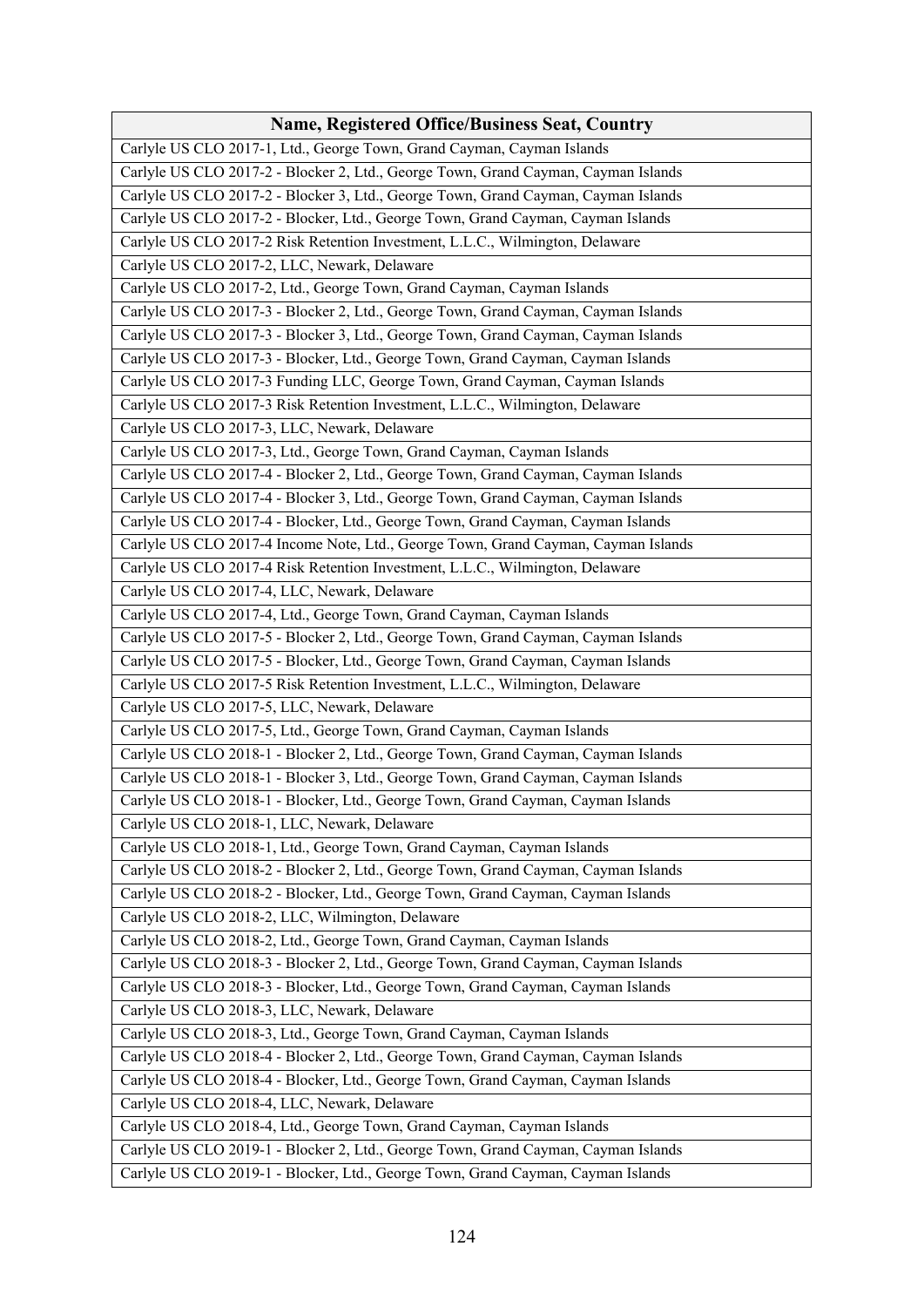| Name, Registered Office/Business Seat, Country |
|---|
| Carlyle US CLO 2017-1, Ltd., George Town, Grand Cayman, Cayman Islands |
| Carlyle US CLO 2017-2 - Blocker 2, Ltd., George Town, Grand Cayman, Cayman Islands |
| Carlyle US CLO 2017-2 - Blocker 3, Ltd., George Town, Grand Cayman, Cayman Islands |
| Carlyle US CLO 2017-2 - Blocker, Ltd., George Town, Grand Cayman, Cayman Islands |
| Carlyle US CLO 2017-2 Risk Retention Investment, L.L.C., Wilmington, Delaware |
| Carlyle US CLO 2017-2, LLC, Newark, Delaware |
| Carlyle US CLO 2017-2, Ltd., George Town, Grand Cayman, Cayman Islands |
| Carlyle US CLO 2017-3 - Blocker 2, Ltd., George Town, Grand Cayman, Cayman Islands |
| Carlyle US CLO 2017-3 - Blocker 3, Ltd., George Town, Grand Cayman, Cayman Islands |
| Carlyle US CLO 2017-3 - Blocker, Ltd., George Town, Grand Cayman, Cayman Islands |
| Carlyle US CLO 2017-3 Funding LLC, George Town, Grand Cayman, Cayman Islands |
| Carlyle US CLO 2017-3 Risk Retention Investment, L.L.C., Wilmington, Delaware |
| Carlyle US CLO 2017-3, LLC, Newark, Delaware |
| Carlyle US CLO 2017-3, Ltd., George Town, Grand Cayman, Cayman Islands |
| Carlyle US CLO 2017-4 - Blocker 2, Ltd., George Town, Grand Cayman, Cayman Islands |
| Carlyle US CLO 2017-4 - Blocker 3, Ltd., George Town, Grand Cayman, Cayman Islands |
| Carlyle US CLO 2017-4 - Blocker, Ltd., George Town, Grand Cayman, Cayman Islands |
| Carlyle US CLO 2017-4 Income Note, Ltd., George Town, Grand Cayman, Cayman Islands |
| Carlyle US CLO 2017-4 Risk Retention Investment, L.L.C., Wilmington, Delaware |
| Carlyle US CLO 2017-4, LLC, Newark, Delaware |
| Carlyle US CLO 2017-4, Ltd., George Town, Grand Cayman, Cayman Islands |
| Carlyle US CLO 2017-5 - Blocker 2, Ltd., George Town, Grand Cayman, Cayman Islands |
| Carlyle US CLO 2017-5 - Blocker, Ltd., George Town, Grand Cayman, Cayman Islands |
| Carlyle US CLO 2017-5 Risk Retention Investment, L.L.C., Wilmington, Delaware |
| Carlyle US CLO 2017-5, LLC, Newark, Delaware |
| Carlyle US CLO 2017-5, Ltd., George Town, Grand Cayman, Cayman Islands |
| Carlyle US CLO 2018-1 - Blocker 2, Ltd., George Town, Grand Cayman, Cayman Islands |
| Carlyle US CLO 2018-1 - Blocker 3, Ltd., George Town, Grand Cayman, Cayman Islands |
| Carlyle US CLO 2018-1 - Blocker, Ltd., George Town, Grand Cayman, Cayman Islands |
| Carlyle US CLO 2018-1, LLC, Newark, Delaware |
| Carlyle US CLO 2018-1, Ltd., George Town, Grand Cayman, Cayman Islands |
| Carlyle US CLO 2018-2 - Blocker 2, Ltd., George Town, Grand Cayman, Cayman Islands |
| Carlyle US CLO 2018-2 - Blocker, Ltd., George Town, Grand Cayman, Cayman Islands |
| Carlyle US CLO 2018-2, LLC, Wilmington, Delaware |
| Carlyle US CLO 2018-2, Ltd., George Town, Grand Cayman, Cayman Islands |
| Carlyle US CLO 2018-3 - Blocker 2, Ltd., George Town, Grand Cayman, Cayman Islands |
| Carlyle US CLO 2018-3 - Blocker, Ltd., George Town, Grand Cayman, Cayman Islands |
| Carlyle US CLO 2018-3, LLC, Newark, Delaware |
| Carlyle US CLO 2018-3, Ltd., George Town, Grand Cayman, Cayman Islands |
| Carlyle US CLO 2018-4 - Blocker 2, Ltd., George Town, Grand Cayman, Cayman Islands |
| Carlyle US CLO 2018-4 - Blocker, Ltd., George Town, Grand Cayman, Cayman Islands |
| Carlyle US CLO 2018-4, LLC, Newark, Delaware |
| Carlyle US CLO 2018-4, Ltd., George Town, Grand Cayman, Cayman Islands |
| Carlyle US CLO 2019-1 - Blocker 2, Ltd., George Town, Grand Cayman, Cayman Islands |
| Carlyle US CLO 2019-1 - Blocker, Ltd., George Town, Grand Cayman, Cayman Islands |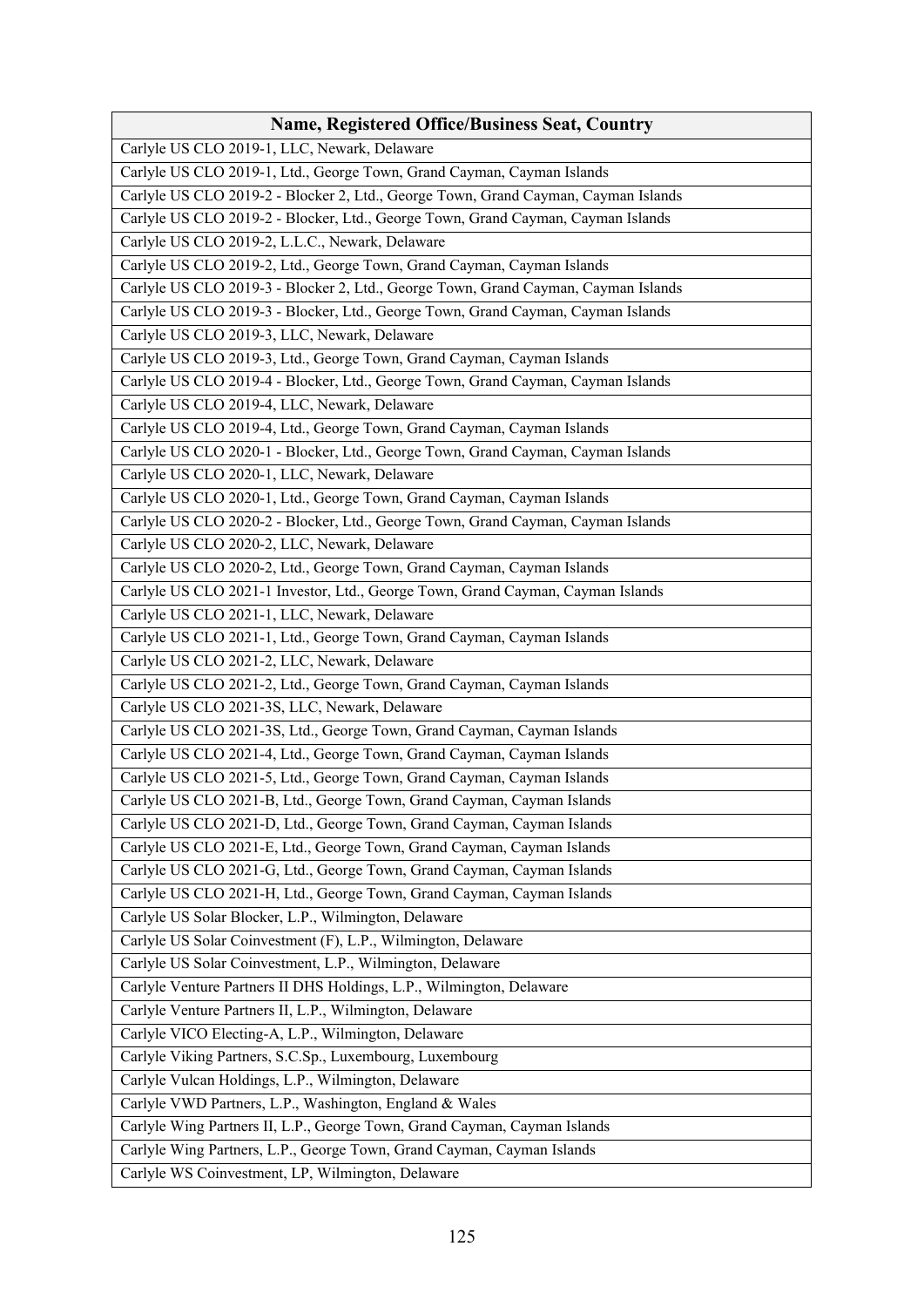| Name, Registered Office/Business Seat, Country |
| --- |
| Carlyle US CLO 2019-1, LLC, Newark, Delaware |
| Carlyle US CLO 2019-1, Ltd., George Town, Grand Cayman, Cayman Islands |
| Carlyle US CLO 2019-2 - Blocker 2, Ltd., George Town, Grand Cayman, Cayman Islands |
| Carlyle US CLO 2019-2 - Blocker, Ltd., George Town, Grand Cayman, Cayman Islands |
| Carlyle US CLO 2019-2, L.L.C., Newark, Delaware |
| Carlyle US CLO 2019-2, Ltd., George Town, Grand Cayman, Cayman Islands |
| Carlyle US CLO 2019-3 - Blocker 2, Ltd., George Town, Grand Cayman, Cayman Islands |
| Carlyle US CLO 2019-3 - Blocker, Ltd., George Town, Grand Cayman, Cayman Islands |
| Carlyle US CLO 2019-3, LLC, Newark, Delaware |
| Carlyle US CLO 2019-3, Ltd., George Town, Grand Cayman, Cayman Islands |
| Carlyle US CLO 2019-4 - Blocker, Ltd., George Town, Grand Cayman, Cayman Islands |
| Carlyle US CLO 2019-4, LLC, Newark, Delaware |
| Carlyle US CLO 2019-4, Ltd., George Town, Grand Cayman, Cayman Islands |
| Carlyle US CLO 2020-1 - Blocker, Ltd., George Town, Grand Cayman, Cayman Islands |
| Carlyle US CLO 2020-1, LLC, Newark, Delaware |
| Carlyle US CLO 2020-1, Ltd., George Town, Grand Cayman, Cayman Islands |
| Carlyle US CLO 2020-2 - Blocker, Ltd., George Town, Grand Cayman, Cayman Islands |
| Carlyle US CLO 2020-2, LLC, Newark, Delaware |
| Carlyle US CLO 2020-2, Ltd., George Town, Grand Cayman, Cayman Islands |
| Carlyle US CLO 2021-1 Investor, Ltd., George Town, Grand Cayman, Cayman Islands |
| Carlyle US CLO 2021-1, LLC, Newark, Delaware |
| Carlyle US CLO 2021-1, Ltd., George Town, Grand Cayman, Cayman Islands |
| Carlyle US CLO 2021-2, LLC, Newark, Delaware |
| Carlyle US CLO 2021-2, Ltd., George Town, Grand Cayman, Cayman Islands |
| Carlyle US CLO 2021-3S, LLC, Newark, Delaware |
| Carlyle US CLO 2021-3S, Ltd., George Town, Grand Cayman, Cayman Islands |
| Carlyle US CLO 2021-4, Ltd., George Town, Grand Cayman, Cayman Islands |
| Carlyle US CLO 2021-5, Ltd., George Town, Grand Cayman, Cayman Islands |
| Carlyle US CLO 2021-B, Ltd., George Town, Grand Cayman, Cayman Islands |
| Carlyle US CLO 2021-D, Ltd., George Town, Grand Cayman, Cayman Islands |
| Carlyle US CLO 2021-E, Ltd., George Town, Grand Cayman, Cayman Islands |
| Carlyle US CLO 2021-G, Ltd., George Town, Grand Cayman, Cayman Islands |
| Carlyle US CLO 2021-H, Ltd., George Town, Grand Cayman, Cayman Islands |
| Carlyle US Solar Blocker, L.P., Wilmington, Delaware |
| Carlyle US Solar Coinvestment (F), L.P., Wilmington, Delaware |
| Carlyle US Solar Coinvestment, L.P., Wilmington, Delaware |
| Carlyle Venture Partners II DHS Holdings, L.P., Wilmington, Delaware |
| Carlyle Venture Partners II, L.P., Wilmington, Delaware |
| Carlyle VICO Electing-A, L.P., Wilmington, Delaware |
| Carlyle Viking Partners, S.C.Sp., Luxembourg, Luxembourg |
| Carlyle Vulcan Holdings, L.P., Wilmington, Delaware |
| Carlyle VWD Partners, L.P., Washington, England & Wales |
| Carlyle Wing Partners II, L.P., George Town, Grand Cayman, Cayman Islands |
| Carlyle Wing Partners, L.P., George Town, Grand Cayman, Cayman Islands |
| Carlyle WS Coinvestment, LP, Wilmington, Delaware |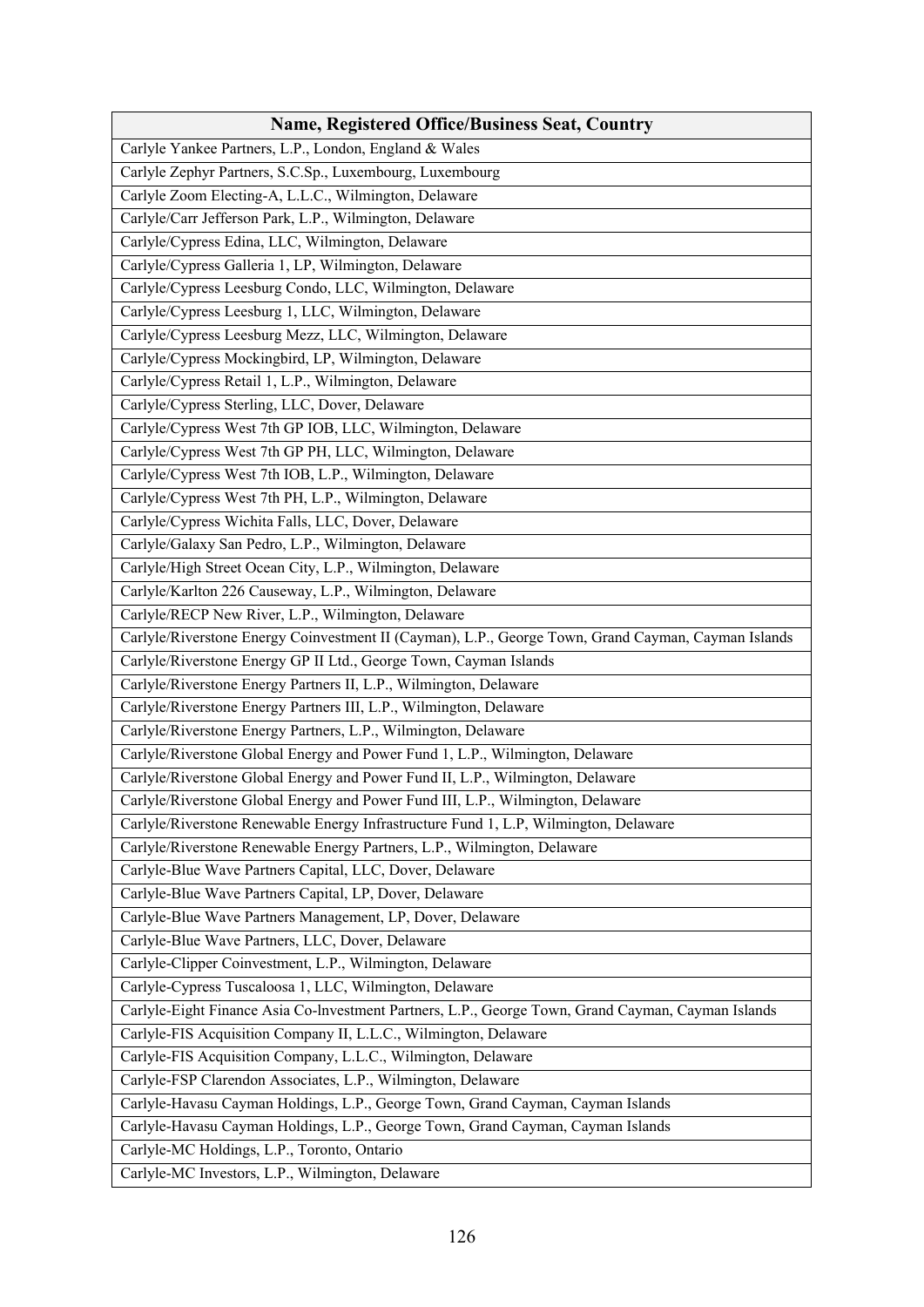| Name, Registered Office/Business Seat, Country |
| --- |
| Carlyle Yankee Partners, L.P., London, England & Wales |
| Carlyle Zephyr Partners, S.C.Sp., Luxembourg, Luxembourg |
| Carlyle Zoom Electing-A, L.L.C., Wilmington, Delaware |
| Carlyle/Carr Jefferson Park, L.P., Wilmington, Delaware |
| Carlyle/Cypress Edina, LLC, Wilmington, Delaware |
| Carlyle/Cypress Galleria 1, LP, Wilmington, Delaware |
| Carlyle/Cypress Leesburg Condo, LLC, Wilmington, Delaware |
| Carlyle/Cypress Leesburg 1, LLC, Wilmington, Delaware |
| Carlyle/Cypress Leesburg Mezz, LLC, Wilmington, Delaware |
| Carlyle/Cypress Mockingbird, LP, Wilmington, Delaware |
| Carlyle/Cypress Retail 1, L.P., Wilmington, Delaware |
| Carlyle/Cypress Sterling, LLC, Dover, Delaware |
| Carlyle/Cypress West 7th GP IOB, LLC, Wilmington, Delaware |
| Carlyle/Cypress West 7th GP PH, LLC, Wilmington, Delaware |
| Carlyle/Cypress West 7th IOB, L.P., Wilmington, Delaware |
| Carlyle/Cypress West 7th PH, L.P., Wilmington, Delaware |
| Carlyle/Cypress Wichita Falls, LLC, Dover, Delaware |
| Carlyle/Galaxy San Pedro, L.P., Wilmington, Delaware |
| Carlyle/High Street Ocean City, L.P., Wilmington, Delaware |
| Carlyle/Karlton 226 Causeway, L.P., Wilmington, Delaware |
| Carlyle/RECP New River, L.P., Wilmington, Delaware |
| Carlyle/Riverstone Energy Coinvestment II (Cayman), L.P., George Town, Grand Cayman, Cayman Islands |
| Carlyle/Riverstone Energy GP II Ltd., George Town, Cayman Islands |
| Carlyle/Riverstone Energy Partners II, L.P., Wilmington, Delaware |
| Carlyle/Riverstone Energy Partners III, L.P., Wilmington, Delaware |
| Carlyle/Riverstone Energy Partners, L.P., Wilmington, Delaware |
| Carlyle/Riverstone Global Energy and Power Fund 1, L.P., Wilmington, Delaware |
| Carlyle/Riverstone Global Energy and Power Fund II, L.P., Wilmington, Delaware |
| Carlyle/Riverstone Global Energy and Power Fund III, L.P., Wilmington, Delaware |
| Carlyle/Riverstone Renewable Energy Infrastructure Fund 1, L.P, Wilmington, Delaware |
| Carlyle/Riverstone Renewable Energy Partners, L.P., Wilmington, Delaware |
| Carlyle-Blue Wave Partners Capital, LLC, Dover, Delaware |
| Carlyle-Blue Wave Partners Capital, LP, Dover, Delaware |
| Carlyle-Blue Wave Partners Management, LP, Dover, Delaware |
| Carlyle-Blue Wave Partners, LLC, Dover, Delaware |
| Carlyle-Clipper Coinvestment, L.P., Wilmington, Delaware |
| Carlyle-Cypress Tuscaloosa 1, LLC, Wilmington, Delaware |
| Carlyle-Eight Finance Asia Co-lnvestment Partners, L.P., George Town, Grand Cayman, Cayman Islands |
| Carlyle-FIS Acquisition Company II, L.L.C., Wilmington, Delaware |
| Carlyle-FIS Acquisition Company, L.L.C., Wilmington, Delaware |
| Carlyle-FSP Clarendon Associates, L.P., Wilmington, Delaware |
| Carlyle-Havasu Cayman Holdings, L.P., George Town, Grand Cayman, Cayman Islands |
| Carlyle-Havasu Cayman Holdings, L.P., George Town, Grand Cayman, Cayman Islands |
| Carlyle-MC Holdings, L.P., Toronto, Ontario |
| Carlyle-MC Investors, L.P., Wilmington, Delaware |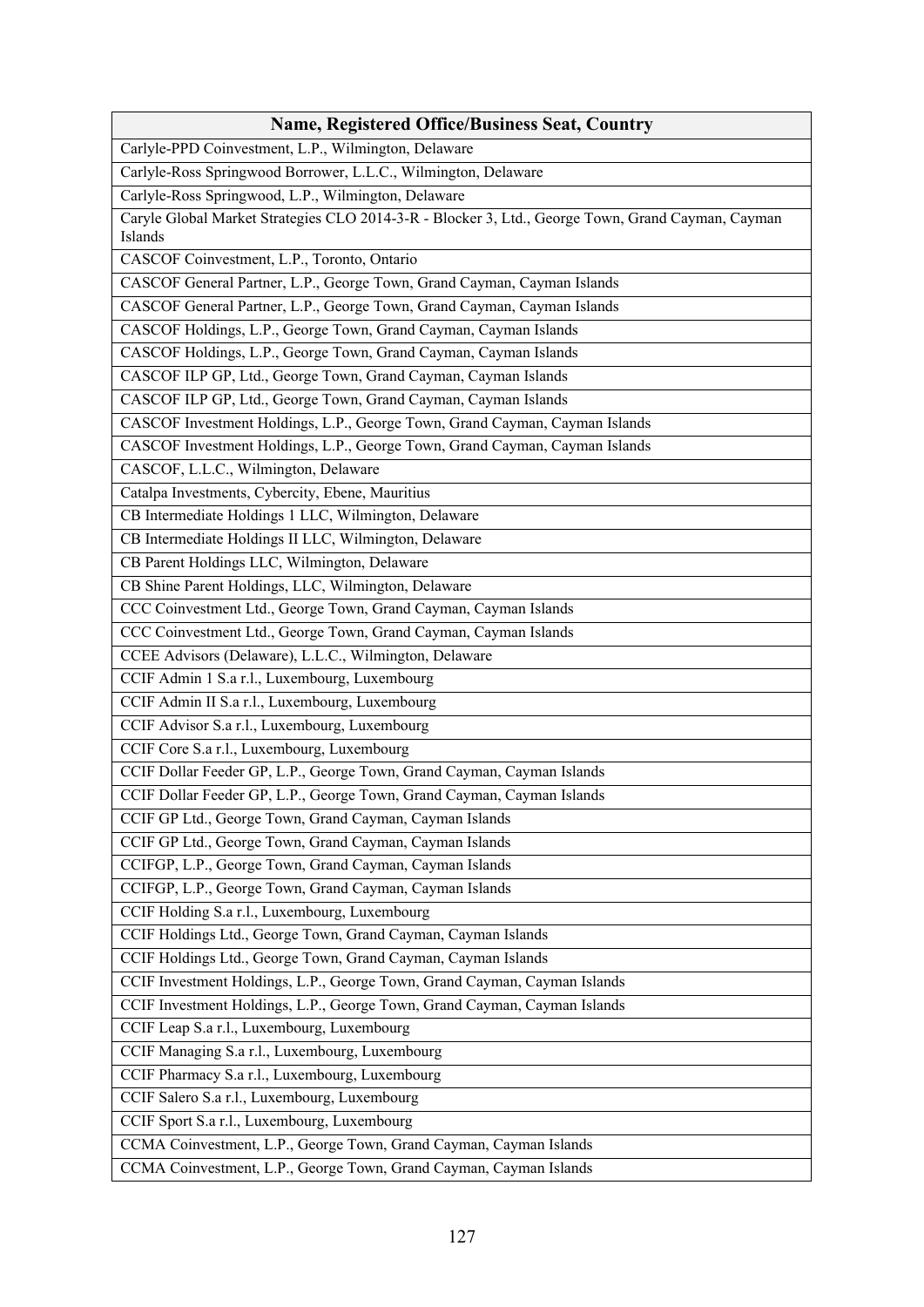| Name, Registered Office/Business Seat, Country |
| --- |
| Carlyle-PPD Coinvestment, L.P., Wilmington, Delaware |
| Carlyle-Ross Springwood Borrower, L.L.C., Wilmington, Delaware |
| Carlyle-Ross Springwood, L.P., Wilmington, Delaware |
| Caryle Global Market Strategies CLO 2014-3-R - Blocker 3, Ltd., George Town, Grand Cayman, Cayman Islands |
| CASCOF Coinvestment, L.P., Toronto, Ontario |
| CASCOF General Partner, L.P., George Town, Grand Cayman, Cayman Islands |
| CASCOF General Partner, L.P., George Town, Grand Cayman, Cayman Islands |
| CASCOF Holdings, L.P., George Town, Grand Cayman, Cayman Islands |
| CASCOF Holdings, L.P., George Town, Grand Cayman, Cayman Islands |
| CASCOF ILP GP, Ltd., George Town, Grand Cayman, Cayman Islands |
| CASCOF ILP GP, Ltd., George Town, Grand Cayman, Cayman Islands |
| CASCOF Investment Holdings, L.P., George Town, Grand Cayman, Cayman Islands |
| CASCOF Investment Holdings, L.P., George Town, Grand Cayman, Cayman Islands |
| CASCOF, L.L.C., Wilmington, Delaware |
| Catalpa Investments, Cybercity, Ebene, Mauritius |
| CB Intermediate Holdings 1 LLC, Wilmington, Delaware |
| CB Intermediate Holdings II LLC, Wilmington, Delaware |
| CB Parent Holdings LLC, Wilmington, Delaware |
| CB Shine Parent Holdings, LLC, Wilmington, Delaware |
| CCC Coinvestment Ltd., George Town, Grand Cayman, Cayman Islands |
| CCC Coinvestment Ltd., George Town, Grand Cayman, Cayman Islands |
| CCEE Advisors (Delaware), L.L.C., Wilmington, Delaware |
| CCIF Admin 1 S.a r.l., Luxembourg, Luxembourg |
| CCIF Admin II S.a r.l., Luxembourg, Luxembourg |
| CCIF Advisor S.a r.l., Luxembourg, Luxembourg |
| CCIF Core S.a r.l., Luxembourg, Luxembourg |
| CCIF Dollar Feeder GP, L.P., George Town, Grand Cayman, Cayman Islands |
| CCIF Dollar Feeder GP, L.P., George Town, Grand Cayman, Cayman Islands |
| CCIF GP Ltd., George Town, Grand Cayman, Cayman Islands |
| CCIF GP Ltd., George Town, Grand Cayman, Cayman Islands |
| CCIFGP, L.P., George Town, Grand Cayman, Cayman Islands |
| CCIFGP, L.P., George Town, Grand Cayman, Cayman Islands |
| CCIF Holding S.a r.l., Luxembourg, Luxembourg |
| CCIF Holdings Ltd., George Town, Grand Cayman, Cayman Islands |
| CCIF Holdings Ltd., George Town, Grand Cayman, Cayman Islands |
| CCIF Investment Holdings, L.P., George Town, Grand Cayman, Cayman Islands |
| CCIF Investment Holdings, L.P., George Town, Grand Cayman, Cayman Islands |
| CCIF Leap S.a r.l., Luxembourg, Luxembourg |
| CCIF Managing S.a r.l., Luxembourg, Luxembourg |
| CCIF Pharmacy S.a r.l., Luxembourg, Luxembourg |
| CCIF Salero S.a r.l., Luxembourg, Luxembourg |
| CCIF Sport S.a r.l., Luxembourg, Luxembourg |
| CCMA Coinvestment, L.P., George Town, Grand Cayman, Cayman Islands |
| CCMA Coinvestment, L.P., George Town, Grand Cayman, Cayman Islands |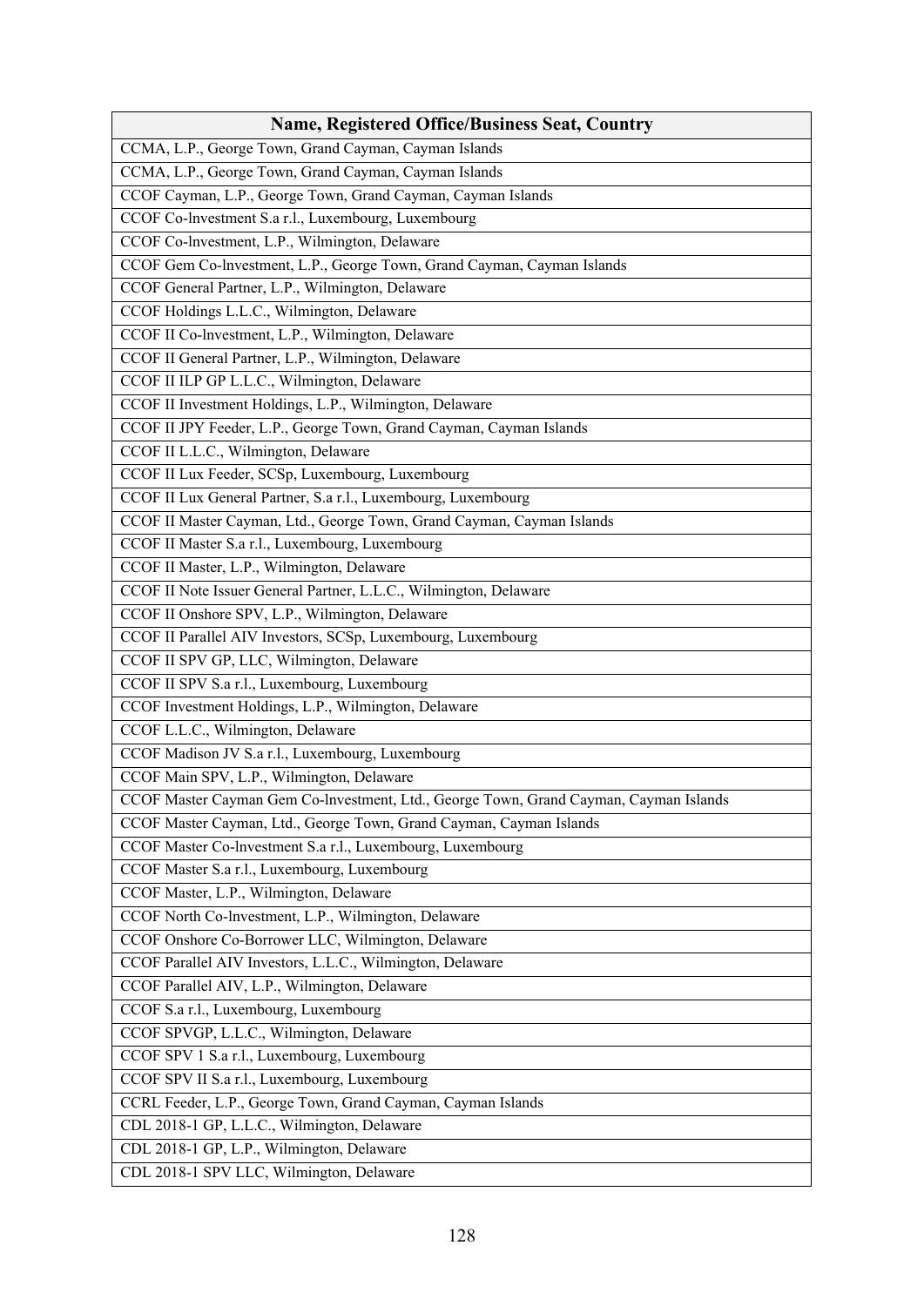| Name, Registered Office/Business Seat, Country |
| --- |
| CCMA, L.P., George Town, Grand Cayman, Cayman Islands |
| CCMA, L.P., George Town, Grand Cayman, Cayman Islands |
| CCOF Cayman, L.P., George Town, Grand Cayman, Cayman Islands |
| CCOF Co-lnvestment S.a r.l., Luxembourg, Luxembourg |
| CCOF Co-lnvestment, L.P., Wilmington, Delaware |
| CCOF Gem Co-lnvestment, L.P., George Town, Grand Cayman, Cayman Islands |
| CCOF General Partner, L.P., Wilmington, Delaware |
| CCOF Holdings L.L.C., Wilmington, Delaware |
| CCOF II Co-lnvestment, L.P., Wilmington, Delaware |
| CCOF II General Partner, L.P., Wilmington, Delaware |
| CCOF II ILP GP L.L.C., Wilmington, Delaware |
| CCOF II Investment Holdings, L.P., Wilmington, Delaware |
| CCOF II JPY Feeder, L.P., George Town, Grand Cayman, Cayman Islands |
| CCOF II L.L.C., Wilmington, Delaware |
| CCOF II Lux Feeder, SCSp, Luxembourg, Luxembourg |
| CCOF II Lux General Partner, S.a r.l., Luxembourg, Luxembourg |
| CCOF II Master Cayman, Ltd., George Town, Grand Cayman, Cayman Islands |
| CCOF II Master S.a r.l., Luxembourg, Luxembourg |
| CCOF II Master, L.P., Wilmington, Delaware |
| CCOF II Note Issuer General Partner, L.L.C., Wilmington, Delaware |
| CCOF II Onshore SPV, L.P., Wilmington, Delaware |
| CCOF II Parallel AIV Investors, SCSp, Luxembourg, Luxembourg |
| CCOF II SPV GP, LLC, Wilmington, Delaware |
| CCOF II SPV S.a r.l., Luxembourg, Luxembourg |
| CCOF Investment Holdings, L.P., Wilmington, Delaware |
| CCOF L.L.C., Wilmington, Delaware |
| CCOF Madison JV S.a r.l., Luxembourg, Luxembourg |
| CCOF Main SPV, L.P., Wilmington, Delaware |
| CCOF Master Cayman Gem Co-lnvestment, Ltd., George Town, Grand Cayman, Cayman Islands |
| CCOF Master Cayman, Ltd., George Town, Grand Cayman, Cayman Islands |
| CCOF Master Co-lnvestment S.a r.l., Luxembourg, Luxembourg |
| CCOF Master S.a r.l., Luxembourg, Luxembourg |
| CCOF Master, L.P., Wilmington, Delaware |
| CCOF North Co-lnvestment, L.P., Wilmington, Delaware |
| CCOF Onshore Co-Borrower LLC, Wilmington, Delaware |
| CCOF Parallel AIV Investors, L.L.C., Wilmington, Delaware |
| CCOF Parallel AIV, L.P., Wilmington, Delaware |
| CCOF S.a r.l., Luxembourg, Luxembourg |
| CCOF SPVGP, L.L.C., Wilmington, Delaware |
| CCOF SPV 1 S.a r.l., Luxembourg, Luxembourg |
| CCOF SPV II S.a r.l., Luxembourg, Luxembourg |
| CCRL Feeder, L.P., George Town, Grand Cayman, Cayman Islands |
| CDL 2018-1 GP, L.L.C., Wilmington, Delaware |
| CDL 2018-1 GP, L.P., Wilmington, Delaware |
| CDL 2018-1 SPV LLC, Wilmington, Delaware |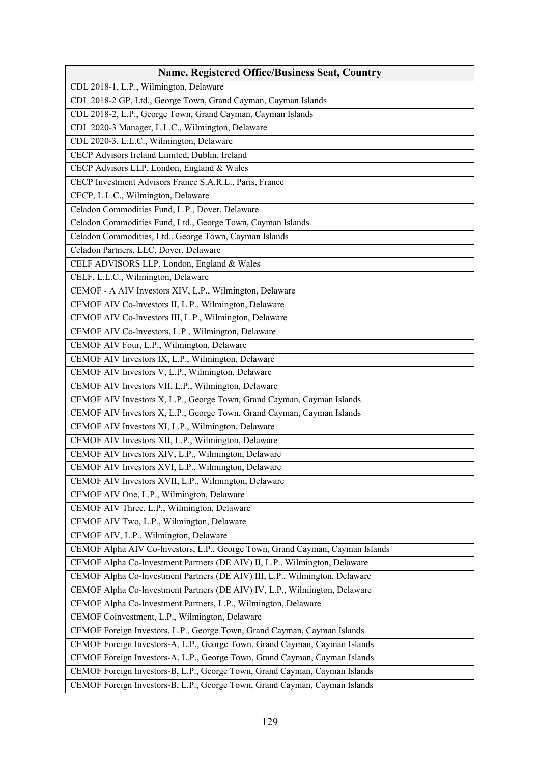| Name, Registered Office/Business Seat, Country |
|---|
| CDL 2018-1, L.P., Wilmington, Delaware |
| CDL 2018-2 GP, Ltd., George Town, Grand Cayman, Cayman Islands |
| CDL 2018-2, L.P., George Town, Grand Cayman, Cayman Islands |
| CDL 2020-3 Manager, L.L.C., Wilmington, Delaware |
| CDL 2020-3, L.L.C., Wilmington, Delaware |
| CECP Advisors Ireland Limited, Dublin, Ireland |
| CECP Advisors LLP, London, England & Wales |
| CECP Investment Advisors France S.A.R.L., Paris, France |
| CECP, L.L.C., Wilmington, Delaware |
| Celadon Commodities Fund, L.P., Dover, Delaware |
| Celadon Commodities Fund, Ltd., George Town, Cayman Islands |
| Celadon Commodities, Ltd., George Town, Cayman Islands |
| Celadon Partners, LLC, Dover, Delaware |
| CELF ADVISORS LLP, London, England & Wales |
| CELF, L.L.C., Wilmington, Delaware |
| CEMOF - A AIV Investors XIV, L.P., Wilmington, Delaware |
| CEMOF AIV Co-lnvestors II, L.P., Wilmington, Delaware |
| CEMOF AIV Co-lnvestors III, L.P., Wilmington, Delaware |
| CEMOF AIV Co-lnvestors, L.P., Wilmington, Delaware |
| CEMOF AIV Four, L.P., Wilmington, Delaware |
| CEMOF AIV Investors IX, L.P., Wilmington, Delaware |
| CEMOF AIV Investors V, L.P., Wilmington, Delaware |
| CEMOF AIV Investors VII, L.P., Wilmington, Delaware |
| CEMOF AIV Investors X, L.P., George Town, Grand Cayman, Cayman Islands |
| CEMOF AIV Investors X, L.P., George Town, Grand Cayman, Cayman Islands |
| CEMOF AIV Investors XI, L.P., Wilmington, Delaware |
| CEMOF AIV Investors XII, L.P., Wilmington, Delaware |
| CEMOF AIV Investors XIV, L.P., Wilmington, Delaware |
| CEMOF AIV Investors XVI, L.P., Wilmington, Delaware |
| CEMOF AIV Investors XVII, L.P., Wilmington, Delaware |
| CEMOF AIV One, L.P., Wilmington, Delaware |
| CEMOF AIV Three, L.P., Wilmington, Delaware |
| CEMOF AIV Two, L.P., Wilmington, Delaware |
| CEMOF AIV, L.P., Wilmington, Delaware |
| CEMOF Alpha AIV Co-lnvestors, L.P., George Town, Grand Cayman, Cayman Islands |
| CEMOF Alpha Co-lnvestment Partners (DE AIV) II, L.P., Wilmington, Delaware |
| CEMOF Alpha Co-lnvestment Partners (DE AIV) III, L.P., Wilmington, Delaware |
| CEMOF Alpha Co-lnvestment Partners (DE AIV) IV, L.P., Wilmington, Delaware |
| CEMOF Alpha Co-lnvestment Partners, L.P., Wilmington, Delaware |
| CEMOF Coinvestment, L.P., Wilmington, Delaware |
| CEMOF Foreign Investors, L.P., George Town, Grand Cayman, Cayman Islands |
| CEMOF Foreign Investors-A, L.P., George Town, Grand Cayman, Cayman Islands |
| CEMOF Foreign Investors-A, L.P., George Town, Grand Cayman, Cayman Islands |
| CEMOF Foreign Investors-B, L.P., George Town, Grand Cayman, Cayman Islands |
| CEMOF Foreign Investors-B, L.P., George Town, Grand Cayman, Cayman Islands |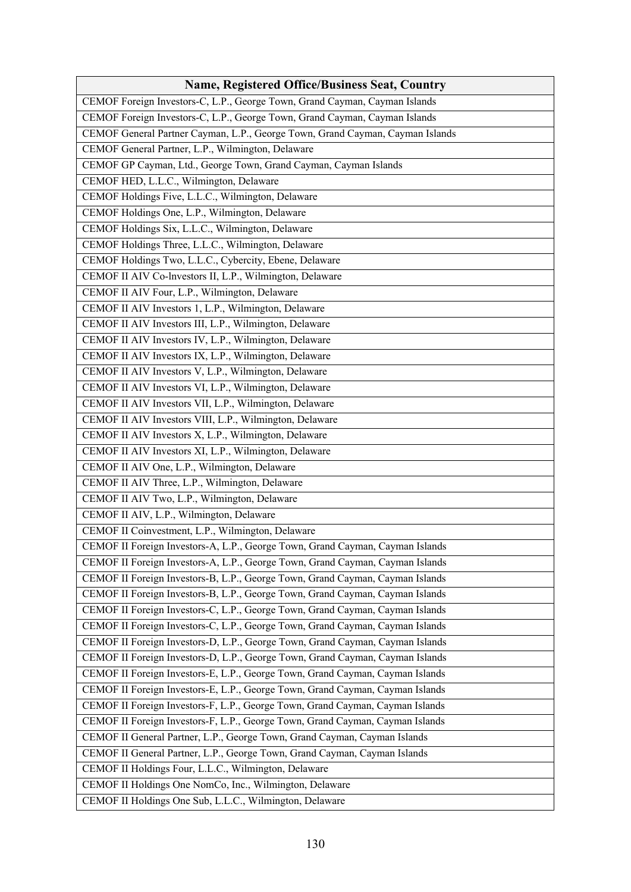| Name, Registered Office/Business Seat, Country |
|---|
| CEMOF Foreign Investors-C, L.P., George Town, Grand Cayman, Cayman Islands |
| CEMOF Foreign Investors-C, L.P., George Town, Grand Cayman, Cayman Islands |
| CEMOF General Partner Cayman, L.P., George Town, Grand Cayman, Cayman Islands |
| CEMOF General Partner, L.P., Wilmington, Delaware |
| CEMOF GP Cayman, Ltd., George Town, Grand Cayman, Cayman Islands |
| CEMOF HED, L.L.C., Wilmington, Delaware |
| CEMOF Holdings Five, L.L.C., Wilmington, Delaware |
| CEMOF Holdings One, L.P., Wilmington, Delaware |
| CEMOF Holdings Six, L.L.C., Wilmington, Delaware |
| CEMOF Holdings Three, L.L.C., Wilmington, Delaware |
| CEMOF Holdings Two, L.L.C., Cybercity, Ebene, Delaware |
| CEMOF II AIV Co-lnvestors II, L.P., Wilmington, Delaware |
| CEMOF II AIV Four, L.P., Wilmington, Delaware |
| CEMOF II AIV Investors 1, L.P., Wilmington, Delaware |
| CEMOF II AIV Investors III, L.P., Wilmington, Delaware |
| CEMOF II AIV Investors IV, L.P., Wilmington, Delaware |
| CEMOF II AIV Investors IX, L.P., Wilmington, Delaware |
| CEMOF II AIV Investors V, L.P., Wilmington, Delaware |
| CEMOF II AIV Investors VI, L.P., Wilmington, Delaware |
| CEMOF II AIV Investors VII, L.P., Wilmington, Delaware |
| CEMOF II AIV Investors VIII, L.P., Wilmington, Delaware |
| CEMOF II AIV Investors X, L.P., Wilmington, Delaware |
| CEMOF II AIV Investors XI, L.P., Wilmington, Delaware |
| CEMOF II AIV One, L.P., Wilmington, Delaware |
| CEMOF II AIV Three, L.P., Wilmington, Delaware |
| CEMOF II AIV Two, L.P., Wilmington, Delaware |
| CEMOF II AIV, L.P., Wilmington, Delaware |
| CEMOF II Coinvestment, L.P., Wilmington, Delaware |
| CEMOF II Foreign Investors-A, L.P., George Town, Grand Cayman, Cayman Islands |
| CEMOF II Foreign Investors-A, L.P., George Town, Grand Cayman, Cayman Islands |
| CEMOF II Foreign Investors-B, L.P., George Town, Grand Cayman, Cayman Islands |
| CEMOF II Foreign Investors-B, L.P., George Town, Grand Cayman, Cayman Islands |
| CEMOF II Foreign Investors-C, L.P., George Town, Grand Cayman, Cayman Islands |
| CEMOF II Foreign Investors-C, L.P., George Town, Grand Cayman, Cayman Islands |
| CEMOF II Foreign Investors-D, L.P., George Town, Grand Cayman, Cayman Islands |
| CEMOF II Foreign Investors-D, L.P., George Town, Grand Cayman, Cayman Islands |
| CEMOF II Foreign Investors-E, L.P., George Town, Grand Cayman, Cayman Islands |
| CEMOF II Foreign Investors-E, L.P., George Town, Grand Cayman, Cayman Islands |
| CEMOF II Foreign Investors-F, L.P., George Town, Grand Cayman, Cayman Islands |
| CEMOF II Foreign Investors-F, L.P., George Town, Grand Cayman, Cayman Islands |
| CEMOF II General Partner, L.P., George Town, Grand Cayman, Cayman Islands |
| CEMOF II General Partner, L.P., George Town, Grand Cayman, Cayman Islands |
| CEMOF II Holdings Four, L.L.C., Wilmington, Delaware |
| CEMOF II Holdings One NomCo, Inc., Wilmington, Delaware |
| CEMOF II Holdings One Sub, L.L.C., Wilmington, Delaware |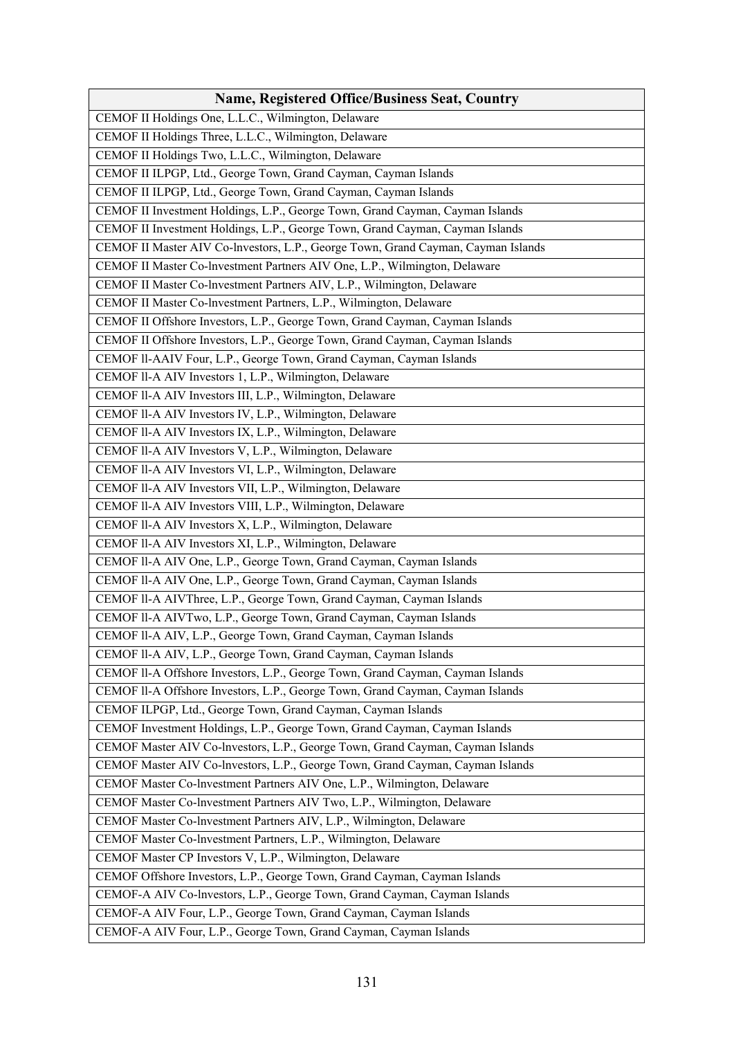| Name, Registered Office/Business Seat, Country |
|---|
| CEMOF II Holdings One, L.L.C., Wilmington, Delaware |
| CEMOF II Holdings Three, L.L.C., Wilmington, Delaware |
| CEMOF II Holdings Two, L.L.C., Wilmington, Delaware |
| CEMOF II ILPGP, Ltd., George Town, Grand Cayman, Cayman Islands |
| CEMOF II ILPGP, Ltd., George Town, Grand Cayman, Cayman Islands |
| CEMOF II Investment Holdings, L.P., George Town, Grand Cayman, Cayman Islands |
| CEMOF II Investment Holdings, L.P., George Town, Grand Cayman, Cayman Islands |
| CEMOF II Master AIV Co-lnvestors, L.P., George Town, Grand Cayman, Cayman Islands |
| CEMOF II Master Co-lnvestment Partners AIV One, L.P., Wilmington, Delaware |
| CEMOF II Master Co-lnvestment Partners AIV, L.P., Wilmington, Delaware |
| CEMOF II Master Co-lnvestment Partners, L.P., Wilmington, Delaware |
| CEMOF II Offshore Investors, L.P., George Town, Grand Cayman, Cayman Islands |
| CEMOF II Offshore Investors, L.P., George Town, Grand Cayman, Cayman Islands |
| CEMOF ll-AAIV Four, L.P., George Town, Grand Cayman, Cayman Islands |
| CEMOF ll-A AIV Investors 1, L.P., Wilmington, Delaware |
| CEMOF ll-A AIV Investors III, L.P., Wilmington, Delaware |
| CEMOF ll-A AIV Investors IV, L.P., Wilmington, Delaware |
| CEMOF ll-A AIV Investors IX, L.P., Wilmington, Delaware |
| CEMOF ll-A AIV Investors V, L.P., Wilmington, Delaware |
| CEMOF ll-A AIV Investors VI, L.P., Wilmington, Delaware |
| CEMOF ll-A AIV Investors VII, L.P., Wilmington, Delaware |
| CEMOF ll-A AIV Investors VIII, L.P., Wilmington, Delaware |
| CEMOF ll-A AIV Investors X, L.P., Wilmington, Delaware |
| CEMOF ll-A AIV Investors XI, L.P., Wilmington, Delaware |
| CEMOF ll-A AIV One, L.P., George Town, Grand Cayman, Cayman Islands |
| CEMOF ll-A AIV One, L.P., George Town, Grand Cayman, Cayman Islands |
| CEMOF ll-A AIVThree, L.P., George Town, Grand Cayman, Cayman Islands |
| CEMOF ll-A AIVTwo, L.P., George Town, Grand Cayman, Cayman Islands |
| CEMOF ll-A AIV, L.P., George Town, Grand Cayman, Cayman Islands |
| CEMOF ll-A AIV, L.P., George Town, Grand Cayman, Cayman Islands |
| CEMOF ll-A Offshore Investors, L.P., George Town, Grand Cayman, Cayman Islands |
| CEMOF ll-A Offshore Investors, L.P., George Town, Grand Cayman, Cayman Islands |
| CEMOF ILPGP, Ltd., George Town, Grand Cayman, Cayman Islands |
| CEMOF Investment Holdings, L.P., George Town, Grand Cayman, Cayman Islands |
| CEMOF Master AIV Co-lnvestors, L.P., George Town, Grand Cayman, Cayman Islands |
| CEMOF Master AIV Co-lnvestors, L.P., George Town, Grand Cayman, Cayman Islands |
| CEMOF Master Co-lnvestment Partners AIV One, L.P., Wilmington, Delaware |
| CEMOF Master Co-lnvestment Partners AIV Two, L.P., Wilmington, Delaware |
| CEMOF Master Co-lnvestment Partners AIV, L.P., Wilmington, Delaware |
| CEMOF Master Co-lnvestment Partners, L.P., Wilmington, Delaware |
| CEMOF Master CP Investors V, L.P., Wilmington, Delaware |
| CEMOF Offshore Investors, L.P., George Town, Grand Cayman, Cayman Islands |
| CEMOF-A AIV Co-lnvestors, L.P., George Town, Grand Cayman, Cayman Islands |
| CEMOF-A AIV Four, L.P., George Town, Grand Cayman, Cayman Islands |
| CEMOF-A AIV Four, L.P., George Town, Grand Cayman, Cayman Islands |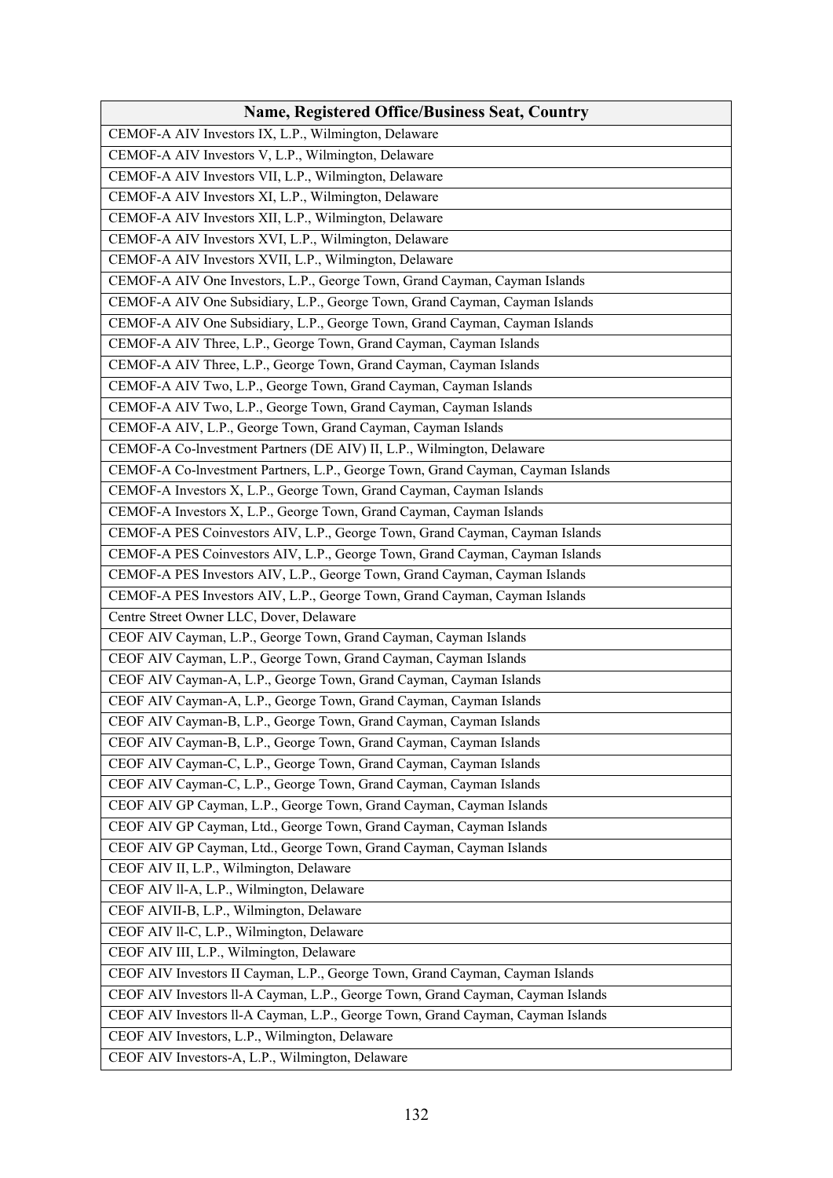| Name, Registered Office/Business Seat, Country |
|---|
| CEMOF-A AIV Investors IX, L.P., Wilmington, Delaware |
| CEMOF-A AIV Investors V, L.P., Wilmington, Delaware |
| CEMOF-A AIV Investors VII, L.P., Wilmington, Delaware |
| CEMOF-A AIV Investors XI, L.P., Wilmington, Delaware |
| CEMOF-A AIV Investors XII, L.P., Wilmington, Delaware |
| CEMOF-A AIV Investors XVI, L.P., Wilmington, Delaware |
| CEMOF-A AIV Investors XVII, L.P., Wilmington, Delaware |
| CEMOF-A AIV One Investors, L.P., George Town, Grand Cayman, Cayman Islands |
| CEMOF-A AIV One Subsidiary, L.P., George Town, Grand Cayman, Cayman Islands |
| CEMOF-A AIV One Subsidiary, L.P., George Town, Grand Cayman, Cayman Islands |
| CEMOF-A AIV Three, L.P., George Town, Grand Cayman, Cayman Islands |
| CEMOF-A AIV Three, L.P., George Town, Grand Cayman, Cayman Islands |
| CEMOF-A AIV Two, L.P., George Town, Grand Cayman, Cayman Islands |
| CEMOF-A AIV Two, L.P., George Town, Grand Cayman, Cayman Islands |
| CEMOF-A AIV, L.P., George Town, Grand Cayman, Cayman Islands |
| CEMOF-A Co-lnvestment Partners (DE AIV) II, L.P., Wilmington, Delaware |
| CEMOF-A Co-lnvestment Partners, L.P., George Town, Grand Cayman, Cayman Islands |
| CEMOF-A Investors X, L.P., George Town, Grand Cayman, Cayman Islands |
| CEMOF-A Investors X, L.P., George Town, Grand Cayman, Cayman Islands |
| CEMOF-A PES Coinvestors AIV, L.P., George Town, Grand Cayman, Cayman Islands |
| CEMOF-A PES Coinvestors AIV, L.P., George Town, Grand Cayman, Cayman Islands |
| CEMOF-A PES Investors AIV, L.P., George Town, Grand Cayman, Cayman Islands |
| CEMOF-A PES Investors AIV, L.P., George Town, Grand Cayman, Cayman Islands |
| Centre Street Owner LLC, Dover, Delaware |
| CEOF AIV Cayman, L.P., George Town, Grand Cayman, Cayman Islands |
| CEOF AIV Cayman, L.P., George Town, Grand Cayman, Cayman Islands |
| CEOF AIV Cayman-A, L.P., George Town, Grand Cayman, Cayman Islands |
| CEOF AIV Cayman-A, L.P., George Town, Grand Cayman, Cayman Islands |
| CEOF AIV Cayman-B, L.P., George Town, Grand Cayman, Cayman Islands |
| CEOF AIV Cayman-B, L.P., George Town, Grand Cayman, Cayman Islands |
| CEOF AIV Cayman-C, L.P., George Town, Grand Cayman, Cayman Islands |
| CEOF AIV Cayman-C, L.P., George Town, Grand Cayman, Cayman Islands |
| CEOF AIV GP Cayman, L.P., George Town, Grand Cayman, Cayman Islands |
| CEOF AIV GP Cayman, Ltd., George Town, Grand Cayman, Cayman Islands |
| CEOF AIV GP Cayman, Ltd., George Town, Grand Cayman, Cayman Islands |
| CEOF AIV II, L.P., Wilmington, Delaware |
| CEOF AIV ll-A, L.P., Wilmington, Delaware |
| CEOF AIVII-B, L.P., Wilmington, Delaware |
| CEOF AIV ll-C, L.P., Wilmington, Delaware |
| CEOF AIV III, L.P., Wilmington, Delaware |
| CEOF AIV Investors II Cayman, L.P., George Town, Grand Cayman, Cayman Islands |
| CEOF AIV Investors ll-A Cayman, L.P., George Town, Grand Cayman, Cayman Islands |
| CEOF AIV Investors ll-A Cayman, L.P., George Town, Grand Cayman, Cayman Islands |
| CEOF AIV Investors, L.P., Wilmington, Delaware |
| CEOF AIV Investors-A, L.P., Wilmington, Delaware |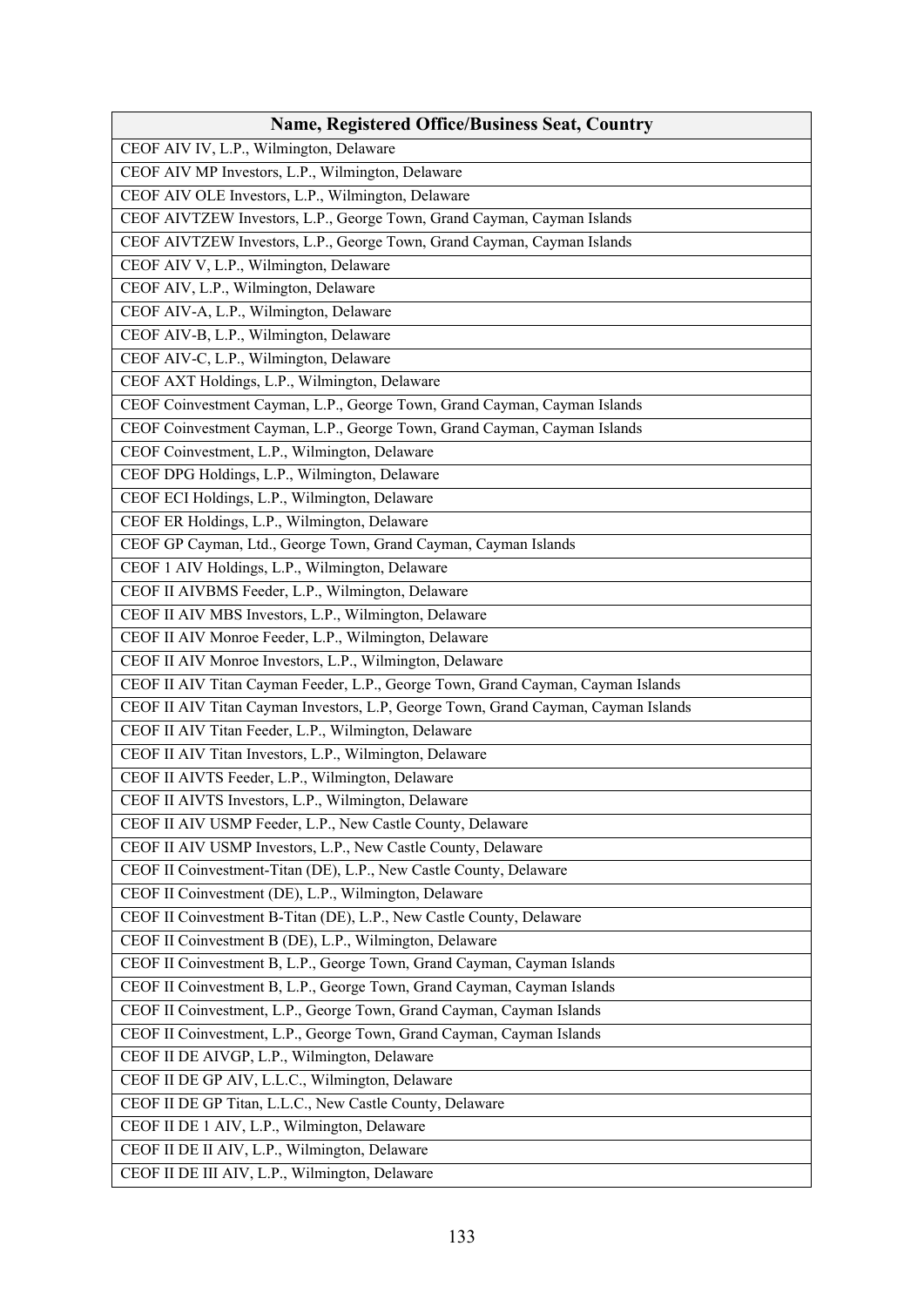| Name, Registered Office/Business Seat, Country |
|---|
| CEOF AIV IV, L.P., Wilmington, Delaware |
| CEOF AIV MP Investors, L.P., Wilmington, Delaware |
| CEOF AIV OLE Investors, L.P., Wilmington, Delaware |
| CEOF AIVTZEW Investors, L.P., George Town, Grand Cayman, Cayman Islands |
| CEOF AIVTZEW Investors, L.P., George Town, Grand Cayman, Cayman Islands |
| CEOF AIV V, L.P., Wilmington, Delaware |
| CEOF AIV, L.P., Wilmington, Delaware |
| CEOF AIV-A, L.P., Wilmington, Delaware |
| CEOF AIV-B, L.P., Wilmington, Delaware |
| CEOF AIV-C, L.P., Wilmington, Delaware |
| CEOF AXT Holdings, L.P., Wilmington, Delaware |
| CEOF Coinvestment Cayman, L.P., George Town, Grand Cayman, Cayman Islands |
| CEOF Coinvestment Cayman, L.P., George Town, Grand Cayman, Cayman Islands |
| CEOF Coinvestment, L.P., Wilmington, Delaware |
| CEOF DPG Holdings, L.P., Wilmington, Delaware |
| CEOF ECI Holdings, L.P., Wilmington, Delaware |
| CEOF ER Holdings, L.P., Wilmington, Delaware |
| CEOF GP Cayman, Ltd., George Town, Grand Cayman, Cayman Islands |
| CEOF 1 AIV Holdings, L.P., Wilmington, Delaware |
| CEOF II AIVBMS Feeder, L.P., Wilmington, Delaware |
| CEOF II AIV MBS Investors, L.P., Wilmington, Delaware |
| CEOF II AIV Monroe Feeder, L.P., Wilmington, Delaware |
| CEOF II AIV Monroe Investors, L.P., Wilmington, Delaware |
| CEOF II AIV Titan Cayman Feeder, L.P., George Town, Grand Cayman, Cayman Islands |
| CEOF II AIV Titan Cayman Investors, L.P, George Town, Grand Cayman, Cayman Islands |
| CEOF II AIV Titan Feeder, L.P., Wilmington, Delaware |
| CEOF II AIV Titan Investors, L.P., Wilmington, Delaware |
| CEOF II AIVTS Feeder, L.P., Wilmington, Delaware |
| CEOF II AIVTS Investors, L.P., Wilmington, Delaware |
| CEOF II AIV USMP Feeder, L.P., New Castle County, Delaware |
| CEOF II AIV USMP Investors, L.P., New Castle County, Delaware |
| CEOF II Coinvestment-Titan (DE), L.P., New Castle County, Delaware |
| CEOF II Coinvestment (DE), L.P., Wilmington, Delaware |
| CEOF II Coinvestment B-Titan (DE), L.P., New Castle County, Delaware |
| CEOF II Coinvestment B (DE), L.P., Wilmington, Delaware |
| CEOF II Coinvestment B, L.P., George Town, Grand Cayman, Cayman Islands |
| CEOF II Coinvestment B, L.P., George Town, Grand Cayman, Cayman Islands |
| CEOF II Coinvestment, L.P., George Town, Grand Cayman, Cayman Islands |
| CEOF II Coinvestment, L.P., George Town, Grand Cayman, Cayman Islands |
| CEOF II DE AIVGP, L.P., Wilmington, Delaware |
| CEOF II DE GP AIV, L.L.C., Wilmington, Delaware |
| CEOF II DE GP Titan, L.L.C., New Castle County, Delaware |
| CEOF II DE 1 AIV, L.P., Wilmington, Delaware |
| CEOF II DE II AIV, L.P., Wilmington, Delaware |
| CEOF II DE III AIV, L.P., Wilmington, Delaware |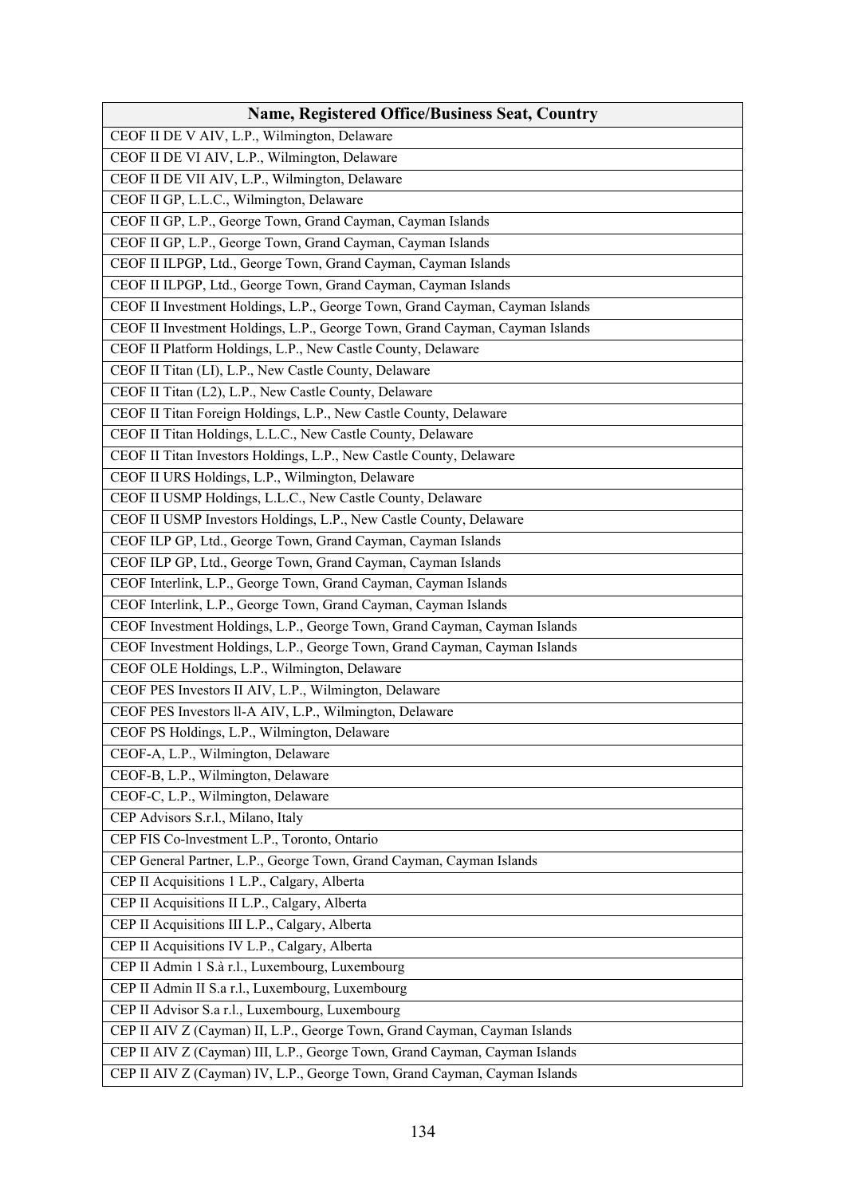| Name, Registered Office/Business Seat, Country |
| --- |
| CEOF II DE V AIV, L.P., Wilmington, Delaware |
| CEOF II DE VI AIV, L.P., Wilmington, Delaware |
| CEOF II DE VII AIV, L.P., Wilmington, Delaware |
| CEOF II GP, L.L.C., Wilmington, Delaware |
| CEOF II GP, L.P., George Town, Grand Cayman, Cayman Islands |
| CEOF II GP, L.P., George Town, Grand Cayman, Cayman Islands |
| CEOF II ILPGP, Ltd., George Town, Grand Cayman, Cayman Islands |
| CEOF II ILPGP, Ltd., George Town, Grand Cayman, Cayman Islands |
| CEOF II Investment Holdings, L.P., George Town, Grand Cayman, Cayman Islands |
| CEOF II Investment Holdings, L.P., George Town, Grand Cayman, Cayman Islands |
| CEOF II Platform Holdings, L.P., New Castle County, Delaware |
| CEOF II Titan (LI), L.P., New Castle County, Delaware |
| CEOF II Titan (L2), L.P., New Castle County, Delaware |
| CEOF II Titan Foreign Holdings, L.P., New Castle County, Delaware |
| CEOF II Titan Holdings, L.L.C., New Castle County, Delaware |
| CEOF II Titan Investors Holdings, L.P., New Castle County, Delaware |
| CEOF II URS Holdings, L.P., Wilmington, Delaware |
| CEOF II USMP Holdings, L.L.C., New Castle County, Delaware |
| CEOF II USMP Investors Holdings, L.P., New Castle County, Delaware |
| CEOF ILP GP, Ltd., George Town, Grand Cayman, Cayman Islands |
| CEOF ILP GP, Ltd., George Town, Grand Cayman, Cayman Islands |
| CEOF Interlink, L.P., George Town, Grand Cayman, Cayman Islands |
| CEOF Interlink, L.P., George Town, Grand Cayman, Cayman Islands |
| CEOF Investment Holdings, L.P., George Town, Grand Cayman, Cayman Islands |
| CEOF Investment Holdings, L.P., George Town, Grand Cayman, Cayman Islands |
| CEOF OLE Holdings, L.P., Wilmington, Delaware |
| CEOF PES Investors II AIV, L.P., Wilmington, Delaware |
| CEOF PES Investors ll-A AIV, L.P., Wilmington, Delaware |
| CEOF PS Holdings, L.P., Wilmington, Delaware |
| CEOF-A, L.P., Wilmington, Delaware |
| CEOF-B, L.P., Wilmington, Delaware |
| CEOF-C, L.P., Wilmington, Delaware |
| CEP Advisors S.r.l., Milano, Italy |
| CEP FIS Co-lnvestment L.P., Toronto, Ontario |
| CEP General Partner, L.P., George Town, Grand Cayman, Cayman Islands |
| CEP II Acquisitions 1 L.P., Calgary, Alberta |
| CEP II Acquisitions II L.P., Calgary, Alberta |
| CEP II Acquisitions III L.P., Calgary, Alberta |
| CEP II Acquisitions IV L.P., Calgary, Alberta |
| CEP II Admin 1 S.à r.l., Luxembourg, Luxembourg |
| CEP II Admin II S.a r.l., Luxembourg, Luxembourg |
| CEP II Advisor S.a r.l., Luxembourg, Luxembourg |
| CEP II AIV Z (Cayman) II, L.P., George Town, Grand Cayman, Cayman Islands |
| CEP II AIV Z (Cayman) III, L.P., George Town, Grand Cayman, Cayman Islands |
| CEP II AIV Z (Cayman) IV, L.P., George Town, Grand Cayman, Cayman Islands |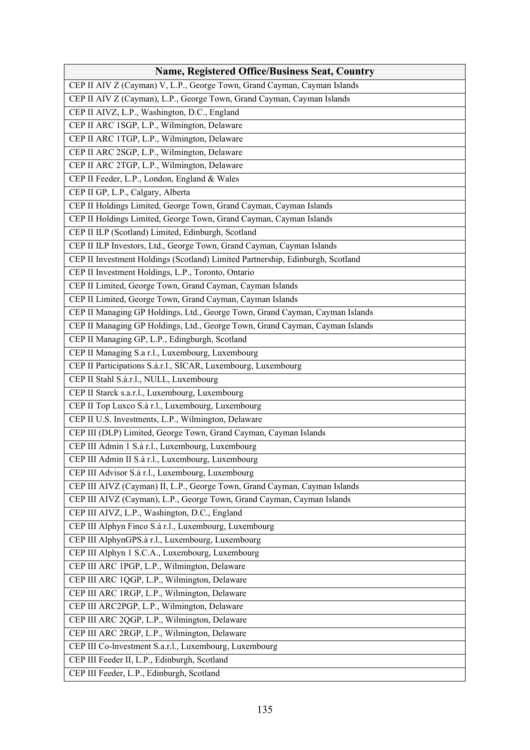| Name, Registered Office/Business Seat, Country |
| --- |
| CEP II AIV Z (Cayman) V, L.P., George Town, Grand Cayman, Cayman Islands |
| CEP II AIV Z (Cayman), L.P., George Town, Grand Cayman, Cayman Islands |
| CEP II AIVZ, L.P., Washington, D.C., England |
| CEP II ARC 1SGP, L.P., Wilmington, Delaware |
| CEP II ARC 1TGP, L.P., Wilmington, Delaware |
| CEP II ARC 2SGP, L.P., Wilmington, Delaware |
| CEP II ARC 2TGP, L.P., Wilmington, Delaware |
| CEP II Feeder, L.P., London, England & Wales |
| CEP II GP, L.P., Calgary, Alberta |
| CEP II Holdings Limited, George Town, Grand Cayman, Cayman Islands |
| CEP II Holdings Limited, George Town, Grand Cayman, Cayman Islands |
| CEP II ILP (Scotland) Limited, Edinburgh, Scotland |
| CEP II ILP Investors, Ltd., George Town, Grand Cayman, Cayman Islands |
| CEP II Investment Holdings (Scotland) Limited Partnership, Edinburgh, Scotland |
| CEP II Investment Holdings, L.P., Toronto, Ontario |
| CEP II Limited, George Town, Grand Cayman, Cayman Islands |
| CEP II Limited, George Town, Grand Cayman, Cayman Islands |
| CEP II Managing GP Holdings, Ltd., George Town, Grand Cayman, Cayman Islands |
| CEP II Managing GP Holdings, Ltd., George Town, Grand Cayman, Cayman Islands |
| CEP II Managing GP, L.P., Edingburgh, Scotland |
| CEP II Managing S.a r.l., Luxembourg, Luxembourg |
| CEP II Participations S.à.r.l., SICAR, Luxembourg, Luxembourg |
| CEP II Stahl S.à.r.l., NULL, Luxembourg |
| CEP II Starck s.a.r.l., Luxembourg, Luxembourg |
| CEP II Top Luxco S.à r.l., Luxembourg, Luxembourg |
| CEP II U.S. Investments, L.P., Wilmington, Delaware |
| CEP III (DLP) Limited, George Town, Grand Cayman, Cayman Islands |
| CEP III Admin 1 S.à r.l., Luxembourg, Luxembourg |
| CEP III Admin II S.à r.l., Luxembourg, Luxembourg |
| CEP III Advisor S.à r.l., Luxembourg, Luxembourg |
| CEP III AIVZ (Cayman) II, L.P., George Town, Grand Cayman, Cayman Islands |
| CEP III AIVZ (Cayman), L.P., George Town, Grand Cayman, Cayman Islands |
| CEP III AIVZ, L.P., Washington, D.C., England |
| CEP III Alphyn Finco S.à r.l., Luxembourg, Luxembourg |
| CEP III AlphynGPS.à r.l., Luxembourg, Luxembourg |
| CEP III Alphyn 1 S.C.A., Luxembourg, Luxembourg |
| CEP III ARC 1PGP, L.P., Wilmington, Delaware |
| CEP III ARC 1QGP, L.P., Wilmington, Delaware |
| CEP III ARC 1RGP, L.P., Wilmington, Delaware |
| CEP III ARC2PGP, L.P., Wilmington, Delaware |
| CEP III ARC 2QGP, L.P., Wilmington, Delaware |
| CEP III ARC 2RGP, L.P., Wilmington, Delaware |
| CEP III Co-lnvestment S.a.r.l., Luxembourg, Luxembourg |
| CEP III Feeder II, L.P., Edinburgh, Scotland |
| CEP III Feeder, L.P., Edinburgh, Scotland |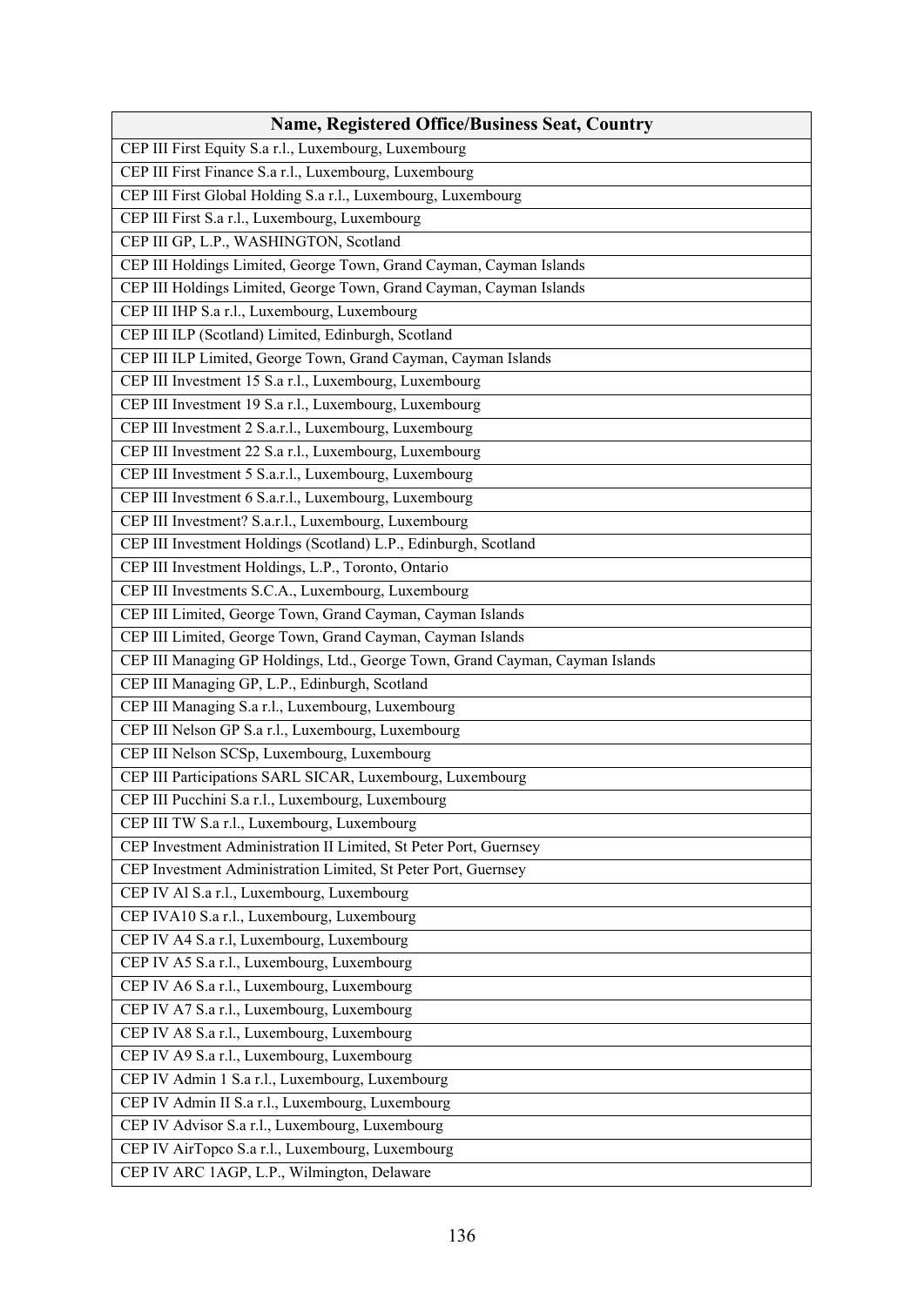| Name, Registered Office/Business Seat, Country |
| --- |
| CEP III First Equity S.a r.l., Luxembourg, Luxembourg |
| CEP III First Finance S.a r.l., Luxembourg, Luxembourg |
| CEP III First Global Holding S.a r.l., Luxembourg, Luxembourg |
| CEP III First S.a r.l., Luxembourg, Luxembourg |
| CEP III GP, L.P., WASHINGTON, Scotland |
| CEP III Holdings Limited, George Town, Grand Cayman, Cayman Islands |
| CEP III Holdings Limited, George Town, Grand Cayman, Cayman Islands |
| CEP III IHP S.a r.l., Luxembourg, Luxembourg |
| CEP III ILP (Scotland) Limited, Edinburgh, Scotland |
| CEP III ILP Limited, George Town, Grand Cayman, Cayman Islands |
| CEP III Investment 15 S.a r.l., Luxembourg, Luxembourg |
| CEP III Investment 19 S.a r.l., Luxembourg, Luxembourg |
| CEP III Investment 2 S.a.r.l., Luxembourg, Luxembourg |
| CEP III Investment 22 S.a r.l., Luxembourg, Luxembourg |
| CEP III Investment 5 S.a.r.l., Luxembourg, Luxembourg |
| CEP III Investment 6 S.a.r.l., Luxembourg, Luxembourg |
| CEP III Investment? S.a.r.l., Luxembourg, Luxembourg |
| CEP III Investment Holdings (Scotland) L.P., Edinburgh, Scotland |
| CEP III Investment Holdings, L.P., Toronto, Ontario |
| CEP III Investments S.C.A., Luxembourg, Luxembourg |
| CEP III Limited, George Town, Grand Cayman, Cayman Islands |
| CEP III Limited, George Town, Grand Cayman, Cayman Islands |
| CEP III Managing GP Holdings, Ltd., George Town, Grand Cayman, Cayman Islands |
| CEP III Managing GP, L.P., Edinburgh, Scotland |
| CEP III Managing S.a r.l., Luxembourg, Luxembourg |
| CEP III Nelson GP S.a r.l., Luxembourg, Luxembourg |
| CEP III Nelson SCSp, Luxembourg, Luxembourg |
| CEP III Participations SARL SICAR, Luxembourg, Luxembourg |
| CEP III Pucchini S.a r.l., Luxembourg, Luxembourg |
| CEP III TW S.a r.l., Luxembourg, Luxembourg |
| CEP Investment Administration II Limited, St Peter Port, Guernsey |
| CEP Investment Administration Limited, St Peter Port, Guernsey |
| CEP IV Al S.a r.l., Luxembourg, Luxembourg |
| CEP IVA10 S.a r.l., Luxembourg, Luxembourg |
| CEP IV A4 S.a r.l, Luxembourg, Luxembourg |
| CEP IV A5 S.a r.l., Luxembourg, Luxembourg |
| CEP IV A6 S.a r.l., Luxembourg, Luxembourg |
| CEP IV A7 S.a r.l., Luxembourg, Luxembourg |
| CEP IV A8 S.a r.l., Luxembourg, Luxembourg |
| CEP IV A9 S.a r.l., Luxembourg, Luxembourg |
| CEP IV Admin 1 S.a r.l., Luxembourg, Luxembourg |
| CEP IV Admin II S.a r.l., Luxembourg, Luxembourg |
| CEP IV Advisor S.a r.l., Luxembourg, Luxembourg |
| CEP IV AirTopco S.a r.l., Luxembourg, Luxembourg |
| CEP IV ARC 1AGP, L.P., Wilmington, Delaware |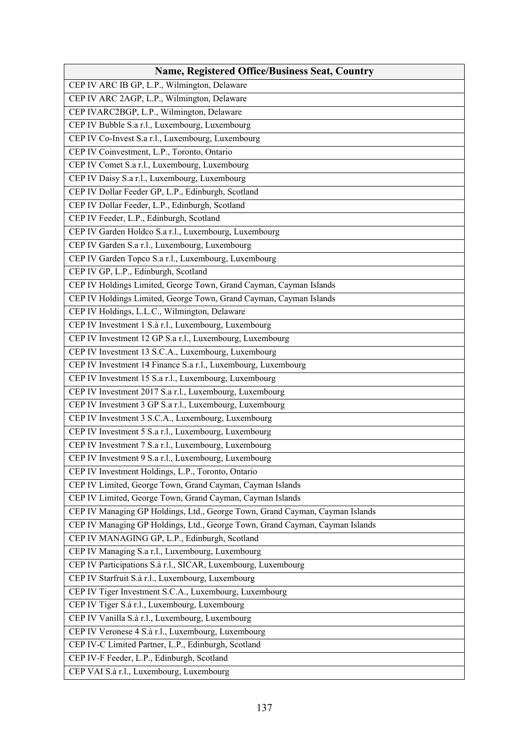| Name, Registered Office/Business Seat, Country |
|---|
| CEP IV ARC IB GP, L.P., Wilmington, Delaware |
| CEP IV ARC 2AGP, L.P., Wilmington, Delaware |
| CEP IVARC2BGP, L.P., Wilmington, Delaware |
| CEP IV Bubble S.a r.l., Luxembourg, Luxembourg |
| CEP IV Co-Invest S.a r.l., Luxembourg, Luxembourg |
| CEP IV Coinvestment, L.P., Toronto, Ontario |
| CEP IV Comet S.a r.l., Luxembourg, Luxembourg |
| CEP IV Daisy S.a r.l., Luxembourg, Luxembourg |
| CEP IV Dollar Feeder GP, L.P., Edinburgh, Scotland |
| CEP IV Dollar Feeder, L.P., Edinburgh, Scotland |
| CEP IV Feeder, L.P., Edinburgh, Scotland |
| CEP IV Garden Holdco S.a r.l., Luxembourg, Luxembourg |
| CEP IV Garden S.a r.l., Luxembourg, Luxembourg |
| CEP IV Garden Topco S.a r.l., Luxembourg, Luxembourg |
| CEP IV GP, L.P., Edinburgh, Scotland |
| CEP IV Holdings Limited, George Town, Grand Cayman, Cayman Islands |
| CEP IV Holdings Limited, George Town, Grand Cayman, Cayman Islands |
| CEP IV Holdings, L.L.C., Wilmington, Delaware |
| CEP IV Investment 1 S.à r.l., Luxembourg, Luxembourg |
| CEP IV Investment 12 GP S.a r.l., Luxembourg, Luxembourg |
| CEP IV Investment 13 S.C.A., Luxembourg, Luxembourg |
| CEP IV Investment 14 Finance S.a r.l., Luxembourg, Luxembourg |
| CEP IV Investment 15 S.a r.l., Luxembourg, Luxembourg |
| CEP IV Investment 2017 S.a r.l., Luxembourg, Luxembourg |
| CEP IV Investment 3 GP S.a r.l., Luxembourg, Luxembourg |
| CEP IV Investment 3 S.C.A., Luxembourg, Luxembourg |
| CEP IV Investment 5 S.a r.l., Luxembourg, Luxembourg |
| CEP IV Investment 7 S.a r.l., Luxembourg, Luxembourg |
| CEP IV Investment 9 S.a r.l., Luxembourg, Luxembourg |
| CEP IV Investment Holdings, L.P., Toronto, Ontario |
| CEP IV Limited, George Town, Grand Cayman, Cayman Islands |
| CEP IV Limited, George Town, Grand Cayman, Cayman Islands |
| CEP IV Managing GP Holdings, Ltd., George Town, Grand Cayman, Cayman Islands |
| CEP IV Managing GP Holdings, Ltd., George Town, Grand Cayman, Cayman Islands |
| CEP IV MANAGING GP, L.P., Edinburgh, Scotland |
| CEP IV Managing S.a r.l., Luxembourg, Luxembourg |
| CEP IV Participations S.à r.l., SICAR, Luxembourg, Luxembourg |
| CEP IV Starfruit S.à r.l., Luxembourg, Luxembourg |
| CEP IV Tiger Investment S.C.A., Luxembourg, Luxembourg |
| CEP IV Tiger S.à r.l., Luxembourg, Luxembourg |
| CEP IV Vanilla S.à r.l., Luxembourg, Luxembourg |
| CEP IV Veronese 4 S.à r.l., Luxembourg, Luxembourg |
| CEP IV-C Limited Partner, L.P., Edinburgh, Scotland |
| CEP IV-F Feeder, L.P., Edinburgh, Scotland |
| CEP VAI S.à r.l., Luxembourg, Luxembourg |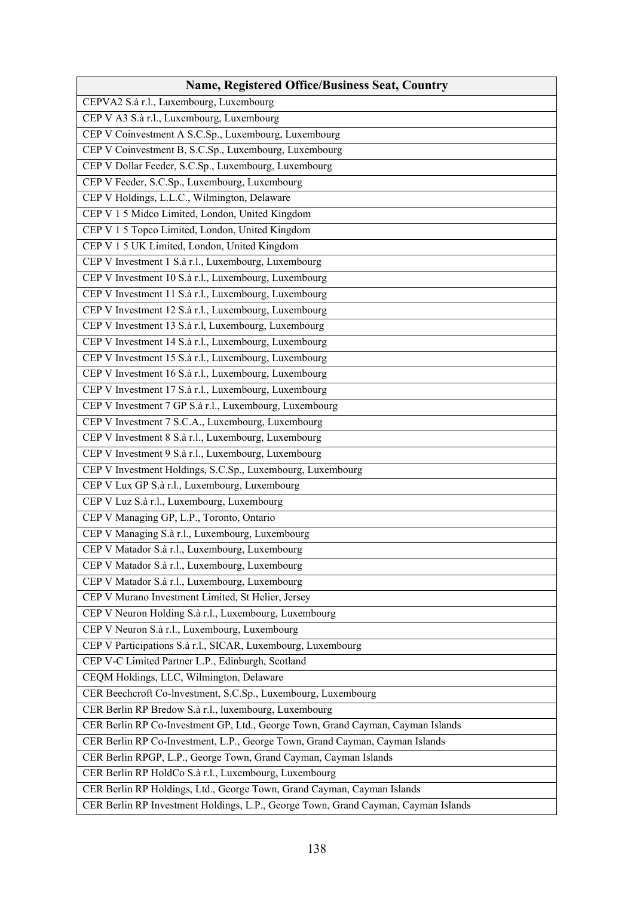| Name, Registered Office/Business Seat, Country |
|---|
| CEPVA2 S.à r.l., Luxembourg, Luxembourg |
| CEP V A3 S.à r.l., Luxembourg, Luxembourg |
| CEP V Coinvestment A S.C.Sp., Luxembourg, Luxembourg |
| CEP V Coinvestment B, S.C.Sp., Luxembourg, Luxembourg |
| CEP V Dollar Feeder, S.C.Sp., Luxembourg, Luxembourg |
| CEP V Feeder, S.C.Sp., Luxembourg, Luxembourg |
| CEP V Holdings, L.L.C., Wilmington, Delaware |
| CEP V 1 5 Midco Limited, London, United Kingdom |
| CEP V 1 5 Topco Limited, London, United Kingdom |
| CEP V 1 5 UK Limited, London, United Kingdom |
| CEP V Investment 1 S.à r.l., Luxembourg, Luxembourg |
| CEP V Investment 10 S.à r.l., Luxembourg, Luxembourg |
| CEP V Investment 11 S.à r.l., Luxembourg, Luxembourg |
| CEP V Investment 12 S.à r.l., Luxembourg, Luxembourg |
| CEP V Investment 13 S.à r.l, Luxembourg, Luxembourg |
| CEP V Investment 14 S.à r.l., Luxembourg, Luxembourg |
| CEP V Investment 15 S.à r.l., Luxembourg, Luxembourg |
| CEP V Investment 16 S.à r.l., Luxembourg, Luxembourg |
| CEP V Investment 17 S.à r.l., Luxembourg, Luxembourg |
| CEP V Investment 7 GP S.à r.l., Luxembourg, Luxembourg |
| CEP V Investment 7 S.C.A., Luxembourg, Luxembourg |
| CEP V Investment 8 S.à r.l., Luxembourg, Luxembourg |
| CEP V Investment 9 S.à r.l., Luxembourg, Luxembourg |
| CEP V Investment Holdings, S.C.Sp., Luxembourg, Luxembourg |
| CEP V Lux GP S.à r.l., Luxembourg, Luxembourg |
| CEP V Luz S.à r.l., Luxembourg, Luxembourg |
| CEP V Managing GP, L.P., Toronto, Ontario |
| CEP V Managing S.à r.l., Luxembourg, Luxembourg |
| CEP V Matador S.à r.l., Luxembourg, Luxembourg |
| CEP V Matador S.à r.l., Luxembourg, Luxembourg |
| CEP V Matador S.à r.l., Luxembourg, Luxembourg |
| CEP V Murano Investment Limited, St Helier, Jersey |
| CEP V Neuron Holding S.à r.l., Luxembourg, Luxembourg |
| CEP V Neuron S.à r.l., Luxembourg, Luxembourg |
| CEP V Participations S.à r.l., SICAR, Luxembourg, Luxembourg |
| CEP V-C Limited Partner L.P., Edinburgh, Scotland |
| CEQM Holdings, LLC, Wilmington, Delaware |
| CER Beechcroft Co-lnvestment, S.C.Sp., Luxembourg, Luxembourg |
| CER Berlin RP Bredow S.à r.l., luxembourg, Luxembourg |
| CER Berlin RP Co-Investment GP, Ltd., George Town, Grand Cayman, Cayman Islands |
| CER Berlin RP Co-Investment, L.P., George Town, Grand Cayman, Cayman Islands |
| CER Berlin RPGP, L.P., George Town, Grand Cayman, Cayman Islands |
| CER Berlin RP HoldCo S.à r.l., Luxembourg, Luxembourg |
| CER Berlin RP Holdings, Ltd., George Town, Grand Cayman, Cayman Islands |
| CER Berlin RP Investment Holdings, L.P., George Town, Grand Cayman, Cayman Islands |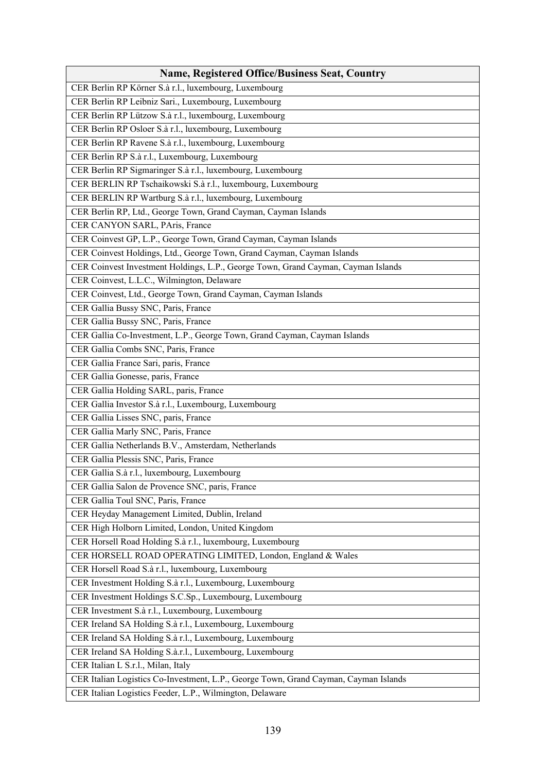| Name, Registered Office/Business Seat, Country |
|---|
| CER Berlin RP Körner S.à r.l., luxembourg, Luxembourg |
| CER Berlin RP Leibniz Sari., Luxembourg, Luxembourg |
| CER Berlin RP Lützow S.à r.l., luxembourg, Luxembourg |
| CER Berlin RP Osloer S.à r.l., luxembourg, Luxembourg |
| CER Berlin RP Ravene S.à r.l., luxembourg, Luxembourg |
| CER Berlin RP S.à r.l., Luxembourg, Luxembourg |
| CER Berlin RP Sigmaringer S.à r.l., luxembourg, Luxembourg |
| CER BERLIN RP Tschaikowski S.à r.l., luxembourg, Luxembourg |
| CER BERLIN RP Wartburg S.à r.l., luxembourg, Luxembourg |
| CER Berlin RP, Ltd., George Town, Grand Cayman, Cayman Islands |
| CER CANYON SARL, PAris, France |
| CER Coinvest GP, L.P., George Town, Grand Cayman, Cayman Islands |
| CER Coinvest Holdings, Ltd., George Town, Grand Cayman, Cayman Islands |
| CER Coinvest Investment Holdings, L.P., George Town, Grand Cayman, Cayman Islands |
| CER Coinvest, L.L.C., Wilmington, Delaware |
| CER Coinvest, Ltd., George Town, Grand Cayman, Cayman Islands |
| CER Gallia Bussy SNC, Paris, France |
| CER Gallia Bussy SNC, Paris, France |
| CER Gallia Co-Investment, L.P., George Town, Grand Cayman, Cayman Islands |
| CER Gallia Combs SNC, Paris, France |
| CER Gallia France Sari, paris, France |
| CER Gallia Gonesse, paris, France |
| CER Gallia Holding SARL, paris, France |
| CER Gallia Investor S.à r.l., Luxembourg, Luxembourg |
| CER Gallia Lisses SNC, paris, France |
| CER Gallia Marly SNC, Paris, France |
| CER Gallia Netherlands B.V., Amsterdam, Netherlands |
| CER Gallia Plessis SNC, Paris, France |
| CER Gallia S.à r.l., luxembourg, Luxembourg |
| CER Gallia Salon de Provence SNC, paris, France |
| CER Gallia Toul SNC, Paris, France |
| CER Heyday Management Limited, Dublin, Ireland |
| CER High Holborn Limited, London, United Kingdom |
| CER Horsell Road Holding S.à r.l., luxembourg, Luxembourg |
| CER HORSELL ROAD OPERATING LIMITED, London, England & Wales |
| CER Horsell Road S.à r.l., luxembourg, Luxembourg |
| CER Investment Holding S.à r.l., Luxembourg, Luxembourg |
| CER Investment Holdings S.C.Sp., Luxembourg, Luxembourg |
| CER Investment S.à r.l., Luxembourg, Luxembourg |
| CER Ireland SA Holding S.à r.l., Luxembourg, Luxembourg |
| CER Ireland SA Holding S.à r.l., Luxembourg, Luxembourg |
| CER Ireland SA Holding S.à.r.l., Luxembourg, Luxembourg |
| CER Italian L S.r.l., Milan, Italy |
| CER Italian Logistics Co-Investment, L.P., George Town, Grand Cayman, Cayman Islands |
| CER Italian Logistics Feeder, L.P., Wilmington, Delaware |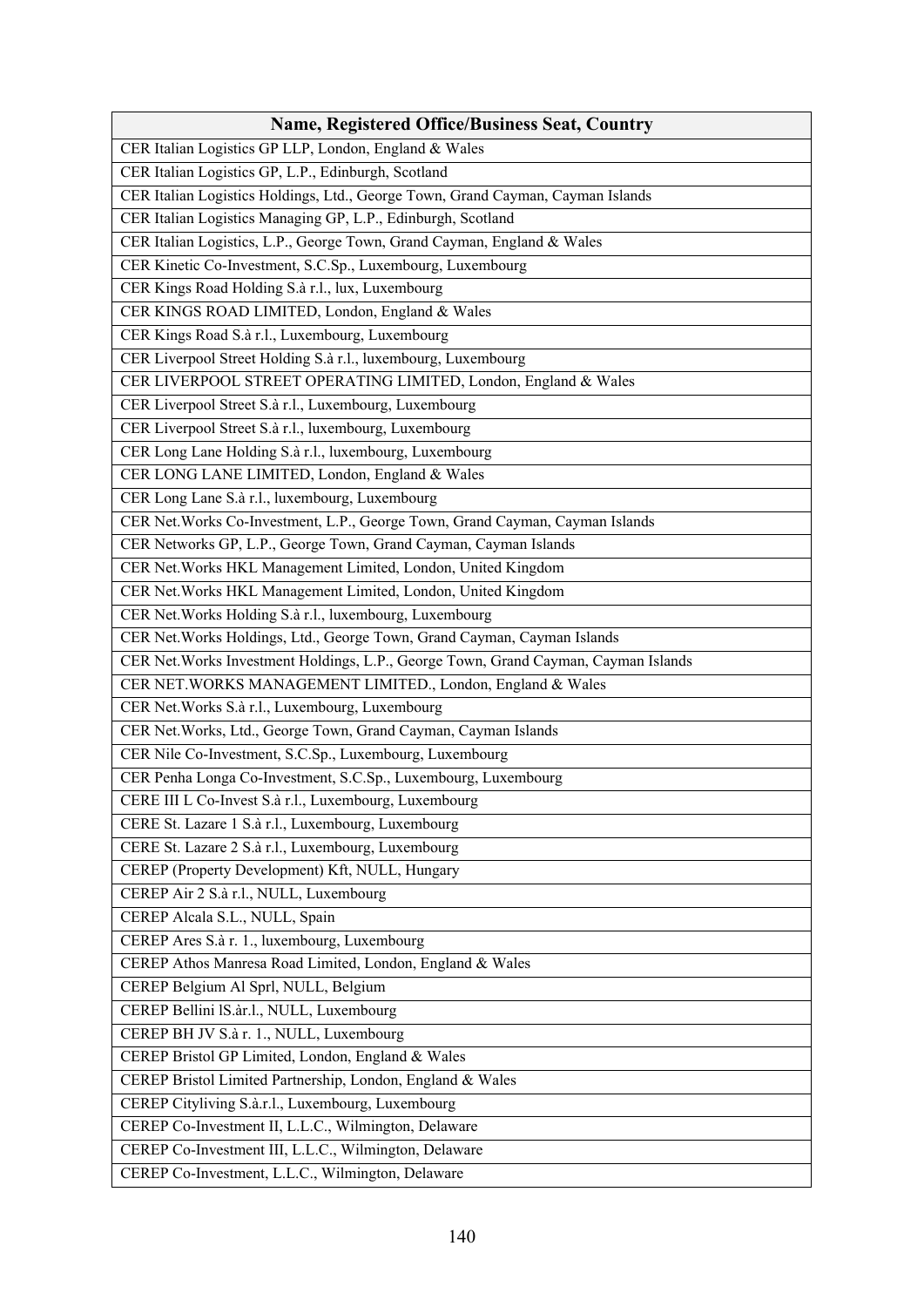| Name, Registered Office/Business Seat, Country |
| --- |
| CER Italian Logistics GP LLP, London, England & Wales |
| CER Italian Logistics GP, L.P., Edinburgh, Scotland |
| CER Italian Logistics Holdings, Ltd., George Town, Grand Cayman, Cayman Islands |
| CER Italian Logistics Managing GP, L.P., Edinburgh, Scotland |
| CER Italian Logistics, L.P., George Town, Grand Cayman, England & Wales |
| CER Kinetic Co-Investment, S.C.Sp., Luxembourg, Luxembourg |
| CER Kings Road Holding S.à r.l., lux, Luxembourg |
| CER KINGS ROAD LIMITED, London, England & Wales |
| CER Kings Road S.à r.l., Luxembourg, Luxembourg |
| CER Liverpool Street Holding S.à r.l., luxembourg, Luxembourg |
| CER LIVERPOOL STREET OPERATING LIMITED, London, England & Wales |
| CER Liverpool Street S.à r.l., Luxembourg, Luxembourg |
| CER Liverpool Street S.à r.l., luxembourg, Luxembourg |
| CER Long Lane Holding S.à r.l., luxembourg, Luxembourg |
| CER LONG LANE LIMITED, London, England & Wales |
| CER Long Lane S.à r.l., luxembourg, Luxembourg |
| CER Net.Works Co-Investment, L.P., George Town, Grand Cayman, Cayman Islands |
| CER Networks GP, L.P., George Town, Grand Cayman, Cayman Islands |
| CER Net.Works HKL Management Limited, London, United Kingdom |
| CER Net.Works HKL Management Limited, London, United Kingdom |
| CER Net.Works Holding S.à r.l., luxembourg, Luxembourg |
| CER Net.Works Holdings, Ltd., George Town, Grand Cayman, Cayman Islands |
| CER Net.Works Investment Holdings, L.P., George Town, Grand Cayman, Cayman Islands |
| CER NET.WORKS MANAGEMENT LIMITED., London, England & Wales |
| CER Net.Works S.à r.l., Luxembourg, Luxembourg |
| CER Net.Works, Ltd., George Town, Grand Cayman, Cayman Islands |
| CER Nile Co-Investment, S.C.Sp., Luxembourg, Luxembourg |
| CER Penha Longa Co-Investment, S.C.Sp., Luxembourg, Luxembourg |
| CERE III L Co-Invest S.à r.l., Luxembourg, Luxembourg |
| CERE St. Lazare 1 S.à r.l., Luxembourg, Luxembourg |
| CERE St. Lazare 2 S.à r.l., Luxembourg, Luxembourg |
| CEREP (Property Development) Kft, NULL, Hungary |
| CEREP Air 2 S.à r.l., NULL, Luxembourg |
| CEREP Alcala S.L., NULL, Spain |
| CEREP Ares S.à r. 1., luxembourg, Luxembourg |
| CEREP Athos Manresa Road Limited, London, England & Wales |
| CEREP Belgium Al Sprl, NULL, Belgium |
| CEREP Bellini lS.àr.l., NULL, Luxembourg |
| CEREP BH JV S.à r. 1., NULL, Luxembourg |
| CEREP Bristol GP Limited, London, England & Wales |
| CEREP Bristol Limited Partnership, London, England & Wales |
| CEREP Cityliving S.à.r.l., Luxembourg, Luxembourg |
| CEREP Co-Investment II, L.L.C., Wilmington, Delaware |
| CEREP Co-Investment III, L.L.C., Wilmington, Delaware |
| CEREP Co-Investment, L.L.C., Wilmington, Delaware |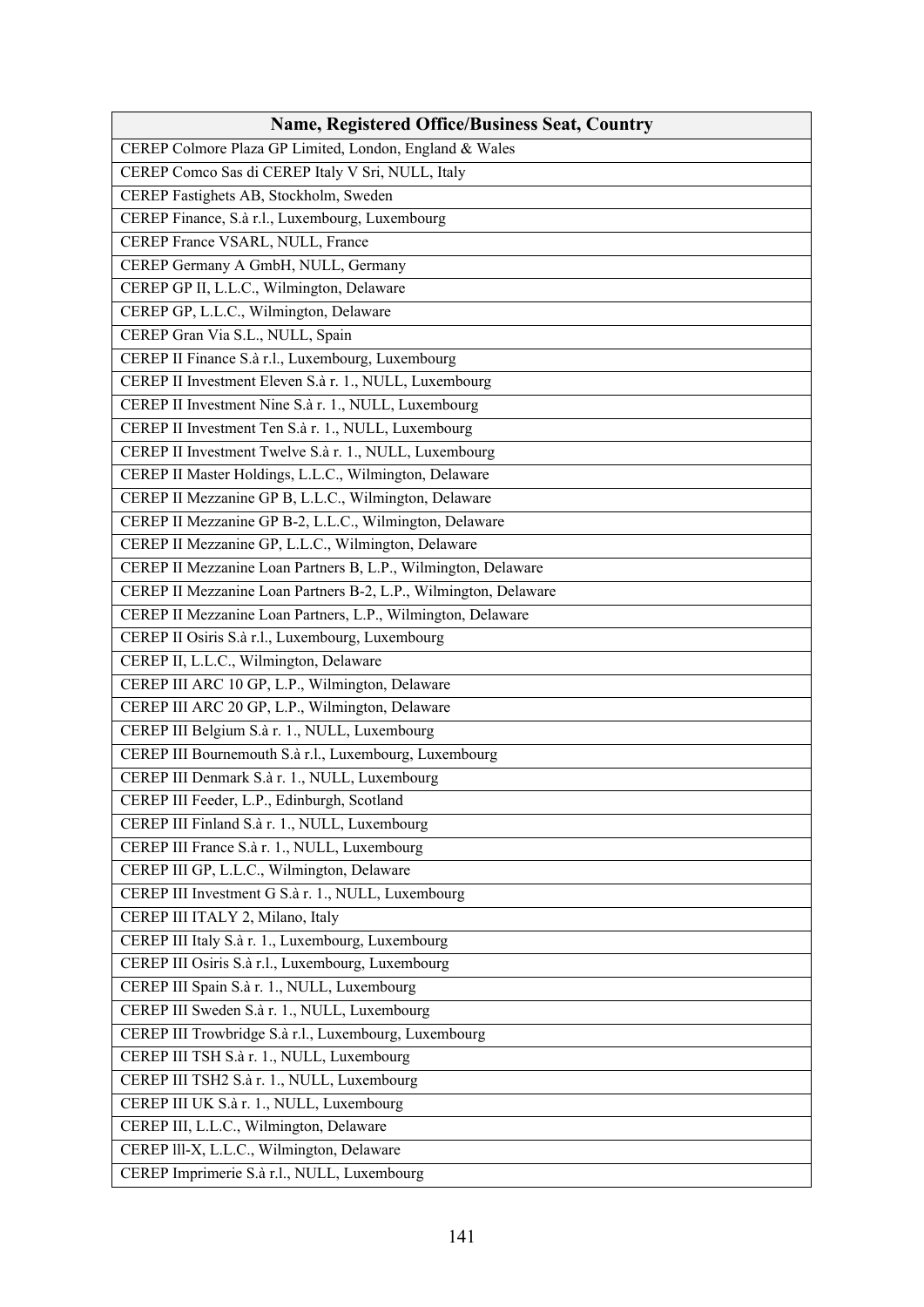| Name, Registered Office/Business Seat, Country |
|---|
| CEREP Colmore Plaza GP Limited, London, England & Wales |
| CEREP Comco Sas di CEREP Italy V Sri, NULL, Italy |
| CEREP Fastighets AB, Stockholm, Sweden |
| CEREP Finance, S.à r.l., Luxembourg, Luxembourg |
| CEREP France VSARL, NULL, France |
| CEREP Germany A GmbH, NULL, Germany |
| CEREP GP II, L.L.C., Wilmington, Delaware |
| CEREP GP, L.L.C., Wilmington, Delaware |
| CEREP Gran Via S.L., NULL, Spain |
| CEREP II Finance S.à r.l., Luxembourg, Luxembourg |
| CEREP II Investment Eleven S.à r. 1., NULL, Luxembourg |
| CEREP II Investment Nine S.à r. 1., NULL, Luxembourg |
| CEREP II Investment Ten S.à r. 1., NULL, Luxembourg |
| CEREP II Investment Twelve S.à r. 1., NULL, Luxembourg |
| CEREP II Master Holdings, L.L.C., Wilmington, Delaware |
| CEREP II Mezzanine GP B, L.L.C., Wilmington, Delaware |
| CEREP II Mezzanine GP B-2, L.L.C., Wilmington, Delaware |
| CEREP II Mezzanine GP, L.L.C., Wilmington, Delaware |
| CEREP II Mezzanine Loan Partners B, L.P., Wilmington, Delaware |
| CEREP II Mezzanine Loan Partners B-2, L.P., Wilmington, Delaware |
| CEREP II Mezzanine Loan Partners, L.P., Wilmington, Delaware |
| CEREP II Osiris S.à r.l., Luxembourg, Luxembourg |
| CEREP II, L.L.C., Wilmington, Delaware |
| CEREP III ARC 10 GP, L.P., Wilmington, Delaware |
| CEREP III ARC 20 GP, L.P., Wilmington, Delaware |
| CEREP III Belgium S.à r. 1., NULL, Luxembourg |
| CEREP III Bournemouth S.à r.l., Luxembourg, Luxembourg |
| CEREP III Denmark S.à r. 1., NULL, Luxembourg |
| CEREP III Feeder, L.P., Edinburgh, Scotland |
| CEREP III Finland S.à r. 1., NULL, Luxembourg |
| CEREP III France S.à r. 1., NULL, Luxembourg |
| CEREP III GP, L.L.C., Wilmington, Delaware |
| CEREP III Investment G S.à r. 1., NULL, Luxembourg |
| CEREP III ITALY 2, Milano, Italy |
| CEREP III Italy S.à r. 1., Luxembourg, Luxembourg |
| CEREP III Osiris S.à r.l., Luxembourg, Luxembourg |
| CEREP III Spain S.à r. 1., NULL, Luxembourg |
| CEREP III Sweden S.à r. 1., NULL, Luxembourg |
| CEREP III Trowbridge S.à r.l., Luxembourg, Luxembourg |
| CEREP III TSH S.à r. 1., NULL, Luxembourg |
| CEREP III TSH2 S.à r. 1., NULL, Luxembourg |
| CEREP III UK S.à r. 1., NULL, Luxembourg |
| CEREP III, L.L.C., Wilmington, Delaware |
| CEREP lll-X, L.L.C., Wilmington, Delaware |
| CEREP Imprimerie S.à r.l., NULL, Luxembourg |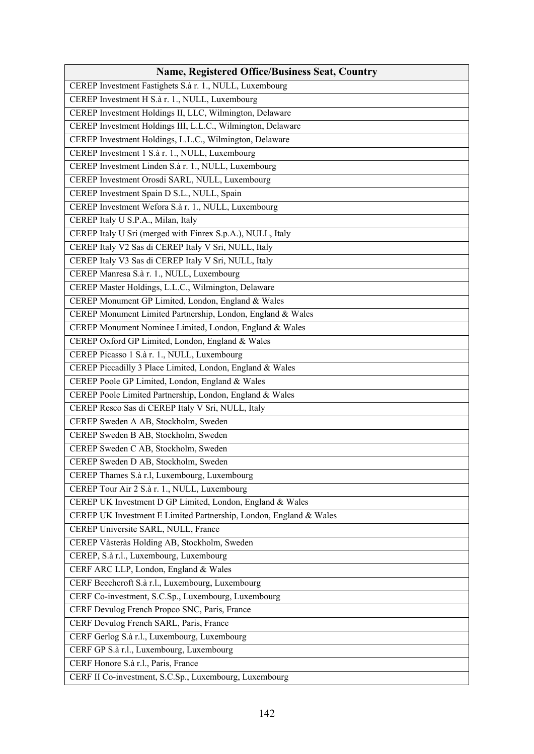| Name, Registered Office/Business Seat, Country |
|---|
| CEREP Investment Fastighets S.à r. 1., NULL, Luxembourg |
| CEREP Investment H S.à r. 1., NULL, Luxembourg |
| CEREP Investment Holdings II, LLC, Wilmington, Delaware |
| CEREP Investment Holdings III, L.L.C., Wilmington, Delaware |
| CEREP Investment Holdings, L.L.C., Wilmington, Delaware |
| CEREP Investment 1 S.à r. 1., NULL, Luxembourg |
| CEREP Investment Linden S.à r. 1., NULL, Luxembourg |
| CEREP Investment Orosdi SARL, NULL, Luxembourg |
| CEREP Investment Spain D S.L., NULL, Spain |
| CEREP Investment Wefora S.à r. 1., NULL, Luxembourg |
| CEREP Italy U S.P.A., Milan, Italy |
| CEREP Italy U Sri (merged with Finrex S.p.A.), NULL, Italy |
| CEREP Italy V2 Sas di CEREP Italy V Sri, NULL, Italy |
| CEREP Italy V3 Sas di CEREP Italy V Sri, NULL, Italy |
| CEREP Manresa S.à r. 1., NULL, Luxembourg |
| CEREP Master Holdings, L.L.C., Wilmington, Delaware |
| CEREP Monument GP Limited, London, England & Wales |
| CEREP Monument Limited Partnership, London, England & Wales |
| CEREP Monument Nominee Limited, London, England & Wales |
| CEREP Oxford GP Limited, London, England & Wales |
| CEREP Picasso 1 S.à r. 1., NULL, Luxembourg |
| CEREP Piccadilly 3 Place Limited, London, England & Wales |
| CEREP Poole GP Limited, London, England & Wales |
| CEREP Poole Limited Partnership, London, England & Wales |
| CEREP Resco Sas di CEREP Italy V Sri, NULL, Italy |
| CEREP Sweden A AB, Stockholm, Sweden |
| CEREP Sweden B AB, Stockholm, Sweden |
| CEREP Sweden C AB, Stockholm, Sweden |
| CEREP Sweden D AB, Stockholm, Sweden |
| CEREP Thames S.à r.l, Luxembourg, Luxembourg |
| CEREP Tour Air 2 S.à r. 1., NULL, Luxembourg |
| CEREP UK Investment D GP Limited, London, England & Wales |
| CEREP UK Investment E Limited Partnership, London, England & Wales |
| CEREP Universite SARL, NULL, France |
| CEREP Vàsteràs Holding AB, Stockholm, Sweden |
| CEREP, S.à r.l., Luxembourg, Luxembourg |
| CERF ARC LLP, London, England & Wales |
| CERF Beechcroft S.à r.l., Luxembourg, Luxembourg |
| CERF Co-investment, S.C.Sp., Luxembourg, Luxembourg |
| CERF Devulog French Propco SNC, Paris, France |
| CERF Devulog French SARL, Paris, France |
| CERF Gerlog S.à r.l., Luxembourg, Luxembourg |
| CERF GP S.à r.l., Luxembourg, Luxembourg |
| CERF Honore S.à r.l., Paris, France |
| CERF II Co-investment, S.C.Sp., Luxembourg, Luxembourg |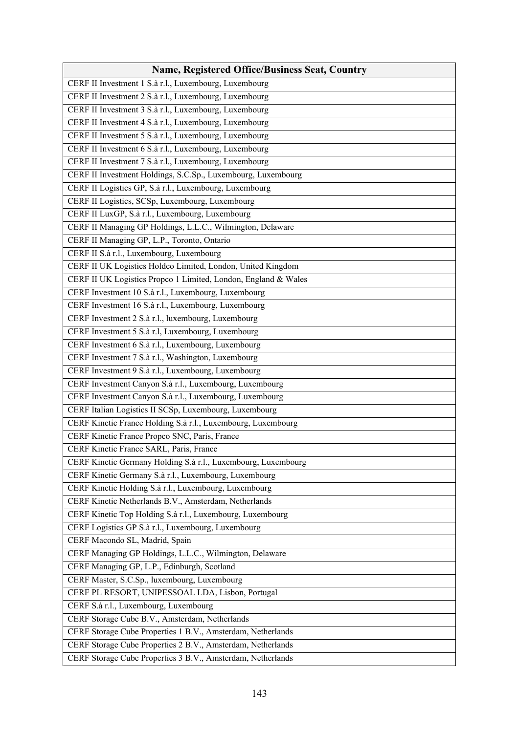| Name, Registered Office/Business Seat, Country |
| --- |
| CERF II Investment 1 S.à r.l., Luxembourg, Luxembourg |
| CERF II Investment 2 S.à r.l., Luxembourg, Luxembourg |
| CERF II Investment 3 S.à r.l., Luxembourg, Luxembourg |
| CERF II Investment 4 S.à r.l., Luxembourg, Luxembourg |
| CERF II Investment 5 S.à r.l., Luxembourg, Luxembourg |
| CERF II Investment 6 S.à r.l., Luxembourg, Luxembourg |
| CERF II Investment 7 S.à r.l., Luxembourg, Luxembourg |
| CERF II Investment Holdings, S.C.Sp., Luxembourg, Luxembourg |
| CERF II Logistics GP, S.à r.l., Luxembourg, Luxembourg |
| CERF II Logistics, SCSp, Luxembourg, Luxembourg |
| CERF II LuxGP, S.à r.l., Luxembourg, Luxembourg |
| CERF II Managing GP Holdings, L.L.C., Wilmington, Delaware |
| CERF II Managing GP, L.P., Toronto, Ontario |
| CERF II S.à r.l., Luxembourg, Luxembourg |
| CERF II UK Logistics Holdco Limited, London, United Kingdom |
| CERF II UK Logistics Propco 1 Limited, London, England & Wales |
| CERF Investment 10 S.à r.l., Luxembourg, Luxembourg |
| CERF Investment 16 S.à r.l., Luxembourg, Luxembourg |
| CERF Investment 2 S.à r.l., luxembourg, Luxembourg |
| CERF Investment 5 S.à r.l, Luxembourg, Luxembourg |
| CERF Investment 6 S.à r.l., Luxembourg, Luxembourg |
| CERF Investment 7 S.à r.l., Washington, Luxembourg |
| CERF Investment 9 S.à r.l., Luxembourg, Luxembourg |
| CERF Investment Canyon S.à r.l., Luxembourg, Luxembourg |
| CERF Investment Canyon S.à r.l., Luxembourg, Luxembourg |
| CERF Italian Logistics II SCSp, Luxembourg, Luxembourg |
| CERF Kinetic France Holding S.à r.l., Luxembourg, Luxembourg |
| CERF Kinetic France Propco SNC, Paris, France |
| CERF Kinetic France SARL, Paris, France |
| CERF Kinetic Germany Holding S.à r.l., Luxembourg, Luxembourg |
| CERF Kinetic Germany S.à r.l., Luxembourg, Luxembourg |
| CERF Kinetic Holding S.à r.l., Luxembourg, Luxembourg |
| CERF Kinetic Netherlands B.V., Amsterdam, Netherlands |
| CERF Kinetic Top Holding S.à r.l., Luxembourg, Luxembourg |
| CERF Logistics GP S.à r.l., Luxembourg, Luxembourg |
| CERF Macondo SL, Madrid, Spain |
| CERF Managing GP Holdings, L.L.C., Wilmington, Delaware |
| CERF Managing GP, L.P., Edinburgh, Scotland |
| CERF Master, S.C.Sp., luxembourg, Luxembourg |
| CERF PL RESORT, UNIPESSOAL LDA, Lisbon, Portugal |
| CERF S.à r.l., Luxembourg, Luxembourg |
| CERF Storage Cube B.V., Amsterdam, Netherlands |
| CERF Storage Cube Properties 1 B.V., Amsterdam, Netherlands |
| CERF Storage Cube Properties 2 B.V., Amsterdam, Netherlands |
| CERF Storage Cube Properties 3 B.V., Amsterdam, Netherlands |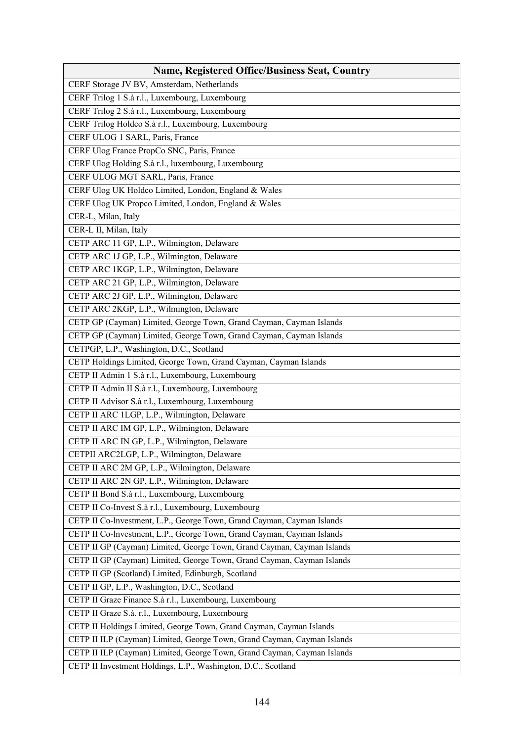| Name, Registered Office/Business Seat, Country |
|---|
| CERF Storage JV BV, Amsterdam, Netherlands |
| CERF Trilog 1 S.à r.l., Luxembourg, Luxembourg |
| CERF Trilog 2 S.à r.l., Luxembourg, Luxembourg |
| CERF Trilog Holdco S.à r.l., Luxembourg, Luxembourg |
| CERF ULOG 1 SARL, Paris, France |
| CERF Ulog France PropCo SNC, Paris, France |
| CERF Ulog Holding S.à r.l., luxembourg, Luxembourg |
| CERF ULOG MGT SARL, Paris, France |
| CERF Ulog UK Holdco Limited, London, England & Wales |
| CERF Ulog UK Propco Limited, London, England & Wales |
| CER-L, Milan, Italy |
| CER-L II, Milan, Italy |
| CETP ARC 11 GP, L.P., Wilmington, Delaware |
| CETP ARC 1J GP, L.P., Wilmington, Delaware |
| CETP ARC 1KGP, L.P., Wilmington, Delaware |
| CETP ARC 21 GP, L.P., Wilmington, Delaware |
| CETP ARC 2J GP, L.P., Wilmington, Delaware |
| CETP ARC 2KGP, L.P., Wilmington, Delaware |
| CETP GP (Cayman) Limited, George Town, Grand Cayman, Cayman Islands |
| CETP GP (Cayman) Limited, George Town, Grand Cayman, Cayman Islands |
| CETPGP, L.P., Washington, D.C., Scotland |
| CETP Holdings Limited, George Town, Grand Cayman, Cayman Islands |
| CETP II Admin 1 S.à r.l., Luxembourg, Luxembourg |
| CETP II Admin II S.à r.l., Luxembourg, Luxembourg |
| CETP II Advisor S.à r.l., Luxembourg, Luxembourg |
| CETP II ARC 1LGP, L.P., Wilmington, Delaware |
| CETP II ARC IM GP, L.P., Wilmington, Delaware |
| CETP II ARC IN GP, L.P., Wilmington, Delaware |
| CETPII ARC2LGP, L.P., Wilmington, Delaware |
| CETP II ARC 2M GP, L.P., Wilmington, Delaware |
| CETP II ARC 2N GP, L.P., Wilmington, Delaware |
| CETP II Bond S.à r.l., Luxembourg, Luxembourg |
| CETP II Co-Invest S.à r.l., Luxembourg, Luxembourg |
| CETP II Co-lnvestment, L.P., George Town, Grand Cayman, Cayman Islands |
| CETP II Co-lnvestment, L.P., George Town, Grand Cayman, Cayman Islands |
| CETP II GP (Cayman) Limited, George Town, Grand Cayman, Cayman Islands |
| CETP II GP (Cayman) Limited, George Town, Grand Cayman, Cayman Islands |
| CETP II GP (Scotland) Limited, Edinburgh, Scotland |
| CETP II GP, L.P., Washington, D.C., Scotland |
| CETP II Graze Finance S.à r.l., Luxembourg, Luxembourg |
| CETP II Graze S.à. r.l., Luxembourg, Luxembourg |
| CETP II Holdings Limited, George Town, Grand Cayman, Cayman Islands |
| CETP II ILP (Cayman) Limited, George Town, Grand Cayman, Cayman Islands |
| CETP II ILP (Cayman) Limited, George Town, Grand Cayman, Cayman Islands |
| CETP II Investment Holdings, L.P., Washington, D.C., Scotland |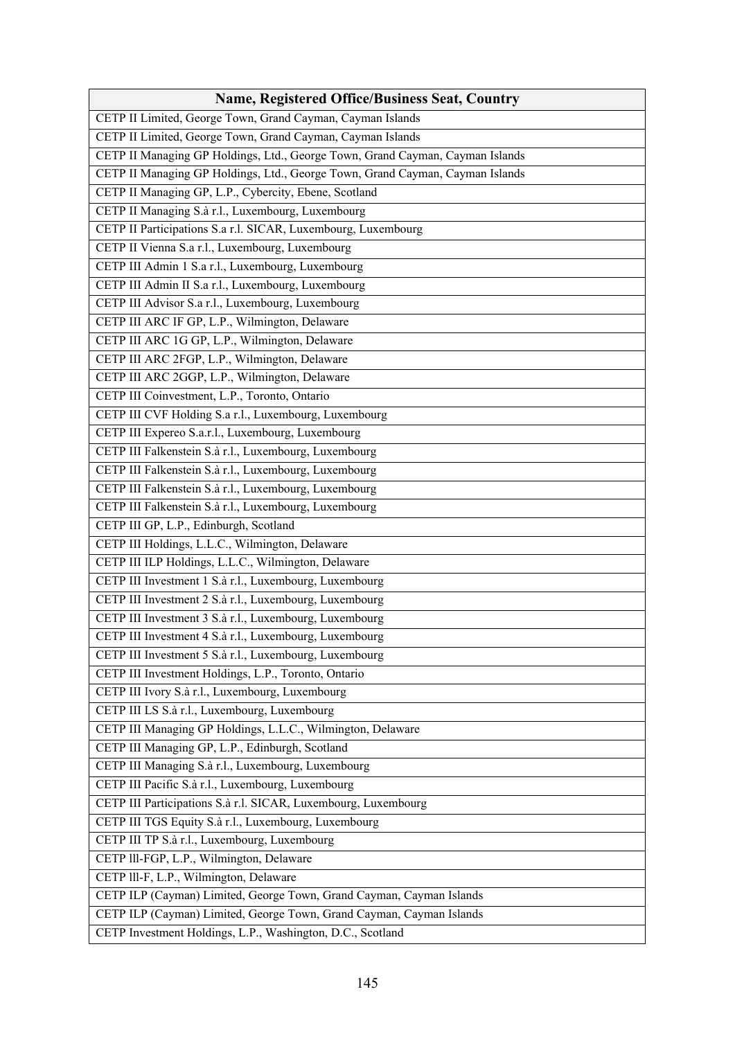| Name, Registered Office/Business Seat, Country |
|---|
| CETP II Limited, George Town, Grand Cayman, Cayman Islands |
| CETP II Limited, George Town, Grand Cayman, Cayman Islands |
| CETP II Managing GP Holdings, Ltd., George Town, Grand Cayman, Cayman Islands |
| CETP II Managing GP Holdings, Ltd., George Town, Grand Cayman, Cayman Islands |
| CETP II Managing GP, L.P., Cybercity, Ebene, Scotland |
| CETP II Managing S.à r.l., Luxembourg, Luxembourg |
| CETP II Participations S.a r.l. SICAR, Luxembourg, Luxembourg |
| CETP II Vienna S.a r.l., Luxembourg, Luxembourg |
| CETP III Admin 1 S.a r.l., Luxembourg, Luxembourg |
| CETP III Admin II S.a r.l., Luxembourg, Luxembourg |
| CETP III Advisor S.a r.l., Luxembourg, Luxembourg |
| CETP III ARC IF GP, L.P., Wilmington, Delaware |
| CETP III ARC 1G GP, L.P., Wilmington, Delaware |
| CETP III ARC 2FGP, L.P., Wilmington, Delaware |
| CETP III ARC 2GGP, L.P., Wilmington, Delaware |
| CETP III Coinvestment, L.P., Toronto, Ontario |
| CETP III CVF Holding S.a r.l., Luxembourg, Luxembourg |
| CETP III Expereo S.a.r.l., Luxembourg, Luxembourg |
| CETP III Falkenstein S.à r.l., Luxembourg, Luxembourg |
| CETP III Falkenstein S.à r.l., Luxembourg, Luxembourg |
| CETP III Falkenstein S.à r.l., Luxembourg, Luxembourg |
| CETP III Falkenstein S.à r.l., Luxembourg, Luxembourg |
| CETP III GP, L.P., Edinburgh, Scotland |
| CETP III Holdings, L.L.C., Wilmington, Delaware |
| CETP III ILP Holdings, L.L.C., Wilmington, Delaware |
| CETP III Investment 1 S.à r.l., Luxembourg, Luxembourg |
| CETP III Investment 2 S.à r.l., Luxembourg, Luxembourg |
| CETP III Investment 3 S.à r.l., Luxembourg, Luxembourg |
| CETP III Investment 4 S.à r.l., Luxembourg, Luxembourg |
| CETP III Investment 5 S.à r.l., Luxembourg, Luxembourg |
| CETP III Investment Holdings, L.P., Toronto, Ontario |
| CETP III Ivory S.à r.l., Luxembourg, Luxembourg |
| CETP III LS S.à r.l., Luxembourg, Luxembourg |
| CETP III Managing GP Holdings, L.L.C., Wilmington, Delaware |
| CETP III Managing GP, L.P., Edinburgh, Scotland |
| CETP III Managing S.à r.l., Luxembourg, Luxembourg |
| CETP III Pacific S.à r.l., Luxembourg, Luxembourg |
| CETP III Participations S.à r.l. SICAR, Luxembourg, Luxembourg |
| CETP III TGS Equity S.à r.l., Luxembourg, Luxembourg |
| CETP III TP S.à r.l., Luxembourg, Luxembourg |
| CETP lll-FGP, L.P., Wilmington, Delaware |
| CETP lll-F, L.P., Wilmington, Delaware |
| CETP ILP (Cayman) Limited, George Town, Grand Cayman, Cayman Islands |
| CETP ILP (Cayman) Limited, George Town, Grand Cayman, Cayman Islands |
| CETP Investment Holdings, L.P., Washington, D.C., Scotland |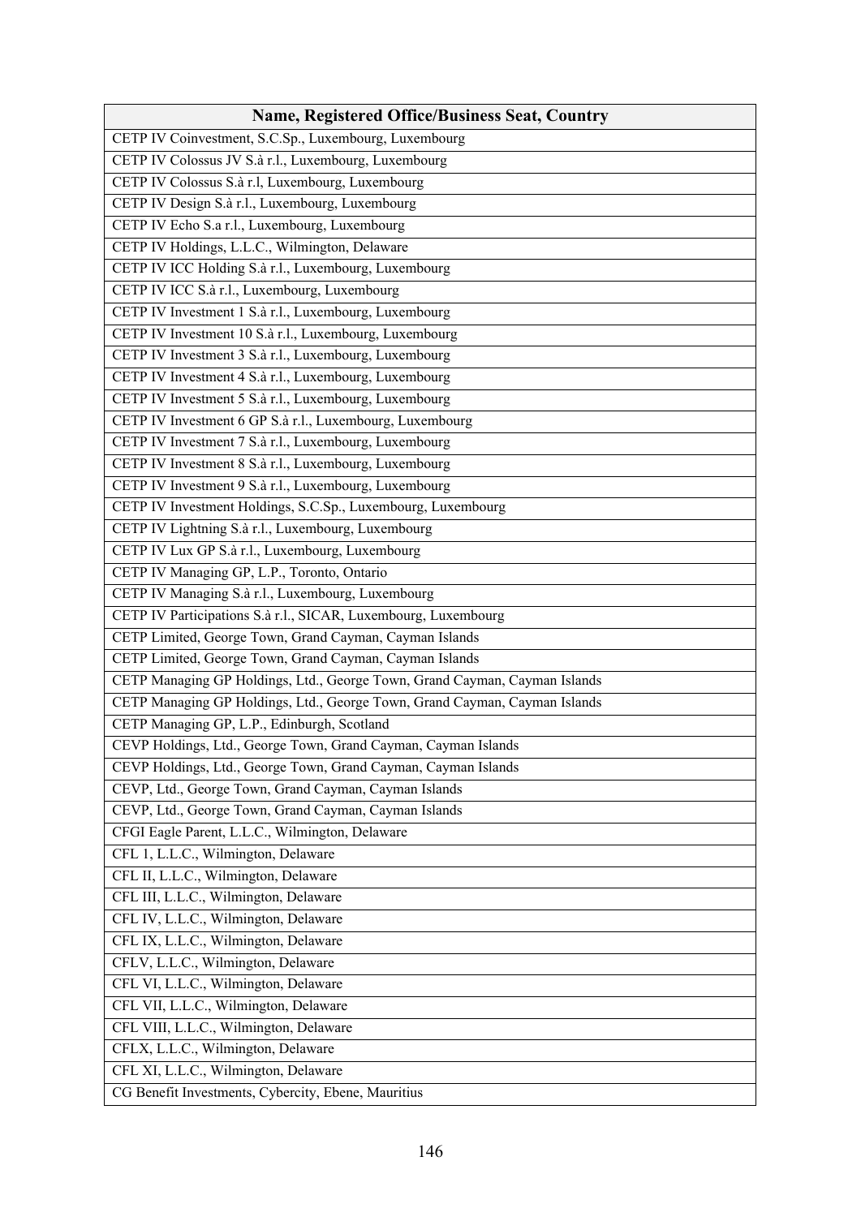| Name, Registered Office/Business Seat, Country |
|---|
| CETP IV Coinvestment, S.C.Sp., Luxembourg, Luxembourg |
| CETP IV Colossus JV S.à r.l., Luxembourg, Luxembourg |
| CETP IV Colossus S.à r.l, Luxembourg, Luxembourg |
| CETP IV Design S.à r.l., Luxembourg, Luxembourg |
| CETP IV Echo S.a r.l., Luxembourg, Luxembourg |
| CETP IV Holdings, L.L.C., Wilmington, Delaware |
| CETP IV ICC Holding S.à r.l., Luxembourg, Luxembourg |
| CETP IV ICC S.à r.l., Luxembourg, Luxembourg |
| CETP IV Investment 1 S.à r.l., Luxembourg, Luxembourg |
| CETP IV Investment 10 S.à r.l., Luxembourg, Luxembourg |
| CETP IV Investment 3 S.à r.l., Luxembourg, Luxembourg |
| CETP IV Investment 4 S.à r.l., Luxembourg, Luxembourg |
| CETP IV Investment 5 S.à r.l., Luxembourg, Luxembourg |
| CETP IV Investment 6 GP S.à r.l., Luxembourg, Luxembourg |
| CETP IV Investment 7 S.à r.l., Luxembourg, Luxembourg |
| CETP IV Investment 8 S.à r.l., Luxembourg, Luxembourg |
| CETP IV Investment 9 S.à r.l., Luxembourg, Luxembourg |
| CETP IV Investment Holdings, S.C.Sp., Luxembourg, Luxembourg |
| CETP IV Lightning S.à r.l., Luxembourg, Luxembourg |
| CETP IV Lux GP S.à r.l., Luxembourg, Luxembourg |
| CETP IV Managing GP, L.P., Toronto, Ontario |
| CETP IV Managing S.à r.l., Luxembourg, Luxembourg |
| CETP IV Participations S.à r.l., SICAR, Luxembourg, Luxembourg |
| CETP Limited, George Town, Grand Cayman, Cayman Islands |
| CETP Limited, George Town, Grand Cayman, Cayman Islands |
| CETP Managing GP Holdings, Ltd., George Town, Grand Cayman, Cayman Islands |
| CETP Managing GP Holdings, Ltd., George Town, Grand Cayman, Cayman Islands |
| CETP Managing GP, L.P., Edinburgh, Scotland |
| CEVP Holdings, Ltd., George Town, Grand Cayman, Cayman Islands |
| CEVP Holdings, Ltd., George Town, Grand Cayman, Cayman Islands |
| CEVP, Ltd., George Town, Grand Cayman, Cayman Islands |
| CEVP, Ltd., George Town, Grand Cayman, Cayman Islands |
| CFGI Eagle Parent, L.L.C., Wilmington, Delaware |
| CFL 1, L.L.C., Wilmington, Delaware |
| CFL II, L.L.C., Wilmington, Delaware |
| CFL III, L.L.C., Wilmington, Delaware |
| CFL IV, L.L.C., Wilmington, Delaware |
| CFL IX, L.L.C., Wilmington, Delaware |
| CFLV, L.L.C., Wilmington, Delaware |
| CFL VI, L.L.C., Wilmington, Delaware |
| CFL VII, L.L.C., Wilmington, Delaware |
| CFL VIII, L.L.C., Wilmington, Delaware |
| CFLX, L.L.C., Wilmington, Delaware |
| CFL XI, L.L.C., Wilmington, Delaware |
| CG Benefit Investments, Cybercity, Ebene, Mauritius |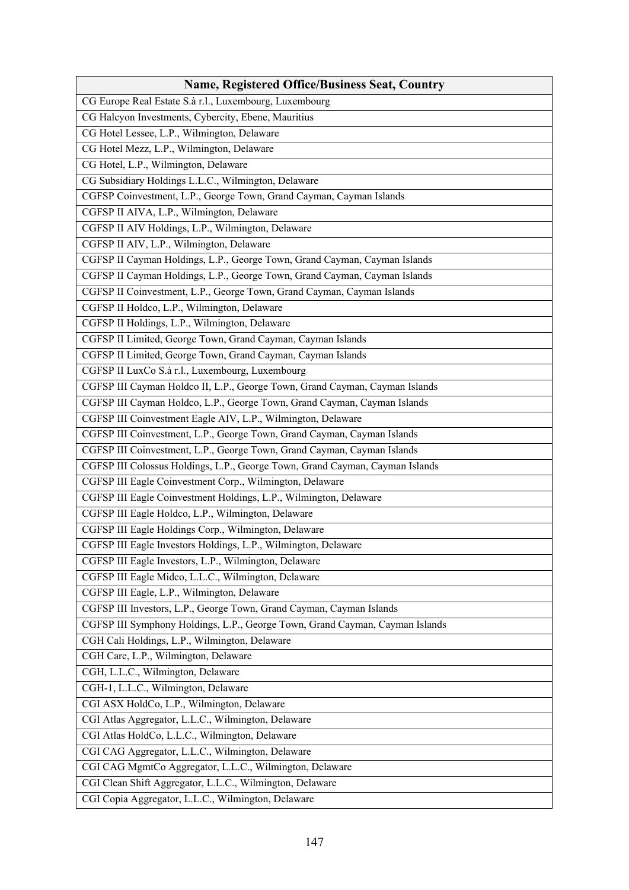| Name, Registered Office/Business Seat, Country |
|---|
| CG Europe Real Estate S.à r.l., Luxembourg, Luxembourg |
| CG Halcyon Investments, Cybercity, Ebene, Mauritius |
| CG Hotel Lessee, L.P., Wilmington, Delaware |
| CG Hotel Mezz, L.P., Wilmington, Delaware |
| CG Hotel, L.P., Wilmington, Delaware |
| CG Subsidiary Holdings L.L.C., Wilmington, Delaware |
| CGFSP Coinvestment, L.P., George Town, Grand Cayman, Cayman Islands |
| CGFSP II AIVA, L.P., Wilmington, Delaware |
| CGFSP II AIV Holdings, L.P., Wilmington, Delaware |
| CGFSP II AIV, L.P., Wilmington, Delaware |
| CGFSP II Cayman Holdings, L.P., George Town, Grand Cayman, Cayman Islands |
| CGFSP II Cayman Holdings, L.P., George Town, Grand Cayman, Cayman Islands |
| CGFSP II Coinvestment, L.P., George Town, Grand Cayman, Cayman Islands |
| CGFSP II Holdco, L.P., Wilmington, Delaware |
| CGFSP II Holdings, L.P., Wilmington, Delaware |
| CGFSP II Limited, George Town, Grand Cayman, Cayman Islands |
| CGFSP II Limited, George Town, Grand Cayman, Cayman Islands |
| CGFSP II LuxCo S.à r.l., Luxembourg, Luxembourg |
| CGFSP III Cayman Holdco II, L.P., George Town, Grand Cayman, Cayman Islands |
| CGFSP III Cayman Holdco, L.P., George Town, Grand Cayman, Cayman Islands |
| CGFSP III Coinvestment Eagle AIV, L.P., Wilmington, Delaware |
| CGFSP III Coinvestment, L.P., George Town, Grand Cayman, Cayman Islands |
| CGFSP III Coinvestment, L.P., George Town, Grand Cayman, Cayman Islands |
| CGFSP III Colossus Holdings, L.P., George Town, Grand Cayman, Cayman Islands |
| CGFSP III Eagle Coinvestment Corp., Wilmington, Delaware |
| CGFSP III Eagle Coinvestment Holdings, L.P., Wilmington, Delaware |
| CGFSP III Eagle Holdco, L.P., Wilmington, Delaware |
| CGFSP III Eagle Holdings Corp., Wilmington, Delaware |
| CGFSP III Eagle Investors Holdings, L.P., Wilmington, Delaware |
| CGFSP III Eagle Investors, L.P., Wilmington, Delaware |
| CGFSP III Eagle Midco, L.L.C., Wilmington, Delaware |
| CGFSP III Eagle, L.P., Wilmington, Delaware |
| CGFSP III Investors, L.P., George Town, Grand Cayman, Cayman Islands |
| CGFSP III Symphony Holdings, L.P., George Town, Grand Cayman, Cayman Islands |
| CGH Cali Holdings, L.P., Wilmington, Delaware |
| CGH Care, L.P., Wilmington, Delaware |
| CGH, L.L.C., Wilmington, Delaware |
| CGH-1, L.L.C., Wilmington, Delaware |
| CGI ASX HoldCo, L.P., Wilmington, Delaware |
| CGI Atlas Aggregator, L.L.C., Wilmington, Delaware |
| CGI Atlas HoldCo, L.L.C., Wilmington, Delaware |
| CGI CAG Aggregator, L.L.C., Wilmington, Delaware |
| CGI CAG MgmtCo Aggregator, L.L.C., Wilmington, Delaware |
| CGI Clean Shift Aggregator, L.L.C., Wilmington, Delaware |
| CGI Copia Aggregator, L.L.C., Wilmington, Delaware |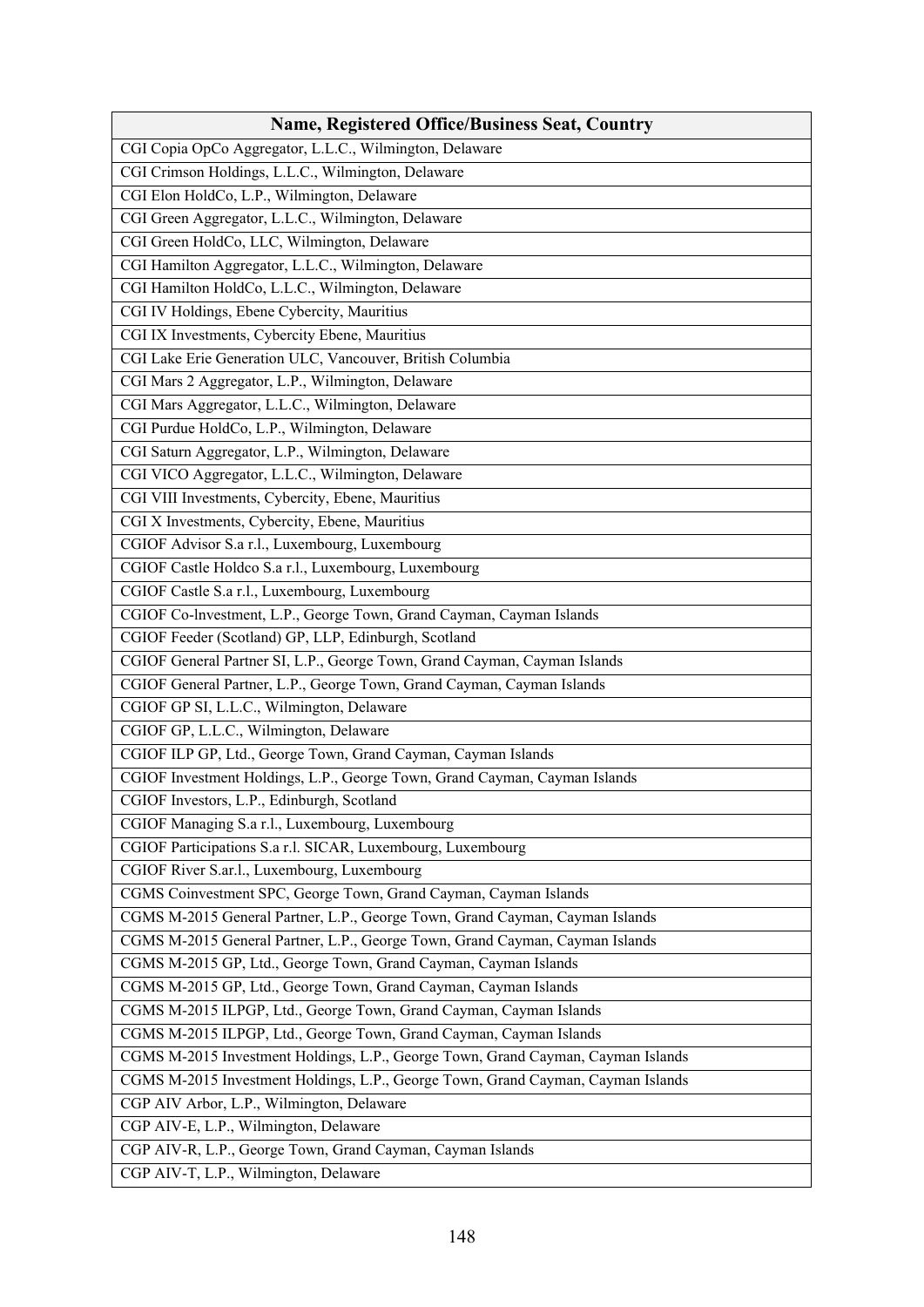| Name, Registered Office/Business Seat, Country |
|---|
| CGI Copia OpCo Aggregator, L.L.C., Wilmington, Delaware |
| CGI Crimson Holdings, L.L.C., Wilmington, Delaware |
| CGI Elon HoldCo, L.P., Wilmington, Delaware |
| CGI Green Aggregator, L.L.C., Wilmington, Delaware |
| CGI Green HoldCo, LLC, Wilmington, Delaware |
| CGI Hamilton Aggregator, L.L.C., Wilmington, Delaware |
| CGI Hamilton HoldCo, L.L.C., Wilmington, Delaware |
| CGI IV Holdings, Ebene Cybercity, Mauritius |
| CGI IX Investments, Cybercity Ebene, Mauritius |
| CGI Lake Erie Generation ULC, Vancouver, British Columbia |
| CGI Mars 2 Aggregator, L.P., Wilmington, Delaware |
| CGI Mars Aggregator, L.L.C., Wilmington, Delaware |
| CGI Purdue HoldCo, L.P., Wilmington, Delaware |
| CGI Saturn Aggregator, L.P., Wilmington, Delaware |
| CGI VICO Aggregator, L.L.C., Wilmington, Delaware |
| CGI VIII Investments, Cybercity, Ebene, Mauritius |
| CGI X Investments, Cybercity, Ebene, Mauritius |
| CGIOF Advisor S.a r.l., Luxembourg, Luxembourg |
| CGIOF Castle Holdco S.a r.l., Luxembourg, Luxembourg |
| CGIOF Castle S.a r.l., Luxembourg, Luxembourg |
| CGIOF Co-lnvestment, L.P., George Town, Grand Cayman, Cayman Islands |
| CGIOF Feeder (Scotland) GP, LLP, Edinburgh, Scotland |
| CGIOF General Partner SI, L.P., George Town, Grand Cayman, Cayman Islands |
| CGIOF General Partner, L.P., George Town, Grand Cayman, Cayman Islands |
| CGIOF GP SI, L.L.C., Wilmington, Delaware |
| CGIOF GP, L.L.C., Wilmington, Delaware |
| CGIOF ILP GP, Ltd., George Town, Grand Cayman, Cayman Islands |
| CGIOF Investment Holdings, L.P., George Town, Grand Cayman, Cayman Islands |
| CGIOF Investors, L.P., Edinburgh, Scotland |
| CGIOF Managing S.a r.l., Luxembourg, Luxembourg |
| CGIOF Participations S.a r.l. SICAR, Luxembourg, Luxembourg |
| CGIOF River S.ar.l., Luxembourg, Luxembourg |
| CGMS Coinvestment SPC, George Town, Grand Cayman, Cayman Islands |
| CGMS M-2015 General Partner, L.P., George Town, Grand Cayman, Cayman Islands |
| CGMS M-2015 General Partner, L.P., George Town, Grand Cayman, Cayman Islands |
| CGMS M-2015 GP, Ltd., George Town, Grand Cayman, Cayman Islands |
| CGMS M-2015 GP, Ltd., George Town, Grand Cayman, Cayman Islands |
| CGMS M-2015 ILPGP, Ltd., George Town, Grand Cayman, Cayman Islands |
| CGMS M-2015 ILPGP, Ltd., George Town, Grand Cayman, Cayman Islands |
| CGMS M-2015 Investment Holdings, L.P., George Town, Grand Cayman, Cayman Islands |
| CGMS M-2015 Investment Holdings, L.P., George Town, Grand Cayman, Cayman Islands |
| CGP AIV Arbor, L.P., Wilmington, Delaware |
| CGP AIV-E, L.P., Wilmington, Delaware |
| CGP AIV-R, L.P., George Town, Grand Cayman, Cayman Islands |
| CGP AIV-T, L.P., Wilmington, Delaware |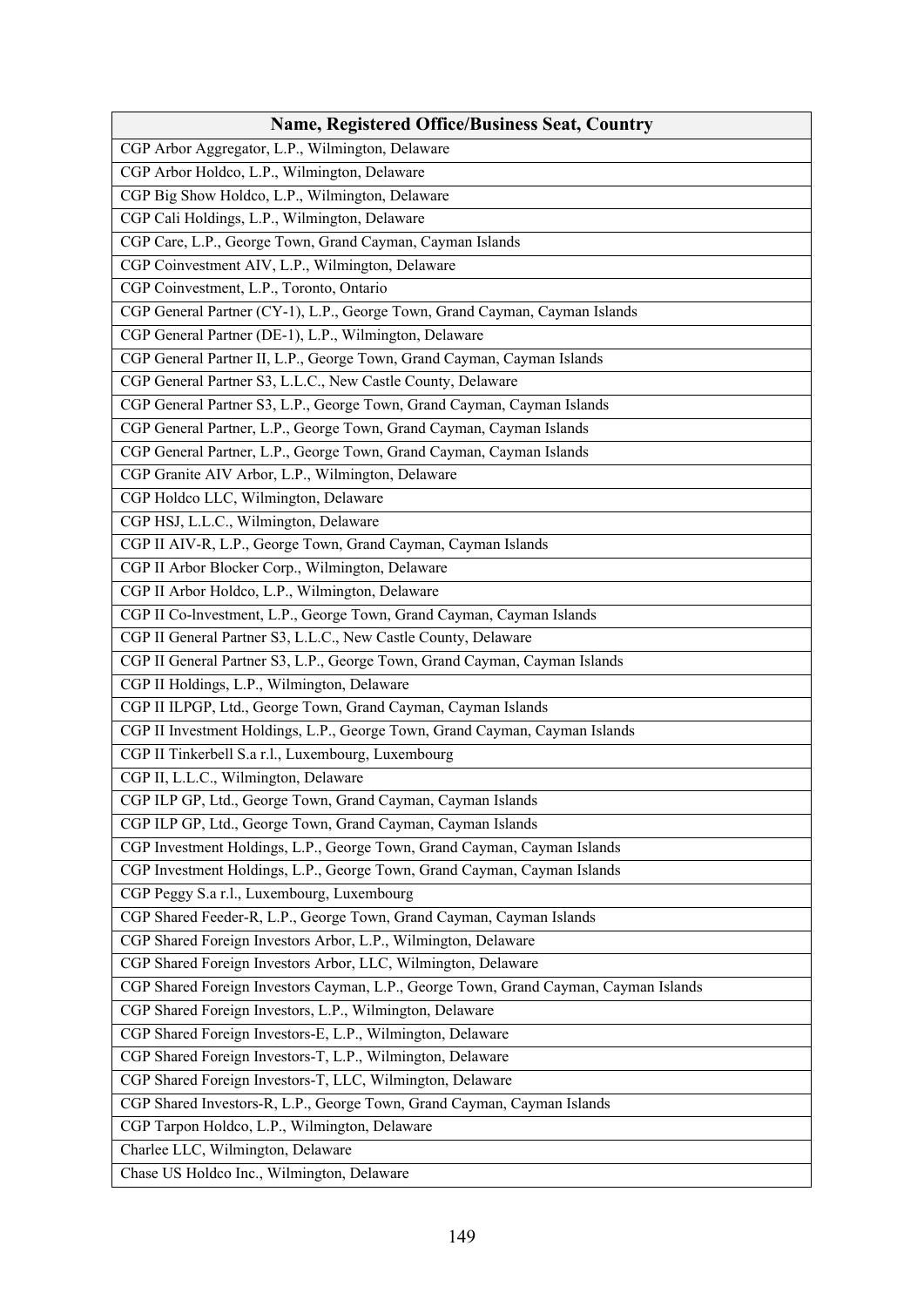| Name, Registered Office/Business Seat, Country |
|---|
| CGP Arbor Aggregator, L.P., Wilmington, Delaware |
| CGP Arbor Holdco, L.P., Wilmington, Delaware |
| CGP Big Show Holdco, L.P., Wilmington, Delaware |
| CGP Cali Holdings, L.P., Wilmington, Delaware |
| CGP Care, L.P., George Town, Grand Cayman, Cayman Islands |
| CGP Coinvestment AIV, L.P., Wilmington, Delaware |
| CGP Coinvestment, L.P., Toronto, Ontario |
| CGP General Partner (CY-1), L.P., George Town, Grand Cayman, Cayman Islands |
| CGP General Partner (DE-1), L.P., Wilmington, Delaware |
| CGP General Partner II, L.P., George Town, Grand Cayman, Cayman Islands |
| CGP General Partner S3, L.L.C., New Castle County, Delaware |
| CGP General Partner S3, L.P., George Town, Grand Cayman, Cayman Islands |
| CGP General Partner, L.P., George Town, Grand Cayman, Cayman Islands |
| CGP General Partner, L.P., George Town, Grand Cayman, Cayman Islands |
| CGP Granite AIV Arbor, L.P., Wilmington, Delaware |
| CGP Holdco LLC, Wilmington, Delaware |
| CGP HSJ, L.L.C., Wilmington, Delaware |
| CGP II AIV-R, L.P., George Town, Grand Cayman, Cayman Islands |
| CGP II Arbor Blocker Corp., Wilmington, Delaware |
| CGP II Arbor Holdco, L.P., Wilmington, Delaware |
| CGP II Co-lnvestment, L.P., George Town, Grand Cayman, Cayman Islands |
| CGP II General Partner S3, L.L.C., New Castle County, Delaware |
| CGP II General Partner S3, L.P., George Town, Grand Cayman, Cayman Islands |
| CGP II Holdings, L.P., Wilmington, Delaware |
| CGP II ILPGP, Ltd., George Town, Grand Cayman, Cayman Islands |
| CGP II Investment Holdings, L.P., George Town, Grand Cayman, Cayman Islands |
| CGP II Tinkerbell S.a r.l., Luxembourg, Luxembourg |
| CGP II, L.L.C., Wilmington, Delaware |
| CGP ILP GP, Ltd., George Town, Grand Cayman, Cayman Islands |
| CGP ILP GP, Ltd., George Town, Grand Cayman, Cayman Islands |
| CGP Investment Holdings, L.P., George Town, Grand Cayman, Cayman Islands |
| CGP Investment Holdings, L.P., George Town, Grand Cayman, Cayman Islands |
| CGP Peggy S.a r.l., Luxembourg, Luxembourg |
| CGP Shared Feeder-R, L.P., George Town, Grand Cayman, Cayman Islands |
| CGP Shared Foreign Investors Arbor, L.P., Wilmington, Delaware |
| CGP Shared Foreign Investors Arbor, LLC, Wilmington, Delaware |
| CGP Shared Foreign Investors Cayman, L.P., George Town, Grand Cayman, Cayman Islands |
| CGP Shared Foreign Investors, L.P., Wilmington, Delaware |
| CGP Shared Foreign Investors-E, L.P., Wilmington, Delaware |
| CGP Shared Foreign Investors-T, L.P., Wilmington, Delaware |
| CGP Shared Foreign Investors-T, LLC, Wilmington, Delaware |
| CGP Shared Investors-R, L.P., George Town, Grand Cayman, Cayman Islands |
| CGP Tarpon Holdco, L.P., Wilmington, Delaware |
| Charlee LLC, Wilmington, Delaware |
| Chase US Holdco Inc., Wilmington, Delaware |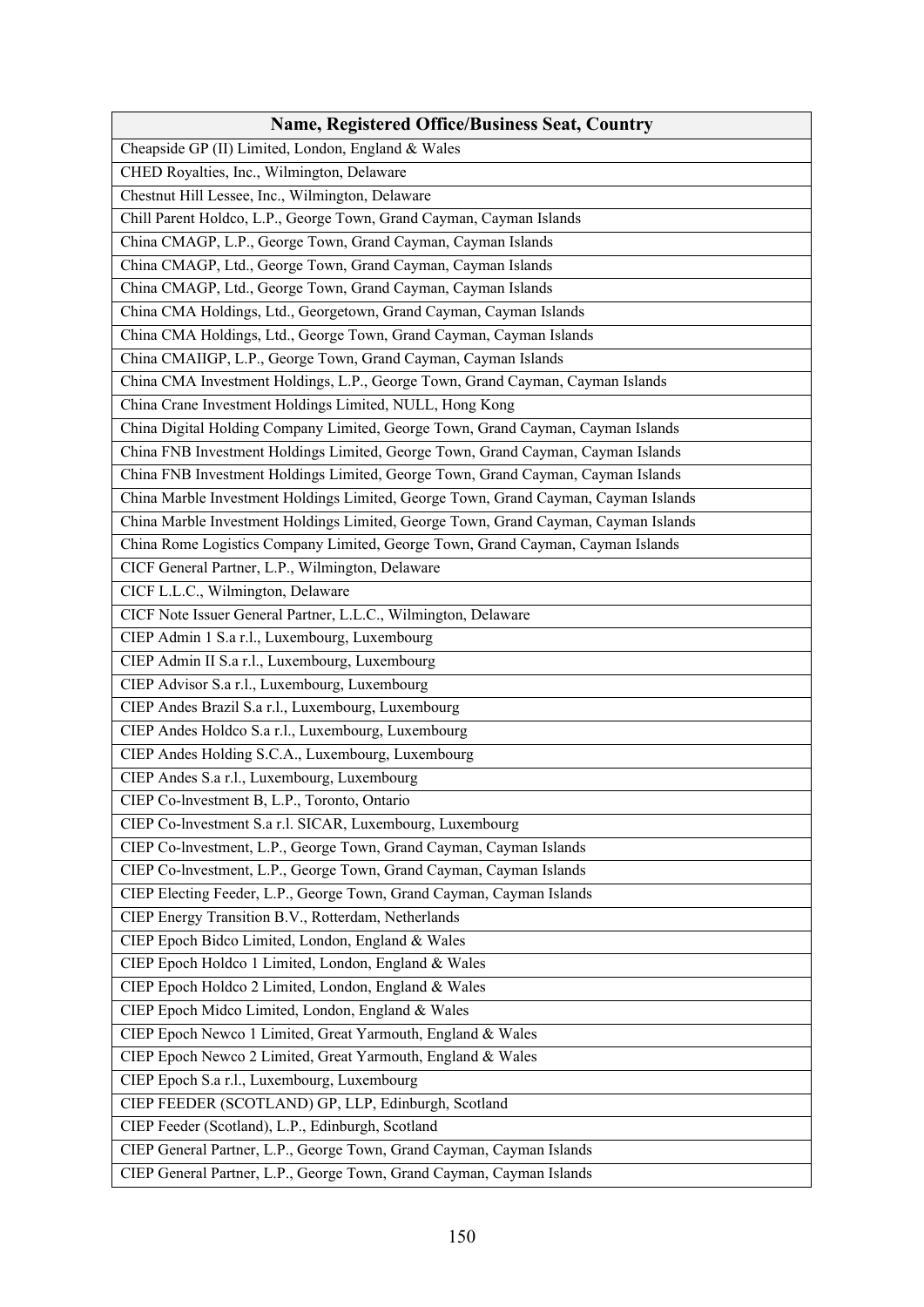| Name, Registered Office/Business Seat, Country |
|---|
| Cheapside GP (II) Limited, London, England & Wales |
| CHED Royalties, Inc., Wilmington, Delaware |
| Chestnut Hill Lessee, Inc., Wilmington, Delaware |
| Chill Parent Holdco, L.P., George Town, Grand Cayman, Cayman Islands |
| China CMAGP, L.P., George Town, Grand Cayman, Cayman Islands |
| China CMAGP, Ltd., George Town, Grand Cayman, Cayman Islands |
| China CMAGP, Ltd., George Town, Grand Cayman, Cayman Islands |
| China CMA Holdings, Ltd., Georgetown, Grand Cayman, Cayman Islands |
| China CMA Holdings, Ltd., George Town, Grand Cayman, Cayman Islands |
| China CMAIIGP, L.P., George Town, Grand Cayman, Cayman Islands |
| China CMA Investment Holdings, L.P., George Town, Grand Cayman, Cayman Islands |
| China Crane Investment Holdings Limited, NULL, Hong Kong |
| China Digital Holding Company Limited, George Town, Grand Cayman, Cayman Islands |
| China FNB Investment Holdings Limited, George Town, Grand Cayman, Cayman Islands |
| China FNB Investment Holdings Limited, George Town, Grand Cayman, Cayman Islands |
| China Marble Investment Holdings Limited, George Town, Grand Cayman, Cayman Islands |
| China Marble Investment Holdings Limited, George Town, Grand Cayman, Cayman Islands |
| China Rome Logistics Company Limited, George Town, Grand Cayman, Cayman Islands |
| CICF General Partner, L.P., Wilmington, Delaware |
| CICF L.L.C., Wilmington, Delaware |
| CICF Note Issuer General Partner, L.L.C., Wilmington, Delaware |
| CIEP Admin 1 S.a r.l., Luxembourg, Luxembourg |
| CIEP Admin II S.a r.l., Luxembourg, Luxembourg |
| CIEP Advisor S.a r.l., Luxembourg, Luxembourg |
| CIEP Andes Brazil S.a r.l., Luxembourg, Luxembourg |
| CIEP Andes Holdco S.a r.l., Luxembourg, Luxembourg |
| CIEP Andes Holding S.C.A., Luxembourg, Luxembourg |
| CIEP Andes S.a r.l., Luxembourg, Luxembourg |
| CIEP Co-lnvestment B, L.P., Toronto, Ontario |
| CIEP Co-lnvestment S.a r.l. SICAR, Luxembourg, Luxembourg |
| CIEP Co-lnvestment, L.P., George Town, Grand Cayman, Cayman Islands |
| CIEP Co-lnvestment, L.P., George Town, Grand Cayman, Cayman Islands |
| CIEP Electing Feeder, L.P., George Town, Grand Cayman, Cayman Islands |
| CIEP Energy Transition B.V., Rotterdam, Netherlands |
| CIEP Epoch Bidco Limited, London, England & Wales |
| CIEP Epoch Holdco 1 Limited, London, England & Wales |
| CIEP Epoch Holdco 2 Limited, London, England & Wales |
| CIEP Epoch Midco Limited, London, England & Wales |
| CIEP Epoch Newco 1 Limited, Great Yarmouth, England & Wales |
| CIEP Epoch Newco 2 Limited, Great Yarmouth, England & Wales |
| CIEP Epoch S.a r.l., Luxembourg, Luxembourg |
| CIEP FEEDER (SCOTLAND) GP, LLP, Edinburgh, Scotland |
| CIEP Feeder (Scotland), L.P., Edinburgh, Scotland |
| CIEP General Partner, L.P., George Town, Grand Cayman, Cayman Islands |
| CIEP General Partner, L.P., George Town, Grand Cayman, Cayman Islands |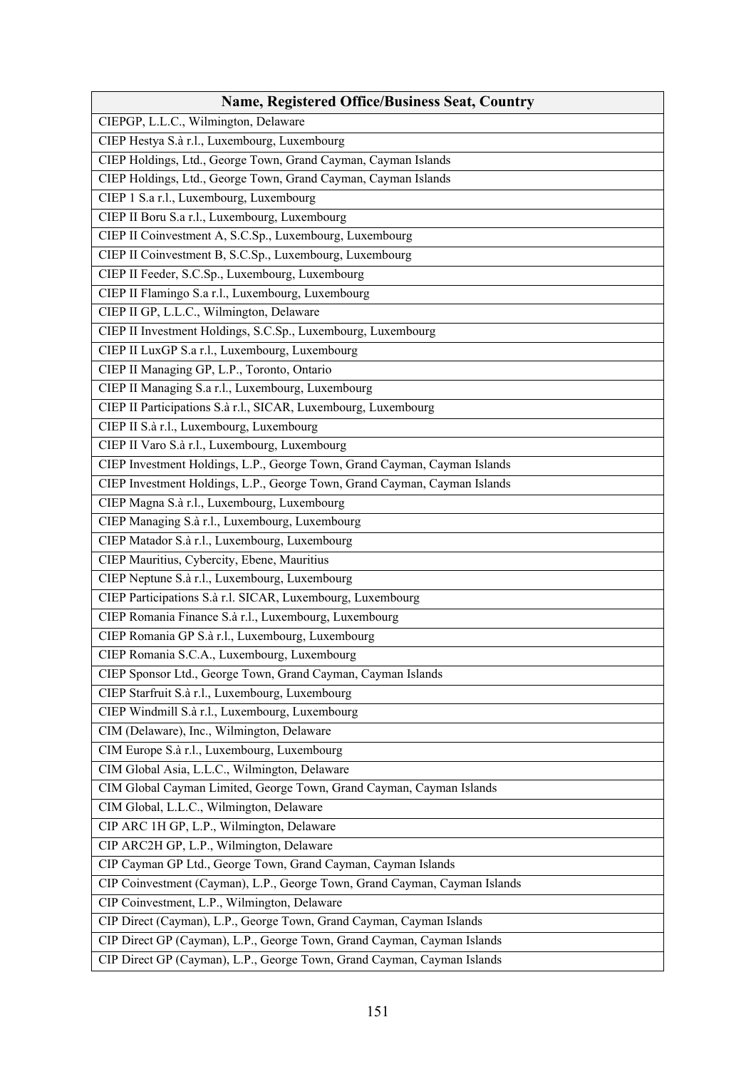| Name, Registered Office/Business Seat, Country |
|---|
| CIEPGP, L.L.C., Wilmington, Delaware |
| CIEP Hestya S.à r.l., Luxembourg, Luxembourg |
| CIEP Holdings, Ltd., George Town, Grand Cayman, Cayman Islands |
| CIEP Holdings, Ltd., George Town, Grand Cayman, Cayman Islands |
| CIEP 1 S.a r.l., Luxembourg, Luxembourg |
| CIEP II Boru S.a r.l., Luxembourg, Luxembourg |
| CIEP II Coinvestment A, S.C.Sp., Luxembourg, Luxembourg |
| CIEP II Coinvestment B, S.C.Sp., Luxembourg, Luxembourg |
| CIEP II Feeder, S.C.Sp., Luxembourg, Luxembourg |
| CIEP II Flamingo S.a r.l., Luxembourg, Luxembourg |
| CIEP II GP, L.L.C., Wilmington, Delaware |
| CIEP II Investment Holdings, S.C.Sp., Luxembourg, Luxembourg |
| CIEP II LuxGP S.a r.l., Luxembourg, Luxembourg |
| CIEP II Managing GP, L.P., Toronto, Ontario |
| CIEP II Managing S.a r.l., Luxembourg, Luxembourg |
| CIEP II Participations S.à r.l., SICAR, Luxembourg, Luxembourg |
| CIEP II S.à r.l., Luxembourg, Luxembourg |
| CIEP II Varo S.à r.l., Luxembourg, Luxembourg |
| CIEP Investment Holdings, L.P., George Town, Grand Cayman, Cayman Islands |
| CIEP Investment Holdings, L.P., George Town, Grand Cayman, Cayman Islands |
| CIEP Magna S.à r.l., Luxembourg, Luxembourg |
| CIEP Managing S.à r.l., Luxembourg, Luxembourg |
| CIEP Matador S.à r.l., Luxembourg, Luxembourg |
| CIEP Mauritius, Cybercity, Ebene, Mauritius |
| CIEP Neptune S.à r.l., Luxembourg, Luxembourg |
| CIEP Participations S.à r.l. SICAR, Luxembourg, Luxembourg |
| CIEP Romania Finance S.à r.l., Luxembourg, Luxembourg |
| CIEP Romania GP S.à r.l., Luxembourg, Luxembourg |
| CIEP Romania S.C.A., Luxembourg, Luxembourg |
| CIEP Sponsor Ltd., George Town, Grand Cayman, Cayman Islands |
| CIEP Starfruit S.à r.l., Luxembourg, Luxembourg |
| CIEP Windmill S.à r.l., Luxembourg, Luxembourg |
| CIM (Delaware), Inc., Wilmington, Delaware |
| CIM Europe S.à r.l., Luxembourg, Luxembourg |
| CIM Global Asia, L.L.C., Wilmington, Delaware |
| CIM Global Cayman Limited, George Town, Grand Cayman, Cayman Islands |
| CIM Global, L.L.C., Wilmington, Delaware |
| CIP ARC 1H GP, L.P., Wilmington, Delaware |
| CIP ARC2H GP, L.P., Wilmington, Delaware |
| CIP Cayman GP Ltd., George Town, Grand Cayman, Cayman Islands |
| CIP Coinvestment (Cayman), L.P., George Town, Grand Cayman, Cayman Islands |
| CIP Coinvestment, L.P., Wilmington, Delaware |
| CIP Direct (Cayman), L.P., George Town, Grand Cayman, Cayman Islands |
| CIP Direct GP (Cayman), L.P., George Town, Grand Cayman, Cayman Islands |
| CIP Direct GP (Cayman), L.P., George Town, Grand Cayman, Cayman Islands |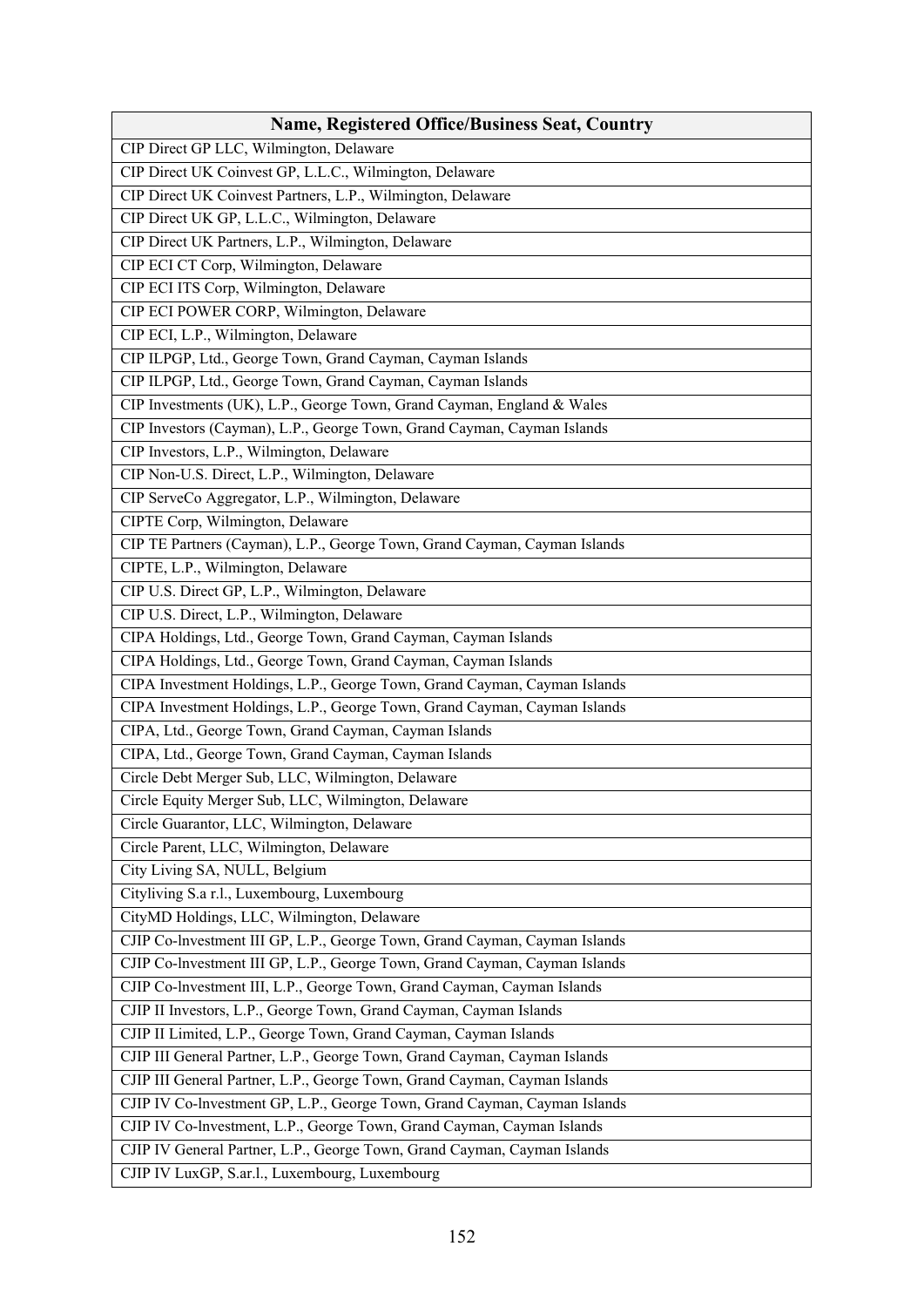| Name, Registered Office/Business Seat, Country |
|---|
| CIP Direct GP LLC, Wilmington, Delaware |
| CIP Direct UK Coinvest GP, L.L.C., Wilmington, Delaware |
| CIP Direct UK Coinvest Partners, L.P., Wilmington, Delaware |
| CIP Direct UK GP, L.L.C., Wilmington, Delaware |
| CIP Direct UK Partners, L.P., Wilmington, Delaware |
| CIP ECI CT Corp, Wilmington, Delaware |
| CIP ECI ITS Corp, Wilmington, Delaware |
| CIP ECI POWER CORP, Wilmington, Delaware |
| CIP ECI, L.P., Wilmington, Delaware |
| CIP ILPGP, Ltd., George Town, Grand Cayman, Cayman Islands |
| CIP ILPGP, Ltd., George Town, Grand Cayman, Cayman Islands |
| CIP Investments (UK), L.P., George Town, Grand Cayman, England & Wales |
| CIP Investors (Cayman), L.P., George Town, Grand Cayman, Cayman Islands |
| CIP Investors, L.P., Wilmington, Delaware |
| CIP Non-U.S. Direct, L.P., Wilmington, Delaware |
| CIP ServeCo Aggregator, L.P., Wilmington, Delaware |
| CIPTE Corp, Wilmington, Delaware |
| CIP TE Partners (Cayman), L.P., George Town, Grand Cayman, Cayman Islands |
| CIPTE, L.P., Wilmington, Delaware |
| CIP U.S. Direct GP, L.P., Wilmington, Delaware |
| CIP U.S. Direct, L.P., Wilmington, Delaware |
| CIPA Holdings, Ltd., George Town, Grand Cayman, Cayman Islands |
| CIPA Holdings, Ltd., George Town, Grand Cayman, Cayman Islands |
| CIPA Investment Holdings, L.P., George Town, Grand Cayman, Cayman Islands |
| CIPA Investment Holdings, L.P., George Town, Grand Cayman, Cayman Islands |
| CIPA, Ltd., George Town, Grand Cayman, Cayman Islands |
| CIPA, Ltd., George Town, Grand Cayman, Cayman Islands |
| Circle Debt Merger Sub, LLC, Wilmington, Delaware |
| Circle Equity Merger Sub, LLC, Wilmington, Delaware |
| Circle Guarantor, LLC, Wilmington, Delaware |
| Circle Parent, LLC, Wilmington, Delaware |
| City Living SA, NULL, Belgium |
| Cityliving S.a r.l., Luxembourg, Luxembourg |
| CityMD Holdings, LLC, Wilmington, Delaware |
| CJIP Co-lnvestment III GP, L.P., George Town, Grand Cayman, Cayman Islands |
| CJIP Co-lnvestment III GP, L.P., George Town, Grand Cayman, Cayman Islands |
| CJIP Co-lnvestment III, L.P., George Town, Grand Cayman, Cayman Islands |
| CJIP II Investors, L.P., George Town, Grand Cayman, Cayman Islands |
| CJIP II Limited, L.P., George Town, Grand Cayman, Cayman Islands |
| CJIP III General Partner, L.P., George Town, Grand Cayman, Cayman Islands |
| CJIP III General Partner, L.P., George Town, Grand Cayman, Cayman Islands |
| CJIP IV Co-lnvestment GP, L.P., George Town, Grand Cayman, Cayman Islands |
| CJIP IV Co-lnvestment, L.P., George Town, Grand Cayman, Cayman Islands |
| CJIP IV General Partner, L.P., George Town, Grand Cayman, Cayman Islands |
| CJIP IV LuxGP, S.ar.l., Luxembourg, Luxembourg |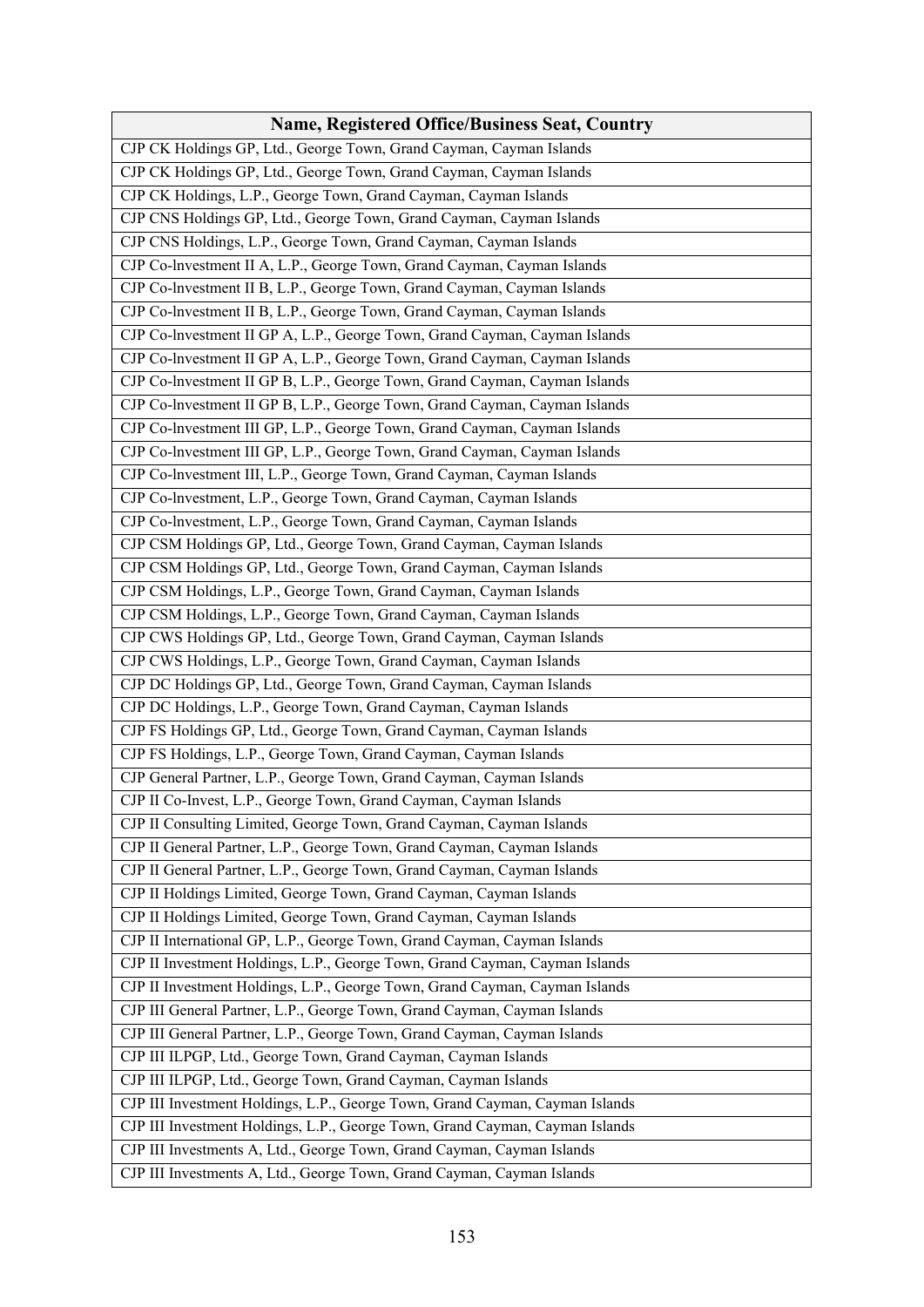| Name, Registered Office/Business Seat, Country |
|---|
| CJP CK Holdings GP, Ltd., George Town, Grand Cayman, Cayman Islands |
| CJP CK Holdings GP, Ltd., George Town, Grand Cayman, Cayman Islands |
| CJP CK Holdings, L.P., George Town, Grand Cayman, Cayman Islands |
| CJP CNS Holdings GP, Ltd., George Town, Grand Cayman, Cayman Islands |
| CJP CNS Holdings, L.P., George Town, Grand Cayman, Cayman Islands |
| CJP Co-lnvestment II A, L.P., George Town, Grand Cayman, Cayman Islands |
| CJP Co-lnvestment II B, L.P., George Town, Grand Cayman, Cayman Islands |
| CJP Co-lnvestment II B, L.P., George Town, Grand Cayman, Cayman Islands |
| CJP Co-lnvestment II GP A, L.P., George Town, Grand Cayman, Cayman Islands |
| CJP Co-lnvestment II GP A, L.P., George Town, Grand Cayman, Cayman Islands |
| CJP Co-lnvestment II GP B, L.P., George Town, Grand Cayman, Cayman Islands |
| CJP Co-lnvestment II GP B, L.P., George Town, Grand Cayman, Cayman Islands |
| CJP Co-lnvestment III GP, L.P., George Town, Grand Cayman, Cayman Islands |
| CJP Co-lnvestment III GP, L.P., George Town, Grand Cayman, Cayman Islands |
| CJP Co-lnvestment III, L.P., George Town, Grand Cayman, Cayman Islands |
| CJP Co-lnvestment, L.P., George Town, Grand Cayman, Cayman Islands |
| CJP Co-lnvestment, L.P., George Town, Grand Cayman, Cayman Islands |
| CJP CSM Holdings GP, Ltd., George Town, Grand Cayman, Cayman Islands |
| CJP CSM Holdings GP, Ltd., George Town, Grand Cayman, Cayman Islands |
| CJP CSM Holdings, L.P., George Town, Grand Cayman, Cayman Islands |
| CJP CSM Holdings, L.P., George Town, Grand Cayman, Cayman Islands |
| CJP CWS Holdings GP, Ltd., George Town, Grand Cayman, Cayman Islands |
| CJP CWS Holdings, L.P., George Town, Grand Cayman, Cayman Islands |
| CJP DC Holdings GP, Ltd., George Town, Grand Cayman, Cayman Islands |
| CJP DC Holdings, L.P., George Town, Grand Cayman, Cayman Islands |
| CJP FS Holdings GP, Ltd., George Town, Grand Cayman, Cayman Islands |
| CJP FS Holdings, L.P., George Town, Grand Cayman, Cayman Islands |
| CJP General Partner, L.P., George Town, Grand Cayman, Cayman Islands |
| CJP II Co-Invest, L.P., George Town, Grand Cayman, Cayman Islands |
| CJP II Consulting Limited, George Town, Grand Cayman, Cayman Islands |
| CJP II General Partner, L.P., George Town, Grand Cayman, Cayman Islands |
| CJP II General Partner, L.P., George Town, Grand Cayman, Cayman Islands |
| CJP II Holdings Limited, George Town, Grand Cayman, Cayman Islands |
| CJP II Holdings Limited, George Town, Grand Cayman, Cayman Islands |
| CJP II International GP, L.P., George Town, Grand Cayman, Cayman Islands |
| CJP II Investment Holdings, L.P., George Town, Grand Cayman, Cayman Islands |
| CJP II Investment Holdings, L.P., George Town, Grand Cayman, Cayman Islands |
| CJP III General Partner, L.P., George Town, Grand Cayman, Cayman Islands |
| CJP III General Partner, L.P., George Town, Grand Cayman, Cayman Islands |
| CJP III ILPGP, Ltd., George Town, Grand Cayman, Cayman Islands |
| CJP III ILPGP, Ltd., George Town, Grand Cayman, Cayman Islands |
| CJP III Investment Holdings, L.P., George Town, Grand Cayman, Cayman Islands |
| CJP III Investment Holdings, L.P., George Town, Grand Cayman, Cayman Islands |
| CJP III Investments A, Ltd., George Town, Grand Cayman, Cayman Islands |
| CJP III Investments A, Ltd., George Town, Grand Cayman, Cayman Islands |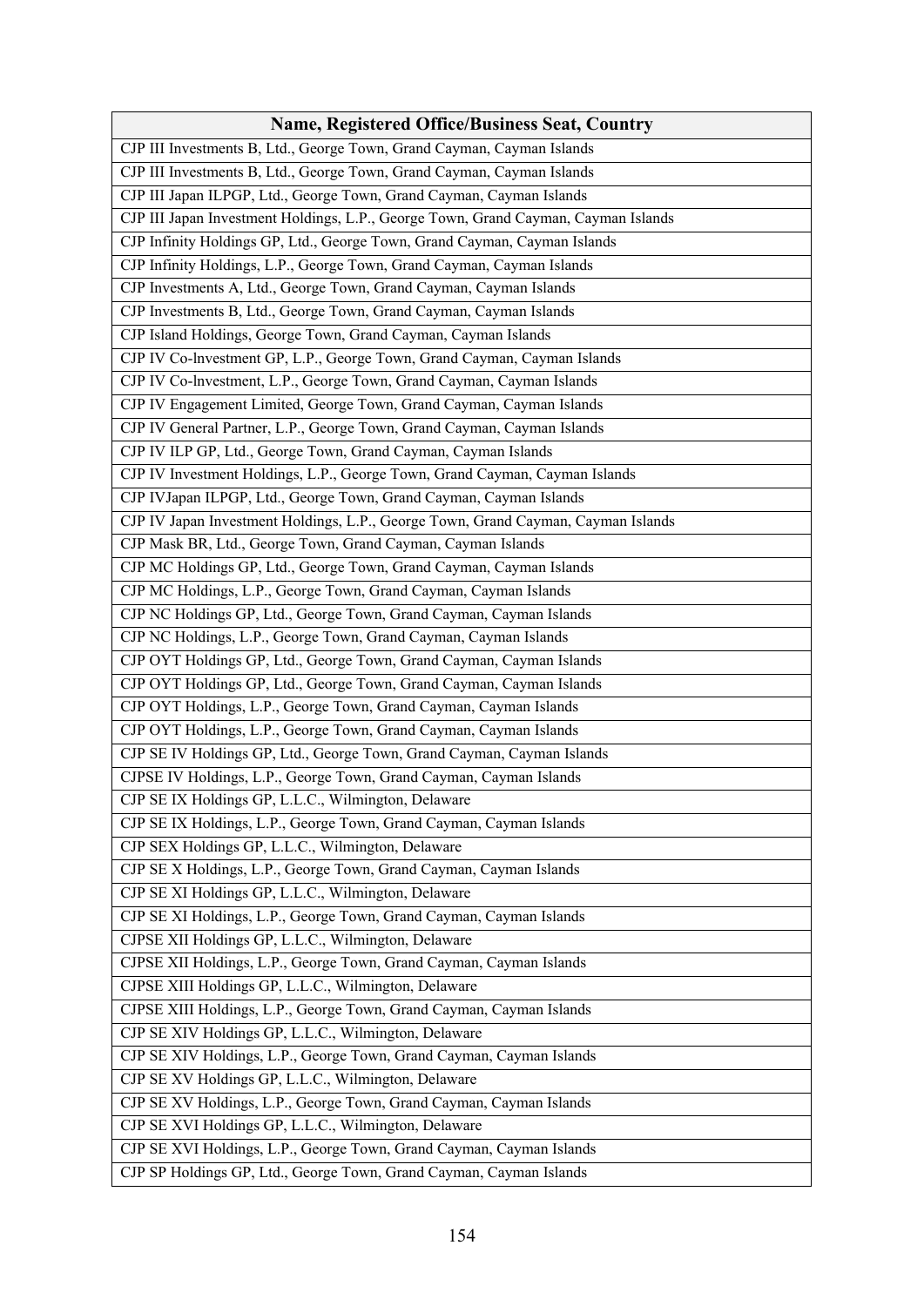| Name, Registered Office/Business Seat, Country |
|---|
| CJP III Investments B, Ltd., George Town, Grand Cayman, Cayman Islands |
| CJP III Investments B, Ltd., George Town, Grand Cayman, Cayman Islands |
| CJP III Japan ILPGP, Ltd., George Town, Grand Cayman, Cayman Islands |
| CJP III Japan Investment Holdings, L.P., George Town, Grand Cayman, Cayman Islands |
| CJP Infinity Holdings GP, Ltd., George Town, Grand Cayman, Cayman Islands |
| CJP Infinity Holdings, L.P., George Town, Grand Cayman, Cayman Islands |
| CJP Investments A, Ltd., George Town, Grand Cayman, Cayman Islands |
| CJP Investments B, Ltd., George Town, Grand Cayman, Cayman Islands |
| CJP Island Holdings, George Town, Grand Cayman, Cayman Islands |
| CJP IV Co-lnvestment GP, L.P., George Town, Grand Cayman, Cayman Islands |
| CJP IV Co-lnvestment, L.P., George Town, Grand Cayman, Cayman Islands |
| CJP IV Engagement Limited, George Town, Grand Cayman, Cayman Islands |
| CJP IV General Partner, L.P., George Town, Grand Cayman, Cayman Islands |
| CJP IV ILP GP, Ltd., George Town, Grand Cayman, Cayman Islands |
| CJP IV Investment Holdings, L.P., George Town, Grand Cayman, Cayman Islands |
| CJP IVJapan ILPGP, Ltd., George Town, Grand Cayman, Cayman Islands |
| CJP IV Japan Investment Holdings, L.P., George Town, Grand Cayman, Cayman Islands |
| CJP Mask BR, Ltd., George Town, Grand Cayman, Cayman Islands |
| CJP MC Holdings GP, Ltd., George Town, Grand Cayman, Cayman Islands |
| CJP MC Holdings, L.P., George Town, Grand Cayman, Cayman Islands |
| CJP NC Holdings GP, Ltd., George Town, Grand Cayman, Cayman Islands |
| CJP NC Holdings, L.P., George Town, Grand Cayman, Cayman Islands |
| CJP OYT Holdings GP, Ltd., George Town, Grand Cayman, Cayman Islands |
| CJP OYT Holdings GP, Ltd., George Town, Grand Cayman, Cayman Islands |
| CJP OYT Holdings, L.P., George Town, Grand Cayman, Cayman Islands |
| CJP OYT Holdings, L.P., George Town, Grand Cayman, Cayman Islands |
| CJP SE IV Holdings GP, Ltd., George Town, Grand Cayman, Cayman Islands |
| CJPSE IV Holdings, L.P., George Town, Grand Cayman, Cayman Islands |
| CJP SE IX Holdings GP, L.L.C., Wilmington, Delaware |
| CJP SE IX Holdings, L.P., George Town, Grand Cayman, Cayman Islands |
| CJP SEX Holdings GP, L.L.C., Wilmington, Delaware |
| CJP SE X Holdings, L.P., George Town, Grand Cayman, Cayman Islands |
| CJP SE XI Holdings GP, L.L.C., Wilmington, Delaware |
| CJP SE XI Holdings, L.P., George Town, Grand Cayman, Cayman Islands |
| CJPSE XII Holdings GP, L.L.C., Wilmington, Delaware |
| CJPSE XII Holdings, L.P., George Town, Grand Cayman, Cayman Islands |
| CJPSE XIII Holdings GP, L.L.C., Wilmington, Delaware |
| CJPSE XIII Holdings, L.P., George Town, Grand Cayman, Cayman Islands |
| CJP SE XIV Holdings GP, L.L.C., Wilmington, Delaware |
| CJP SE XIV Holdings, L.P., George Town, Grand Cayman, Cayman Islands |
| CJP SE XV Holdings GP, L.L.C., Wilmington, Delaware |
| CJP SE XV Holdings, L.P., George Town, Grand Cayman, Cayman Islands |
| CJP SE XVI Holdings GP, L.L.C., Wilmington, Delaware |
| CJP SE XVI Holdings, L.P., George Town, Grand Cayman, Cayman Islands |
| CJP SP Holdings GP, Ltd., George Town, Grand Cayman, Cayman Islands |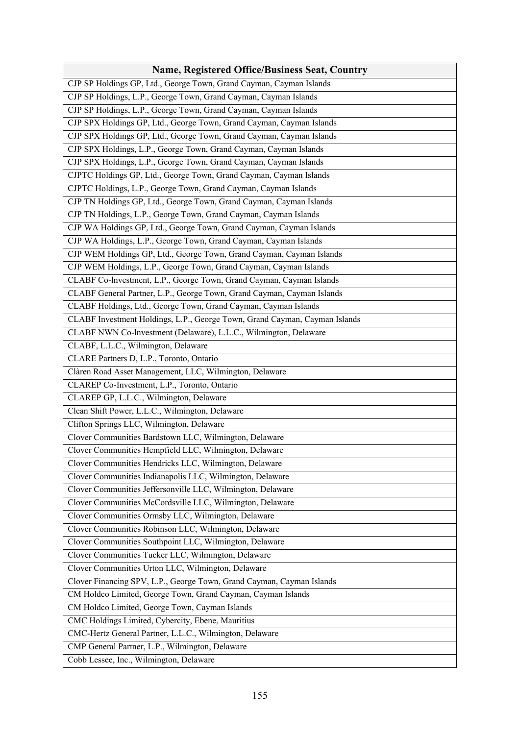| Name, Registered Office/Business Seat, Country |
| --- |
| CJP SP Holdings GP, Ltd., George Town, Grand Cayman, Cayman Islands |
| CJP SP Holdings, L.P., George Town, Grand Cayman, Cayman Islands |
| CJP SP Holdings, L.P., George Town, Grand Cayman, Cayman Islands |
| CJP SPX Holdings GP, Ltd., George Town, Grand Cayman, Cayman Islands |
| CJP SPX Holdings GP, Ltd., George Town, Grand Cayman, Cayman Islands |
| CJP SPX Holdings, L.P., George Town, Grand Cayman, Cayman Islands |
| CJP SPX Holdings, L.P., George Town, Grand Cayman, Cayman Islands |
| CJPTC Holdings GP, Ltd., George Town, Grand Cayman, Cayman Islands |
| CJPTC Holdings, L.P., George Town, Grand Cayman, Cayman Islands |
| CJP TN Holdings GP, Ltd., George Town, Grand Cayman, Cayman Islands |
| CJP TN Holdings, L.P., George Town, Grand Cayman, Cayman Islands |
| CJP WA Holdings GP, Ltd., George Town, Grand Cayman, Cayman Islands |
| CJP WA Holdings, L.P., George Town, Grand Cayman, Cayman Islands |
| CJP WEM Holdings GP, Ltd., George Town, Grand Cayman, Cayman Islands |
| CJP WEM Holdings, L.P., George Town, Grand Cayman, Cayman Islands |
| CLABF Co-lnvestment, L.P., George Town, Grand Cayman, Cayman Islands |
| CLABF General Partner, L.P., George Town, Grand Cayman, Cayman Islands |
| CLABF Holdings, Ltd., George Town, Grand Cayman, Cayman Islands |
| CLABF Investment Holdings, L.P., George Town, Grand Cayman, Cayman Islands |
| CLABF NWN Co-lnvestment (Delaware), L.L.C., Wilmington, Delaware |
| CLABF, L.L.C., Wilmington, Delaware |
| CLARE Partners D, L.P., Toronto, Ontario |
| Clàren Road Asset Management, LLC, Wilmington, Delaware |
| CLAREP Co-Investment, L.P., Toronto, Ontario |
| CLAREP GP, L.L.C., Wilmington, Delaware |
| Clean Shift Power, L.L.C., Wilmington, Delaware |
| Clifton Springs LLC, Wilmington, Delaware |
| Clover Communities Bardstown LLC, Wilmington, Delaware |
| Clover Communities Hempfield LLC, Wilmington, Delaware |
| Clover Communities Hendricks LLC, Wilmington, Delaware |
| Clover Communities Indianapolis LLC, Wilmington, Delaware |
| Clover Communities Jeffersonville LLC, Wilmington, Delaware |
| Clover Communities McCordsville LLC, Wilmington, Delaware |
| Clover Communities Ormsby LLC, Wilmington, Delaware |
| Clover Communities Robinson LLC, Wilmington, Delaware |
| Clover Communities Southpoint LLC, Wilmington, Delaware |
| Clover Communities Tucker LLC, Wilmington, Delaware |
| Clover Communities Urton LLC, Wilmington, Delaware |
| Clover Financing SPV, L.P., George Town, Grand Cayman, Cayman Islands |
| CM Holdco Limited, George Town, Grand Cayman, Cayman Islands |
| CM Holdco Limited, George Town, Cayman Islands |
| CMC Holdings Limited, Cybercity, Ebene, Mauritius |
| CMC-Hertz General Partner, L.L.C., Wilmington, Delaware |
| CMP General Partner, L.P., Wilmington, Delaware |
| Cobb Lessee, Inc., Wilmington, Delaware |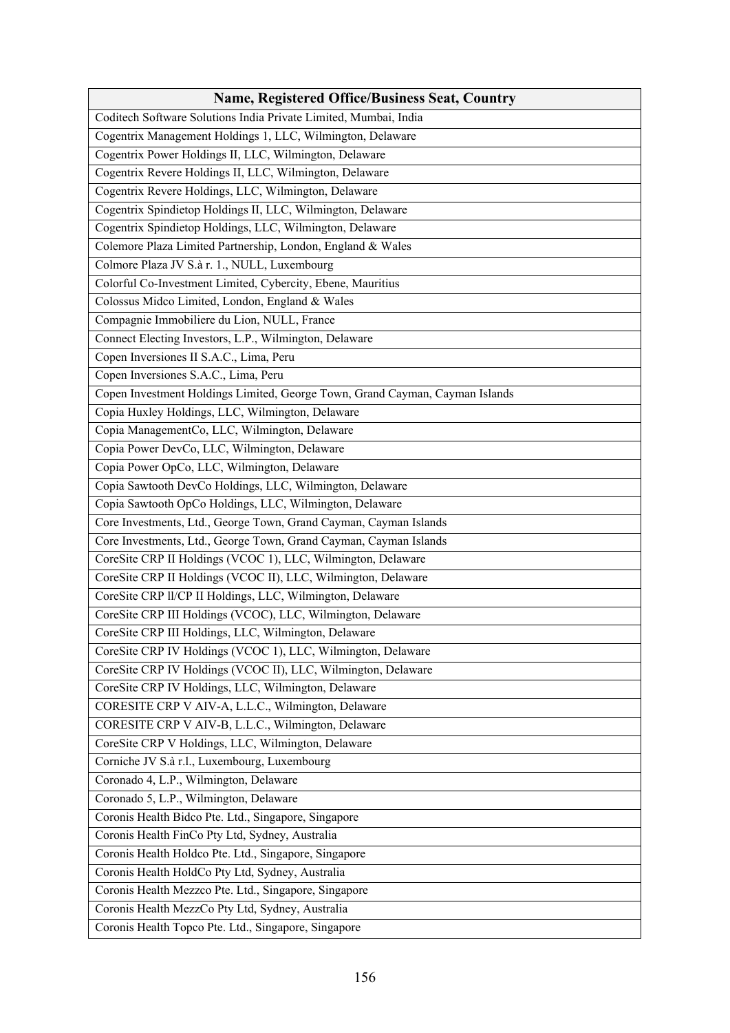| Name, Registered Office/Business Seat, Country |
| --- |
| Coditech Software Solutions India Private Limited, Mumbai, India |
| Cogentrix Management Holdings 1, LLC, Wilmington, Delaware |
| Cogentrix Power Holdings II, LLC, Wilmington, Delaware |
| Cogentrix Revere Holdings II, LLC, Wilmington, Delaware |
| Cogentrix Revere Holdings, LLC, Wilmington, Delaware |
| Cogentrix Spindietop Holdings II, LLC, Wilmington, Delaware |
| Cogentrix Spindietop Holdings, LLC, Wilmington, Delaware |
| Colemore Plaza Limited Partnership, London, England & Wales |
| Colmore Plaza JV S.à r. 1., NULL, Luxembourg |
| Colorful Co-Investment Limited, Cybercity, Ebene, Mauritius |
| Colossus Midco Limited, London, England & Wales |
| Compagnie Immobiliere du Lion, NULL, France |
| Connect Electing Investors, L.P., Wilmington, Delaware |
| Copen Inversiones II S.A.C., Lima, Peru |
| Copen Inversiones S.A.C., Lima, Peru |
| Copen Investment Holdings Limited, George Town, Grand Cayman, Cayman Islands |
| Copia Huxley Holdings, LLC, Wilmington, Delaware |
| Copia ManagementCo, LLC, Wilmington, Delaware |
| Copia Power DevCo, LLC, Wilmington, Delaware |
| Copia Power OpCo, LLC, Wilmington, Delaware |
| Copia Sawtooth DevCo Holdings, LLC, Wilmington, Delaware |
| Copia Sawtooth OpCo Holdings, LLC, Wilmington, Delaware |
| Core Investments, Ltd., George Town, Grand Cayman, Cayman Islands |
| Core Investments, Ltd., George Town, Grand Cayman, Cayman Islands |
| CoreSite CRP II Holdings (VCOC 1), LLC, Wilmington, Delaware |
| CoreSite CRP II Holdings (VCOC II), LLC, Wilmington, Delaware |
| CoreSite CRP ll/CP II Holdings, LLC, Wilmington, Delaware |
| CoreSite CRP III Holdings (VCOC), LLC, Wilmington, Delaware |
| CoreSite CRP III Holdings, LLC, Wilmington, Delaware |
| CoreSite CRP IV Holdings (VCOC 1), LLC, Wilmington, Delaware |
| CoreSite CRP IV Holdings (VCOC II), LLC, Wilmington, Delaware |
| CoreSite CRP IV Holdings, LLC, Wilmington, Delaware |
| CORESITE CRP V AIV-A, L.L.C., Wilmington, Delaware |
| CORESITE CRP V AIV-B, L.L.C., Wilmington, Delaware |
| CoreSite CRP V Holdings, LLC, Wilmington, Delaware |
| Corniche JV S.à r.l., Luxembourg, Luxembourg |
| Coronado 4, L.P., Wilmington, Delaware |
| Coronado 5, L.P., Wilmington, Delaware |
| Coronis Health Bidco Pte. Ltd., Singapore, Singapore |
| Coronis Health FinCo Pty Ltd, Sydney, Australia |
| Coronis Health Holdco Pte. Ltd., Singapore, Singapore |
| Coronis Health HoldCo Pty Ltd, Sydney, Australia |
| Coronis Health Mezzco Pte. Ltd., Singapore, Singapore |
| Coronis Health MezzCo Pty Ltd, Sydney, Australia |
| Coronis Health Topco Pte. Ltd., Singapore, Singapore |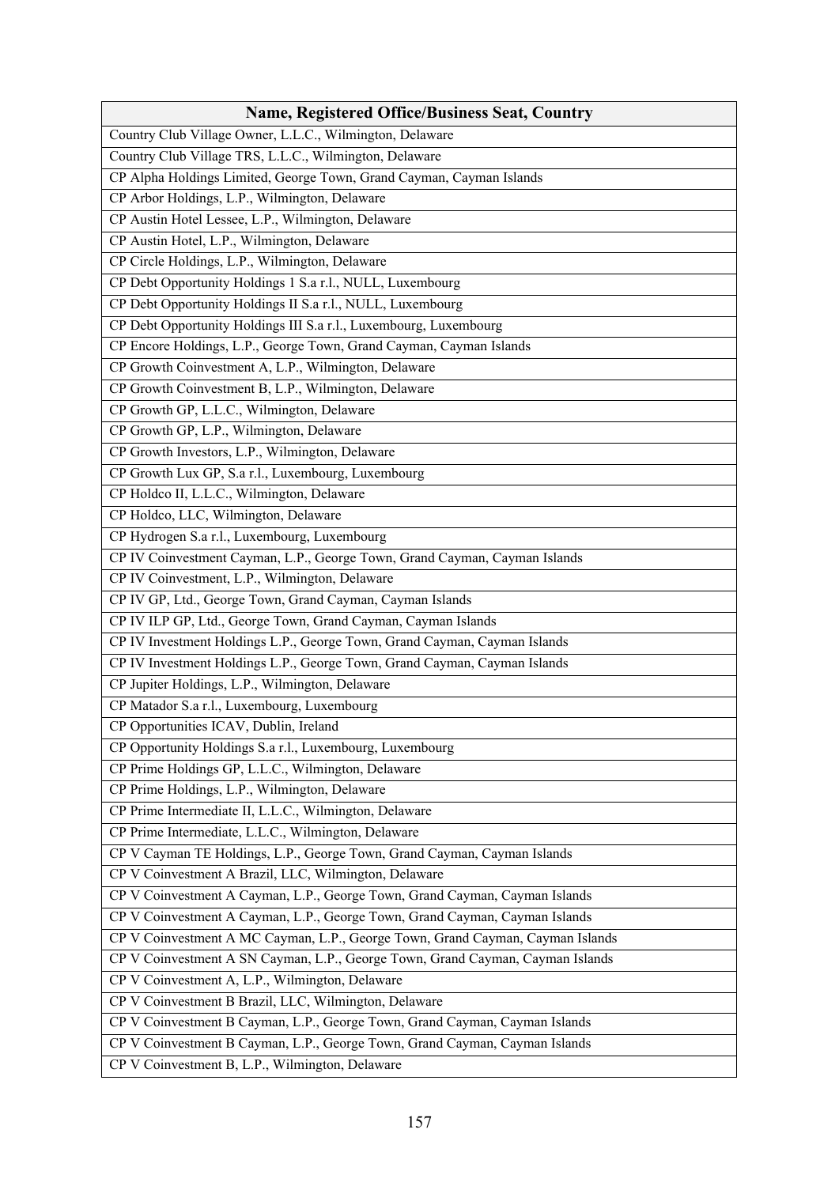| Name, Registered Office/Business Seat, Country |
|---|
| Country Club Village Owner, L.L.C., Wilmington, Delaware |
| Country Club Village TRS, L.L.C., Wilmington, Delaware |
| CP Alpha Holdings Limited, George Town, Grand Cayman, Cayman Islands |
| CP Arbor Holdings, L.P., Wilmington, Delaware |
| CP Austin Hotel Lessee, L.P., Wilmington, Delaware |
| CP Austin Hotel, L.P., Wilmington, Delaware |
| CP Circle Holdings, L.P., Wilmington, Delaware |
| CP Debt Opportunity Holdings 1 S.a r.l., NULL, Luxembourg |
| CP Debt Opportunity Holdings II S.a r.l., NULL, Luxembourg |
| CP Debt Opportunity Holdings III S.a r.l., Luxembourg, Luxembourg |
| CP Encore Holdings, L.P., George Town, Grand Cayman, Cayman Islands |
| CP Growth Coinvestment A, L.P., Wilmington, Delaware |
| CP Growth Coinvestment B, L.P., Wilmington, Delaware |
| CP Growth GP, L.L.C., Wilmington, Delaware |
| CP Growth GP, L.P., Wilmington, Delaware |
| CP Growth Investors, L.P., Wilmington, Delaware |
| CP Growth Lux GP, S.a r.l., Luxembourg, Luxembourg |
| CP Holdco II, L.L.C., Wilmington, Delaware |
| CP Holdco, LLC, Wilmington, Delaware |
| CP Hydrogen S.a r.l., Luxembourg, Luxembourg |
| CP IV Coinvestment Cayman, L.P., George Town, Grand Cayman, Cayman Islands |
| CP IV Coinvestment, L.P., Wilmington, Delaware |
| CP IV GP, Ltd., George Town, Grand Cayman, Cayman Islands |
| CP IV ILP GP, Ltd., George Town, Grand Cayman, Cayman Islands |
| CP IV Investment Holdings L.P., George Town, Grand Cayman, Cayman Islands |
| CP IV Investment Holdings L.P., George Town, Grand Cayman, Cayman Islands |
| CP Jupiter Holdings, L.P., Wilmington, Delaware |
| CP Matador S.a r.l., Luxembourg, Luxembourg |
| CP Opportunities ICAV, Dublin, Ireland |
| CP Opportunity Holdings S.a r.l., Luxembourg, Luxembourg |
| CP Prime Holdings GP, L.L.C., Wilmington, Delaware |
| CP Prime Holdings, L.P., Wilmington, Delaware |
| CP Prime Intermediate II, L.L.C., Wilmington, Delaware |
| CP Prime Intermediate, L.L.C., Wilmington, Delaware |
| CP V Cayman TE Holdings, L.P., George Town, Grand Cayman, Cayman Islands |
| CP V Coinvestment A Brazil, LLC, Wilmington, Delaware |
| CP V Coinvestment A Cayman, L.P., George Town, Grand Cayman, Cayman Islands |
| CP V Coinvestment A Cayman, L.P., George Town, Grand Cayman, Cayman Islands |
| CP V Coinvestment A MC Cayman, L.P., George Town, Grand Cayman, Cayman Islands |
| CP V Coinvestment A SN Cayman, L.P., George Town, Grand Cayman, Cayman Islands |
| CP V Coinvestment A, L.P., Wilmington, Delaware |
| CP V Coinvestment B Brazil, LLC, Wilmington, Delaware |
| CP V Coinvestment B Cayman, L.P., George Town, Grand Cayman, Cayman Islands |
| CP V Coinvestment B Cayman, L.P., George Town, Grand Cayman, Cayman Islands |
| CP V Coinvestment B, L.P., Wilmington, Delaware |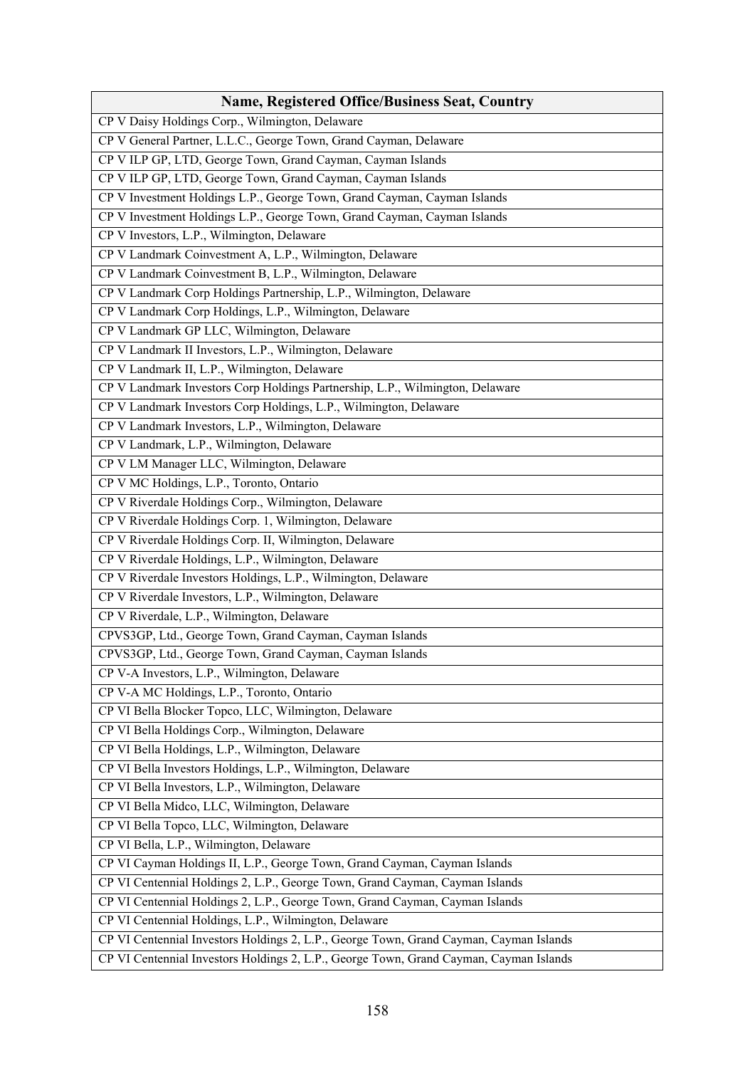| Name, Registered Office/Business Seat, Country |
|---|
| CP V Daisy Holdings Corp., Wilmington, Delaware |
| CP V General Partner, L.L.C., George Town, Grand Cayman, Delaware |
| CP V ILP GP, LTD, George Town, Grand Cayman, Cayman Islands |
| CP V ILP GP, LTD, George Town, Grand Cayman, Cayman Islands |
| CP V Investment Holdings L.P., George Town, Grand Cayman, Cayman Islands |
| CP V Investment Holdings L.P., George Town, Grand Cayman, Cayman Islands |
| CP V Investors, L.P., Wilmington, Delaware |
| CP V Landmark Coinvestment A, L.P., Wilmington, Delaware |
| CP V Landmark Coinvestment B, L.P., Wilmington, Delaware |
| CP V Landmark Corp Holdings Partnership, L.P., Wilmington, Delaware |
| CP V Landmark Corp Holdings, L.P., Wilmington, Delaware |
| CP V Landmark GP LLC, Wilmington, Delaware |
| CP V Landmark II Investors, L.P., Wilmington, Delaware |
| CP V Landmark II, L.P., Wilmington, Delaware |
| CP V Landmark Investors Corp Holdings Partnership, L.P., Wilmington, Delaware |
| CP V Landmark Investors Corp Holdings, L.P., Wilmington, Delaware |
| CP V Landmark Investors, L.P., Wilmington, Delaware |
| CP V Landmark, L.P., Wilmington, Delaware |
| CP V LM Manager LLC, Wilmington, Delaware |
| CP V MC Holdings, L.P., Toronto, Ontario |
| CP V Riverdale Holdings Corp., Wilmington, Delaware |
| CP V Riverdale Holdings Corp. 1, Wilmington, Delaware |
| CP V Riverdale Holdings Corp. II, Wilmington, Delaware |
| CP V Riverdale Holdings, L.P., Wilmington, Delaware |
| CP V Riverdale Investors Holdings, L.P., Wilmington, Delaware |
| CP V Riverdale Investors, L.P., Wilmington, Delaware |
| CP V Riverdale, L.P., Wilmington, Delaware |
| CPVS3GP, Ltd., George Town, Grand Cayman, Cayman Islands |
| CPVS3GP, Ltd., George Town, Grand Cayman, Cayman Islands |
| CP V-A Investors, L.P., Wilmington, Delaware |
| CP V-A MC Holdings, L.P., Toronto, Ontario |
| CP VI Bella Blocker Topco, LLC, Wilmington, Delaware |
| CP VI Bella Holdings Corp., Wilmington, Delaware |
| CP VI Bella Holdings, L.P., Wilmington, Delaware |
| CP VI Bella Investors Holdings, L.P., Wilmington, Delaware |
| CP VI Bella Investors, L.P., Wilmington, Delaware |
| CP VI Bella Midco, LLC, Wilmington, Delaware |
| CP VI Bella Topco, LLC, Wilmington, Delaware |
| CP VI Bella, L.P., Wilmington, Delaware |
| CP VI Cayman Holdings II, L.P., George Town, Grand Cayman, Cayman Islands |
| CP VI Centennial Holdings 2, L.P., George Town, Grand Cayman, Cayman Islands |
| CP VI Centennial Holdings 2, L.P., George Town, Grand Cayman, Cayman Islands |
| CP VI Centennial Holdings, L.P., Wilmington, Delaware |
| CP VI Centennial Investors Holdings 2, L.P., George Town, Grand Cayman, Cayman Islands |
| CP VI Centennial Investors Holdings 2, L.P., George Town, Grand Cayman, Cayman Islands |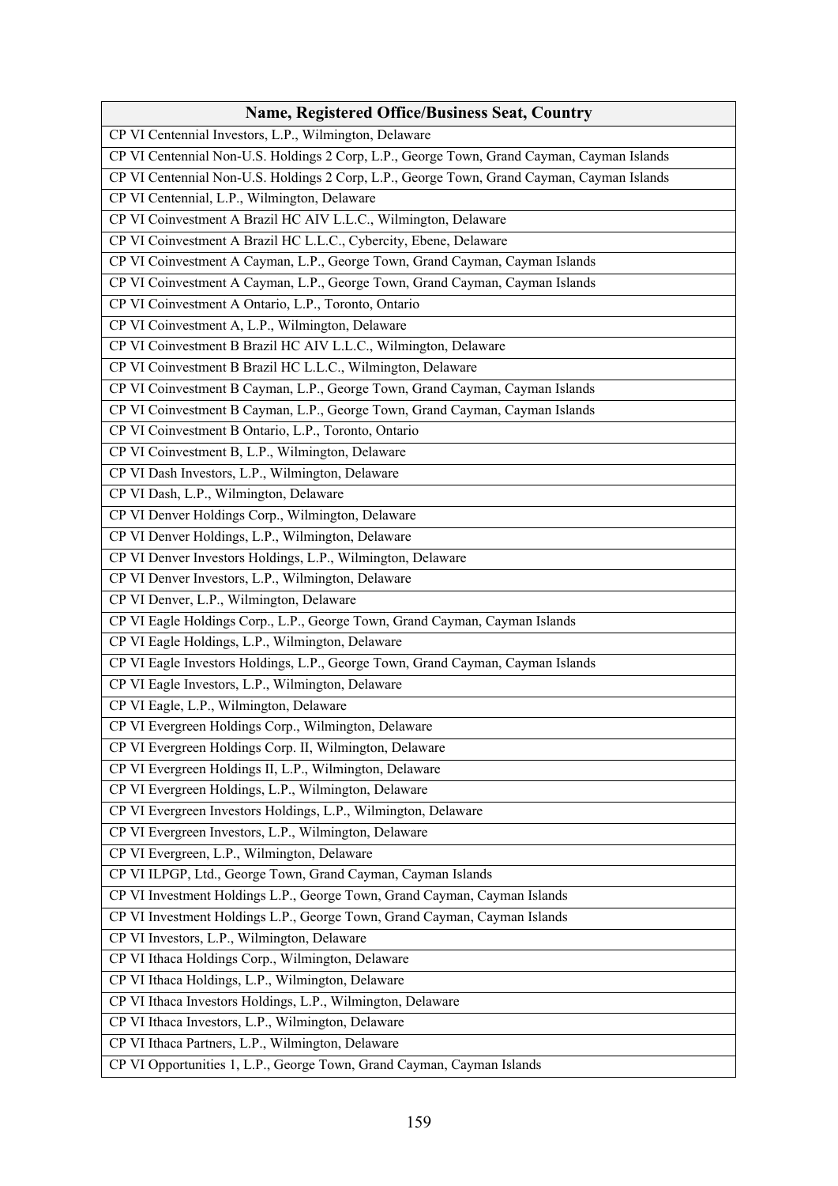| Name, Registered Office/Business Seat, Country |
|---|
| CP VI Centennial Investors, L.P., Wilmington, Delaware |
| CP VI Centennial Non-U.S. Holdings 2 Corp, L.P., George Town, Grand Cayman, Cayman Islands |
| CP VI Centennial Non-U.S. Holdings 2 Corp, L.P., George Town, Grand Cayman, Cayman Islands |
| CP VI Centennial, L.P., Wilmington, Delaware |
| CP VI Coinvestment A Brazil HC AIV L.L.C., Wilmington, Delaware |
| CP VI Coinvestment A Brazil HC L.L.C., Cybercity, Ebene, Delaware |
| CP VI Coinvestment A Cayman, L.P., George Town, Grand Cayman, Cayman Islands |
| CP VI Coinvestment A Cayman, L.P., George Town, Grand Cayman, Cayman Islands |
| CP VI Coinvestment A Ontario, L.P., Toronto, Ontario |
| CP VI Coinvestment A, L.P., Wilmington, Delaware |
| CP VI Coinvestment B Brazil HC AIV L.L.C., Wilmington, Delaware |
| CP VI Coinvestment B Brazil HC L.L.C., Wilmington, Delaware |
| CP VI Coinvestment B Cayman, L.P., George Town, Grand Cayman, Cayman Islands |
| CP VI Coinvestment B Cayman, L.P., George Town, Grand Cayman, Cayman Islands |
| CP VI Coinvestment B Ontario, L.P., Toronto, Ontario |
| CP VI Coinvestment B, L.P., Wilmington, Delaware |
| CP VI Dash Investors, L.P., Wilmington, Delaware |
| CP VI Dash, L.P., Wilmington, Delaware |
| CP VI Denver Holdings Corp., Wilmington, Delaware |
| CP VI Denver Holdings, L.P., Wilmington, Delaware |
| CP VI Denver Investors Holdings, L.P., Wilmington, Delaware |
| CP VI Denver Investors, L.P., Wilmington, Delaware |
| CP VI Denver, L.P., Wilmington, Delaware |
| CP VI Eagle Holdings Corp., L.P., George Town, Grand Cayman, Cayman Islands |
| CP VI Eagle Holdings, L.P., Wilmington, Delaware |
| CP VI Eagle Investors Holdings, L.P., George Town, Grand Cayman, Cayman Islands |
| CP VI Eagle Investors, L.P., Wilmington, Delaware |
| CP VI Eagle, L.P., Wilmington, Delaware |
| CP VI Evergreen Holdings Corp., Wilmington, Delaware |
| CP VI Evergreen Holdings Corp. II, Wilmington, Delaware |
| CP VI Evergreen Holdings II, L.P., Wilmington, Delaware |
| CP VI Evergreen Holdings, L.P., Wilmington, Delaware |
| CP VI Evergreen Investors Holdings, L.P., Wilmington, Delaware |
| CP VI Evergreen Investors, L.P., Wilmington, Delaware |
| CP VI Evergreen, L.P., Wilmington, Delaware |
| CP VI ILPGP, Ltd., George Town, Grand Cayman, Cayman Islands |
| CP VI Investment Holdings L.P., George Town, Grand Cayman, Cayman Islands |
| CP VI Investment Holdings L.P., George Town, Grand Cayman, Cayman Islands |
| CP VI Investors, L.P., Wilmington, Delaware |
| CP VI Ithaca Holdings Corp., Wilmington, Delaware |
| CP VI Ithaca Holdings, L.P., Wilmington, Delaware |
| CP VI Ithaca Investors Holdings, L.P., Wilmington, Delaware |
| CP VI Ithaca Investors, L.P., Wilmington, Delaware |
| CP VI Ithaca Partners, L.P., Wilmington, Delaware |
| CP VI Opportunities 1, L.P., George Town, Grand Cayman, Cayman Islands |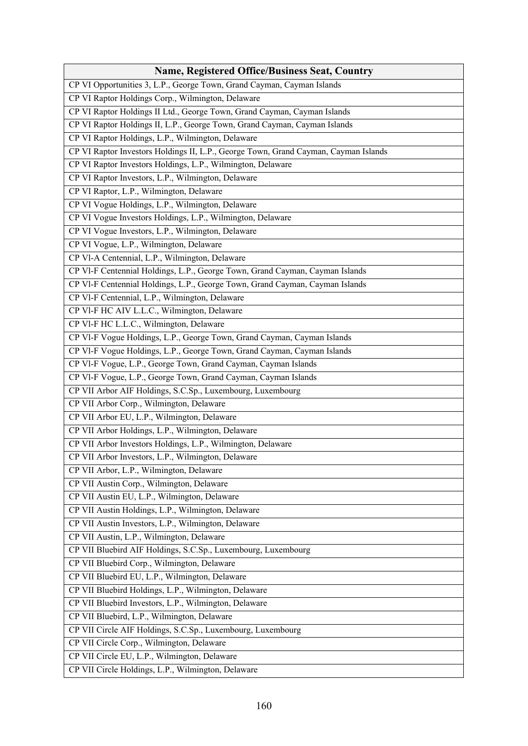| Name, Registered Office/Business Seat, Country |
|---|
| CP VI Opportunities 3, L.P., George Town, Grand Cayman, Cayman Islands |
| CP VI Raptor Holdings Corp., Wilmington, Delaware |
| CP VI Raptor Holdings II Ltd., George Town, Grand Cayman, Cayman Islands |
| CP VI Raptor Holdings II, L.P., George Town, Grand Cayman, Cayman Islands |
| CP VI Raptor Holdings, L.P., Wilmington, Delaware |
| CP VI Raptor Investors Holdings II, L.P., George Town, Grand Cayman, Cayman Islands |
| CP VI Raptor Investors Holdings, L.P., Wilmington, Delaware |
| CP VI Raptor Investors, L.P., Wilmington, Delaware |
| CP VI Raptor, L.P., Wilmington, Delaware |
| CP VI Vogue Holdings, L.P., Wilmington, Delaware |
| CP VI Vogue Investors Holdings, L.P., Wilmington, Delaware |
| CP VI Vogue Investors, L.P., Wilmington, Delaware |
| CP VI Vogue, L.P., Wilmington, Delaware |
| CP Vl-A Centennial, L.P., Wilmington, Delaware |
| CP Vl-F Centennial Holdings, L.P., George Town, Grand Cayman, Cayman Islands |
| CP Vl-F Centennial Holdings, L.P., George Town, Grand Cayman, Cayman Islands |
| CP Vl-F Centennial, L.P., Wilmington, Delaware |
| CP Vl-F HC AIV L.L.C., Wilmington, Delaware |
| CP Vl-F HC L.L.C., Wilmington, Delaware |
| CP Vl-F Vogue Holdings, L.P., George Town, Grand Cayman, Cayman Islands |
| CP Vl-F Vogue Holdings, L.P., George Town, Grand Cayman, Cayman Islands |
| CP Vl-F Vogue, L.P., George Town, Grand Cayman, Cayman Islands |
| CP Vl-F Vogue, L.P., George Town, Grand Cayman, Cayman Islands |
| CP VII Arbor AIF Holdings, S.C.Sp., Luxembourg, Luxembourg |
| CP VII Arbor Corp., Wilmington, Delaware |
| CP VII Arbor EU, L.P., Wilmington, Delaware |
| CP VII Arbor Holdings, L.P., Wilmington, Delaware |
| CP VII Arbor Investors Holdings, L.P., Wilmington, Delaware |
| CP VII Arbor Investors, L.P., Wilmington, Delaware |
| CP VII Arbor, L.P., Wilmington, Delaware |
| CP VII Austin Corp., Wilmington, Delaware |
| CP VII Austin EU, L.P., Wilmington, Delaware |
| CP VII Austin Holdings, L.P., Wilmington, Delaware |
| CP VII Austin Investors, L.P., Wilmington, Delaware |
| CP VII Austin, L.P., Wilmington, Delaware |
| CP VII Bluebird AIF Holdings, S.C.Sp., Luxembourg, Luxembourg |
| CP VII Bluebird Corp., Wilmington, Delaware |
| CP VII Bluebird EU, L.P., Wilmington, Delaware |
| CP VII Bluebird Holdings, L.P., Wilmington, Delaware |
| CP VII Bluebird Investors, L.P., Wilmington, Delaware |
| CP VII Bluebird, L.P., Wilmington, Delaware |
| CP VII Circle AIF Holdings, S.C.Sp., Luxembourg, Luxembourg |
| CP VII Circle Corp., Wilmington, Delaware |
| CP VII Circle EU, L.P., Wilmington, Delaware |
| CP VII Circle Holdings, L.P., Wilmington, Delaware |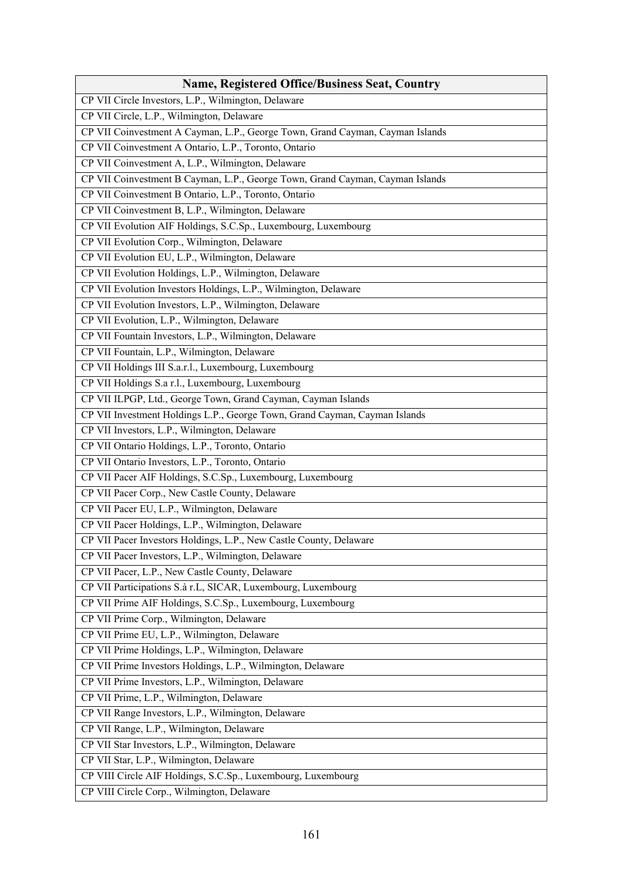| Name, Registered Office/Business Seat, Country |
|---|
| CP VII Circle Investors, L.P., Wilmington, Delaware |
| CP VII Circle, L.P., Wilmington, Delaware |
| CP VII Coinvestment A Cayman, L.P., George Town, Grand Cayman, Cayman Islands |
| CP VII Coinvestment A Ontario, L.P., Toronto, Ontario |
| CP VII Coinvestment A, L.P., Wilmington, Delaware |
| CP VII Coinvestment B Cayman, L.P., George Town, Grand Cayman, Cayman Islands |
| CP VII Coinvestment B Ontario, L.P., Toronto, Ontario |
| CP VII Coinvestment B, L.P., Wilmington, Delaware |
| CP VII Evolution AIF Holdings, S.C.Sp., Luxembourg, Luxembourg |
| CP VII Evolution Corp., Wilmington, Delaware |
| CP VII Evolution EU, L.P., Wilmington, Delaware |
| CP VII Evolution Holdings, L.P., Wilmington, Delaware |
| CP VII Evolution Investors Holdings, L.P., Wilmington, Delaware |
| CP VII Evolution Investors, L.P., Wilmington, Delaware |
| CP VII Evolution, L.P., Wilmington, Delaware |
| CP VII Fountain Investors, L.P., Wilmington, Delaware |
| CP VII Fountain, L.P., Wilmington, Delaware |
| CP VII Holdings III S.a.r.l., Luxembourg, Luxembourg |
| CP VII Holdings S.a r.l., Luxembourg, Luxembourg |
| CP VII ILPGP, Ltd., George Town, Grand Cayman, Cayman Islands |
| CP VII Investment Holdings L.P., George Town, Grand Cayman, Cayman Islands |
| CP VII Investors, L.P., Wilmington, Delaware |
| CP VII Ontario Holdings, L.P., Toronto, Ontario |
| CP VII Ontario Investors, L.P., Toronto, Ontario |
| CP VII Pacer AIF Holdings, S.C.Sp., Luxembourg, Luxembourg |
| CP VII Pacer Corp., New Castle County, Delaware |
| CP VII Pacer EU, L.P., Wilmington, Delaware |
| CP VII Pacer Holdings, L.P., Wilmington, Delaware |
| CP VII Pacer Investors Holdings, L.P., New Castle County, Delaware |
| CP VII Pacer Investors, L.P., Wilmington, Delaware |
| CP VII Pacer, L.P., New Castle County, Delaware |
| CP VII Participations S.à r.L, SICAR, Luxembourg, Luxembourg |
| CP VII Prime AIF Holdings, S.C.Sp., Luxembourg, Luxembourg |
| CP VII Prime Corp., Wilmington, Delaware |
| CP VII Prime EU, L.P., Wilmington, Delaware |
| CP VII Prime Holdings, L.P., Wilmington, Delaware |
| CP VII Prime Investors Holdings, L.P., Wilmington, Delaware |
| CP VII Prime Investors, L.P., Wilmington, Delaware |
| CP VII Prime, L.P., Wilmington, Delaware |
| CP VII Range Investors, L.P., Wilmington, Delaware |
| CP VII Range, L.P., Wilmington, Delaware |
| CP VII Star Investors, L.P., Wilmington, Delaware |
| CP VII Star, L.P., Wilmington, Delaware |
| CP VIII Circle AIF Holdings, S.C.Sp., Luxembourg, Luxembourg |
| CP VIII Circle Corp., Wilmington, Delaware |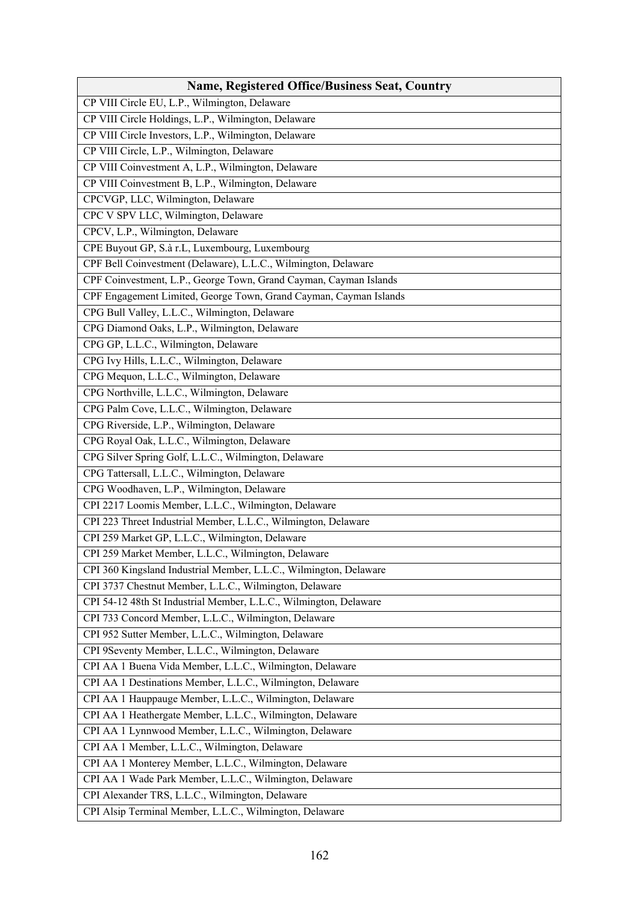| Name, Registered Office/Business Seat, Country |
| --- |
| CP VIII Circle EU, L.P., Wilmington, Delaware |
| CP VIII Circle Holdings, L.P., Wilmington, Delaware |
| CP VIII Circle Investors, L.P., Wilmington, Delaware |
| CP VIII Circle, L.P., Wilmington, Delaware |
| CP VIII Coinvestment A, L.P., Wilmington, Delaware |
| CP VIII Coinvestment B, L.P., Wilmington, Delaware |
| CPCVGP, LLC, Wilmington, Delaware |
| CPC V SPV LLC, Wilmington, Delaware |
| CPCV, L.P., Wilmington, Delaware |
| CPE Buyout GP, S.à r.L, Luxembourg, Luxembourg |
| CPF Bell Coinvestment (Delaware), L.L.C., Wilmington, Delaware |
| CPF Coinvestment, L.P., George Town, Grand Cayman, Cayman Islands |
| CPF Engagement Limited, George Town, Grand Cayman, Cayman Islands |
| CPG Bull Valley, L.L.C., Wilmington, Delaware |
| CPG Diamond Oaks, L.P., Wilmington, Delaware |
| CPG GP, L.L.C., Wilmington, Delaware |
| CPG Ivy Hills, L.L.C., Wilmington, Delaware |
| CPG Mequon, L.L.C., Wilmington, Delaware |
| CPG Northville, L.L.C., Wilmington, Delaware |
| CPG Palm Cove, L.L.C., Wilmington, Delaware |
| CPG Riverside, L.P., Wilmington, Delaware |
| CPG Royal Oak, L.L.C., Wilmington, Delaware |
| CPG Silver Spring Golf, L.L.C., Wilmington, Delaware |
| CPG Tattersall, L.L.C., Wilmington, Delaware |
| CPG Woodhaven, L.P., Wilmington, Delaware |
| CPI 2217 Loomis Member, L.L.C., Wilmington, Delaware |
| CPI 223 Threet Industrial Member, L.L.C., Wilmington, Delaware |
| CPI 259 Market GP, L.L.C., Wilmington, Delaware |
| CPI 259 Market Member, L.L.C., Wilmington, Delaware |
| CPI 360 Kingsland Industrial Member, L.L.C., Wilmington, Delaware |
| CPI 3737 Chestnut Member, L.L.C., Wilmington, Delaware |
| CPI 54-12 48th St Industrial Member, L.L.C., Wilmington, Delaware |
| CPI 733 Concord Member, L.L.C., Wilmington, Delaware |
| CPI 952 Sutter Member, L.L.C., Wilmington, Delaware |
| CPI 9Seventy Member, L.L.C., Wilmington, Delaware |
| CPI AA 1 Buena Vida Member, L.L.C., Wilmington, Delaware |
| CPI AA 1 Destinations Member, L.L.C., Wilmington, Delaware |
| CPI AA 1 Hauppauge Member, L.L.C., Wilmington, Delaware |
| CPI AA 1 Heathergate Member, L.L.C., Wilmington, Delaware |
| CPI AA 1 Lynnwood Member, L.L.C., Wilmington, Delaware |
| CPI AA 1 Member, L.L.C., Wilmington, Delaware |
| CPI AA 1 Monterey Member, L.L.C., Wilmington, Delaware |
| CPI AA 1 Wade Park Member, L.L.C., Wilmington, Delaware |
| CPI Alexander TRS, L.L.C., Wilmington, Delaware |
| CPI Alsip Terminal Member, L.L.C., Wilmington, Delaware |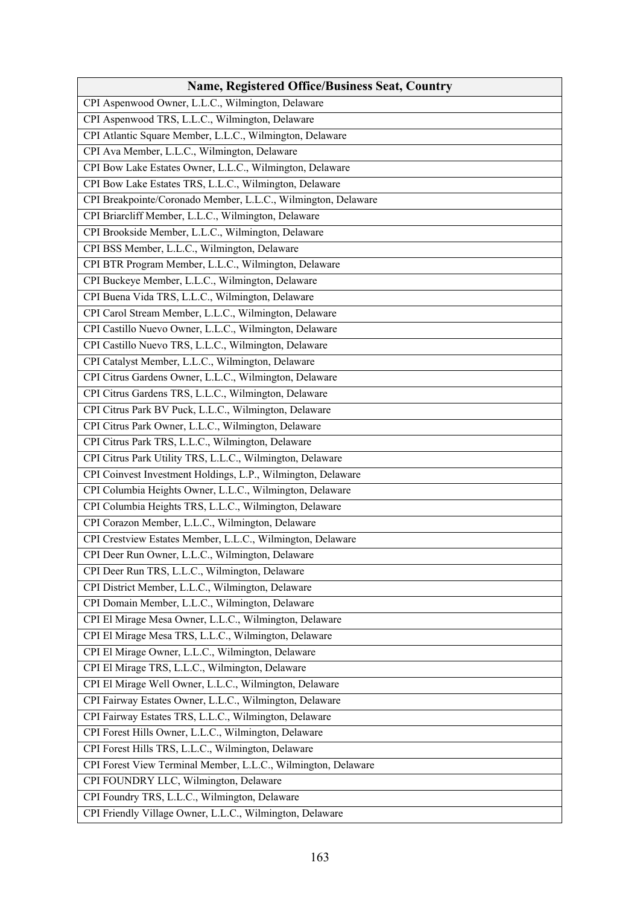| Name, Registered Office/Business Seat, Country |
|---|
| CPI Aspenwood Owner, L.L.C., Wilmington, Delaware |
| CPI Aspenwood TRS, L.L.C., Wilmington, Delaware |
| CPI Atlantic Square Member, L.L.C., Wilmington, Delaware |
| CPI Ava Member, L.L.C., Wilmington, Delaware |
| CPI Bow Lake Estates Owner, L.L.C., Wilmington, Delaware |
| CPI Bow Lake Estates TRS, L.L.C., Wilmington, Delaware |
| CPI Breakpointe/Coronado Member, L.L.C., Wilmington, Delaware |
| CPI Briarcliff Member, L.L.C., Wilmington, Delaware |
| CPI Brookside Member, L.L.C., Wilmington, Delaware |
| CPI BSS Member, L.L.C., Wilmington, Delaware |
| CPI BTR Program Member, L.L.C., Wilmington, Delaware |
| CPI Buckeye Member, L.L.C., Wilmington, Delaware |
| CPI Buena Vida TRS, L.L.C., Wilmington, Delaware |
| CPI Carol Stream Member, L.L.C., Wilmington, Delaware |
| CPI Castillo Nuevo Owner, L.L.C., Wilmington, Delaware |
| CPI Castillo Nuevo TRS, L.L.C., Wilmington, Delaware |
| CPI Catalyst Member, L.L.C., Wilmington, Delaware |
| CPI Citrus Gardens Owner, L.L.C., Wilmington, Delaware |
| CPI Citrus Gardens TRS, L.L.C., Wilmington, Delaware |
| CPI Citrus Park BV Puck, L.L.C., Wilmington, Delaware |
| CPI Citrus Park Owner, L.L.C., Wilmington, Delaware |
| CPI Citrus Park TRS, L.L.C., Wilmington, Delaware |
| CPI Citrus Park Utility TRS, L.L.C., Wilmington, Delaware |
| CPI Coinvest Investment Holdings, L.P., Wilmington, Delaware |
| CPI Columbia Heights Owner, L.L.C., Wilmington, Delaware |
| CPI Columbia Heights TRS, L.L.C., Wilmington, Delaware |
| CPI Corazon Member, L.L.C., Wilmington, Delaware |
| CPI Crestview Estates Member, L.L.C., Wilmington, Delaware |
| CPI Deer Run Owner, L.L.C., Wilmington, Delaware |
| CPI Deer Run TRS, L.L.C., Wilmington, Delaware |
| CPI District Member, L.L.C., Wilmington, Delaware |
| CPI Domain Member, L.L.C., Wilmington, Delaware |
| CPI El Mirage Mesa Owner, L.L.C., Wilmington, Delaware |
| CPI El Mirage Mesa TRS, L.L.C., Wilmington, Delaware |
| CPI El Mirage Owner, L.L.C., Wilmington, Delaware |
| CPI El Mirage TRS, L.L.C., Wilmington, Delaware |
| CPI El Mirage Well Owner, L.L.C., Wilmington, Delaware |
| CPI Fairway Estates Owner, L.L.C., Wilmington, Delaware |
| CPI Fairway Estates TRS, L.L.C., Wilmington, Delaware |
| CPI Forest Hills Owner, L.L.C., Wilmington, Delaware |
| CPI Forest Hills TRS, L.L.C., Wilmington, Delaware |
| CPI Forest View Terminal Member, L.L.C., Wilmington, Delaware |
| CPI FOUNDRY LLC, Wilmington, Delaware |
| CPI Foundry TRS, L.L.C., Wilmington, Delaware |
| CPI Friendly Village Owner, L.L.C., Wilmington, Delaware |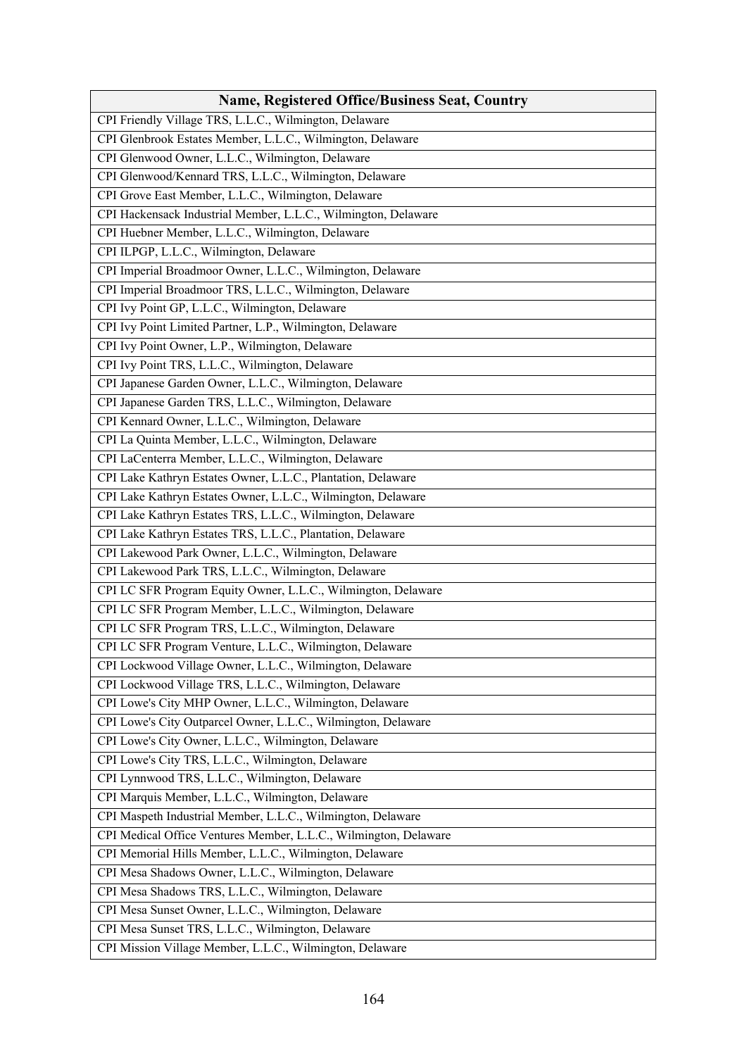| Name, Registered Office/Business Seat, Country |
| --- |
| CPI Friendly Village TRS, L.L.C., Wilmington, Delaware |
| CPI Glenbrook Estates Member, L.L.C., Wilmington, Delaware |
| CPI Glenwood Owner, L.L.C., Wilmington, Delaware |
| CPI Glenwood/Kennard TRS, L.L.C., Wilmington, Delaware |
| CPI Grove East Member, L.L.C., Wilmington, Delaware |
| CPI Hackensack Industrial Member, L.L.C., Wilmington, Delaware |
| CPI Huebner Member, L.L.C., Wilmington, Delaware |
| CPI ILPGP, L.L.C., Wilmington, Delaware |
| CPI Imperial Broadmoor Owner, L.L.C., Wilmington, Delaware |
| CPI Imperial Broadmoor TRS, L.L.C., Wilmington, Delaware |
| CPI Ivy Point GP, L.L.C., Wilmington, Delaware |
| CPI Ivy Point Limited Partner, L.P., Wilmington, Delaware |
| CPI Ivy Point Owner, L.P., Wilmington, Delaware |
| CPI Ivy Point TRS, L.L.C., Wilmington, Delaware |
| CPI Japanese Garden Owner, L.L.C., Wilmington, Delaware |
| CPI Japanese Garden TRS, L.L.C., Wilmington, Delaware |
| CPI Kennard Owner, L.L.C., Wilmington, Delaware |
| CPI La Quinta Member, L.L.C., Wilmington, Delaware |
| CPI LaCenterra Member, L.L.C., Wilmington, Delaware |
| CPI Lake Kathryn Estates Owner, L.L.C., Plantation, Delaware |
| CPI Lake Kathryn Estates Owner, L.L.C., Wilmington, Delaware |
| CPI Lake Kathryn Estates TRS, L.L.C., Wilmington, Delaware |
| CPI Lake Kathryn Estates TRS, L.L.C., Plantation, Delaware |
| CPI Lakewood Park Owner, L.L.C., Wilmington, Delaware |
| CPI Lakewood Park TRS, L.L.C., Wilmington, Delaware |
| CPI LC SFR Program Equity Owner, L.L.C., Wilmington, Delaware |
| CPI LC SFR Program Member, L.L.C., Wilmington, Delaware |
| CPI LC SFR Program TRS, L.L.C., Wilmington, Delaware |
| CPI LC SFR Program Venture, L.L.C., Wilmington, Delaware |
| CPI Lockwood Village Owner, L.L.C., Wilmington, Delaware |
| CPI Lockwood Village TRS, L.L.C., Wilmington, Delaware |
| CPI Lowe's City MHP Owner, L.L.C., Wilmington, Delaware |
| CPI Lowe's City Outparcel Owner, L.L.C., Wilmington, Delaware |
| CPI Lowe's City Owner, L.L.C., Wilmington, Delaware |
| CPI Lowe's City TRS, L.L.C., Wilmington, Delaware |
| CPI Lynnwood TRS, L.L.C., Wilmington, Delaware |
| CPI Marquis Member, L.L.C., Wilmington, Delaware |
| CPI Maspeth Industrial Member, L.L.C., Wilmington, Delaware |
| CPI Medical Office Ventures Member, L.L.C., Wilmington, Delaware |
| CPI Memorial Hills Member, L.L.C., Wilmington, Delaware |
| CPI Mesa Shadows Owner, L.L.C., Wilmington, Delaware |
| CPI Mesa Shadows TRS, L.L.C., Wilmington, Delaware |
| CPI Mesa Sunset Owner, L.L.C., Wilmington, Delaware |
| CPI Mesa Sunset TRS, L.L.C., Wilmington, Delaware |
| CPI Mission Village Member, L.L.C., Wilmington, Delaware |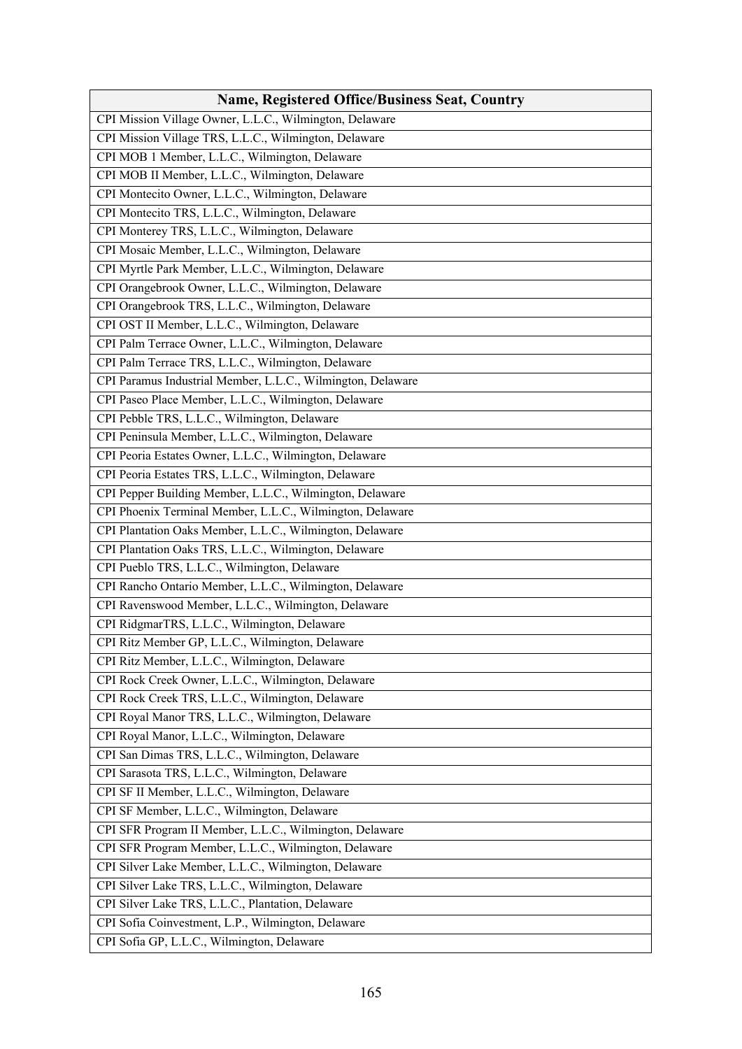| Name, Registered Office/Business Seat, Country |
|---|
| CPI Mission Village Owner, L.L.C., Wilmington, Delaware |
| CPI Mission Village TRS, L.L.C., Wilmington, Delaware |
| CPI MOB 1 Member, L.L.C., Wilmington, Delaware |
| CPI MOB II Member, L.L.C., Wilmington, Delaware |
| CPI Montecito Owner, L.L.C., Wilmington, Delaware |
| CPI Montecito TRS, L.L.C., Wilmington, Delaware |
| CPI Monterey TRS, L.L.C., Wilmington, Delaware |
| CPI Mosaic Member, L.L.C., Wilmington, Delaware |
| CPI Myrtle Park Member, L.L.C., Wilmington, Delaware |
| CPI Orangebrook Owner, L.L.C., Wilmington, Delaware |
| CPI Orangebrook TRS, L.L.C., Wilmington, Delaware |
| CPI OST II Member, L.L.C., Wilmington, Delaware |
| CPI Palm Terrace Owner, L.L.C., Wilmington, Delaware |
| CPI Palm Terrace TRS, L.L.C., Wilmington, Delaware |
| CPI Paramus Industrial Member, L.L.C., Wilmington, Delaware |
| CPI Paseo Place Member, L.L.C., Wilmington, Delaware |
| CPI Pebble TRS, L.L.C., Wilmington, Delaware |
| CPI Peninsula Member, L.L.C., Wilmington, Delaware |
| CPI Peoria Estates Owner, L.L.C., Wilmington, Delaware |
| CPI Peoria Estates TRS, L.L.C., Wilmington, Delaware |
| CPI Pepper Building Member, L.L.C., Wilmington, Delaware |
| CPI Phoenix Terminal Member, L.L.C., Wilmington, Delaware |
| CPI Plantation Oaks Member, L.L.C., Wilmington, Delaware |
| CPI Plantation Oaks TRS, L.L.C., Wilmington, Delaware |
| CPI Pueblo TRS, L.L.C., Wilmington, Delaware |
| CPI Rancho Ontario Member, L.L.C., Wilmington, Delaware |
| CPI Ravenswood Member, L.L.C., Wilmington, Delaware |
| CPI RidgmarTRS, L.L.C., Wilmington, Delaware |
| CPI Ritz Member GP, L.L.C., Wilmington, Delaware |
| CPI Ritz Member, L.L.C., Wilmington, Delaware |
| CPI Rock Creek Owner, L.L.C., Wilmington, Delaware |
| CPI Rock Creek TRS, L.L.C., Wilmington, Delaware |
| CPI Royal Manor TRS, L.L.C., Wilmington, Delaware |
| CPI Royal Manor, L.L.C., Wilmington, Delaware |
| CPI San Dimas TRS, L.L.C., Wilmington, Delaware |
| CPI Sarasota TRS, L.L.C., Wilmington, Delaware |
| CPI SF II Member, L.L.C., Wilmington, Delaware |
| CPI SF Member, L.L.C., Wilmington, Delaware |
| CPI SFR Program II Member, L.L.C., Wilmington, Delaware |
| CPI SFR Program Member, L.L.C., Wilmington, Delaware |
| CPI Silver Lake Member, L.L.C., Wilmington, Delaware |
| CPI Silver Lake TRS, L.L.C., Wilmington, Delaware |
| CPI Silver Lake TRS, L.L.C., Plantation, Delaware |
| CPI Sofia Coinvestment, L.P., Wilmington, Delaware |
| CPI Sofia GP, L.L.C., Wilmington, Delaware |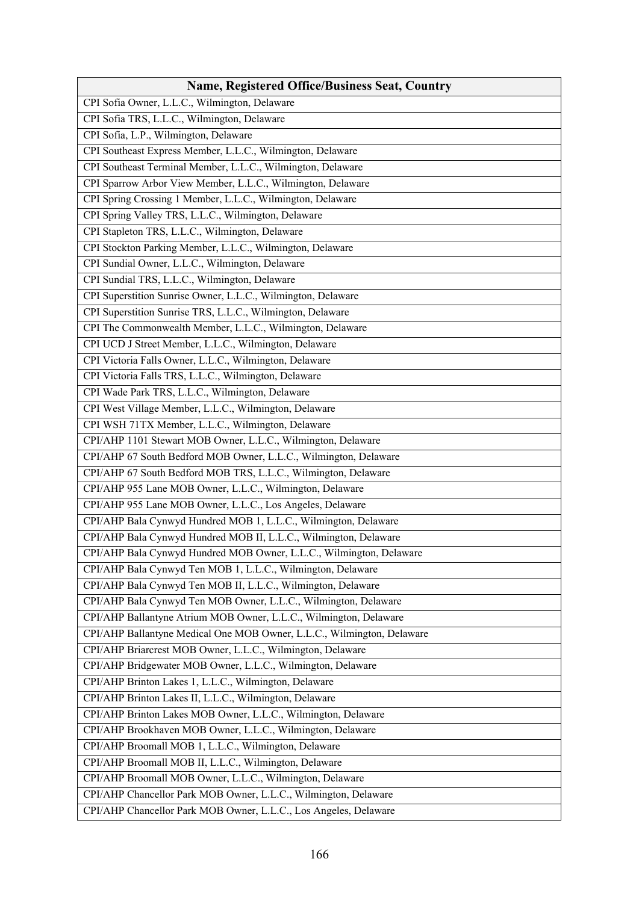| Name, Registered Office/Business Seat, Country |
| --- |
| CPI Sofia Owner, L.L.C., Wilmington, Delaware |
| CPI Sofia TRS, L.L.C., Wilmington, Delaware |
| CPI Sofia, L.P., Wilmington, Delaware |
| CPI Southeast Express Member, L.L.C., Wilmington, Delaware |
| CPI Southeast Terminal Member, L.L.C., Wilmington, Delaware |
| CPI Sparrow Arbor View Member, L.L.C., Wilmington, Delaware |
| CPI Spring Crossing 1 Member, L.L.C., Wilmington, Delaware |
| CPI Spring Valley TRS, L.L.C., Wilmington, Delaware |
| CPI Stapleton TRS, L.L.C., Wilmington, Delaware |
| CPI Stockton Parking Member, L.L.C., Wilmington, Delaware |
| CPI Sundial Owner, L.L.C., Wilmington, Delaware |
| CPI Sundial TRS, L.L.C., Wilmington, Delaware |
| CPI Superstition Sunrise Owner, L.L.C., Wilmington, Delaware |
| CPI Superstition Sunrise TRS, L.L.C., Wilmington, Delaware |
| CPI The Commonwealth Member, L.L.C., Wilmington, Delaware |
| CPI UCD J Street Member, L.L.C., Wilmington, Delaware |
| CPI Victoria Falls Owner, L.L.C., Wilmington, Delaware |
| CPI Victoria Falls TRS, L.L.C., Wilmington, Delaware |
| CPI Wade Park TRS, L.L.C., Wilmington, Delaware |
| CPI West Village Member, L.L.C., Wilmington, Delaware |
| CPI WSH 71TX Member, L.L.C., Wilmington, Delaware |
| CPI/AHP 1101 Stewart MOB Owner, L.L.C., Wilmington, Delaware |
| CPI/AHP 67 South Bedford MOB Owner, L.L.C., Wilmington, Delaware |
| CPI/AHP 67 South Bedford MOB TRS, L.L.C., Wilmington, Delaware |
| CPI/AHP 955 Lane MOB Owner, L.L.C., Wilmington, Delaware |
| CPI/AHP 955 Lane MOB Owner, L.L.C., Los Angeles, Delaware |
| CPI/AHP Bala Cynwyd Hundred MOB 1, L.L.C., Wilmington, Delaware |
| CPI/AHP Bala Cynwyd Hundred MOB II, L.L.C., Wilmington, Delaware |
| CPI/AHP Bala Cynwyd Hundred MOB Owner, L.L.C., Wilmington, Delaware |
| CPI/AHP Bala Cynwyd Ten MOB 1, L.L.C., Wilmington, Delaware |
| CPI/AHP Bala Cynwyd Ten MOB II, L.L.C., Wilmington, Delaware |
| CPI/AHP Bala Cynwyd Ten MOB Owner, L.L.C., Wilmington, Delaware |
| CPI/AHP Ballantyne Atrium MOB Owner, L.L.C., Wilmington, Delaware |
| CPI/AHP Ballantyne Medical One MOB Owner, L.L.C., Wilmington, Delaware |
| CPI/AHP Briarcrest MOB Owner, L.L.C., Wilmington, Delaware |
| CPI/AHP Bridgewater MOB Owner, L.L.C., Wilmington, Delaware |
| CPI/AHP Brinton Lakes 1, L.L.C., Wilmington, Delaware |
| CPI/AHP Brinton Lakes II, L.L.C., Wilmington, Delaware |
| CPI/AHP Brinton Lakes MOB Owner, L.L.C., Wilmington, Delaware |
| CPI/AHP Brookhaven MOB Owner, L.L.C., Wilmington, Delaware |
| CPI/AHP Broomall MOB 1, L.L.C., Wilmington, Delaware |
| CPI/AHP Broomall MOB II, L.L.C., Wilmington, Delaware |
| CPI/AHP Broomall MOB Owner, L.L.C., Wilmington, Delaware |
| CPI/AHP Chancellor Park MOB Owner, L.L.C., Wilmington, Delaware |
| CPI/AHP Chancellor Park MOB Owner, L.L.C., Los Angeles, Delaware |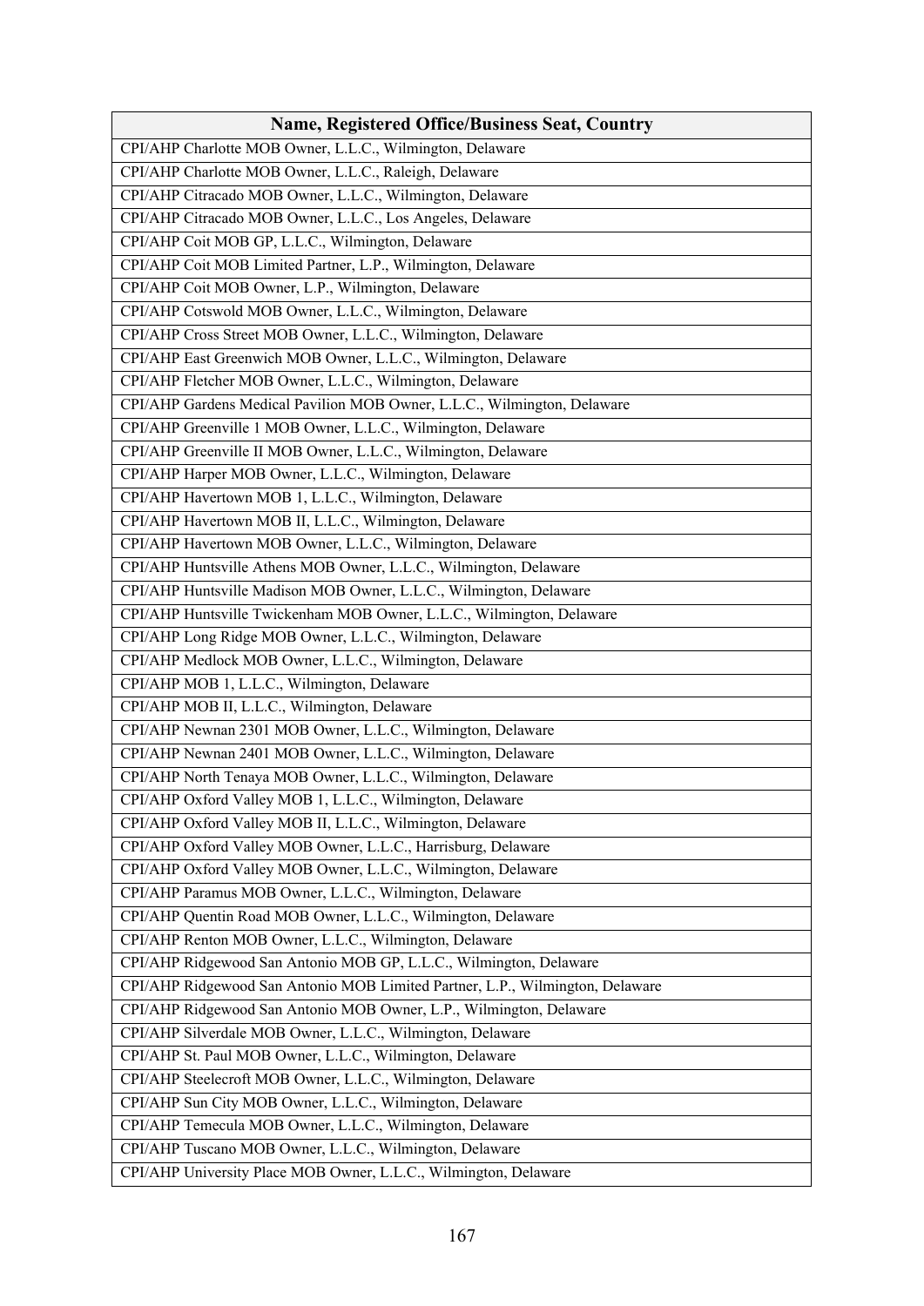| Name, Registered Office/Business Seat, Country |
| --- |
| CPI/AHP Charlotte MOB Owner, L.L.C., Wilmington, Delaware |
| CPI/AHP Charlotte MOB Owner, L.L.C., Raleigh, Delaware |
| CPI/AHP Citracado MOB Owner, L.L.C., Wilmington, Delaware |
| CPI/AHP Citracado MOB Owner, L.L.C., Los Angeles, Delaware |
| CPI/AHP Coit MOB GP, L.L.C., Wilmington, Delaware |
| CPI/AHP Coit MOB Limited Partner, L.P., Wilmington, Delaware |
| CPI/AHP Coit MOB Owner, L.P., Wilmington, Delaware |
| CPI/AHP Cotswold MOB Owner, L.L.C., Wilmington, Delaware |
| CPI/AHP Cross Street MOB Owner, L.L.C., Wilmington, Delaware |
| CPI/AHP East Greenwich MOB Owner, L.L.C., Wilmington, Delaware |
| CPI/AHP Fletcher MOB Owner, L.L.C., Wilmington, Delaware |
| CPI/AHP Gardens Medical Pavilion MOB Owner, L.L.C., Wilmington, Delaware |
| CPI/AHP Greenville 1 MOB Owner, L.L.C., Wilmington, Delaware |
| CPI/AHP Greenville II MOB Owner, L.L.C., Wilmington, Delaware |
| CPI/AHP Harper MOB Owner, L.L.C., Wilmington, Delaware |
| CPI/AHP Havertown MOB 1, L.L.C., Wilmington, Delaware |
| CPI/AHP Havertown MOB II, L.L.C., Wilmington, Delaware |
| CPI/AHP Havertown MOB Owner, L.L.C., Wilmington, Delaware |
| CPI/AHP Huntsville Athens MOB Owner, L.L.C., Wilmington, Delaware |
| CPI/AHP Huntsville Madison MOB Owner, L.L.C., Wilmington, Delaware |
| CPI/AHP Huntsville Twickenham MOB Owner, L.L.C., Wilmington, Delaware |
| CPI/AHP Long Ridge MOB Owner, L.L.C., Wilmington, Delaware |
| CPI/AHP Medlock MOB Owner, L.L.C., Wilmington, Delaware |
| CPI/AHP MOB 1, L.L.C., Wilmington, Delaware |
| CPI/AHP MOB II, L.L.C., Wilmington, Delaware |
| CPI/AHP Newnan 2301 MOB Owner, L.L.C., Wilmington, Delaware |
| CPI/AHP Newnan 2401 MOB Owner, L.L.C., Wilmington, Delaware |
| CPI/AHP North Tenaya MOB Owner, L.L.C., Wilmington, Delaware |
| CPI/AHP Oxford Valley MOB 1, L.L.C., Wilmington, Delaware |
| CPI/AHP Oxford Valley MOB II, L.L.C., Wilmington, Delaware |
| CPI/AHP Oxford Valley MOB Owner, L.L.C., Harrisburg, Delaware |
| CPI/AHP Oxford Valley MOB Owner, L.L.C., Wilmington, Delaware |
| CPI/AHP Paramus MOB Owner, L.L.C., Wilmington, Delaware |
| CPI/AHP Quentin Road MOB Owner, L.L.C., Wilmington, Delaware |
| CPI/AHP Renton MOB Owner, L.L.C., Wilmington, Delaware |
| CPI/AHP Ridgewood San Antonio MOB GP, L.L.C., Wilmington, Delaware |
| CPI/AHP Ridgewood San Antonio MOB Limited Partner, L.P., Wilmington, Delaware |
| CPI/AHP Ridgewood San Antonio MOB Owner, L.P., Wilmington, Delaware |
| CPI/AHP Silverdale MOB Owner, L.L.C., Wilmington, Delaware |
| CPI/AHP St. Paul MOB Owner, L.L.C., Wilmington, Delaware |
| CPI/AHP Steelecroft MOB Owner, L.L.C., Wilmington, Delaware |
| CPI/AHP Sun City MOB Owner, L.L.C., Wilmington, Delaware |
| CPI/AHP Temecula MOB Owner, L.L.C., Wilmington, Delaware |
| CPI/AHP Tuscano MOB Owner, L.L.C., Wilmington, Delaware |
| CPI/AHP University Place MOB Owner, L.L.C., Wilmington, Delaware |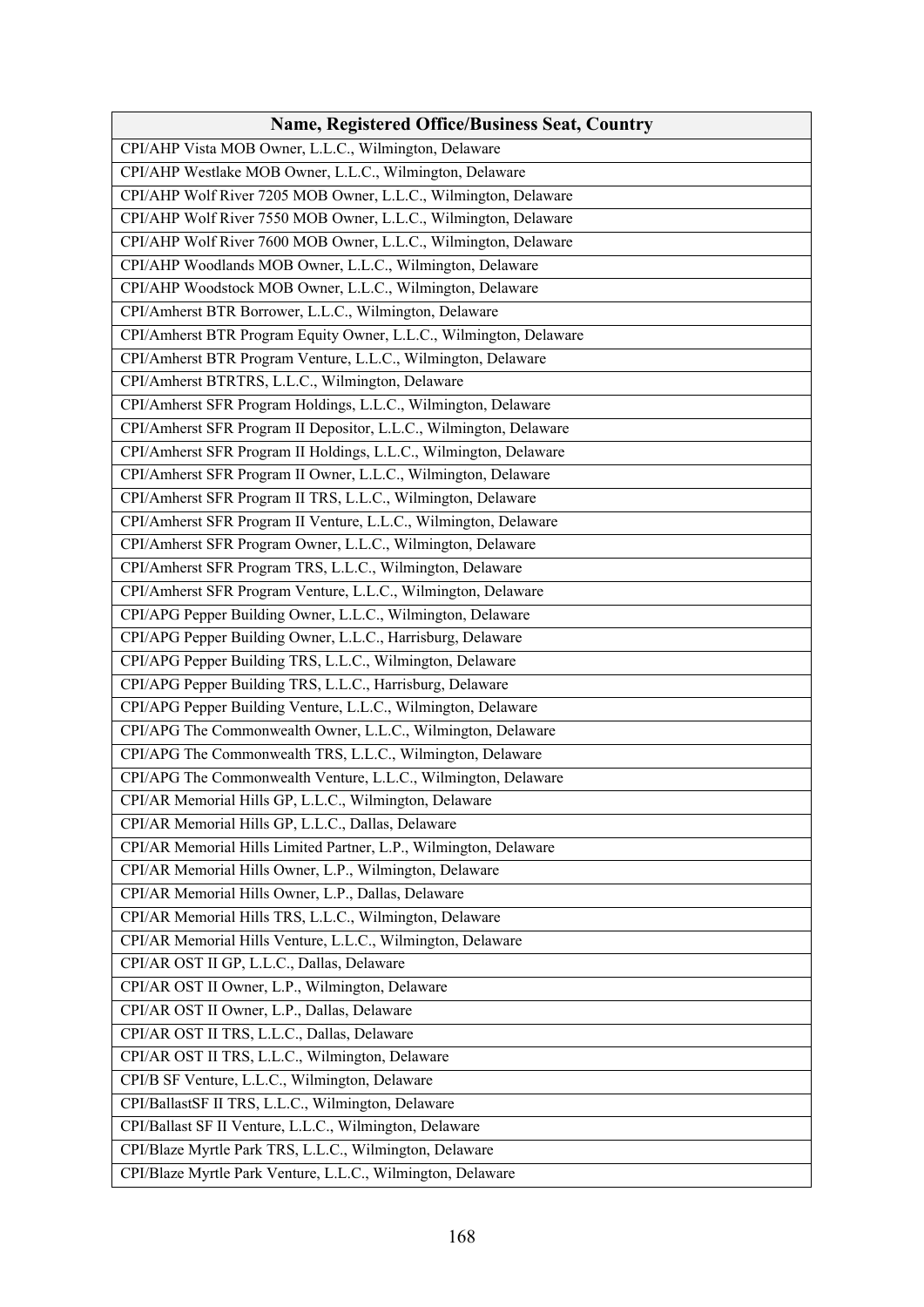| Name, Registered Office/Business Seat, Country |
|---|
| CPI/AHP Vista MOB Owner, L.L.C., Wilmington, Delaware |
| CPI/AHP Westlake MOB Owner, L.L.C., Wilmington, Delaware |
| CPI/AHP Wolf River 7205 MOB Owner, L.L.C., Wilmington, Delaware |
| CPI/AHP Wolf River 7550 MOB Owner, L.L.C., Wilmington, Delaware |
| CPI/AHP Wolf River 7600 MOB Owner, L.L.C., Wilmington, Delaware |
| CPI/AHP Woodlands MOB Owner, L.L.C., Wilmington, Delaware |
| CPI/AHP Woodstock MOB Owner, L.L.C., Wilmington, Delaware |
| CPI/Amherst BTR Borrower, L.L.C., Wilmington, Delaware |
| CPI/Amherst BTR Program Equity Owner, L.L.C., Wilmington, Delaware |
| CPI/Amherst BTR Program Venture, L.L.C., Wilmington, Delaware |
| CPI/Amherst BTRTRS, L.L.C., Wilmington, Delaware |
| CPI/Amherst SFR Program Holdings, L.L.C., Wilmington, Delaware |
| CPI/Amherst SFR Program II Depositor, L.L.C., Wilmington, Delaware |
| CPI/Amherst SFR Program II Holdings, L.L.C., Wilmington, Delaware |
| CPI/Amherst SFR Program II Owner, L.L.C., Wilmington, Delaware |
| CPI/Amherst SFR Program II TRS, L.L.C., Wilmington, Delaware |
| CPI/Amherst SFR Program II Venture, L.L.C., Wilmington, Delaware |
| CPI/Amherst SFR Program Owner, L.L.C., Wilmington, Delaware |
| CPI/Amherst SFR Program TRS, L.L.C., Wilmington, Delaware |
| CPI/Amherst SFR Program Venture, L.L.C., Wilmington, Delaware |
| CPI/APG Pepper Building Owner, L.L.C., Wilmington, Delaware |
| CPI/APG Pepper Building Owner, L.L.C., Harrisburg, Delaware |
| CPI/APG Pepper Building TRS, L.L.C., Wilmington, Delaware |
| CPI/APG Pepper Building TRS, L.L.C., Harrisburg, Delaware |
| CPI/APG Pepper Building Venture, L.L.C., Wilmington, Delaware |
| CPI/APG The Commonwealth Owner, L.L.C., Wilmington, Delaware |
| CPI/APG The Commonwealth TRS, L.L.C., Wilmington, Delaware |
| CPI/APG The Commonwealth Venture, L.L.C., Wilmington, Delaware |
| CPI/AR Memorial Hills GP, L.L.C., Wilmington, Delaware |
| CPI/AR Memorial Hills GP, L.L.C., Dallas, Delaware |
| CPI/AR Memorial Hills Limited Partner, L.P., Wilmington, Delaware |
| CPI/AR Memorial Hills Owner, L.P., Wilmington, Delaware |
| CPI/AR Memorial Hills Owner, L.P., Dallas, Delaware |
| CPI/AR Memorial Hills TRS, L.L.C., Wilmington, Delaware |
| CPI/AR Memorial Hills Venture, L.L.C., Wilmington, Delaware |
| CPI/AR OST II GP, L.L.C., Dallas, Delaware |
| CPI/AR OST II Owner, L.P., Wilmington, Delaware |
| CPI/AR OST II Owner, L.P., Dallas, Delaware |
| CPI/AR OST II TRS, L.L.C., Dallas, Delaware |
| CPI/AR OST II TRS, L.L.C., Wilmington, Delaware |
| CPI/B SF Venture, L.L.C., Wilmington, Delaware |
| CPI/BallastSF II TRS, L.L.C., Wilmington, Delaware |
| CPI/Ballast SF II Venture, L.L.C., Wilmington, Delaware |
| CPI/Blaze Myrtle Park TRS, L.L.C., Wilmington, Delaware |
| CPI/Blaze Myrtle Park Venture, L.L.C., Wilmington, Delaware |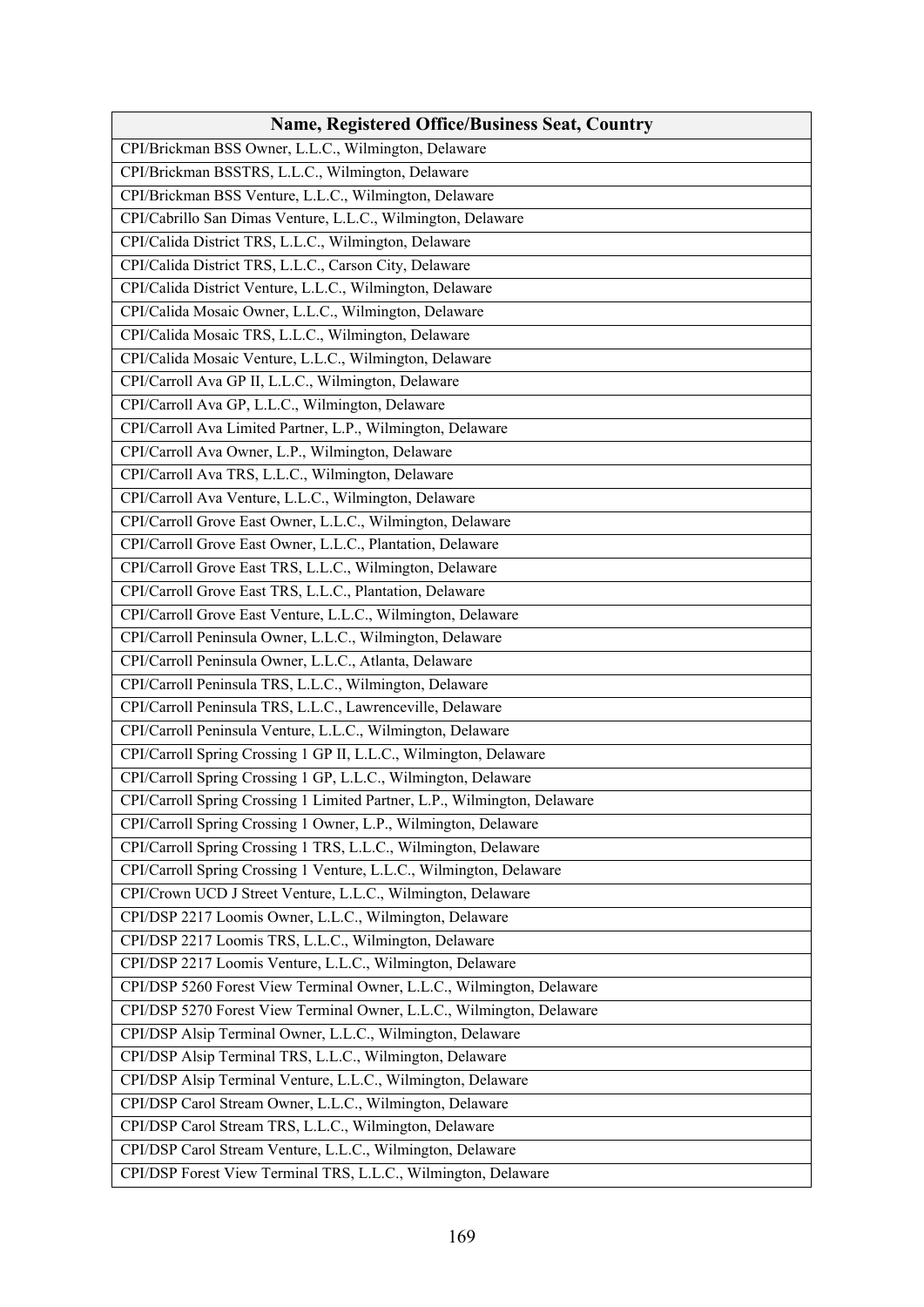| Name, Registered Office/Business Seat, Country |
| --- |
| CPI/Brickman BSS Owner, L.L.C., Wilmington, Delaware |
| CPI/Brickman BSSTRS, L.L.C., Wilmington, Delaware |
| CPI/Brickman BSS Venture, L.L.C., Wilmington, Delaware |
| CPI/Cabrillo San Dimas Venture, L.L.C., Wilmington, Delaware |
| CPI/Calida District TRS, L.L.C., Wilmington, Delaware |
| CPI/Calida District TRS, L.L.C., Carson City, Delaware |
| CPI/Calida District Venture, L.L.C., Wilmington, Delaware |
| CPI/Calida Mosaic Owner, L.L.C., Wilmington, Delaware |
| CPI/Calida Mosaic TRS, L.L.C., Wilmington, Delaware |
| CPI/Calida Mosaic Venture, L.L.C., Wilmington, Delaware |
| CPI/Carroll Ava GP II, L.L.C., Wilmington, Delaware |
| CPI/Carroll Ava GP, L.L.C., Wilmington, Delaware |
| CPI/Carroll Ava Limited Partner, L.P., Wilmington, Delaware |
| CPI/Carroll Ava Owner, L.P., Wilmington, Delaware |
| CPI/Carroll Ava TRS, L.L.C., Wilmington, Delaware |
| CPI/Carroll Ava Venture, L.L.C., Wilmington, Delaware |
| CPI/Carroll Grove East Owner, L.L.C., Wilmington, Delaware |
| CPI/Carroll Grove East Owner, L.L.C., Plantation, Delaware |
| CPI/Carroll Grove East TRS, L.L.C., Wilmington, Delaware |
| CPI/Carroll Grove East TRS, L.L.C., Plantation, Delaware |
| CPI/Carroll Grove East Venture, L.L.C., Wilmington, Delaware |
| CPI/Carroll Peninsula Owner, L.L.C., Wilmington, Delaware |
| CPI/Carroll Peninsula Owner, L.L.C., Atlanta, Delaware |
| CPI/Carroll Peninsula TRS, L.L.C., Wilmington, Delaware |
| CPI/Carroll Peninsula TRS, L.L.C., Lawrenceville, Delaware |
| CPI/Carroll Peninsula Venture, L.L.C., Wilmington, Delaware |
| CPI/Carroll Spring Crossing 1 GP II, L.L.C., Wilmington, Delaware |
| CPI/Carroll Spring Crossing 1 GP, L.L.C., Wilmington, Delaware |
| CPI/Carroll Spring Crossing 1 Limited Partner, L.P., Wilmington, Delaware |
| CPI/Carroll Spring Crossing 1 Owner, L.P., Wilmington, Delaware |
| CPI/Carroll Spring Crossing 1 TRS, L.L.C., Wilmington, Delaware |
| CPI/Carroll Spring Crossing 1 Venture, L.L.C., Wilmington, Delaware |
| CPI/Crown UCD J Street Venture, L.L.C., Wilmington, Delaware |
| CPI/DSP 2217 Loomis Owner, L.L.C., Wilmington, Delaware |
| CPI/DSP 2217 Loomis TRS, L.L.C., Wilmington, Delaware |
| CPI/DSP 2217 Loomis Venture, L.L.C., Wilmington, Delaware |
| CPI/DSP 5260 Forest View Terminal Owner, L.L.C., Wilmington, Delaware |
| CPI/DSP 5270 Forest View Terminal Owner, L.L.C., Wilmington, Delaware |
| CPI/DSP Alsip Terminal Owner, L.L.C., Wilmington, Delaware |
| CPI/DSP Alsip Terminal TRS, L.L.C., Wilmington, Delaware |
| CPI/DSP Alsip Terminal Venture, L.L.C., Wilmington, Delaware |
| CPI/DSP Carol Stream Owner, L.L.C., Wilmington, Delaware |
| CPI/DSP Carol Stream TRS, L.L.C., Wilmington, Delaware |
| CPI/DSP Carol Stream Venture, L.L.C., Wilmington, Delaware |
| CPI/DSP Forest View Terminal TRS, L.L.C., Wilmington, Delaware |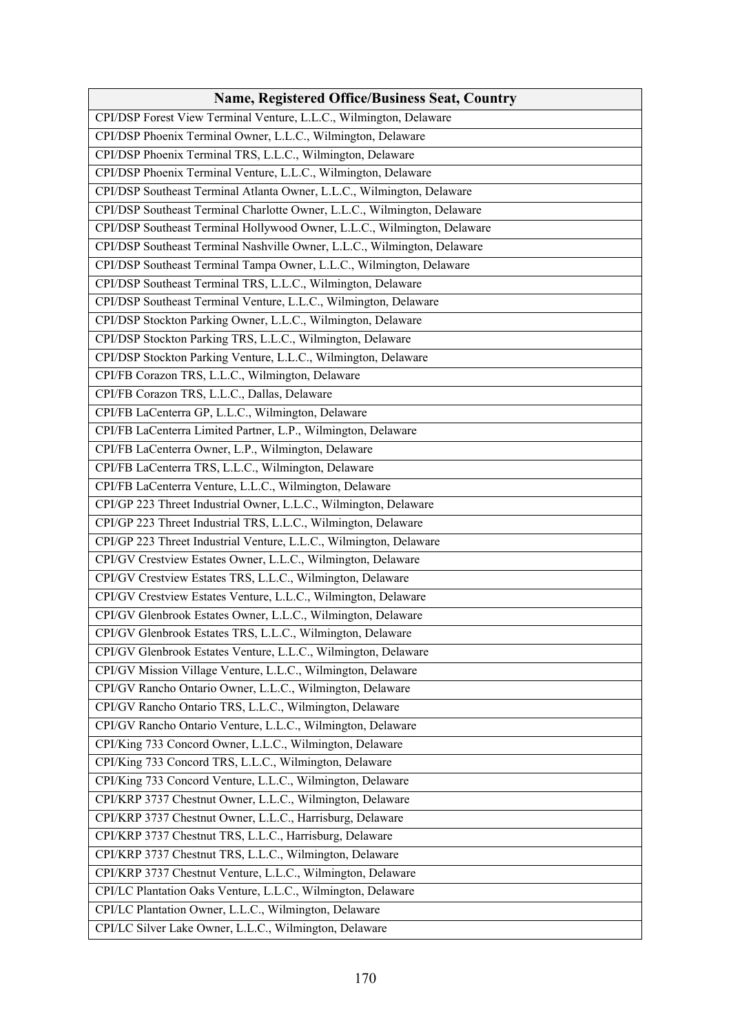| Name, Registered Office/Business Seat, Country |
|---|
| CPI/DSP Forest View Terminal Venture, L.L.C., Wilmington, Delaware |
| CPI/DSP Phoenix Terminal Owner, L.L.C., Wilmington, Delaware |
| CPI/DSP Phoenix Terminal TRS, L.L.C., Wilmington, Delaware |
| CPI/DSP Phoenix Terminal Venture, L.L.C., Wilmington, Delaware |
| CPI/DSP Southeast Terminal Atlanta Owner, L.L.C., Wilmington, Delaware |
| CPI/DSP Southeast Terminal Charlotte Owner, L.L.C., Wilmington, Delaware |
| CPI/DSP Southeast Terminal Hollywood Owner, L.L.C., Wilmington, Delaware |
| CPI/DSP Southeast Terminal Nashville Owner, L.L.C., Wilmington, Delaware |
| CPI/DSP Southeast Terminal Tampa Owner, L.L.C., Wilmington, Delaware |
| CPI/DSP Southeast Terminal TRS, L.L.C., Wilmington, Delaware |
| CPI/DSP Southeast Terminal Venture, L.L.C., Wilmington, Delaware |
| CPI/DSP Stockton Parking Owner, L.L.C., Wilmington, Delaware |
| CPI/DSP Stockton Parking TRS, L.L.C., Wilmington, Delaware |
| CPI/DSP Stockton Parking Venture, L.L.C., Wilmington, Delaware |
| CPI/FB Corazon TRS, L.L.C., Wilmington, Delaware |
| CPI/FB Corazon TRS, L.L.C., Dallas, Delaware |
| CPI/FB LaCenterra GP, L.L.C., Wilmington, Delaware |
| CPI/FB LaCenterra Limited Partner, L.P., Wilmington, Delaware |
| CPI/FB LaCenterra Owner, L.P., Wilmington, Delaware |
| CPI/FB LaCenterra TRS, L.L.C., Wilmington, Delaware |
| CPI/FB LaCenterra Venture, L.L.C., Wilmington, Delaware |
| CPI/GP 223 Threet Industrial Owner, L.L.C., Wilmington, Delaware |
| CPI/GP 223 Threet Industrial TRS, L.L.C., Wilmington, Delaware |
| CPI/GP 223 Threet Industrial Venture, L.L.C., Wilmington, Delaware |
| CPI/GV Crestview Estates Owner, L.L.C., Wilmington, Delaware |
| CPI/GV Crestview Estates TRS, L.L.C., Wilmington, Delaware |
| CPI/GV Crestview Estates Venture, L.L.C., Wilmington, Delaware |
| CPI/GV Glenbrook Estates Owner, L.L.C., Wilmington, Delaware |
| CPI/GV Glenbrook Estates TRS, L.L.C., Wilmington, Delaware |
| CPI/GV Glenbrook Estates Venture, L.L.C., Wilmington, Delaware |
| CPI/GV Mission Village Venture, L.L.C., Wilmington, Delaware |
| CPI/GV Rancho Ontario Owner, L.L.C., Wilmington, Delaware |
| CPI/GV Rancho Ontario TRS, L.L.C., Wilmington, Delaware |
| CPI/GV Rancho Ontario Venture, L.L.C., Wilmington, Delaware |
| CPI/King 733 Concord Owner, L.L.C., Wilmington, Delaware |
| CPI/King 733 Concord TRS, L.L.C., Wilmington, Delaware |
| CPI/King 733 Concord Venture, L.L.C., Wilmington, Delaware |
| CPI/KRP 3737 Chestnut Owner, L.L.C., Wilmington, Delaware |
| CPI/KRP 3737 Chestnut Owner, L.L.C., Harrisburg, Delaware |
| CPI/KRP 3737 Chestnut TRS, L.L.C., Harrisburg, Delaware |
| CPI/KRP 3737 Chestnut TRS, L.L.C., Wilmington, Delaware |
| CPI/KRP 3737 Chestnut Venture, L.L.C., Wilmington, Delaware |
| CPI/LC Plantation Oaks Venture, L.L.C., Wilmington, Delaware |
| CPI/LC Plantation Owner, L.L.C., Wilmington, Delaware |
| CPI/LC Silver Lake Owner, L.L.C., Wilmington, Delaware |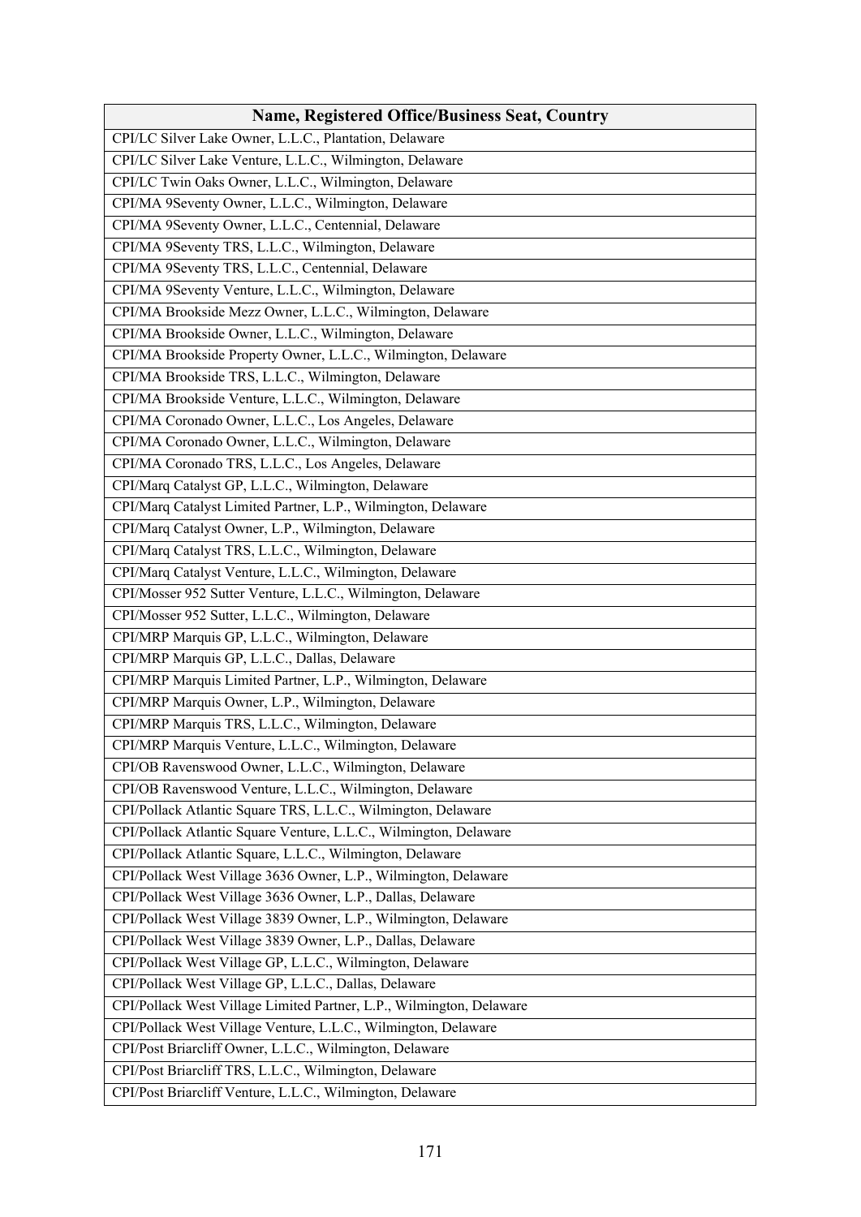| Name, Registered Office/Business Seat, Country |
| --- |
| CPI/LC Silver Lake Owner, L.L.C., Plantation, Delaware |
| CPI/LC Silver Lake Venture, L.L.C., Wilmington, Delaware |
| CPI/LC Twin Oaks Owner, L.L.C., Wilmington, Delaware |
| CPI/MA 9Seventy Owner, L.L.C., Wilmington, Delaware |
| CPI/MA 9Seventy Owner, L.L.C., Centennial, Delaware |
| CPI/MA 9Seventy TRS, L.L.C., Wilmington, Delaware |
| CPI/MA 9Seventy TRS, L.L.C., Centennial, Delaware |
| CPI/MA 9Seventy Venture, L.L.C., Wilmington, Delaware |
| CPI/MA Brookside Mezz Owner, L.L.C., Wilmington, Delaware |
| CPI/MA Brookside Owner, L.L.C., Wilmington, Delaware |
| CPI/MA Brookside Property Owner, L.L.C., Wilmington, Delaware |
| CPI/MA Brookside TRS, L.L.C., Wilmington, Delaware |
| CPI/MA Brookside Venture, L.L.C., Wilmington, Delaware |
| CPI/MA Coronado Owner, L.L.C., Los Angeles, Delaware |
| CPI/MA Coronado Owner, L.L.C., Wilmington, Delaware |
| CPI/MA Coronado TRS, L.L.C., Los Angeles, Delaware |
| CPI/Marq Catalyst GP, L.L.C., Wilmington, Delaware |
| CPI/Marq Catalyst Limited Partner, L.P., Wilmington, Delaware |
| CPI/Marq Catalyst Owner, L.P., Wilmington, Delaware |
| CPI/Marq Catalyst TRS, L.L.C., Wilmington, Delaware |
| CPI/Marq Catalyst Venture, L.L.C., Wilmington, Delaware |
| CPI/Mosser 952 Sutter Venture, L.L.C., Wilmington, Delaware |
| CPI/Mosser 952 Sutter, L.L.C., Wilmington, Delaware |
| CPI/MRP Marquis GP, L.L.C., Wilmington, Delaware |
| CPI/MRP Marquis GP, L.L.C., Dallas, Delaware |
| CPI/MRP Marquis Limited Partner, L.P., Wilmington, Delaware |
| CPI/MRP Marquis Owner, L.P., Wilmington, Delaware |
| CPI/MRP Marquis TRS, L.L.C., Wilmington, Delaware |
| CPI/MRP Marquis Venture, L.L.C., Wilmington, Delaware |
| CPI/OB Ravenswood Owner, L.L.C., Wilmington, Delaware |
| CPI/OB Ravenswood Venture, L.L.C., Wilmington, Delaware |
| CPI/Pollack Atlantic Square TRS, L.L.C., Wilmington, Delaware |
| CPI/Pollack Atlantic Square Venture, L.L.C., Wilmington, Delaware |
| CPI/Pollack Atlantic Square, L.L.C., Wilmington, Delaware |
| CPI/Pollack West Village 3636 Owner, L.P., Wilmington, Delaware |
| CPI/Pollack West Village 3636 Owner, L.P., Dallas, Delaware |
| CPI/Pollack West Village 3839 Owner, L.P., Wilmington, Delaware |
| CPI/Pollack West Village 3839 Owner, L.P., Dallas, Delaware |
| CPI/Pollack West Village GP, L.L.C., Wilmington, Delaware |
| CPI/Pollack West Village GP, L.L.C., Dallas, Delaware |
| CPI/Pollack West Village Limited Partner, L.P., Wilmington, Delaware |
| CPI/Pollack West Village Venture, L.L.C., Wilmington, Delaware |
| CPI/Post Briarcliff Owner, L.L.C., Wilmington, Delaware |
| CPI/Post Briarcliff TRS, L.L.C., Wilmington, Delaware |
| CPI/Post Briarcliff Venture, L.L.C., Wilmington, Delaware |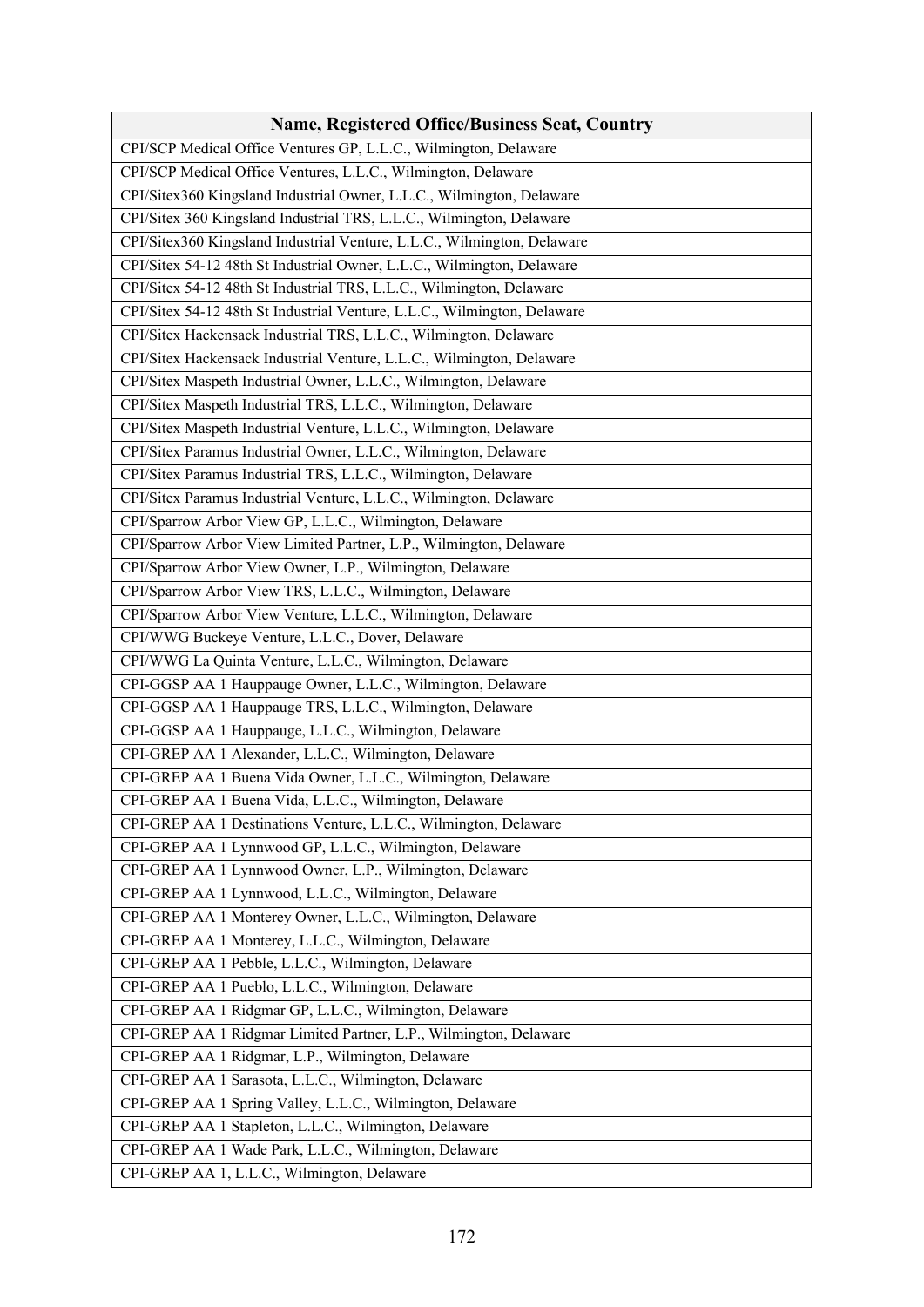| Name, Registered Office/Business Seat, Country |
|---|
| CPI/SCP Medical Office Ventures GP, L.L.C., Wilmington, Delaware |
| CPI/SCP Medical Office Ventures, L.L.C., Wilmington, Delaware |
| CPI/Sitex360 Kingsland Industrial Owner, L.L.C., Wilmington, Delaware |
| CPI/Sitex 360 Kingsland Industrial TRS, L.L.C., Wilmington, Delaware |
| CPI/Sitex360 Kingsland Industrial Venture, L.L.C., Wilmington, Delaware |
| CPI/Sitex 54-12 48th St Industrial Owner, L.L.C., Wilmington, Delaware |
| CPI/Sitex 54-12 48th St Industrial TRS, L.L.C., Wilmington, Delaware |
| CPI/Sitex 54-12 48th St Industrial Venture, L.L.C., Wilmington, Delaware |
| CPI/Sitex Hackensack Industrial TRS, L.L.C., Wilmington, Delaware |
| CPI/Sitex Hackensack Industrial Venture, L.L.C., Wilmington, Delaware |
| CPI/Sitex Maspeth Industrial Owner, L.L.C., Wilmington, Delaware |
| CPI/Sitex Maspeth Industrial TRS, L.L.C., Wilmington, Delaware |
| CPI/Sitex Maspeth Industrial Venture, L.L.C., Wilmington, Delaware |
| CPI/Sitex Paramus Industrial Owner, L.L.C., Wilmington, Delaware |
| CPI/Sitex Paramus Industrial TRS, L.L.C., Wilmington, Delaware |
| CPI/Sitex Paramus Industrial Venture, L.L.C., Wilmington, Delaware |
| CPI/Sparrow Arbor View GP, L.L.C., Wilmington, Delaware |
| CPI/Sparrow Arbor View Limited Partner, L.P., Wilmington, Delaware |
| CPI/Sparrow Arbor View Owner, L.P., Wilmington, Delaware |
| CPI/Sparrow Arbor View TRS, L.L.C., Wilmington, Delaware |
| CPI/Sparrow Arbor View Venture, L.L.C., Wilmington, Delaware |
| CPI/WWG Buckeye Venture, L.L.C., Dover, Delaware |
| CPI/WWG La Quinta Venture, L.L.C., Wilmington, Delaware |
| CPI-GGSP AA 1 Hauppauge Owner, L.L.C., Wilmington, Delaware |
| CPI-GGSP AA 1 Hauppauge TRS, L.L.C., Wilmington, Delaware |
| CPI-GGSP AA 1 Hauppauge, L.L.C., Wilmington, Delaware |
| CPI-GREP AA 1 Alexander, L.L.C., Wilmington, Delaware |
| CPI-GREP AA 1 Buena Vida Owner, L.L.C., Wilmington, Delaware |
| CPI-GREP AA 1 Buena Vida, L.L.C., Wilmington, Delaware |
| CPI-GREP AA 1 Destinations Venture, L.L.C., Wilmington, Delaware |
| CPI-GREP AA 1 Lynnwood GP, L.L.C., Wilmington, Delaware |
| CPI-GREP AA 1 Lynnwood Owner, L.P., Wilmington, Delaware |
| CPI-GREP AA 1 Lynnwood, L.L.C., Wilmington, Delaware |
| CPI-GREP AA 1 Monterey Owner, L.L.C., Wilmington, Delaware |
| CPI-GREP AA 1 Monterey, L.L.C., Wilmington, Delaware |
| CPI-GREP AA 1 Pebble, L.L.C., Wilmington, Delaware |
| CPI-GREP AA 1 Pueblo, L.L.C., Wilmington, Delaware |
| CPI-GREP AA 1 Ridgmar GP, L.L.C., Wilmington, Delaware |
| CPI-GREP AA 1 Ridgmar Limited Partner, L.P., Wilmington, Delaware |
| CPI-GREP AA 1 Ridgmar, L.P., Wilmington, Delaware |
| CPI-GREP AA 1 Sarasota, L.L.C., Wilmington, Delaware |
| CPI-GREP AA 1 Spring Valley, L.L.C., Wilmington, Delaware |
| CPI-GREP AA 1 Stapleton, L.L.C., Wilmington, Delaware |
| CPI-GREP AA 1 Wade Park, L.L.C., Wilmington, Delaware |
| CPI-GREP AA 1, L.L.C., Wilmington, Delaware |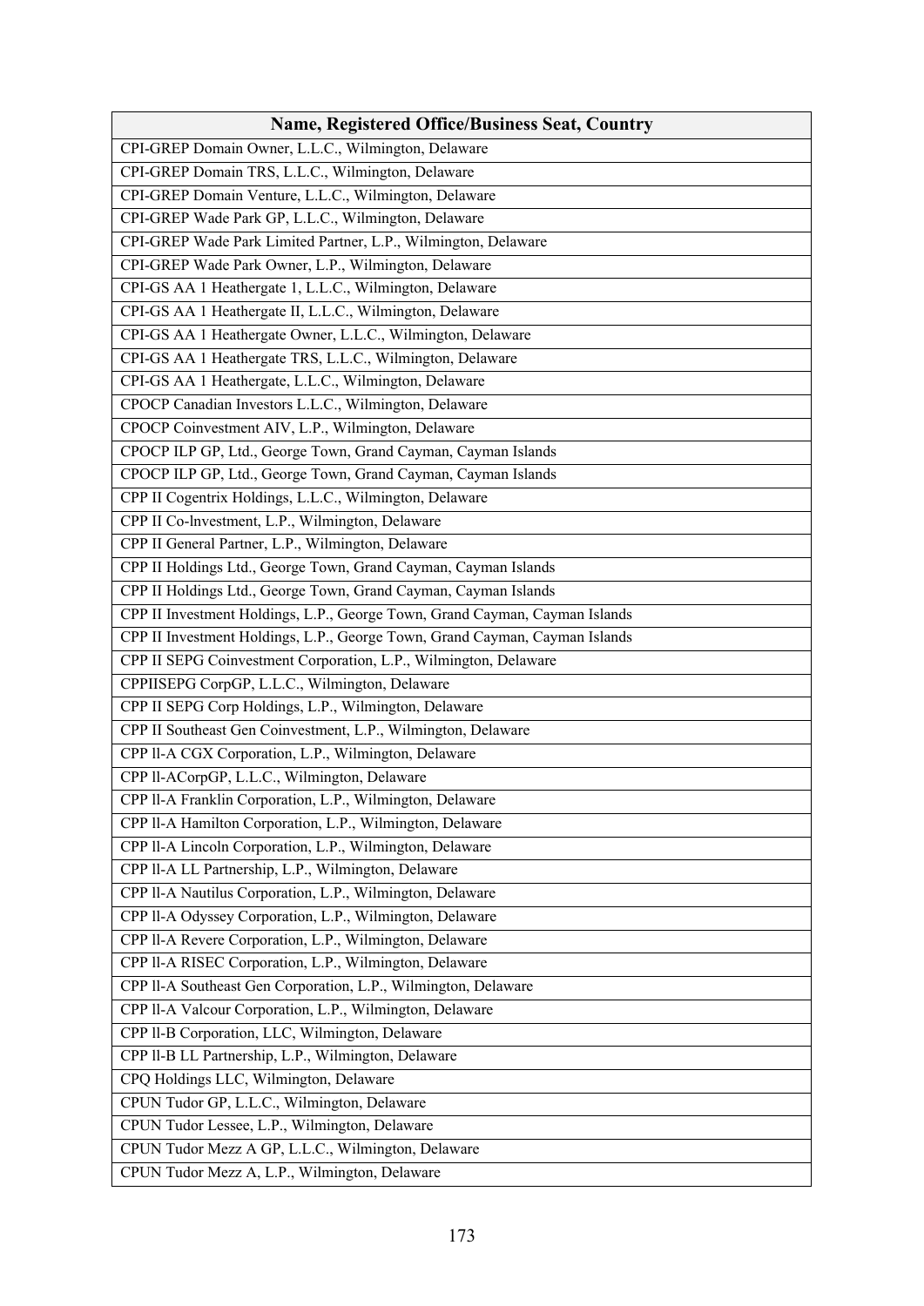| Name, Registered Office/Business Seat, Country |
|---|
| CPI-GREP Domain Owner, L.L.C., Wilmington, Delaware |
| CPI-GREP Domain TRS, L.L.C., Wilmington, Delaware |
| CPI-GREP Domain Venture, L.L.C., Wilmington, Delaware |
| CPI-GREP Wade Park GP, L.L.C., Wilmington, Delaware |
| CPI-GREP Wade Park Limited Partner, L.P., Wilmington, Delaware |
| CPI-GREP Wade Park Owner, L.P., Wilmington, Delaware |
| CPI-GS AA 1 Heathergate 1, L.L.C., Wilmington, Delaware |
| CPI-GS AA 1 Heathergate II, L.L.C., Wilmington, Delaware |
| CPI-GS AA 1 Heathergate Owner, L.L.C., Wilmington, Delaware |
| CPI-GS AA 1 Heathergate TRS, L.L.C., Wilmington, Delaware |
| CPI-GS AA 1 Heathergate, L.L.C., Wilmington, Delaware |
| CPOCP Canadian Investors L.L.C., Wilmington, Delaware |
| CPOCP Coinvestment AIV, L.P., Wilmington, Delaware |
| CPOCP ILP GP, Ltd., George Town, Grand Cayman, Cayman Islands |
| CPOCP ILP GP, Ltd., George Town, Grand Cayman, Cayman Islands |
| CPP II Cogentrix Holdings, L.L.C., Wilmington, Delaware |
| CPP II Co-lnvestment, L.P., Wilmington, Delaware |
| CPP II General Partner, L.P., Wilmington, Delaware |
| CPP II Holdings Ltd., George Town, Grand Cayman, Cayman Islands |
| CPP II Holdings Ltd., George Town, Grand Cayman, Cayman Islands |
| CPP II Investment Holdings, L.P., George Town, Grand Cayman, Cayman Islands |
| CPP II Investment Holdings, L.P., George Town, Grand Cayman, Cayman Islands |
| CPP II SEPG Coinvestment Corporation, L.P., Wilmington, Delaware |
| CPPIISEPG CorpGP, L.L.C., Wilmington, Delaware |
| CPP II SEPG Corp Holdings, L.P., Wilmington, Delaware |
| CPP II Southeast Gen Coinvestment, L.P., Wilmington, Delaware |
| CPP ll-A CGX Corporation, L.P., Wilmington, Delaware |
| CPP ll-ACorpGP, L.L.C., Wilmington, Delaware |
| CPP ll-A Franklin Corporation, L.P., Wilmington, Delaware |
| CPP ll-A Hamilton Corporation, L.P., Wilmington, Delaware |
| CPP ll-A Lincoln Corporation, L.P., Wilmington, Delaware |
| CPP ll-A LL Partnership, L.P., Wilmington, Delaware |
| CPP ll-A Nautilus Corporation, L.P., Wilmington, Delaware |
| CPP ll-A Odyssey Corporation, L.P., Wilmington, Delaware |
| CPP ll-A Revere Corporation, L.P., Wilmington, Delaware |
| CPP ll-A RISEC Corporation, L.P., Wilmington, Delaware |
| CPP ll-A Southeast Gen Corporation, L.P., Wilmington, Delaware |
| CPP ll-A Valcour Corporation, L.P., Wilmington, Delaware |
| CPP ll-B Corporation, LLC, Wilmington, Delaware |
| CPP ll-B LL Partnership, L.P., Wilmington, Delaware |
| CPQ Holdings LLC, Wilmington, Delaware |
| CPUN Tudor GP, L.L.C., Wilmington, Delaware |
| CPUN Tudor Lessee, L.P., Wilmington, Delaware |
| CPUN Tudor Mezz A GP, L.L.C., Wilmington, Delaware |
| CPUN Tudor Mezz A, L.P., Wilmington, Delaware |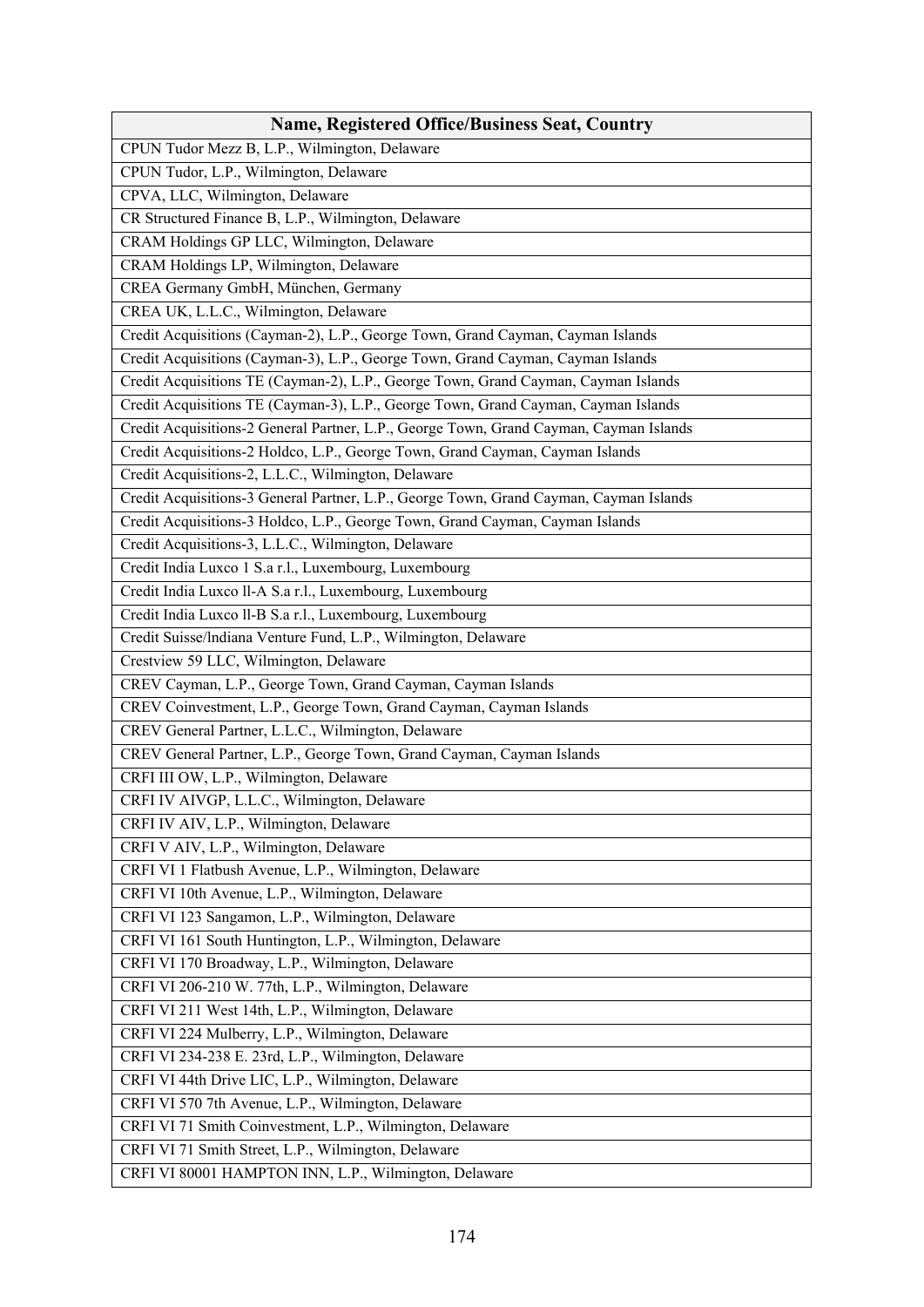| Name, Registered Office/Business Seat, Country |
|---|
| CPUN Tudor Mezz B, L.P., Wilmington, Delaware |
| CPUN Tudor, L.P., Wilmington, Delaware |
| CPVA, LLC, Wilmington, Delaware |
| CR Structured Finance B, L.P., Wilmington, Delaware |
| CRAM Holdings GP LLC, Wilmington, Delaware |
| CRAM Holdings LP, Wilmington, Delaware |
| CREA Germany GmbH, München, Germany |
| CREA UK, L.L.C., Wilmington, Delaware |
| Credit Acquisitions (Cayman-2), L.P., George Town, Grand Cayman, Cayman Islands |
| Credit Acquisitions (Cayman-3), L.P., George Town, Grand Cayman, Cayman Islands |
| Credit Acquisitions TE (Cayman-2), L.P., George Town, Grand Cayman, Cayman Islands |
| Credit Acquisitions TE (Cayman-3), L.P., George Town, Grand Cayman, Cayman Islands |
| Credit Acquisitions-2 General Partner, L.P., George Town, Grand Cayman, Cayman Islands |
| Credit Acquisitions-2 Holdco, L.P., George Town, Grand Cayman, Cayman Islands |
| Credit Acquisitions-2, L.L.C., Wilmington, Delaware |
| Credit Acquisitions-3 General Partner, L.P., George Town, Grand Cayman, Cayman Islands |
| Credit Acquisitions-3 Holdco, L.P., George Town, Grand Cayman, Cayman Islands |
| Credit Acquisitions-3, L.L.C., Wilmington, Delaware |
| Credit India Luxco 1 S.a r.l., Luxembourg, Luxembourg |
| Credit India Luxco ll-A S.a r.l., Luxembourg, Luxembourg |
| Credit India Luxco ll-B S.a r.l., Luxembourg, Luxembourg |
| Credit Suisse/lndiana Venture Fund, L.P., Wilmington, Delaware |
| Crestview 59 LLC, Wilmington, Delaware |
| CREV Cayman, L.P., George Town, Grand Cayman, Cayman Islands |
| CREV Coinvestment, L.P., George Town, Grand Cayman, Cayman Islands |
| CREV General Partner, L.L.C., Wilmington, Delaware |
| CREV General Partner, L.P., George Town, Grand Cayman, Cayman Islands |
| CRFI III OW, L.P., Wilmington, Delaware |
| CRFI IV AIVGP, L.L.C., Wilmington, Delaware |
| CRFI IV AIV, L.P., Wilmington, Delaware |
| CRFI V AIV, L.P., Wilmington, Delaware |
| CRFI VI 1 Flatbush Avenue, L.P., Wilmington, Delaware |
| CRFI VI 10th Avenue, L.P., Wilmington, Delaware |
| CRFI VI 123 Sangamon, L.P., Wilmington, Delaware |
| CRFI VI 161 South Huntington, L.P., Wilmington, Delaware |
| CRFI VI 170 Broadway, L.P., Wilmington, Delaware |
| CRFI VI 206-210 W. 77th, L.P., Wilmington, Delaware |
| CRFI VI 211 West 14th, L.P., Wilmington, Delaware |
| CRFI VI 224 Mulberry, L.P., Wilmington, Delaware |
| CRFI VI 234-238 E. 23rd, L.P., Wilmington, Delaware |
| CRFI VI 44th Drive LIC, L.P., Wilmington, Delaware |
| CRFI VI 570 7th Avenue, L.P., Wilmington, Delaware |
| CRFI VI 71 Smith Coinvestment, L.P., Wilmington, Delaware |
| CRFI VI 71 Smith Street, L.P., Wilmington, Delaware |
| CRFI VI 80001 HAMPTON INN, L.P., Wilmington, Delaware |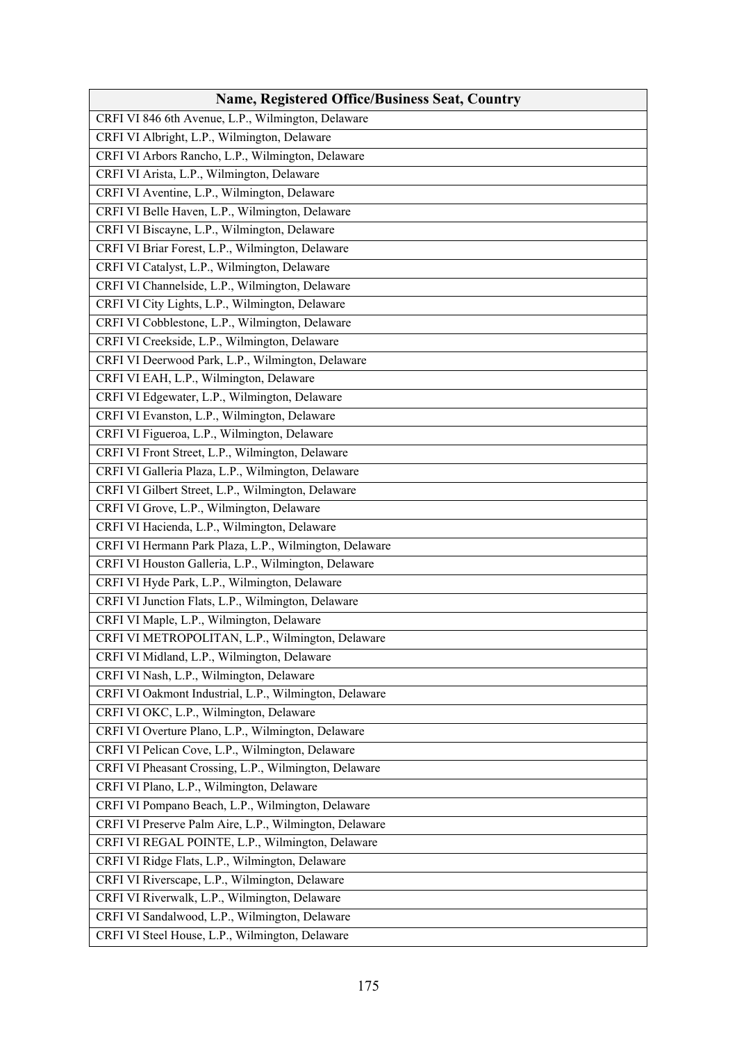| Name, Registered Office/Business Seat, Country |
|---|
| CRFI VI 846 6th Avenue, L.P., Wilmington, Delaware |
| CRFI VI Albright, L.P., Wilmington, Delaware |
| CRFI VI Arbors Rancho, L.P., Wilmington, Delaware |
| CRFI VI Arista, L.P., Wilmington, Delaware |
| CRFI VI Aventine, L.P., Wilmington, Delaware |
| CRFI VI Belle Haven, L.P., Wilmington, Delaware |
| CRFI VI Biscayne, L.P., Wilmington, Delaware |
| CRFI VI Briar Forest, L.P., Wilmington, Delaware |
| CRFI VI Catalyst, L.P., Wilmington, Delaware |
| CRFI VI Channelside, L.P., Wilmington, Delaware |
| CRFI VI City Lights, L.P., Wilmington, Delaware |
| CRFI VI Cobblestone, L.P., Wilmington, Delaware |
| CRFI VI Creekside, L.P., Wilmington, Delaware |
| CRFI VI Deerwood Park, L.P., Wilmington, Delaware |
| CRFI VI EAH, L.P., Wilmington, Delaware |
| CRFI VI Edgewater, L.P., Wilmington, Delaware |
| CRFI VI Evanston, L.P., Wilmington, Delaware |
| CRFI VI Figueroa, L.P., Wilmington, Delaware |
| CRFI VI Front Street, L.P., Wilmington, Delaware |
| CRFI VI Galleria Plaza, L.P., Wilmington, Delaware |
| CRFI VI Gilbert Street, L.P., Wilmington, Delaware |
| CRFI VI Grove, L.P., Wilmington, Delaware |
| CRFI VI Hacienda, L.P., Wilmington, Delaware |
| CRFI VI Hermann Park Plaza, L.P., Wilmington, Delaware |
| CRFI VI Houston Galleria, L.P., Wilmington, Delaware |
| CRFI VI Hyde Park, L.P., Wilmington, Delaware |
| CRFI VI Junction Flats, L.P., Wilmington, Delaware |
| CRFI VI Maple, L.P., Wilmington, Delaware |
| CRFI VI METROPOLITAN, L.P., Wilmington, Delaware |
| CRFI VI Midland, L.P., Wilmington, Delaware |
| CRFI VI Nash, L.P., Wilmington, Delaware |
| CRFI VI Oakmont Industrial, L.P., Wilmington, Delaware |
| CRFI VI OKC, L.P., Wilmington, Delaware |
| CRFI VI Overture Plano, L.P., Wilmington, Delaware |
| CRFI VI Pelican Cove, L.P., Wilmington, Delaware |
| CRFI VI Pheasant Crossing, L.P., Wilmington, Delaware |
| CRFI VI Plano, L.P., Wilmington, Delaware |
| CRFI VI Pompano Beach, L.P., Wilmington, Delaware |
| CRFI VI Preserve Palm Aire, L.P., Wilmington, Delaware |
| CRFI VI REGAL POINTE, L.P., Wilmington, Delaware |
| CRFI VI Ridge Flats, L.P., Wilmington, Delaware |
| CRFI VI Riverscape, L.P., Wilmington, Delaware |
| CRFI VI Riverwalk, L.P., Wilmington, Delaware |
| CRFI VI Sandalwood, L.P., Wilmington, Delaware |
| CRFI VI Steel House, L.P., Wilmington, Delaware |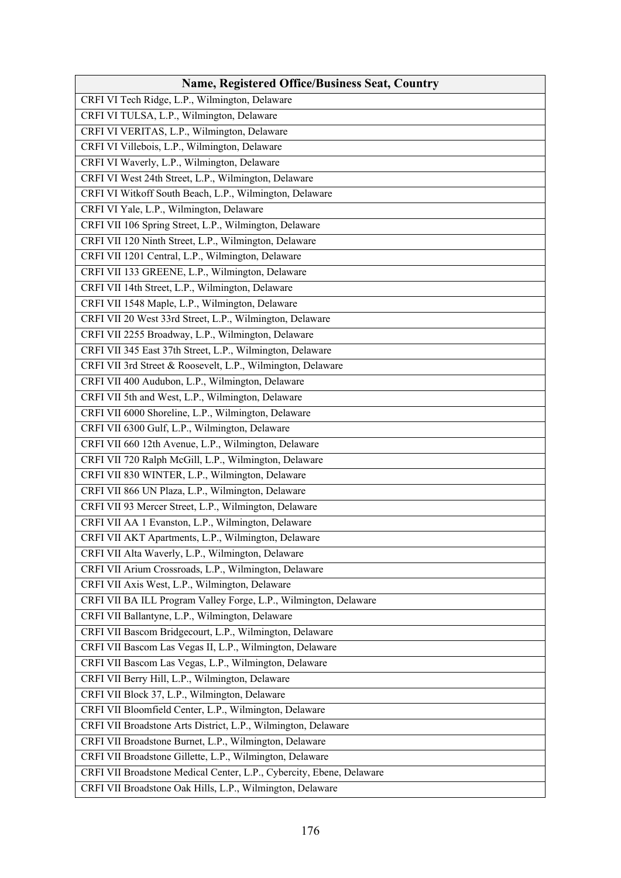| Name, Registered Office/Business Seat, Country |
|---|
| CRFI VI Tech Ridge, L.P., Wilmington, Delaware |
| CRFI VI TULSA, L.P., Wilmington, Delaware |
| CRFI VI VERITAS, L.P., Wilmington, Delaware |
| CRFI VI Villebois, L.P., Wilmington, Delaware |
| CRFI VI Waverly, L.P., Wilmington, Delaware |
| CRFI VI West 24th Street, L.P., Wilmington, Delaware |
| CRFI VI Witkoff South Beach, L.P., Wilmington, Delaware |
| CRFI VI Yale, L.P., Wilmington, Delaware |
| CRFI VII 106 Spring Street, L.P., Wilmington, Delaware |
| CRFI VII 120 Ninth Street, L.P., Wilmington, Delaware |
| CRFI VII 1201 Central, L.P., Wilmington, Delaware |
| CRFI VII 133 GREENE, L.P., Wilmington, Delaware |
| CRFI VII 14th Street, L.P., Wilmington, Delaware |
| CRFI VII 1548 Maple, L.P., Wilmington, Delaware |
| CRFI VII 20 West 33rd Street, L.P., Wilmington, Delaware |
| CRFI VII 2255 Broadway, L.P., Wilmington, Delaware |
| CRFI VII 345 East 37th Street, L.P., Wilmington, Delaware |
| CRFI VII 3rd Street & Roosevelt, L.P., Wilmington, Delaware |
| CRFI VII 400 Audubon, L.P., Wilmington, Delaware |
| CRFI VII 5th and West, L.P., Wilmington, Delaware |
| CRFI VII 6000 Shoreline, L.P., Wilmington, Delaware |
| CRFI VII 6300 Gulf, L.P., Wilmington, Delaware |
| CRFI VII 660 12th Avenue, L.P., Wilmington, Delaware |
| CRFI VII 720 Ralph McGill, L.P., Wilmington, Delaware |
| CRFI VII 830 WINTER, L.P., Wilmington, Delaware |
| CRFI VII 866 UN Plaza, L.P., Wilmington, Delaware |
| CRFI VII 93 Mercer Street, L.P., Wilmington, Delaware |
| CRFI VII AA 1 Evanston, L.P., Wilmington, Delaware |
| CRFI VII AKT Apartments, L.P., Wilmington, Delaware |
| CRFI VII Alta Waverly, L.P., Wilmington, Delaware |
| CRFI VII Arium Crossroads, L.P., Wilmington, Delaware |
| CRFI VII Axis West, L.P., Wilmington, Delaware |
| CRFI VII BA ILL Program Valley Forge, L.P., Wilmington, Delaware |
| CRFI VII Ballantyne, L.P., Wilmington, Delaware |
| CRFI VII Bascom Bridgecourt, L.P., Wilmington, Delaware |
| CRFI VII Bascom Las Vegas II, L.P., Wilmington, Delaware |
| CRFI VII Bascom Las Vegas, L.P., Wilmington, Delaware |
| CRFI VII Berry Hill, L.P., Wilmington, Delaware |
| CRFI VII Block 37, L.P., Wilmington, Delaware |
| CRFI VII Bloomfield Center, L.P., Wilmington, Delaware |
| CRFI VII Broadstone Arts District, L.P., Wilmington, Delaware |
| CRFI VII Broadstone Burnet, L.P., Wilmington, Delaware |
| CRFI VII Broadstone Gillette, L.P., Wilmington, Delaware |
| CRFI VII Broadstone Medical Center, L.P., Cybercity, Ebene, Delaware |
| CRFI VII Broadstone Oak Hills, L.P., Wilmington, Delaware |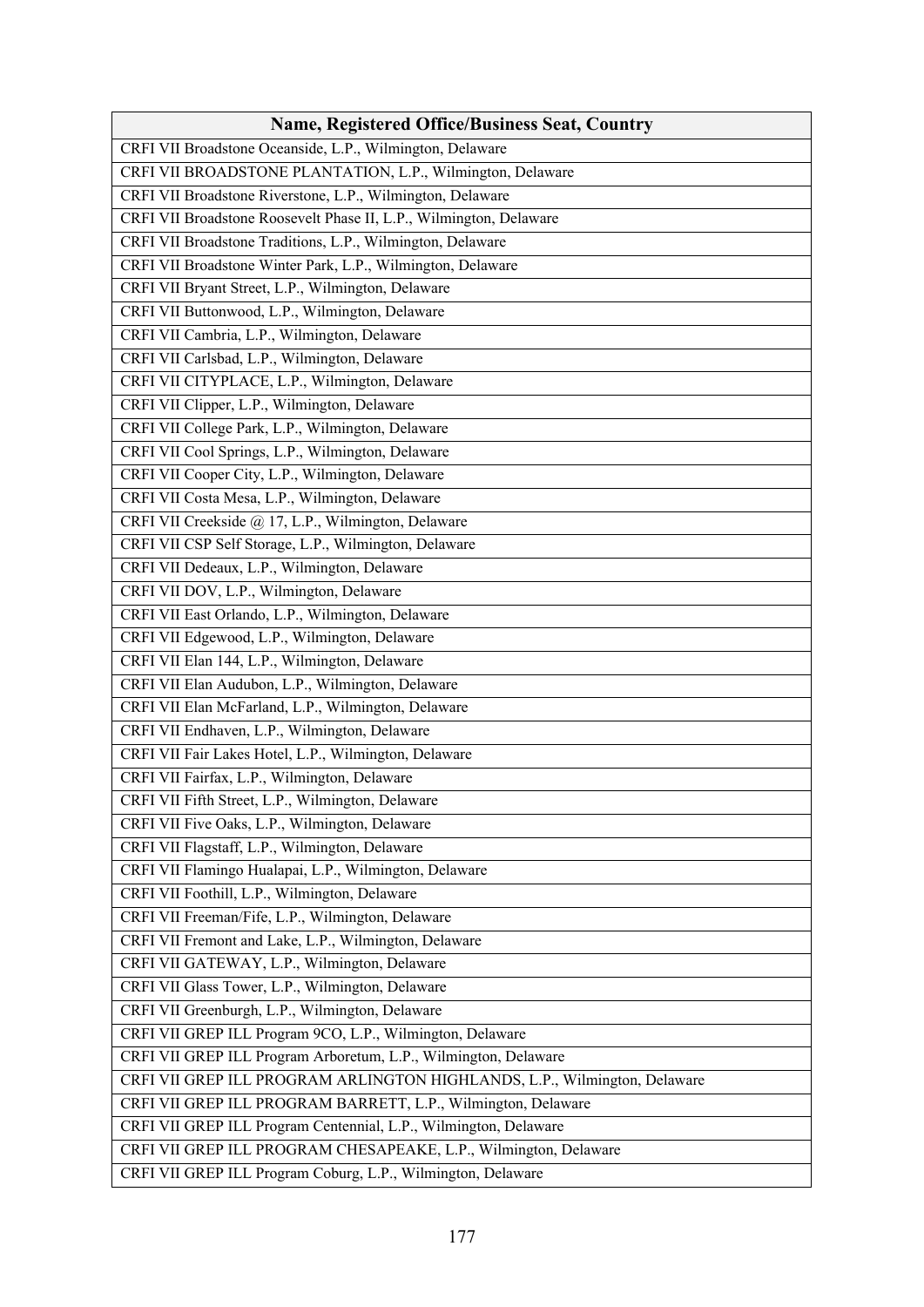| Name, Registered Office/Business Seat, Country |
|---|
| CRFI VII Broadstone Oceanside, L.P., Wilmington, Delaware |
| CRFI VII BROADSTONE PLANTATION, L.P., Wilmington, Delaware |
| CRFI VII Broadstone Riverstone, L.P., Wilmington, Delaware |
| CRFI VII Broadstone Roosevelt Phase II, L.P., Wilmington, Delaware |
| CRFI VII Broadstone Traditions, L.P., Wilmington, Delaware |
| CRFI VII Broadstone Winter Park, L.P., Wilmington, Delaware |
| CRFI VII Bryant Street, L.P., Wilmington, Delaware |
| CRFI VII Buttonwood, L.P., Wilmington, Delaware |
| CRFI VII Cambria, L.P., Wilmington, Delaware |
| CRFI VII Carlsbad, L.P., Wilmington, Delaware |
| CRFI VII CITYPLACE, L.P., Wilmington, Delaware |
| CRFI VII Clipper, L.P., Wilmington, Delaware |
| CRFI VII College Park, L.P., Wilmington, Delaware |
| CRFI VII Cool Springs, L.P., Wilmington, Delaware |
| CRFI VII Cooper City, L.P., Wilmington, Delaware |
| CRFI VII Costa Mesa, L.P., Wilmington, Delaware |
| CRFI VII Creekside @ 17, L.P., Wilmington, Delaware |
| CRFI VII CSP Self Storage, L.P., Wilmington, Delaware |
| CRFI VII Dedeaux, L.P., Wilmington, Delaware |
| CRFI VII DOV, L.P., Wilmington, Delaware |
| CRFI VII East Orlando, L.P., Wilmington, Delaware |
| CRFI VII Edgewood, L.P., Wilmington, Delaware |
| CRFI VII Elan 144, L.P., Wilmington, Delaware |
| CRFI VII Elan Audubon, L.P., Wilmington, Delaware |
| CRFI VII Elan McFarland, L.P., Wilmington, Delaware |
| CRFI VII Endhaven, L.P., Wilmington, Delaware |
| CRFI VII Fair Lakes Hotel, L.P., Wilmington, Delaware |
| CRFI VII Fairfax, L.P., Wilmington, Delaware |
| CRFI VII Fifth Street, L.P., Wilmington, Delaware |
| CRFI VII Five Oaks, L.P., Wilmington, Delaware |
| CRFI VII Flagstaff, L.P., Wilmington, Delaware |
| CRFI VII Flamingo Hualapai, L.P., Wilmington, Delaware |
| CRFI VII Foothill, L.P., Wilmington, Delaware |
| CRFI VII Freeman/Fife, L.P., Wilmington, Delaware |
| CRFI VII Fremont and Lake, L.P., Wilmington, Delaware |
| CRFI VII GATEWAY, L.P., Wilmington, Delaware |
| CRFI VII Glass Tower, L.P., Wilmington, Delaware |
| CRFI VII Greenburgh, L.P., Wilmington, Delaware |
| CRFI VII GREP ILL Program 9CO, L.P., Wilmington, Delaware |
| CRFI VII GREP ILL Program Arboretum, L.P., Wilmington, Delaware |
| CRFI VII GREP ILL PROGRAM ARLINGTON HIGHLANDS, L.P., Wilmington, Delaware |
| CRFI VII GREP ILL PROGRAM BARRETT, L.P., Wilmington, Delaware |
| CRFI VII GREP ILL Program Centennial, L.P., Wilmington, Delaware |
| CRFI VII GREP ILL PROGRAM CHESAPEAKE, L.P., Wilmington, Delaware |
| CRFI VII GREP ILL Program Coburg, L.P., Wilmington, Delaware |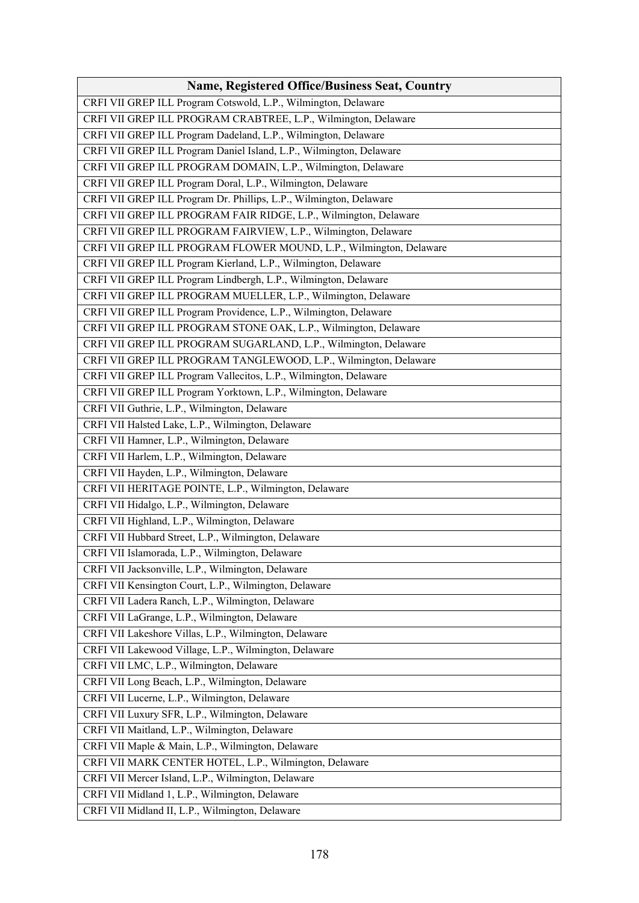| Name, Registered Office/Business Seat, Country |
| --- |
| CRFI VII GREP ILL Program Cotswold, L.P., Wilmington, Delaware |
| CRFI VII GREP ILL PROGRAM CRABTREE, L.P., Wilmington, Delaware |
| CRFI VII GREP ILL Program Dadeland, L.P., Wilmington, Delaware |
| CRFI VII GREP ILL Program Daniel Island, L.P., Wilmington, Delaware |
| CRFI VII GREP ILL PROGRAM DOMAIN, L.P., Wilmington, Delaware |
| CRFI VII GREP ILL Program Doral, L.P., Wilmington, Delaware |
| CRFI VII GREP ILL Program Dr. Phillips, L.P., Wilmington, Delaware |
| CRFI VII GREP ILL PROGRAM FAIR RIDGE, L.P., Wilmington, Delaware |
| CRFI VII GREP ILL PROGRAM FAIRVIEW, L.P., Wilmington, Delaware |
| CRFI VII GREP ILL PROGRAM FLOWER MOUND, L.P., Wilmington, Delaware |
| CRFI VII GREP ILL Program Kierland, L.P., Wilmington, Delaware |
| CRFI VII GREP ILL Program Lindbergh, L.P., Wilmington, Delaware |
| CRFI VII GREP ILL PROGRAM MUELLER, L.P., Wilmington, Delaware |
| CRFI VII GREP ILL Program Providence, L.P., Wilmington, Delaware |
| CRFI VII GREP ILL PROGRAM STONE OAK, L.P., Wilmington, Delaware |
| CRFI VII GREP ILL PROGRAM SUGARLAND, L.P., Wilmington, Delaware |
| CRFI VII GREP ILL PROGRAM TANGLEWOOD, L.P., Wilmington, Delaware |
| CRFI VII GREP ILL Program Vallecitos, L.P., Wilmington, Delaware |
| CRFI VII GREP ILL Program Yorktown, L.P., Wilmington, Delaware |
| CRFI VII Guthrie, L.P., Wilmington, Delaware |
| CRFI VII Halsted Lake, L.P., Wilmington, Delaware |
| CRFI VII Hamner, L.P., Wilmington, Delaware |
| CRFI VII Harlem, L.P., Wilmington, Delaware |
| CRFI VII Hayden, L.P., Wilmington, Delaware |
| CRFI VII HERITAGE POINTE, L.P., Wilmington, Delaware |
| CRFI VII Hidalgo, L.P., Wilmington, Delaware |
| CRFI VII Highland, L.P., Wilmington, Delaware |
| CRFI VII Hubbard Street, L.P., Wilmington, Delaware |
| CRFI VII Islamorada, L.P., Wilmington, Delaware |
| CRFI VII Jacksonville, L.P., Wilmington, Delaware |
| CRFI VII Kensington Court, L.P., Wilmington, Delaware |
| CRFI VII Ladera Ranch, L.P., Wilmington, Delaware |
| CRFI VII LaGrange, L.P., Wilmington, Delaware |
| CRFI VII Lakeshore Villas, L.P., Wilmington, Delaware |
| CRFI VII Lakewood Village, L.P., Wilmington, Delaware |
| CRFI VII LMC, L.P., Wilmington, Delaware |
| CRFI VII Long Beach, L.P., Wilmington, Delaware |
| CRFI VII Lucerne, L.P., Wilmington, Delaware |
| CRFI VII Luxury SFR, L.P., Wilmington, Delaware |
| CRFI VII Maitland, L.P., Wilmington, Delaware |
| CRFI VII Maple & Main, L.P., Wilmington, Delaware |
| CRFI VII MARK CENTER HOTEL, L.P., Wilmington, Delaware |
| CRFI VII Mercer Island, L.P., Wilmington, Delaware |
| CRFI VII Midland 1, L.P., Wilmington, Delaware |
| CRFI VII Midland II, L.P., Wilmington, Delaware |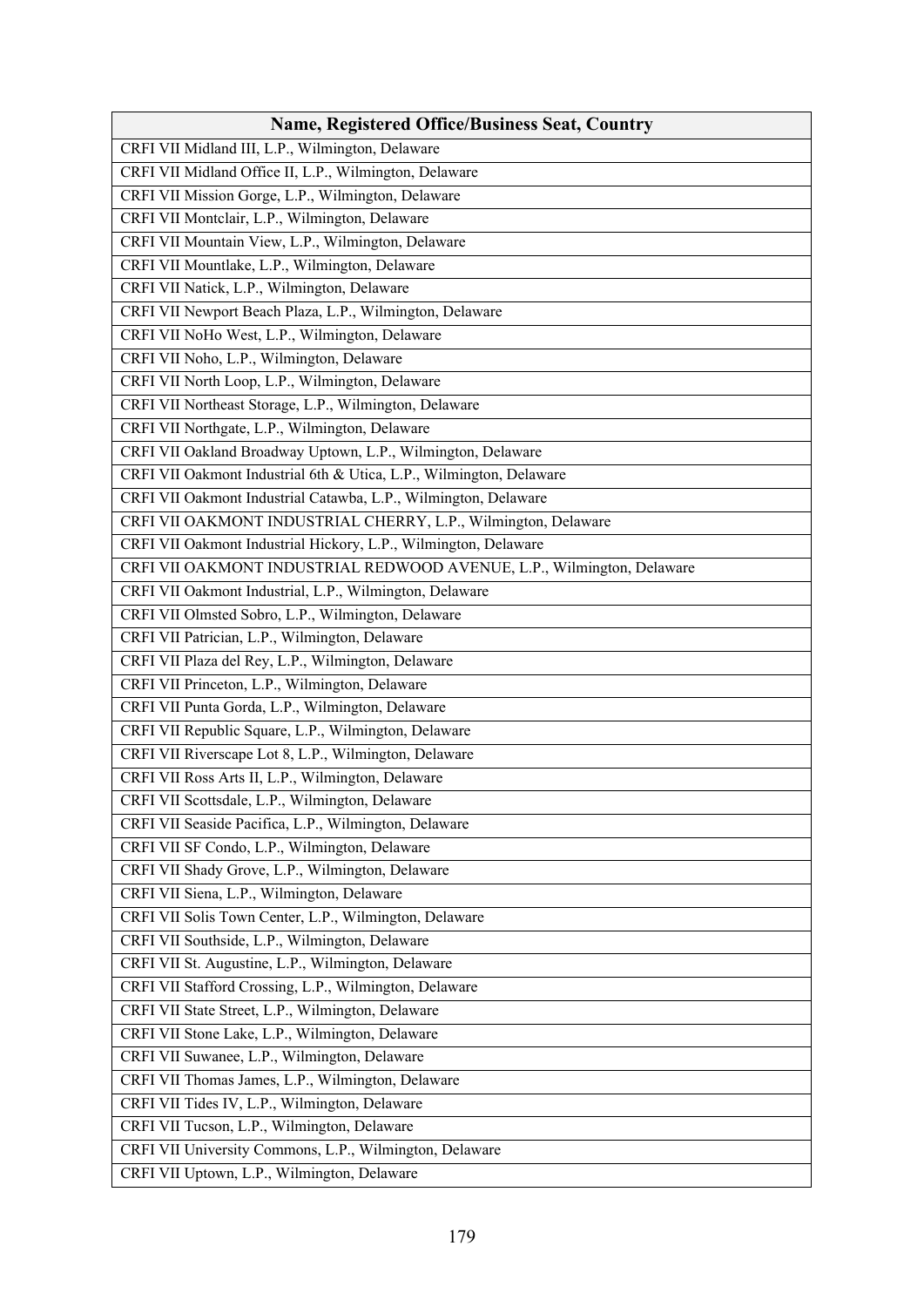| Name, Registered Office/Business Seat, Country |
|---|
| CRFI VII Midland III, L.P., Wilmington, Delaware |
| CRFI VII Midland Office II, L.P., Wilmington, Delaware |
| CRFI VII Mission Gorge, L.P., Wilmington, Delaware |
| CRFI VII Montclair, L.P., Wilmington, Delaware |
| CRFI VII Mountain View, L.P., Wilmington, Delaware |
| CRFI VII Mountlake, L.P., Wilmington, Delaware |
| CRFI VII Natick, L.P., Wilmington, Delaware |
| CRFI VII Newport Beach Plaza, L.P., Wilmington, Delaware |
| CRFI VII NoHo West, L.P., Wilmington, Delaware |
| CRFI VII Noho, L.P., Wilmington, Delaware |
| CRFI VII North Loop, L.P., Wilmington, Delaware |
| CRFI VII Northeast Storage, L.P., Wilmington, Delaware |
| CRFI VII Northgate, L.P., Wilmington, Delaware |
| CRFI VII Oakland Broadway Uptown, L.P., Wilmington, Delaware |
| CRFI VII Oakmont Industrial 6th & Utica, L.P., Wilmington, Delaware |
| CRFI VII Oakmont Industrial Catawba, L.P., Wilmington, Delaware |
| CRFI VII OAKMONT INDUSTRIAL CHERRY, L.P., Wilmington, Delaware |
| CRFI VII Oakmont Industrial Hickory, L.P., Wilmington, Delaware |
| CRFI VII OAKMONT INDUSTRIAL REDWOOD AVENUE, L.P., Wilmington, Delaware |
| CRFI VII Oakmont Industrial, L.P., Wilmington, Delaware |
| CRFI VII Olmsted Sobro, L.P., Wilmington, Delaware |
| CRFI VII Patrician, L.P., Wilmington, Delaware |
| CRFI VII Plaza del Rey, L.P., Wilmington, Delaware |
| CRFI VII Princeton, L.P., Wilmington, Delaware |
| CRFI VII Punta Gorda, L.P., Wilmington, Delaware |
| CRFI VII Republic Square, L.P., Wilmington, Delaware |
| CRFI VII Riverscape Lot 8, L.P., Wilmington, Delaware |
| CRFI VII Ross Arts II, L.P., Wilmington, Delaware |
| CRFI VII Scottsdale, L.P., Wilmington, Delaware |
| CRFI VII Seaside Pacifica, L.P., Wilmington, Delaware |
| CRFI VII SF Condo, L.P., Wilmington, Delaware |
| CRFI VII Shady Grove, L.P., Wilmington, Delaware |
| CRFI VII Siena, L.P., Wilmington, Delaware |
| CRFI VII Solis Town Center, L.P., Wilmington, Delaware |
| CRFI VII Southside, L.P., Wilmington, Delaware |
| CRFI VII St. Augustine, L.P., Wilmington, Delaware |
| CRFI VII Stafford Crossing, L.P., Wilmington, Delaware |
| CRFI VII State Street, L.P., Wilmington, Delaware |
| CRFI VII Stone Lake, L.P., Wilmington, Delaware |
| CRFI VII Suwanee, L.P., Wilmington, Delaware |
| CRFI VII Thomas James, L.P., Wilmington, Delaware |
| CRFI VII Tides IV, L.P., Wilmington, Delaware |
| CRFI VII Tucson, L.P., Wilmington, Delaware |
| CRFI VII University Commons, L.P., Wilmington, Delaware |
| CRFI VII Uptown, L.P., Wilmington, Delaware |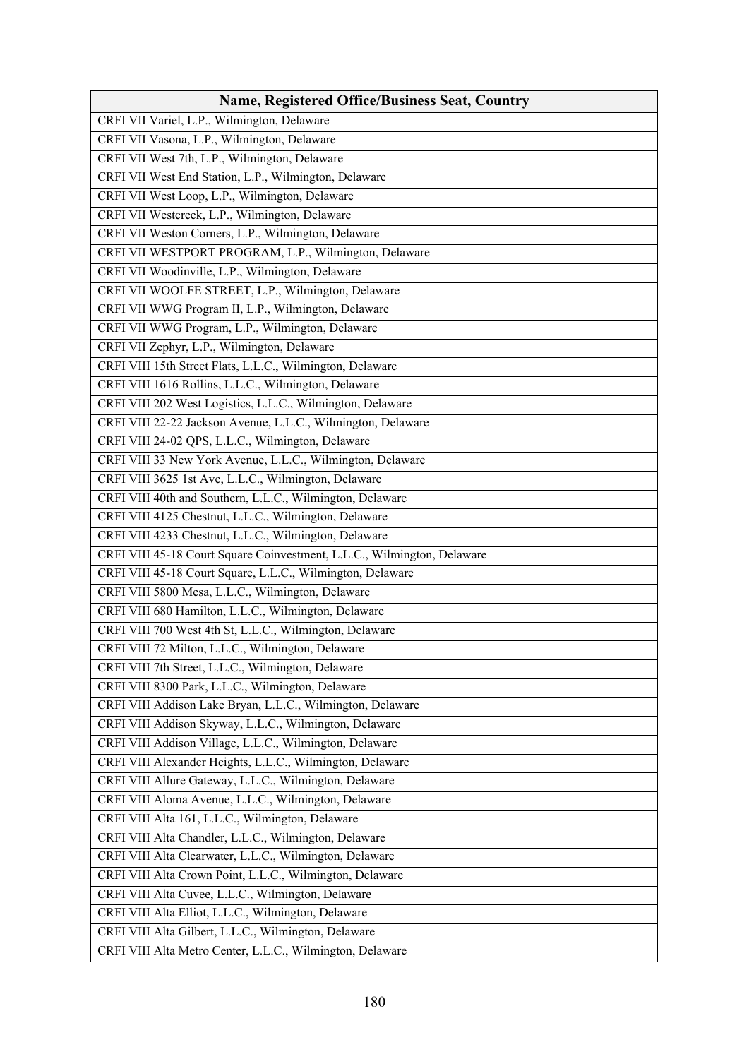| Name, Registered Office/Business Seat, Country |
|---|
| CRFI VII Variel, L.P., Wilmington, Delaware |
| CRFI VII Vasona, L.P., Wilmington, Delaware |
| CRFI VII West 7th, L.P., Wilmington, Delaware |
| CRFI VII West End Station, L.P., Wilmington, Delaware |
| CRFI VII West Loop, L.P., Wilmington, Delaware |
| CRFI VII Westcreek, L.P., Wilmington, Delaware |
| CRFI VII Weston Corners, L.P., Wilmington, Delaware |
| CRFI VII WESTPORT PROGRAM, L.P., Wilmington, Delaware |
| CRFI VII Woodinville, L.P., Wilmington, Delaware |
| CRFI VII WOOLFE STREET, L.P., Wilmington, Delaware |
| CRFI VII WWG Program II, L.P., Wilmington, Delaware |
| CRFI VII WWG Program, L.P., Wilmington, Delaware |
| CRFI VII Zephyr, L.P., Wilmington, Delaware |
| CRFI VIII 15th Street Flats, L.L.C., Wilmington, Delaware |
| CRFI VIII 1616 Rollins, L.L.C., Wilmington, Delaware |
| CRFI VIII 202 West Logistics, L.L.C., Wilmington, Delaware |
| CRFI VIII 22-22 Jackson Avenue, L.L.C., Wilmington, Delaware |
| CRFI VIII 24-02 QPS, L.L.C., Wilmington, Delaware |
| CRFI VIII 33 New York Avenue, L.L.C., Wilmington, Delaware |
| CRFI VIII 3625 1st Ave, L.L.C., Wilmington, Delaware |
| CRFI VIII 40th and Southern, L.L.C., Wilmington, Delaware |
| CRFI VIII 4125 Chestnut, L.L.C., Wilmington, Delaware |
| CRFI VIII 4233 Chestnut, L.L.C., Wilmington, Delaware |
| CRFI VIII 45-18 Court Square Coinvestment, L.L.C., Wilmington, Delaware |
| CRFI VIII 45-18 Court Square, L.L.C., Wilmington, Delaware |
| CRFI VIII 5800 Mesa, L.L.C., Wilmington, Delaware |
| CRFI VIII 680 Hamilton, L.L.C., Wilmington, Delaware |
| CRFI VIII 700 West 4th St, L.L.C., Wilmington, Delaware |
| CRFI VIII 72 Milton, L.L.C., Wilmington, Delaware |
| CRFI VIII 7th Street, L.L.C., Wilmington, Delaware |
| CRFI VIII 8300 Park, L.L.C., Wilmington, Delaware |
| CRFI VIII Addison Lake Bryan, L.L.C., Wilmington, Delaware |
| CRFI VIII Addison Skyway, L.L.C., Wilmington, Delaware |
| CRFI VIII Addison Village, L.L.C., Wilmington, Delaware |
| CRFI VIII Alexander Heights, L.L.C., Wilmington, Delaware |
| CRFI VIII Allure Gateway, L.L.C., Wilmington, Delaware |
| CRFI VIII Aloma Avenue, L.L.C., Wilmington, Delaware |
| CRFI VIII Alta 161, L.L.C., Wilmington, Delaware |
| CRFI VIII Alta Chandler, L.L.C., Wilmington, Delaware |
| CRFI VIII Alta Clearwater, L.L.C., Wilmington, Delaware |
| CRFI VIII Alta Crown Point, L.L.C., Wilmington, Delaware |
| CRFI VIII Alta Cuvee, L.L.C., Wilmington, Delaware |
| CRFI VIII Alta Elliot, L.L.C., Wilmington, Delaware |
| CRFI VIII Alta Gilbert, L.L.C., Wilmington, Delaware |
| CRFI VIII Alta Metro Center, L.L.C., Wilmington, Delaware |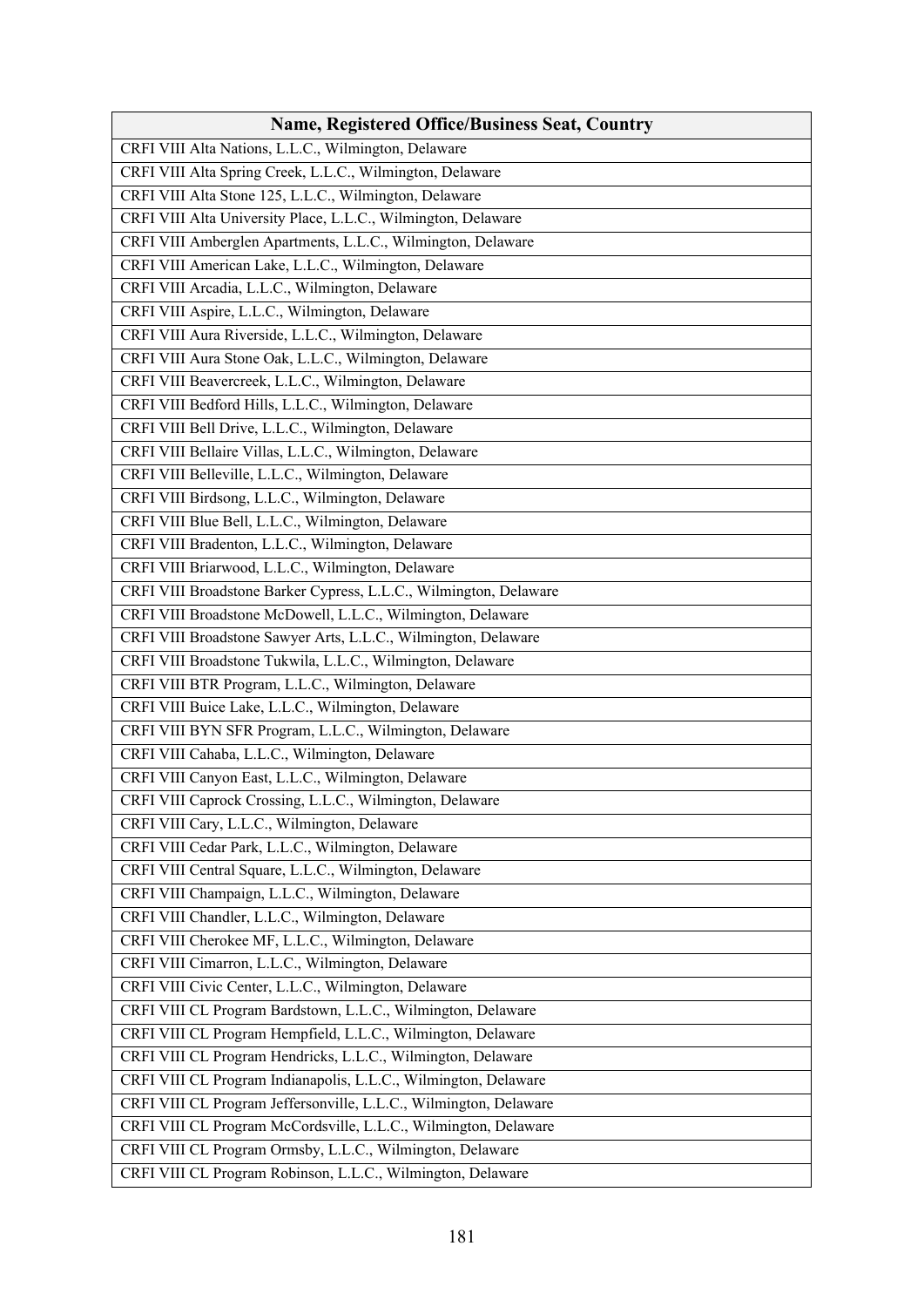| Name, Registered Office/Business Seat, Country |
|---|
| CRFI VIII Alta Nations, L.L.C., Wilmington, Delaware |
| CRFI VIII Alta Spring Creek, L.L.C., Wilmington, Delaware |
| CRFI VIII Alta Stone 125, L.L.C., Wilmington, Delaware |
| CRFI VIII Alta University Place, L.L.C., Wilmington, Delaware |
| CRFI VIII Amberglen Apartments, L.L.C., Wilmington, Delaware |
| CRFI VIII American Lake, L.L.C., Wilmington, Delaware |
| CRFI VIII Arcadia, L.L.C., Wilmington, Delaware |
| CRFI VIII Aspire, L.L.C., Wilmington, Delaware |
| CRFI VIII Aura Riverside, L.L.C., Wilmington, Delaware |
| CRFI VIII Aura Stone Oak, L.L.C., Wilmington, Delaware |
| CRFI VIII Beavercreek, L.L.C., Wilmington, Delaware |
| CRFI VIII Bedford Hills, L.L.C., Wilmington, Delaware |
| CRFI VIII Bell Drive, L.L.C., Wilmington, Delaware |
| CRFI VIII Bellaire Villas, L.L.C., Wilmington, Delaware |
| CRFI VIII Belleville, L.L.C., Wilmington, Delaware |
| CRFI VIII Birdsong, L.L.C., Wilmington, Delaware |
| CRFI VIII Blue Bell, L.L.C., Wilmington, Delaware |
| CRFI VIII Bradenton, L.L.C., Wilmington, Delaware |
| CRFI VIII Briarwood, L.L.C., Wilmington, Delaware |
| CRFI VIII Broadstone Barker Cypress, L.L.C., Wilmington, Delaware |
| CRFI VIII Broadstone McDowell, L.L.C., Wilmington, Delaware |
| CRFI VIII Broadstone Sawyer Arts, L.L.C., Wilmington, Delaware |
| CRFI VIII Broadstone Tukwila, L.L.C., Wilmington, Delaware |
| CRFI VIII BTR Program, L.L.C., Wilmington, Delaware |
| CRFI VIII Buice Lake, L.L.C., Wilmington, Delaware |
| CRFI VIII BYN SFR Program, L.L.C., Wilmington, Delaware |
| CRFI VIII Cahaba, L.L.C., Wilmington, Delaware |
| CRFI VIII Canyon East, L.L.C., Wilmington, Delaware |
| CRFI VIII Caprock Crossing, L.L.C., Wilmington, Delaware |
| CRFI VIII Cary, L.L.C., Wilmington, Delaware |
| CRFI VIII Cedar Park, L.L.C., Wilmington, Delaware |
| CRFI VIII Central Square, L.L.C., Wilmington, Delaware |
| CRFI VIII Champaign, L.L.C., Wilmington, Delaware |
| CRFI VIII Chandler, L.L.C., Wilmington, Delaware |
| CRFI VIII Cherokee MF, L.L.C., Wilmington, Delaware |
| CRFI VIII Cimarron, L.L.C., Wilmington, Delaware |
| CRFI VIII Civic Center, L.L.C., Wilmington, Delaware |
| CRFI VIII CL Program Bardstown, L.L.C., Wilmington, Delaware |
| CRFI VIII CL Program Hempfield, L.L.C., Wilmington, Delaware |
| CRFI VIII CL Program Hendricks, L.L.C., Wilmington, Delaware |
| CRFI VIII CL Program Indianapolis, L.L.C., Wilmington, Delaware |
| CRFI VIII CL Program Jeffersonville, L.L.C., Wilmington, Delaware |
| CRFI VIII CL Program McCordsville, L.L.C., Wilmington, Delaware |
| CRFI VIII CL Program Ormsby, L.L.C., Wilmington, Delaware |
| CRFI VIII CL Program Robinson, L.L.C., Wilmington, Delaware |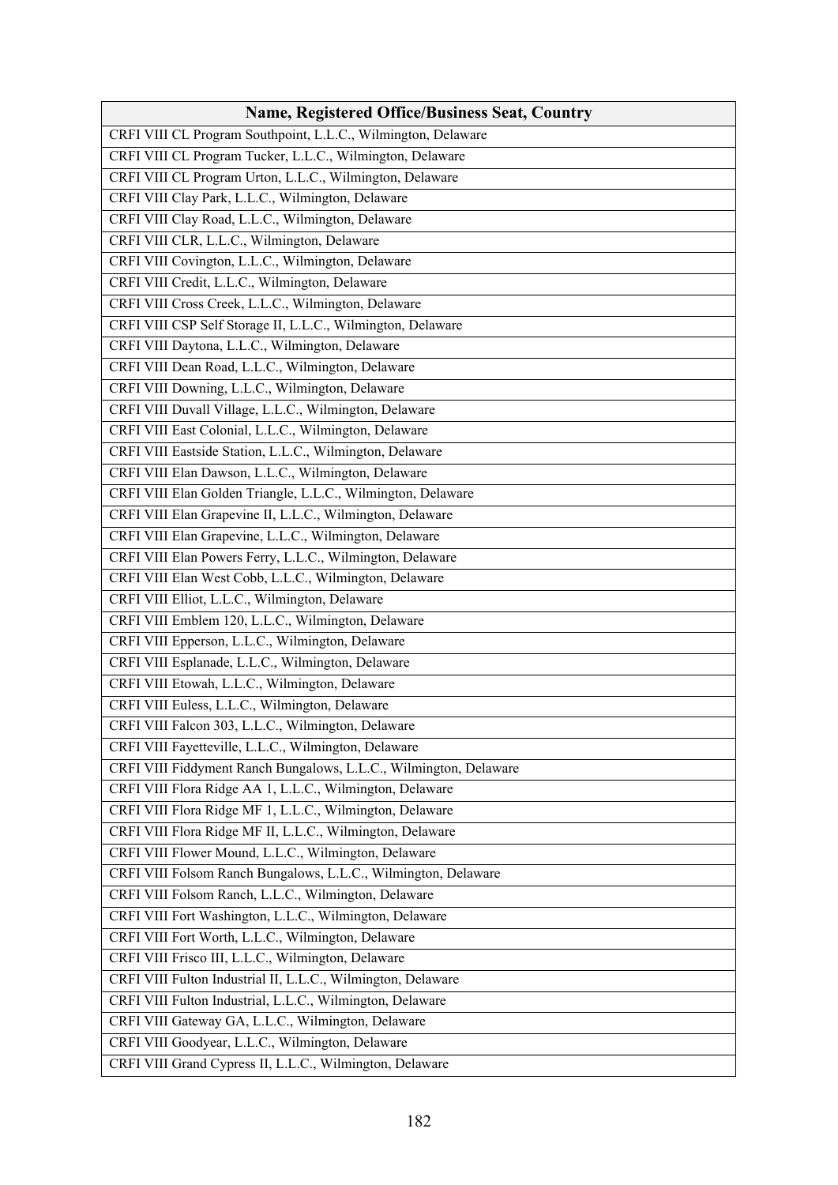| Name, Registered Office/Business Seat, Country |
|---|
| CRFI VIII CL Program Southpoint, L.L.C., Wilmington, Delaware |
| CRFI VIII CL Program Tucker, L.L.C., Wilmington, Delaware |
| CRFI VIII CL Program Urton, L.L.C., Wilmington, Delaware |
| CRFI VIII Clay Park, L.L.C., Wilmington, Delaware |
| CRFI VIII Clay Road, L.L.C., Wilmington, Delaware |
| CRFI VIII CLR, L.L.C., Wilmington, Delaware |
| CRFI VIII Covington, L.L.C., Wilmington, Delaware |
| CRFI VIII Credit, L.L.C., Wilmington, Delaware |
| CRFI VIII Cross Creek, L.L.C., Wilmington, Delaware |
| CRFI VIII CSP Self Storage II, L.L.C., Wilmington, Delaware |
| CRFI VIII Daytona, L.L.C., Wilmington, Delaware |
| CRFI VIII Dean Road, L.L.C., Wilmington, Delaware |
| CRFI VIII Downing, L.L.C., Wilmington, Delaware |
| CRFI VIII Duvall Village, L.L.C., Wilmington, Delaware |
| CRFI VIII East Colonial, L.L.C., Wilmington, Delaware |
| CRFI VIII Eastside Station, L.L.C., Wilmington, Delaware |
| CRFI VIII Elan Dawson, L.L.C., Wilmington, Delaware |
| CRFI VIII Elan Golden Triangle, L.L.C., Wilmington, Delaware |
| CRFI VIII Elan Grapevine II, L.L.C., Wilmington, Delaware |
| CRFI VIII Elan Grapevine, L.L.C., Wilmington, Delaware |
| CRFI VIII Elan Powers Ferry, L.L.C., Wilmington, Delaware |
| CRFI VIII Elan West Cobb, L.L.C., Wilmington, Delaware |
| CRFI VIII Elliot, L.L.C., Wilmington, Delaware |
| CRFI VIII Emblem 120, L.L.C., Wilmington, Delaware |
| CRFI VIII Epperson, L.L.C., Wilmington, Delaware |
| CRFI VIII Esplanade, L.L.C., Wilmington, Delaware |
| CRFI VIII Etowah, L.L.C., Wilmington, Delaware |
| CRFI VIII Euless, L.L.C., Wilmington, Delaware |
| CRFI VIII Falcon 303, L.L.C., Wilmington, Delaware |
| CRFI VIII Fayetteville, L.L.C., Wilmington, Delaware |
| CRFI VIII Fiddyment Ranch Bungalows, L.L.C., Wilmington, Delaware |
| CRFI VIII Flora Ridge AA 1, L.L.C., Wilmington, Delaware |
| CRFI VIII Flora Ridge MF 1, L.L.C., Wilmington, Delaware |
| CRFI VIII Flora Ridge MF II, L.L.C., Wilmington, Delaware |
| CRFI VIII Flower Mound, L.L.C., Wilmington, Delaware |
| CRFI VIII Folsom Ranch Bungalows, L.L.C., Wilmington, Delaware |
| CRFI VIII Folsom Ranch, L.L.C., Wilmington, Delaware |
| CRFI VIII Fort Washington, L.L.C., Wilmington, Delaware |
| CRFI VIII Fort Worth, L.L.C., Wilmington, Delaware |
| CRFI VIII Frisco III, L.L.C., Wilmington, Delaware |
| CRFI VIII Fulton Industrial II, L.L.C., Wilmington, Delaware |
| CRFI VIII Fulton Industrial, L.L.C., Wilmington, Delaware |
| CRFI VIII Gateway GA, L.L.C., Wilmington, Delaware |
| CRFI VIII Goodyear, L.L.C., Wilmington, Delaware |
| CRFI VIII Grand Cypress II, L.L.C., Wilmington, Delaware |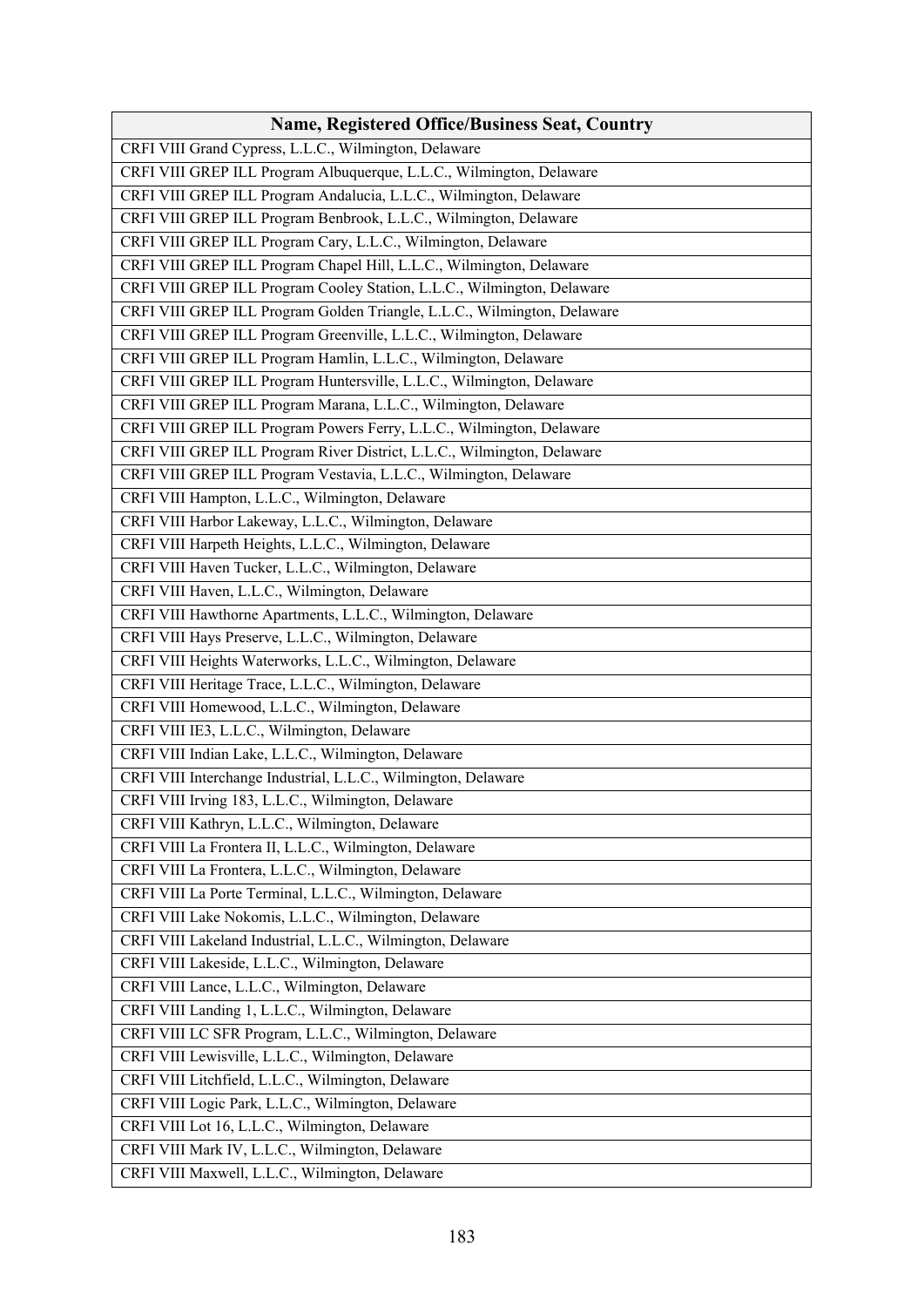| Name, Registered Office/Business Seat, Country |
| --- |
| CRFI VIII Grand Cypress, L.L.C., Wilmington, Delaware |
| CRFI VIII GREP ILL Program Albuquerque, L.L.C., Wilmington, Delaware |
| CRFI VIII GREP ILL Program Andalucia, L.L.C., Wilmington, Delaware |
| CRFI VIII GREP ILL Program Benbrook, L.L.C., Wilmington, Delaware |
| CRFI VIII GREP ILL Program Cary, L.L.C., Wilmington, Delaware |
| CRFI VIII GREP ILL Program Chapel Hill, L.L.C., Wilmington, Delaware |
| CRFI VIII GREP ILL Program Cooley Station, L.L.C., Wilmington, Delaware |
| CRFI VIII GREP ILL Program Golden Triangle, L.L.C., Wilmington, Delaware |
| CRFI VIII GREP ILL Program Greenville, L.L.C., Wilmington, Delaware |
| CRFI VIII GREP ILL Program Hamlin, L.L.C., Wilmington, Delaware |
| CRFI VIII GREP ILL Program Huntersville, L.L.C., Wilmington, Delaware |
| CRFI VIII GREP ILL Program Marana, L.L.C., Wilmington, Delaware |
| CRFI VIII GREP ILL Program Powers Ferry, L.L.C., Wilmington, Delaware |
| CRFI VIII GREP ILL Program River District, L.L.C., Wilmington, Delaware |
| CRFI VIII GREP ILL Program Vestavia, L.L.C., Wilmington, Delaware |
| CRFI VIII Hampton, L.L.C., Wilmington, Delaware |
| CRFI VIII Harbor Lakeway, L.L.C., Wilmington, Delaware |
| CRFI VIII Harpeth Heights, L.L.C., Wilmington, Delaware |
| CRFI VIII Haven Tucker, L.L.C., Wilmington, Delaware |
| CRFI VIII Haven, L.L.C., Wilmington, Delaware |
| CRFI VIII Hawthorne Apartments, L.L.C., Wilmington, Delaware |
| CRFI VIII Hays Preserve, L.L.C., Wilmington, Delaware |
| CRFI VIII Heights Waterworks, L.L.C., Wilmington, Delaware |
| CRFI VIII Heritage Trace, L.L.C., Wilmington, Delaware |
| CRFI VIII Homewood, L.L.C., Wilmington, Delaware |
| CRFI VIII IE3, L.L.C., Wilmington, Delaware |
| CRFI VIII Indian Lake, L.L.C., Wilmington, Delaware |
| CRFI VIII Interchange Industrial, L.L.C., Wilmington, Delaware |
| CRFI VIII Irving 183, L.L.C., Wilmington, Delaware |
| CRFI VIII Kathryn, L.L.C., Wilmington, Delaware |
| CRFI VIII La Frontera II, L.L.C., Wilmington, Delaware |
| CRFI VIII La Frontera, L.L.C., Wilmington, Delaware |
| CRFI VIII La Porte Terminal, L.L.C., Wilmington, Delaware |
| CRFI VIII Lake Nokomis, L.L.C., Wilmington, Delaware |
| CRFI VIII Lakeland Industrial, L.L.C., Wilmington, Delaware |
| CRFI VIII Lakeside, L.L.C., Wilmington, Delaware |
| CRFI VIII Lance, L.L.C., Wilmington, Delaware |
| CRFI VIII Landing 1, L.L.C., Wilmington, Delaware |
| CRFI VIII LC SFR Program, L.L.C., Wilmington, Delaware |
| CRFI VIII Lewisville, L.L.C., Wilmington, Delaware |
| CRFI VIII Litchfield, L.L.C., Wilmington, Delaware |
| CRFI VIII Logic Park, L.L.C., Wilmington, Delaware |
| CRFI VIII Lot 16, L.L.C., Wilmington, Delaware |
| CRFI VIII Mark IV, L.L.C., Wilmington, Delaware |
| CRFI VIII Maxwell, L.L.C., Wilmington, Delaware |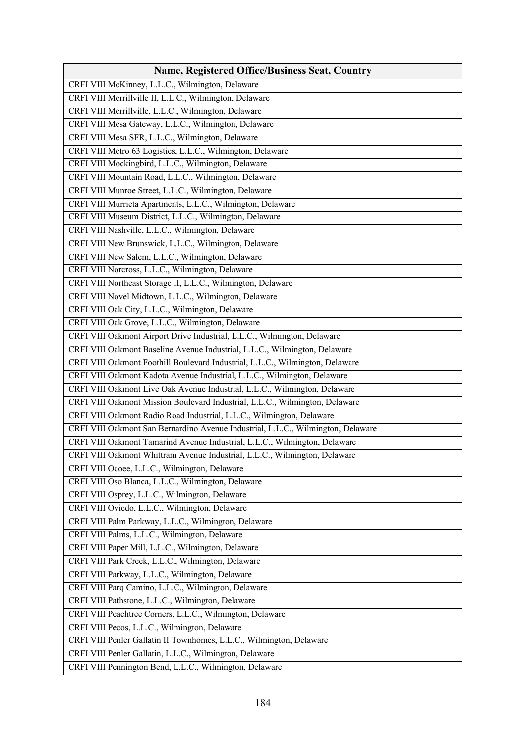| Name, Registered Office/Business Seat, Country |
|---|
| CRFI VIII McKinney, L.L.C., Wilmington, Delaware |
| CRFI VIII Merrillville II, L.L.C., Wilmington, Delaware |
| CRFI VIII Merrillville, L.L.C., Wilmington, Delaware |
| CRFI VIII Mesa Gateway, L.L.C., Wilmington, Delaware |
| CRFI VIII Mesa SFR, L.L.C., Wilmington, Delaware |
| CRFI VIII Metro 63 Logistics, L.L.C., Wilmington, Delaware |
| CRFI VIII Mockingbird, L.L.C., Wilmington, Delaware |
| CRFI VIII Mountain Road, L.L.C., Wilmington, Delaware |
| CRFI VIII Munroe Street, L.L.C., Wilmington, Delaware |
| CRFI VIII Murrieta Apartments, L.L.C., Wilmington, Delaware |
| CRFI VIII Museum District, L.L.C., Wilmington, Delaware |
| CRFI VIII Nashville, L.L.C., Wilmington, Delaware |
| CRFI VIII New Brunswick, L.L.C., Wilmington, Delaware |
| CRFI VIII New Salem, L.L.C., Wilmington, Delaware |
| CRFI VIII Norcross, L.L.C., Wilmington, Delaware |
| CRFI VIII Northeast Storage II, L.L.C., Wilmington, Delaware |
| CRFI VIII Novel Midtown, L.L.C., Wilmington, Delaware |
| CRFI VIII Oak City, L.L.C., Wilmington, Delaware |
| CRFI VIII Oak Grove, L.L.C., Wilmington, Delaware |
| CRFI VIII Oakmont Airport Drive Industrial, L.L.C., Wilmington, Delaware |
| CRFI VIII Oakmont Baseline Avenue Industrial, L.L.C., Wilmington, Delaware |
| CRFI VIII Oakmont Foothill Boulevard Industrial, L.L.C., Wilmington, Delaware |
| CRFI VIII Oakmont Kadota Avenue Industrial, L.L.C., Wilmington, Delaware |
| CRFI VIII Oakmont Live Oak Avenue Industrial, L.L.C., Wilmington, Delaware |
| CRFI VIII Oakmont Mission Boulevard Industrial, L.L.C., Wilmington, Delaware |
| CRFI VIII Oakmont Radio Road Industrial, L.L.C., Wilmington, Delaware |
| CRFI VIII Oakmont San Bernardino Avenue Industrial, L.L.C., Wilmington, Delaware |
| CRFI VIII Oakmont Tamarind Avenue Industrial, L.L.C., Wilmington, Delaware |
| CRFI VIII Oakmont Whittram Avenue Industrial, L.L.C., Wilmington, Delaware |
| CRFI VIII Ocoee, L.L.C., Wilmington, Delaware |
| CRFI VIII Oso Blanca, L.L.C., Wilmington, Delaware |
| CRFI VIII Osprey, L.L.C., Wilmington, Delaware |
| CRFI VIII Oviedo, L.L.C., Wilmington, Delaware |
| CRFI VIII Palm Parkway, L.L.C., Wilmington, Delaware |
| CRFI VIII Palms, L.L.C., Wilmington, Delaware |
| CRFI VIII Paper Mill, L.L.C., Wilmington, Delaware |
| CRFI VIII Park Creek, L.L.C., Wilmington, Delaware |
| CRFI VIII Parkway, L.L.C., Wilmington, Delaware |
| CRFI VIII Parq Camino, L.L.C., Wilmington, Delaware |
| CRFI VIII Pathstone, L.L.C., Wilmington, Delaware |
| CRFI VIII Peachtree Corners, L.L.C., Wilmington, Delaware |
| CRFI VIII Pecos, L.L.C., Wilmington, Delaware |
| CRFI VIII Penler Gallatin II Townhomes, L.L.C., Wilmington, Delaware |
| CRFI VIII Penler Gallatin, L.L.C., Wilmington, Delaware |
| CRFI VIII Pennington Bend, L.L.C., Wilmington, Delaware |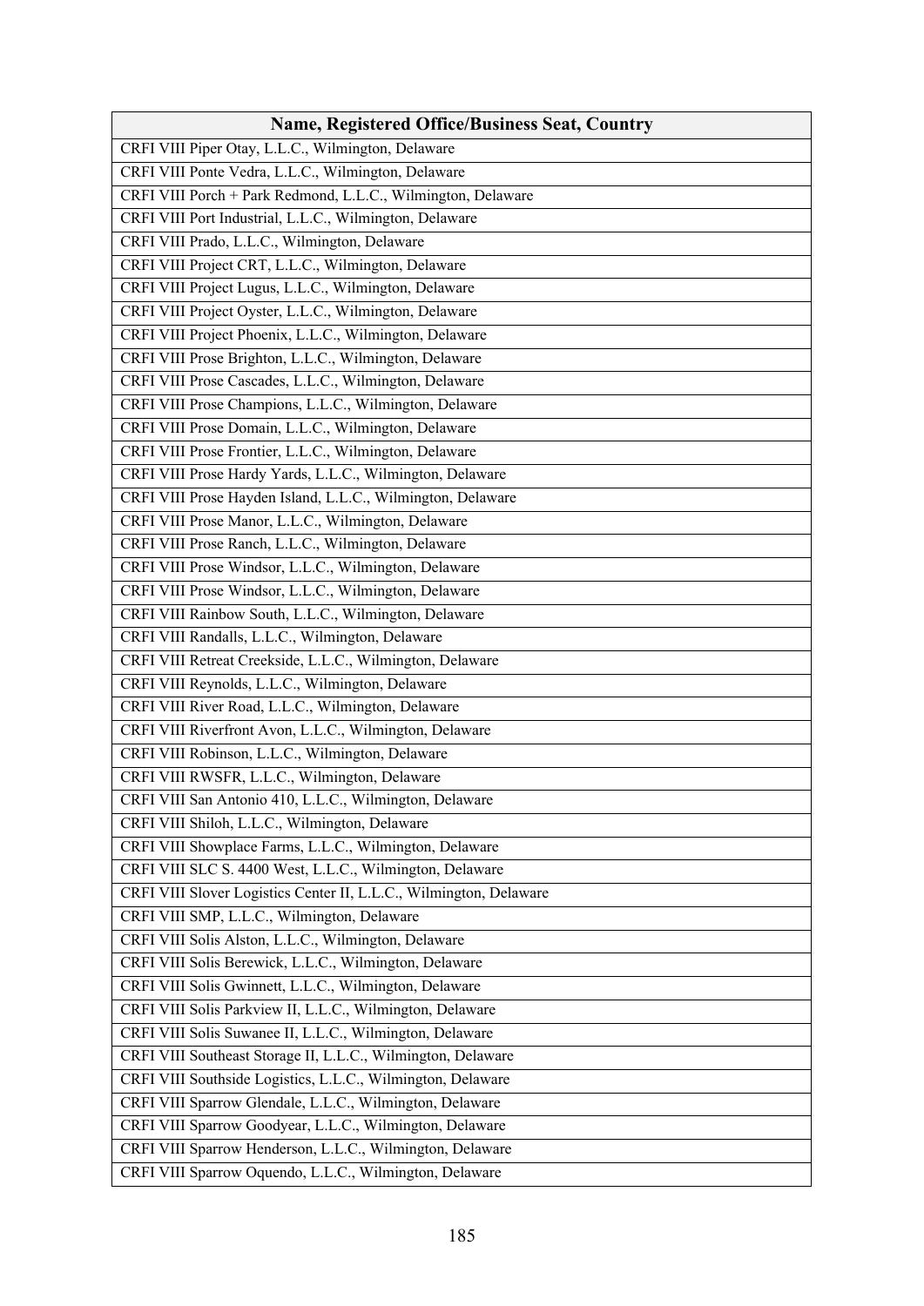| Name, Registered Office/Business Seat, Country |
| --- |
| CRFI VIII Piper Otay, L.L.C., Wilmington, Delaware |
| CRFI VIII Ponte Vedra, L.L.C., Wilmington, Delaware |
| CRFI VIII Porch + Park Redmond, L.L.C., Wilmington, Delaware |
| CRFI VIII Port Industrial, L.L.C., Wilmington, Delaware |
| CRFI VIII Prado, L.L.C., Wilmington, Delaware |
| CRFI VIII Project CRT, L.L.C., Wilmington, Delaware |
| CRFI VIII Project Lugus, L.L.C., Wilmington, Delaware |
| CRFI VIII Project Oyster, L.L.C., Wilmington, Delaware |
| CRFI VIII Project Phoenix, L.L.C., Wilmington, Delaware |
| CRFI VIII Prose Brighton, L.L.C., Wilmington, Delaware |
| CRFI VIII Prose Cascades, L.L.C., Wilmington, Delaware |
| CRFI VIII Prose Champions, L.L.C., Wilmington, Delaware |
| CRFI VIII Prose Domain, L.L.C., Wilmington, Delaware |
| CRFI VIII Prose Frontier, L.L.C., Wilmington, Delaware |
| CRFI VIII Prose Hardy Yards, L.L.C., Wilmington, Delaware |
| CRFI VIII Prose Hayden Island, L.L.C., Wilmington, Delaware |
| CRFI VIII Prose Manor, L.L.C., Wilmington, Delaware |
| CRFI VIII Prose Ranch, L.L.C., Wilmington, Delaware |
| CRFI VIII Prose Windsor, L.L.C., Wilmington, Delaware |
| CRFI VIII Prose Windsor, L.L.C., Wilmington, Delaware |
| CRFI VIII Rainbow South, L.L.C., Wilmington, Delaware |
| CRFI VIII Randalls, L.L.C., Wilmington, Delaware |
| CRFI VIII Retreat Creekside, L.L.C., Wilmington, Delaware |
| CRFI VIII Reynolds, L.L.C., Wilmington, Delaware |
| CRFI VIII River Road, L.L.C., Wilmington, Delaware |
| CRFI VIII Riverfront Avon, L.L.C., Wilmington, Delaware |
| CRFI VIII Robinson, L.L.C., Wilmington, Delaware |
| CRFI VIII RWSFR, L.L.C., Wilmington, Delaware |
| CRFI VIII San Antonio 410, L.L.C., Wilmington, Delaware |
| CRFI VIII Shiloh, L.L.C., Wilmington, Delaware |
| CRFI VIII Showplace Farms, L.L.C., Wilmington, Delaware |
| CRFI VIII SLC S. 4400 West, L.L.C., Wilmington, Delaware |
| CRFI VIII Slover Logistics Center II, L.L.C., Wilmington, Delaware |
| CRFI VIII SMP, L.L.C., Wilmington, Delaware |
| CRFI VIII Solis Alston, L.L.C., Wilmington, Delaware |
| CRFI VIII Solis Berewick, L.L.C., Wilmington, Delaware |
| CRFI VIII Solis Gwinnett, L.L.C., Wilmington, Delaware |
| CRFI VIII Solis Parkview II, L.L.C., Wilmington, Delaware |
| CRFI VIII Solis Suwanee II, L.L.C., Wilmington, Delaware |
| CRFI VIII Southeast Storage II, L.L.C., Wilmington, Delaware |
| CRFI VIII Southside Logistics, L.L.C., Wilmington, Delaware |
| CRFI VIII Sparrow Glendale, L.L.C., Wilmington, Delaware |
| CRFI VIII Sparrow Goodyear, L.L.C., Wilmington, Delaware |
| CRFI VIII Sparrow Henderson, L.L.C., Wilmington, Delaware |
| CRFI VIII Sparrow Oquendo, L.L.C., Wilmington, Delaware |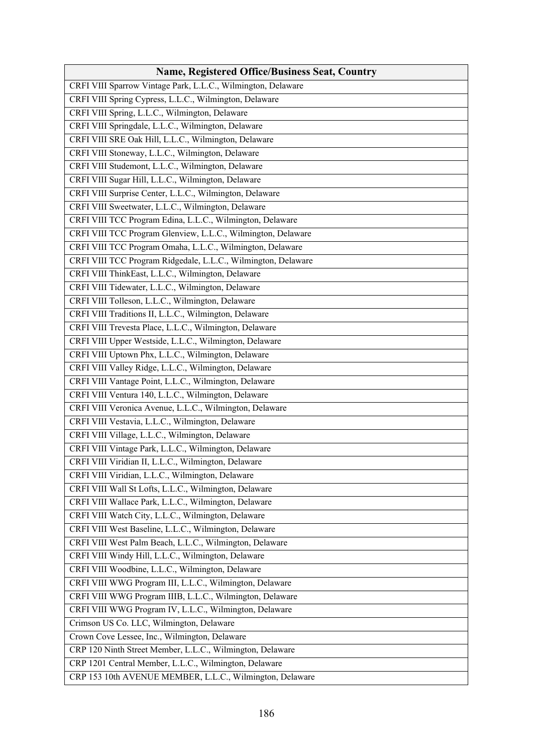| Name, Registered Office/Business Seat, Country |
|---|
| CRFI VIII Sparrow Vintage Park, L.L.C., Wilmington, Delaware |
| CRFI VIII Spring Cypress, L.L.C., Wilmington, Delaware |
| CRFI VIII Spring, L.L.C., Wilmington, Delaware |
| CRFI VIII Springdale, L.L.C., Wilmington, Delaware |
| CRFI VIII SRE Oak Hill, L.L.C., Wilmington, Delaware |
| CRFI VIII Stoneway, L.L.C., Wilmington, Delaware |
| CRFI VIII Studemont, L.L.C., Wilmington, Delaware |
| CRFI VIII Sugar Hill, L.L.C., Wilmington, Delaware |
| CRFI VIII Surprise Center, L.L.C., Wilmington, Delaware |
| CRFI VIII Sweetwater, L.L.C., Wilmington, Delaware |
| CRFI VIII TCC Program Edina, L.L.C., Wilmington, Delaware |
| CRFI VIII TCC Program Glenview, L.L.C., Wilmington, Delaware |
| CRFI VIII TCC Program Omaha, L.L.C., Wilmington, Delaware |
| CRFI VIII TCC Program Ridgedale, L.L.C., Wilmington, Delaware |
| CRFI VIII ThinkEast, L.L.C., Wilmington, Delaware |
| CRFI VIII Tidewater, L.L.C., Wilmington, Delaware |
| CRFI VIII Tolleson, L.L.C., Wilmington, Delaware |
| CRFI VIII Traditions II, L.L.C., Wilmington, Delaware |
| CRFI VIII Trevesta Place, L.L.C., Wilmington, Delaware |
| CRFI VIII Upper Westside, L.L.C., Wilmington, Delaware |
| CRFI VIII Uptown Phx, L.L.C., Wilmington, Delaware |
| CRFI VIII Valley Ridge, L.L.C., Wilmington, Delaware |
| CRFI VIII Vantage Point, L.L.C., Wilmington, Delaware |
| CRFI VIII Ventura 140, L.L.C., Wilmington, Delaware |
| CRFI VIII Veronica Avenue, L.L.C., Wilmington, Delaware |
| CRFI VIII Vestavia, L.L.C., Wilmington, Delaware |
| CRFI VIII Village, L.L.C., Wilmington, Delaware |
| CRFI VIII Vintage Park, L.L.C., Wilmington, Delaware |
| CRFI VIII Viridian II, L.L.C., Wilmington, Delaware |
| CRFI VIII Viridian, L.L.C., Wilmington, Delaware |
| CRFI VIII Wall St Lofts, L.L.C., Wilmington, Delaware |
| CRFI VIII Wallace Park, L.L.C., Wilmington, Delaware |
| CRFI VIII Watch City, L.L.C., Wilmington, Delaware |
| CRFI VIII West Baseline, L.L.C., Wilmington, Delaware |
| CRFI VIII West Palm Beach, L.L.C., Wilmington, Delaware |
| CRFI VIII Windy Hill, L.L.C., Wilmington, Delaware |
| CRFI VIII Woodbine, L.L.C., Wilmington, Delaware |
| CRFI VIII WWG Program III, L.L.C., Wilmington, Delaware |
| CRFI VIII WWG Program IIIB, L.L.C., Wilmington, Delaware |
| CRFI VIII WWG Program IV, L.L.C., Wilmington, Delaware |
| Crimson US Co. LLC, Wilmington, Delaware |
| Crown Cove Lessee, Inc., Wilmington, Delaware |
| CRP 120 Ninth Street Member, L.L.C., Wilmington, Delaware |
| CRP 1201 Central Member, L.L.C., Wilmington, Delaware |
| CRP 153 10th AVENUE MEMBER, L.L.C., Wilmington, Delaware |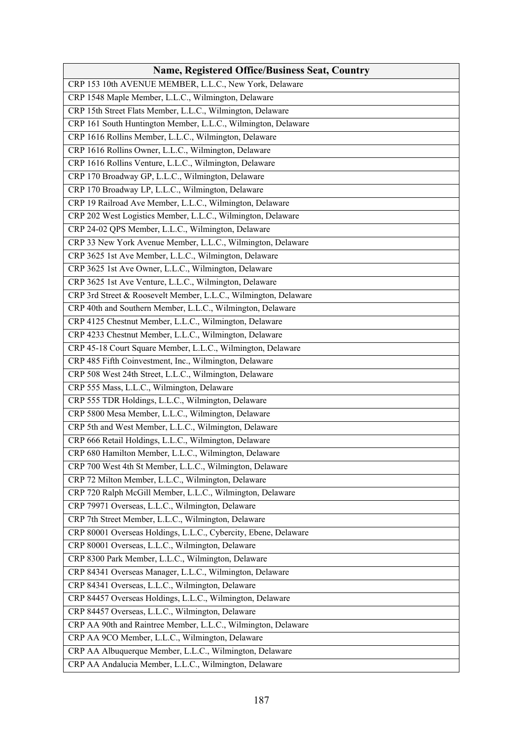| Name, Registered Office/Business Seat, Country |
| --- |
| CRP 153 10th AVENUE MEMBER, L.L.C., New York, Delaware |
| CRP 1548 Maple Member, L.L.C., Wilmington, Delaware |
| CRP 15th Street Flats Member, L.L.C., Wilmington, Delaware |
| CRP 161 South Huntington Member, L.L.C., Wilmington, Delaware |
| CRP 1616 Rollins Member, L.L.C., Wilmington, Delaware |
| CRP 1616 Rollins Owner, L.L.C., Wilmington, Delaware |
| CRP 1616 Rollins Venture, L.L.C., Wilmington, Delaware |
| CRP 170 Broadway GP, L.L.C., Wilmington, Delaware |
| CRP 170 Broadway LP, L.L.C., Wilmington, Delaware |
| CRP 19 Railroad Ave Member, L.L.C., Wilmington, Delaware |
| CRP 202 West Logistics Member, L.L.C., Wilmington, Delaware |
| CRP 24-02 QPS Member, L.L.C., Wilmington, Delaware |
| CRP 33 New York Avenue Member, L.L.C., Wilmington, Delaware |
| CRP 3625 1st Ave Member, L.L.C., Wilmington, Delaware |
| CRP 3625 1st Ave Owner, L.L.C., Wilmington, Delaware |
| CRP 3625 1st Ave Venture, L.L.C., Wilmington, Delaware |
| CRP 3rd Street & Roosevelt Member, L.L.C., Wilmington, Delaware |
| CRP 40th and Southern Member, L.L.C., Wilmington, Delaware |
| CRP 4125 Chestnut Member, L.L.C., Wilmington, Delaware |
| CRP 4233 Chestnut Member, L.L.C., Wilmington, Delaware |
| CRP 45-18 Court Square Member, L.L.C., Wilmington, Delaware |
| CRP 485 Fifth Coinvestment, Inc., Wilmington, Delaware |
| CRP 508 West 24th Street, L.L.C., Wilmington, Delaware |
| CRP 555 Mass, L.L.C., Wilmington, Delaware |
| CRP 555 TDR Holdings, L.L.C., Wilmington, Delaware |
| CRP 5800 Mesa Member, L.L.C., Wilmington, Delaware |
| CRP 5th and West Member, L.L.C., Wilmington, Delaware |
| CRP 666 Retail Holdings, L.L.C., Wilmington, Delaware |
| CRP 680 Hamilton Member, L.L.C., Wilmington, Delaware |
| CRP 700 West 4th St Member, L.L.C., Wilmington, Delaware |
| CRP 72 Milton Member, L.L.C., Wilmington, Delaware |
| CRP 720 Ralph McGill Member, L.L.C., Wilmington, Delaware |
| CRP 79971 Overseas, L.L.C., Wilmington, Delaware |
| CRP 7th Street Member, L.L.C., Wilmington, Delaware |
| CRP 80001 Overseas Holdings, L.L.C., Cybercity, Ebene, Delaware |
| CRP 80001 Overseas, L.L.C., Wilmington, Delaware |
| CRP 8300 Park Member, L.L.C., Wilmington, Delaware |
| CRP 84341 Overseas Manager, L.L.C., Wilmington, Delaware |
| CRP 84341 Overseas, L.L.C., Wilmington, Delaware |
| CRP 84457 Overseas Holdings, L.L.C., Wilmington, Delaware |
| CRP 84457 Overseas, L.L.C., Wilmington, Delaware |
| CRP AA 90th and Raintree Member, L.L.C., Wilmington, Delaware |
| CRP AA 9CO Member, L.L.C., Wilmington, Delaware |
| CRP AA Albuquerque Member, L.L.C., Wilmington, Delaware |
| CRP AA Andalucia Member, L.L.C., Wilmington, Delaware |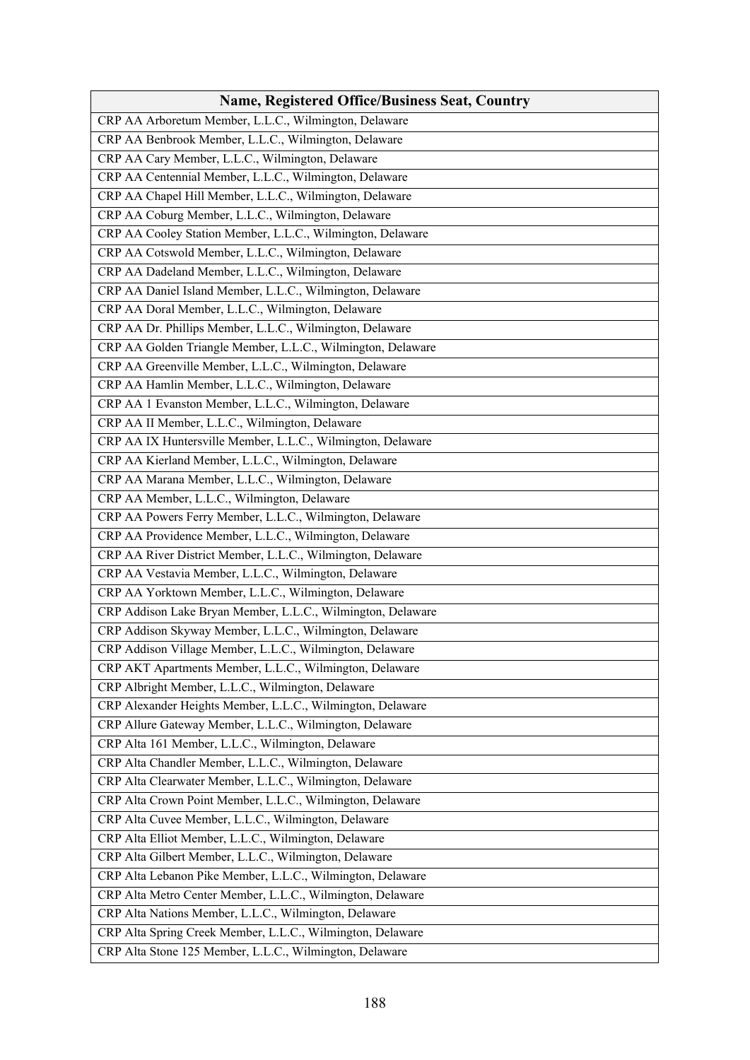| Name, Registered Office/Business Seat, Country |
|---|
| CRP AA Arboretum Member, L.L.C., Wilmington, Delaware |
| CRP AA Benbrook Member, L.L.C., Wilmington, Delaware |
| CRP AA Cary Member, L.L.C., Wilmington, Delaware |
| CRP AA Centennial Member, L.L.C., Wilmington, Delaware |
| CRP AA Chapel Hill Member, L.L.C., Wilmington, Delaware |
| CRP AA Coburg Member, L.L.C., Wilmington, Delaware |
| CRP AA Cooley Station Member, L.L.C., Wilmington, Delaware |
| CRP AA Cotswold Member, L.L.C., Wilmington, Delaware |
| CRP AA Dadeland Member, L.L.C., Wilmington, Delaware |
| CRP AA Daniel Island Member, L.L.C., Wilmington, Delaware |
| CRP AA Doral Member, L.L.C., Wilmington, Delaware |
| CRP AA Dr. Phillips Member, L.L.C., Wilmington, Delaware |
| CRP AA Golden Triangle Member, L.L.C., Wilmington, Delaware |
| CRP AA Greenville Member, L.L.C., Wilmington, Delaware |
| CRP AA Hamlin Member, L.L.C., Wilmington, Delaware |
| CRP AA 1 Evanston Member, L.L.C., Wilmington, Delaware |
| CRP AA II Member, L.L.C., Wilmington, Delaware |
| CRP AA IX Huntersville Member, L.L.C., Wilmington, Delaware |
| CRP AA Kierland Member, L.L.C., Wilmington, Delaware |
| CRP AA Marana Member, L.L.C., Wilmington, Delaware |
| CRP AA Member, L.L.C., Wilmington, Delaware |
| CRP AA Powers Ferry Member, L.L.C., Wilmington, Delaware |
| CRP AA Providence Member, L.L.C., Wilmington, Delaware |
| CRP AA River District Member, L.L.C., Wilmington, Delaware |
| CRP AA Vestavia Member, L.L.C., Wilmington, Delaware |
| CRP AA Yorktown Member, L.L.C., Wilmington, Delaware |
| CRP Addison Lake Bryan Member, L.L.C., Wilmington, Delaware |
| CRP Addison Skyway Member, L.L.C., Wilmington, Delaware |
| CRP Addison Village Member, L.L.C., Wilmington, Delaware |
| CRP AKT Apartments Member, L.L.C., Wilmington, Delaware |
| CRP Albright Member, L.L.C., Wilmington, Delaware |
| CRP Alexander Heights Member, L.L.C., Wilmington, Delaware |
| CRP Allure Gateway Member, L.L.C., Wilmington, Delaware |
| CRP Alta 161 Member, L.L.C., Wilmington, Delaware |
| CRP Alta Chandler Member, L.L.C., Wilmington, Delaware |
| CRP Alta Clearwater Member, L.L.C., Wilmington, Delaware |
| CRP Alta Crown Point Member, L.L.C., Wilmington, Delaware |
| CRP Alta Cuvee Member, L.L.C., Wilmington, Delaware |
| CRP Alta Elliot Member, L.L.C., Wilmington, Delaware |
| CRP Alta Gilbert Member, L.L.C., Wilmington, Delaware |
| CRP Alta Lebanon Pike Member, L.L.C., Wilmington, Delaware |
| CRP Alta Metro Center Member, L.L.C., Wilmington, Delaware |
| CRP Alta Nations Member, L.L.C., Wilmington, Delaware |
| CRP Alta Spring Creek Member, L.L.C., Wilmington, Delaware |
| CRP Alta Stone 125 Member, L.L.C., Wilmington, Delaware |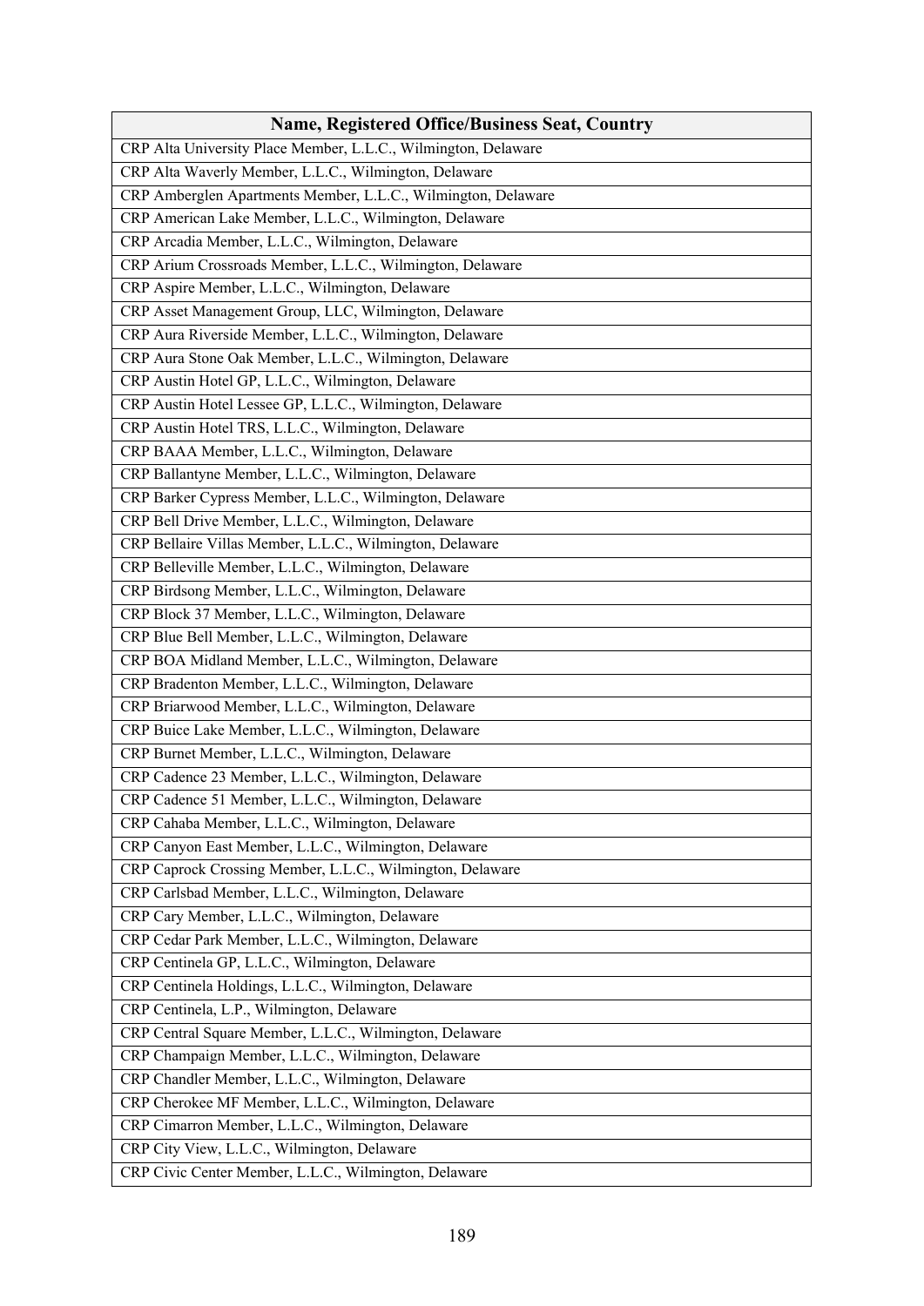| Name, Registered Office/Business Seat, Country |
|---|
| CRP Alta University Place Member, L.L.C., Wilmington, Delaware |
| CRP Alta Waverly Member, L.L.C., Wilmington, Delaware |
| CRP Amberglen Apartments Member, L.L.C., Wilmington, Delaware |
| CRP American Lake Member, L.L.C., Wilmington, Delaware |
| CRP Arcadia Member, L.L.C., Wilmington, Delaware |
| CRP Arium Crossroads Member, L.L.C., Wilmington, Delaware |
| CRP Aspire Member, L.L.C., Wilmington, Delaware |
| CRP Asset Management Group, LLC, Wilmington, Delaware |
| CRP Aura Riverside Member, L.L.C., Wilmington, Delaware |
| CRP Aura Stone Oak Member, L.L.C., Wilmington, Delaware |
| CRP Austin Hotel GP, L.L.C., Wilmington, Delaware |
| CRP Austin Hotel Lessee GP, L.L.C., Wilmington, Delaware |
| CRP Austin Hotel TRS, L.L.C., Wilmington, Delaware |
| CRP BAAA Member, L.L.C., Wilmington, Delaware |
| CRP Ballantyne Member, L.L.C., Wilmington, Delaware |
| CRP Barker Cypress Member, L.L.C., Wilmington, Delaware |
| CRP Bell Drive Member, L.L.C., Wilmington, Delaware |
| CRP Bellaire Villas Member, L.L.C., Wilmington, Delaware |
| CRP Belleville Member, L.L.C., Wilmington, Delaware |
| CRP Birdsong Member, L.L.C., Wilmington, Delaware |
| CRP Block 37 Member, L.L.C., Wilmington, Delaware |
| CRP Blue Bell Member, L.L.C., Wilmington, Delaware |
| CRP BOA Midland Member, L.L.C., Wilmington, Delaware |
| CRP Bradenton Member, L.L.C., Wilmington, Delaware |
| CRP Briarwood Member, L.L.C., Wilmington, Delaware |
| CRP Buice Lake Member, L.L.C., Wilmington, Delaware |
| CRP Burnet Member, L.L.C., Wilmington, Delaware |
| CRP Cadence 23 Member, L.L.C., Wilmington, Delaware |
| CRP Cadence 51 Member, L.L.C., Wilmington, Delaware |
| CRP Cahaba Member, L.L.C., Wilmington, Delaware |
| CRP Canyon East Member, L.L.C., Wilmington, Delaware |
| CRP Caprock Crossing Member, L.L.C., Wilmington, Delaware |
| CRP Carlsbad Member, L.L.C., Wilmington, Delaware |
| CRP Cary Member, L.L.C., Wilmington, Delaware |
| CRP Cedar Park Member, L.L.C., Wilmington, Delaware |
| CRP Centinela GP, L.L.C., Wilmington, Delaware |
| CRP Centinela Holdings, L.L.C., Wilmington, Delaware |
| CRP Centinela, L.P., Wilmington, Delaware |
| CRP Central Square Member, L.L.C., Wilmington, Delaware |
| CRP Champaign Member, L.L.C., Wilmington, Delaware |
| CRP Chandler Member, L.L.C., Wilmington, Delaware |
| CRP Cherokee MF Member, L.L.C., Wilmington, Delaware |
| CRP Cimarron Member, L.L.C., Wilmington, Delaware |
| CRP City View, L.L.C., Wilmington, Delaware |
| CRP Civic Center Member, L.L.C., Wilmington, Delaware |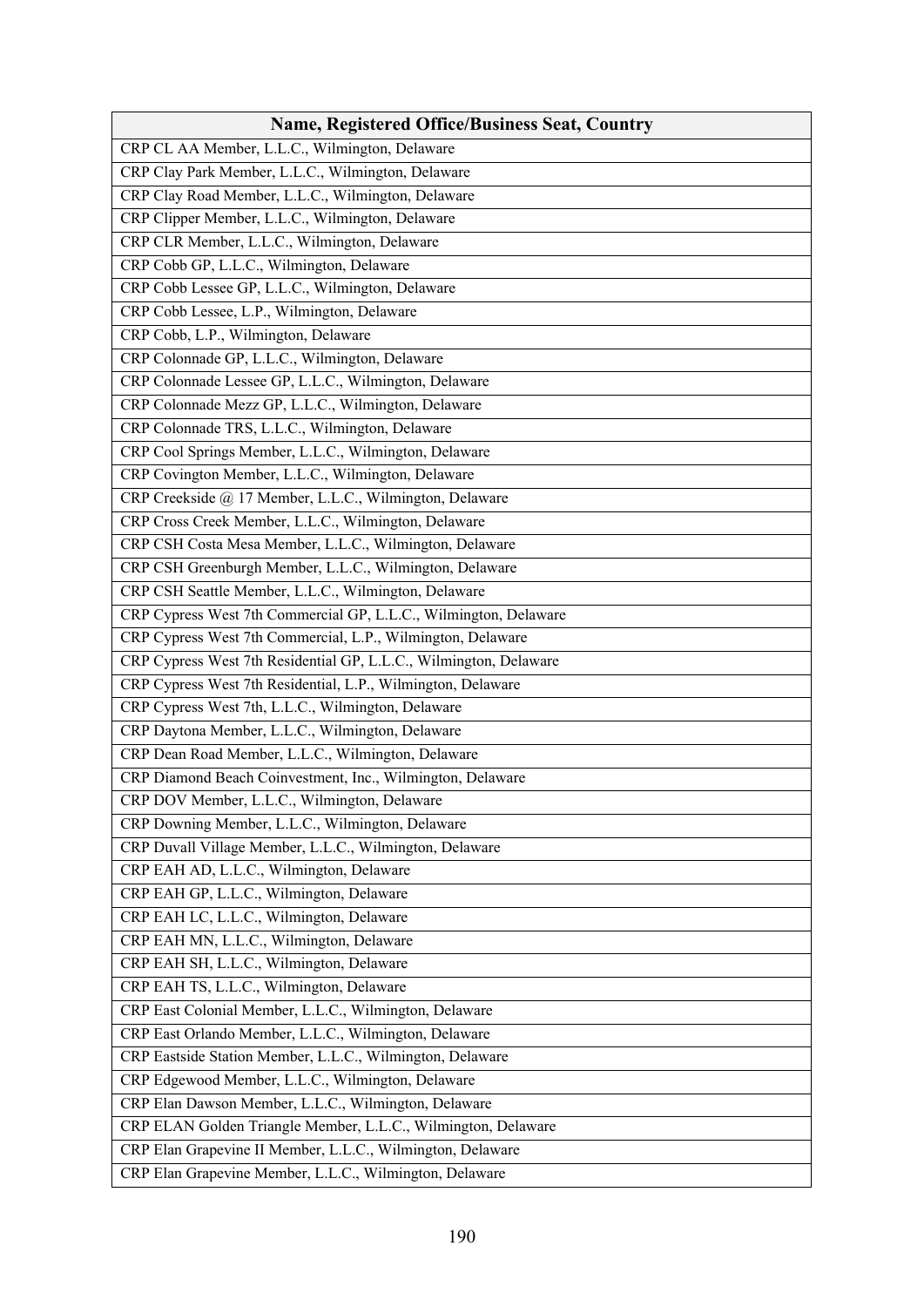| Name, Registered Office/Business Seat, Country |
| --- |
| CRP CL AA Member, L.L.C., Wilmington, Delaware |
| CRP Clay Park Member, L.L.C., Wilmington, Delaware |
| CRP Clay Road Member, L.L.C., Wilmington, Delaware |
| CRP Clipper Member, L.L.C., Wilmington, Delaware |
| CRP CLR Member, L.L.C., Wilmington, Delaware |
| CRP Cobb GP, L.L.C., Wilmington, Delaware |
| CRP Cobb Lessee GP, L.L.C., Wilmington, Delaware |
| CRP Cobb Lessee, L.P., Wilmington, Delaware |
| CRP Cobb, L.P., Wilmington, Delaware |
| CRP Colonnade GP, L.L.C., Wilmington, Delaware |
| CRP Colonnade Lessee GP, L.L.C., Wilmington, Delaware |
| CRP Colonnade Mezz GP, L.L.C., Wilmington, Delaware |
| CRP Colonnade TRS, L.L.C., Wilmington, Delaware |
| CRP Cool Springs Member, L.L.C., Wilmington, Delaware |
| CRP Covington Member, L.L.C., Wilmington, Delaware |
| CRP Creekside @ 17 Member, L.L.C., Wilmington, Delaware |
| CRP Cross Creek Member, L.L.C., Wilmington, Delaware |
| CRP CSH Costa Mesa Member, L.L.C., Wilmington, Delaware |
| CRP CSH Greenburgh Member, L.L.C., Wilmington, Delaware |
| CRP CSH Seattle Member, L.L.C., Wilmington, Delaware |
| CRP Cypress West 7th Commercial GP, L.L.C., Wilmington, Delaware |
| CRP Cypress West 7th Commercial, L.P., Wilmington, Delaware |
| CRP Cypress West 7th Residential GP, L.L.C., Wilmington, Delaware |
| CRP Cypress West 7th Residential, L.P., Wilmington, Delaware |
| CRP Cypress West 7th, L.L.C., Wilmington, Delaware |
| CRP Daytona Member, L.L.C., Wilmington, Delaware |
| CRP Dean Road Member, L.L.C., Wilmington, Delaware |
| CRP Diamond Beach Coinvestment, Inc., Wilmington, Delaware |
| CRP DOV Member, L.L.C., Wilmington, Delaware |
| CRP Downing Member, L.L.C., Wilmington, Delaware |
| CRP Duvall Village Member, L.L.C., Wilmington, Delaware |
| CRP EAH AD, L.L.C., Wilmington, Delaware |
| CRP EAH GP, L.L.C., Wilmington, Delaware |
| CRP EAH LC, L.L.C., Wilmington, Delaware |
| CRP EAH MN, L.L.C., Wilmington, Delaware |
| CRP EAH SH, L.L.C., Wilmington, Delaware |
| CRP EAH TS, L.L.C., Wilmington, Delaware |
| CRP East Colonial Member, L.L.C., Wilmington, Delaware |
| CRP East Orlando Member, L.L.C., Wilmington, Delaware |
| CRP Eastside Station Member, L.L.C., Wilmington, Delaware |
| CRP Edgewood Member, L.L.C., Wilmington, Delaware |
| CRP Elan Dawson Member, L.L.C., Wilmington, Delaware |
| CRP ELAN Golden Triangle Member, L.L.C., Wilmington, Delaware |
| CRP Elan Grapevine II Member, L.L.C., Wilmington, Delaware |
| CRP Elan Grapevine Member, L.L.C., Wilmington, Delaware |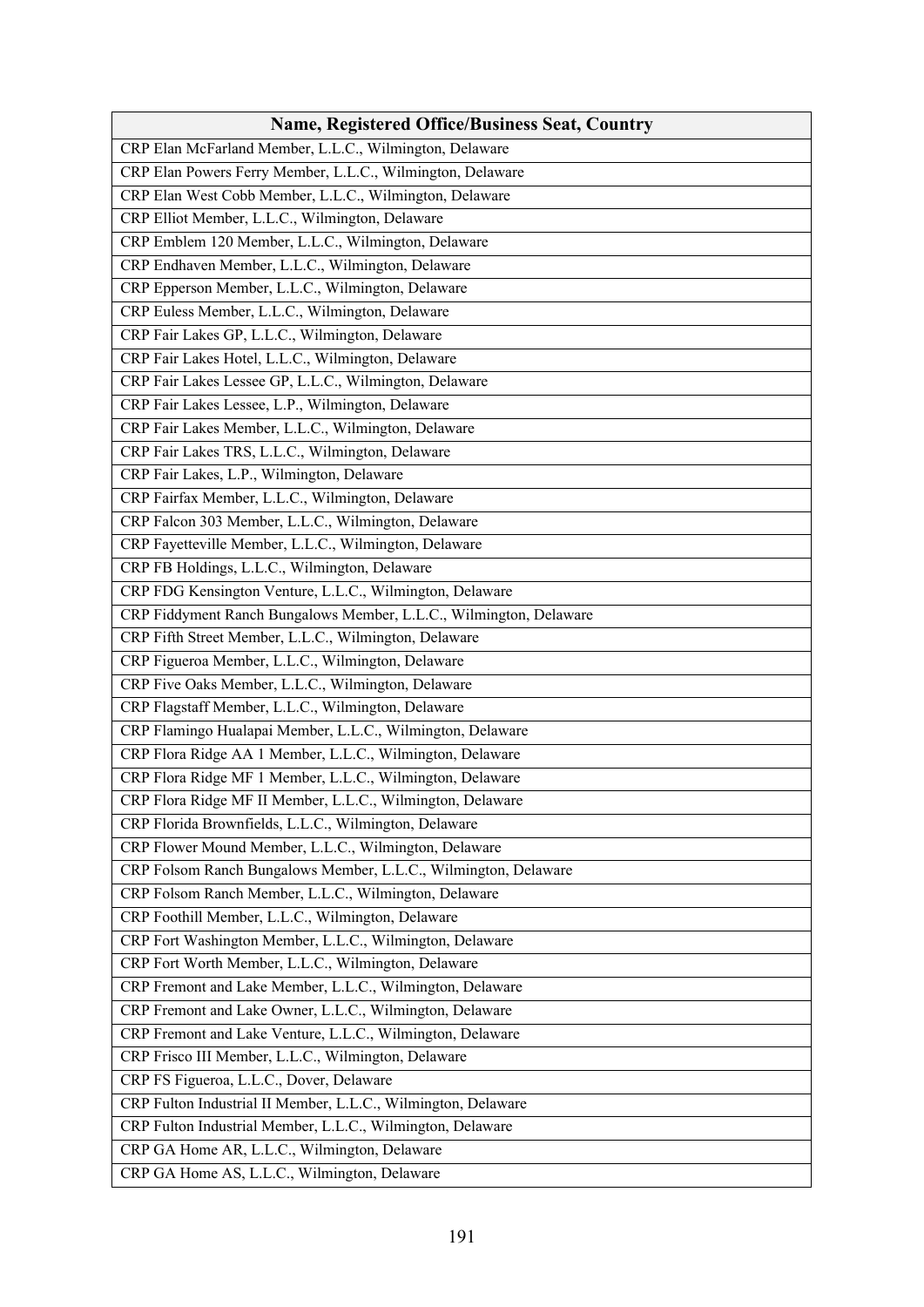| Name, Registered Office/Business Seat, Country |
|---|
| CRP Elan McFarland Member, L.L.C., Wilmington, Delaware |
| CRP Elan Powers Ferry Member, L.L.C., Wilmington, Delaware |
| CRP Elan West Cobb Member, L.L.C., Wilmington, Delaware |
| CRP Elliot Member, L.L.C., Wilmington, Delaware |
| CRP Emblem 120 Member, L.L.C., Wilmington, Delaware |
| CRP Endhaven Member, L.L.C., Wilmington, Delaware |
| CRP Epperson Member, L.L.C., Wilmington, Delaware |
| CRP Euless Member, L.L.C., Wilmington, Delaware |
| CRP Fair Lakes GP, L.L.C., Wilmington, Delaware |
| CRP Fair Lakes Hotel, L.L.C., Wilmington, Delaware |
| CRP Fair Lakes Lessee GP, L.L.C., Wilmington, Delaware |
| CRP Fair Lakes Lessee, L.P., Wilmington, Delaware |
| CRP Fair Lakes Member, L.L.C., Wilmington, Delaware |
| CRP Fair Lakes TRS, L.L.C., Wilmington, Delaware |
| CRP Fair Lakes, L.P., Wilmington, Delaware |
| CRP Fairfax Member, L.L.C., Wilmington, Delaware |
| CRP Falcon 303 Member, L.L.C., Wilmington, Delaware |
| CRP Fayetteville Member, L.L.C., Wilmington, Delaware |
| CRP FB Holdings, L.L.C., Wilmington, Delaware |
| CRP FDG Kensington Venture, L.L.C., Wilmington, Delaware |
| CRP Fiddyment Ranch Bungalows Member, L.L.C., Wilmington, Delaware |
| CRP Fifth Street Member, L.L.C., Wilmington, Delaware |
| CRP Figueroa Member, L.L.C., Wilmington, Delaware |
| CRP Five Oaks Member, L.L.C., Wilmington, Delaware |
| CRP Flagstaff Member, L.L.C., Wilmington, Delaware |
| CRP Flamingo Hualapai Member, L.L.C., Wilmington, Delaware |
| CRP Flora Ridge AA 1 Member, L.L.C., Wilmington, Delaware |
| CRP Flora Ridge MF 1 Member, L.L.C., Wilmington, Delaware |
| CRP Flora Ridge MF II Member, L.L.C., Wilmington, Delaware |
| CRP Florida Brownfields, L.L.C., Wilmington, Delaware |
| CRP Flower Mound Member, L.L.C., Wilmington, Delaware |
| CRP Folsom Ranch Bungalows Member, L.L.C., Wilmington, Delaware |
| CRP Folsom Ranch Member, L.L.C., Wilmington, Delaware |
| CRP Foothill Member, L.L.C., Wilmington, Delaware |
| CRP Fort Washington Member, L.L.C., Wilmington, Delaware |
| CRP Fort Worth Member, L.L.C., Wilmington, Delaware |
| CRP Fremont and Lake Member, L.L.C., Wilmington, Delaware |
| CRP Fremont and Lake Owner, L.L.C., Wilmington, Delaware |
| CRP Fremont and Lake Venture, L.L.C., Wilmington, Delaware |
| CRP Frisco III Member, L.L.C., Wilmington, Delaware |
| CRP FS Figueroa, L.L.C., Dover, Delaware |
| CRP Fulton Industrial II Member, L.L.C., Wilmington, Delaware |
| CRP Fulton Industrial Member, L.L.C., Wilmington, Delaware |
| CRP GA Home AR, L.L.C., Wilmington, Delaware |
| CRP GA Home AS, L.L.C., Wilmington, Delaware |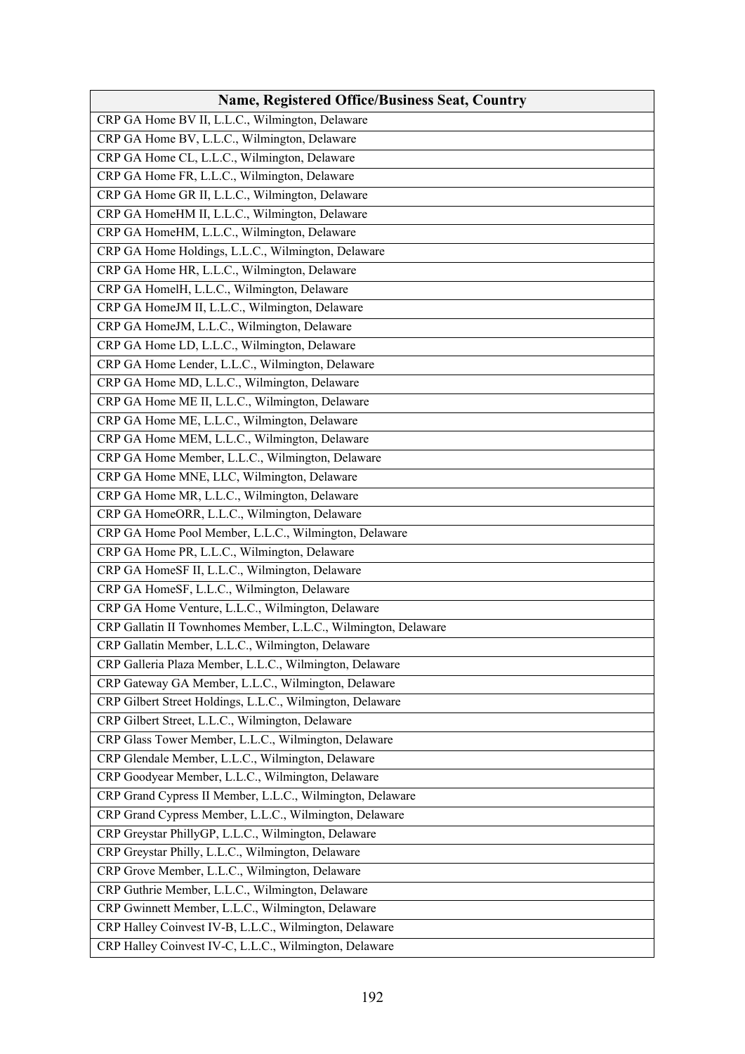| Name, Registered Office/Business Seat, Country |
| --- |
| CRP GA Home BV II, L.L.C., Wilmington, Delaware |
| CRP GA Home BV, L.L.C., Wilmington, Delaware |
| CRP GA Home CL, L.L.C., Wilmington, Delaware |
| CRP GA Home FR, L.L.C., Wilmington, Delaware |
| CRP GA Home GR II, L.L.C., Wilmington, Delaware |
| CRP GA HomeHM II, L.L.C., Wilmington, Delaware |
| CRP GA HomeHM, L.L.C., Wilmington, Delaware |
| CRP GA Home Holdings, L.L.C., Wilmington, Delaware |
| CRP GA Home HR, L.L.C., Wilmington, Delaware |
| CRP GA HomeIH, L.L.C., Wilmington, Delaware |
| CRP GA HomeJM II, L.L.C., Wilmington, Delaware |
| CRP GA HomeJM, L.L.C., Wilmington, Delaware |
| CRP GA Home LD, L.L.C., Wilmington, Delaware |
| CRP GA Home Lender, L.L.C., Wilmington, Delaware |
| CRP GA Home MD, L.L.C., Wilmington, Delaware |
| CRP GA Home ME II, L.L.C., Wilmington, Delaware |
| CRP GA Home ME, L.L.C., Wilmington, Delaware |
| CRP GA Home MEM, L.L.C., Wilmington, Delaware |
| CRP GA Home Member, L.L.C., Wilmington, Delaware |
| CRP GA Home MNE, LLC, Wilmington, Delaware |
| CRP GA Home MR, L.L.C., Wilmington, Delaware |
| CRP GA HomeORR, L.L.C., Wilmington, Delaware |
| CRP GA Home Pool Member, L.L.C., Wilmington, Delaware |
| CRP GA Home PR, L.L.C., Wilmington, Delaware |
| CRP GA HomeSF II, L.L.C., Wilmington, Delaware |
| CRP GA HomeSF, L.L.C., Wilmington, Delaware |
| CRP GA Home Venture, L.L.C., Wilmington, Delaware |
| CRP Gallatin II Townhomes Member, L.L.C., Wilmington, Delaware |
| CRP Gallatin Member, L.L.C., Wilmington, Delaware |
| CRP Galleria Plaza Member, L.L.C., Wilmington, Delaware |
| CRP Gateway GA Member, L.L.C., Wilmington, Delaware |
| CRP Gilbert Street Holdings, L.L.C., Wilmington, Delaware |
| CRP Gilbert Street, L.L.C., Wilmington, Delaware |
| CRP Glass Tower Member, L.L.C., Wilmington, Delaware |
| CRP Glendale Member, L.L.C., Wilmington, Delaware |
| CRP Goodyear Member, L.L.C., Wilmington, Delaware |
| CRP Grand Cypress II Member, L.L.C., Wilmington, Delaware |
| CRP Grand Cypress Member, L.L.C., Wilmington, Delaware |
| CRP Greystar PhillyGP, L.L.C., Wilmington, Delaware |
| CRP Greystar Philly, L.L.C., Wilmington, Delaware |
| CRP Grove Member, L.L.C., Wilmington, Delaware |
| CRP Guthrie Member, L.L.C., Wilmington, Delaware |
| CRP Gwinnett Member, L.L.C., Wilmington, Delaware |
| CRP Halley Coinvest IV-B, L.L.C., Wilmington, Delaware |
| CRP Halley Coinvest IV-C, L.L.C., Wilmington, Delaware |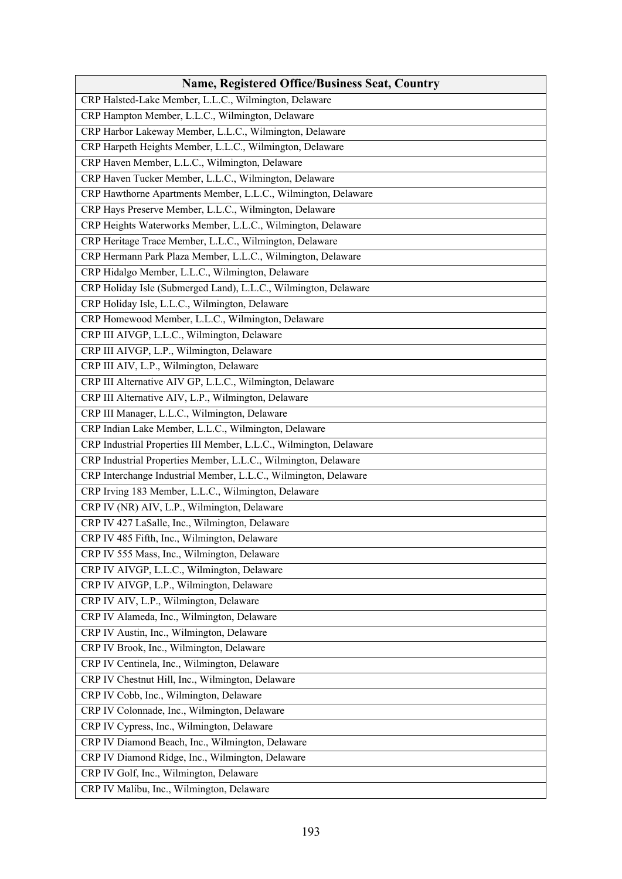| Name, Registered Office/Business Seat, Country |
|---|
| CRP Halsted-Lake Member, L.L.C., Wilmington, Delaware |
| CRP Hampton Member, L.L.C., Wilmington, Delaware |
| CRP Harbor Lakeway Member, L.L.C., Wilmington, Delaware |
| CRP Harpeth Heights Member, L.L.C., Wilmington, Delaware |
| CRP Haven Member, L.L.C., Wilmington, Delaware |
| CRP Haven Tucker Member, L.L.C., Wilmington, Delaware |
| CRP Hawthorne Apartments Member, L.L.C., Wilmington, Delaware |
| CRP Hays Preserve Member, L.L.C., Wilmington, Delaware |
| CRP Heights Waterworks Member, L.L.C., Wilmington, Delaware |
| CRP Heritage Trace Member, L.L.C., Wilmington, Delaware |
| CRP Hermann Park Plaza Member, L.L.C., Wilmington, Delaware |
| CRP Hidalgo Member, L.L.C., Wilmington, Delaware |
| CRP Holiday Isle (Submerged Land), L.L.C., Wilmington, Delaware |
| CRP Holiday Isle, L.L.C., Wilmington, Delaware |
| CRP Homewood Member, L.L.C., Wilmington, Delaware |
| CRP III AIVGP, L.L.C., Wilmington, Delaware |
| CRP III AIVGP, L.P., Wilmington, Delaware |
| CRP III AIV, L.P., Wilmington, Delaware |
| CRP III Alternative AIV GP, L.L.C., Wilmington, Delaware |
| CRP III Alternative AIV, L.P., Wilmington, Delaware |
| CRP III Manager, L.L.C., Wilmington, Delaware |
| CRP Indian Lake Member, L.L.C., Wilmington, Delaware |
| CRP Industrial Properties III Member, L.L.C., Wilmington, Delaware |
| CRP Industrial Properties Member, L.L.C., Wilmington, Delaware |
| CRP Interchange Industrial Member, L.L.C., Wilmington, Delaware |
| CRP Irving 183 Member, L.L.C., Wilmington, Delaware |
| CRP IV (NR) AIV, L.P., Wilmington, Delaware |
| CRP IV 427 LaSalle, Inc., Wilmington, Delaware |
| CRP IV 485 Fifth, Inc., Wilmington, Delaware |
| CRP IV 555 Mass, Inc., Wilmington, Delaware |
| CRP IV AIVGP, L.L.C., Wilmington, Delaware |
| CRP IV AIVGP, L.P., Wilmington, Delaware |
| CRP IV AIV, L.P., Wilmington, Delaware |
| CRP IV Alameda, Inc., Wilmington, Delaware |
| CRP IV Austin, Inc., Wilmington, Delaware |
| CRP IV Brook, Inc., Wilmington, Delaware |
| CRP IV Centinela, Inc., Wilmington, Delaware |
| CRP IV Chestnut Hill, Inc., Wilmington, Delaware |
| CRP IV Cobb, Inc., Wilmington, Delaware |
| CRP IV Colonnade, Inc., Wilmington, Delaware |
| CRP IV Cypress, Inc., Wilmington, Delaware |
| CRP IV Diamond Beach, Inc., Wilmington, Delaware |
| CRP IV Diamond Ridge, Inc., Wilmington, Delaware |
| CRP IV Golf, Inc., Wilmington, Delaware |
| CRP IV Malibu, Inc., Wilmington, Delaware |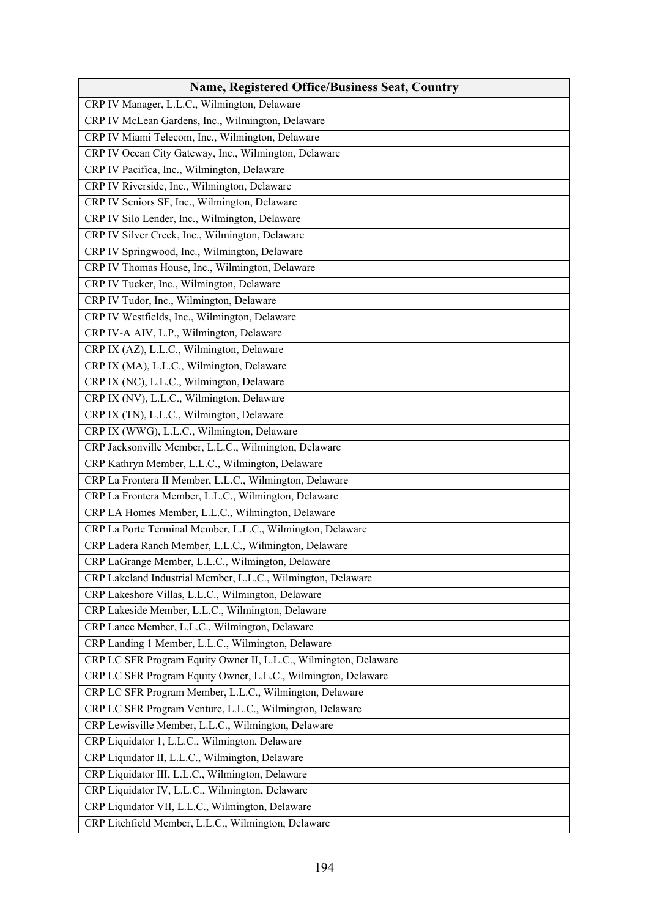| Name, Registered Office/Business Seat, Country |
|---|
| CRP IV Manager, L.L.C., Wilmington, Delaware |
| CRP IV McLean Gardens, Inc., Wilmington, Delaware |
| CRP IV Miami Telecom, Inc., Wilmington, Delaware |
| CRP IV Ocean City Gateway, Inc., Wilmington, Delaware |
| CRP IV Pacifica, Inc., Wilmington, Delaware |
| CRP IV Riverside, Inc., Wilmington, Delaware |
| CRP IV Seniors SF, Inc., Wilmington, Delaware |
| CRP IV Silo Lender, Inc., Wilmington, Delaware |
| CRP IV Silver Creek, Inc., Wilmington, Delaware |
| CRP IV Springwood, Inc., Wilmington, Delaware |
| CRP IV Thomas House, Inc., Wilmington, Delaware |
| CRP IV Tucker, Inc., Wilmington, Delaware |
| CRP IV Tudor, Inc., Wilmington, Delaware |
| CRP IV Westfields, Inc., Wilmington, Delaware |
| CRP IV-A AIV, L.P., Wilmington, Delaware |
| CRP IX (AZ), L.L.C., Wilmington, Delaware |
| CRP IX (MA), L.L.C., Wilmington, Delaware |
| CRP IX (NC), L.L.C., Wilmington, Delaware |
| CRP IX (NV), L.L.C., Wilmington, Delaware |
| CRP IX (TN), L.L.C., Wilmington, Delaware |
| CRP IX (WWG), L.L.C., Wilmington, Delaware |
| CRP Jacksonville Member, L.L.C., Wilmington, Delaware |
| CRP Kathryn Member, L.L.C., Wilmington, Delaware |
| CRP La Frontera II Member, L.L.C., Wilmington, Delaware |
| CRP La Frontera Member, L.L.C., Wilmington, Delaware |
| CRP LA Homes Member, L.L.C., Wilmington, Delaware |
| CRP La Porte Terminal Member, L.L.C., Wilmington, Delaware |
| CRP Ladera Ranch Member, L.L.C., Wilmington, Delaware |
| CRP LaGrange Member, L.L.C., Wilmington, Delaware |
| CRP Lakeland Industrial Member, L.L.C., Wilmington, Delaware |
| CRP Lakeshore Villas, L.L.C., Wilmington, Delaware |
| CRP Lakeside Member, L.L.C., Wilmington, Delaware |
| CRP Lance Member, L.L.C., Wilmington, Delaware |
| CRP Landing 1 Member, L.L.C., Wilmington, Delaware |
| CRP LC SFR Program Equity Owner II, L.L.C., Wilmington, Delaware |
| CRP LC SFR Program Equity Owner, L.L.C., Wilmington, Delaware |
| CRP LC SFR Program Member, L.L.C., Wilmington, Delaware |
| CRP LC SFR Program Venture, L.L.C., Wilmington, Delaware |
| CRP Lewisville Member, L.L.C., Wilmington, Delaware |
| CRP Liquidator 1, L.L.C., Wilmington, Delaware |
| CRP Liquidator II, L.L.C., Wilmington, Delaware |
| CRP Liquidator III, L.L.C., Wilmington, Delaware |
| CRP Liquidator IV, L.L.C., Wilmington, Delaware |
| CRP Liquidator VII, L.L.C., Wilmington, Delaware |
| CRP Litchfield Member, L.L.C., Wilmington, Delaware |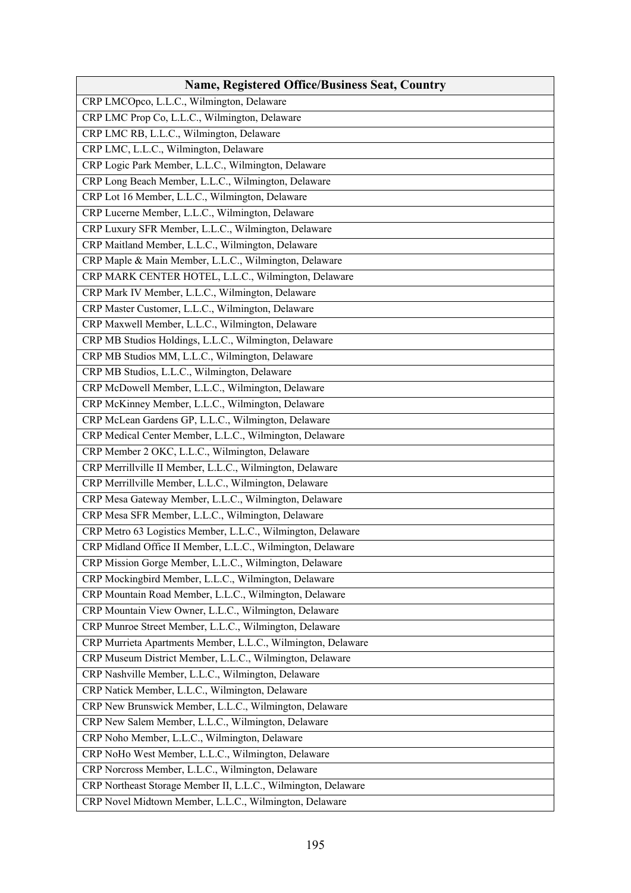| Name, Registered Office/Business Seat, Country |
|---|
| CRP LMCOpco, L.L.C., Wilmington, Delaware |
| CRP LMC Prop Co, L.L.C., Wilmington, Delaware |
| CRP LMC RB, L.L.C., Wilmington, Delaware |
| CRP LMC, L.L.C., Wilmington, Delaware |
| CRP Logic Park Member, L.L.C., Wilmington, Delaware |
| CRP Long Beach Member, L.L.C., Wilmington, Delaware |
| CRP Lot 16 Member, L.L.C., Wilmington, Delaware |
| CRP Lucerne Member, L.L.C., Wilmington, Delaware |
| CRP Luxury SFR Member, L.L.C., Wilmington, Delaware |
| CRP Maitland Member, L.L.C., Wilmington, Delaware |
| CRP Maple & Main Member, L.L.C., Wilmington, Delaware |
| CRP MARK CENTER HOTEL, L.L.C., Wilmington, Delaware |
| CRP Mark IV Member, L.L.C., Wilmington, Delaware |
| CRP Master Customer, L.L.C., Wilmington, Delaware |
| CRP Maxwell Member, L.L.C., Wilmington, Delaware |
| CRP MB Studios Holdings, L.L.C., Wilmington, Delaware |
| CRP MB Studios MM, L.L.C., Wilmington, Delaware |
| CRP MB Studios, L.L.C., Wilmington, Delaware |
| CRP McDowell Member, L.L.C., Wilmington, Delaware |
| CRP McKinney Member, L.L.C., Wilmington, Delaware |
| CRP McLean Gardens GP, L.L.C., Wilmington, Delaware |
| CRP Medical Center Member, L.L.C., Wilmington, Delaware |
| CRP Member 2 OKC, L.L.C., Wilmington, Delaware |
| CRP Merrillville II Member, L.L.C., Wilmington, Delaware |
| CRP Merrillville Member, L.L.C., Wilmington, Delaware |
| CRP Mesa Gateway Member, L.L.C., Wilmington, Delaware |
| CRP Mesa SFR Member, L.L.C., Wilmington, Delaware |
| CRP Metro 63 Logistics Member, L.L.C., Wilmington, Delaware |
| CRP Midland Office II Member, L.L.C., Wilmington, Delaware |
| CRP Mission Gorge Member, L.L.C., Wilmington, Delaware |
| CRP Mockingbird Member, L.L.C., Wilmington, Delaware |
| CRP Mountain Road Member, L.L.C., Wilmington, Delaware |
| CRP Mountain View Owner, L.L.C., Wilmington, Delaware |
| CRP Munroe Street Member, L.L.C., Wilmington, Delaware |
| CRP Murrieta Apartments Member, L.L.C., Wilmington, Delaware |
| CRP Museum District Member, L.L.C., Wilmington, Delaware |
| CRP Nashville Member, L.L.C., Wilmington, Delaware |
| CRP Natick Member, L.L.C., Wilmington, Delaware |
| CRP New Brunswick Member, L.L.C., Wilmington, Delaware |
| CRP New Salem Member, L.L.C., Wilmington, Delaware |
| CRP Noho Member, L.L.C., Wilmington, Delaware |
| CRP NoHo West Member, L.L.C., Wilmington, Delaware |
| CRP Norcross Member, L.L.C., Wilmington, Delaware |
| CRP Northeast Storage Member II, L.L.C., Wilmington, Delaware |
| CRP Novel Midtown Member, L.L.C., Wilmington, Delaware |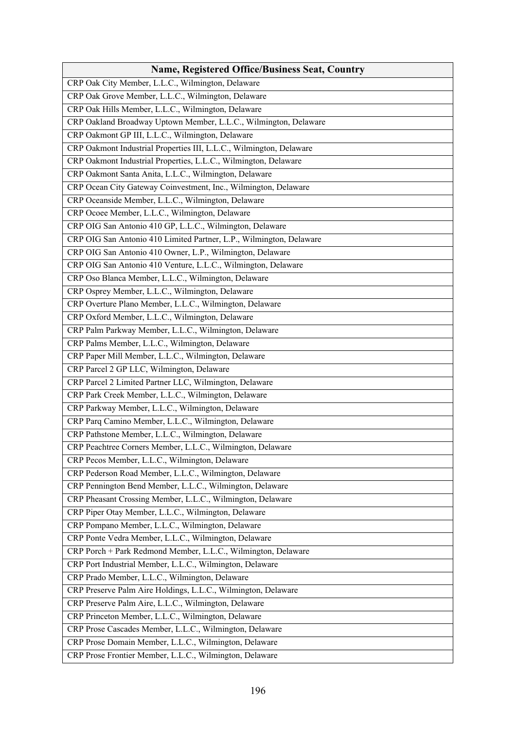| Name, Registered Office/Business Seat, Country |
|---|
| CRP Oak City Member, L.L.C., Wilmington, Delaware |
| CRP Oak Grove Member, L.L.C., Wilmington, Delaware |
| CRP Oak Hills Member, L.L.C., Wilmington, Delaware |
| CRP Oakland Broadway Uptown Member, L.L.C., Wilmington, Delaware |
| CRP Oakmont GP III, L.L.C., Wilmington, Delaware |
| CRP Oakmont Industrial Properties III, L.L.C., Wilmington, Delaware |
| CRP Oakmont Industrial Properties, L.L.C., Wilmington, Delaware |
| CRP Oakmont Santa Anita, L.L.C., Wilmington, Delaware |
| CRP Ocean City Gateway Coinvestment, Inc., Wilmington, Delaware |
| CRP Oceanside Member, L.L.C., Wilmington, Delaware |
| CRP Ocoee Member, L.L.C., Wilmington, Delaware |
| CRP OIG San Antonio 410 GP, L.L.C., Wilmington, Delaware |
| CRP OIG San Antonio 410 Limited Partner, L.P., Wilmington, Delaware |
| CRP OIG San Antonio 410 Owner, L.P., Wilmington, Delaware |
| CRP OIG San Antonio 410 Venture, L.L.C., Wilmington, Delaware |
| CRP Oso Blanca Member, L.L.C., Wilmington, Delaware |
| CRP Osprey Member, L.L.C., Wilmington, Delaware |
| CRP Overture Plano Member, L.L.C., Wilmington, Delaware |
| CRP Oxford Member, L.L.C., Wilmington, Delaware |
| CRP Palm Parkway Member, L.L.C., Wilmington, Delaware |
| CRP Palms Member, L.L.C., Wilmington, Delaware |
| CRP Paper Mill Member, L.L.C., Wilmington, Delaware |
| CRP Parcel 2 GP LLC, Wilmington, Delaware |
| CRP Parcel 2 Limited Partner LLC, Wilmington, Delaware |
| CRP Park Creek Member, L.L.C., Wilmington, Delaware |
| CRP Parkway Member, L.L.C., Wilmington, Delaware |
| CRP Parq Camino Member, L.L.C., Wilmington, Delaware |
| CRP Pathstone Member, L.L.C., Wilmington, Delaware |
| CRP Peachtree Corners Member, L.L.C., Wilmington, Delaware |
| CRP Pecos Member, L.L.C., Wilmington, Delaware |
| CRP Pederson Road Member, L.L.C., Wilmington, Delaware |
| CRP Pennington Bend Member, L.L.C., Wilmington, Delaware |
| CRP Pheasant Crossing Member, L.L.C., Wilmington, Delaware |
| CRP Piper Otay Member, L.L.C., Wilmington, Delaware |
| CRP Pompano Member, L.L.C., Wilmington, Delaware |
| CRP Ponte Vedra Member, L.L.C., Wilmington, Delaware |
| CRP Porch + Park Redmond Member, L.L.C., Wilmington, Delaware |
| CRP Port Industrial Member, L.L.C., Wilmington, Delaware |
| CRP Prado Member, L.L.C., Wilmington, Delaware |
| CRP Preserve Palm Aire Holdings, L.L.C., Wilmington, Delaware |
| CRP Preserve Palm Aire, L.L.C., Wilmington, Delaware |
| CRP Princeton Member, L.L.C., Wilmington, Delaware |
| CRP Prose Cascades Member, L.L.C., Wilmington, Delaware |
| CRP Prose Domain Member, L.L.C., Wilmington, Delaware |
| CRP Prose Frontier Member, L.L.C., Wilmington, Delaware |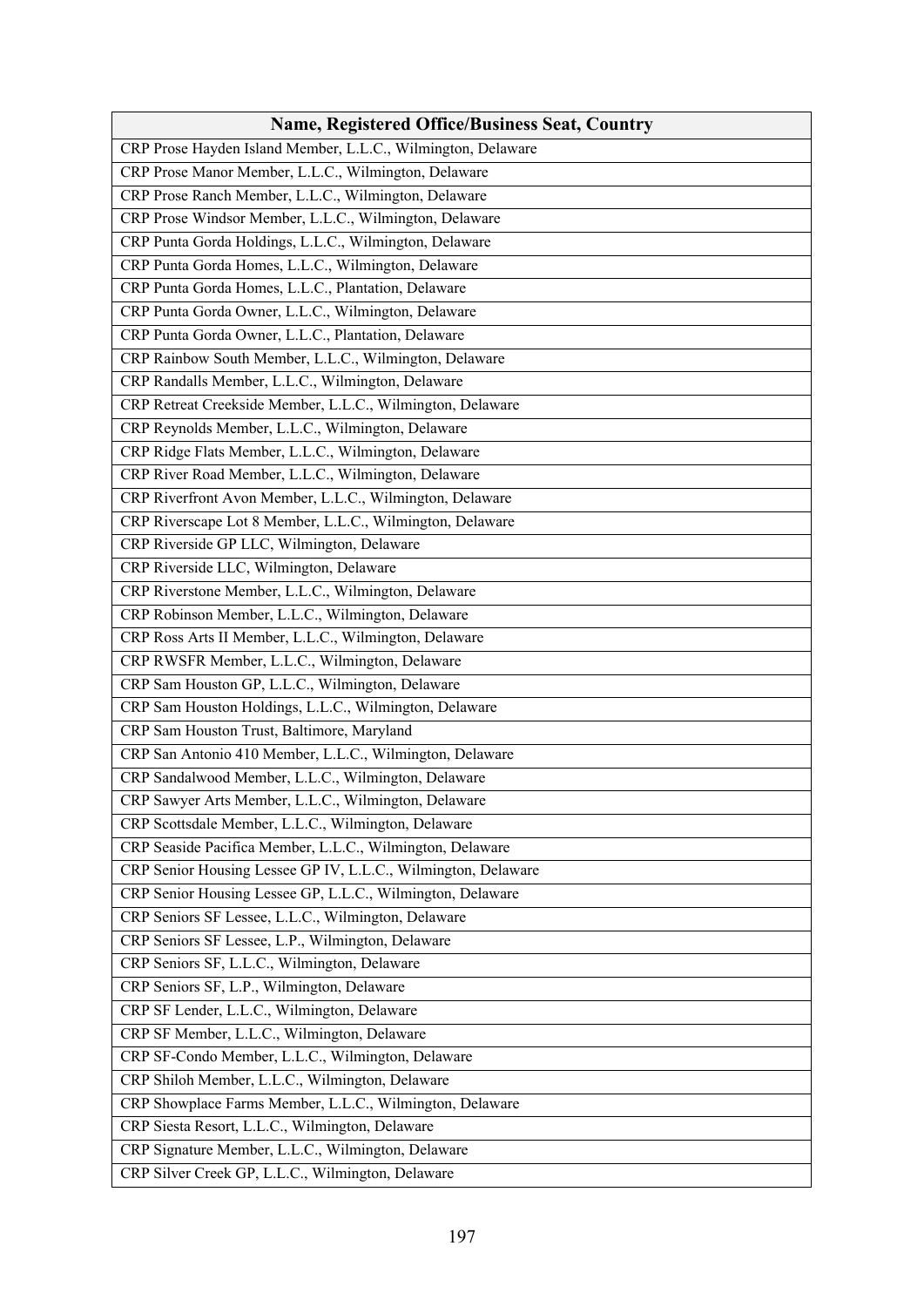| Name, Registered Office/Business Seat, Country |
| --- |
| CRP Prose Hayden Island Member, L.L.C., Wilmington, Delaware |
| CRP Prose Manor Member, L.L.C., Wilmington, Delaware |
| CRP Prose Ranch Member, L.L.C., Wilmington, Delaware |
| CRP Prose Windsor Member, L.L.C., Wilmington, Delaware |
| CRP Punta Gorda Holdings, L.L.C., Wilmington, Delaware |
| CRP Punta Gorda Homes, L.L.C., Wilmington, Delaware |
| CRP Punta Gorda Homes, L.L.C., Plantation, Delaware |
| CRP Punta Gorda Owner, L.L.C., Wilmington, Delaware |
| CRP Punta Gorda Owner, L.L.C., Plantation, Delaware |
| CRP Rainbow South Member, L.L.C., Wilmington, Delaware |
| CRP Randalls Member, L.L.C., Wilmington, Delaware |
| CRP Retreat Creekside Member, L.L.C., Wilmington, Delaware |
| CRP Reynolds Member, L.L.C., Wilmington, Delaware |
| CRP Ridge Flats Member, L.L.C., Wilmington, Delaware |
| CRP River Road Member, L.L.C., Wilmington, Delaware |
| CRP Riverfront Avon Member, L.L.C., Wilmington, Delaware |
| CRP Riverscape Lot 8 Member, L.L.C., Wilmington, Delaware |
| CRP Riverside GP LLC, Wilmington, Delaware |
| CRP Riverside LLC, Wilmington, Delaware |
| CRP Riverstone Member, L.L.C., Wilmington, Delaware |
| CRP Robinson Member, L.L.C., Wilmington, Delaware |
| CRP Ross Arts II Member, L.L.C., Wilmington, Delaware |
| CRP RWSFR Member, L.L.C., Wilmington, Delaware |
| CRP Sam Houston GP, L.L.C., Wilmington, Delaware |
| CRP Sam Houston Holdings, L.L.C., Wilmington, Delaware |
| CRP Sam Houston Trust, Baltimore, Maryland |
| CRP San Antonio 410 Member, L.L.C., Wilmington, Delaware |
| CRP Sandalwood Member, L.L.C., Wilmington, Delaware |
| CRP Sawyer Arts Member, L.L.C., Wilmington, Delaware |
| CRP Scottsdale Member, L.L.C., Wilmington, Delaware |
| CRP Seaside Pacifica Member, L.L.C., Wilmington, Delaware |
| CRP Senior Housing Lessee GP IV, L.L.C., Wilmington, Delaware |
| CRP Senior Housing Lessee GP, L.L.C., Wilmington, Delaware |
| CRP Seniors SF Lessee, L.L.C., Wilmington, Delaware |
| CRP Seniors SF Lessee, L.P., Wilmington, Delaware |
| CRP Seniors SF, L.L.C., Wilmington, Delaware |
| CRP Seniors SF, L.P., Wilmington, Delaware |
| CRP SF Lender, L.L.C., Wilmington, Delaware |
| CRP SF Member, L.L.C., Wilmington, Delaware |
| CRP SF-Condo Member, L.L.C., Wilmington, Delaware |
| CRP Shiloh Member, L.L.C., Wilmington, Delaware |
| CRP Showplace Farms Member, L.L.C., Wilmington, Delaware |
| CRP Siesta Resort, L.L.C., Wilmington, Delaware |
| CRP Signature Member, L.L.C., Wilmington, Delaware |
| CRP Silver Creek GP, L.L.C., Wilmington, Delaware |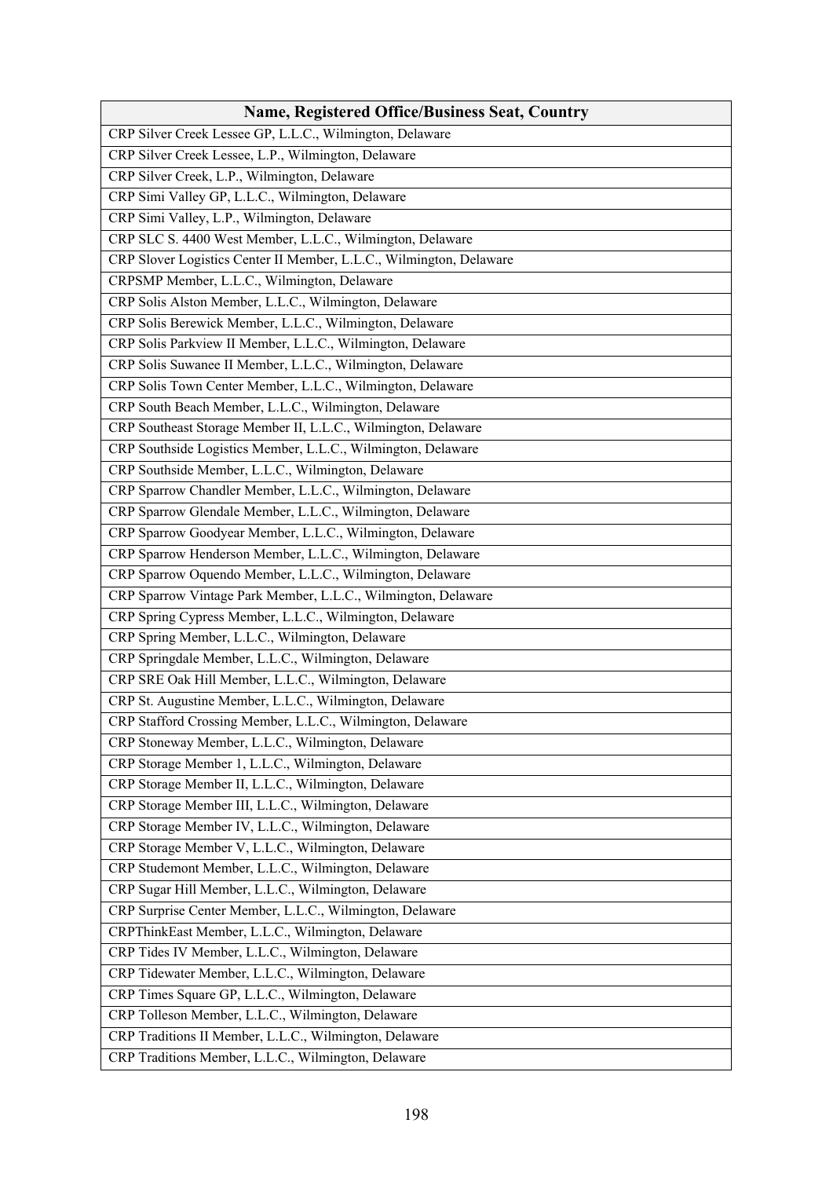| Name, Registered Office/Business Seat, Country |
|---|
| CRP Silver Creek Lessee GP, L.L.C., Wilmington, Delaware |
| CRP Silver Creek Lessee, L.P., Wilmington, Delaware |
| CRP Silver Creek, L.P., Wilmington, Delaware |
| CRP Simi Valley GP, L.L.C., Wilmington, Delaware |
| CRP Simi Valley, L.P., Wilmington, Delaware |
| CRP SLC S. 4400 West Member, L.L.C., Wilmington, Delaware |
| CRP Slover Logistics Center II Member, L.L.C., Wilmington, Delaware |
| CRPSMP Member, L.L.C., Wilmington, Delaware |
| CRP Solis Alston Member, L.L.C., Wilmington, Delaware |
| CRP Solis Berewick Member, L.L.C., Wilmington, Delaware |
| CRP Solis Parkview II Member, L.L.C., Wilmington, Delaware |
| CRP Solis Suwanee II Member, L.L.C., Wilmington, Delaware |
| CRP Solis Town Center Member, L.L.C., Wilmington, Delaware |
| CRP South Beach Member, L.L.C., Wilmington, Delaware |
| CRP Southeast Storage Member II, L.L.C., Wilmington, Delaware |
| CRP Southside Logistics Member, L.L.C., Wilmington, Delaware |
| CRP Southside Member, L.L.C., Wilmington, Delaware |
| CRP Sparrow Chandler Member, L.L.C., Wilmington, Delaware |
| CRP Sparrow Glendale Member, L.L.C., Wilmington, Delaware |
| CRP Sparrow Goodyear Member, L.L.C., Wilmington, Delaware |
| CRP Sparrow Henderson Member, L.L.C., Wilmington, Delaware |
| CRP Sparrow Oquendo Member, L.L.C., Wilmington, Delaware |
| CRP Sparrow Vintage Park Member, L.L.C., Wilmington, Delaware |
| CRP Spring Cypress Member, L.L.C., Wilmington, Delaware |
| CRP Spring Member, L.L.C., Wilmington, Delaware |
| CRP Springdale Member, L.L.C., Wilmington, Delaware |
| CRP SRE Oak Hill Member, L.L.C., Wilmington, Delaware |
| CRP St. Augustine Member, L.L.C., Wilmington, Delaware |
| CRP Stafford Crossing Member, L.L.C., Wilmington, Delaware |
| CRP Stoneway Member, L.L.C., Wilmington, Delaware |
| CRP Storage Member 1, L.L.C., Wilmington, Delaware |
| CRP Storage Member II, L.L.C., Wilmington, Delaware |
| CRP Storage Member III, L.L.C., Wilmington, Delaware |
| CRP Storage Member IV, L.L.C., Wilmington, Delaware |
| CRP Storage Member V, L.L.C., Wilmington, Delaware |
| CRP Studemont Member, L.L.C., Wilmington, Delaware |
| CRP Sugar Hill Member, L.L.C., Wilmington, Delaware |
| CRP Surprise Center Member, L.L.C., Wilmington, Delaware |
| CRPThinkEast Member, L.L.C., Wilmington, Delaware |
| CRP Tides IV Member, L.L.C., Wilmington, Delaware |
| CRP Tidewater Member, L.L.C., Wilmington, Delaware |
| CRP Times Square GP, L.L.C., Wilmington, Delaware |
| CRP Tolleson Member, L.L.C., Wilmington, Delaware |
| CRP Traditions II Member, L.L.C., Wilmington, Delaware |
| CRP Traditions Member, L.L.C., Wilmington, Delaware |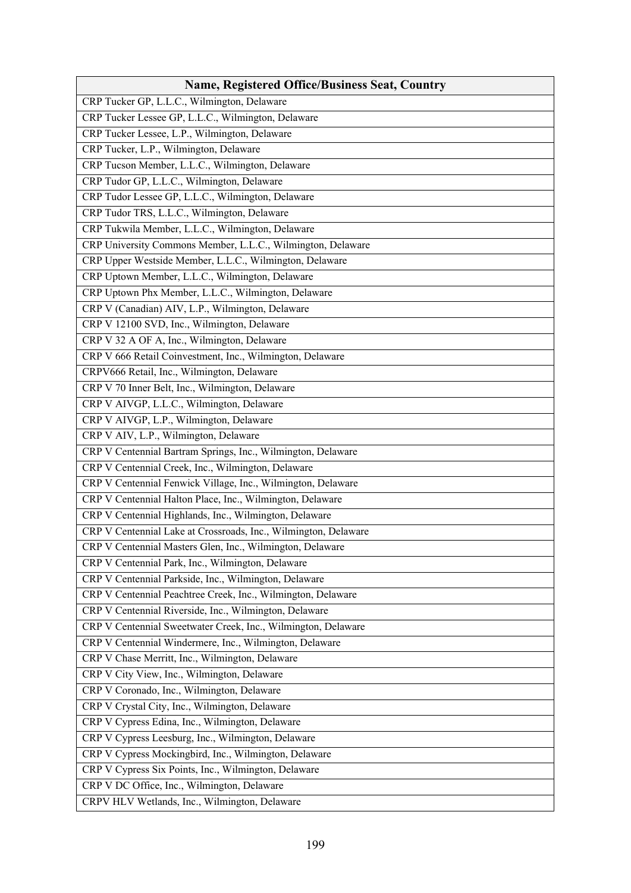| Name, Registered Office/Business Seat, Country |
|---|
| CRP Tucker GP, L.L.C., Wilmington, Delaware |
| CRP Tucker Lessee GP, L.L.C., Wilmington, Delaware |
| CRP Tucker Lessee, L.P., Wilmington, Delaware |
| CRP Tucker, L.P., Wilmington, Delaware |
| CRP Tucson Member, L.L.C., Wilmington, Delaware |
| CRP Tudor GP, L.L.C., Wilmington, Delaware |
| CRP Tudor Lessee GP, L.L.C., Wilmington, Delaware |
| CRP Tudor TRS, L.L.C., Wilmington, Delaware |
| CRP Tukwila Member, L.L.C., Wilmington, Delaware |
| CRP University Commons Member, L.L.C., Wilmington, Delaware |
| CRP Upper Westside Member, L.L.C., Wilmington, Delaware |
| CRP Uptown Member, L.L.C., Wilmington, Delaware |
| CRP Uptown Phx Member, L.L.C., Wilmington, Delaware |
| CRP V (Canadian) AIV, L.P., Wilmington, Delaware |
| CRP V 12100 SVD, Inc., Wilmington, Delaware |
| CRP V 32 A OF A, Inc., Wilmington, Delaware |
| CRP V 666 Retail Coinvestment, Inc., Wilmington, Delaware |
| CRPV666 Retail, Inc., Wilmington, Delaware |
| CRP V 70 Inner Belt, Inc., Wilmington, Delaware |
| CRP V AIVGP, L.L.C., Wilmington, Delaware |
| CRP V AIVGP, L.P., Wilmington, Delaware |
| CRP V AIV, L.P., Wilmington, Delaware |
| CRP V Centennial Bartram Springs, Inc., Wilmington, Delaware |
| CRP V Centennial Creek, Inc., Wilmington, Delaware |
| CRP V Centennial Fenwick Village, Inc., Wilmington, Delaware |
| CRP V Centennial Halton Place, Inc., Wilmington, Delaware |
| CRP V Centennial Highlands, Inc., Wilmington, Delaware |
| CRP V Centennial Lake at Crossroads, Inc., Wilmington, Delaware |
| CRP V Centennial Masters Glen, Inc., Wilmington, Delaware |
| CRP V Centennial Park, Inc., Wilmington, Delaware |
| CRP V Centennial Parkside, Inc., Wilmington, Delaware |
| CRP V Centennial Peachtree Creek, Inc., Wilmington, Delaware |
| CRP V Centennial Riverside, Inc., Wilmington, Delaware |
| CRP V Centennial Sweetwater Creek, Inc., Wilmington, Delaware |
| CRP V Centennial Windermere, Inc., Wilmington, Delaware |
| CRP V Chase Merritt, Inc., Wilmington, Delaware |
| CRP V City View, Inc., Wilmington, Delaware |
| CRP V Coronado, Inc., Wilmington, Delaware |
| CRP V Crystal City, Inc., Wilmington, Delaware |
| CRP V Cypress Edina, Inc., Wilmington, Delaware |
| CRP V Cypress Leesburg, Inc., Wilmington, Delaware |
| CRP V Cypress Mockingbird, Inc., Wilmington, Delaware |
| CRP V Cypress Six Points, Inc., Wilmington, Delaware |
| CRP V DC Office, Inc., Wilmington, Delaware |
| CRPV HLV Wetlands, Inc., Wilmington, Delaware |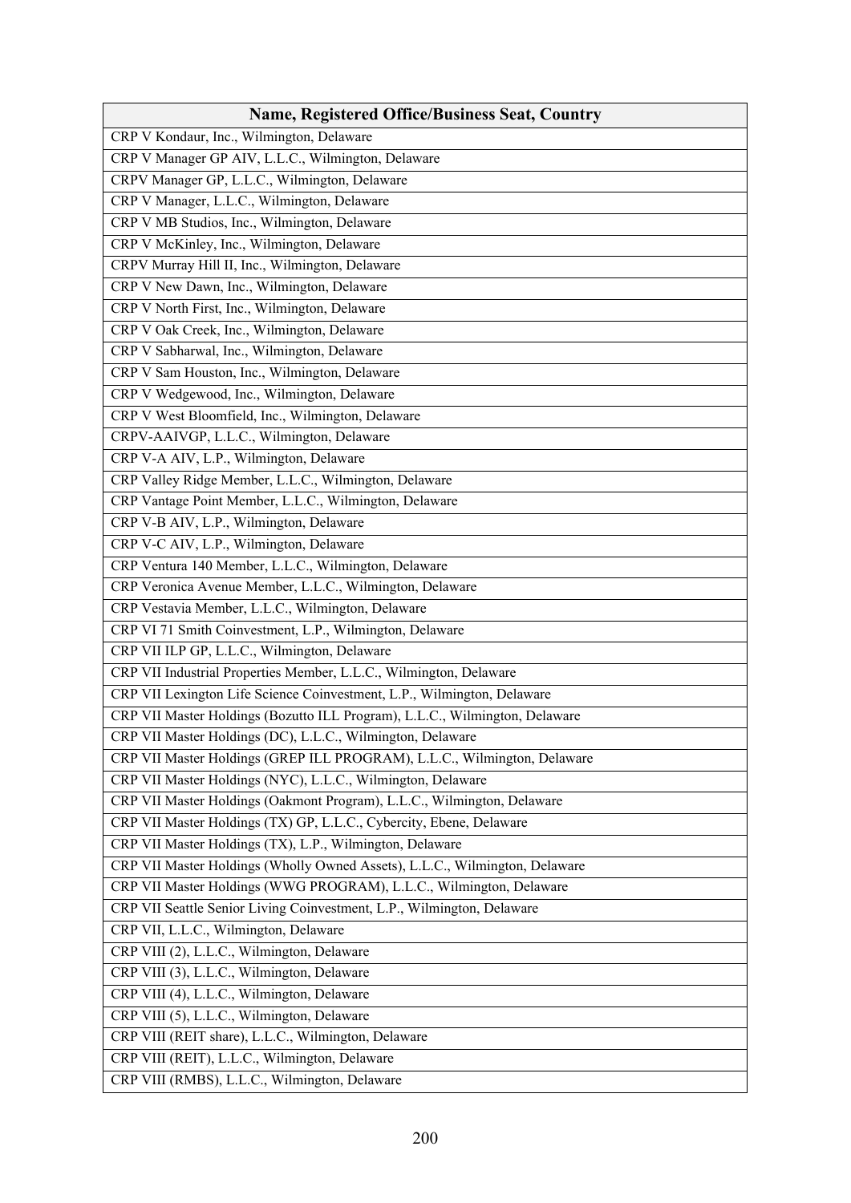| Name, Registered Office/Business Seat, Country |
|---|
| CRP V Kondaur, Inc., Wilmington, Delaware |
| CRP V Manager GP AIV, L.L.C., Wilmington, Delaware |
| CRPV Manager GP, L.L.C., Wilmington, Delaware |
| CRP V Manager, L.L.C., Wilmington, Delaware |
| CRP V MB Studios, Inc., Wilmington, Delaware |
| CRP V McKinley, Inc., Wilmington, Delaware |
| CRPV Murray Hill II, Inc., Wilmington, Delaware |
| CRP V New Dawn, Inc., Wilmington, Delaware |
| CRP V North First, Inc., Wilmington, Delaware |
| CRP V Oak Creek, Inc., Wilmington, Delaware |
| CRP V Sabharwal, Inc., Wilmington, Delaware |
| CRP V Sam Houston, Inc., Wilmington, Delaware |
| CRP V Wedgewood, Inc., Wilmington, Delaware |
| CRP V West Bloomfield, Inc., Wilmington, Delaware |
| CRPV-AAIVGP, L.L.C., Wilmington, Delaware |
| CRP V-A AIV, L.P., Wilmington, Delaware |
| CRP Valley Ridge Member, L.L.C., Wilmington, Delaware |
| CRP Vantage Point Member, L.L.C., Wilmington, Delaware |
| CRP V-B AIV, L.P., Wilmington, Delaware |
| CRP V-C AIV, L.P., Wilmington, Delaware |
| CRP Ventura 140 Member, L.L.C., Wilmington, Delaware |
| CRP Veronica Avenue Member, L.L.C., Wilmington, Delaware |
| CRP Vestavia Member, L.L.C., Wilmington, Delaware |
| CRP VI 71 Smith Coinvestment, L.P., Wilmington, Delaware |
| CRP VII ILP GP, L.L.C., Wilmington, Delaware |
| CRP VII Industrial Properties Member, L.L.C., Wilmington, Delaware |
| CRP VII Lexington Life Science Coinvestment, L.P., Wilmington, Delaware |
| CRP VII Master Holdings (Bozutto ILL Program), L.L.C., Wilmington, Delaware |
| CRP VII Master Holdings (DC), L.L.C., Wilmington, Delaware |
| CRP VII Master Holdings (GREP ILL PROGRAM), L.L.C., Wilmington, Delaware |
| CRP VII Master Holdings (NYC), L.L.C., Wilmington, Delaware |
| CRP VII Master Holdings (Oakmont Program), L.L.C., Wilmington, Delaware |
| CRP VII Master Holdings (TX) GP, L.L.C., Cybercity, Ebene, Delaware |
| CRP VII Master Holdings (TX), L.P., Wilmington, Delaware |
| CRP VII Master Holdings (Wholly Owned Assets), L.L.C., Wilmington, Delaware |
| CRP VII Master Holdings (WWG PROGRAM), L.L.C., Wilmington, Delaware |
| CRP VII Seattle Senior Living Coinvestment, L.P., Wilmington, Delaware |
| CRP VII, L.L.C., Wilmington, Delaware |
| CRP VIII (2), L.L.C., Wilmington, Delaware |
| CRP VIII (3), L.L.C., Wilmington, Delaware |
| CRP VIII (4), L.L.C., Wilmington, Delaware |
| CRP VIII (5), L.L.C., Wilmington, Delaware |
| CRP VIII (REIT share), L.L.C., Wilmington, Delaware |
| CRP VIII (REIT), L.L.C., Wilmington, Delaware |
| CRP VIII (RMBS), L.L.C., Wilmington, Delaware |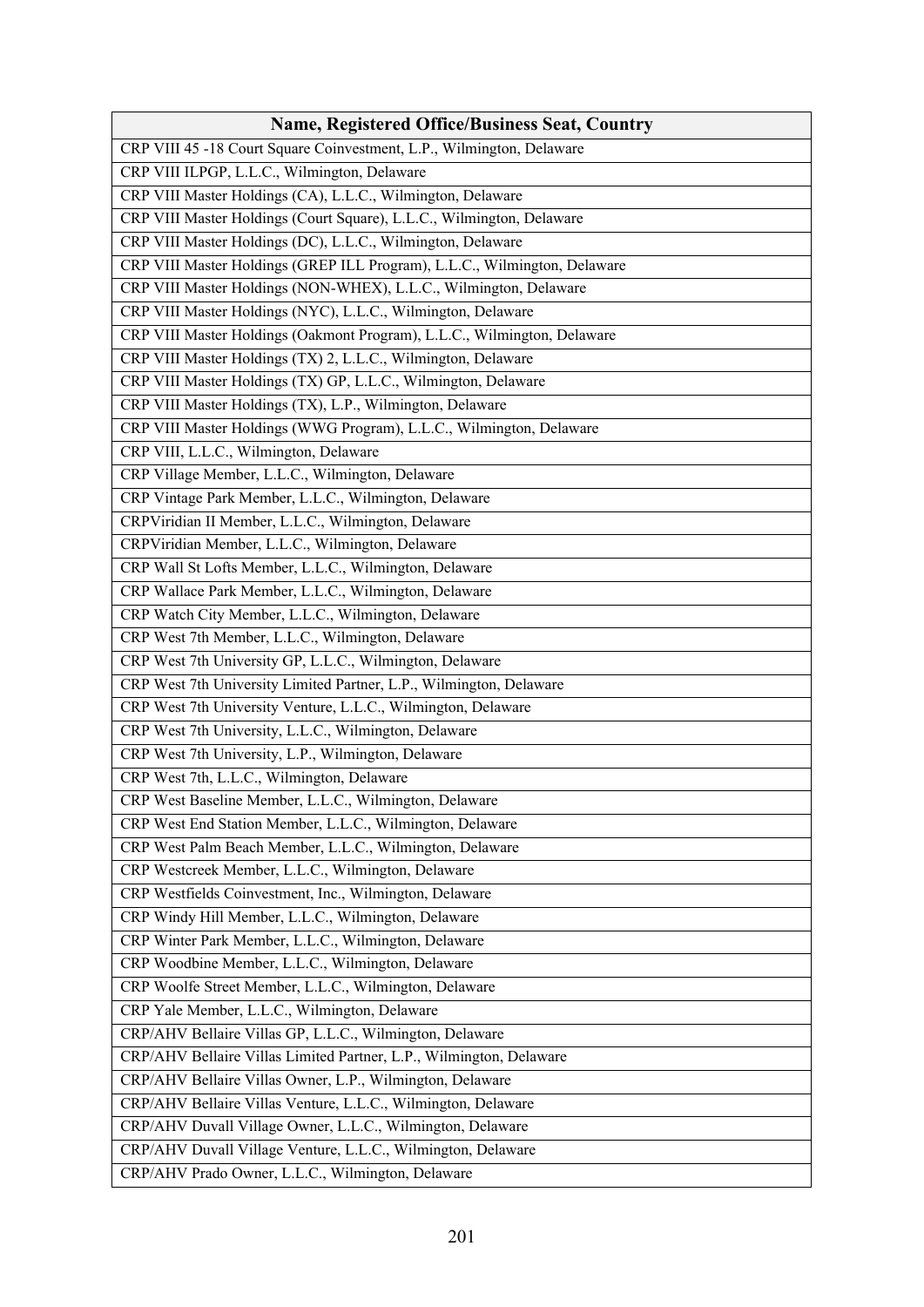| Name, Registered Office/Business Seat, Country |
|---|
| CRP VIII 45 -18 Court Square Coinvestment, L.P., Wilmington, Delaware |
| CRP VIII ILPGP, L.L.C., Wilmington, Delaware |
| CRP VIII Master Holdings (CA), L.L.C., Wilmington, Delaware |
| CRP VIII Master Holdings (Court Square), L.L.C., Wilmington, Delaware |
| CRP VIII Master Holdings (DC), L.L.C., Wilmington, Delaware |
| CRP VIII Master Holdings (GREP ILL Program), L.L.C., Wilmington, Delaware |
| CRP VIII Master Holdings (NON-WHEX), L.L.C., Wilmington, Delaware |
| CRP VIII Master Holdings (NYC), L.L.C., Wilmington, Delaware |
| CRP VIII Master Holdings (Oakmont Program), L.L.C., Wilmington, Delaware |
| CRP VIII Master Holdings (TX) 2, L.L.C., Wilmington, Delaware |
| CRP VIII Master Holdings (TX) GP, L.L.C., Wilmington, Delaware |
| CRP VIII Master Holdings (TX), L.P., Wilmington, Delaware |
| CRP VIII Master Holdings (WWG Program), L.L.C., Wilmington, Delaware |
| CRP VIII, L.L.C., Wilmington, Delaware |
| CRP Village Member, L.L.C., Wilmington, Delaware |
| CRP Vintage Park Member, L.L.C., Wilmington, Delaware |
| CRPViridian II Member, L.L.C., Wilmington, Delaware |
| CRPViridian Member, L.L.C., Wilmington, Delaware |
| CRP Wall St Lofts Member, L.L.C., Wilmington, Delaware |
| CRP Wallace Park Member, L.L.C., Wilmington, Delaware |
| CRP Watch City Member, L.L.C., Wilmington, Delaware |
| CRP West 7th Member, L.L.C., Wilmington, Delaware |
| CRP West 7th University GP, L.L.C., Wilmington, Delaware |
| CRP West 7th University Limited Partner, L.P., Wilmington, Delaware |
| CRP West 7th University Venture, L.L.C., Wilmington, Delaware |
| CRP West 7th University, L.L.C., Wilmington, Delaware |
| CRP West 7th University, L.P., Wilmington, Delaware |
| CRP West 7th, L.L.C., Wilmington, Delaware |
| CRP West Baseline Member, L.L.C., Wilmington, Delaware |
| CRP West End Station Member, L.L.C., Wilmington, Delaware |
| CRP West Palm Beach Member, L.L.C., Wilmington, Delaware |
| CRP Westcreek Member, L.L.C., Wilmington, Delaware |
| CRP Westfields Coinvestment, Inc., Wilmington, Delaware |
| CRP Windy Hill Member, L.L.C., Wilmington, Delaware |
| CRP Winter Park Member, L.L.C., Wilmington, Delaware |
| CRP Woodbine Member, L.L.C., Wilmington, Delaware |
| CRP Woolfe Street Member, L.L.C., Wilmington, Delaware |
| CRP Yale Member, L.L.C., Wilmington, Delaware |
| CRP/AHV Bellaire Villas GP, L.L.C., Wilmington, Delaware |
| CRP/AHV Bellaire Villas Limited Partner, L.P., Wilmington, Delaware |
| CRP/AHV Bellaire Villas Owner, L.P., Wilmington, Delaware |
| CRP/AHV Bellaire Villas Venture, L.L.C., Wilmington, Delaware |
| CRP/AHV Duvall Village Owner, L.L.C., Wilmington, Delaware |
| CRP/AHV Duvall Village Venture, L.L.C., Wilmington, Delaware |
| CRP/AHV Prado Owner, L.L.C., Wilmington, Delaware |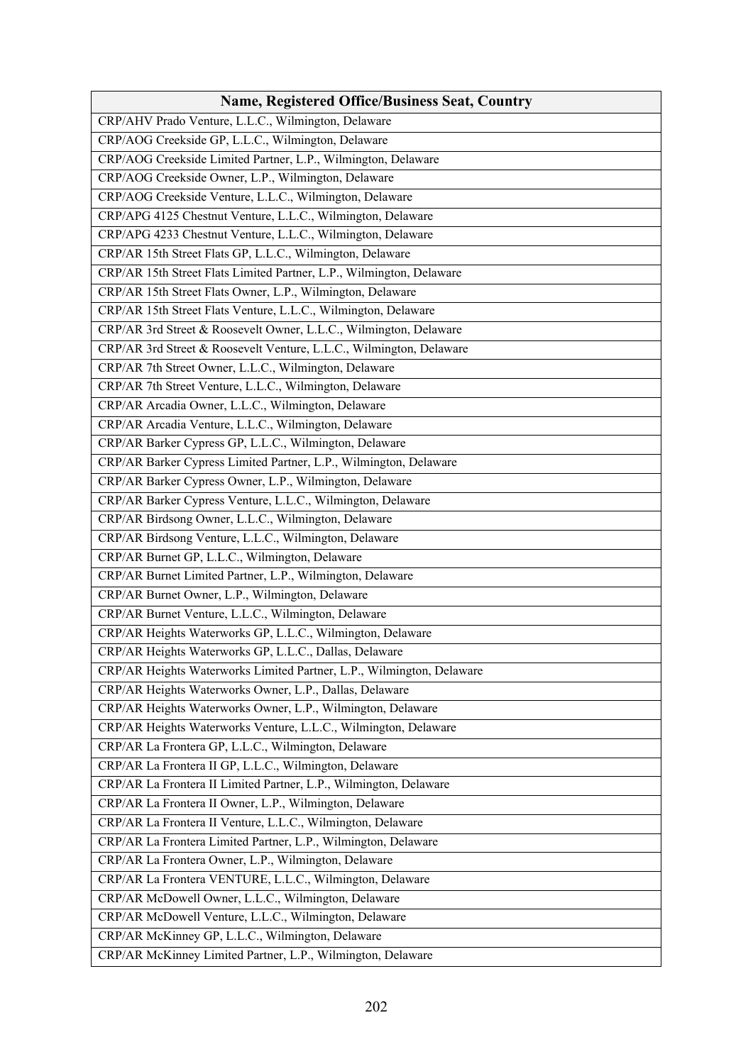| Name, Registered Office/Business Seat, Country |
| --- |
| CRP/AHV Prado Venture, L.L.C., Wilmington, Delaware |
| CRP/AOG Creekside GP, L.L.C., Wilmington, Delaware |
| CRP/AOG Creekside Limited Partner, L.P., Wilmington, Delaware |
| CRP/AOG Creekside Owner, L.P., Wilmington, Delaware |
| CRP/AOG Creekside Venture, L.L.C., Wilmington, Delaware |
| CRP/APG 4125 Chestnut Venture, L.L.C., Wilmington, Delaware |
| CRP/APG 4233 Chestnut Venture, L.L.C., Wilmington, Delaware |
| CRP/AR 15th Street Flats GP, L.L.C., Wilmington, Delaware |
| CRP/AR 15th Street Flats Limited Partner, L.P., Wilmington, Delaware |
| CRP/AR 15th Street Flats Owner, L.P., Wilmington, Delaware |
| CRP/AR 15th Street Flats Venture, L.L.C., Wilmington, Delaware |
| CRP/AR 3rd Street & Roosevelt Owner, L.L.C., Wilmington, Delaware |
| CRP/AR 3rd Street & Roosevelt Venture, L.L.C., Wilmington, Delaware |
| CRP/AR 7th Street Owner, L.L.C., Wilmington, Delaware |
| CRP/AR 7th Street Venture, L.L.C., Wilmington, Delaware |
| CRP/AR Arcadia Owner, L.L.C., Wilmington, Delaware |
| CRP/AR Arcadia Venture, L.L.C., Wilmington, Delaware |
| CRP/AR Barker Cypress GP, L.L.C., Wilmington, Delaware |
| CRP/AR Barker Cypress Limited Partner, L.P., Wilmington, Delaware |
| CRP/AR Barker Cypress Owner, L.P., Wilmington, Delaware |
| CRP/AR Barker Cypress Venture, L.L.C., Wilmington, Delaware |
| CRP/AR Birdsong Owner, L.L.C., Wilmington, Delaware |
| CRP/AR Birdsong Venture, L.L.C., Wilmington, Delaware |
| CRP/AR Burnet GP, L.L.C., Wilmington, Delaware |
| CRP/AR Burnet Limited Partner, L.P., Wilmington, Delaware |
| CRP/AR Burnet Owner, L.P., Wilmington, Delaware |
| CRP/AR Burnet Venture, L.L.C., Wilmington, Delaware |
| CRP/AR Heights Waterworks GP, L.L.C., Wilmington, Delaware |
| CRP/AR Heights Waterworks GP, L.L.C., Dallas, Delaware |
| CRP/AR Heights Waterworks Limited Partner, L.P., Wilmington, Delaware |
| CRP/AR Heights Waterworks Owner, L.P., Dallas, Delaware |
| CRP/AR Heights Waterworks Owner, L.P., Wilmington, Delaware |
| CRP/AR Heights Waterworks Venture, L.L.C., Wilmington, Delaware |
| CRP/AR La Frontera GP, L.L.C., Wilmington, Delaware |
| CRP/AR La Frontera II GP, L.L.C., Wilmington, Delaware |
| CRP/AR La Frontera II Limited Partner, L.P., Wilmington, Delaware |
| CRP/AR La Frontera II Owner, L.P., Wilmington, Delaware |
| CRP/AR La Frontera II Venture, L.L.C., Wilmington, Delaware |
| CRP/AR La Frontera Limited Partner, L.P., Wilmington, Delaware |
| CRP/AR La Frontera Owner, L.P., Wilmington, Delaware |
| CRP/AR La Frontera VENTURE, L.L.C., Wilmington, Delaware |
| CRP/AR McDowell Owner, L.L.C., Wilmington, Delaware |
| CRP/AR McDowell Venture, L.L.C., Wilmington, Delaware |
| CRP/AR McKinney GP, L.L.C., Wilmington, Delaware |
| CRP/AR McKinney Limited Partner, L.P., Wilmington, Delaware |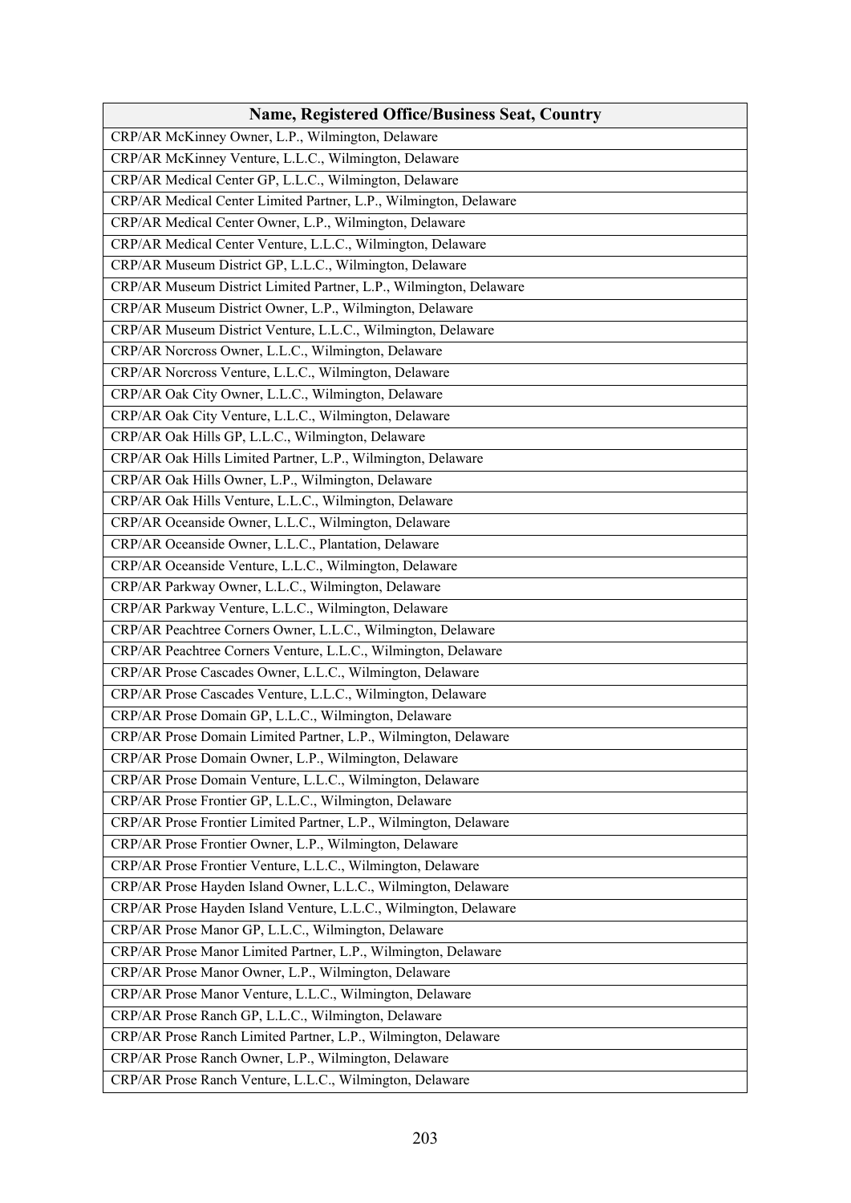| Name, Registered Office/Business Seat, Country |
| --- |
| CRP/AR McKinney Owner, L.P., Wilmington, Delaware |
| CRP/AR McKinney Venture, L.L.C., Wilmington, Delaware |
| CRP/AR Medical Center GP, L.L.C., Wilmington, Delaware |
| CRP/AR Medical Center Limited Partner, L.P., Wilmington, Delaware |
| CRP/AR Medical Center Owner, L.P., Wilmington, Delaware |
| CRP/AR Medical Center Venture, L.L.C., Wilmington, Delaware |
| CRP/AR Museum District GP, L.L.C., Wilmington, Delaware |
| CRP/AR Museum District Limited Partner, L.P., Wilmington, Delaware |
| CRP/AR Museum District Owner, L.P., Wilmington, Delaware |
| CRP/AR Museum District Venture, L.L.C., Wilmington, Delaware |
| CRP/AR Norcross Owner, L.L.C., Wilmington, Delaware |
| CRP/AR Norcross Venture, L.L.C., Wilmington, Delaware |
| CRP/AR Oak City Owner, L.L.C., Wilmington, Delaware |
| CRP/AR Oak City Venture, L.L.C., Wilmington, Delaware |
| CRP/AR Oak Hills GP, L.L.C., Wilmington, Delaware |
| CRP/AR Oak Hills Limited Partner, L.P., Wilmington, Delaware |
| CRP/AR Oak Hills Owner, L.P., Wilmington, Delaware |
| CRP/AR Oak Hills Venture, L.L.C., Wilmington, Delaware |
| CRP/AR Oceanside Owner, L.L.C., Wilmington, Delaware |
| CRP/AR Oceanside Owner, L.L.C., Plantation, Delaware |
| CRP/AR Oceanside Venture, L.L.C., Wilmington, Delaware |
| CRP/AR Parkway Owner, L.L.C., Wilmington, Delaware |
| CRP/AR Parkway Venture, L.L.C., Wilmington, Delaware |
| CRP/AR Peachtree Corners Owner, L.L.C., Wilmington, Delaware |
| CRP/AR Peachtree Corners Venture, L.L.C., Wilmington, Delaware |
| CRP/AR Prose Cascades Owner, L.L.C., Wilmington, Delaware |
| CRP/AR Prose Cascades Venture, L.L.C., Wilmington, Delaware |
| CRP/AR Prose Domain GP, L.L.C., Wilmington, Delaware |
| CRP/AR Prose Domain Limited Partner, L.P., Wilmington, Delaware |
| CRP/AR Prose Domain Owner, L.P., Wilmington, Delaware |
| CRP/AR Prose Domain Venture, L.L.C., Wilmington, Delaware |
| CRP/AR Prose Frontier GP, L.L.C., Wilmington, Delaware |
| CRP/AR Prose Frontier Limited Partner, L.P., Wilmington, Delaware |
| CRP/AR Prose Frontier Owner, L.P., Wilmington, Delaware |
| CRP/AR Prose Frontier Venture, L.L.C., Wilmington, Delaware |
| CRP/AR Prose Hayden Island Owner, L.L.C., Wilmington, Delaware |
| CRP/AR Prose Hayden Island Venture, L.L.C., Wilmington, Delaware |
| CRP/AR Prose Manor GP, L.L.C., Wilmington, Delaware |
| CRP/AR Prose Manor Limited Partner, L.P., Wilmington, Delaware |
| CRP/AR Prose Manor Owner, L.P., Wilmington, Delaware |
| CRP/AR Prose Manor Venture, L.L.C., Wilmington, Delaware |
| CRP/AR Prose Ranch GP, L.L.C., Wilmington, Delaware |
| CRP/AR Prose Ranch Limited Partner, L.P., Wilmington, Delaware |
| CRP/AR Prose Ranch Owner, L.P., Wilmington, Delaware |
| CRP/AR Prose Ranch Venture, L.L.C., Wilmington, Delaware |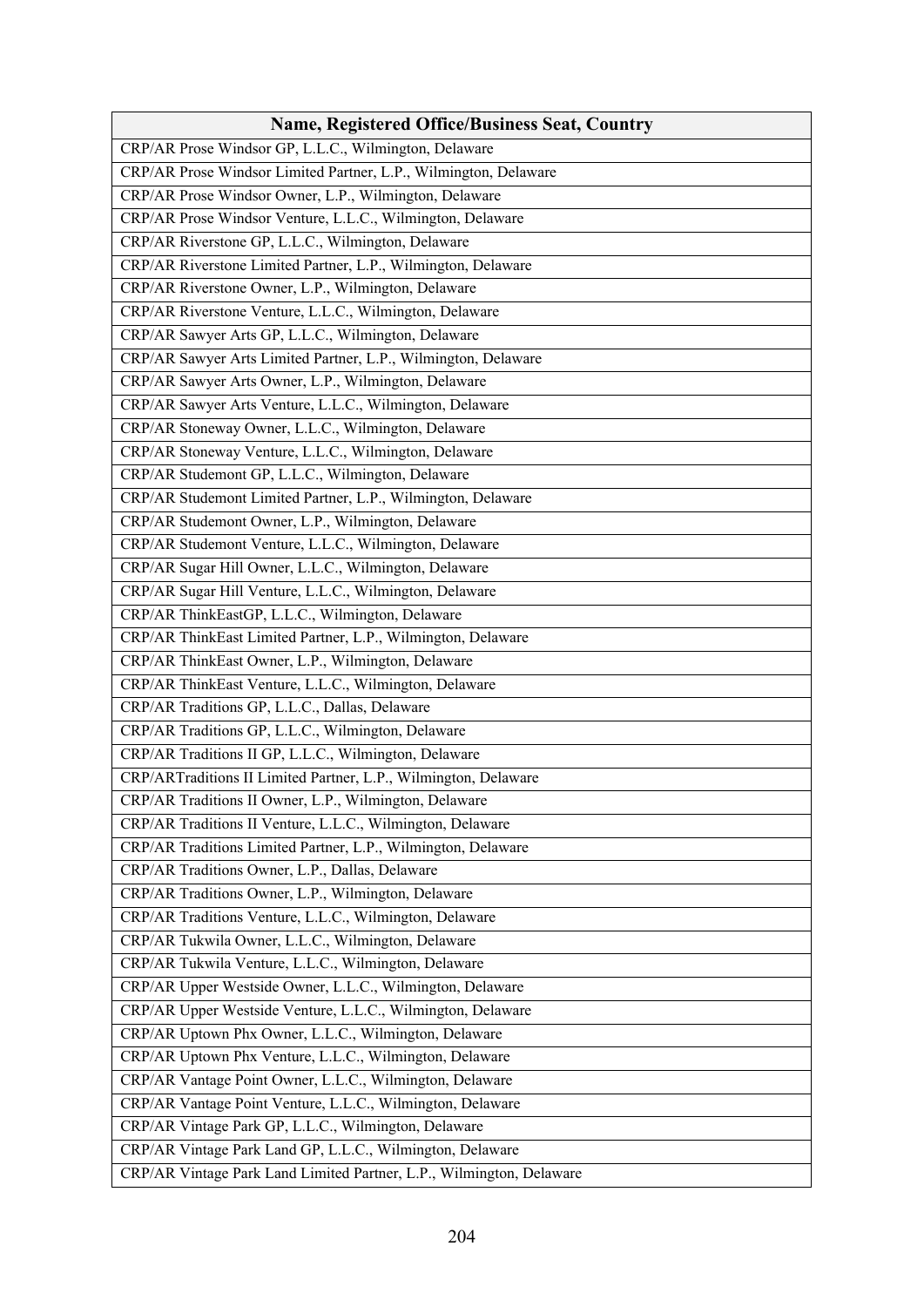| Name, Registered Office/Business Seat, Country |
|---|
| CRP/AR Prose Windsor GP, L.L.C., Wilmington, Delaware |
| CRP/AR Prose Windsor Limited Partner, L.P., Wilmington, Delaware |
| CRP/AR Prose Windsor Owner, L.P., Wilmington, Delaware |
| CRP/AR Prose Windsor Venture, L.L.C., Wilmington, Delaware |
| CRP/AR Riverstone GP, L.L.C., Wilmington, Delaware |
| CRP/AR Riverstone Limited Partner, L.P., Wilmington, Delaware |
| CRP/AR Riverstone Owner, L.P., Wilmington, Delaware |
| CRP/AR Riverstone Venture, L.L.C., Wilmington, Delaware |
| CRP/AR Sawyer Arts GP, L.L.C., Wilmington, Delaware |
| CRP/AR Sawyer Arts Limited Partner, L.P., Wilmington, Delaware |
| CRP/AR Sawyer Arts Owner, L.P., Wilmington, Delaware |
| CRP/AR Sawyer Arts Venture, L.L.C., Wilmington, Delaware |
| CRP/AR Stoneway Owner, L.L.C., Wilmington, Delaware |
| CRP/AR Stoneway Venture, L.L.C., Wilmington, Delaware |
| CRP/AR Studemont GP, L.L.C., Wilmington, Delaware |
| CRP/AR Studemont Limited Partner, L.P., Wilmington, Delaware |
| CRP/AR Studemont Owner, L.P., Wilmington, Delaware |
| CRP/AR Studemont Venture, L.L.C., Wilmington, Delaware |
| CRP/AR Sugar Hill Owner, L.L.C., Wilmington, Delaware |
| CRP/AR Sugar Hill Venture, L.L.C., Wilmington, Delaware |
| CRP/AR ThinkEastGP, L.L.C., Wilmington, Delaware |
| CRP/AR ThinkEast Limited Partner, L.P., Wilmington, Delaware |
| CRP/AR ThinkEast Owner, L.P., Wilmington, Delaware |
| CRP/AR ThinkEast Venture, L.L.C., Wilmington, Delaware |
| CRP/AR Traditions GP, L.L.C., Dallas, Delaware |
| CRP/AR Traditions GP, L.L.C., Wilmington, Delaware |
| CRP/AR Traditions II GP, L.L.C., Wilmington, Delaware |
| CRP/ARTraditions II Limited Partner, L.P., Wilmington, Delaware |
| CRP/AR Traditions II Owner, L.P., Wilmington, Delaware |
| CRP/AR Traditions II Venture, L.L.C., Wilmington, Delaware |
| CRP/AR Traditions Limited Partner, L.P., Wilmington, Delaware |
| CRP/AR Traditions Owner, L.P., Dallas, Delaware |
| CRP/AR Traditions Owner, L.P., Wilmington, Delaware |
| CRP/AR Traditions Venture, L.L.C., Wilmington, Delaware |
| CRP/AR Tukwila Owner, L.L.C., Wilmington, Delaware |
| CRP/AR Tukwila Venture, L.L.C., Wilmington, Delaware |
| CRP/AR Upper Westside Owner, L.L.C., Wilmington, Delaware |
| CRP/AR Upper Westside Venture, L.L.C., Wilmington, Delaware |
| CRP/AR Uptown Phx Owner, L.L.C., Wilmington, Delaware |
| CRP/AR Uptown Phx Venture, L.L.C., Wilmington, Delaware |
| CRP/AR Vantage Point Owner, L.L.C., Wilmington, Delaware |
| CRP/AR Vantage Point Venture, L.L.C., Wilmington, Delaware |
| CRP/AR Vintage Park GP, L.L.C., Wilmington, Delaware |
| CRP/AR Vintage Park Land GP, L.L.C., Wilmington, Delaware |
| CRP/AR Vintage Park Land Limited Partner, L.P., Wilmington, Delaware |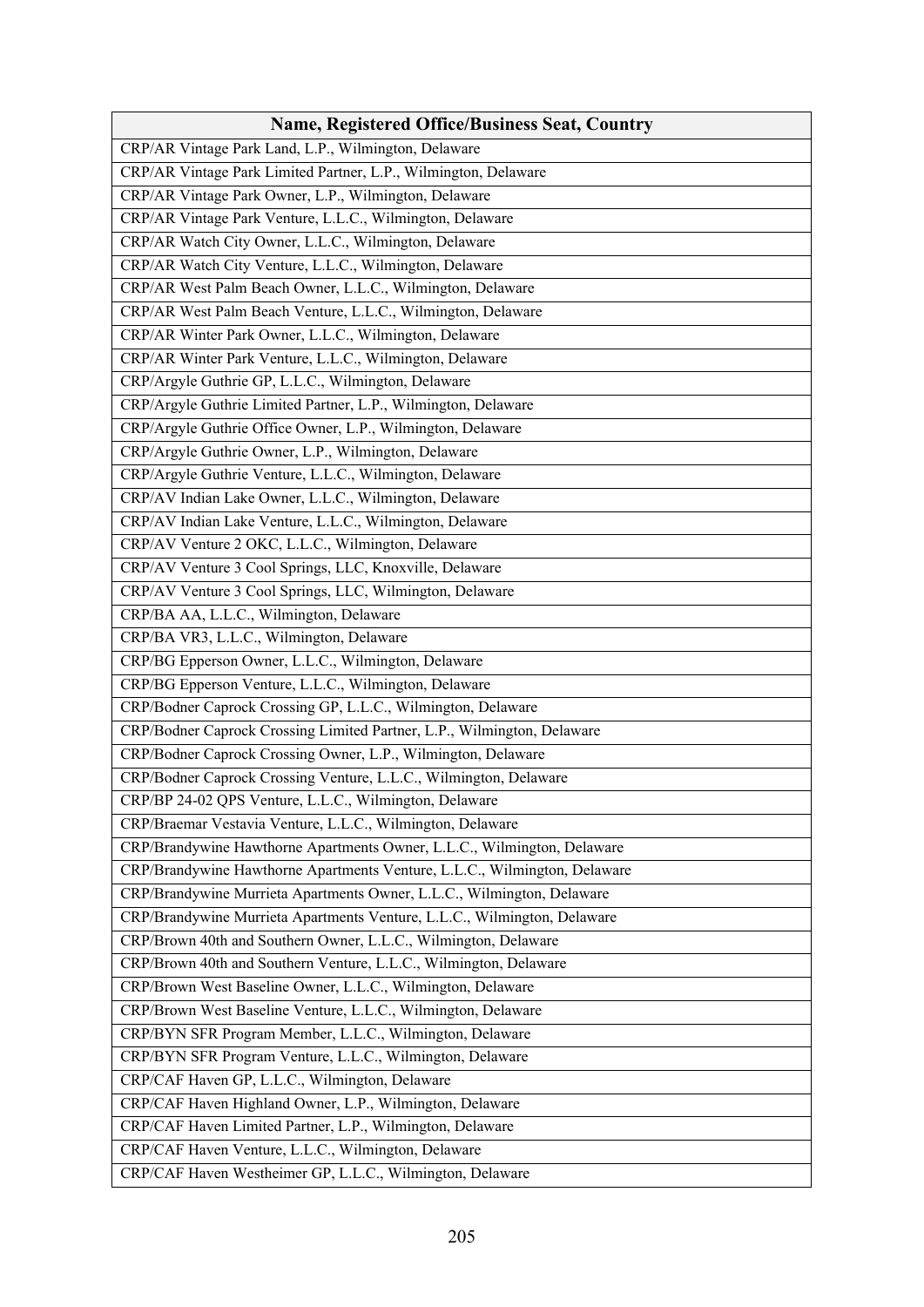| Name, Registered Office/Business Seat, Country |
|---|
| CRP/AR Vintage Park Land, L.P., Wilmington, Delaware |
| CRP/AR Vintage Park Limited Partner, L.P., Wilmington, Delaware |
| CRP/AR Vintage Park Owner, L.P., Wilmington, Delaware |
| CRP/AR Vintage Park Venture, L.L.C., Wilmington, Delaware |
| CRP/AR Watch City Owner, L.L.C., Wilmington, Delaware |
| CRP/AR Watch City Venture, L.L.C., Wilmington, Delaware |
| CRP/AR West Palm Beach Owner, L.L.C., Wilmington, Delaware |
| CRP/AR West Palm Beach Venture, L.L.C., Wilmington, Delaware |
| CRP/AR Winter Park Owner, L.L.C., Wilmington, Delaware |
| CRP/AR Winter Park Venture, L.L.C., Wilmington, Delaware |
| CRP/Argyle Guthrie GP, L.L.C., Wilmington, Delaware |
| CRP/Argyle Guthrie Limited Partner, L.P., Wilmington, Delaware |
| CRP/Argyle Guthrie Office Owner, L.P., Wilmington, Delaware |
| CRP/Argyle Guthrie Owner, L.P., Wilmington, Delaware |
| CRP/Argyle Guthrie Venture, L.L.C., Wilmington, Delaware |
| CRP/AV Indian Lake Owner, L.L.C., Wilmington, Delaware |
| CRP/AV Indian Lake Venture, L.L.C., Wilmington, Delaware |
| CRP/AV Venture 2 OKC, L.L.C., Wilmington, Delaware |
| CRP/AV Venture 3 Cool Springs, LLC, Knoxville, Delaware |
| CRP/AV Venture 3 Cool Springs, LLC, Wilmington, Delaware |
| CRP/BA AA, L.L.C., Wilmington, Delaware |
| CRP/BA VR3, L.L.C., Wilmington, Delaware |
| CRP/BG Epperson Owner, L.L.C., Wilmington, Delaware |
| CRP/BG Epperson Venture, L.L.C., Wilmington, Delaware |
| CRP/Bodner Caprock Crossing GP, L.L.C., Wilmington, Delaware |
| CRP/Bodner Caprock Crossing Limited Partner, L.P., Wilmington, Delaware |
| CRP/Bodner Caprock Crossing Owner, L.P., Wilmington, Delaware |
| CRP/Bodner Caprock Crossing Venture, L.L.C., Wilmington, Delaware |
| CRP/BP 24-02 QPS Venture, L.L.C., Wilmington, Delaware |
| CRP/Braemar Vestavia Venture, L.L.C., Wilmington, Delaware |
| CRP/Brandywine Hawthorne Apartments Owner, L.L.C., Wilmington, Delaware |
| CRP/Brandywine Hawthorne Apartments Venture, L.L.C., Wilmington, Delaware |
| CRP/Brandywine Murrieta Apartments Owner, L.L.C., Wilmington, Delaware |
| CRP/Brandywine Murrieta Apartments Venture, L.L.C., Wilmington, Delaware |
| CRP/Brown 40th and Southern Owner, L.L.C., Wilmington, Delaware |
| CRP/Brown 40th and Southern Venture, L.L.C., Wilmington, Delaware |
| CRP/Brown West Baseline Owner, L.L.C., Wilmington, Delaware |
| CRP/Brown West Baseline Venture, L.L.C., Wilmington, Delaware |
| CRP/BYN SFR Program Member, L.L.C., Wilmington, Delaware |
| CRP/BYN SFR Program Venture, L.L.C., Wilmington, Delaware |
| CRP/CAF Haven GP, L.L.C., Wilmington, Delaware |
| CRP/CAF Haven Highland Owner, L.P., Wilmington, Delaware |
| CRP/CAF Haven Limited Partner, L.P., Wilmington, Delaware |
| CRP/CAF Haven Venture, L.L.C., Wilmington, Delaware |
| CRP/CAF Haven Westheimer GP, L.L.C., Wilmington, Delaware |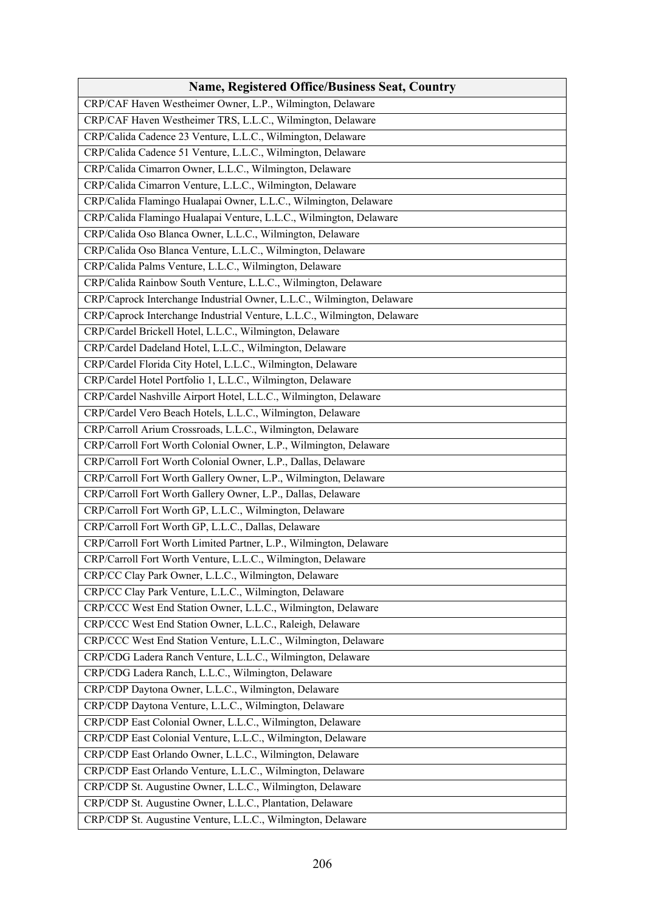| Name, Registered Office/Business Seat, Country |
| --- |
| CRP/CAF Haven Westheimer Owner, L.P., Wilmington, Delaware |
| CRP/CAF Haven Westheimer TRS, L.L.C., Wilmington, Delaware |
| CRP/Calida Cadence 23 Venture, L.L.C., Wilmington, Delaware |
| CRP/Calida Cadence 51 Venture, L.L.C., Wilmington, Delaware |
| CRP/Calida Cimarron Owner, L.L.C., Wilmington, Delaware |
| CRP/Calida Cimarron Venture, L.L.C., Wilmington, Delaware |
| CRP/Calida Flamingo Hualapai Owner, L.L.C., Wilmington, Delaware |
| CRP/Calida Flamingo Hualapai Venture, L.L.C., Wilmington, Delaware |
| CRP/Calida Oso Blanca Owner, L.L.C., Wilmington, Delaware |
| CRP/Calida Oso Blanca Venture, L.L.C., Wilmington, Delaware |
| CRP/Calida Palms Venture, L.L.C., Wilmington, Delaware |
| CRP/Calida Rainbow South Venture, L.L.C., Wilmington, Delaware |
| CRP/Caprock Interchange Industrial Owner, L.L.C., Wilmington, Delaware |
| CRP/Caprock Interchange Industrial Venture, L.L.C., Wilmington, Delaware |
| CRP/Cardel Brickell Hotel, L.L.C., Wilmington, Delaware |
| CRP/Cardel Dadeland Hotel, L.L.C., Wilmington, Delaware |
| CRP/Cardel Florida City Hotel, L.L.C., Wilmington, Delaware |
| CRP/Cardel Hotel Portfolio 1, L.L.C., Wilmington, Delaware |
| CRP/Cardel Nashville Airport Hotel, L.L.C., Wilmington, Delaware |
| CRP/Cardel Vero Beach Hotels, L.L.C., Wilmington, Delaware |
| CRP/Carroll Arium Crossroads, L.L.C., Wilmington, Delaware |
| CRP/Carroll Fort Worth Colonial Owner, L.P., Wilmington, Delaware |
| CRP/Carroll Fort Worth Colonial Owner, L.P., Dallas, Delaware |
| CRP/Carroll Fort Worth Gallery Owner, L.P., Wilmington, Delaware |
| CRP/Carroll Fort Worth Gallery Owner, L.P., Dallas, Delaware |
| CRP/Carroll Fort Worth GP, L.L.C., Wilmington, Delaware |
| CRP/Carroll Fort Worth GP, L.L.C., Dallas, Delaware |
| CRP/Carroll Fort Worth Limited Partner, L.P., Wilmington, Delaware |
| CRP/Carroll Fort Worth Venture, L.L.C., Wilmington, Delaware |
| CRP/CC Clay Park Owner, L.L.C., Wilmington, Delaware |
| CRP/CC Clay Park Venture, L.L.C., Wilmington, Delaware |
| CRP/CCC West End Station Owner, L.L.C., Wilmington, Delaware |
| CRP/CCC West End Station Owner, L.L.C., Raleigh, Delaware |
| CRP/CCC West End Station Venture, L.L.C., Wilmington, Delaware |
| CRP/CDG Ladera Ranch Venture, L.L.C., Wilmington, Delaware |
| CRP/CDG Ladera Ranch, L.L.C., Wilmington, Delaware |
| CRP/CDP Daytona Owner, L.L.C., Wilmington, Delaware |
| CRP/CDP Daytona Venture, L.L.C., Wilmington, Delaware |
| CRP/CDP East Colonial Owner, L.L.C., Wilmington, Delaware |
| CRP/CDP East Colonial Venture, L.L.C., Wilmington, Delaware |
| CRP/CDP East Orlando Owner, L.L.C., Wilmington, Delaware |
| CRP/CDP East Orlando Venture, L.L.C., Wilmington, Delaware |
| CRP/CDP St. Augustine Owner, L.L.C., Wilmington, Delaware |
| CRP/CDP St. Augustine Owner, L.L.C., Plantation, Delaware |
| CRP/CDP St. Augustine Venture, L.L.C., Wilmington, Delaware |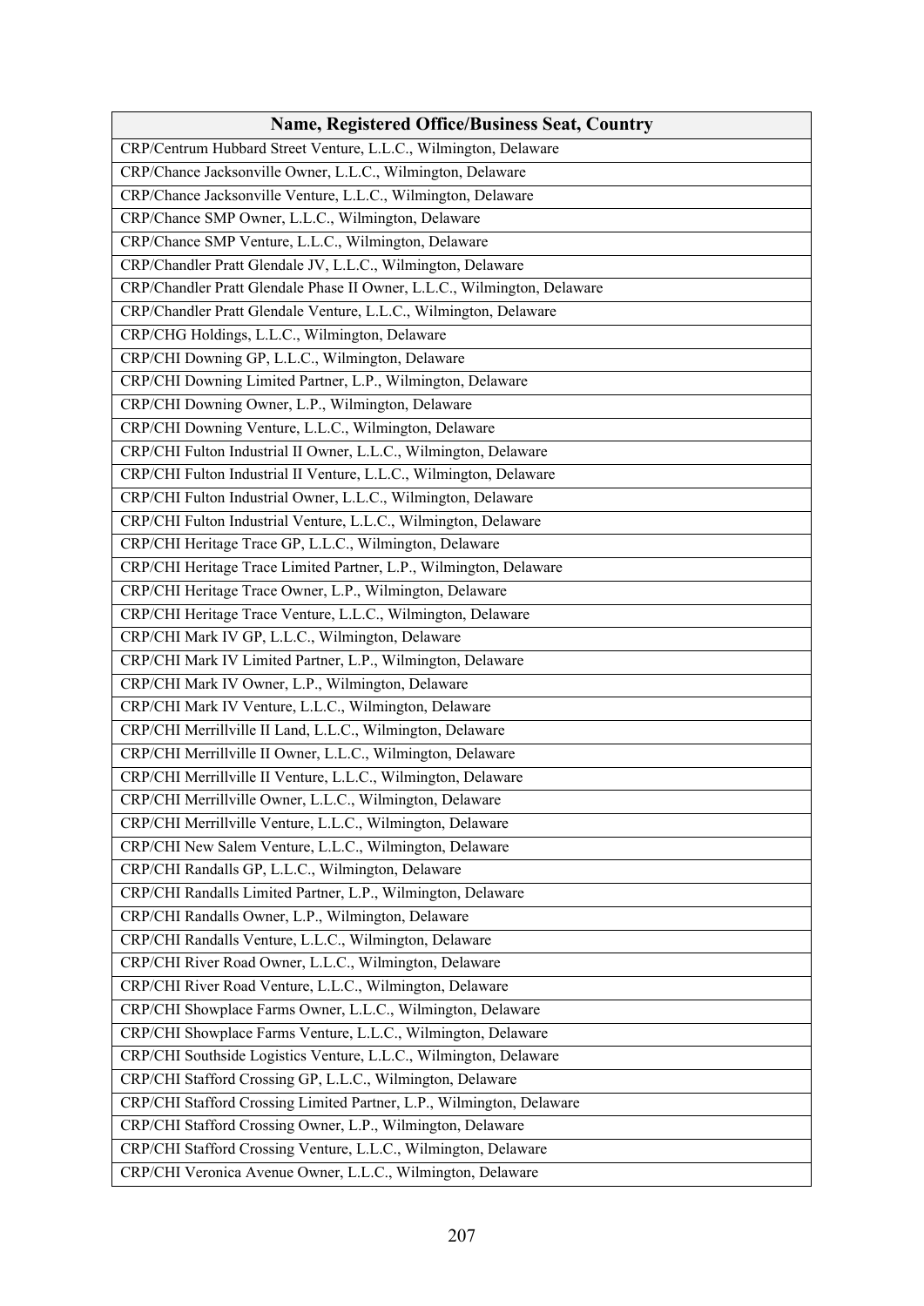| Name, Registered Office/Business Seat, Country |
|---|
| CRP/Centrum Hubbard Street Venture, L.L.C., Wilmington, Delaware |
| CRP/Chance Jacksonville Owner, L.L.C., Wilmington, Delaware |
| CRP/Chance Jacksonville Venture, L.L.C., Wilmington, Delaware |
| CRP/Chance SMP Owner, L.L.C., Wilmington, Delaware |
| CRP/Chance SMP Venture, L.L.C., Wilmington, Delaware |
| CRP/Chandler Pratt Glendale JV, L.L.C., Wilmington, Delaware |
| CRP/Chandler Pratt Glendale Phase II Owner, L.L.C., Wilmington, Delaware |
| CRP/Chandler Pratt Glendale Venture, L.L.C., Wilmington, Delaware |
| CRP/CHG Holdings, L.L.C., Wilmington, Delaware |
| CRP/CHI Downing GP, L.L.C., Wilmington, Delaware |
| CRP/CHI Downing Limited Partner, L.P., Wilmington, Delaware |
| CRP/CHI Downing Owner, L.P., Wilmington, Delaware |
| CRP/CHI Downing Venture, L.L.C., Wilmington, Delaware |
| CRP/CHI Fulton Industrial II Owner, L.L.C., Wilmington, Delaware |
| CRP/CHI Fulton Industrial II Venture, L.L.C., Wilmington, Delaware |
| CRP/CHI Fulton Industrial Owner, L.L.C., Wilmington, Delaware |
| CRP/CHI Fulton Industrial Venture, L.L.C., Wilmington, Delaware |
| CRP/CHI Heritage Trace GP, L.L.C., Wilmington, Delaware |
| CRP/CHI Heritage Trace Limited Partner, L.P., Wilmington, Delaware |
| CRP/CHI Heritage Trace Owner, L.P., Wilmington, Delaware |
| CRP/CHI Heritage Trace Venture, L.L.C., Wilmington, Delaware |
| CRP/CHI Mark IV GP, L.L.C., Wilmington, Delaware |
| CRP/CHI Mark IV Limited Partner, L.P., Wilmington, Delaware |
| CRP/CHI Mark IV Owner, L.P., Wilmington, Delaware |
| CRP/CHI Mark IV Venture, L.L.C., Wilmington, Delaware |
| CRP/CHI Merrillville II Land, L.L.C., Wilmington, Delaware |
| CRP/CHI Merrillville II Owner, L.L.C., Wilmington, Delaware |
| CRP/CHI Merrillville II Venture, L.L.C., Wilmington, Delaware |
| CRP/CHI Merrillville Owner, L.L.C., Wilmington, Delaware |
| CRP/CHI Merrillville Venture, L.L.C., Wilmington, Delaware |
| CRP/CHI New Salem Venture, L.L.C., Wilmington, Delaware |
| CRP/CHI Randalls GP, L.L.C., Wilmington, Delaware |
| CRP/CHI Randalls Limited Partner, L.P., Wilmington, Delaware |
| CRP/CHI Randalls Owner, L.P., Wilmington, Delaware |
| CRP/CHI Randalls Venture, L.L.C., Wilmington, Delaware |
| CRP/CHI River Road Owner, L.L.C., Wilmington, Delaware |
| CRP/CHI River Road Venture, L.L.C., Wilmington, Delaware |
| CRP/CHI Showplace Farms Owner, L.L.C., Wilmington, Delaware |
| CRP/CHI Showplace Farms Venture, L.L.C., Wilmington, Delaware |
| CRP/CHI Southside Logistics Venture, L.L.C., Wilmington, Delaware |
| CRP/CHI Stafford Crossing GP, L.L.C., Wilmington, Delaware |
| CRP/CHI Stafford Crossing Limited Partner, L.P., Wilmington, Delaware |
| CRP/CHI Stafford Crossing Owner, L.P., Wilmington, Delaware |
| CRP/CHI Stafford Crossing Venture, L.L.C., Wilmington, Delaware |
| CRP/CHI Veronica Avenue Owner, L.L.C., Wilmington, Delaware |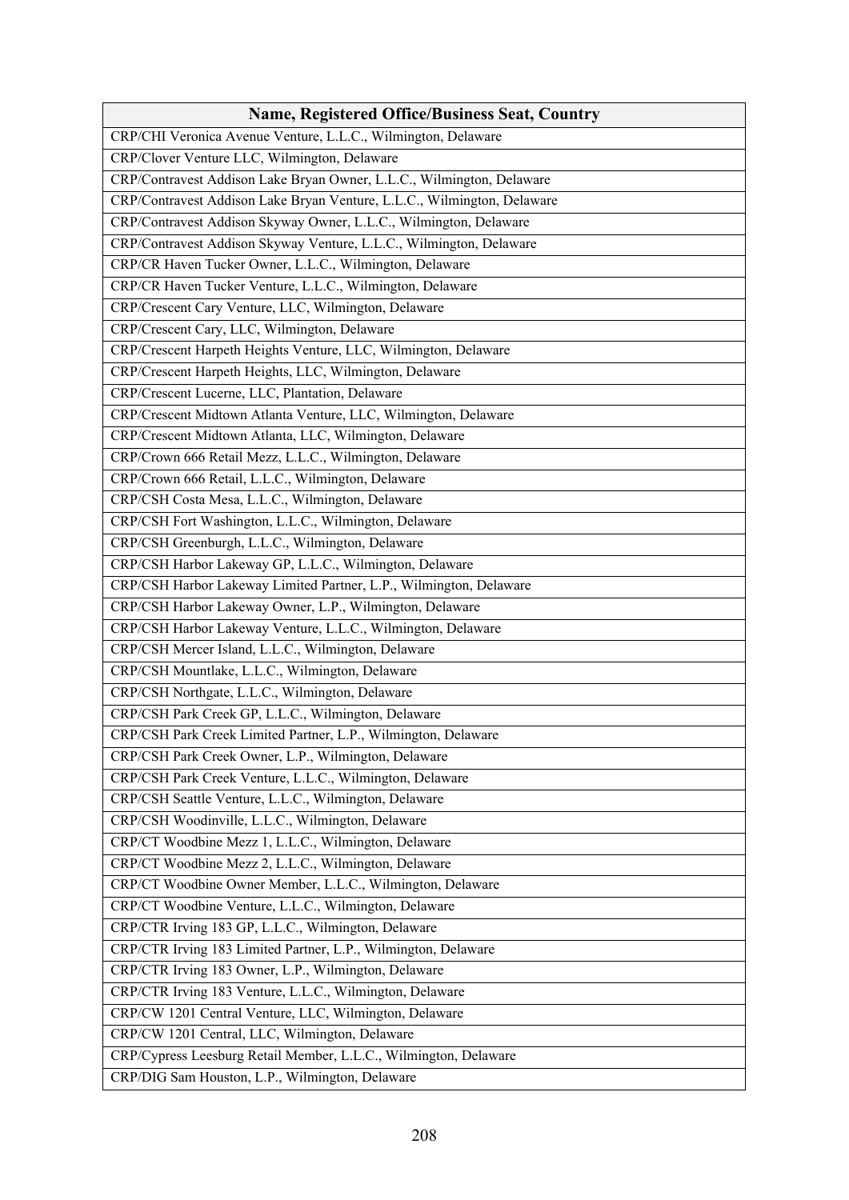| Name, Registered Office/Business Seat, Country |
|---|
| CRP/CHI Veronica Avenue Venture, L.L.C., Wilmington, Delaware |
| CRP/Clover Venture LLC, Wilmington, Delaware |
| CRP/Contravest Addison Lake Bryan Owner, L.L.C., Wilmington, Delaware |
| CRP/Contravest Addison Lake Bryan Venture, L.L.C., Wilmington, Delaware |
| CRP/Contravest Addison Skyway Owner, L.L.C., Wilmington, Delaware |
| CRP/Contravest Addison Skyway Venture, L.L.C., Wilmington, Delaware |
| CRP/CR Haven Tucker Owner, L.L.C., Wilmington, Delaware |
| CRP/CR Haven Tucker Venture, L.L.C., Wilmington, Delaware |
| CRP/Crescent Cary Venture, LLC, Wilmington, Delaware |
| CRP/Crescent Cary, LLC, Wilmington, Delaware |
| CRP/Crescent Harpeth Heights Venture, LLC, Wilmington, Delaware |
| CRP/Crescent Harpeth Heights, LLC, Wilmington, Delaware |
| CRP/Crescent Lucerne, LLC, Plantation, Delaware |
| CRP/Crescent Midtown Atlanta Venture, LLC, Wilmington, Delaware |
| CRP/Crescent Midtown Atlanta, LLC, Wilmington, Delaware |
| CRP/Crown 666 Retail Mezz, L.L.C., Wilmington, Delaware |
| CRP/Crown 666 Retail, L.L.C., Wilmington, Delaware |
| CRP/CSH Costa Mesa, L.L.C., Wilmington, Delaware |
| CRP/CSH Fort Washington, L.L.C., Wilmington, Delaware |
| CRP/CSH Greenburgh, L.L.C., Wilmington, Delaware |
| CRP/CSH Harbor Lakeway GP, L.L.C., Wilmington, Delaware |
| CRP/CSH Harbor Lakeway Limited Partner, L.P., Wilmington, Delaware |
| CRP/CSH Harbor Lakeway Owner, L.P., Wilmington, Delaware |
| CRP/CSH Harbor Lakeway Venture, L.L.C., Wilmington, Delaware |
| CRP/CSH Mercer Island, L.L.C., Wilmington, Delaware |
| CRP/CSH Mountlake, L.L.C., Wilmington, Delaware |
| CRP/CSH Northgate, L.L.C., Wilmington, Delaware |
| CRP/CSH Park Creek GP, L.L.C., Wilmington, Delaware |
| CRP/CSH Park Creek Limited Partner, L.P., Wilmington, Delaware |
| CRP/CSH Park Creek Owner, L.P., Wilmington, Delaware |
| CRP/CSH Park Creek Venture, L.L.C., Wilmington, Delaware |
| CRP/CSH Seattle Venture, L.L.C., Wilmington, Delaware |
| CRP/CSH Woodinville, L.L.C., Wilmington, Delaware |
| CRP/CT Woodbine Mezz 1, L.L.C., Wilmington, Delaware |
| CRP/CT Woodbine Mezz 2, L.L.C., Wilmington, Delaware |
| CRP/CT Woodbine Owner Member, L.L.C., Wilmington, Delaware |
| CRP/CT Woodbine Venture, L.L.C., Wilmington, Delaware |
| CRP/CTR Irving 183 GP, L.L.C., Wilmington, Delaware |
| CRP/CTR Irving 183 Limited Partner, L.P., Wilmington, Delaware |
| CRP/CTR Irving 183 Owner, L.P., Wilmington, Delaware |
| CRP/CTR Irving 183 Venture, L.L.C., Wilmington, Delaware |
| CRP/CW 1201 Central Venture, LLC, Wilmington, Delaware |
| CRP/CW 1201 Central, LLC, Wilmington, Delaware |
| CRP/Cypress Leesburg Retail Member, L.L.C., Wilmington, Delaware |
| CRP/DIG Sam Houston, L.P., Wilmington, Delaware |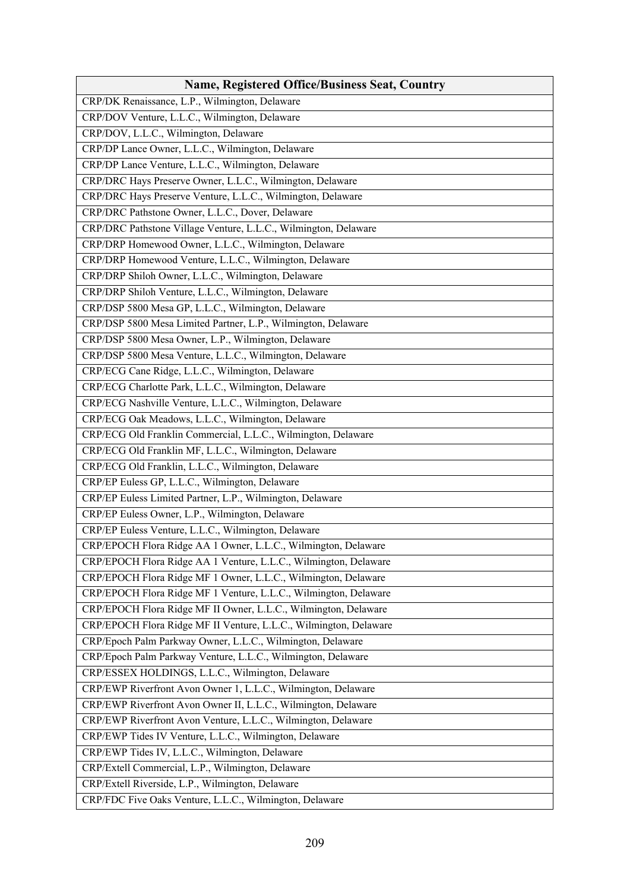| Name, Registered Office/Business Seat, Country |
|---|
| CRP/DK Renaissance, L.P., Wilmington, Delaware |
| CRP/DOV Venture, L.L.C., Wilmington, Delaware |
| CRP/DOV, L.L.C., Wilmington, Delaware |
| CRP/DP Lance Owner, L.L.C., Wilmington, Delaware |
| CRP/DP Lance Venture, L.L.C., Wilmington, Delaware |
| CRP/DRC Hays Preserve Owner, L.L.C., Wilmington, Delaware |
| CRP/DRC Hays Preserve Venture, L.L.C., Wilmington, Delaware |
| CRP/DRC Pathstone Owner, L.L.C., Dover, Delaware |
| CRP/DRC Pathstone Village Venture, L.L.C., Wilmington, Delaware |
| CRP/DRP Homewood Owner, L.L.C., Wilmington, Delaware |
| CRP/DRP Homewood Venture, L.L.C., Wilmington, Delaware |
| CRP/DRP Shiloh Owner, L.L.C., Wilmington, Delaware |
| CRP/DRP Shiloh Venture, L.L.C., Wilmington, Delaware |
| CRP/DSP 5800 Mesa GP, L.L.C., Wilmington, Delaware |
| CRP/DSP 5800 Mesa Limited Partner, L.P., Wilmington, Delaware |
| CRP/DSP 5800 Mesa Owner, L.P., Wilmington, Delaware |
| CRP/DSP 5800 Mesa Venture, L.L.C., Wilmington, Delaware |
| CRP/ECG Cane Ridge, L.L.C., Wilmington, Delaware |
| CRP/ECG Charlotte Park, L.L.C., Wilmington, Delaware |
| CRP/ECG Nashville Venture, L.L.C., Wilmington, Delaware |
| CRP/ECG Oak Meadows, L.L.C., Wilmington, Delaware |
| CRP/ECG Old Franklin Commercial, L.L.C., Wilmington, Delaware |
| CRP/ECG Old Franklin MF, L.L.C., Wilmington, Delaware |
| CRP/ECG Old Franklin, L.L.C., Wilmington, Delaware |
| CRP/EP Euless GP, L.L.C., Wilmington, Delaware |
| CRP/EP Euless Limited Partner, L.P., Wilmington, Delaware |
| CRP/EP Euless Owner, L.P., Wilmington, Delaware |
| CRP/EP Euless Venture, L.L.C., Wilmington, Delaware |
| CRP/EPOCH Flora Ridge AA 1 Owner, L.L.C., Wilmington, Delaware |
| CRP/EPOCH Flora Ridge AA 1 Venture, L.L.C., Wilmington, Delaware |
| CRP/EPOCH Flora Ridge MF 1 Owner, L.L.C., Wilmington, Delaware |
| CRP/EPOCH Flora Ridge MF 1 Venture, L.L.C., Wilmington, Delaware |
| CRP/EPOCH Flora Ridge MF II Owner, L.L.C., Wilmington, Delaware |
| CRP/EPOCH Flora Ridge MF II Venture, L.L.C., Wilmington, Delaware |
| CRP/Epoch Palm Parkway Owner, L.L.C., Wilmington, Delaware |
| CRP/Epoch Palm Parkway Venture, L.L.C., Wilmington, Delaware |
| CRP/ESSEX HOLDINGS, L.L.C., Wilmington, Delaware |
| CRP/EWP Riverfront Avon Owner 1, L.L.C., Wilmington, Delaware |
| CRP/EWP Riverfront Avon Owner II, L.L.C., Wilmington, Delaware |
| CRP/EWP Riverfront Avon Venture, L.L.C., Wilmington, Delaware |
| CRP/EWP Tides IV Venture, L.L.C., Wilmington, Delaware |
| CRP/EWP Tides IV, L.L.C., Wilmington, Delaware |
| CRP/Extell Commercial, L.P., Wilmington, Delaware |
| CRP/Extell Riverside, L.P., Wilmington, Delaware |
| CRP/FDC Five Oaks Venture, L.L.C., Wilmington, Delaware |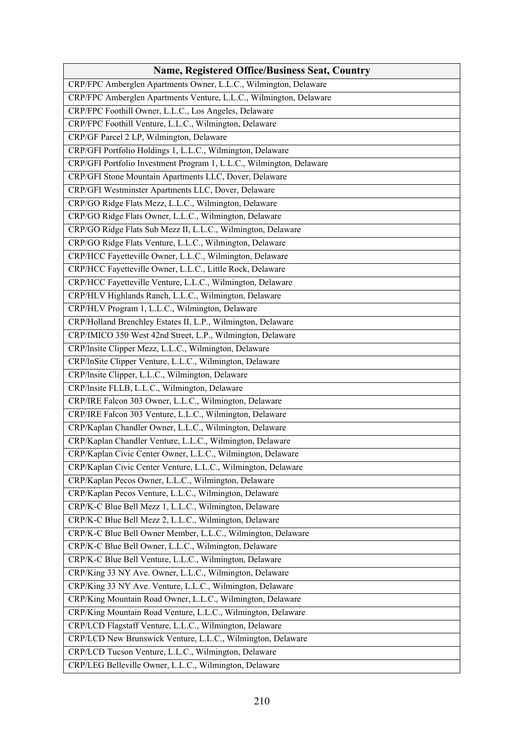| Name, Registered Office/Business Seat, Country |
|---|
| CRP/FPC Amberglen Apartments Owner, L.L.C., Wilmington, Delaware |
| CRP/FPC Amberglen Apartments Venture, L.L.C., Wilmington, Delaware |
| CRP/FPC Foothill Owner, L.L.C., Los Angeles, Delaware |
| CRP/FPC Foothill Venture, L.L.C., Wilmington, Delaware |
| CRP/GF Parcel 2 LP, Wilmington, Delaware |
| CRP/GFI Portfolio Holdings 1, L.L.C., Wilmington, Delaware |
| CRP/GFI Portfolio Investment Program 1, L.L.C., Wilmington, Delaware |
| CRP/GFI Stone Mountain Apartments LLC, Dover, Delaware |
| CRP/GFI Westminster Apartments LLC, Dover, Delaware |
| CRP/GO Ridge Flats Mezz, L.L.C., Wilmington, Delaware |
| CRP/GO Ridge Flats Owner, L.L.C., Wilmington, Delaware |
| CRP/GO Ridge Flats Sub Mezz II, L.L.C., Wilmington, Delaware |
| CRP/GO Ridge Flats Venture, L.L.C., Wilmington, Delaware |
| CRP/HCC Fayetteville Owner, L.L.C., Wilmington, Delaware |
| CRP/HCC Fayetteville Owner, L.L.C., Little Rock, Delaware |
| CRP/HCC Fayetteville Venture, L.L.C., Wilmington, Delaware |
| CRP/HLV Highlands Ranch, L.L.C., Wilmington, Delaware |
| CRP/HLV Program 1, L.L.C., Wilmington, Delaware |
| CRP/Holland Brenchley Estates II, L.P., Wilmington, Delaware |
| CRP/IMICO 350 West 42nd Street, L.P., Wilmington, Delaware |
| CRP/lnsite Clipper Mezz, L.L.C., Wilmington, Delaware |
| CRP/lnSite Clipper Venture, L.L.C., Wilmington, Delaware |
| CRP/lnsite Clipper, L.L.C., Wilmington, Delaware |
| CRP/lnsite FLLB, L.L.C., Wilmington, Delaware |
| CRP/IRE Falcon 303 Owner, L.L.C., Wilmington, Delaware |
| CRP/IRE Falcon 303 Venture, L.L.C., Wilmington, Delaware |
| CRP/Kaplan Chandler Owner, L.L.C., Wilmington, Delaware |
| CRP/Kaplan Chandler Venture, L.L.C., Wilmington, Delaware |
| CRP/Kaplan Civic Center Owner, L.L.C., Wilmington, Delaware |
| CRP/Kaplan Civic Center Venture, L.L.C., Wilmington, Delaware |
| CRP/Kaplan Pecos Owner, L.L.C., Wilmington, Delaware |
| CRP/Kaplan Pecos Venture, L.L.C., Wilmington, Delaware |
| CRP/K-C Blue Bell Mezz 1, L.L.C., Wilmington, Delaware |
| CRP/K-C Blue Bell Mezz 2, L.L.C., Wilmington, Delaware |
| CRP/K-C Blue Bell Owner Member, L.L.C., Wilmington, Delaware |
| CRP/K-C Blue Bell Owner, L.L.C., Wilmington, Delaware |
| CRP/K-C Blue Bell Venture, L.L.C., Wilmington, Delaware |
| CRP/King 33 NY Ave. Owner, L.L.C., Wilmington, Delaware |
| CRP/King 33 NY Ave. Venture, L.L.C., Wilmington, Delaware |
| CRP/King Mountain Road Owner, L.L.C., Wilmington, Delaware |
| CRP/King Mountain Road Venture, L.L.C., Wilmington, Delaware |
| CRP/LCD Flagstaff Venture, L.L.C., Wilmington, Delaware |
| CRP/LCD New Brunswick Venture, L.L.C., Wilmington, Delaware |
| CRP/LCD Tucson Venture, L.L.C., Wilmington, Delaware |
| CRP/LEG Belleville Owner, L.L.C., Wilmington, Delaware |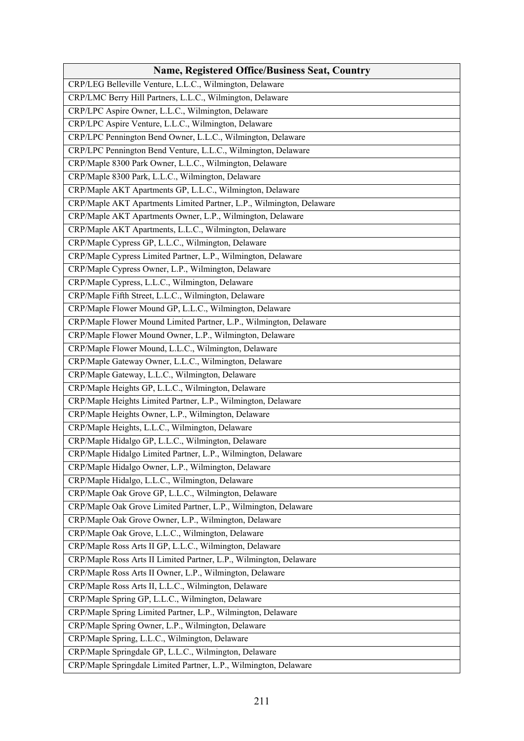| Name, Registered Office/Business Seat, Country |
| --- |
| CRP/LEG Belleville Venture, L.L.C., Wilmington, Delaware |
| CRP/LMC Berry Hill Partners, L.L.C., Wilmington, Delaware |
| CRP/LPC Aspire Owner, L.L.C., Wilmington, Delaware |
| CRP/LPC Aspire Venture, L.L.C., Wilmington, Delaware |
| CRP/LPC Pennington Bend Owner, L.L.C., Wilmington, Delaware |
| CRP/LPC Pennington Bend Venture, L.L.C., Wilmington, Delaware |
| CRP/Maple 8300 Park Owner, L.L.C., Wilmington, Delaware |
| CRP/Maple 8300 Park, L.L.C., Wilmington, Delaware |
| CRP/Maple AKT Apartments GP, L.L.C., Wilmington, Delaware |
| CRP/Maple AKT Apartments Limited Partner, L.P., Wilmington, Delaware |
| CRP/Maple AKT Apartments Owner, L.P., Wilmington, Delaware |
| CRP/Maple AKT Apartments, L.L.C., Wilmington, Delaware |
| CRP/Maple Cypress GP, L.L.C., Wilmington, Delaware |
| CRP/Maple Cypress Limited Partner, L.P., Wilmington, Delaware |
| CRP/Maple Cypress Owner, L.P., Wilmington, Delaware |
| CRP/Maple Cypress, L.L.C., Wilmington, Delaware |
| CRP/Maple Fifth Street, L.L.C., Wilmington, Delaware |
| CRP/Maple Flower Mound GP, L.L.C., Wilmington, Delaware |
| CRP/Maple Flower Mound Limited Partner, L.P., Wilmington, Delaware |
| CRP/Maple Flower Mound Owner, L.P., Wilmington, Delaware |
| CRP/Maple Flower Mound, L.L.C., Wilmington, Delaware |
| CRP/Maple Gateway Owner, L.L.C., Wilmington, Delaware |
| CRP/Maple Gateway, L.L.C., Wilmington, Delaware |
| CRP/Maple Heights GP, L.L.C., Wilmington, Delaware |
| CRP/Maple Heights Limited Partner, L.P., Wilmington, Delaware |
| CRP/Maple Heights Owner, L.P., Wilmington, Delaware |
| CRP/Maple Heights, L.L.C., Wilmington, Delaware |
| CRP/Maple Hidalgo GP, L.L.C., Wilmington, Delaware |
| CRP/Maple Hidalgo Limited Partner, L.P., Wilmington, Delaware |
| CRP/Maple Hidalgo Owner, L.P., Wilmington, Delaware |
| CRP/Maple Hidalgo, L.L.C., Wilmington, Delaware |
| CRP/Maple Oak Grove GP, L.L.C., Wilmington, Delaware |
| CRP/Maple Oak Grove Limited Partner, L.P., Wilmington, Delaware |
| CRP/Maple Oak Grove Owner, L.P., Wilmington, Delaware |
| CRP/Maple Oak Grove, L.L.C., Wilmington, Delaware |
| CRP/Maple Ross Arts II GP, L.L.C., Wilmington, Delaware |
| CRP/Maple Ross Arts II Limited Partner, L.P., Wilmington, Delaware |
| CRP/Maple Ross Arts II Owner, L.P., Wilmington, Delaware |
| CRP/Maple Ross Arts II, L.L.C., Wilmington, Delaware |
| CRP/Maple Spring GP, L.L.C., Wilmington, Delaware |
| CRP/Maple Spring Limited Partner, L.P., Wilmington, Delaware |
| CRP/Maple Spring Owner, L.P., Wilmington, Delaware |
| CRP/Maple Spring, L.L.C., Wilmington, Delaware |
| CRP/Maple Springdale GP, L.L.C., Wilmington, Delaware |
| CRP/Maple Springdale Limited Partner, L.P., Wilmington, Delaware |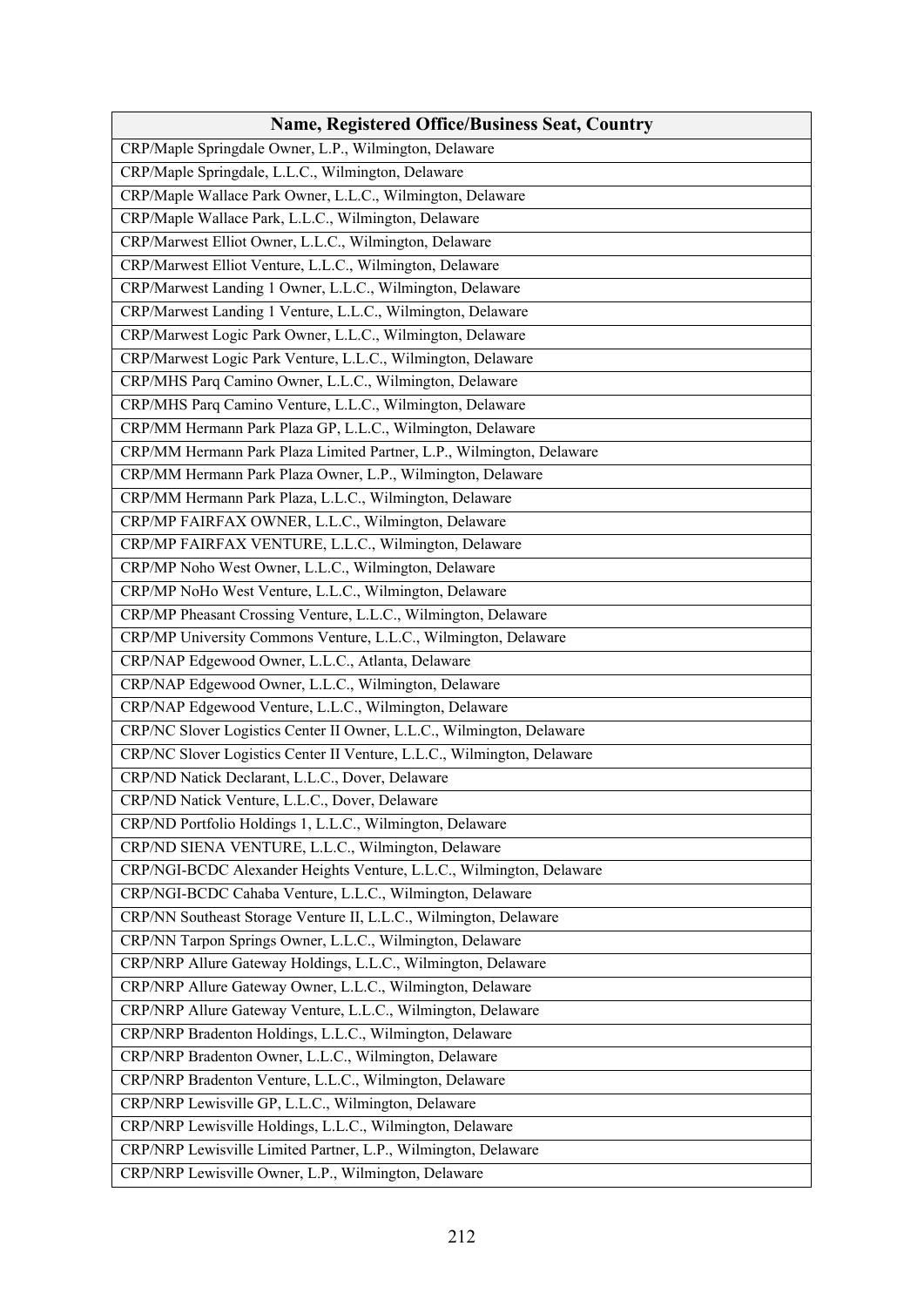| Name, Registered Office/Business Seat, Country |
|---|
| CRP/Maple Springdale Owner, L.P., Wilmington, Delaware |
| CRP/Maple Springdale, L.L.C., Wilmington, Delaware |
| CRP/Maple Wallace Park Owner, L.L.C., Wilmington, Delaware |
| CRP/Maple Wallace Park, L.L.C., Wilmington, Delaware |
| CRP/Marwest Elliot Owner, L.L.C., Wilmington, Delaware |
| CRP/Marwest Elliot Venture, L.L.C., Wilmington, Delaware |
| CRP/Marwest Landing 1 Owner, L.L.C., Wilmington, Delaware |
| CRP/Marwest Landing 1 Venture, L.L.C., Wilmington, Delaware |
| CRP/Marwest Logic Park Owner, L.L.C., Wilmington, Delaware |
| CRP/Marwest Logic Park Venture, L.L.C., Wilmington, Delaware |
| CRP/MHS Parq Camino Owner, L.L.C., Wilmington, Delaware |
| CRP/MHS Parq Camino Venture, L.L.C., Wilmington, Delaware |
| CRP/MM Hermann Park Plaza GP, L.L.C., Wilmington, Delaware |
| CRP/MM Hermann Park Plaza Limited Partner, L.P., Wilmington, Delaware |
| CRP/MM Hermann Park Plaza Owner, L.P., Wilmington, Delaware |
| CRP/MM Hermann Park Plaza, L.L.C., Wilmington, Delaware |
| CRP/MP FAIRFAX OWNER, L.L.C., Wilmington, Delaware |
| CRP/MP FAIRFAX VENTURE, L.L.C., Wilmington, Delaware |
| CRP/MP Noho West Owner, L.L.C., Wilmington, Delaware |
| CRP/MP NoHo West Venture, L.L.C., Wilmington, Delaware |
| CRP/MP Pheasant Crossing Venture, L.L.C., Wilmington, Delaware |
| CRP/MP University Commons Venture, L.L.C., Wilmington, Delaware |
| CRP/NAP Edgewood Owner, L.L.C., Atlanta, Delaware |
| CRP/NAP Edgewood Owner, L.L.C., Wilmington, Delaware |
| CRP/NAP Edgewood Venture, L.L.C., Wilmington, Delaware |
| CRP/NC Slover Logistics Center II Owner, L.L.C., Wilmington, Delaware |
| CRP/NC Slover Logistics Center II Venture, L.L.C., Wilmington, Delaware |
| CRP/ND Natick Declarant, L.L.C., Dover, Delaware |
| CRP/ND Natick Venture, L.L.C., Dover, Delaware |
| CRP/ND Portfolio Holdings 1, L.L.C., Wilmington, Delaware |
| CRP/ND SIENA VENTURE, L.L.C., Wilmington, Delaware |
| CRP/NGI-BCDC Alexander Heights Venture, L.L.C., Wilmington, Delaware |
| CRP/NGI-BCDC Cahaba Venture, L.L.C., Wilmington, Delaware |
| CRP/NN Southeast Storage Venture II, L.L.C., Wilmington, Delaware |
| CRP/NN Tarpon Springs Owner, L.L.C., Wilmington, Delaware |
| CRP/NRP Allure Gateway Holdings, L.L.C., Wilmington, Delaware |
| CRP/NRP Allure Gateway Owner, L.L.C., Wilmington, Delaware |
| CRP/NRP Allure Gateway Venture, L.L.C., Wilmington, Delaware |
| CRP/NRP Bradenton Holdings, L.L.C., Wilmington, Delaware |
| CRP/NRP Bradenton Owner, L.L.C., Wilmington, Delaware |
| CRP/NRP Bradenton Venture, L.L.C., Wilmington, Delaware |
| CRP/NRP Lewisville GP, L.L.C., Wilmington, Delaware |
| CRP/NRP Lewisville Holdings, L.L.C., Wilmington, Delaware |
| CRP/NRP Lewisville Limited Partner, L.P., Wilmington, Delaware |
| CRP/NRP Lewisville Owner, L.P., Wilmington, Delaware |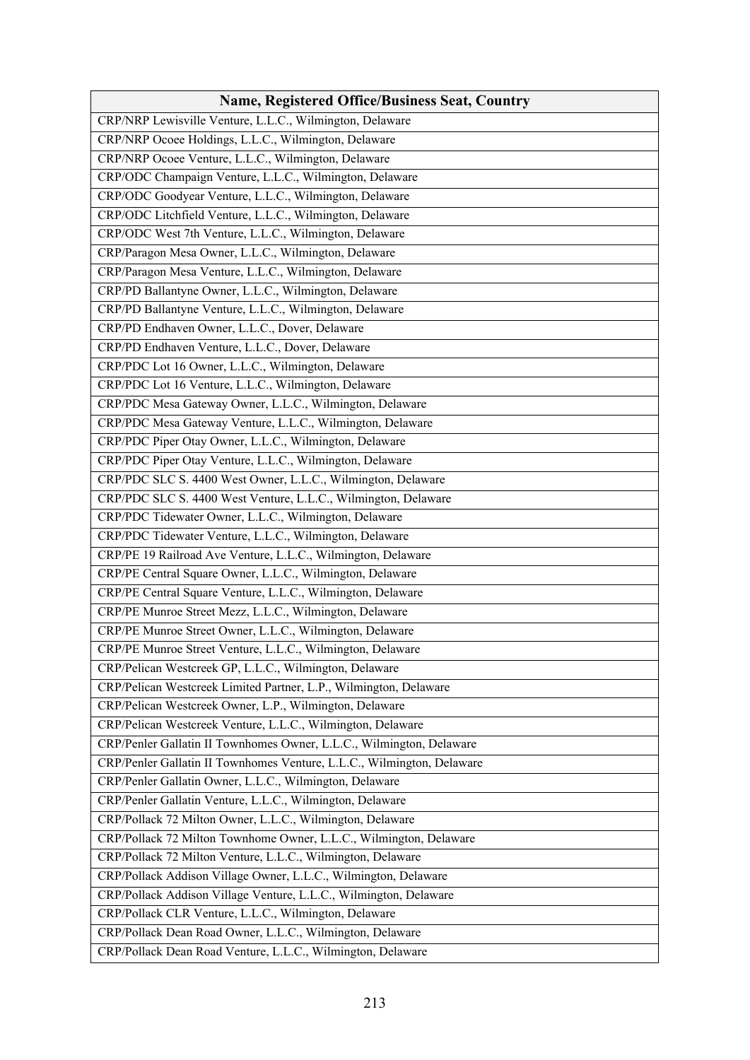| Name, Registered Office/Business Seat, Country |
|---|
| CRP/NRP Lewisville Venture, L.L.C., Wilmington, Delaware |
| CRP/NRP Ocoee Holdings, L.L.C., Wilmington, Delaware |
| CRP/NRP Ocoee Venture, L.L.C., Wilmington, Delaware |
| CRP/ODC Champaign Venture, L.L.C., Wilmington, Delaware |
| CRP/ODC Goodyear Venture, L.L.C., Wilmington, Delaware |
| CRP/ODC Litchfield Venture, L.L.C., Wilmington, Delaware |
| CRP/ODC West 7th Venture, L.L.C., Wilmington, Delaware |
| CRP/Paragon Mesa Owner, L.L.C., Wilmington, Delaware |
| CRP/Paragon Mesa Venture, L.L.C., Wilmington, Delaware |
| CRP/PD Ballantyne Owner, L.L.C., Wilmington, Delaware |
| CRP/PD Ballantyne Venture, L.L.C., Wilmington, Delaware |
| CRP/PD Endhaven Owner, L.L.C., Dover, Delaware |
| CRP/PD Endhaven Venture, L.L.C., Dover, Delaware |
| CRP/PDC Lot 16 Owner, L.L.C., Wilmington, Delaware |
| CRP/PDC Lot 16 Venture, L.L.C., Wilmington, Delaware |
| CRP/PDC Mesa Gateway Owner, L.L.C., Wilmington, Delaware |
| CRP/PDC Mesa Gateway Venture, L.L.C., Wilmington, Delaware |
| CRP/PDC Piper Otay Owner, L.L.C., Wilmington, Delaware |
| CRP/PDC Piper Otay Venture, L.L.C., Wilmington, Delaware |
| CRP/PDC SLC S. 4400 West Owner, L.L.C., Wilmington, Delaware |
| CRP/PDC SLC S. 4400 West Venture, L.L.C., Wilmington, Delaware |
| CRP/PDC Tidewater Owner, L.L.C., Wilmington, Delaware |
| CRP/PDC Tidewater Venture, L.L.C., Wilmington, Delaware |
| CRP/PE 19 Railroad Ave Venture, L.L.C., Wilmington, Delaware |
| CRP/PE Central Square Owner, L.L.C., Wilmington, Delaware |
| CRP/PE Central Square Venture, L.L.C., Wilmington, Delaware |
| CRP/PE Munroe Street Mezz, L.L.C., Wilmington, Delaware |
| CRP/PE Munroe Street Owner, L.L.C., Wilmington, Delaware |
| CRP/PE Munroe Street Venture, L.L.C., Wilmington, Delaware |
| CRP/Pelican Westcreek GP, L.L.C., Wilmington, Delaware |
| CRP/Pelican Westcreek Limited Partner, L.P., Wilmington, Delaware |
| CRP/Pelican Westcreek Owner, L.P., Wilmington, Delaware |
| CRP/Pelican Westcreek Venture, L.L.C., Wilmington, Delaware |
| CRP/Penler Gallatin II Townhomes Owner, L.L.C., Wilmington, Delaware |
| CRP/Penler Gallatin II Townhomes Venture, L.L.C., Wilmington, Delaware |
| CRP/Penler Gallatin Owner, L.L.C., Wilmington, Delaware |
| CRP/Penler Gallatin Venture, L.L.C., Wilmington, Delaware |
| CRP/Pollack 72 Milton Owner, L.L.C., Wilmington, Delaware |
| CRP/Pollack 72 Milton Townhome Owner, L.L.C., Wilmington, Delaware |
| CRP/Pollack 72 Milton Venture, L.L.C., Wilmington, Delaware |
| CRP/Pollack Addison Village Owner, L.L.C., Wilmington, Delaware |
| CRP/Pollack Addison Village Venture, L.L.C., Wilmington, Delaware |
| CRP/Pollack CLR Venture, L.L.C., Wilmington, Delaware |
| CRP/Pollack Dean Road Owner, L.L.C., Wilmington, Delaware |
| CRP/Pollack Dean Road Venture, L.L.C., Wilmington, Delaware |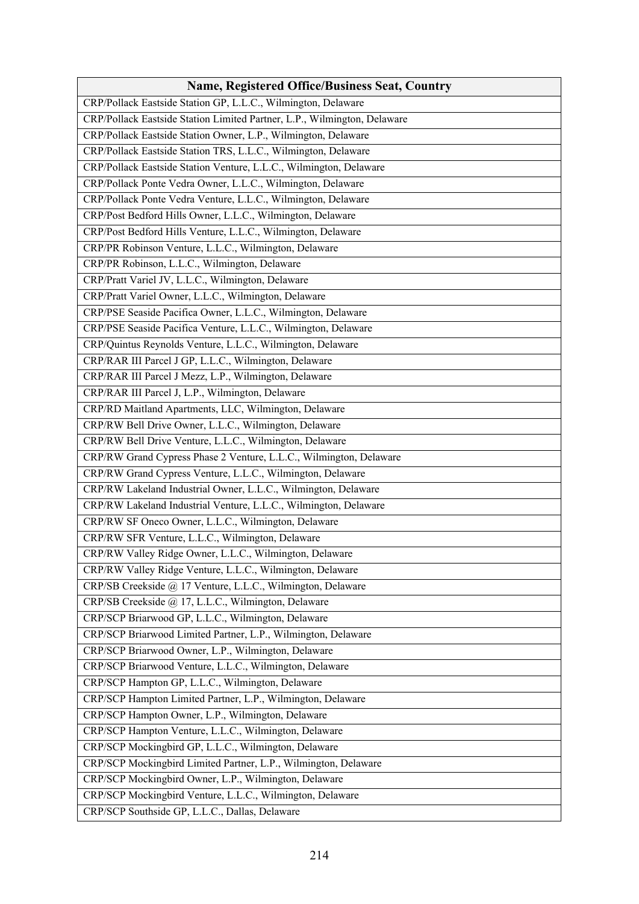| Name, Registered Office/Business Seat, Country |
|---|
| CRP/Pollack Eastside Station GP, L.L.C., Wilmington, Delaware |
| CRP/Pollack Eastside Station Limited Partner, L.P., Wilmington, Delaware |
| CRP/Pollack Eastside Station Owner, L.P., Wilmington, Delaware |
| CRP/Pollack Eastside Station TRS, L.L.C., Wilmington, Delaware |
| CRP/Pollack Eastside Station Venture, L.L.C., Wilmington, Delaware |
| CRP/Pollack Ponte Vedra Owner, L.L.C., Wilmington, Delaware |
| CRP/Pollack Ponte Vedra Venture, L.L.C., Wilmington, Delaware |
| CRP/Post Bedford Hills Owner, L.L.C., Wilmington, Delaware |
| CRP/Post Bedford Hills Venture, L.L.C., Wilmington, Delaware |
| CRP/PR Robinson Venture, L.L.C., Wilmington, Delaware |
| CRP/PR Robinson, L.L.C., Wilmington, Delaware |
| CRP/Pratt Variel JV, L.L.C., Wilmington, Delaware |
| CRP/Pratt Variel Owner, L.L.C., Wilmington, Delaware |
| CRP/PSE Seaside Pacifica Owner, L.L.C., Wilmington, Delaware |
| CRP/PSE Seaside Pacifica Venture, L.L.C., Wilmington, Delaware |
| CRP/Quintus Reynolds Venture, L.L.C., Wilmington, Delaware |
| CRP/RAR III Parcel J GP, L.L.C., Wilmington, Delaware |
| CRP/RAR III Parcel J Mezz, L.P., Wilmington, Delaware |
| CRP/RAR III Parcel J, L.P., Wilmington, Delaware |
| CRP/RD Maitland Apartments, LLC, Wilmington, Delaware |
| CRP/RW Bell Drive Owner, L.L.C., Wilmington, Delaware |
| CRP/RW Bell Drive Venture, L.L.C., Wilmington, Delaware |
| CRP/RW Grand Cypress Phase 2 Venture, L.L.C., Wilmington, Delaware |
| CRP/RW Grand Cypress Venture, L.L.C., Wilmington, Delaware |
| CRP/RW Lakeland Industrial Owner, L.L.C., Wilmington, Delaware |
| CRP/RW Lakeland Industrial Venture, L.L.C., Wilmington, Delaware |
| CRP/RW SF Oneco Owner, L.L.C., Wilmington, Delaware |
| CRP/RW SFR Venture, L.L.C., Wilmington, Delaware |
| CRP/RW Valley Ridge Owner, L.L.C., Wilmington, Delaware |
| CRP/RW Valley Ridge Venture, L.L.C., Wilmington, Delaware |
| CRP/SB Creekside @ 17 Venture, L.L.C., Wilmington, Delaware |
| CRP/SB Creekside @ 17, L.L.C., Wilmington, Delaware |
| CRP/SCP Briarwood GP, L.L.C., Wilmington, Delaware |
| CRP/SCP Briarwood Limited Partner, L.P., Wilmington, Delaware |
| CRP/SCP Briarwood Owner, L.P., Wilmington, Delaware |
| CRP/SCP Briarwood Venture, L.L.C., Wilmington, Delaware |
| CRP/SCP Hampton GP, L.L.C., Wilmington, Delaware |
| CRP/SCP Hampton Limited Partner, L.P., Wilmington, Delaware |
| CRP/SCP Hampton Owner, L.P., Wilmington, Delaware |
| CRP/SCP Hampton Venture, L.L.C., Wilmington, Delaware |
| CRP/SCP Mockingbird GP, L.L.C., Wilmington, Delaware |
| CRP/SCP Mockingbird Limited Partner, L.P., Wilmington, Delaware |
| CRP/SCP Mockingbird Owner, L.P., Wilmington, Delaware |
| CRP/SCP Mockingbird Venture, L.L.C., Wilmington, Delaware |
| CRP/SCP Southside GP, L.L.C., Dallas, Delaware |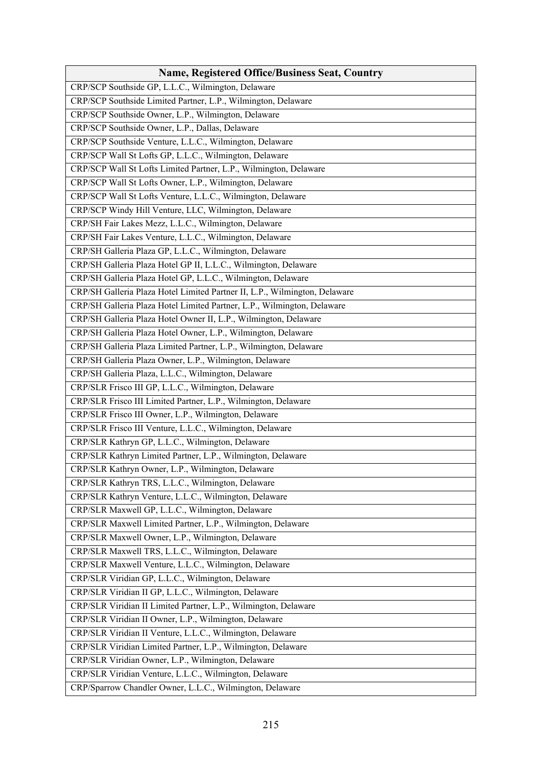| Name, Registered Office/Business Seat, Country |
|---|
| CRP/SCP Southside GP, L.L.C., Wilmington, Delaware |
| CRP/SCP Southside Limited Partner, L.P., Wilmington, Delaware |
| CRP/SCP Southside Owner, L.P., Wilmington, Delaware |
| CRP/SCP Southside Owner, L.P., Dallas, Delaware |
| CRP/SCP Southside Venture, L.L.C., Wilmington, Delaware |
| CRP/SCP Wall St Lofts GP, L.L.C., Wilmington, Delaware |
| CRP/SCP Wall St Lofts Limited Partner, L.P., Wilmington, Delaware |
| CRP/SCP Wall St Lofts Owner, L.P., Wilmington, Delaware |
| CRP/SCP Wall St Lofts Venture, L.L.C., Wilmington, Delaware |
| CRP/SCP Windy Hill Venture, LLC, Wilmington, Delaware |
| CRP/SH Fair Lakes Mezz, L.L.C., Wilmington, Delaware |
| CRP/SH Fair Lakes Venture, L.L.C., Wilmington, Delaware |
| CRP/SH Galleria Plaza GP, L.L.C., Wilmington, Delaware |
| CRP/SH Galleria Plaza Hotel GP II, L.L.C., Wilmington, Delaware |
| CRP/SH Galleria Plaza Hotel GP, L.L.C., Wilmington, Delaware |
| CRP/SH Galleria Plaza Hotel Limited Partner II, L.P., Wilmington, Delaware |
| CRP/SH Galleria Plaza Hotel Limited Partner, L.P., Wilmington, Delaware |
| CRP/SH Galleria Plaza Hotel Owner II, L.P., Wilmington, Delaware |
| CRP/SH Galleria Plaza Hotel Owner, L.P., Wilmington, Delaware |
| CRP/SH Galleria Plaza Limited Partner, L.P., Wilmington, Delaware |
| CRP/SH Galleria Plaza Owner, L.P., Wilmington, Delaware |
| CRP/SH Galleria Plaza, L.L.C., Wilmington, Delaware |
| CRP/SLR Frisco III GP, L.L.C., Wilmington, Delaware |
| CRP/SLR Frisco III Limited Partner, L.P., Wilmington, Delaware |
| CRP/SLR Frisco III Owner, L.P., Wilmington, Delaware |
| CRP/SLR Frisco III Venture, L.L.C., Wilmington, Delaware |
| CRP/SLR Kathryn GP, L.L.C., Wilmington, Delaware |
| CRP/SLR Kathryn Limited Partner, L.P., Wilmington, Delaware |
| CRP/SLR Kathryn Owner, L.P., Wilmington, Delaware |
| CRP/SLR Kathryn TRS, L.L.C., Wilmington, Delaware |
| CRP/SLR Kathryn Venture, L.L.C., Wilmington, Delaware |
| CRP/SLR Maxwell GP, L.L.C., Wilmington, Delaware |
| CRP/SLR Maxwell Limited Partner, L.P., Wilmington, Delaware |
| CRP/SLR Maxwell Owner, L.P., Wilmington, Delaware |
| CRP/SLR Maxwell TRS, L.L.C., Wilmington, Delaware |
| CRP/SLR Maxwell Venture, L.L.C., Wilmington, Delaware |
| CRP/SLR Viridian GP, L.L.C., Wilmington, Delaware |
| CRP/SLR Viridian II GP, L.L.C., Wilmington, Delaware |
| CRP/SLR Viridian II Limited Partner, L.P., Wilmington, Delaware |
| CRP/SLR Viridian II Owner, L.P., Wilmington, Delaware |
| CRP/SLR Viridian II Venture, L.L.C., Wilmington, Delaware |
| CRP/SLR Viridian Limited Partner, L.P., Wilmington, Delaware |
| CRP/SLR Viridian Owner, L.P., Wilmington, Delaware |
| CRP/SLR Viridian Venture, L.L.C., Wilmington, Delaware |
| CRP/Sparrow Chandler Owner, L.L.C., Wilmington, Delaware |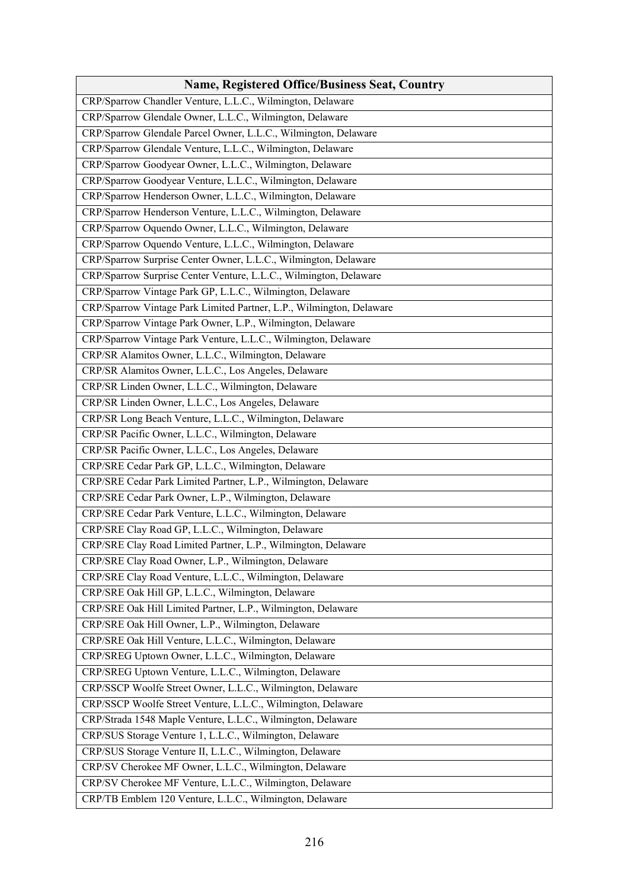| Name, Registered Office/Business Seat, Country |
| --- |
| CRP/Sparrow Chandler Venture, L.L.C., Wilmington, Delaware |
| CRP/Sparrow Glendale Owner, L.L.C., Wilmington, Delaware |
| CRP/Sparrow Glendale Parcel Owner, L.L.C., Wilmington, Delaware |
| CRP/Sparrow Glendale Venture, L.L.C., Wilmington, Delaware |
| CRP/Sparrow Goodyear Owner, L.L.C., Wilmington, Delaware |
| CRP/Sparrow Goodyear Venture, L.L.C., Wilmington, Delaware |
| CRP/Sparrow Henderson Owner, L.L.C., Wilmington, Delaware |
| CRP/Sparrow Henderson Venture, L.L.C., Wilmington, Delaware |
| CRP/Sparrow Oquendo Owner, L.L.C., Wilmington, Delaware |
| CRP/Sparrow Oquendo Venture, L.L.C., Wilmington, Delaware |
| CRP/Sparrow Surprise Center Owner, L.L.C., Wilmington, Delaware |
| CRP/Sparrow Surprise Center Venture, L.L.C., Wilmington, Delaware |
| CRP/Sparrow Vintage Park GP, L.L.C., Wilmington, Delaware |
| CRP/Sparrow Vintage Park Limited Partner, L.P., Wilmington, Delaware |
| CRP/Sparrow Vintage Park Owner, L.P., Wilmington, Delaware |
| CRP/Sparrow Vintage Park Venture, L.L.C., Wilmington, Delaware |
| CRP/SR Alamitos Owner, L.L.C., Wilmington, Delaware |
| CRP/SR Alamitos Owner, L.L.C., Los Angeles, Delaware |
| CRP/SR Linden Owner, L.L.C., Wilmington, Delaware |
| CRP/SR Linden Owner, L.L.C., Los Angeles, Delaware |
| CRP/SR Long Beach Venture, L.L.C., Wilmington, Delaware |
| CRP/SR Pacific Owner, L.L.C., Wilmington, Delaware |
| CRP/SR Pacific Owner, L.L.C., Los Angeles, Delaware |
| CRP/SRE Cedar Park GP, L.L.C., Wilmington, Delaware |
| CRP/SRE Cedar Park Limited Partner, L.P., Wilmington, Delaware |
| CRP/SRE Cedar Park Owner, L.P., Wilmington, Delaware |
| CRP/SRE Cedar Park Venture, L.L.C., Wilmington, Delaware |
| CRP/SRE Clay Road GP, L.L.C., Wilmington, Delaware |
| CRP/SRE Clay Road Limited Partner, L.P., Wilmington, Delaware |
| CRP/SRE Clay Road Owner, L.P., Wilmington, Delaware |
| CRP/SRE Clay Road Venture, L.L.C., Wilmington, Delaware |
| CRP/SRE Oak Hill GP, L.L.C., Wilmington, Delaware |
| CRP/SRE Oak Hill Limited Partner, L.P., Wilmington, Delaware |
| CRP/SRE Oak Hill Owner, L.P., Wilmington, Delaware |
| CRP/SRE Oak Hill Venture, L.L.C., Wilmington, Delaware |
| CRP/SREG Uptown Owner, L.L.C., Wilmington, Delaware |
| CRP/SREG Uptown Venture, L.L.C., Wilmington, Delaware |
| CRP/SSCP Woolfe Street Owner, L.L.C., Wilmington, Delaware |
| CRP/SSCP Woolfe Street Venture, L.L.C., Wilmington, Delaware |
| CRP/Strada 1548 Maple Venture, L.L.C., Wilmington, Delaware |
| CRP/SUS Storage Venture 1, L.L.C., Wilmington, Delaware |
| CRP/SUS Storage Venture II, L.L.C., Wilmington, Delaware |
| CRP/SV Cherokee MF Owner, L.L.C., Wilmington, Delaware |
| CRP/SV Cherokee MF Venture, L.L.C., Wilmington, Delaware |
| CRP/TB Emblem 120 Venture, L.L.C., Wilmington, Delaware |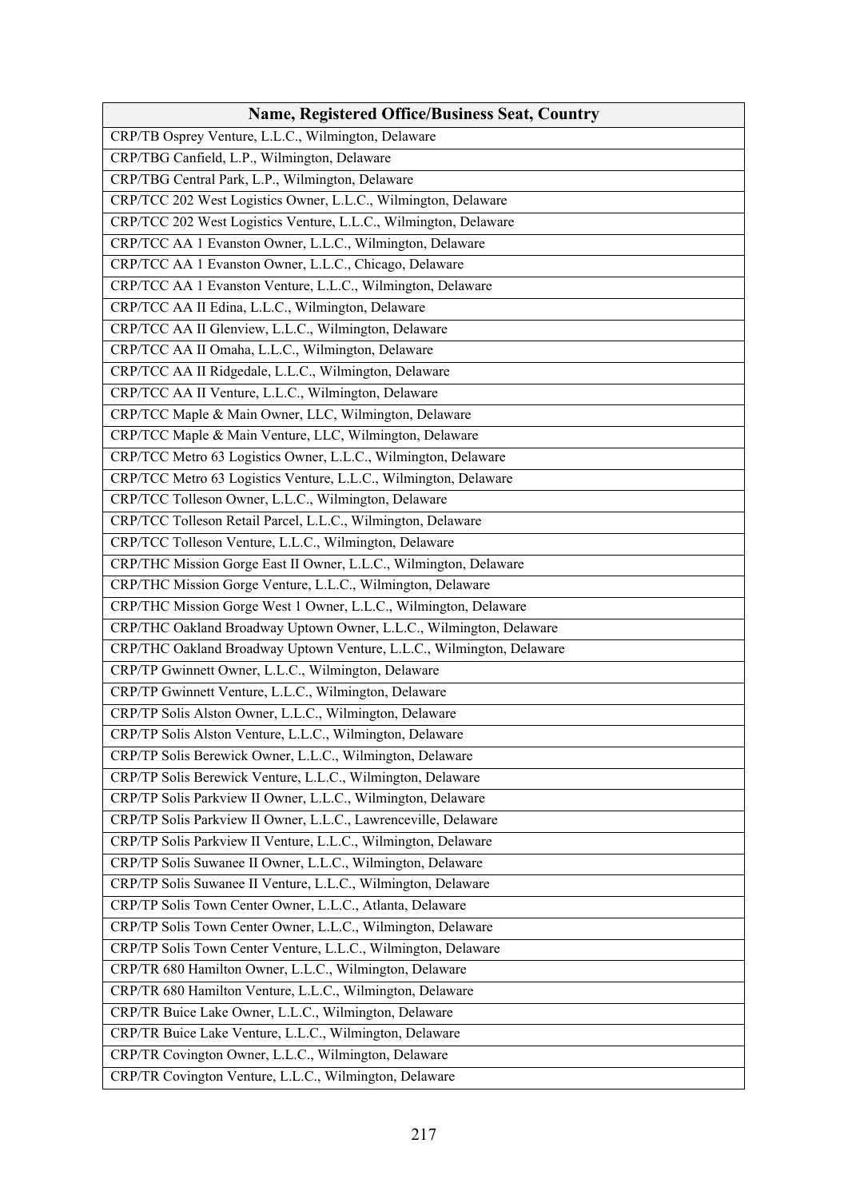| Name, Registered Office/Business Seat, Country |
| --- |
| CRP/TB Osprey Venture, L.L.C., Wilmington, Delaware |
| CRP/TBG Canfield, L.P., Wilmington, Delaware |
| CRP/TBG Central Park, L.P., Wilmington, Delaware |
| CRP/TCC 202 West Logistics Owner, L.L.C., Wilmington, Delaware |
| CRP/TCC 202 West Logistics Venture, L.L.C., Wilmington, Delaware |
| CRP/TCC AA 1 Evanston Owner, L.L.C., Wilmington, Delaware |
| CRP/TCC AA 1 Evanston Owner, L.L.C., Chicago, Delaware |
| CRP/TCC AA 1 Evanston Venture, L.L.C., Wilmington, Delaware |
| CRP/TCC AA II Edina, L.L.C., Wilmington, Delaware |
| CRP/TCC AA II Glenview, L.L.C., Wilmington, Delaware |
| CRP/TCC AA II Omaha, L.L.C., Wilmington, Delaware |
| CRP/TCC AA II Ridgedale, L.L.C., Wilmington, Delaware |
| CRP/TCC AA II Venture, L.L.C., Wilmington, Delaware |
| CRP/TCC Maple & Main Owner, LLC, Wilmington, Delaware |
| CRP/TCC Maple & Main Venture, LLC, Wilmington, Delaware |
| CRP/TCC Metro 63 Logistics Owner, L.L.C., Wilmington, Delaware |
| CRP/TCC Metro 63 Logistics Venture, L.L.C., Wilmington, Delaware |
| CRP/TCC Tolleson Owner, L.L.C., Wilmington, Delaware |
| CRP/TCC Tolleson Retail Parcel, L.L.C., Wilmington, Delaware |
| CRP/TCC Tolleson Venture, L.L.C., Wilmington, Delaware |
| CRP/THC Mission Gorge East II Owner, L.L.C., Wilmington, Delaware |
| CRP/THC Mission Gorge Venture, L.L.C., Wilmington, Delaware |
| CRP/THC Mission Gorge West 1 Owner, L.L.C., Wilmington, Delaware |
| CRP/THC Oakland Broadway Uptown Owner, L.L.C., Wilmington, Delaware |
| CRP/THC Oakland Broadway Uptown Venture, L.L.C., Wilmington, Delaware |
| CRP/TP Gwinnett Owner, L.L.C., Wilmington, Delaware |
| CRP/TP Gwinnett Venture, L.L.C., Wilmington, Delaware |
| CRP/TP Solis Alston Owner, L.L.C., Wilmington, Delaware |
| CRP/TP Solis Alston Venture, L.L.C., Wilmington, Delaware |
| CRP/TP Solis Berewick Owner, L.L.C., Wilmington, Delaware |
| CRP/TP Solis Berewick Venture, L.L.C., Wilmington, Delaware |
| CRP/TP Solis Parkview II Owner, L.L.C., Wilmington, Delaware |
| CRP/TP Solis Parkview II Owner, L.L.C., Lawrenceville, Delaware |
| CRP/TP Solis Parkview II Venture, L.L.C., Wilmington, Delaware |
| CRP/TP Solis Suwanee II Owner, L.L.C., Wilmington, Delaware |
| CRP/TP Solis Suwanee II Venture, L.L.C., Wilmington, Delaware |
| CRP/TP Solis Town Center Owner, L.L.C., Atlanta, Delaware |
| CRP/TP Solis Town Center Owner, L.L.C., Wilmington, Delaware |
| CRP/TP Solis Town Center Venture, L.L.C., Wilmington, Delaware |
| CRP/TR 680 Hamilton Owner, L.L.C., Wilmington, Delaware |
| CRP/TR 680 Hamilton Venture, L.L.C., Wilmington, Delaware |
| CRP/TR Buice Lake Owner, L.L.C., Wilmington, Delaware |
| CRP/TR Buice Lake Venture, L.L.C., Wilmington, Delaware |
| CRP/TR Covington Owner, L.L.C., Wilmington, Delaware |
| CRP/TR Covington Venture, L.L.C., Wilmington, Delaware |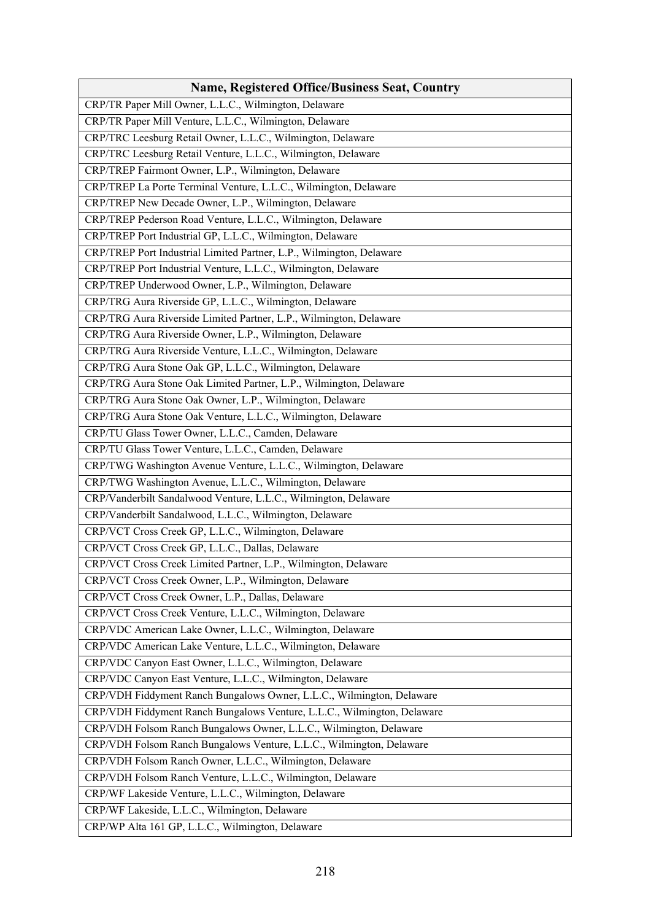| Name, Registered Office/Business Seat, Country |
|---|
| CRP/TR Paper Mill Owner, L.L.C., Wilmington, Delaware |
| CRP/TR Paper Mill Venture, L.L.C., Wilmington, Delaware |
| CRP/TRC Leesburg Retail Owner, L.L.C., Wilmington, Delaware |
| CRP/TRC Leesburg Retail Venture, L.L.C., Wilmington, Delaware |
| CRP/TREP Fairmont Owner, L.P., Wilmington, Delaware |
| CRP/TREP La Porte Terminal Venture, L.L.C., Wilmington, Delaware |
| CRP/TREP New Decade Owner, L.P., Wilmington, Delaware |
| CRP/TREP Pederson Road Venture, L.L.C., Wilmington, Delaware |
| CRP/TREP Port Industrial GP, L.L.C., Wilmington, Delaware |
| CRP/TREP Port Industrial Limited Partner, L.P., Wilmington, Delaware |
| CRP/TREP Port Industrial Venture, L.L.C., Wilmington, Delaware |
| CRP/TREP Underwood Owner, L.P., Wilmington, Delaware |
| CRP/TRG Aura Riverside GP, L.L.C., Wilmington, Delaware |
| CRP/TRG Aura Riverside Limited Partner, L.P., Wilmington, Delaware |
| CRP/TRG Aura Riverside Owner, L.P., Wilmington, Delaware |
| CRP/TRG Aura Riverside Venture, L.L.C., Wilmington, Delaware |
| CRP/TRG Aura Stone Oak GP, L.L.C., Wilmington, Delaware |
| CRP/TRG Aura Stone Oak Limited Partner, L.P., Wilmington, Delaware |
| CRP/TRG Aura Stone Oak Owner, L.P., Wilmington, Delaware |
| CRP/TRG Aura Stone Oak Venture, L.L.C., Wilmington, Delaware |
| CRP/TU Glass Tower Owner, L.L.C., Camden, Delaware |
| CRP/TU Glass Tower Venture, L.L.C., Camden, Delaware |
| CRP/TWG Washington Avenue Venture, L.L.C., Wilmington, Delaware |
| CRP/TWG Washington Avenue, L.L.C., Wilmington, Delaware |
| CRP/Vanderbilt Sandalwood Venture, L.L.C., Wilmington, Delaware |
| CRP/Vanderbilt Sandalwood, L.L.C., Wilmington, Delaware |
| CRP/VCT Cross Creek GP, L.L.C., Wilmington, Delaware |
| CRP/VCT Cross Creek GP, L.L.C., Dallas, Delaware |
| CRP/VCT Cross Creek Limited Partner, L.P., Wilmington, Delaware |
| CRP/VCT Cross Creek Owner, L.P., Wilmington, Delaware |
| CRP/VCT Cross Creek Owner, L.P., Dallas, Delaware |
| CRP/VCT Cross Creek Venture, L.L.C., Wilmington, Delaware |
| CRP/VDC American Lake Owner, L.L.C., Wilmington, Delaware |
| CRP/VDC American Lake Venture, L.L.C., Wilmington, Delaware |
| CRP/VDC Canyon East Owner, L.L.C., Wilmington, Delaware |
| CRP/VDC Canyon East Venture, L.L.C., Wilmington, Delaware |
| CRP/VDH Fiddyment Ranch Bungalows Owner, L.L.C., Wilmington, Delaware |
| CRP/VDH Fiddyment Ranch Bungalows Venture, L.L.C., Wilmington, Delaware |
| CRP/VDH Folsom Ranch Bungalows Owner, L.L.C., Wilmington, Delaware |
| CRP/VDH Folsom Ranch Bungalows Venture, L.L.C., Wilmington, Delaware |
| CRP/VDH Folsom Ranch Owner, L.L.C., Wilmington, Delaware |
| CRP/VDH Folsom Ranch Venture, L.L.C., Wilmington, Delaware |
| CRP/WF Lakeside Venture, L.L.C., Wilmington, Delaware |
| CRP/WF Lakeside, L.L.C., Wilmington, Delaware |
| CRP/WP Alta 161 GP, L.L.C., Wilmington, Delaware |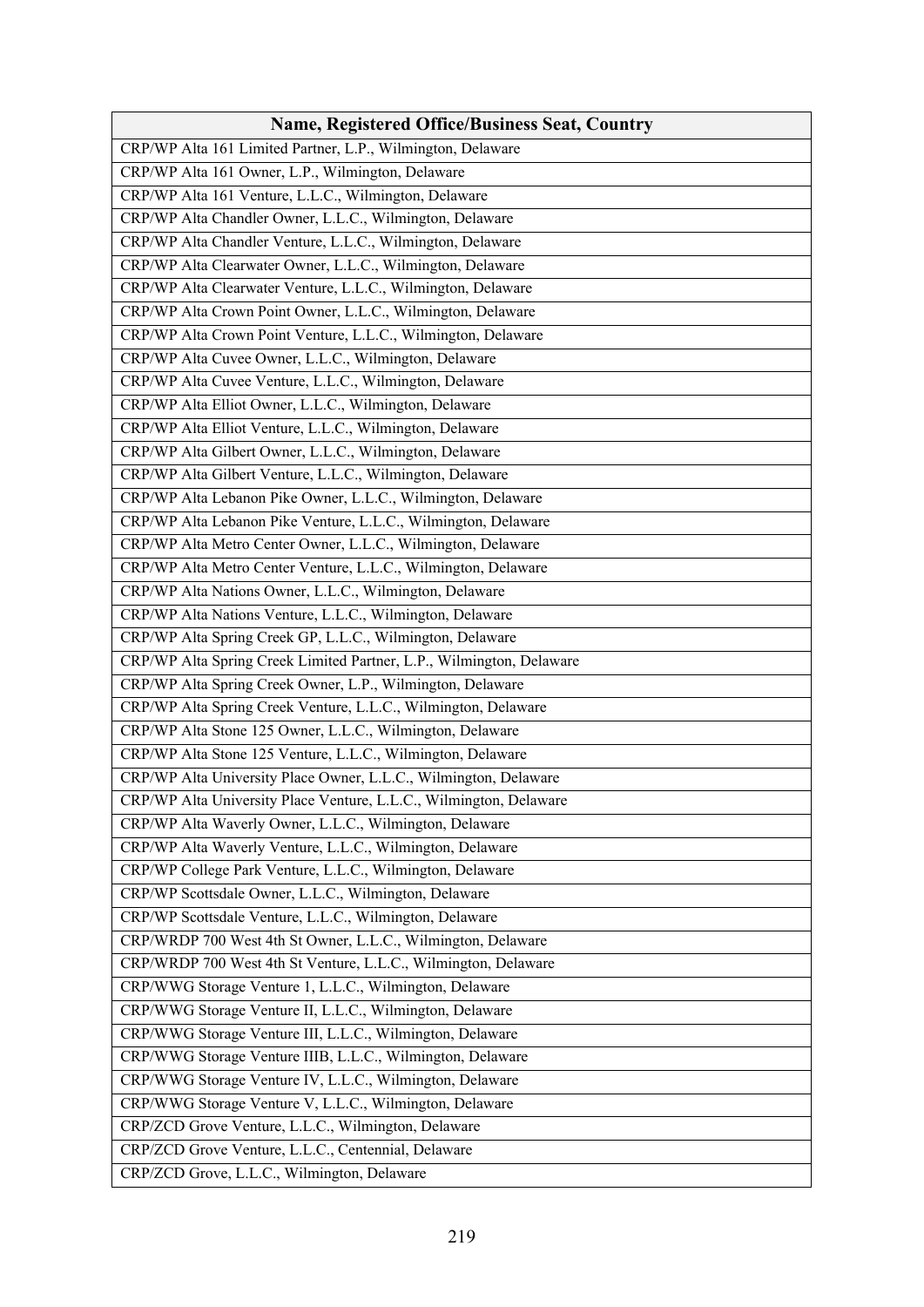| Name, Registered Office/Business Seat, Country |
| --- |
| CRP/WP Alta 161 Limited Partner, L.P., Wilmington, Delaware |
| CRP/WP Alta 161 Owner, L.P., Wilmington, Delaware |
| CRP/WP Alta 161 Venture, L.L.C., Wilmington, Delaware |
| CRP/WP Alta Chandler Owner, L.L.C., Wilmington, Delaware |
| CRP/WP Alta Chandler Venture, L.L.C., Wilmington, Delaware |
| CRP/WP Alta Clearwater Owner, L.L.C., Wilmington, Delaware |
| CRP/WP Alta Clearwater Venture, L.L.C., Wilmington, Delaware |
| CRP/WP Alta Crown Point Owner, L.L.C., Wilmington, Delaware |
| CRP/WP Alta Crown Point Venture, L.L.C., Wilmington, Delaware |
| CRP/WP Alta Cuvee Owner, L.L.C., Wilmington, Delaware |
| CRP/WP Alta Cuvee Venture, L.L.C., Wilmington, Delaware |
| CRP/WP Alta Elliot Owner, L.L.C., Wilmington, Delaware |
| CRP/WP Alta Elliot Venture, L.L.C., Wilmington, Delaware |
| CRP/WP Alta Gilbert Owner, L.L.C., Wilmington, Delaware |
| CRP/WP Alta Gilbert Venture, L.L.C., Wilmington, Delaware |
| CRP/WP Alta Lebanon Pike Owner, L.L.C., Wilmington, Delaware |
| CRP/WP Alta Lebanon Pike Venture, L.L.C., Wilmington, Delaware |
| CRP/WP Alta Metro Center Owner, L.L.C., Wilmington, Delaware |
| CRP/WP Alta Metro Center Venture, L.L.C., Wilmington, Delaware |
| CRP/WP Alta Nations Owner, L.L.C., Wilmington, Delaware |
| CRP/WP Alta Nations Venture, L.L.C., Wilmington, Delaware |
| CRP/WP Alta Spring Creek GP, L.L.C., Wilmington, Delaware |
| CRP/WP Alta Spring Creek Limited Partner, L.P., Wilmington, Delaware |
| CRP/WP Alta Spring Creek Owner, L.P., Wilmington, Delaware |
| CRP/WP Alta Spring Creek Venture, L.L.C., Wilmington, Delaware |
| CRP/WP Alta Stone 125 Owner, L.L.C., Wilmington, Delaware |
| CRP/WP Alta Stone 125 Venture, L.L.C., Wilmington, Delaware |
| CRP/WP Alta University Place Owner, L.L.C., Wilmington, Delaware |
| CRP/WP Alta University Place Venture, L.L.C., Wilmington, Delaware |
| CRP/WP Alta Waverly Owner, L.L.C., Wilmington, Delaware |
| CRP/WP Alta Waverly Venture, L.L.C., Wilmington, Delaware |
| CRP/WP College Park Venture, L.L.C., Wilmington, Delaware |
| CRP/WP Scottsdale Owner, L.L.C., Wilmington, Delaware |
| CRP/WP Scottsdale Venture, L.L.C., Wilmington, Delaware |
| CRP/WRDP 700 West 4th St Owner, L.L.C., Wilmington, Delaware |
| CRP/WRDP 700 West 4th St Venture, L.L.C., Wilmington, Delaware |
| CRP/WWG Storage Venture 1, L.L.C., Wilmington, Delaware |
| CRP/WWG Storage Venture II, L.L.C., Wilmington, Delaware |
| CRP/WWG Storage Venture III, L.L.C., Wilmington, Delaware |
| CRP/WWG Storage Venture IIIB, L.L.C., Wilmington, Delaware |
| CRP/WWG Storage Venture IV, L.L.C., Wilmington, Delaware |
| CRP/WWG Storage Venture V, L.L.C., Wilmington, Delaware |
| CRP/ZCD Grove Venture, L.L.C., Wilmington, Delaware |
| CRP/ZCD Grove Venture, L.L.C., Centennial, Delaware |
| CRP/ZCD Grove, L.L.C., Wilmington, Delaware |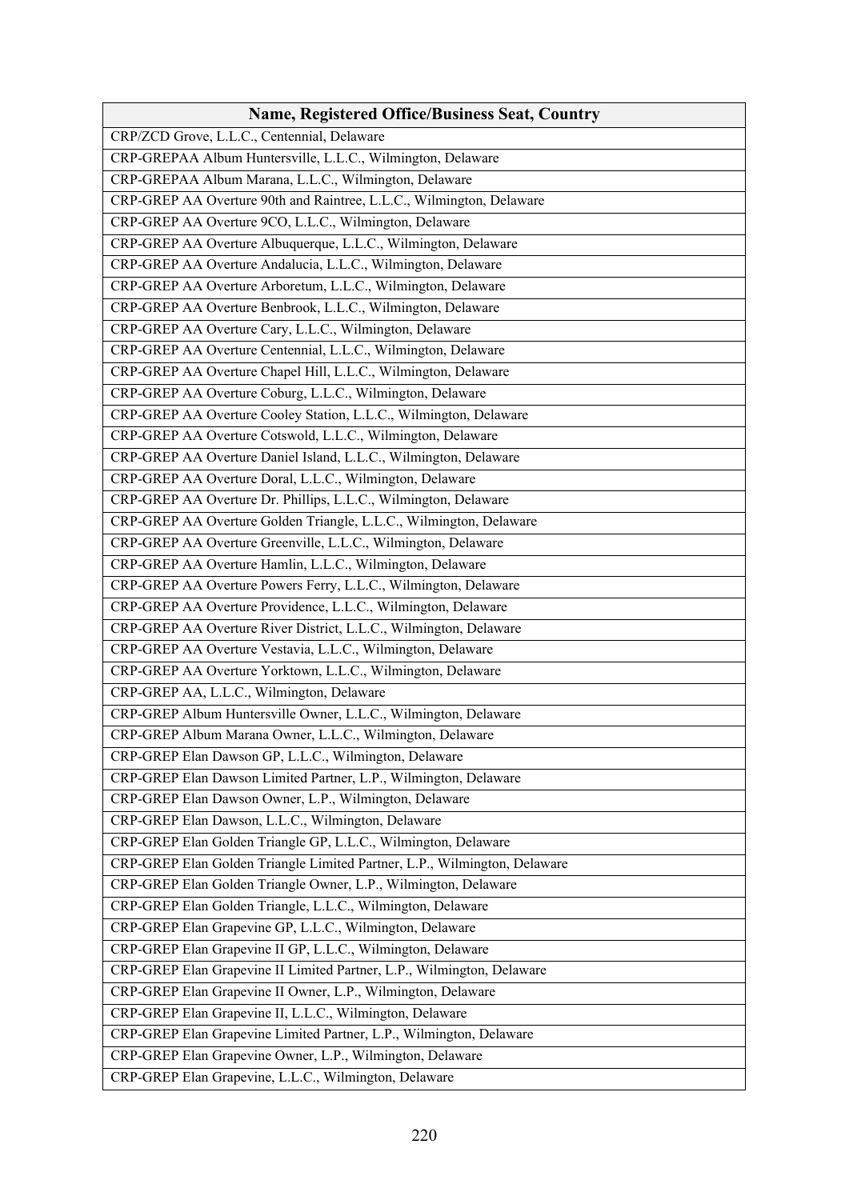| Name, Registered Office/Business Seat, Country |
|---|
| CRP/ZCD Grove, L.L.C., Centennial, Delaware |
| CRP-GREPAA Album Huntersville, L.L.C., Wilmington, Delaware |
| CRP-GREPAA Album Marana, L.L.C., Wilmington, Delaware |
| CRP-GREP AA Overture 90th and Raintree, L.L.C., Wilmington, Delaware |
| CRP-GREP AA Overture 9CO, L.L.C., Wilmington, Delaware |
| CRP-GREP AA Overture Albuquerque, L.L.C., Wilmington, Delaware |
| CRP-GREP AA Overture Andalucia, L.L.C., Wilmington, Delaware |
| CRP-GREP AA Overture Arboretum, L.L.C., Wilmington, Delaware |
| CRP-GREP AA Overture Benbrook, L.L.C., Wilmington, Delaware |
| CRP-GREP AA Overture Cary, L.L.C., Wilmington, Delaware |
| CRP-GREP AA Overture Centennial, L.L.C., Wilmington, Delaware |
| CRP-GREP AA Overture Chapel Hill, L.L.C., Wilmington, Delaware |
| CRP-GREP AA Overture Coburg, L.L.C., Wilmington, Delaware |
| CRP-GREP AA Overture Cooley Station, L.L.C., Wilmington, Delaware |
| CRP-GREP AA Overture Cotswold, L.L.C., Wilmington, Delaware |
| CRP-GREP AA Overture Daniel Island, L.L.C., Wilmington, Delaware |
| CRP-GREP AA Overture Doral, L.L.C., Wilmington, Delaware |
| CRP-GREP AA Overture Dr. Phillips, L.L.C., Wilmington, Delaware |
| CRP-GREP AA Overture Golden Triangle, L.L.C., Wilmington, Delaware |
| CRP-GREP AA Overture Greenville, L.L.C., Wilmington, Delaware |
| CRP-GREP AA Overture Hamlin, L.L.C., Wilmington, Delaware |
| CRP-GREP AA Overture Powers Ferry, L.L.C., Wilmington, Delaware |
| CRP-GREP AA Overture Providence, L.L.C., Wilmington, Delaware |
| CRP-GREP AA Overture River District, L.L.C., Wilmington, Delaware |
| CRP-GREP AA Overture Vestavia, L.L.C., Wilmington, Delaware |
| CRP-GREP AA Overture Yorktown, L.L.C., Wilmington, Delaware |
| CRP-GREP AA, L.L.C., Wilmington, Delaware |
| CRP-GREP Album Huntersville Owner, L.L.C., Wilmington, Delaware |
| CRP-GREP Album Marana Owner, L.L.C., Wilmington, Delaware |
| CRP-GREP Elan Dawson GP, L.L.C., Wilmington, Delaware |
| CRP-GREP Elan Dawson Limited Partner, L.P., Wilmington, Delaware |
| CRP-GREP Elan Dawson Owner, L.P., Wilmington, Delaware |
| CRP-GREP Elan Dawson, L.L.C., Wilmington, Delaware |
| CRP-GREP Elan Golden Triangle GP, L.L.C., Wilmington, Delaware |
| CRP-GREP Elan Golden Triangle Limited Partner, L.P., Wilmington, Delaware |
| CRP-GREP Elan Golden Triangle Owner, L.P., Wilmington, Delaware |
| CRP-GREP Elan Golden Triangle, L.L.C., Wilmington, Delaware |
| CRP-GREP Elan Grapevine GP, L.L.C., Wilmington, Delaware |
| CRP-GREP Elan Grapevine II GP, L.L.C., Wilmington, Delaware |
| CRP-GREP Elan Grapevine II Limited Partner, L.P., Wilmington, Delaware |
| CRP-GREP Elan Grapevine II Owner, L.P., Wilmington, Delaware |
| CRP-GREP Elan Grapevine II, L.L.C., Wilmington, Delaware |
| CRP-GREP Elan Grapevine Limited Partner, L.P., Wilmington, Delaware |
| CRP-GREP Elan Grapevine Owner, L.P., Wilmington, Delaware |
| CRP-GREP Elan Grapevine, L.L.C., Wilmington, Delaware |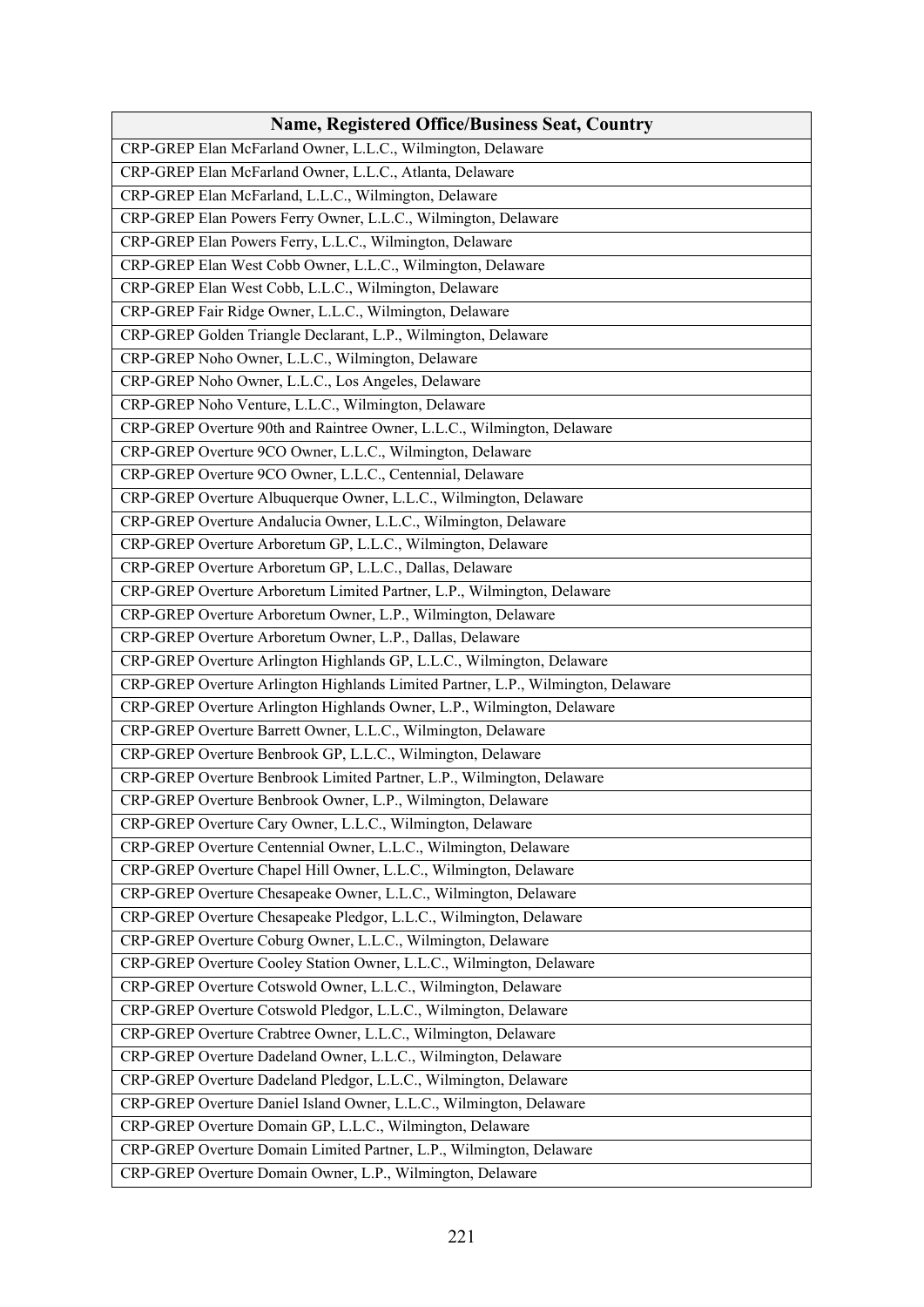| Name, Registered Office/Business Seat, Country |
|---|
| CRP-GREP Elan McFarland Owner, L.L.C., Wilmington, Delaware |
| CRP-GREP Elan McFarland Owner, L.L.C., Atlanta, Delaware |
| CRP-GREP Elan McFarland, L.L.C., Wilmington, Delaware |
| CRP-GREP Elan Powers Ferry Owner, L.L.C., Wilmington, Delaware |
| CRP-GREP Elan Powers Ferry, L.L.C., Wilmington, Delaware |
| CRP-GREP Elan West Cobb Owner, L.L.C., Wilmington, Delaware |
| CRP-GREP Elan West Cobb, L.L.C., Wilmington, Delaware |
| CRP-GREP Fair Ridge Owner, L.L.C., Wilmington, Delaware |
| CRP-GREP Golden Triangle Declarant, L.P., Wilmington, Delaware |
| CRP-GREP Noho Owner, L.L.C., Wilmington, Delaware |
| CRP-GREP Noho Owner, L.L.C., Los Angeles, Delaware |
| CRP-GREP Noho Venture, L.L.C., Wilmington, Delaware |
| CRP-GREP Overture 90th and Raintree Owner, L.L.C., Wilmington, Delaware |
| CRP-GREP Overture 9CO Owner, L.L.C., Wilmington, Delaware |
| CRP-GREP Overture 9CO Owner, L.L.C., Centennial, Delaware |
| CRP-GREP Overture Albuquerque Owner, L.L.C., Wilmington, Delaware |
| CRP-GREP Overture Andalucia Owner, L.L.C., Wilmington, Delaware |
| CRP-GREP Overture Arboretum GP, L.L.C., Wilmington, Delaware |
| CRP-GREP Overture Arboretum GP, L.L.C., Dallas, Delaware |
| CRP-GREP Overture Arboretum Limited Partner, L.P., Wilmington, Delaware |
| CRP-GREP Overture Arboretum Owner, L.P., Wilmington, Delaware |
| CRP-GREP Overture Arboretum Owner, L.P., Dallas, Delaware |
| CRP-GREP Overture Arlington Highlands GP, L.L.C., Wilmington, Delaware |
| CRP-GREP Overture Arlington Highlands Limited Partner, L.P., Wilmington, Delaware |
| CRP-GREP Overture Arlington Highlands Owner, L.P., Wilmington, Delaware |
| CRP-GREP Overture Barrett Owner, L.L.C., Wilmington, Delaware |
| CRP-GREP Overture Benbrook GP, L.L.C., Wilmington, Delaware |
| CRP-GREP Overture Benbrook Limited Partner, L.P., Wilmington, Delaware |
| CRP-GREP Overture Benbrook Owner, L.P., Wilmington, Delaware |
| CRP-GREP Overture Cary Owner, L.L.C., Wilmington, Delaware |
| CRP-GREP Overture Centennial Owner, L.L.C., Wilmington, Delaware |
| CRP-GREP Overture Chapel Hill Owner, L.L.C., Wilmington, Delaware |
| CRP-GREP Overture Chesapeake Owner, L.L.C., Wilmington, Delaware |
| CRP-GREP Overture Chesapeake Pledgor, L.L.C., Wilmington, Delaware |
| CRP-GREP Overture Coburg Owner, L.L.C., Wilmington, Delaware |
| CRP-GREP Overture Cooley Station Owner, L.L.C., Wilmington, Delaware |
| CRP-GREP Overture Cotswold Owner, L.L.C., Wilmington, Delaware |
| CRP-GREP Overture Cotswold Pledgor, L.L.C., Wilmington, Delaware |
| CRP-GREP Overture Crabtree Owner, L.L.C., Wilmington, Delaware |
| CRP-GREP Overture Dadeland Owner, L.L.C., Wilmington, Delaware |
| CRP-GREP Overture Dadeland Pledgor, L.L.C., Wilmington, Delaware |
| CRP-GREP Overture Daniel Island Owner, L.L.C., Wilmington, Delaware |
| CRP-GREP Overture Domain GP, L.L.C., Wilmington, Delaware |
| CRP-GREP Overture Domain Limited Partner, L.P., Wilmington, Delaware |
| CRP-GREP Overture Domain Owner, L.P., Wilmington, Delaware |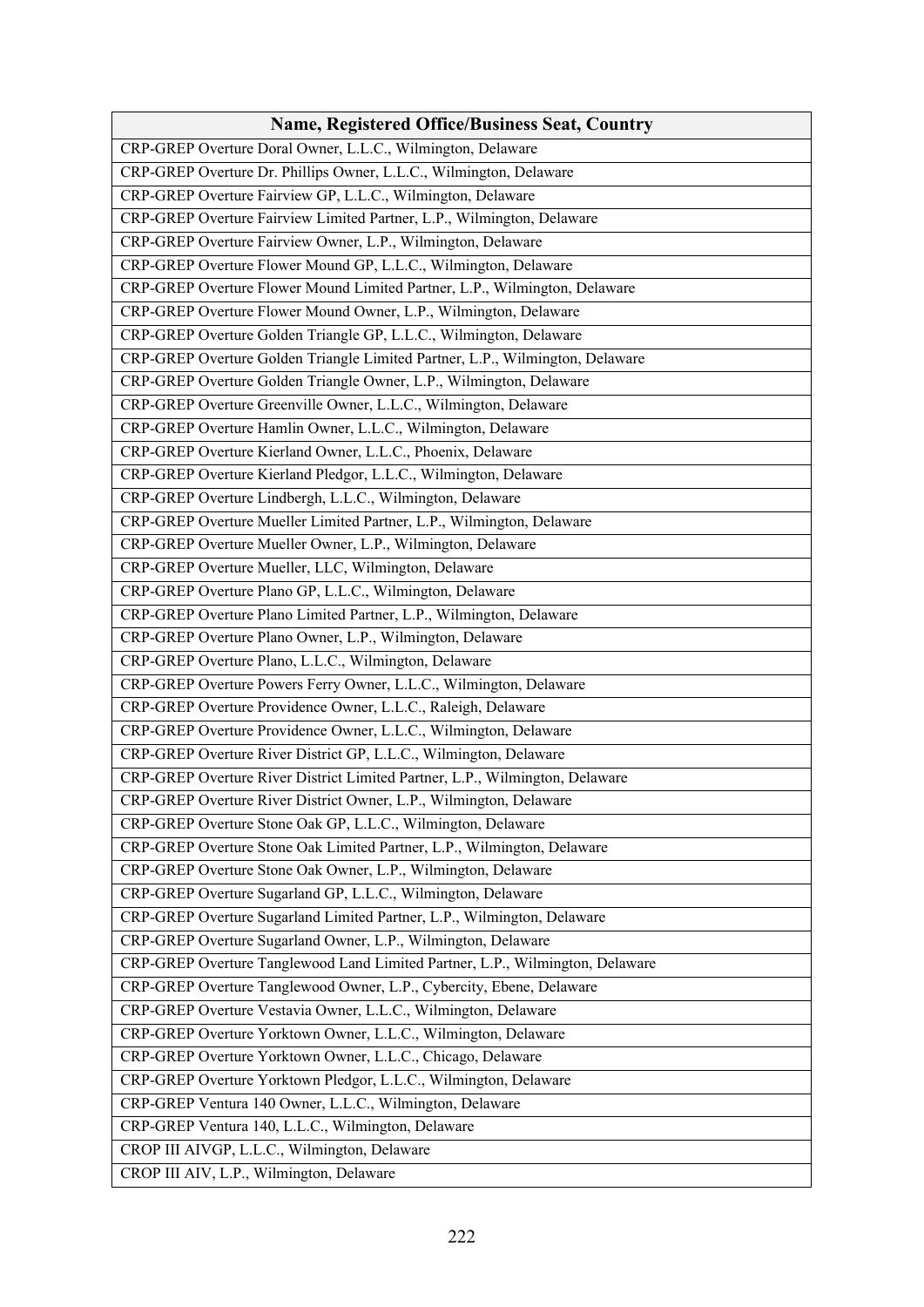| Name, Registered Office/Business Seat, Country |
| --- |
| CRP-GREP Overture Doral Owner, L.L.C., Wilmington, Delaware |
| CRP-GREP Overture Dr. Phillips Owner, L.L.C., Wilmington, Delaware |
| CRP-GREP Overture Fairview GP, L.L.C., Wilmington, Delaware |
| CRP-GREP Overture Fairview Limited Partner, L.P., Wilmington, Delaware |
| CRP-GREP Overture Fairview Owner, L.P., Wilmington, Delaware |
| CRP-GREP Overture Flower Mound GP, L.L.C., Wilmington, Delaware |
| CRP-GREP Overture Flower Mound Limited Partner, L.P., Wilmington, Delaware |
| CRP-GREP Overture Flower Mound Owner, L.P., Wilmington, Delaware |
| CRP-GREP Overture Golden Triangle GP, L.L.C., Wilmington, Delaware |
| CRP-GREP Overture Golden Triangle Limited Partner, L.P., Wilmington, Delaware |
| CRP-GREP Overture Golden Triangle Owner, L.P., Wilmington, Delaware |
| CRP-GREP Overture Greenville Owner, L.L.C., Wilmington, Delaware |
| CRP-GREP Overture Hamlin Owner, L.L.C., Wilmington, Delaware |
| CRP-GREP Overture Kierland Owner, L.L.C., Phoenix, Delaware |
| CRP-GREP Overture Kierland Pledgor, L.L.C., Wilmington, Delaware |
| CRP-GREP Overture Lindbergh, L.L.C., Wilmington, Delaware |
| CRP-GREP Overture Mueller Limited Partner, L.P., Wilmington, Delaware |
| CRP-GREP Overture Mueller Owner, L.P., Wilmington, Delaware |
| CRP-GREP Overture Mueller, LLC, Wilmington, Delaware |
| CRP-GREP Overture Plano GP, L.L.C., Wilmington, Delaware |
| CRP-GREP Overture Plano Limited Partner, L.P., Wilmington, Delaware |
| CRP-GREP Overture Plano Owner, L.P., Wilmington, Delaware |
| CRP-GREP Overture Plano, L.L.C., Wilmington, Delaware |
| CRP-GREP Overture Powers Ferry Owner, L.L.C., Wilmington, Delaware |
| CRP-GREP Overture Providence Owner, L.L.C., Raleigh, Delaware |
| CRP-GREP Overture Providence Owner, L.L.C., Wilmington, Delaware |
| CRP-GREP Overture River District GP, L.L.C., Wilmington, Delaware |
| CRP-GREP Overture River District Limited Partner, L.P., Wilmington, Delaware |
| CRP-GREP Overture River District Owner, L.P., Wilmington, Delaware |
| CRP-GREP Overture Stone Oak GP, L.L.C., Wilmington, Delaware |
| CRP-GREP Overture Stone Oak Limited Partner, L.P., Wilmington, Delaware |
| CRP-GREP Overture Stone Oak Owner, L.P., Wilmington, Delaware |
| CRP-GREP Overture Sugarland GP, L.L.C., Wilmington, Delaware |
| CRP-GREP Overture Sugarland Limited Partner, L.P., Wilmington, Delaware |
| CRP-GREP Overture Sugarland Owner, L.P., Wilmington, Delaware |
| CRP-GREP Overture Tanglewood Land Limited Partner, L.P., Wilmington, Delaware |
| CRP-GREP Overture Tanglewood Owner, L.P., Cybercity, Ebene, Delaware |
| CRP-GREP Overture Vestavia Owner, L.L.C., Wilmington, Delaware |
| CRP-GREP Overture Yorktown Owner, L.L.C., Wilmington, Delaware |
| CRP-GREP Overture Yorktown Owner, L.L.C., Chicago, Delaware |
| CRP-GREP Overture Yorktown Pledgor, L.L.C., Wilmington, Delaware |
| CRP-GREP Ventura 140 Owner, L.L.C., Wilmington, Delaware |
| CRP-GREP Ventura 140, L.L.C., Wilmington, Delaware |
| CROP III AIVGP, L.L.C., Wilmington, Delaware |
| CROP III AIV, L.P., Wilmington, Delaware |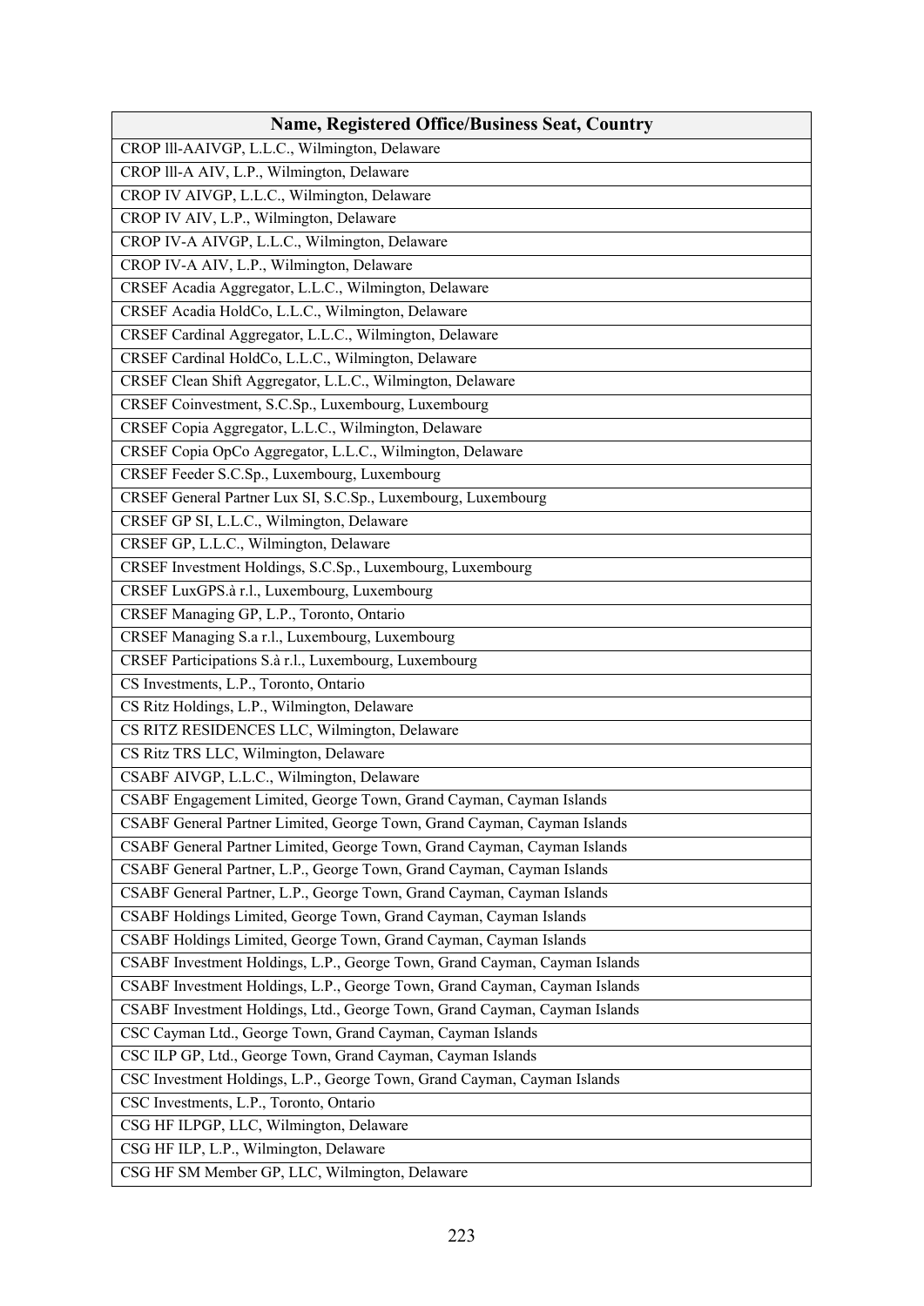| Name, Registered Office/Business Seat, Country |
|---|
| CROP lll-AAIVGP, L.L.C., Wilmington, Delaware |
| CROP lll-A AIV, L.P., Wilmington, Delaware |
| CROP IV AIVGP, L.L.C., Wilmington, Delaware |
| CROP IV AIV, L.P., Wilmington, Delaware |
| CROP IV-A AIVGP, L.L.C., Wilmington, Delaware |
| CROP IV-A AIV, L.P., Wilmington, Delaware |
| CRSEF Acadia Aggregator, L.L.C., Wilmington, Delaware |
| CRSEF Acadia HoldCo, L.L.C., Wilmington, Delaware |
| CRSEF Cardinal Aggregator, L.L.C., Wilmington, Delaware |
| CRSEF Cardinal HoldCo, L.L.C., Wilmington, Delaware |
| CRSEF Clean Shift Aggregator, L.L.C., Wilmington, Delaware |
| CRSEF Coinvestment, S.C.Sp., Luxembourg, Luxembourg |
| CRSEF Copia Aggregator, L.L.C., Wilmington, Delaware |
| CRSEF Copia OpCo Aggregator, L.L.C., Wilmington, Delaware |
| CRSEF Feeder S.C.Sp., Luxembourg, Luxembourg |
| CRSEF General Partner Lux SI, S.C.Sp., Luxembourg, Luxembourg |
| CRSEF GP SI, L.L.C., Wilmington, Delaware |
| CRSEF GP, L.L.C., Wilmington, Delaware |
| CRSEF Investment Holdings, S.C.Sp., Luxembourg, Luxembourg |
| CRSEF LuxGPS.à r.l., Luxembourg, Luxembourg |
| CRSEF Managing GP, L.P., Toronto, Ontario |
| CRSEF Managing S.a r.l., Luxembourg, Luxembourg |
| CRSEF Participations S.à r.l., Luxembourg, Luxembourg |
| CS Investments, L.P., Toronto, Ontario |
| CS Ritz Holdings, L.P., Wilmington, Delaware |
| CS RITZ RESIDENCES LLC, Wilmington, Delaware |
| CS Ritz TRS LLC, Wilmington, Delaware |
| CSABF AIVGP, L.L.C., Wilmington, Delaware |
| CSABF Engagement Limited, George Town, Grand Cayman, Cayman Islands |
| CSABF General Partner Limited, George Town, Grand Cayman, Cayman Islands |
| CSABF General Partner Limited, George Town, Grand Cayman, Cayman Islands |
| CSABF General Partner, L.P., George Town, Grand Cayman, Cayman Islands |
| CSABF General Partner, L.P., George Town, Grand Cayman, Cayman Islands |
| CSABF Holdings Limited, George Town, Grand Cayman, Cayman Islands |
| CSABF Holdings Limited, George Town, Grand Cayman, Cayman Islands |
| CSABF Investment Holdings, L.P., George Town, Grand Cayman, Cayman Islands |
| CSABF Investment Holdings, L.P., George Town, Grand Cayman, Cayman Islands |
| CSABF Investment Holdings, Ltd., George Town, Grand Cayman, Cayman Islands |
| CSC Cayman Ltd., George Town, Grand Cayman, Cayman Islands |
| CSC ILP GP, Ltd., George Town, Grand Cayman, Cayman Islands |
| CSC Investment Holdings, L.P., George Town, Grand Cayman, Cayman Islands |
| CSC Investments, L.P., Toronto, Ontario |
| CSG HF ILPGP, LLC, Wilmington, Delaware |
| CSG HF ILP, L.P., Wilmington, Delaware |
| CSG HF SM Member GP, LLC, Wilmington, Delaware |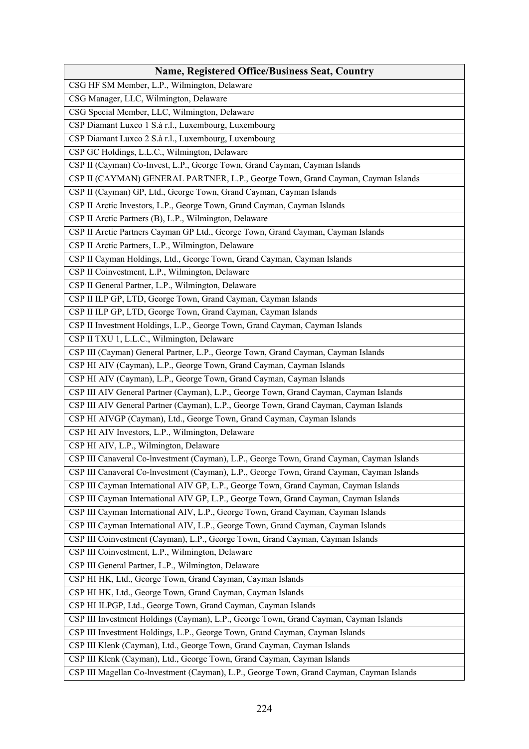| Name, Registered Office/Business Seat, Country |
|---|
| CSG HF SM Member, L.P., Wilmington, Delaware |
| CSG Manager, LLC, Wilmington, Delaware |
| CSG Special Member, LLC, Wilmington, Delaware |
| CSP Diamant Luxco 1 S.à r.l., Luxembourg, Luxembourg |
| CSP Diamant Luxco 2 S.à r.l., Luxembourg, Luxembourg |
| CSP GC Holdings, L.L.C., Wilmington, Delaware |
| CSP II (Cayman) Co-Invest, L.P., George Town, Grand Cayman, Cayman Islands |
| CSP II (CAYMAN) GENERAL PARTNER, L.P., George Town, Grand Cayman, Cayman Islands |
| CSP II (Cayman) GP, Ltd., George Town, Grand Cayman, Cayman Islands |
| CSP II Arctic Investors, L.P., George Town, Grand Cayman, Cayman Islands |
| CSP II Arctic Partners (B), L.P., Wilmington, Delaware |
| CSP II Arctic Partners Cayman GP Ltd., George Town, Grand Cayman, Cayman Islands |
| CSP II Arctic Partners, L.P., Wilmington, Delaware |
| CSP II Cayman Holdings, Ltd., George Town, Grand Cayman, Cayman Islands |
| CSP II Coinvestment, L.P., Wilmington, Delaware |
| CSP II General Partner, L.P., Wilmington, Delaware |
| CSP II ILP GP, LTD, George Town, Grand Cayman, Cayman Islands |
| CSP II ILP GP, LTD, George Town, Grand Cayman, Cayman Islands |
| CSP II Investment Holdings, L.P., George Town, Grand Cayman, Cayman Islands |
| CSP II TXU 1, L.L.C., Wilmington, Delaware |
| CSP III (Cayman) General Partner, L.P., George Town, Grand Cayman, Cayman Islands |
| CSP HI AIV (Cayman), L.P., George Town, Grand Cayman, Cayman Islands |
| CSP HI AIV (Cayman), L.P., George Town, Grand Cayman, Cayman Islands |
| CSP III AIV General Partner (Cayman), L.P., George Town, Grand Cayman, Cayman Islands |
| CSP III AIV General Partner (Cayman), L.P., George Town, Grand Cayman, Cayman Islands |
| CSP HI AIVGP (Cayman), Ltd., George Town, Grand Cayman, Cayman Islands |
| CSP HI AIV Investors, L.P., Wilmington, Delaware |
| CSP HI AIV, L.P., Wilmington, Delaware |
| CSP III Canaveral Co-lnvestment (Cayman), L.P., George Town, Grand Cayman, Cayman Islands |
| CSP III Canaveral Co-lnvestment (Cayman), L.P., George Town, Grand Cayman, Cayman Islands |
| CSP III Cayman International AIV GP, L.P., George Town, Grand Cayman, Cayman Islands |
| CSP III Cayman International AIV GP, L.P., George Town, Grand Cayman, Cayman Islands |
| CSP III Cayman International AIV, L.P., George Town, Grand Cayman, Cayman Islands |
| CSP III Cayman International AIV, L.P., George Town, Grand Cayman, Cayman Islands |
| CSP III Coinvestment (Cayman), L.P., George Town, Grand Cayman, Cayman Islands |
| CSP III Coinvestment, L.P., Wilmington, Delaware |
| CSP III General Partner, L.P., Wilmington, Delaware |
| CSP HI HK, Ltd., George Town, Grand Cayman, Cayman Islands |
| CSP HI HK, Ltd., George Town, Grand Cayman, Cayman Islands |
| CSP HI ILPGP, Ltd., George Town, Grand Cayman, Cayman Islands |
| CSP III Investment Holdings (Cayman), L.P., George Town, Grand Cayman, Cayman Islands |
| CSP III Investment Holdings, L.P., George Town, Grand Cayman, Cayman Islands |
| CSP III Klenk (Cayman), Ltd., George Town, Grand Cayman, Cayman Islands |
| CSP III Klenk (Cayman), Ltd., George Town, Grand Cayman, Cayman Islands |
| CSP III Magellan Co-lnvestment (Cayman), L.P., George Town, Grand Cayman, Cayman Islands |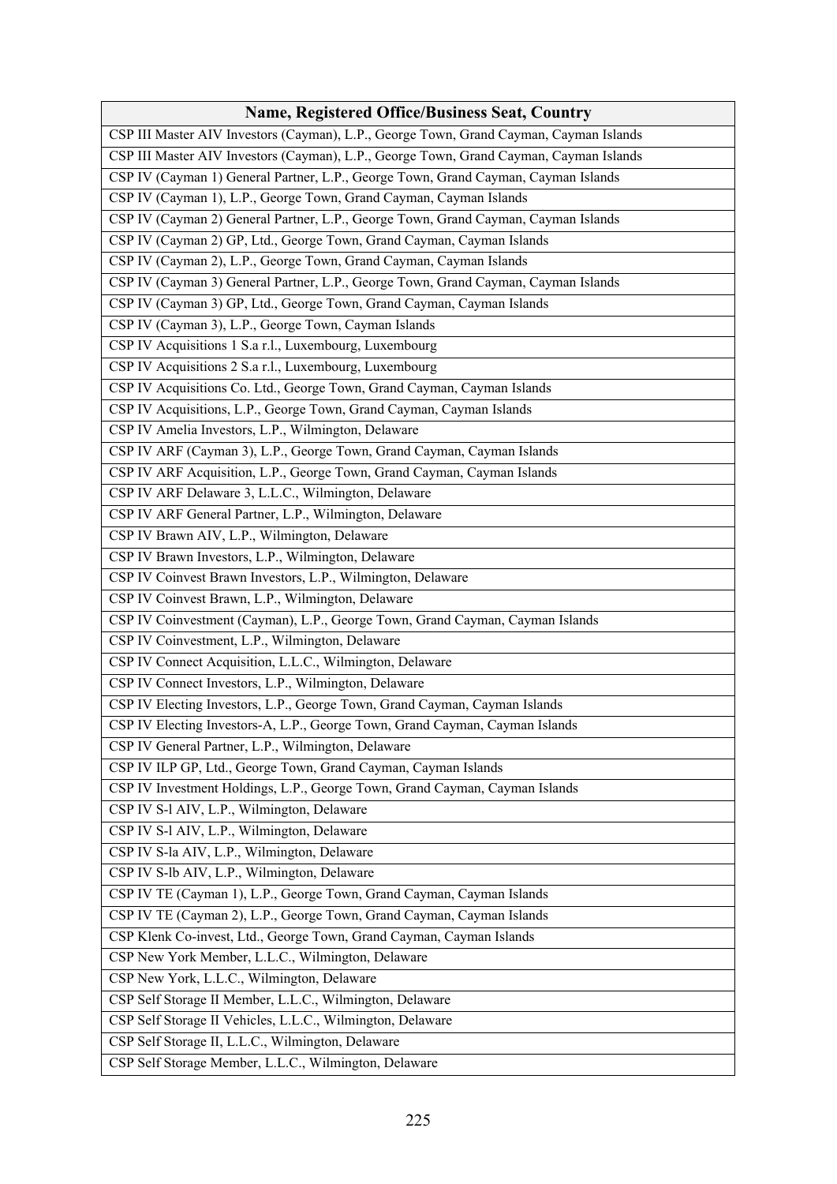| Name, Registered Office/Business Seat, Country |
| --- |
| CSP III Master AIV Investors (Cayman), L.P., George Town, Grand Cayman, Cayman Islands |
| CSP III Master AIV Investors (Cayman), L.P., George Town, Grand Cayman, Cayman Islands |
| CSP IV (Cayman 1) General Partner, L.P., George Town, Grand Cayman, Cayman Islands |
| CSP IV (Cayman 1), L.P., George Town, Grand Cayman, Cayman Islands |
| CSP IV (Cayman 2) General Partner, L.P., George Town, Grand Cayman, Cayman Islands |
| CSP IV (Cayman 2) GP, Ltd., George Town, Grand Cayman, Cayman Islands |
| CSP IV (Cayman 2), L.P., George Town, Grand Cayman, Cayman Islands |
| CSP IV (Cayman 3) General Partner, L.P., George Town, Grand Cayman, Cayman Islands |
| CSP IV (Cayman 3) GP, Ltd., George Town, Grand Cayman, Cayman Islands |
| CSP IV (Cayman 3), L.P., George Town, Cayman Islands |
| CSP IV Acquisitions 1 S.a r.l., Luxembourg, Luxembourg |
| CSP IV Acquisitions 2 S.a r.l., Luxembourg, Luxembourg |
| CSP IV Acquisitions Co. Ltd., George Town, Grand Cayman, Cayman Islands |
| CSP IV Acquisitions, L.P., George Town, Grand Cayman, Cayman Islands |
| CSP IV Amelia Investors, L.P., Wilmington, Delaware |
| CSP IV ARF (Cayman 3), L.P., George Town, Grand Cayman, Cayman Islands |
| CSP IV ARF Acquisition, L.P., George Town, Grand Cayman, Cayman Islands |
| CSP IV ARF Delaware 3, L.L.C., Wilmington, Delaware |
| CSP IV ARF General Partner, L.P., Wilmington, Delaware |
| CSP IV Brawn AIV, L.P., Wilmington, Delaware |
| CSP IV Brawn Investors, L.P., Wilmington, Delaware |
| CSP IV Coinvest Brawn Investors, L.P., Wilmington, Delaware |
| CSP IV Coinvest Brawn, L.P., Wilmington, Delaware |
| CSP IV Coinvestment (Cayman), L.P., George Town, Grand Cayman, Cayman Islands |
| CSP IV Coinvestment, L.P., Wilmington, Delaware |
| CSP IV Connect Acquisition, L.L.C., Wilmington, Delaware |
| CSP IV Connect Investors, L.P., Wilmington, Delaware |
| CSP IV Electing Investors, L.P., George Town, Grand Cayman, Cayman Islands |
| CSP IV Electing Investors-A, L.P., George Town, Grand Cayman, Cayman Islands |
| CSP IV General Partner, L.P., Wilmington, Delaware |
| CSP IV ILP GP, Ltd., George Town, Grand Cayman, Cayman Islands |
| CSP IV Investment Holdings, L.P., George Town, Grand Cayman, Cayman Islands |
| CSP IV S-l AIV, L.P., Wilmington, Delaware |
| CSP IV S-l AIV, L.P., Wilmington, Delaware |
| CSP IV S-la AIV, L.P., Wilmington, Delaware |
| CSP IV S-lb AIV, L.P., Wilmington, Delaware |
| CSP IV TE (Cayman 1), L.P., George Town, Grand Cayman, Cayman Islands |
| CSP IV TE (Cayman 2), L.P., George Town, Grand Cayman, Cayman Islands |
| CSP Klenk Co-invest, Ltd., George Town, Grand Cayman, Cayman Islands |
| CSP New York Member, L.L.C., Wilmington, Delaware |
| CSP New York, L.L.C., Wilmington, Delaware |
| CSP Self Storage II Member, L.L.C., Wilmington, Delaware |
| CSP Self Storage II Vehicles, L.L.C., Wilmington, Delaware |
| CSP Self Storage II, L.L.C., Wilmington, Delaware |
| CSP Self Storage Member, L.L.C., Wilmington, Delaware |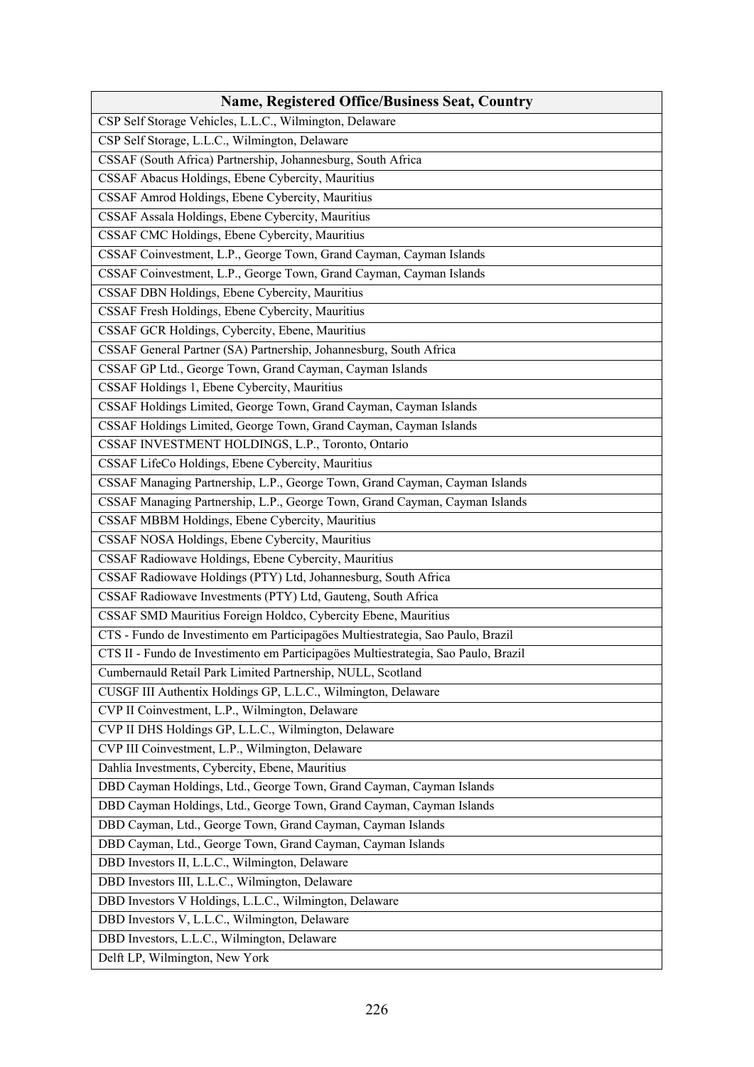| Name, Registered Office/Business Seat, Country |
|---|
| CSP Self Storage Vehicles, L.L.C., Wilmington, Delaware |
| CSP Self Storage, L.L.C., Wilmington, Delaware |
| CSSAF (South Africa) Partnership, Johannesburg, South Africa |
| CSSAF Abacus Holdings, Ebene Cybercity, Mauritius |
| CSSAF Amrod Holdings, Ebene Cybercity, Mauritius |
| CSSAF Assala Holdings, Ebene Cybercity, Mauritius |
| CSSAF CMC Holdings, Ebene Cybercity, Mauritius |
| CSSAF Coinvestment, L.P., George Town, Grand Cayman, Cayman Islands |
| CSSAF Coinvestment, L.P., George Town, Grand Cayman, Cayman Islands |
| CSSAF DBN Holdings, Ebene Cybercity, Mauritius |
| CSSAF Fresh Holdings, Ebene Cybercity, Mauritius |
| CSSAF GCR Holdings, Cybercity, Ebene, Mauritius |
| CSSAF General Partner (SA) Partnership, Johannesburg, South Africa |
| CSSAF GP Ltd., George Town, Grand Cayman, Cayman Islands |
| CSSAF Holdings 1, Ebene Cybercity, Mauritius |
| CSSAF Holdings Limited, George Town, Grand Cayman, Cayman Islands |
| CSSAF Holdings Limited, George Town, Grand Cayman, Cayman Islands |
| CSSAF INVESTMENT HOLDINGS, L.P., Toronto, Ontario |
| CSSAF LifeCo Holdings, Ebene Cybercity, Mauritius |
| CSSAF Managing Partnership, L.P., George Town, Grand Cayman, Cayman Islands |
| CSSAF Managing Partnership, L.P., George Town, Grand Cayman, Cayman Islands |
| CSSAF MBBM Holdings, Ebene Cybercity, Mauritius |
| CSSAF NOSA Holdings, Ebene Cybercity, Mauritius |
| CSSAF Radiowave Holdings, Ebene Cybercity, Mauritius |
| CSSAF Radiowave Holdings (PTY) Ltd, Johannesburg, South Africa |
| CSSAF Radiowave Investments (PTY) Ltd, Gauteng, South Africa |
| CSSAF SMD Mauritius Foreign Holdco, Cybercity Ebene, Mauritius |
| CTS - Fundo de Investimento em Participagöes Multiestrategia, Sao Paulo, Brazil |
| CTS II - Fundo de Investimento em Participagöes Multiestrategia, Sao Paulo, Brazil |
| Cumbernauld Retail Park Limited Partnership, NULL, Scotland |
| CUSGF III Authentix Holdings GP, L.L.C., Wilmington, Delaware |
| CVP II Coinvestment, L.P., Wilmington, Delaware |
| CVP II DHS Holdings GP, L.L.C., Wilmington, Delaware |
| CVP III Coinvestment, L.P., Wilmington, Delaware |
| Dahlia Investments, Cybercity, Ebene, Mauritius |
| DBD Cayman Holdings, Ltd., George Town, Grand Cayman, Cayman Islands |
| DBD Cayman Holdings, Ltd., George Town, Grand Cayman, Cayman Islands |
| DBD Cayman, Ltd., George Town, Grand Cayman, Cayman Islands |
| DBD Cayman, Ltd., George Town, Grand Cayman, Cayman Islands |
| DBD Investors II, L.L.C., Wilmington, Delaware |
| DBD Investors III, L.L.C., Wilmington, Delaware |
| DBD Investors V Holdings, L.L.C., Wilmington, Delaware |
| DBD Investors V, L.L.C., Wilmington, Delaware |
| DBD Investors, L.L.C., Wilmington, Delaware |
| Delft LP, Wilmington, New York |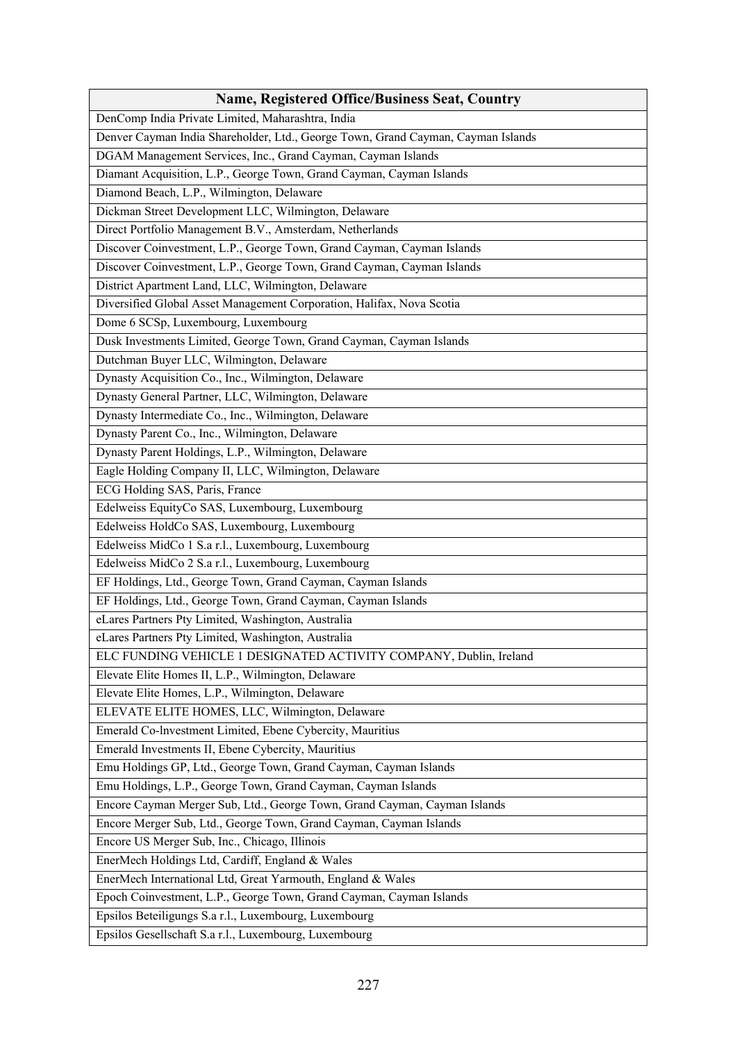| Name, Registered Office/Business Seat, Country |
|---|
| DenComp India Private Limited, Maharashtra, India |
| Denver Cayman India Shareholder, Ltd., George Town, Grand Cayman, Cayman Islands |
| DGAM Management Services, Inc., Grand Cayman, Cayman Islands |
| Diamant Acquisition, L.P., George Town, Grand Cayman, Cayman Islands |
| Diamond Beach, L.P., Wilmington, Delaware |
| Dickman Street Development LLC, Wilmington, Delaware |
| Direct Portfolio Management B.V., Amsterdam, Netherlands |
| Discover Coinvestment, L.P., George Town, Grand Cayman, Cayman Islands |
| Discover Coinvestment, L.P., George Town, Grand Cayman, Cayman Islands |
| District Apartment Land, LLC, Wilmington, Delaware |
| Diversified Global Asset Management Corporation, Halifax, Nova Scotia |
| Dome 6 SCSp, Luxembourg, Luxembourg |
| Dusk Investments Limited, George Town, Grand Cayman, Cayman Islands |
| Dutchman Buyer LLC, Wilmington, Delaware |
| Dynasty Acquisition Co., Inc., Wilmington, Delaware |
| Dynasty General Partner, LLC, Wilmington, Delaware |
| Dynasty Intermediate Co., Inc., Wilmington, Delaware |
| Dynasty Parent Co., Inc., Wilmington, Delaware |
| Dynasty Parent Holdings, L.P., Wilmington, Delaware |
| Eagle Holding Company II, LLC, Wilmington, Delaware |
| ECG Holding SAS, Paris, France |
| Edelweiss EquityCo SAS, Luxembourg, Luxembourg |
| Edelweiss HoldCo SAS, Luxembourg, Luxembourg |
| Edelweiss MidCo 1 S.a r.l., Luxembourg, Luxembourg |
| Edelweiss MidCo 2 S.a r.l., Luxembourg, Luxembourg |
| EF Holdings, Ltd., George Town, Grand Cayman, Cayman Islands |
| EF Holdings, Ltd., George Town, Grand Cayman, Cayman Islands |
| eLares Partners Pty Limited, Washington, Australia |
| eLares Partners Pty Limited, Washington, Australia |
| ELC FUNDING VEHICLE 1 DESIGNATED ACTIVITY COMPANY, Dublin, Ireland |
| Elevate Elite Homes II, L.P., Wilmington, Delaware |
| Elevate Elite Homes, L.P., Wilmington, Delaware |
| ELEVATE ELITE HOMES, LLC, Wilmington, Delaware |
| Emerald Co-lnvestment Limited, Ebene Cybercity, Mauritius |
| Emerald Investments II, Ebene Cybercity, Mauritius |
| Emu Holdings GP, Ltd., George Town, Grand Cayman, Cayman Islands |
| Emu Holdings, L.P., George Town, Grand Cayman, Cayman Islands |
| Encore Cayman Merger Sub, Ltd., George Town, Grand Cayman, Cayman Islands |
| Encore Merger Sub, Ltd., George Town, Grand Cayman, Cayman Islands |
| Encore US Merger Sub, Inc., Chicago, Illinois |
| EnerMech Holdings Ltd, Cardiff, England & Wales |
| EnerMech International Ltd, Great Yarmouth, England & Wales |
| Epoch Coinvestment, L.P., George Town, Grand Cayman, Cayman Islands |
| Epsilos Beteiligungs S.a r.l., Luxembourg, Luxembourg |
| Epsilos Gesellschaft S.a r.l., Luxembourg, Luxembourg |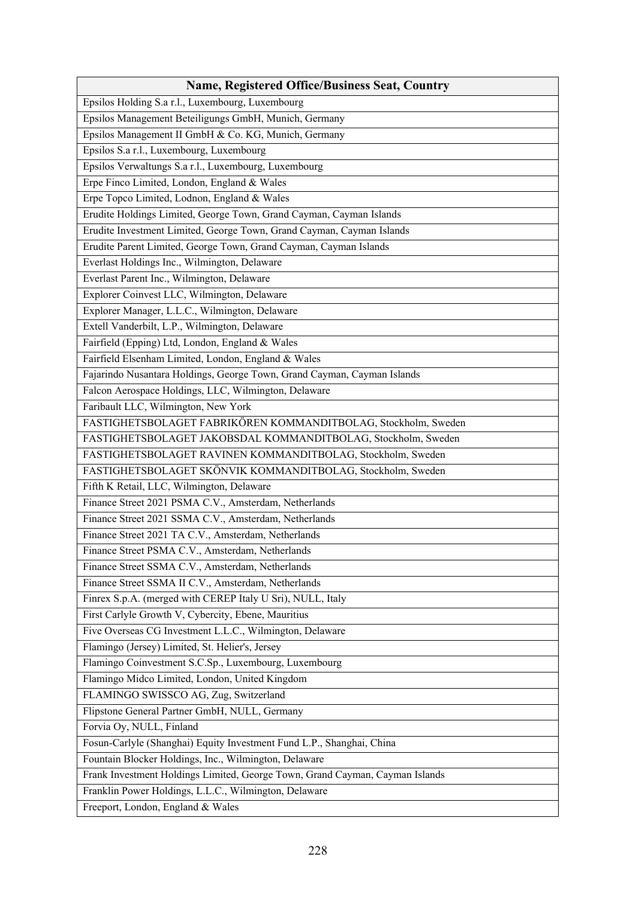| Name, Registered Office/Business Seat, Country |
| --- |
| Epsilos Holding S.a r.l., Luxembourg, Luxembourg |
| Epsilos Management Beteiligungs GmbH, Munich, Germany |
| Epsilos Management II GmbH & Co. KG, Munich, Germany |
| Epsilos S.a r.l., Luxembourg, Luxembourg |
| Epsilos Verwaltungs S.a r.l., Luxembourg, Luxembourg |
| Erpe Finco Limited, London, England & Wales |
| Erpe Topco Limited, Lodnon, England & Wales |
| Erudite Holdings Limited, George Town, Grand Cayman, Cayman Islands |
| Erudite Investment Limited, George Town, Grand Cayman, Cayman Islands |
| Erudite Parent Limited, George Town, Grand Cayman, Cayman Islands |
| Everlast Holdings Inc., Wilmington, Delaware |
| Everlast Parent Inc., Wilmington, Delaware |
| Explorer Coinvest LLC, Wilmington, Delaware |
| Explorer Manager, L.L.C., Wilmington, Delaware |
| Extell Vanderbilt, L.P., Wilmington, Delaware |
| Fairfield (Epping) Ltd, London, England & Wales |
| Fairfield Elsenham Limited, London, England & Wales |
| Fajarindo Nusantara Holdings, George Town, Grand Cayman, Cayman Islands |
| Falcon Aerospace Holdings, LLC, Wilmington, Delaware |
| Faribault LLC, Wilmington, New York |
| FASTIGHETSBOLAGET FABRIKÖREN KOMMANDITBOLAG, Stockholm, Sweden |
| FASTIGHETSBOLAGET JAKOBSDAL KOMMANDITBOLAG, Stockholm, Sweden |
| FASTIGHETSBOLAGET RAVINEN KOMMANDITBOLAG, Stockholm, Sweden |
| FASTIGHETSBOLAGET SKÖNVIK KOMMANDITBOLAG, Stockholm, Sweden |
| Fifth K Retail, LLC, Wilmington, Delaware |
| Finance Street 2021 PSMA C.V., Amsterdam, Netherlands |
| Finance Street 2021 SSMA C.V., Amsterdam, Netherlands |
| Finance Street 2021 TA C.V., Amsterdam, Netherlands |
| Finance Street PSMA C.V., Amsterdam, Netherlands |
| Finance Street SSMA C.V., Amsterdam, Netherlands |
| Finance Street SSMA II C.V., Amsterdam, Netherlands |
| Finrex S.p.A. (merged with CEREP Italy U Sri), NULL, Italy |
| First Carlyle Growth V, Cybercity, Ebene, Mauritius |
| Five Overseas CG Investment L.L.C., Wilmington, Delaware |
| Flamingo (Jersey) Limited, St. Helier's, Jersey |
| Flamingo Coinvestment S.C.Sp., Luxembourg, Luxembourg |
| Flamingo Midco Limited, London, United Kingdom |
| FLAMINGO SWISSCO AG, Zug, Switzerland |
| Flipstone General Partner GmbH, NULL, Germany |
| Forvia Oy, NULL, Finland |
| Fosun-Carlyle (Shanghai) Equity Investment Fund L.P., Shanghai, China |
| Fountain Blocker Holdings, Inc., Wilmington, Delaware |
| Frank Investment Holdings Limited, George Town, Grand Cayman, Cayman Islands |
| Franklin Power Holdings, L.L.C., Wilmington, Delaware |
| Freeport, London, England & Wales |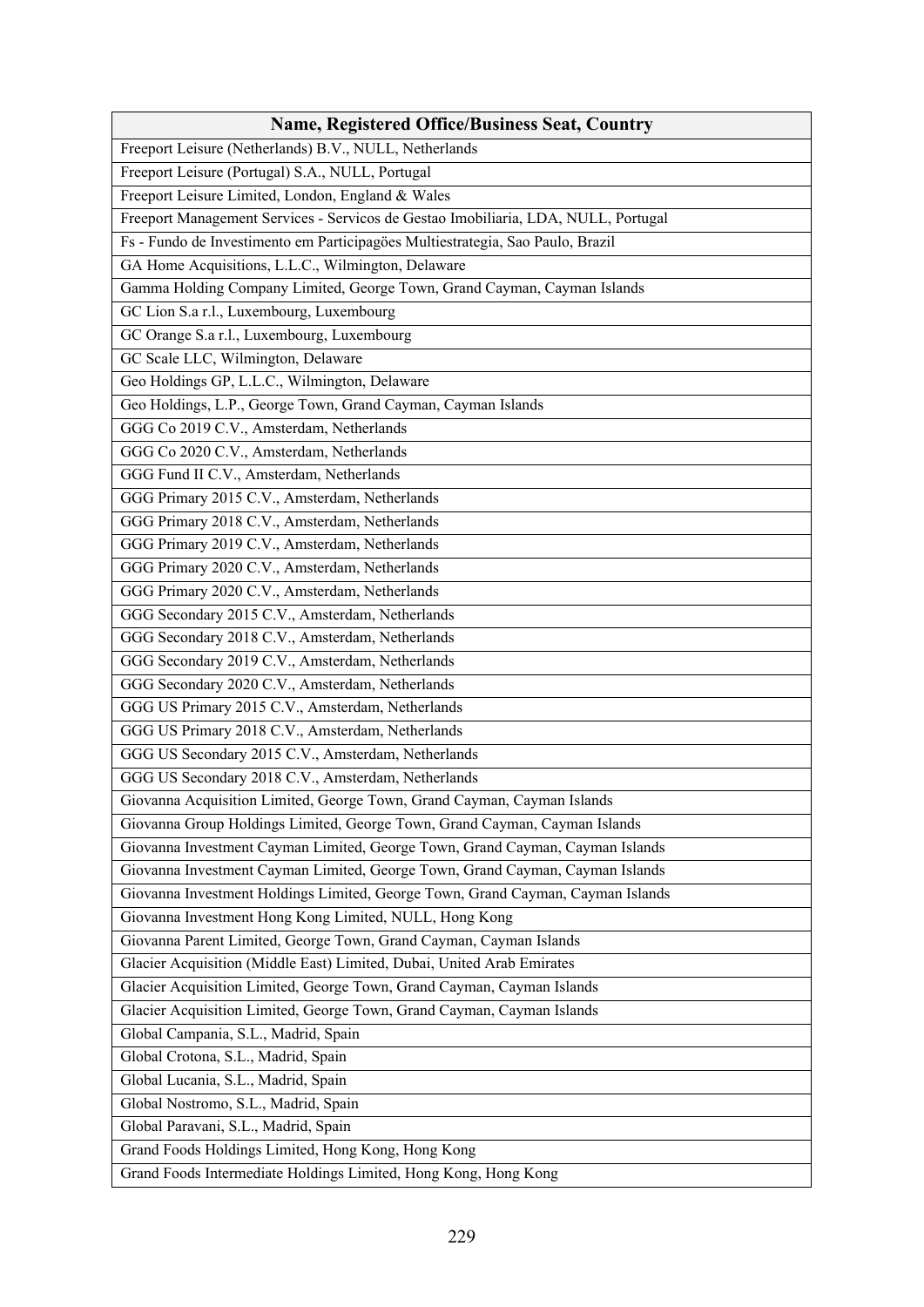| Name, Registered Office/Business Seat, Country |
|---|
| Freeport Leisure (Netherlands) B.V., NULL, Netherlands |
| Freeport Leisure (Portugal) S.A., NULL, Portugal |
| Freeport Leisure Limited, London, England & Wales |
| Freeport Management Services - Servicos de Gestao Imobiliaria, LDA, NULL, Portugal |
| Fs - Fundo de Investimento em Participagões Multiestrategia, Sao Paulo, Brazil |
| GA Home Acquisitions, L.L.C., Wilmington, Delaware |
| Gamma Holding Company Limited, George Town, Grand Cayman, Cayman Islands |
| GC Lion S.a r.l., Luxembourg, Luxembourg |
| GC Orange S.a r.l., Luxembourg, Luxembourg |
| GC Scale LLC, Wilmington, Delaware |
| Geo Holdings GP, L.L.C., Wilmington, Delaware |
| Geo Holdings, L.P., George Town, Grand Cayman, Cayman Islands |
| GGG Co 2019 C.V., Amsterdam, Netherlands |
| GGG Co 2020 C.V., Amsterdam, Netherlands |
| GGG Fund II C.V., Amsterdam, Netherlands |
| GGG Primary 2015 C.V., Amsterdam, Netherlands |
| GGG Primary 2018 C.V., Amsterdam, Netherlands |
| GGG Primary 2019 C.V., Amsterdam, Netherlands |
| GGG Primary 2020 C.V., Amsterdam, Netherlands |
| GGG Primary 2020 C.V., Amsterdam, Netherlands |
| GGG Secondary 2015 C.V., Amsterdam, Netherlands |
| GGG Secondary 2018 C.V., Amsterdam, Netherlands |
| GGG Secondary 2019 C.V., Amsterdam, Netherlands |
| GGG Secondary 2020 C.V., Amsterdam, Netherlands |
| GGG US Primary 2015 C.V., Amsterdam, Netherlands |
| GGG US Primary 2018 C.V., Amsterdam, Netherlands |
| GGG US Secondary 2015 C.V., Amsterdam, Netherlands |
| GGG US Secondary 2018 C.V., Amsterdam, Netherlands |
| Giovanna Acquisition Limited, George Town, Grand Cayman, Cayman Islands |
| Giovanna Group Holdings Limited, George Town, Grand Cayman, Cayman Islands |
| Giovanna Investment Cayman Limited, George Town, Grand Cayman, Cayman Islands |
| Giovanna Investment Cayman Limited, George Town, Grand Cayman, Cayman Islands |
| Giovanna Investment Holdings Limited, George Town, Grand Cayman, Cayman Islands |
| Giovanna Investment Hong Kong Limited, NULL, Hong Kong |
| Giovanna Parent Limited, George Town, Grand Cayman, Cayman Islands |
| Glacier Acquisition (Middle East) Limited, Dubai, United Arab Emirates |
| Glacier Acquisition Limited, George Town, Grand Cayman, Cayman Islands |
| Glacier Acquisition Limited, George Town, Grand Cayman, Cayman Islands |
| Global Campania, S.L., Madrid, Spain |
| Global Crotona, S.L., Madrid, Spain |
| Global Lucania, S.L., Madrid, Spain |
| Global Nostromo, S.L., Madrid, Spain |
| Global Paravani, S.L., Madrid, Spain |
| Grand Foods Holdings Limited, Hong Kong, Hong Kong |
| Grand Foods Intermediate Holdings Limited, Hong Kong, Hong Kong |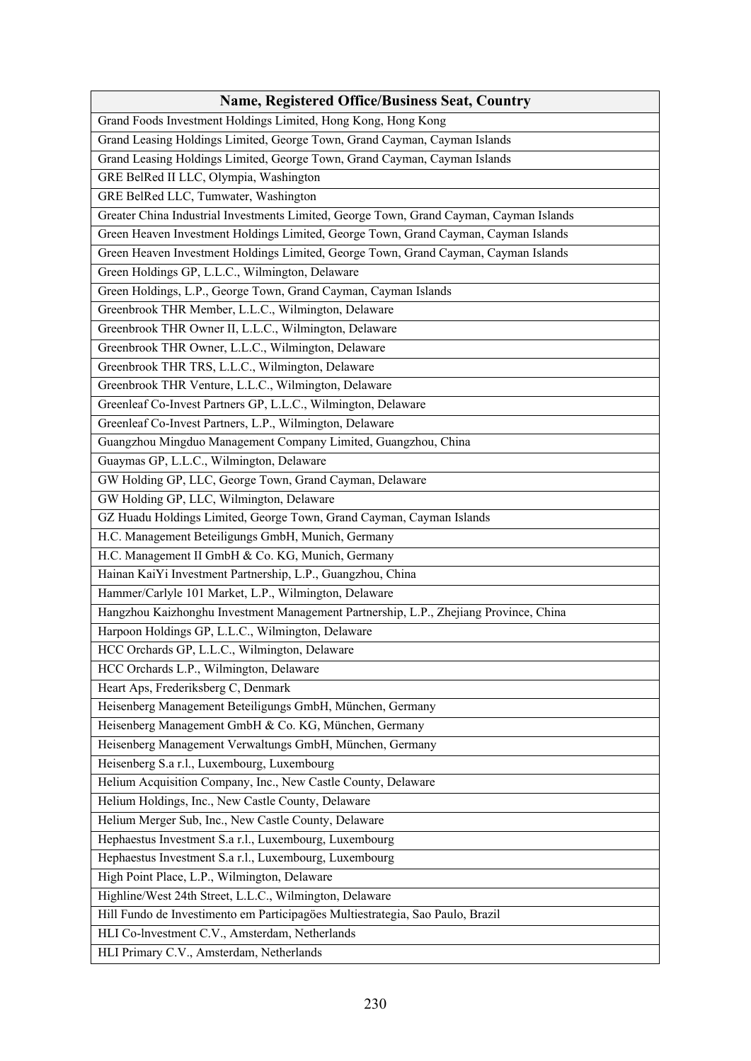| Name, Registered Office/Business Seat, Country |
|---|
| Grand Foods Investment Holdings Limited, Hong Kong, Hong Kong |
| Grand Leasing Holdings Limited, George Town, Grand Cayman, Cayman Islands |
| Grand Leasing Holdings Limited, George Town, Grand Cayman, Cayman Islands |
| GRE BelRed II LLC, Olympia, Washington |
| GRE BelRed LLC, Tumwater, Washington |
| Greater China Industrial Investments Limited, George Town, Grand Cayman, Cayman Islands |
| Green Heaven Investment Holdings Limited, George Town, Grand Cayman, Cayman Islands |
| Green Heaven Investment Holdings Limited, George Town, Grand Cayman, Cayman Islands |
| Green Holdings GP, L.L.C., Wilmington, Delaware |
| Green Holdings, L.P., George Town, Grand Cayman, Cayman Islands |
| Greenbrook THR Member, L.L.C., Wilmington, Delaware |
| Greenbrook THR Owner II, L.L.C., Wilmington, Delaware |
| Greenbrook THR Owner, L.L.C., Wilmington, Delaware |
| Greenbrook THR TRS, L.L.C., Wilmington, Delaware |
| Greenbrook THR Venture, L.L.C., Wilmington, Delaware |
| Greenleaf Co-Invest Partners GP, L.L.C., Wilmington, Delaware |
| Greenleaf Co-Invest Partners, L.P., Wilmington, Delaware |
| Guangzhou Mingduo Management Company Limited, Guangzhou, China |
| Guaymas GP, L.L.C., Wilmington, Delaware |
| GW Holding GP, LLC, George Town, Grand Cayman, Delaware |
| GW Holding GP, LLC, Wilmington, Delaware |
| GZ Huadu Holdings Limited, George Town, Grand Cayman, Cayman Islands |
| H.C. Management Beteiligungs GmbH, Munich, Germany |
| H.C. Management II GmbH & Co. KG, Munich, Germany |
| Hainan KaiYi Investment Partnership, L.P., Guangzhou, China |
| Hammer/Carlyle 101 Market, L.P., Wilmington, Delaware |
| Hangzhou Kaizhonghu Investment Management Partnership, L.P., Zhejiang Province, China |
| Harpoon Holdings GP, L.L.C., Wilmington, Delaware |
| HCC Orchards GP, L.L.C., Wilmington, Delaware |
| HCC Orchards L.P., Wilmington, Delaware |
| Heart Aps, Frederiksberg C, Denmark |
| Heisenberg Management Beteiligungs GmbH, München, Germany |
| Heisenberg Management GmbH & Co. KG, München, Germany |
| Heisenberg Management Verwaltungs GmbH, München, Germany |
| Heisenberg S.a r.l., Luxembourg, Luxembourg |
| Helium Acquisition Company, Inc., New Castle County, Delaware |
| Helium Holdings, Inc., New Castle County, Delaware |
| Helium Merger Sub, Inc., New Castle County, Delaware |
| Hephaestus Investment S.a r.l., Luxembourg, Luxembourg |
| Hephaestus Investment S.a r.l., Luxembourg, Luxembourg |
| High Point Place, L.P., Wilmington, Delaware |
| Highline/West 24th Street, L.L.C., Wilmington, Delaware |
| Hill Fundo de Investimento em Participagöes Multiestrategia, Sao Paulo, Brazil |
| HLI Co-lnvestment C.V., Amsterdam, Netherlands |
| HLI Primary C.V., Amsterdam, Netherlands |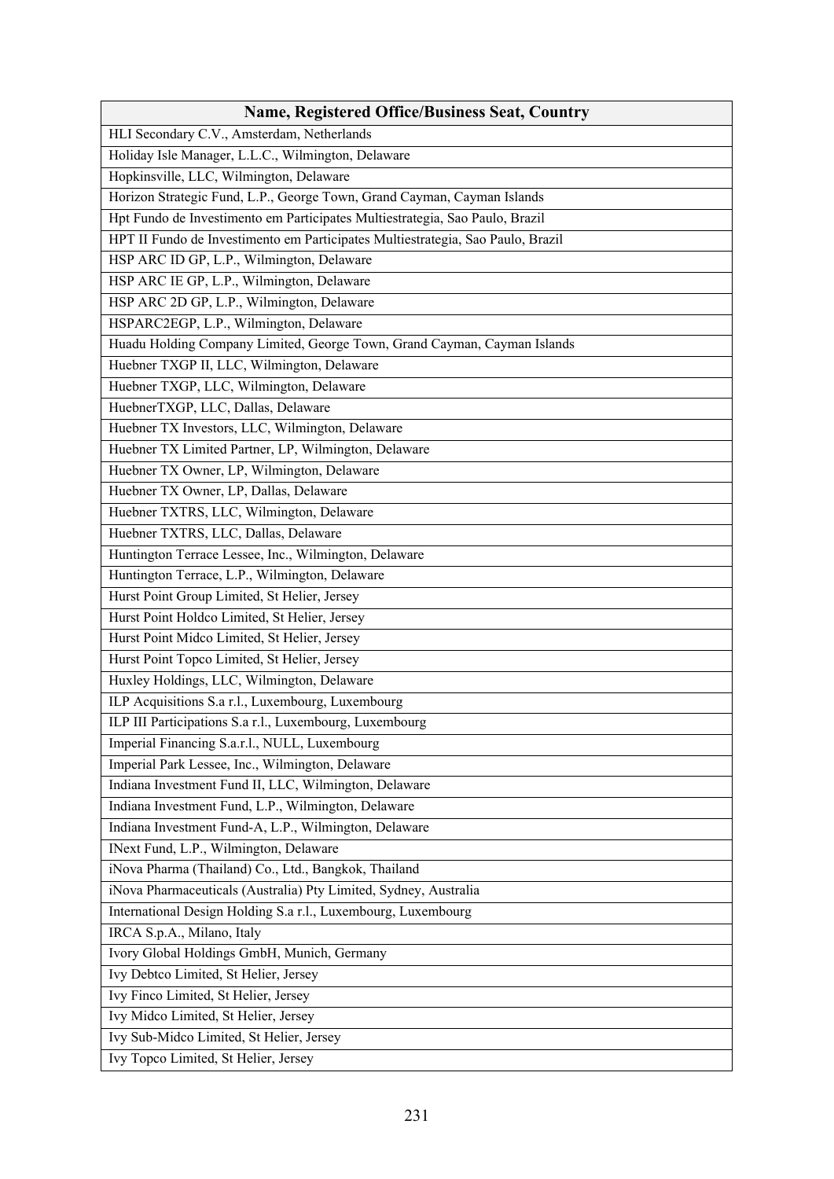| Name, Registered Office/Business Seat, Country |
|---|
| HLI Secondary C.V., Amsterdam, Netherlands |
| Holiday Isle Manager, L.L.C., Wilmington, Delaware |
| Hopkinsville, LLC, Wilmington, Delaware |
| Horizon Strategic Fund, L.P., George Town, Grand Cayman, Cayman Islands |
| Hpt Fundo de Investimento em Participates Multiestrategia, Sao Paulo, Brazil |
| HPT II Fundo de Investimento em Participates Multiestrategia, Sao Paulo, Brazil |
| HSP ARC ID GP, L.P., Wilmington, Delaware |
| HSP ARC IE GP, L.P., Wilmington, Delaware |
| HSP ARC 2D GP, L.P., Wilmington, Delaware |
| HSPARC2EGP, L.P., Wilmington, Delaware |
| Huadu Holding Company Limited, George Town, Grand Cayman, Cayman Islands |
| Huebner TXGP II, LLC, Wilmington, Delaware |
| Huebner TXGP, LLC, Wilmington, Delaware |
| HuebnerTXGP, LLC, Dallas, Delaware |
| Huebner TX Investors, LLC, Wilmington, Delaware |
| Huebner TX Limited Partner, LP, Wilmington, Delaware |
| Huebner TX Owner, LP, Wilmington, Delaware |
| Huebner TX Owner, LP, Dallas, Delaware |
| Huebner TXTRS, LLC, Wilmington, Delaware |
| Huebner TXTRS, LLC, Dallas, Delaware |
| Huntington Terrace Lessee, Inc., Wilmington, Delaware |
| Huntington Terrace, L.P., Wilmington, Delaware |
| Hurst Point Group Limited, St Helier, Jersey |
| Hurst Point Holdco Limited, St Helier, Jersey |
| Hurst Point Midco Limited, St Helier, Jersey |
| Hurst Point Topco Limited, St Helier, Jersey |
| Huxley Holdings, LLC, Wilmington, Delaware |
| ILP Acquisitions S.a r.l., Luxembourg, Luxembourg |
| ILP III Participations S.a r.l., Luxembourg, Luxembourg |
| Imperial Financing S.a.r.l., NULL, Luxembourg |
| Imperial Park Lessee, Inc., Wilmington, Delaware |
| Indiana Investment Fund II, LLC, Wilmington, Delaware |
| Indiana Investment Fund, L.P., Wilmington, Delaware |
| Indiana Investment Fund-A, L.P., Wilmington, Delaware |
| INext Fund, L.P., Wilmington, Delaware |
| iNova Pharma (Thailand) Co., Ltd., Bangkok, Thailand |
| iNova Pharmaceuticals (Australia) Pty Limited, Sydney, Australia |
| International Design Holding S.a r.l., Luxembourg, Luxembourg |
| IRCA S.p.A., Milano, Italy |
| Ivory Global Holdings GmbH, Munich, Germany |
| Ivy Debtco Limited, St Helier, Jersey |
| Ivy Finco Limited, St Helier, Jersey |
| Ivy Midco Limited, St Helier, Jersey |
| Ivy Sub-Midco Limited, St Helier, Jersey |
| Ivy Topco Limited, St Helier, Jersey |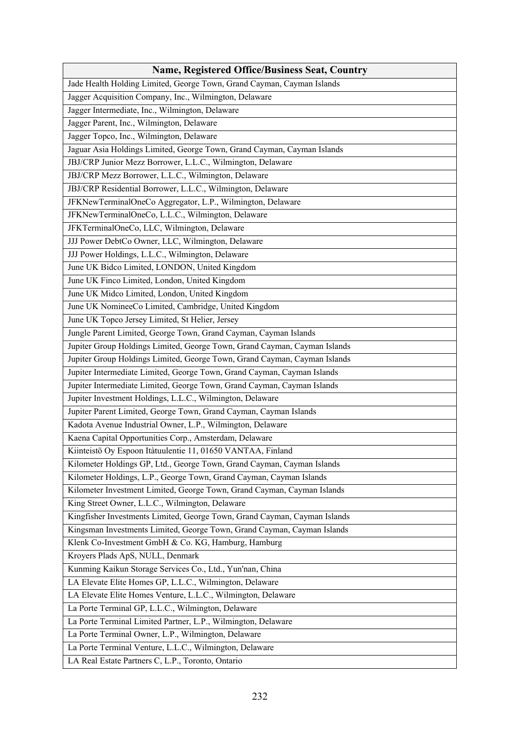| Name, Registered Office/Business Seat, Country |
|---|
| Jade Health Holding Limited, George Town, Grand Cayman, Cayman Islands |
| Jagger Acquisition Company, Inc., Wilmington, Delaware |
| Jagger Intermediate, Inc., Wilmington, Delaware |
| Jagger Parent, Inc., Wilmington, Delaware |
| Jagger Topco, Inc., Wilmington, Delaware |
| Jaguar Asia Holdings Limited, George Town, Grand Cayman, Cayman Islands |
| JBJ/CRP Junior Mezz Borrower, L.L.C., Wilmington, Delaware |
| JBJ/CRP Mezz Borrower, L.L.C., Wilmington, Delaware |
| JBJ/CRP Residential Borrower, L.L.C., Wilmington, Delaware |
| JFKNewTerminalOneCo Aggregator, L.P., Wilmington, Delaware |
| JFKNewTerminalOneCo, L.L.C., Wilmington, Delaware |
| JFKTerminalOneCo, LLC, Wilmington, Delaware |
| JJJ Power DebtCo Owner, LLC, Wilmington, Delaware |
| JJJ Power Holdings, L.L.C., Wilmington, Delaware |
| June UK Bidco Limited, LONDON, United Kingdom |
| June UK Finco Limited, London, United Kingdom |
| June UK Midco Limited, London, United Kingdom |
| June UK NomineeCo Limited, Cambridge, United Kingdom |
| June UK Topco Jersey Limited, St Helier, Jersey |
| Jungle Parent Limited, George Town, Grand Cayman, Cayman Islands |
| Jupiter Group Holdings Limited, George Town, Grand Cayman, Cayman Islands |
| Jupiter Group Holdings Limited, George Town, Grand Cayman, Cayman Islands |
| Jupiter Intermediate Limited, George Town, Grand Cayman, Cayman Islands |
| Jupiter Intermediate Limited, George Town, Grand Cayman, Cayman Islands |
| Jupiter Investment Holdings, L.L.C., Wilmington, Delaware |
| Jupiter Parent Limited, George Town, Grand Cayman, Cayman Islands |
| Kadota Avenue Industrial Owner, L.P., Wilmington, Delaware |
| Kaena Capital Opportunities Corp., Amsterdam, Delaware |
| Kiinteistö Oy Espoon Itàtuulentie 11, 01650 VANTAA, Finland |
| Kilometer Holdings GP, Ltd., George Town, Grand Cayman, Cayman Islands |
| Kilometer Holdings, L.P., George Town, Grand Cayman, Cayman Islands |
| Kilometer Investment Limited, George Town, Grand Cayman, Cayman Islands |
| King Street Owner, L.L.C., Wilmington, Delaware |
| Kingfisher Investments Limited, George Town, Grand Cayman, Cayman Islands |
| Kingsman Investments Limited, George Town, Grand Cayman, Cayman Islands |
| Klenk Co-Investment GmbH & Co. KG, Hamburg, Hamburg |
| Kroyers Plads ApS, NULL, Denmark |
| Kunming Kaikun Storage Services Co., Ltd., Yun'nan, China |
| LA Elevate Elite Homes GP, L.L.C., Wilmington, Delaware |
| LA Elevate Elite Homes Venture, L.L.C., Wilmington, Delaware |
| La Porte Terminal GP, L.L.C., Wilmington, Delaware |
| La Porte Terminal Limited Partner, L.P., Wilmington, Delaware |
| La Porte Terminal Owner, L.P., Wilmington, Delaware |
| La Porte Terminal Venture, L.L.C., Wilmington, Delaware |
| LA Real Estate Partners C, L.P., Toronto, Ontario |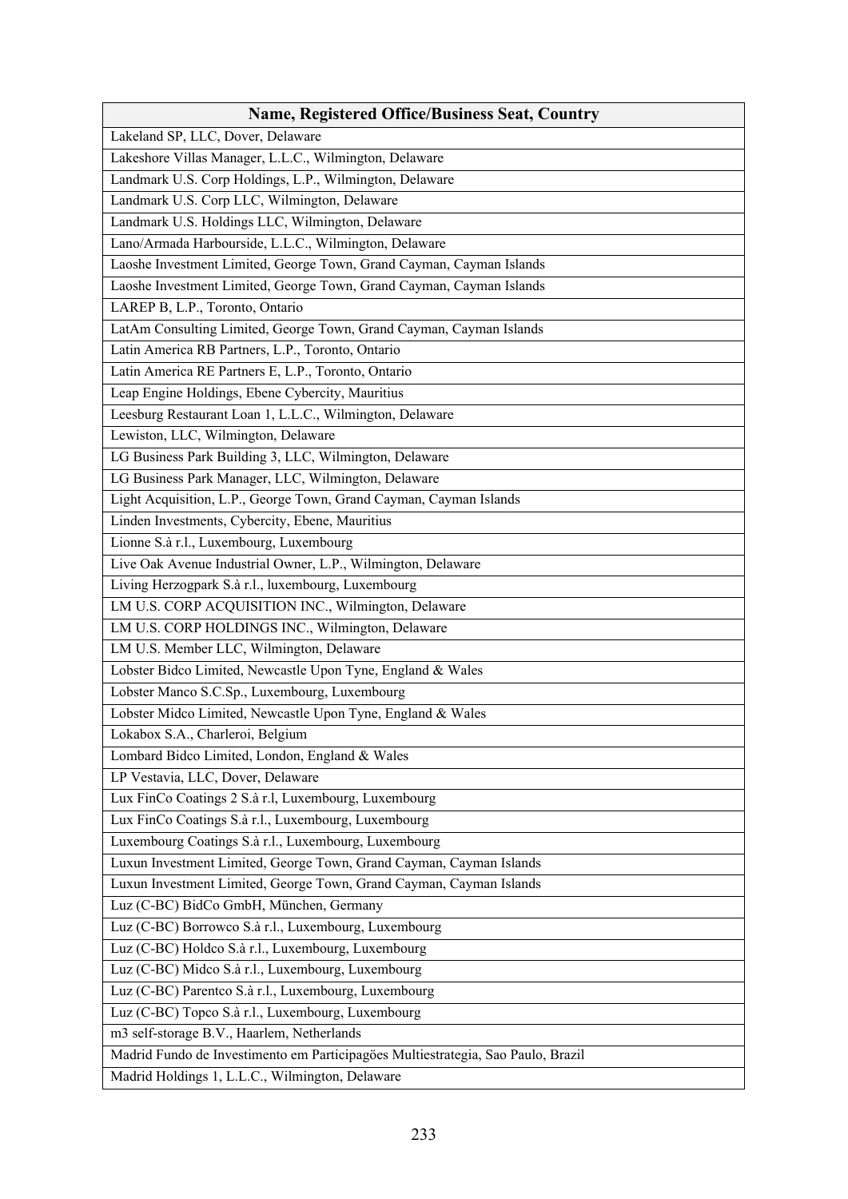| Name, Registered Office/Business Seat, Country |
|---|
| Lakeland SP, LLC, Dover, Delaware |
| Lakeshore Villas Manager, L.L.C., Wilmington, Delaware |
| Landmark U.S. Corp Holdings, L.P., Wilmington, Delaware |
| Landmark U.S. Corp LLC, Wilmington, Delaware |
| Landmark U.S. Holdings LLC, Wilmington, Delaware |
| Lano/Armada Harbourside, L.L.C., Wilmington, Delaware |
| Laoshe Investment Limited, George Town, Grand Cayman, Cayman Islands |
| Laoshe Investment Limited, George Town, Grand Cayman, Cayman Islands |
| LAREP B, L.P., Toronto, Ontario |
| LatAm Consulting Limited, George Town, Grand Cayman, Cayman Islands |
| Latin America RB Partners, L.P., Toronto, Ontario |
| Latin America RE Partners E, L.P., Toronto, Ontario |
| Leap Engine Holdings, Ebene Cybercity, Mauritius |
| Leesburg Restaurant Loan 1, L.L.C., Wilmington, Delaware |
| Lewiston, LLC, Wilmington, Delaware |
| LG Business Park Building 3, LLC, Wilmington, Delaware |
| LG Business Park Manager, LLC, Wilmington, Delaware |
| Light Acquisition, L.P., George Town, Grand Cayman, Cayman Islands |
| Linden Investments, Cybercity, Ebene, Mauritius |
| Lionne S.à r.l., Luxembourg, Luxembourg |
| Live Oak Avenue Industrial Owner, L.P., Wilmington, Delaware |
| Living Herzogpark S.à r.l., luxembourg, Luxembourg |
| LM U.S. CORP ACQUISITION INC., Wilmington, Delaware |
| LM U.S. CORP HOLDINGS INC., Wilmington, Delaware |
| LM U.S. Member LLC, Wilmington, Delaware |
| Lobster Bidco Limited, Newcastle Upon Tyne, England & Wales |
| Lobster Manco S.C.Sp., Luxembourg, Luxembourg |
| Lobster Midco Limited, Newcastle Upon Tyne, England & Wales |
| Lokabox S.A., Charleroi, Belgium |
| Lombard Bidco Limited, London, England & Wales |
| LP Vestavia, LLC, Dover, Delaware |
| Lux FinCo Coatings 2 S.à r.l, Luxembourg, Luxembourg |
| Lux FinCo Coatings S.à r.l., Luxembourg, Luxembourg |
| Luxembourg Coatings S.à r.l., Luxembourg, Luxembourg |
| Luxun Investment Limited, George Town, Grand Cayman, Cayman Islands |
| Luxun Investment Limited, George Town, Grand Cayman, Cayman Islands |
| Luz (C-BC) BidCo GmbH, München, Germany |
| Luz (C-BC) Borrowco S.à r.l., Luxembourg, Luxembourg |
| Luz (C-BC) Holdco S.à r.l., Luxembourg, Luxembourg |
| Luz (C-BC) Midco S.à r.l., Luxembourg, Luxembourg |
| Luz (C-BC) Parentco S.à r.l., Luxembourg, Luxembourg |
| Luz (C-BC) Topco S.à r.l., Luxembourg, Luxembourg |
| m3 self-storage B.V., Haarlem, Netherlands |
| Madrid Fundo de Investimento em Participagöes Multiestrategia, Sao Paulo, Brazil |
| Madrid Holdings 1, L.L.C., Wilmington, Delaware |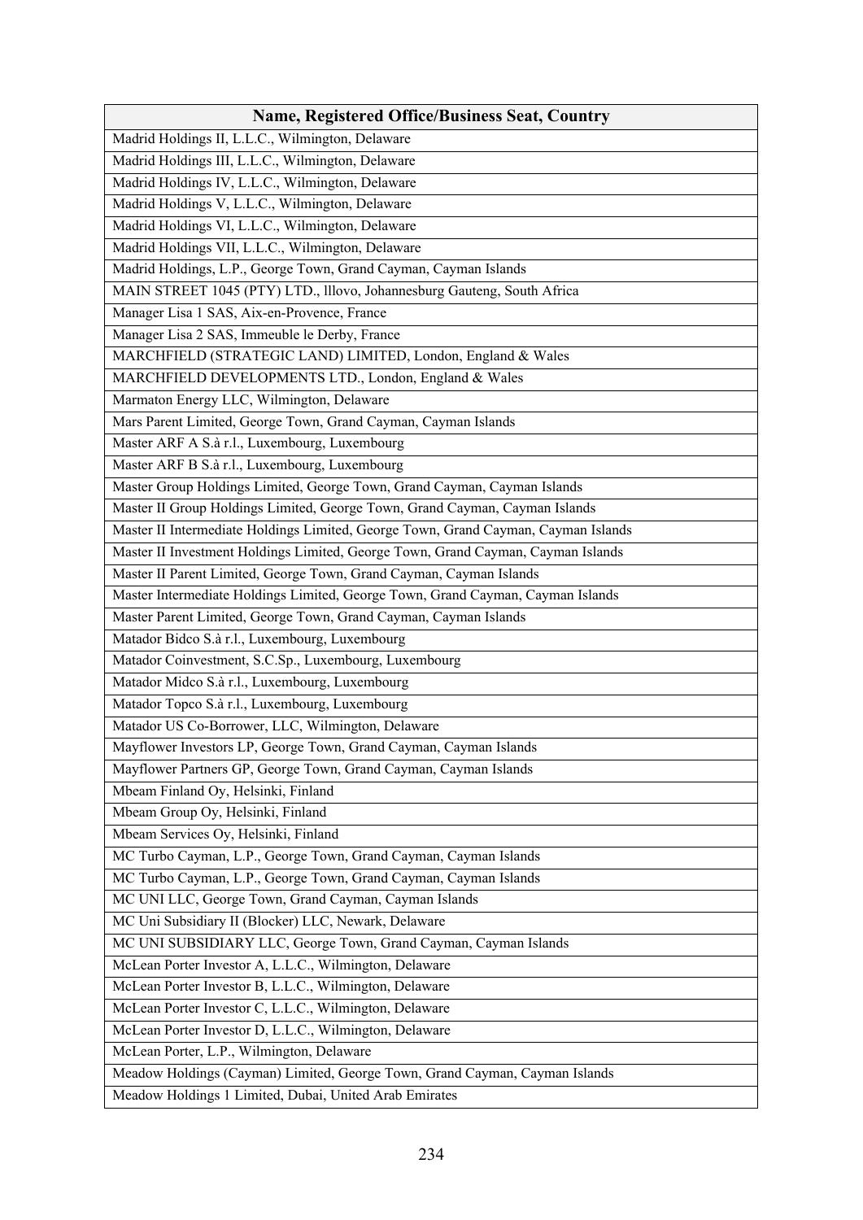| Name, Registered Office/Business Seat, Country |
|---|
| Madrid Holdings II, L.L.C., Wilmington, Delaware |
| Madrid Holdings III, L.L.C., Wilmington, Delaware |
| Madrid Holdings IV, L.L.C., Wilmington, Delaware |
| Madrid Holdings V, L.L.C., Wilmington, Delaware |
| Madrid Holdings VI, L.L.C., Wilmington, Delaware |
| Madrid Holdings VII, L.L.C., Wilmington, Delaware |
| Madrid Holdings, L.P., George Town, Grand Cayman, Cayman Islands |
| MAIN STREET 1045 (PTY) LTD., lllovo, Johannesburg Gauteng, South Africa |
| Manager Lisa 1 SAS, Aix-en-Provence, France |
| Manager Lisa 2 SAS, Immeuble le Derby, France |
| MARCHFIELD (STRATEGIC LAND) LIMITED, London, England & Wales |
| MARCHFIELD DEVELOPMENTS LTD., London, England & Wales |
| Marmaton Energy LLC, Wilmington, Delaware |
| Mars Parent Limited, George Town, Grand Cayman, Cayman Islands |
| Master ARF A S.à r.l., Luxembourg, Luxembourg |
| Master ARF B S.à r.l., Luxembourg, Luxembourg |
| Master Group Holdings Limited, George Town, Grand Cayman, Cayman Islands |
| Master II Group Holdings Limited, George Town, Grand Cayman, Cayman Islands |
| Master II Intermediate Holdings Limited, George Town, Grand Cayman, Cayman Islands |
| Master II Investment Holdings Limited, George Town, Grand Cayman, Cayman Islands |
| Master II Parent Limited, George Town, Grand Cayman, Cayman Islands |
| Master Intermediate Holdings Limited, George Town, Grand Cayman, Cayman Islands |
| Master Parent Limited, George Town, Grand Cayman, Cayman Islands |
| Matador Bidco S.à r.l., Luxembourg, Luxembourg |
| Matador Coinvestment, S.C.Sp., Luxembourg, Luxembourg |
| Matador Midco S.à r.l., Luxembourg, Luxembourg |
| Matador Topco S.à r.l., Luxembourg, Luxembourg |
| Matador US Co-Borrower, LLC, Wilmington, Delaware |
| Mayflower Investors LP, George Town, Grand Cayman, Cayman Islands |
| Mayflower Partners GP, George Town, Grand Cayman, Cayman Islands |
| Mbeam Finland Oy, Helsinki, Finland |
| Mbeam Group Oy, Helsinki, Finland |
| Mbeam Services Oy, Helsinki, Finland |
| MC Turbo Cayman, L.P., George Town, Grand Cayman, Cayman Islands |
| MC Turbo Cayman, L.P., George Town, Grand Cayman, Cayman Islands |
| MC UNI LLC, George Town, Grand Cayman, Cayman Islands |
| MC Uni Subsidiary II (Blocker) LLC, Newark, Delaware |
| MC UNI SUBSIDIARY LLC, George Town, Grand Cayman, Cayman Islands |
| McLean Porter Investor A, L.L.C., Wilmington, Delaware |
| McLean Porter Investor B, L.L.C., Wilmington, Delaware |
| McLean Porter Investor C, L.L.C., Wilmington, Delaware |
| McLean Porter Investor D, L.L.C., Wilmington, Delaware |
| McLean Porter, L.P., Wilmington, Delaware |
| Meadow Holdings (Cayman) Limited, George Town, Grand Cayman, Cayman Islands |
| Meadow Holdings 1 Limited, Dubai, United Arab Emirates |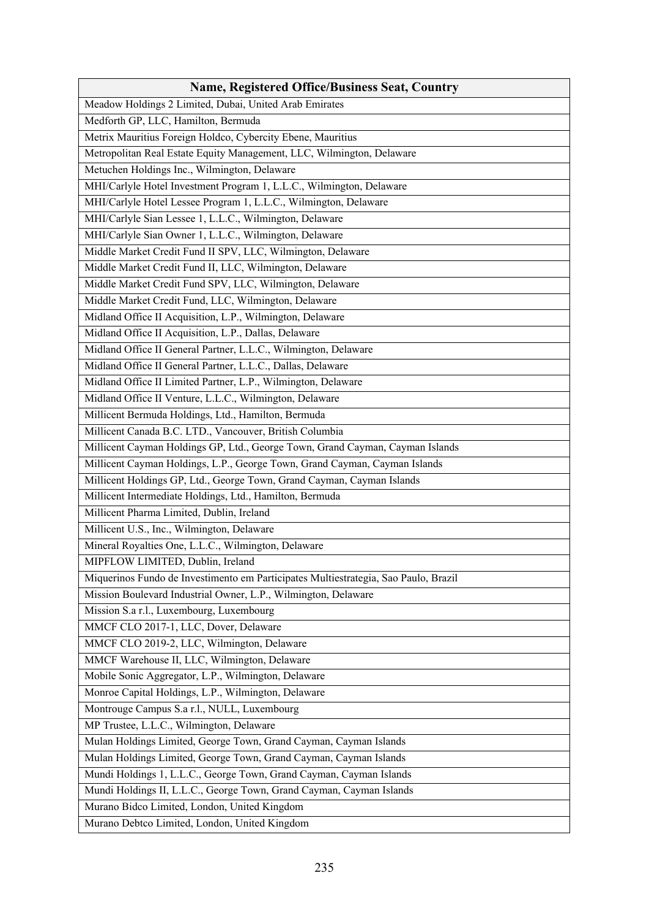| Name, Registered Office/Business Seat, Country |
| --- |
| Meadow Holdings 2 Limited, Dubai, United Arab Emirates |
| Medforth GP, LLC, Hamilton, Bermuda |
| Metrix Mauritius Foreign Holdco, Cybercity Ebene, Mauritius |
| Metropolitan Real Estate Equity Management, LLC, Wilmington, Delaware |
| Metuchen Holdings Inc., Wilmington, Delaware |
| MHI/Carlyle Hotel Investment Program 1, L.L.C., Wilmington, Delaware |
| MHI/Carlyle Hotel Lessee Program 1, L.L.C., Wilmington, Delaware |
| MHI/Carlyle Sian Lessee 1, L.L.C., Wilmington, Delaware |
| MHI/Carlyle Sian Owner 1, L.L.C., Wilmington, Delaware |
| Middle Market Credit Fund II SPV, LLC, Wilmington, Delaware |
| Middle Market Credit Fund II, LLC, Wilmington, Delaware |
| Middle Market Credit Fund SPV, LLC, Wilmington, Delaware |
| Middle Market Credit Fund, LLC, Wilmington, Delaware |
| Midland Office II Acquisition, L.P., Wilmington, Delaware |
| Midland Office II Acquisition, L.P., Dallas, Delaware |
| Midland Office II General Partner, L.L.C., Wilmington, Delaware |
| Midland Office II General Partner, L.L.C., Dallas, Delaware |
| Midland Office II Limited Partner, L.P., Wilmington, Delaware |
| Midland Office II Venture, L.L.C., Wilmington, Delaware |
| Millicent Bermuda Holdings, Ltd., Hamilton, Bermuda |
| Millicent Canada B.C. LTD., Vancouver, British Columbia |
| Millicent Cayman Holdings GP, Ltd., George Town, Grand Cayman, Cayman Islands |
| Millicent Cayman Holdings, L.P., George Town, Grand Cayman, Cayman Islands |
| Millicent Holdings GP, Ltd., George Town, Grand Cayman, Cayman Islands |
| Millicent Intermediate Holdings, Ltd., Hamilton, Bermuda |
| Millicent Pharma Limited, Dublin, Ireland |
| Millicent U.S., Inc., Wilmington, Delaware |
| Mineral Royalties One, L.L.C., Wilmington, Delaware |
| MIPFLOW LIMITED, Dublin, Ireland |
| Miquerinos Fundo de Investimento em Participates Multiestrategia, Sao Paulo, Brazil |
| Mission Boulevard Industrial Owner, L.P., Wilmington, Delaware |
| Mission S.a r.l., Luxembourg, Luxembourg |
| MMCF CLO 2017-1, LLC, Dover, Delaware |
| MMCF CLO 2019-2, LLC, Wilmington, Delaware |
| MMCF Warehouse II, LLC, Wilmington, Delaware |
| Mobile Sonic Aggregator, L.P., Wilmington, Delaware |
| Monroe Capital Holdings, L.P., Wilmington, Delaware |
| Montrouge Campus S.a r.l., NULL, Luxembourg |
| MP Trustee, L.L.C., Wilmington, Delaware |
| Mulan Holdings Limited, George Town, Grand Cayman, Cayman Islands |
| Mulan Holdings Limited, George Town, Grand Cayman, Cayman Islands |
| Mundi Holdings 1, L.L.C., George Town, Grand Cayman, Cayman Islands |
| Mundi Holdings II, L.L.C., George Town, Grand Cayman, Cayman Islands |
| Murano Bidco Limited, London, United Kingdom |
| Murano Debtco Limited, London, United Kingdom |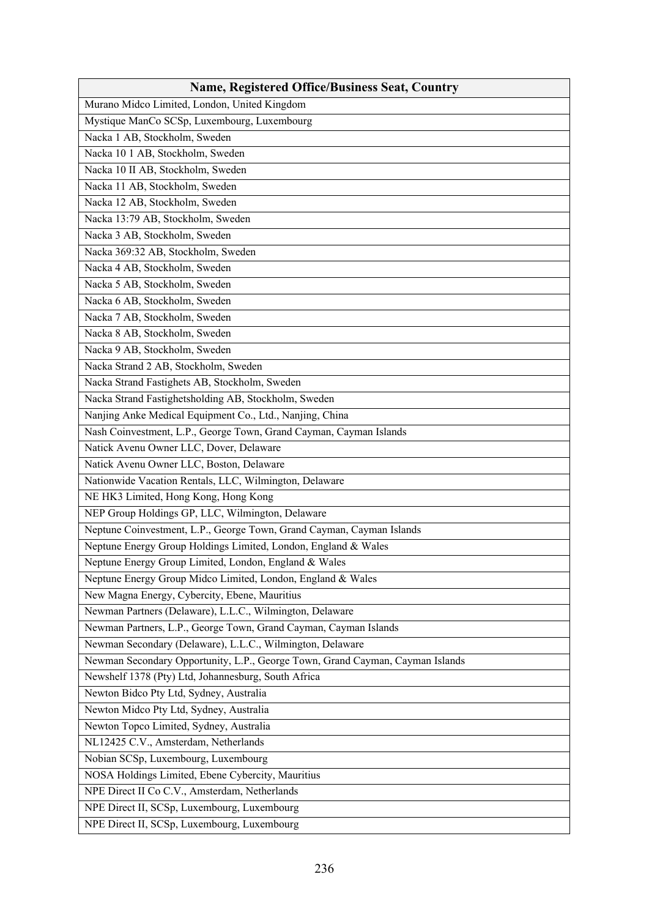| Name, Registered Office/Business Seat, Country |
|---|
| Murano Midco Limited, London, United Kingdom |
| Mystique ManCo SCSp, Luxembourg, Luxembourg |
| Nacka 1 AB, Stockholm, Sweden |
| Nacka 10 1 AB, Stockholm, Sweden |
| Nacka 10 II AB, Stockholm, Sweden |
| Nacka 11 AB, Stockholm, Sweden |
| Nacka 12 AB, Stockholm, Sweden |
| Nacka 13:79 AB, Stockholm, Sweden |
| Nacka 3 AB, Stockholm, Sweden |
| Nacka 369:32 AB, Stockholm, Sweden |
| Nacka 4 AB, Stockholm, Sweden |
| Nacka 5 AB, Stockholm, Sweden |
| Nacka 6 AB, Stockholm, Sweden |
| Nacka 7 AB, Stockholm, Sweden |
| Nacka 8 AB, Stockholm, Sweden |
| Nacka 9 AB, Stockholm, Sweden |
| Nacka Strand 2 AB, Stockholm, Sweden |
| Nacka Strand Fastighets AB, Stockholm, Sweden |
| Nacka Strand Fastighetsholding AB, Stockholm, Sweden |
| Nanjing Anke Medical Equipment Co., Ltd., Nanjing, China |
| Nash Coinvestment, L.P., George Town, Grand Cayman, Cayman Islands |
| Natick Avenu Owner LLC, Dover, Delaware |
| Natick Avenu Owner LLC, Boston, Delaware |
| Nationwide Vacation Rentals, LLC, Wilmington, Delaware |
| NE HK3 Limited, Hong Kong, Hong Kong |
| NEP Group Holdings GP, LLC, Wilmington, Delaware |
| Neptune Coinvestment, L.P., George Town, Grand Cayman, Cayman Islands |
| Neptune Energy Group Holdings Limited, London, England & Wales |
| Neptune Energy Group Limited, London, England & Wales |
| Neptune Energy Group Midco Limited, London, England & Wales |
| New Magna Energy, Cybercity, Ebene, Mauritius |
| Newman Partners (Delaware), L.L.C., Wilmington, Delaware |
| Newman Partners, L.P., George Town, Grand Cayman, Cayman Islands |
| Newman Secondary (Delaware), L.L.C., Wilmington, Delaware |
| Newman Secondary Opportunity, L.P., George Town, Grand Cayman, Cayman Islands |
| Newshelf 1378 (Pty) Ltd, Johannesburg, South Africa |
| Newton Bidco Pty Ltd, Sydney, Australia |
| Newton Midco Pty Ltd, Sydney, Australia |
| Newton Topco Limited, Sydney, Australia |
| NL12425 C.V., Amsterdam, Netherlands |
| Nobian SCSp, Luxembourg, Luxembourg |
| NOSA Holdings Limited, Ebene Cybercity, Mauritius |
| NPE Direct II Co C.V., Amsterdam, Netherlands |
| NPE Direct II, SCSp, Luxembourg, Luxembourg |
| NPE Direct II, SCSp, Luxembourg, Luxembourg |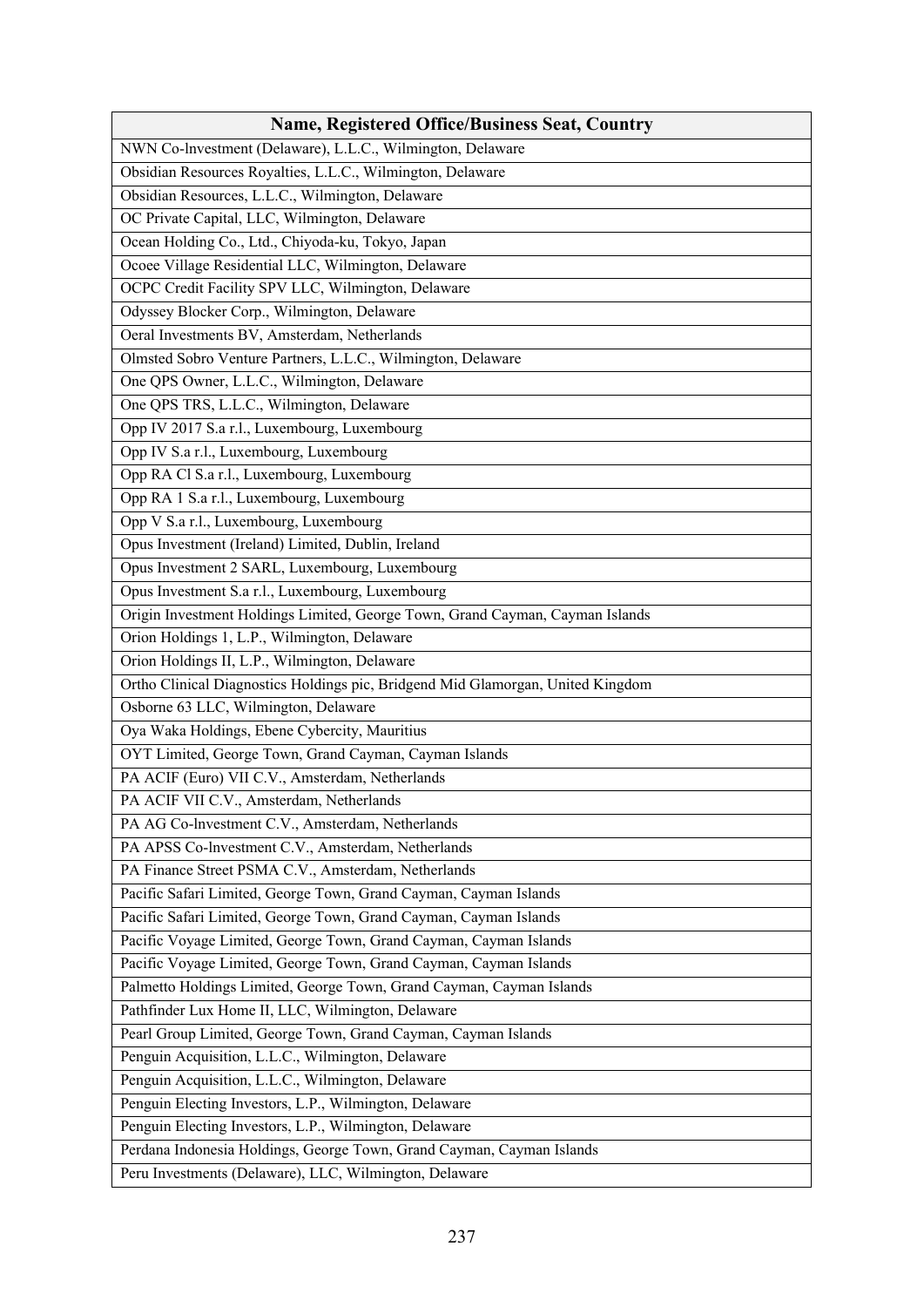| Name, Registered Office/Business Seat, Country |
|---|
| NWN Co-lnvestment (Delaware), L.L.C., Wilmington, Delaware |
| Obsidian Resources Royalties, L.L.C., Wilmington, Delaware |
| Obsidian Resources, L.L.C., Wilmington, Delaware |
| OC Private Capital, LLC, Wilmington, Delaware |
| Ocean Holding Co., Ltd., Chiyoda-ku, Tokyo, Japan |
| Ocoee Village Residential LLC, Wilmington, Delaware |
| OCPC Credit Facility SPV LLC, Wilmington, Delaware |
| Odyssey Blocker Corp., Wilmington, Delaware |
| Oeral Investments BV, Amsterdam, Netherlands |
| Olmsted Sobro Venture Partners, L.L.C., Wilmington, Delaware |
| One QPS Owner, L.L.C., Wilmington, Delaware |
| One QPS TRS, L.L.C., Wilmington, Delaware |
| Opp IV 2017 S.a r.l., Luxembourg, Luxembourg |
| Opp IV S.a r.l., Luxembourg, Luxembourg |
| Opp RA Cl S.a r.l., Luxembourg, Luxembourg |
| Opp RA 1 S.a r.l., Luxembourg, Luxembourg |
| Opp V S.a r.l., Luxembourg, Luxembourg |
| Opus Investment (Ireland) Limited, Dublin, Ireland |
| Opus Investment 2 SARL, Luxembourg, Luxembourg |
| Opus Investment S.a r.l., Luxembourg, Luxembourg |
| Origin Investment Holdings Limited, George Town, Grand Cayman, Cayman Islands |
| Orion Holdings 1, L.P., Wilmington, Delaware |
| Orion Holdings II, L.P., Wilmington, Delaware |
| Ortho Clinical Diagnostics Holdings pic, Bridgend Mid Glamorgan, United Kingdom |
| Osborne 63 LLC, Wilmington, Delaware |
| Oya Waka Holdings, Ebene Cybercity, Mauritius |
| OYT Limited, George Town, Grand Cayman, Cayman Islands |
| PA ACIF (Euro) VII C.V., Amsterdam, Netherlands |
| PA ACIF VII C.V., Amsterdam, Netherlands |
| PA AG Co-lnvestment C.V., Amsterdam, Netherlands |
| PA APSS Co-lnvestment C.V., Amsterdam, Netherlands |
| PA Finance Street PSMA C.V., Amsterdam, Netherlands |
| Pacific Safari Limited, George Town, Grand Cayman, Cayman Islands |
| Pacific Safari Limited, George Town, Grand Cayman, Cayman Islands |
| Pacific Voyage Limited, George Town, Grand Cayman, Cayman Islands |
| Pacific Voyage Limited, George Town, Grand Cayman, Cayman Islands |
| Palmetto Holdings Limited, George Town, Grand Cayman, Cayman Islands |
| Pathfinder Lux Home II, LLC, Wilmington, Delaware |
| Pearl Group Limited, George Town, Grand Cayman, Cayman Islands |
| Penguin Acquisition, L.L.C., Wilmington, Delaware |
| Penguin Acquisition, L.L.C., Wilmington, Delaware |
| Penguin Electing Investors, L.P., Wilmington, Delaware |
| Penguin Electing Investors, L.P., Wilmington, Delaware |
| Perdana Indonesia Holdings, George Town, Grand Cayman, Cayman Islands |
| Peru Investments (Delaware), LLC, Wilmington, Delaware |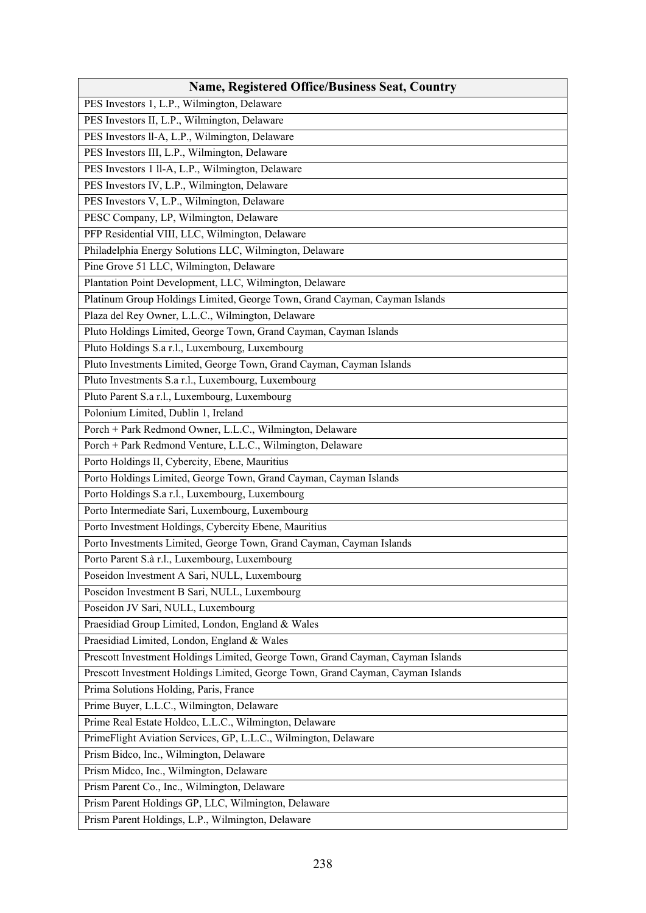| Name, Registered Office/Business Seat, Country |
|---|
| PES Investors 1, L.P., Wilmington, Delaware |
| PES Investors II, L.P., Wilmington, Delaware |
| PES Investors ll-A, L.P., Wilmington, Delaware |
| PES Investors III, L.P., Wilmington, Delaware |
| PES Investors 1 ll-A, L.P., Wilmington, Delaware |
| PES Investors IV, L.P., Wilmington, Delaware |
| PES Investors V, L.P., Wilmington, Delaware |
| PESC Company, LP, Wilmington, Delaware |
| PFP Residential VIII, LLC, Wilmington, Delaware |
| Philadelphia Energy Solutions LLC, Wilmington, Delaware |
| Pine Grove 51 LLC, Wilmington, Delaware |
| Plantation Point Development, LLC, Wilmington, Delaware |
| Platinum Group Holdings Limited, George Town, Grand Cayman, Cayman Islands |
| Plaza del Rey Owner, L.L.C., Wilmington, Delaware |
| Pluto Holdings Limited, George Town, Grand Cayman, Cayman Islands |
| Pluto Holdings S.a r.l., Luxembourg, Luxembourg |
| Pluto Investments Limited, George Town, Grand Cayman, Cayman Islands |
| Pluto Investments S.a r.l., Luxembourg, Luxembourg |
| Pluto Parent S.a r.l., Luxembourg, Luxembourg |
| Polonium Limited, Dublin 1, Ireland |
| Porch + Park Redmond Owner, L.L.C., Wilmington, Delaware |
| Porch + Park Redmond Venture, L.L.C., Wilmington, Delaware |
| Porto Holdings II, Cybercity, Ebene, Mauritius |
| Porto Holdings Limited, George Town, Grand Cayman, Cayman Islands |
| Porto Holdings S.a r.l., Luxembourg, Luxembourg |
| Porto Intermediate Sari, Luxembourg, Luxembourg |
| Porto Investment Holdings, Cybercity Ebene, Mauritius |
| Porto Investments Limited, George Town, Grand Cayman, Cayman Islands |
| Porto Parent S.à r.l., Luxembourg, Luxembourg |
| Poseidon Investment A Sari, NULL, Luxembourg |
| Poseidon Investment B Sari, NULL, Luxembourg |
| Poseidon JV Sari, NULL, Luxembourg |
| Praesidiad Group Limited, London, England & Wales |
| Praesidiad Limited, London, England & Wales |
| Prescott Investment Holdings Limited, George Town, Grand Cayman, Cayman Islands |
| Prescott Investment Holdings Limited, George Town, Grand Cayman, Cayman Islands |
| Prima Solutions Holding, Paris, France |
| Prime Buyer, L.L.C., Wilmington, Delaware |
| Prime Real Estate Holdco, L.L.C., Wilmington, Delaware |
| PrimeFlight Aviation Services, GP, L.L.C., Wilmington, Delaware |
| Prism Bidco, Inc., Wilmington, Delaware |
| Prism Midco, Inc., Wilmington, Delaware |
| Prism Parent Co., Inc., Wilmington, Delaware |
| Prism Parent Holdings GP, LLC, Wilmington, Delaware |
| Prism Parent Holdings, L.P., Wilmington, Delaware |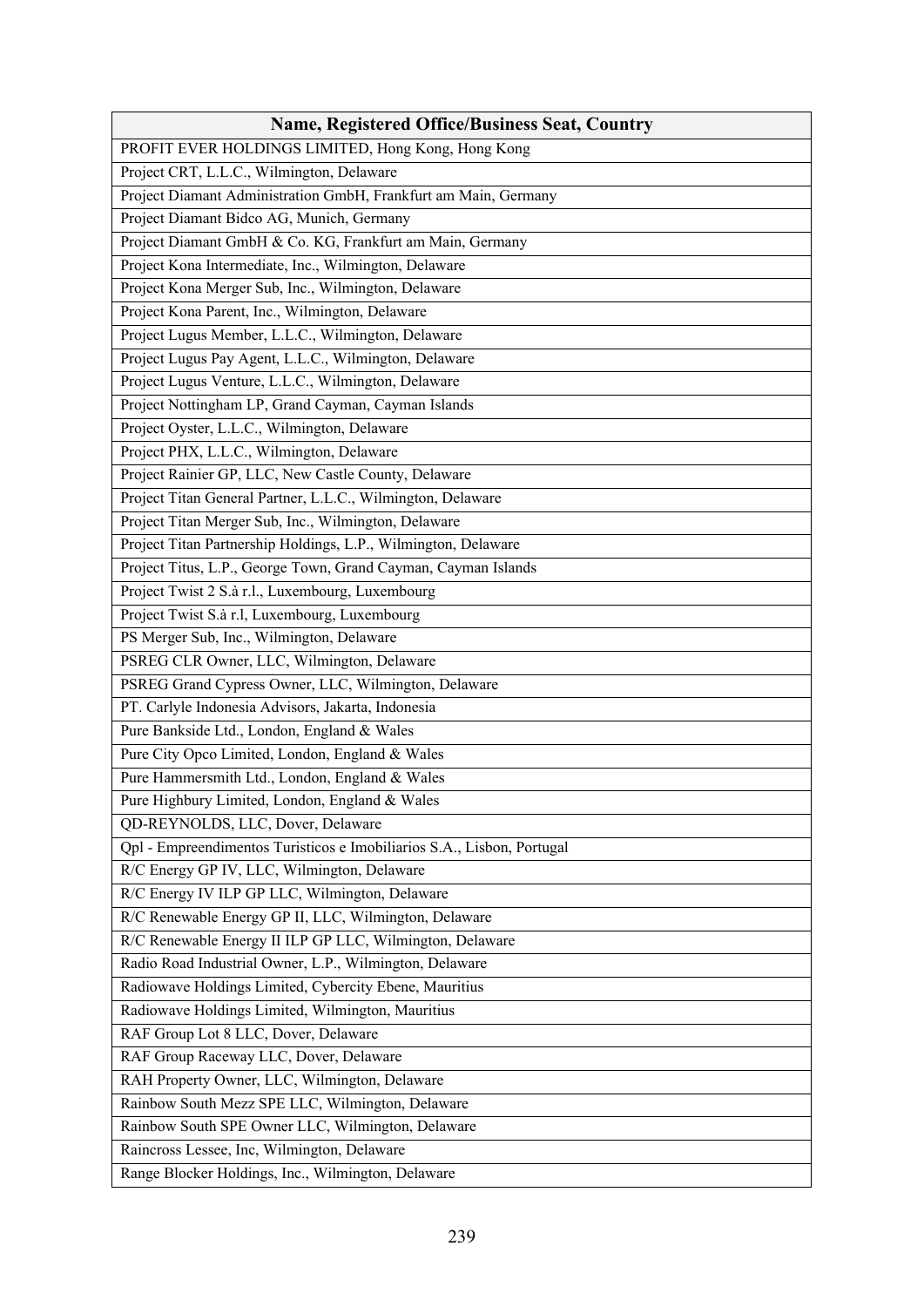| Name, Registered Office/Business Seat, Country |
| --- |
| PROFIT EVER HOLDINGS LIMITED, Hong Kong, Hong Kong |
| Project CRT, L.L.C., Wilmington, Delaware |
| Project Diamant Administration GmbH, Frankfurt am Main, Germany |
| Project Diamant Bidco AG, Munich, Germany |
| Project Diamant GmbH & Co. KG, Frankfurt am Main, Germany |
| Project Kona Intermediate, Inc., Wilmington, Delaware |
| Project Kona Merger Sub, Inc., Wilmington, Delaware |
| Project Kona Parent, Inc., Wilmington, Delaware |
| Project Lugus Member, L.L.C., Wilmington, Delaware |
| Project Lugus Pay Agent, L.L.C., Wilmington, Delaware |
| Project Lugus Venture, L.L.C., Wilmington, Delaware |
| Project Nottingham LP, Grand Cayman, Cayman Islands |
| Project Oyster, L.L.C., Wilmington, Delaware |
| Project PHX, L.L.C., Wilmington, Delaware |
| Project Rainier GP, LLC, New Castle County, Delaware |
| Project Titan General Partner, L.L.C., Wilmington, Delaware |
| Project Titan Merger Sub, Inc., Wilmington, Delaware |
| Project Titan Partnership Holdings, L.P., Wilmington, Delaware |
| Project Titus, L.P., George Town, Grand Cayman, Cayman Islands |
| Project Twist 2 S.à r.l., Luxembourg, Luxembourg |
| Project Twist S.à r.l, Luxembourg, Luxembourg |
| PS Merger Sub, Inc., Wilmington, Delaware |
| PSREG CLR Owner, LLC, Wilmington, Delaware |
| PSREG Grand Cypress Owner, LLC, Wilmington, Delaware |
| PT. Carlyle Indonesia Advisors, Jakarta, Indonesia |
| Pure Bankside Ltd., London, England & Wales |
| Pure City Opco Limited, London, England & Wales |
| Pure Hammersmith Ltd., London, England & Wales |
| Pure Highbury Limited, London, England & Wales |
| QD-REYNOLDS, LLC, Dover, Delaware |
| Qpl - Empreendimentos Turisticos e Imobiliarios S.A., Lisbon, Portugal |
| R/C Energy GP IV, LLC, Wilmington, Delaware |
| R/C Energy IV ILP GP LLC, Wilmington, Delaware |
| R/C Renewable Energy GP II, LLC, Wilmington, Delaware |
| R/C Renewable Energy II ILP GP LLC, Wilmington, Delaware |
| Radio Road Industrial Owner, L.P., Wilmington, Delaware |
| Radiowave Holdings Limited, Cybercity Ebene, Mauritius |
| Radiowave Holdings Limited, Wilmington, Mauritius |
| RAF Group Lot 8 LLC, Dover, Delaware |
| RAF Group Raceway LLC, Dover, Delaware |
| RAH Property Owner, LLC, Wilmington, Delaware |
| Rainbow South Mezz SPE LLC, Wilmington, Delaware |
| Rainbow South SPE Owner LLC, Wilmington, Delaware |
| Raincross Lessee, Inc, Wilmington, Delaware |
| Range Blocker Holdings, Inc., Wilmington, Delaware |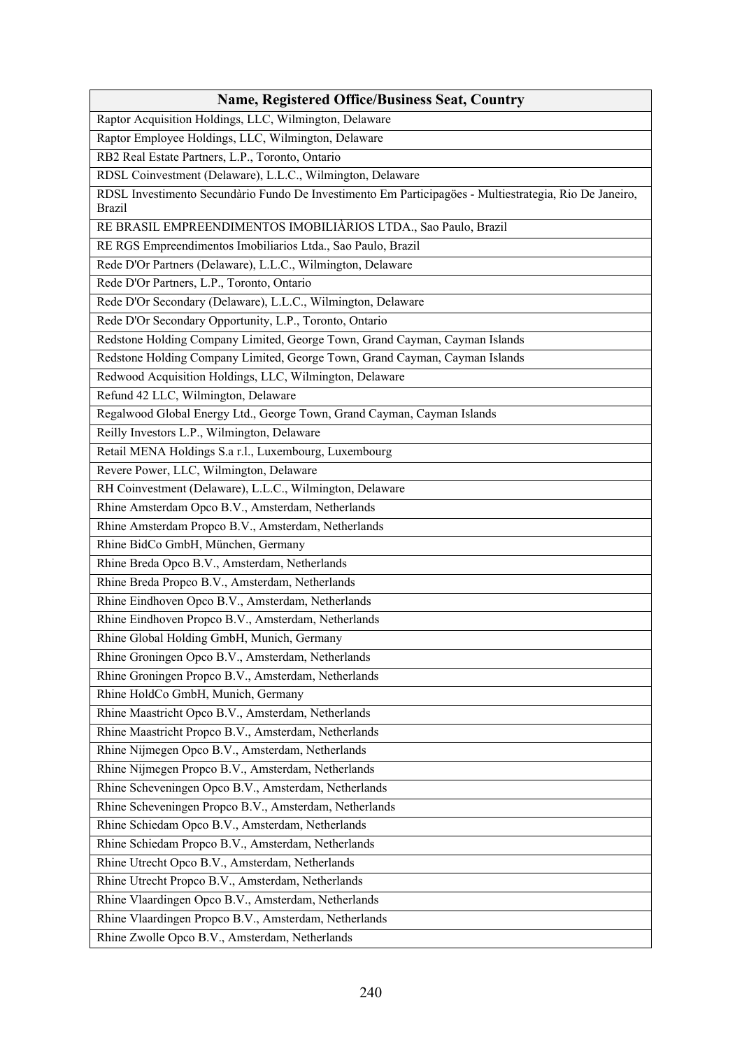| Name, Registered Office/Business Seat, Country |
|---|
| Raptor Acquisition Holdings, LLC, Wilmington, Delaware |
| Raptor Employee Holdings, LLC, Wilmington, Delaware |
| RB2 Real Estate Partners, L.P., Toronto, Ontario |
| RDSL Coinvestment (Delaware), L.L.C., Wilmington, Delaware |
| RDSL Investimento Secundàrio Fundo De Investimento Em Participagöes - Multiestrategia, Rio De Janeiro, Brazil |
| RE BRASIL EMPREENDIMENTOS IMOBILIÀRIOS LTDA., Sao Paulo, Brazil |
| RE RGS Empreendimentos Imobiliarios Ltda., Sao Paulo, Brazil |
| Rede D'Or Partners (Delaware), L.L.C., Wilmington, Delaware |
| Rede D'Or Partners, L.P., Toronto, Ontario |
| Rede D'Or Secondary (Delaware), L.L.C., Wilmington, Delaware |
| Rede D'Or Secondary Opportunity, L.P., Toronto, Ontario |
| Redstone Holding Company Limited, George Town, Grand Cayman, Cayman Islands |
| Redstone Holding Company Limited, George Town, Grand Cayman, Cayman Islands |
| Redwood Acquisition Holdings, LLC, Wilmington, Delaware |
| Refund 42 LLC, Wilmington, Delaware |
| Regalwood Global Energy Ltd., George Town, Grand Cayman, Cayman Islands |
| Reilly Investors L.P., Wilmington, Delaware |
| Retail MENA Holdings S.a r.l., Luxembourg, Luxembourg |
| Revere Power, LLC, Wilmington, Delaware |
| RH Coinvestment (Delaware), L.L.C., Wilmington, Delaware |
| Rhine Amsterdam Opco B.V., Amsterdam, Netherlands |
| Rhine Amsterdam Propco B.V., Amsterdam, Netherlands |
| Rhine BidCo GmbH, München, Germany |
| Rhine Breda Opco B.V., Amsterdam, Netherlands |
| Rhine Breda Propco B.V., Amsterdam, Netherlands |
| Rhine Eindhoven Opco B.V., Amsterdam, Netherlands |
| Rhine Eindhoven Propco B.V., Amsterdam, Netherlands |
| Rhine Global Holding GmbH, Munich, Germany |
| Rhine Groningen Opco B.V., Amsterdam, Netherlands |
| Rhine Groningen Propco B.V., Amsterdam, Netherlands |
| Rhine HoldCo GmbH, Munich, Germany |
| Rhine Maastricht Opco B.V., Amsterdam, Netherlands |
| Rhine Maastricht Propco B.V., Amsterdam, Netherlands |
| Rhine Nijmegen Opco B.V., Amsterdam, Netherlands |
| Rhine Nijmegen Propco B.V., Amsterdam, Netherlands |
| Rhine Scheveningen Opco B.V., Amsterdam, Netherlands |
| Rhine Scheveningen Propco B.V., Amsterdam, Netherlands |
| Rhine Schiedam Opco B.V., Amsterdam, Netherlands |
| Rhine Schiedam Propco B.V., Amsterdam, Netherlands |
| Rhine Utrecht Opco B.V., Amsterdam, Netherlands |
| Rhine Utrecht Propco B.V., Amsterdam, Netherlands |
| Rhine Vlaardingen Opco B.V., Amsterdam, Netherlands |
| Rhine Vlaardingen Propco B.V., Amsterdam, Netherlands |
| Rhine Zwolle Opco B.V., Amsterdam, Netherlands |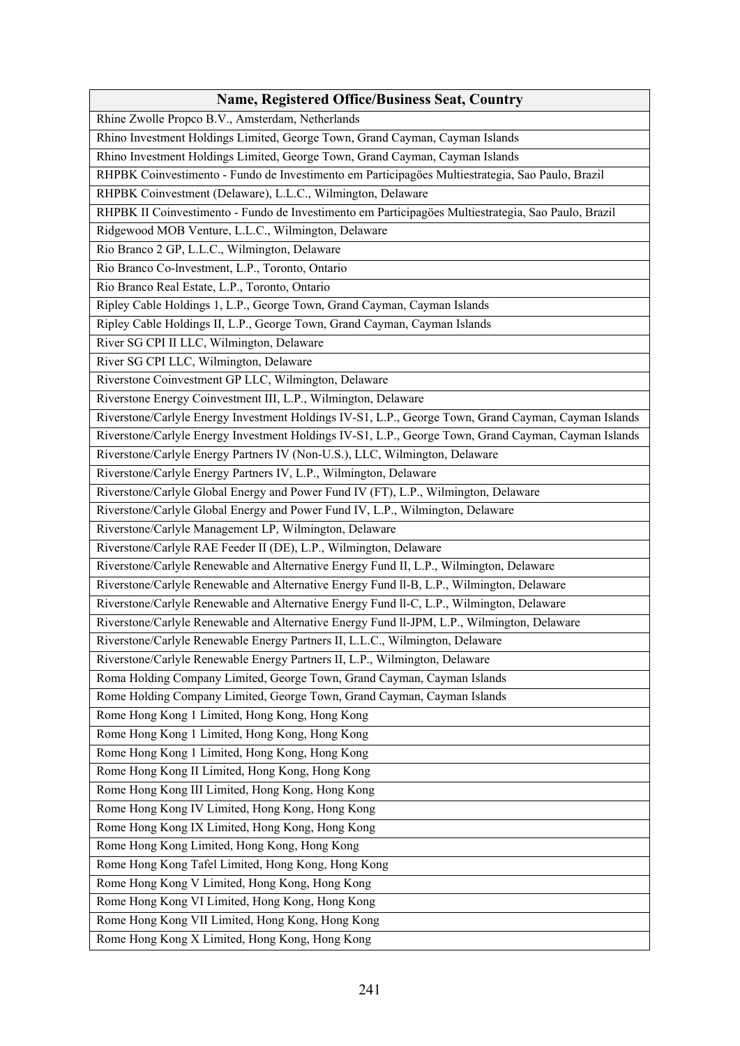| Name, Registered Office/Business Seat, Country |
|---|
| Rhine Zwolle Propco B.V., Amsterdam, Netherlands |
| Rhino Investment Holdings Limited, George Town, Grand Cayman, Cayman Islands |
| Rhino Investment Holdings Limited, George Town, Grand Cayman, Cayman Islands |
| RHPBK Coinvestimento - Fundo de Investimento em Participagöes Multiestrategia, Sao Paulo, Brazil |
| RHPBK Coinvestment (Delaware), L.L.C., Wilmington, Delaware |
| RHPBK II Coinvestimento - Fundo de Investimento em Participagöes Multiestrategia, Sao Paulo, Brazil |
| Ridgewood MOB Venture, L.L.C., Wilmington, Delaware |
| Rio Branco 2 GP, L.L.C., Wilmington, Delaware |
| Rio Branco Co-lnvestment, L.P., Toronto, Ontario |
| Rio Branco Real Estate, L.P., Toronto, Ontario |
| Ripley Cable Holdings 1, L.P., George Town, Grand Cayman, Cayman Islands |
| Ripley Cable Holdings II, L.P., George Town, Grand Cayman, Cayman Islands |
| River SG CPI II LLC, Wilmington, Delaware |
| River SG CPI LLC, Wilmington, Delaware |
| Riverstone Coinvestment GP LLC, Wilmington, Delaware |
| Riverstone Energy Coinvestment III, L.P., Wilmington, Delaware |
| Riverstone/Carlyle Energy Investment Holdings IV-S1, L.P., George Town, Grand Cayman, Cayman Islands |
| Riverstone/Carlyle Energy Investment Holdings IV-S1, L.P., George Town, Grand Cayman, Cayman Islands |
| Riverstone/Carlyle Energy Partners IV (Non-U.S.), LLC, Wilmington, Delaware |
| Riverstone/Carlyle Energy Partners IV, L.P., Wilmington, Delaware |
| Riverstone/Carlyle Global Energy and Power Fund IV (FT), L.P., Wilmington, Delaware |
| Riverstone/Carlyle Global Energy and Power Fund IV, L.P., Wilmington, Delaware |
| Riverstone/Carlyle Management LP, Wilmington, Delaware |
| Riverstone/Carlyle RAE Feeder II (DE), L.P., Wilmington, Delaware |
| Riverstone/Carlyle Renewable and Alternative Energy Fund II, L.P., Wilmington, Delaware |
| Riverstone/Carlyle Renewable and Alternative Energy Fund ll-B, L.P., Wilmington, Delaware |
| Riverstone/Carlyle Renewable and Alternative Energy Fund ll-C, L.P., Wilmington, Delaware |
| Riverstone/Carlyle Renewable and Alternative Energy Fund ll-JPM, L.P., Wilmington, Delaware |
| Riverstone/Carlyle Renewable Energy Partners II, L.L.C., Wilmington, Delaware |
| Riverstone/Carlyle Renewable Energy Partners II, L.P., Wilmington, Delaware |
| Roma Holding Company Limited, George Town, Grand Cayman, Cayman Islands |
| Rome Holding Company Limited, George Town, Grand Cayman, Cayman Islands |
| Rome Hong Kong 1 Limited, Hong Kong, Hong Kong |
| Rome Hong Kong 1 Limited, Hong Kong, Hong Kong |
| Rome Hong Kong 1 Limited, Hong Kong, Hong Kong |
| Rome Hong Kong II Limited, Hong Kong, Hong Kong |
| Rome Hong Kong III Limited, Hong Kong, Hong Kong |
| Rome Hong Kong IV Limited, Hong Kong, Hong Kong |
| Rome Hong Kong IX Limited, Hong Kong, Hong Kong |
| Rome Hong Kong Limited, Hong Kong, Hong Kong |
| Rome Hong Kong Tafel Limited, Hong Kong, Hong Kong |
| Rome Hong Kong V Limited, Hong Kong, Hong Kong |
| Rome Hong Kong VI Limited, Hong Kong, Hong Kong |
| Rome Hong Kong VII Limited, Hong Kong, Hong Kong |
| Rome Hong Kong X Limited, Hong Kong, Hong Kong |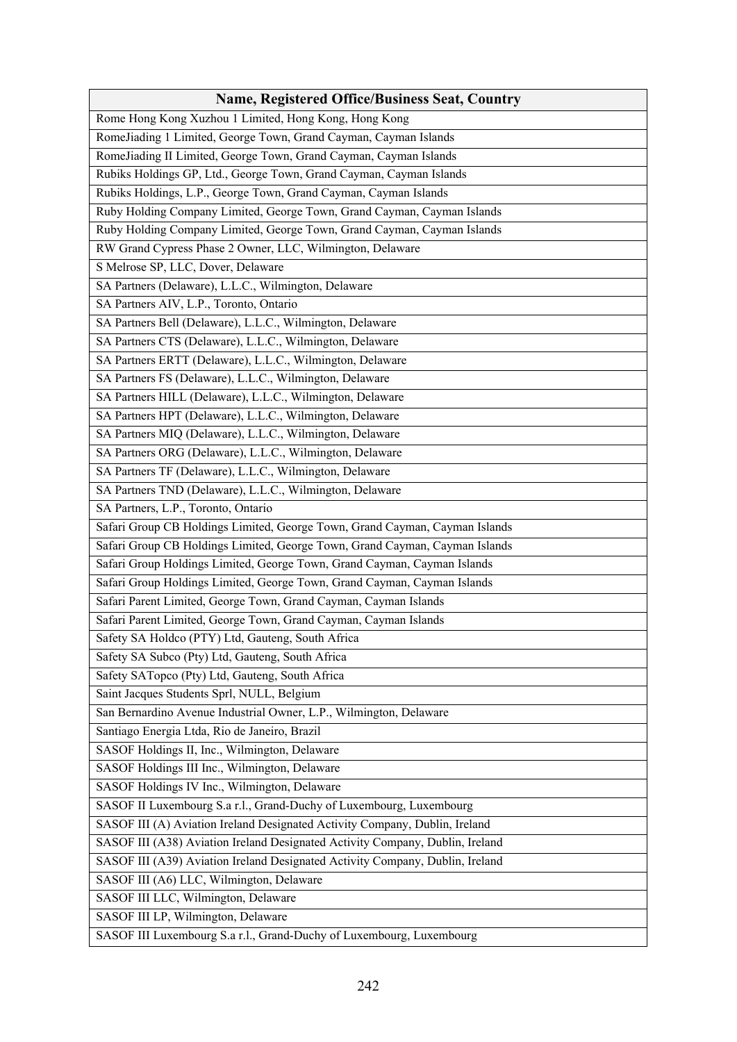| Name, Registered Office/Business Seat, Country |
|---|
| Rome Hong Kong Xuzhou 1 Limited, Hong Kong, Hong Kong |
| RomeJiading 1 Limited, George Town, Grand Cayman, Cayman Islands |
| RomeJiading II Limited, George Town, Grand Cayman, Cayman Islands |
| Rubiks Holdings GP, Ltd., George Town, Grand Cayman, Cayman Islands |
| Rubiks Holdings, L.P., George Town, Grand Cayman, Cayman Islands |
| Ruby Holding Company Limited, George Town, Grand Cayman, Cayman Islands |
| Ruby Holding Company Limited, George Town, Grand Cayman, Cayman Islands |
| RW Grand Cypress Phase 2 Owner, LLC, Wilmington, Delaware |
| S Melrose SP, LLC, Dover, Delaware |
| SA Partners (Delaware), L.L.C., Wilmington, Delaware |
| SA Partners AIV, L.P., Toronto, Ontario |
| SA Partners Bell (Delaware), L.L.C., Wilmington, Delaware |
| SA Partners CTS (Delaware), L.L.C., Wilmington, Delaware |
| SA Partners ERTT (Delaware), L.L.C., Wilmington, Delaware |
| SA Partners FS (Delaware), L.L.C., Wilmington, Delaware |
| SA Partners HILL (Delaware), L.L.C., Wilmington, Delaware |
| SA Partners HPT (Delaware), L.L.C., Wilmington, Delaware |
| SA Partners MIQ (Delaware), L.L.C., Wilmington, Delaware |
| SA Partners ORG (Delaware), L.L.C., Wilmington, Delaware |
| SA Partners TF (Delaware), L.L.C., Wilmington, Delaware |
| SA Partners TND (Delaware), L.L.C., Wilmington, Delaware |
| SA Partners, L.P., Toronto, Ontario |
| Safari Group CB Holdings Limited, George Town, Grand Cayman, Cayman Islands |
| Safari Group CB Holdings Limited, George Town, Grand Cayman, Cayman Islands |
| Safari Group Holdings Limited, George Town, Grand Cayman, Cayman Islands |
| Safari Group Holdings Limited, George Town, Grand Cayman, Cayman Islands |
| Safari Parent Limited, George Town, Grand Cayman, Cayman Islands |
| Safari Parent Limited, George Town, Grand Cayman, Cayman Islands |
| Safety SA Holdco (PTY) Ltd, Gauteng, South Africa |
| Safety SA Subco (Pty) Ltd, Gauteng, South Africa |
| Safety SATopco (Pty) Ltd, Gauteng, South Africa |
| Saint Jacques Students Sprl, NULL, Belgium |
| San Bernardino Avenue Industrial Owner, L.P., Wilmington, Delaware |
| Santiago Energia Ltda, Rio de Janeiro, Brazil |
| SASOF Holdings II, Inc., Wilmington, Delaware |
| SASOF Holdings III Inc., Wilmington, Delaware |
| SASOF Holdings IV Inc., Wilmington, Delaware |
| SASOF II Luxembourg S.a r.l., Grand-Duchy of Luxembourg, Luxembourg |
| SASOF III (A) Aviation Ireland Designated Activity Company, Dublin, Ireland |
| SASOF III (A38) Aviation Ireland Designated Activity Company, Dublin, Ireland |
| SASOF III (A39) Aviation Ireland Designated Activity Company, Dublin, Ireland |
| SASOF III (A6) LLC, Wilmington, Delaware |
| SASOF III LLC, Wilmington, Delaware |
| SASOF III LP, Wilmington, Delaware |
| SASOF III Luxembourg S.a r.l., Grand-Duchy of Luxembourg, Luxembourg |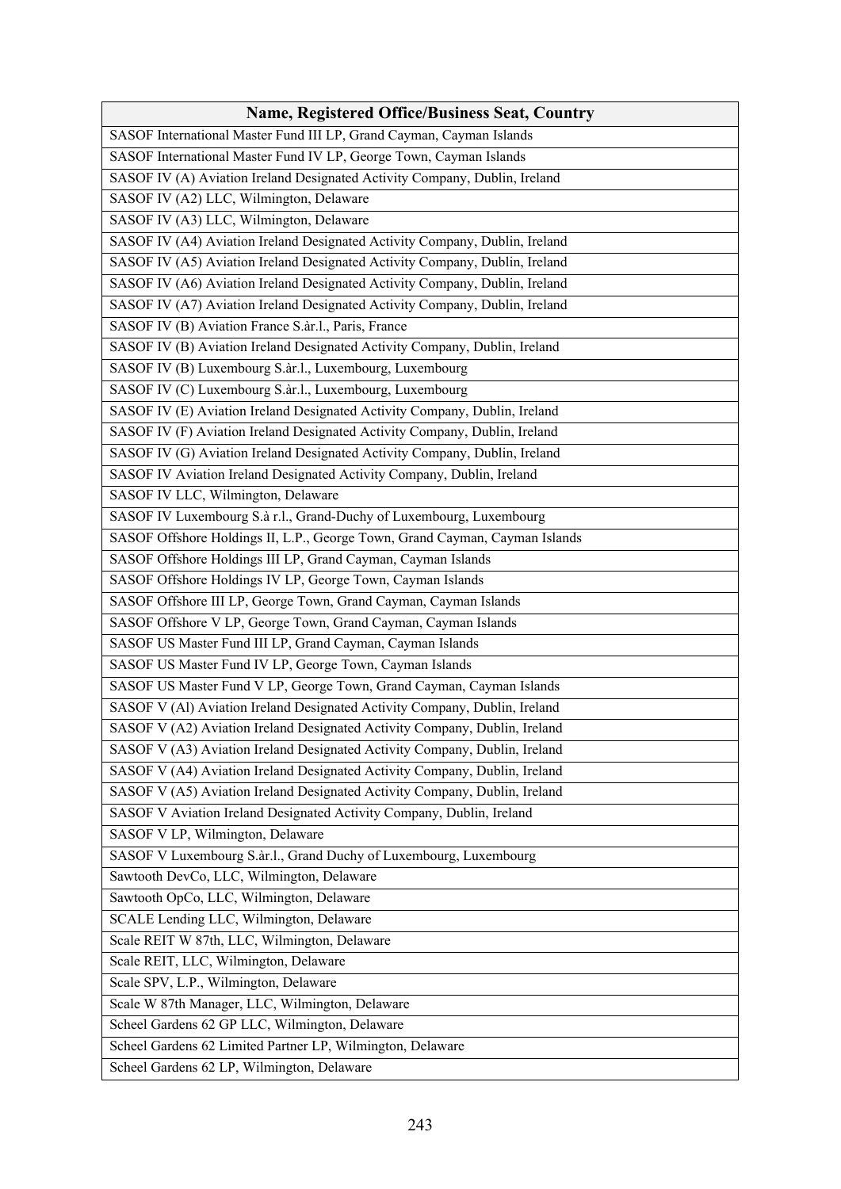| Name, Registered Office/Business Seat, Country |
|---|
| SASOF International Master Fund III LP, Grand Cayman, Cayman Islands |
| SASOF International Master Fund IV LP, George Town, Cayman Islands |
| SASOF IV (A) Aviation Ireland Designated Activity Company, Dublin, Ireland |
| SASOF IV (A2) LLC, Wilmington, Delaware |
| SASOF IV (A3) LLC, Wilmington, Delaware |
| SASOF IV (A4) Aviation Ireland Designated Activity Company, Dublin, Ireland |
| SASOF IV (A5) Aviation Ireland Designated Activity Company, Dublin, Ireland |
| SASOF IV (A6) Aviation Ireland Designated Activity Company, Dublin, Ireland |
| SASOF IV (A7) Aviation Ireland Designated Activity Company, Dublin, Ireland |
| SASOF IV (B) Aviation France S.àr.l., Paris, France |
| SASOF IV (B) Aviation Ireland Designated Activity Company, Dublin, Ireland |
| SASOF IV (B) Luxembourg S.àr.l., Luxembourg, Luxembourg |
| SASOF IV (C) Luxembourg S.àr.l., Luxembourg, Luxembourg |
| SASOF IV (E) Aviation Ireland Designated Activity Company, Dublin, Ireland |
| SASOF IV (F) Aviation Ireland Designated Activity Company, Dublin, Ireland |
| SASOF IV (G) Aviation Ireland Designated Activity Company, Dublin, Ireland |
| SASOF IV Aviation Ireland Designated Activity Company, Dublin, Ireland |
| SASOF IV LLC, Wilmington, Delaware |
| SASOF IV Luxembourg S.à r.l., Grand-Duchy of Luxembourg, Luxembourg |
| SASOF Offshore Holdings II, L.P., George Town, Grand Cayman, Cayman Islands |
| SASOF Offshore Holdings III LP, Grand Cayman, Cayman Islands |
| SASOF Offshore Holdings IV LP, George Town, Cayman Islands |
| SASOF Offshore III LP, George Town, Grand Cayman, Cayman Islands |
| SASOF Offshore V LP, George Town, Grand Cayman, Cayman Islands |
| SASOF US Master Fund III LP, Grand Cayman, Cayman Islands |
| SASOF US Master Fund IV LP, George Town, Cayman Islands |
| SASOF US Master Fund V LP, George Town, Grand Cayman, Cayman Islands |
| SASOF V (Al) Aviation Ireland Designated Activity Company, Dublin, Ireland |
| SASOF V (A2) Aviation Ireland Designated Activity Company, Dublin, Ireland |
| SASOF V (A3) Aviation Ireland Designated Activity Company, Dublin, Ireland |
| SASOF V (A4) Aviation Ireland Designated Activity Company, Dublin, Ireland |
| SASOF V (A5) Aviation Ireland Designated Activity Company, Dublin, Ireland |
| SASOF V Aviation Ireland Designated Activity Company, Dublin, Ireland |
| SASOF V LP, Wilmington, Delaware |
| SASOF V Luxembourg S.àr.l., Grand Duchy of Luxembourg, Luxembourg |
| Sawtooth DevCo, LLC, Wilmington, Delaware |
| Sawtooth OpCo, LLC, Wilmington, Delaware |
| SCALE Lending LLC, Wilmington, Delaware |
| Scale REIT W 87th, LLC, Wilmington, Delaware |
| Scale REIT, LLC, Wilmington, Delaware |
| Scale SPV, L.P., Wilmington, Delaware |
| Scale W 87th Manager, LLC, Wilmington, Delaware |
| Scheel Gardens 62 GP LLC, Wilmington, Delaware |
| Scheel Gardens 62 Limited Partner LP, Wilmington, Delaware |
| Scheel Gardens 62 LP, Wilmington, Delaware |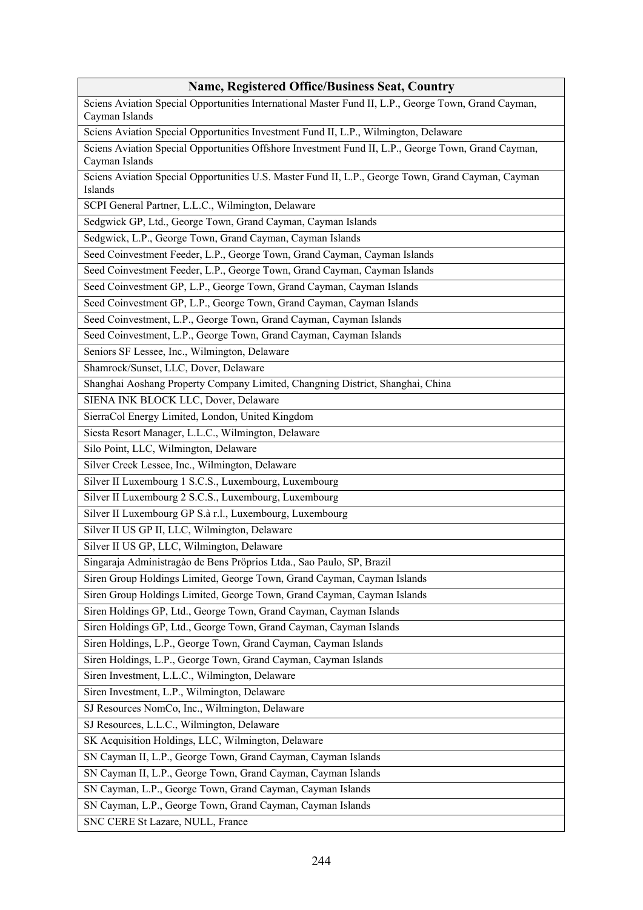| Name, Registered Office/Business Seat, Country |
|---|
| Sciens Aviation Special Opportunities International Master Fund II, L.P., George Town, Grand Cayman, Cayman Islands |
| Sciens Aviation Special Opportunities Investment Fund II, L.P., Wilmington, Delaware |
| Sciens Aviation Special Opportunities Offshore Investment Fund II, L.P., George Town, Grand Cayman, Cayman Islands |
| Sciens Aviation Special Opportunities U.S. Master Fund II, L.P., George Town, Grand Cayman, Cayman Islands |
| SCPI General Partner, L.L.C., Wilmington, Delaware |
| Sedgwick GP, Ltd., George Town, Grand Cayman, Cayman Islands |
| Sedgwick, L.P., George Town, Grand Cayman, Cayman Islands |
| Seed Coinvestment Feeder, L.P., George Town, Grand Cayman, Cayman Islands |
| Seed Coinvestment Feeder, L.P., George Town, Grand Cayman, Cayman Islands |
| Seed Coinvestment GP, L.P., George Town, Grand Cayman, Cayman Islands |
| Seed Coinvestment GP, L.P., George Town, Grand Cayman, Cayman Islands |
| Seed Coinvestment, L.P., George Town, Grand Cayman, Cayman Islands |
| Seed Coinvestment, L.P., George Town, Grand Cayman, Cayman Islands |
| Seniors SF Lessee, Inc., Wilmington, Delaware |
| Shamrock/Sunset, LLC, Dover, Delaware |
| Shanghai Aoshang Property Company Limited, Changning District, Shanghai, China |
| SIENA INK BLOCK LLC, Dover, Delaware |
| SierraCol Energy Limited, London, United Kingdom |
| Siesta Resort Manager, L.L.C., Wilmington, Delaware |
| Silo Point, LLC, Wilmington, Delaware |
| Silver Creek Lessee, Inc., Wilmington, Delaware |
| Silver II Luxembourg 1 S.C.S., Luxembourg, Luxembourg |
| Silver II Luxembourg 2 S.C.S., Luxembourg, Luxembourg |
| Silver II Luxembourg GP S.à r.l., Luxembourg, Luxembourg |
| Silver II US GP II, LLC, Wilmington, Delaware |
| Silver II US GP, LLC, Wilmington, Delaware |
| Singaraja Administragào de Bens Pröprios Ltda., Sao Paulo, SP, Brazil |
| Siren Group Holdings Limited, George Town, Grand Cayman, Cayman Islands |
| Siren Group Holdings Limited, George Town, Grand Cayman, Cayman Islands |
| Siren Holdings GP, Ltd., George Town, Grand Cayman, Cayman Islands |
| Siren Holdings GP, Ltd., George Town, Grand Cayman, Cayman Islands |
| Siren Holdings, L.P., George Town, Grand Cayman, Cayman Islands |
| Siren Holdings, L.P., George Town, Grand Cayman, Cayman Islands |
| Siren Investment, L.L.C., Wilmington, Delaware |
| Siren Investment, L.P., Wilmington, Delaware |
| SJ Resources NomCo, Inc., Wilmington, Delaware |
| SJ Resources, L.L.C., Wilmington, Delaware |
| SK Acquisition Holdings, LLC, Wilmington, Delaware |
| SN Cayman II, L.P., George Town, Grand Cayman, Cayman Islands |
| SN Cayman II, L.P., George Town, Grand Cayman, Cayman Islands |
| SN Cayman, L.P., George Town, Grand Cayman, Cayman Islands |
| SN Cayman, L.P., George Town, Grand Cayman, Cayman Islands |
| SNC CERE St Lazare, NULL, France |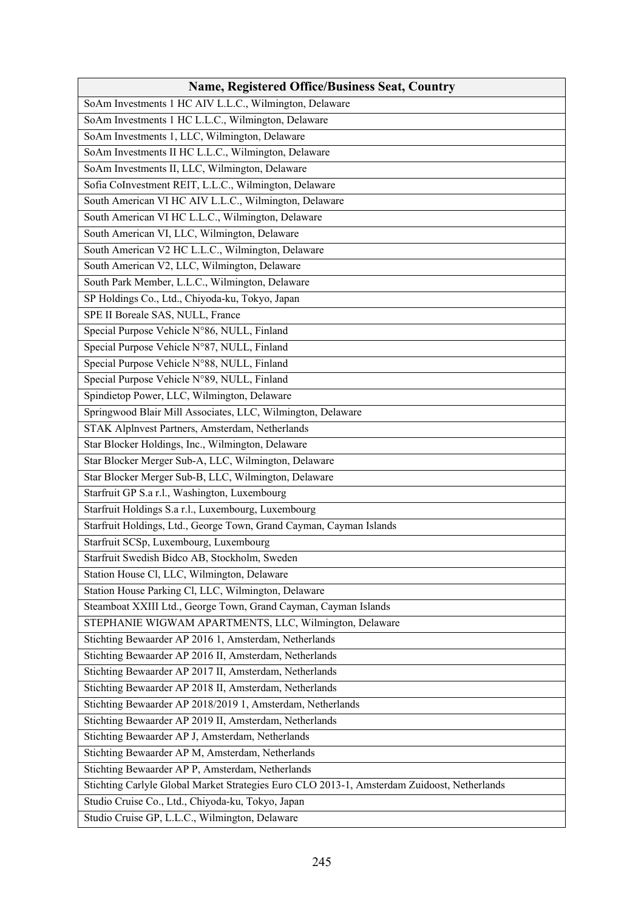| Name, Registered Office/Business Seat, Country |
|---|
| SoAm Investments 1 HC AIV L.L.C., Wilmington, Delaware |
| SoAm Investments 1 HC L.L.C., Wilmington, Delaware |
| SoAm Investments 1, LLC, Wilmington, Delaware |
| SoAm Investments II HC L.L.C., Wilmington, Delaware |
| SoAm Investments II, LLC, Wilmington, Delaware |
| Sofia CoInvestment REIT, L.L.C., Wilmington, Delaware |
| South American VI HC AIV L.L.C., Wilmington, Delaware |
| South American VI HC L.L.C., Wilmington, Delaware |
| South American VI, LLC, Wilmington, Delaware |
| South American V2 HC L.L.C., Wilmington, Delaware |
| South American V2, LLC, Wilmington, Delaware |
| South Park Member, L.L.C., Wilmington, Delaware |
| SP Holdings Co., Ltd., Chiyoda-ku, Tokyo, Japan |
| SPE II Boreale SAS, NULL, France |
| Special Purpose Vehicle N°86, NULL, Finland |
| Special Purpose Vehicle N°87, NULL, Finland |
| Special Purpose Vehicle N°88, NULL, Finland |
| Special Purpose Vehicle N°89, NULL, Finland |
| Spindietop Power, LLC, Wilmington, Delaware |
| Springwood Blair Mill Associates, LLC, Wilmington, Delaware |
| STAK Alplnvest Partners, Amsterdam, Netherlands |
| Star Blocker Holdings, Inc., Wilmington, Delaware |
| Star Blocker Merger Sub-A, LLC, Wilmington, Delaware |
| Star Blocker Merger Sub-B, LLC, Wilmington, Delaware |
| Starfruit GP S.a r.l., Washington, Luxembourg |
| Starfruit Holdings S.a r.l., Luxembourg, Luxembourg |
| Starfruit Holdings, Ltd., George Town, Grand Cayman, Cayman Islands |
| Starfruit SCSp, Luxembourg, Luxembourg |
| Starfruit Swedish Bidco AB, Stockholm, Sweden |
| Station House Cl, LLC, Wilmington, Delaware |
| Station House Parking Cl, LLC, Wilmington, Delaware |
| Steamboat XXIII Ltd., George Town, Grand Cayman, Cayman Islands |
| STEPHANIE WIGWAM APARTMENTS, LLC, Wilmington, Delaware |
| Stichting Bewaarder AP 2016 1, Amsterdam, Netherlands |
| Stichting Bewaarder AP 2016 II, Amsterdam, Netherlands |
| Stichting Bewaarder AP 2017 II, Amsterdam, Netherlands |
| Stichting Bewaarder AP 2018 II, Amsterdam, Netherlands |
| Stichting Bewaarder AP 2018/2019 1, Amsterdam, Netherlands |
| Stichting Bewaarder AP 2019 II, Amsterdam, Netherlands |
| Stichting Bewaarder AP J, Amsterdam, Netherlands |
| Stichting Bewaarder AP M, Amsterdam, Netherlands |
| Stichting Bewaarder AP P, Amsterdam, Netherlands |
| Stichting Carlyle Global Market Strategies Euro CLO 2013-1, Amsterdam Zuidoost, Netherlands |
| Studio Cruise Co., Ltd., Chiyoda-ku, Tokyo, Japan |
| Studio Cruise GP, L.L.C., Wilmington, Delaware |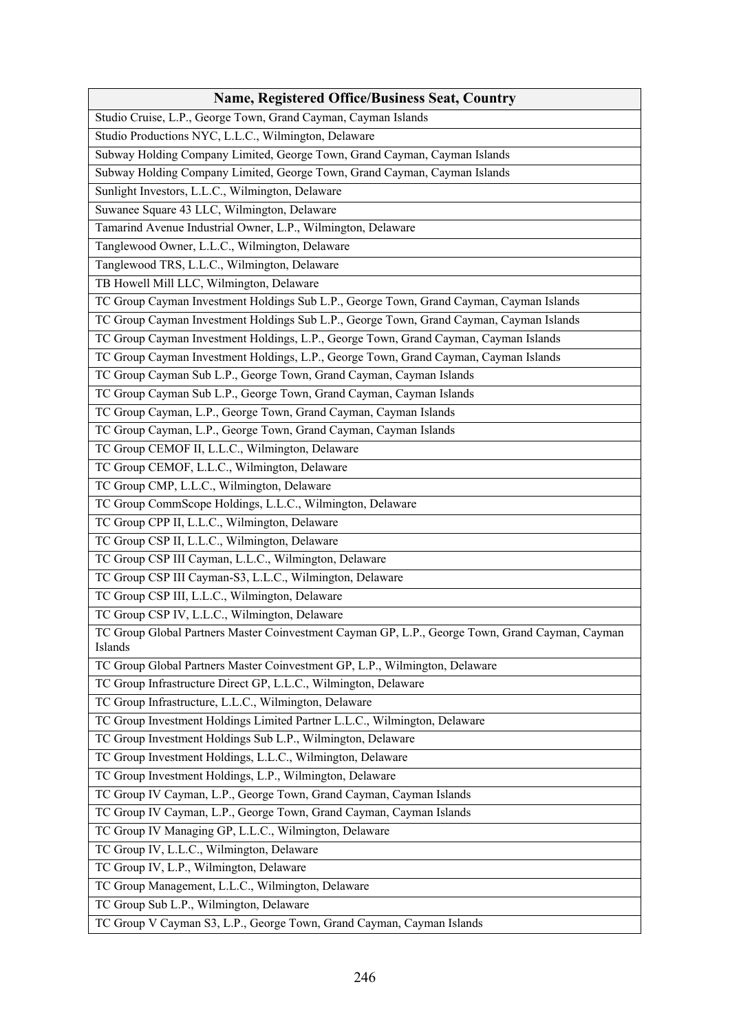| Name, Registered Office/Business Seat, Country |
|---|
| Studio Cruise, L.P., George Town, Grand Cayman, Cayman Islands |
| Studio Productions NYC, L.L.C., Wilmington, Delaware |
| Subway Holding Company Limited, George Town, Grand Cayman, Cayman Islands |
| Subway Holding Company Limited, George Town, Grand Cayman, Cayman Islands |
| Sunlight Investors, L.L.C., Wilmington, Delaware |
| Suwanee Square 43 LLC, Wilmington, Delaware |
| Tamarind Avenue Industrial Owner, L.P., Wilmington, Delaware |
| Tanglewood Owner, L.L.C., Wilmington, Delaware |
| Tanglewood TRS, L.L.C., Wilmington, Delaware |
| TB Howell Mill LLC, Wilmington, Delaware |
| TC Group Cayman Investment Holdings Sub L.P., George Town, Grand Cayman, Cayman Islands |
| TC Group Cayman Investment Holdings Sub L.P., George Town, Grand Cayman, Cayman Islands |
| TC Group Cayman Investment Holdings, L.P., George Town, Grand Cayman, Cayman Islands |
| TC Group Cayman Investment Holdings, L.P., George Town, Grand Cayman, Cayman Islands |
| TC Group Cayman Sub L.P., George Town, Grand Cayman, Cayman Islands |
| TC Group Cayman Sub L.P., George Town, Grand Cayman, Cayman Islands |
| TC Group Cayman, L.P., George Town, Grand Cayman, Cayman Islands |
| TC Group Cayman, L.P., George Town, Grand Cayman, Cayman Islands |
| TC Group CEMOF II, L.L.C., Wilmington, Delaware |
| TC Group CEMOF, L.L.C., Wilmington, Delaware |
| TC Group CMP, L.L.C., Wilmington, Delaware |
| TC Group CommScope Holdings, L.L.C., Wilmington, Delaware |
| TC Group CPP II, L.L.C., Wilmington, Delaware |
| TC Group CSP II, L.L.C., Wilmington, Delaware |
| TC Group CSP III Cayman, L.L.C., Wilmington, Delaware |
| TC Group CSP III Cayman-S3, L.L.C., Wilmington, Delaware |
| TC Group CSP III, L.L.C., Wilmington, Delaware |
| TC Group CSP IV, L.L.C., Wilmington, Delaware |
| TC Group Global Partners Master Coinvestment Cayman GP, L.P., George Town, Grand Cayman, Cayman Islands |
| TC Group Global Partners Master Coinvestment GP, L.P., Wilmington, Delaware |
| TC Group Infrastructure Direct GP, L.L.C., Wilmington, Delaware |
| TC Group Infrastructure, L.L.C., Wilmington, Delaware |
| TC Group Investment Holdings Limited Partner L.L.C., Wilmington, Delaware |
| TC Group Investment Holdings Sub L.P., Wilmington, Delaware |
| TC Group Investment Holdings, L.L.C., Wilmington, Delaware |
| TC Group Investment Holdings, L.P., Wilmington, Delaware |
| TC Group IV Cayman, L.P., George Town, Grand Cayman, Cayman Islands |
| TC Group IV Cayman, L.P., George Town, Grand Cayman, Cayman Islands |
| TC Group IV Managing GP, L.L.C., Wilmington, Delaware |
| TC Group IV, L.L.C., Wilmington, Delaware |
| TC Group IV, L.P., Wilmington, Delaware |
| TC Group Management, L.L.C., Wilmington, Delaware |
| TC Group Sub L.P., Wilmington, Delaware |
| TC Group V Cayman S3, L.P., George Town, Grand Cayman, Cayman Islands |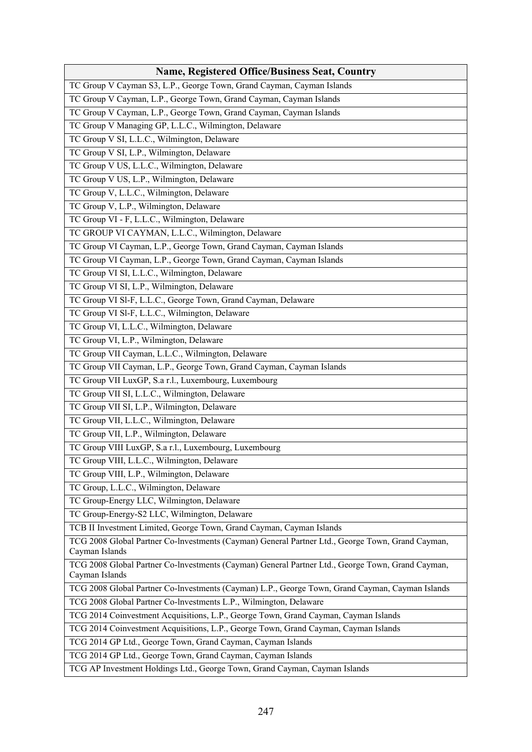| Name, Registered Office/Business Seat, Country |
|---|
| TC Group V Cayman S3, L.P., George Town, Grand Cayman, Cayman Islands |
| TC Group V Cayman, L.P., George Town, Grand Cayman, Cayman Islands |
| TC Group V Cayman, L.P., George Town, Grand Cayman, Cayman Islands |
| TC Group V Managing GP, L.L.C., Wilmington, Delaware |
| TC Group V SI, L.L.C., Wilmington, Delaware |
| TC Group V SI, L.P., Wilmington, Delaware |
| TC Group V US, L.L.C., Wilmington, Delaware |
| TC Group V US, L.P., Wilmington, Delaware |
| TC Group V, L.L.C., Wilmington, Delaware |
| TC Group V, L.P., Wilmington, Delaware |
| TC Group VI - F, L.L.C., Wilmington, Delaware |
| TC GROUP VI CAYMAN, L.L.C., Wilmington, Delaware |
| TC Group VI Cayman, L.P., George Town, Grand Cayman, Cayman Islands |
| TC Group VI Cayman, L.P., George Town, Grand Cayman, Cayman Islands |
| TC Group VI SI, L.L.C., Wilmington, Delaware |
| TC Group VI SI, L.P., Wilmington, Delaware |
| TC Group VI Sl-F, L.L.C., George Town, Grand Cayman, Delaware |
| TC Group VI Sl-F, L.L.C., Wilmington, Delaware |
| TC Group VI, L.L.C., Wilmington, Delaware |
| TC Group VI, L.P., Wilmington, Delaware |
| TC Group VII Cayman, L.L.C., Wilmington, Delaware |
| TC Group VII Cayman, L.P., George Town, Grand Cayman, Cayman Islands |
| TC Group VII LuxGP, S.a r.l., Luxembourg, Luxembourg |
| TC Group VII SI, L.L.C., Wilmington, Delaware |
| TC Group VII SI, L.P., Wilmington, Delaware |
| TC Group VII, L.L.C., Wilmington, Delaware |
| TC Group VII, L.P., Wilmington, Delaware |
| TC Group VIII LuxGP, S.a r.l., Luxembourg, Luxembourg |
| TC Group VIII, L.L.C., Wilmington, Delaware |
| TC Group VIII, L.P., Wilmington, Delaware |
| TC Group, L.L.C., Wilmington, Delaware |
| TC Group-Energy LLC, Wilmington, Delaware |
| TC Group-Energy-S2 LLC, Wilmington, Delaware |
| TCB II Investment Limited, George Town, Grand Cayman, Cayman Islands |
| TCG 2008 Global Partner Co-lnvestments (Cayman) General Partner Ltd., George Town, Grand Cayman, Cayman Islands |
| TCG 2008 Global Partner Co-lnvestments (Cayman) General Partner Ltd., George Town, Grand Cayman, Cayman Islands |
| TCG 2008 Global Partner Co-lnvestments (Cayman) L.P., George Town, Grand Cayman, Cayman Islands |
| TCG 2008 Global Partner Co-lnvestments L.P., Wilmington, Delaware |
| TCG 2014 Coinvestment Acquisitions, L.P., George Town, Grand Cayman, Cayman Islands |
| TCG 2014 Coinvestment Acquisitions, L.P., George Town, Grand Cayman, Cayman Islands |
| TCG 2014 GP Ltd., George Town, Grand Cayman, Cayman Islands |
| TCG 2014 GP Ltd., George Town, Grand Cayman, Cayman Islands |
| TCG AP Investment Holdings Ltd., George Town, Grand Cayman, Cayman Islands |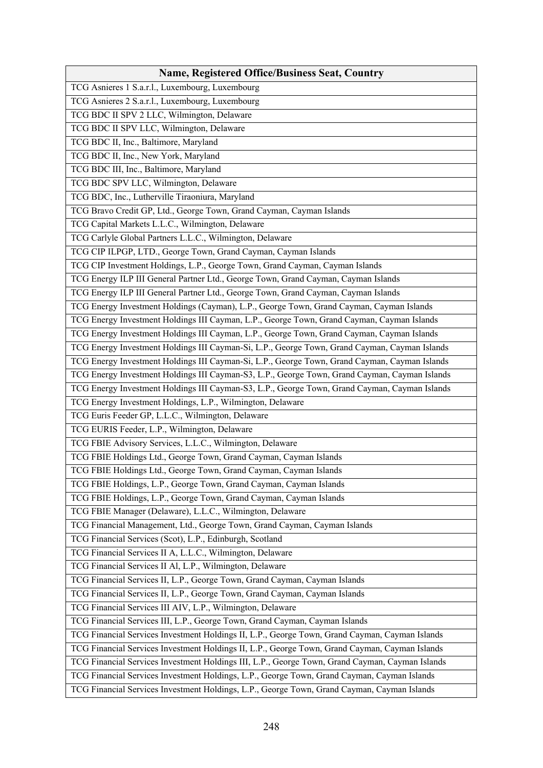| Name, Registered Office/Business Seat, Country |
|---|
| TCG Asnieres 1 S.a.r.l., Luxembourg, Luxembourg |
| TCG Asnieres 2 S.a.r.l., Luxembourg, Luxembourg |
| TCG BDC II SPV 2 LLC, Wilmington, Delaware |
| TCG BDC II SPV LLC, Wilmington, Delaware |
| TCG BDC II, Inc., Baltimore, Maryland |
| TCG BDC II, Inc., New York, Maryland |
| TCG BDC III, Inc., Baltimore, Maryland |
| TCG BDC SPV LLC, Wilmington, Delaware |
| TCG BDC, Inc., Lutherville Tiraoniura, Maryland |
| TCG Bravo Credit GP, Ltd., George Town, Grand Cayman, Cayman Islands |
| TCG Capital Markets L.L.C., Wilmington, Delaware |
| TCG Carlyle Global Partners L.L.C., Wilmington, Delaware |
| TCG CIP ILPGP, LTD., George Town, Grand Cayman, Cayman Islands |
| TCG CIP Investment Holdings, L.P., George Town, Grand Cayman, Cayman Islands |
| TCG Energy ILP III General Partner Ltd., George Town, Grand Cayman, Cayman Islands |
| TCG Energy ILP III General Partner Ltd., George Town, Grand Cayman, Cayman Islands |
| TCG Energy Investment Holdings (Cayman), L.P., George Town, Grand Cayman, Cayman Islands |
| TCG Energy Investment Holdings III Cayman, L.P., George Town, Grand Cayman, Cayman Islands |
| TCG Energy Investment Holdings III Cayman, L.P., George Town, Grand Cayman, Cayman Islands |
| TCG Energy Investment Holdings III Cayman-Si, L.P., George Town, Grand Cayman, Cayman Islands |
| TCG Energy Investment Holdings III Cayman-Si, L.P., George Town, Grand Cayman, Cayman Islands |
| TCG Energy Investment Holdings III Cayman-S3, L.P., George Town, Grand Cayman, Cayman Islands |
| TCG Energy Investment Holdings III Cayman-S3, L.P., George Town, Grand Cayman, Cayman Islands |
| TCG Energy Investment Holdings, L.P., Wilmington, Delaware |
| TCG Euris Feeder GP, L.L.C., Wilmington, Delaware |
| TCG EURIS Feeder, L.P., Wilmington, Delaware |
| TCG FBIE Advisory Services, L.L.C., Wilmington, Delaware |
| TCG FBIE Holdings Ltd., George Town, Grand Cayman, Cayman Islands |
| TCG FBIE Holdings Ltd., George Town, Grand Cayman, Cayman Islands |
| TCG FBIE Holdings, L.P., George Town, Grand Cayman, Cayman Islands |
| TCG FBIE Holdings, L.P., George Town, Grand Cayman, Cayman Islands |
| TCG FBIE Manager (Delaware), L.L.C., Wilmington, Delaware |
| TCG Financial Management, Ltd., George Town, Grand Cayman, Cayman Islands |
| TCG Financial Services (Scot), L.P., Edinburgh, Scotland |
| TCG Financial Services II A, L.L.C., Wilmington, Delaware |
| TCG Financial Services II Al, L.P., Wilmington, Delaware |
| TCG Financial Services II, L.P., George Town, Grand Cayman, Cayman Islands |
| TCG Financial Services II, L.P., George Town, Grand Cayman, Cayman Islands |
| TCG Financial Services III AIV, L.P., Wilmington, Delaware |
| TCG Financial Services III, L.P., George Town, Grand Cayman, Cayman Islands |
| TCG Financial Services Investment Holdings II, L.P., George Town, Grand Cayman, Cayman Islands |
| TCG Financial Services Investment Holdings II, L.P., George Town, Grand Cayman, Cayman Islands |
| TCG Financial Services Investment Holdings III, L.P., George Town, Grand Cayman, Cayman Islands |
| TCG Financial Services Investment Holdings, L.P., George Town, Grand Cayman, Cayman Islands |
| TCG Financial Services Investment Holdings, L.P., George Town, Grand Cayman, Cayman Islands |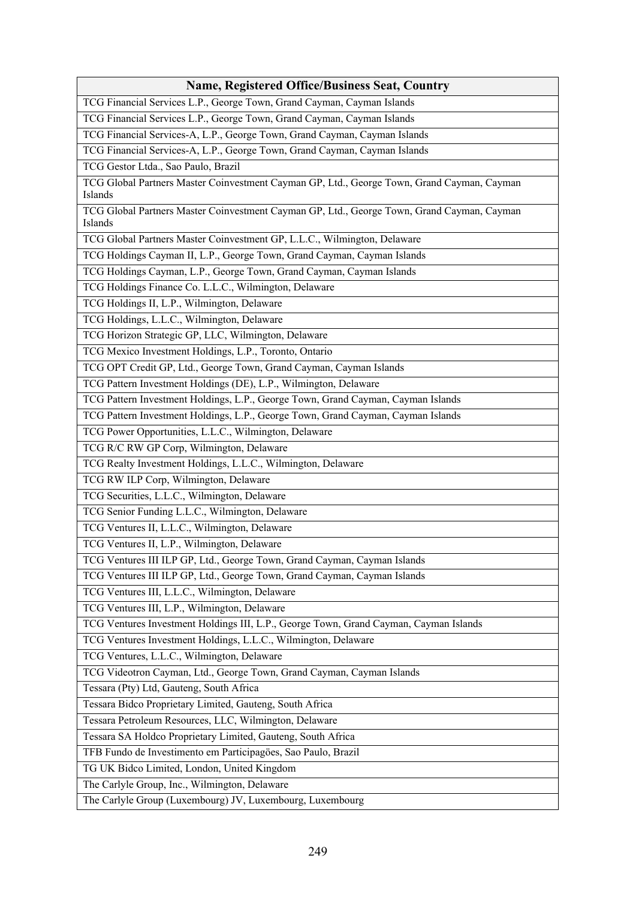| Name, Registered Office/Business Seat, Country |
|---|
| TCG Financial Services L.P., George Town, Grand Cayman, Cayman Islands |
| TCG Financial Services L.P., George Town, Grand Cayman, Cayman Islands |
| TCG Financial Services-A, L.P., George Town, Grand Cayman, Cayman Islands |
| TCG Financial Services-A, L.P., George Town, Grand Cayman, Cayman Islands |
| TCG Gestor Ltda., Sao Paulo, Brazil |
| TCG Global Partners Master Coinvestment Cayman GP, Ltd., George Town, Grand Cayman, Cayman Islands |
| TCG Global Partners Master Coinvestment Cayman GP, Ltd., George Town, Grand Cayman, Cayman Islands |
| TCG Global Partners Master Coinvestment GP, L.L.C., Wilmington, Delaware |
| TCG Holdings Cayman II, L.P., George Town, Grand Cayman, Cayman Islands |
| TCG Holdings Cayman, L.P., George Town, Grand Cayman, Cayman Islands |
| TCG Holdings Finance Co. L.L.C., Wilmington, Delaware |
| TCG Holdings II, L.P., Wilmington, Delaware |
| TCG Holdings, L.L.C., Wilmington, Delaware |
| TCG Horizon Strategic GP, LLC, Wilmington, Delaware |
| TCG Mexico Investment Holdings, L.P., Toronto, Ontario |
| TCG OPT Credit GP, Ltd., George Town, Grand Cayman, Cayman Islands |
| TCG Pattern Investment Holdings (DE), L.P., Wilmington, Delaware |
| TCG Pattern Investment Holdings, L.P., George Town, Grand Cayman, Cayman Islands |
| TCG Pattern Investment Holdings, L.P., George Town, Grand Cayman, Cayman Islands |
| TCG Power Opportunities, L.L.C., Wilmington, Delaware |
| TCG R/C RW GP Corp, Wilmington, Delaware |
| TCG Realty Investment Holdings, L.L.C., Wilmington, Delaware |
| TCG RW ILP Corp, Wilmington, Delaware |
| TCG Securities, L.L.C., Wilmington, Delaware |
| TCG Senior Funding L.L.C., Wilmington, Delaware |
| TCG Ventures II, L.L.C., Wilmington, Delaware |
| TCG Ventures II, L.P., Wilmington, Delaware |
| TCG Ventures III ILP GP, Ltd., George Town, Grand Cayman, Cayman Islands |
| TCG Ventures III ILP GP, Ltd., George Town, Grand Cayman, Cayman Islands |
| TCG Ventures III, L.L.C., Wilmington, Delaware |
| TCG Ventures III, L.P., Wilmington, Delaware |
| TCG Ventures Investment Holdings III, L.P., George Town, Grand Cayman, Cayman Islands |
| TCG Ventures Investment Holdings, L.L.C., Wilmington, Delaware |
| TCG Ventures, L.L.C., Wilmington, Delaware |
| TCG Videotron Cayman, Ltd., George Town, Grand Cayman, Cayman Islands |
| Tessara (Pty) Ltd, Gauteng, South Africa |
| Tessara Bidco Proprietary Limited, Gauteng, South Africa |
| Tessara Petroleum Resources, LLC, Wilmington, Delaware |
| Tessara SA Holdco Proprietary Limited, Gauteng, South Africa |
| TFB Fundo de Investimento em Participagões, Sao Paulo, Brazil |
| TG UK Bidco Limited, London, United Kingdom |
| The Carlyle Group, Inc., Wilmington, Delaware |
| The Carlyle Group (Luxembourg) JV, Luxembourg, Luxembourg |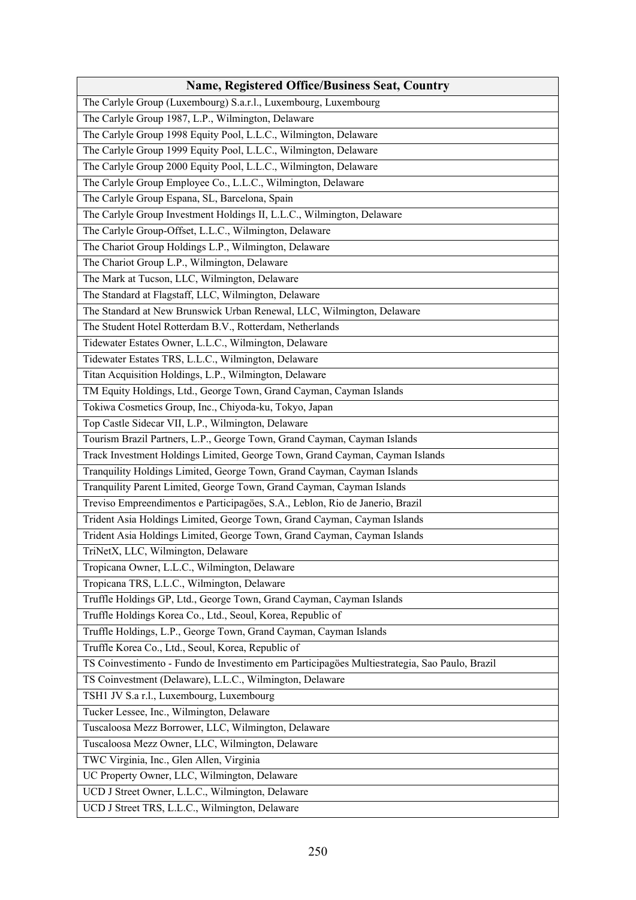| Name, Registered Office/Business Seat, Country |
|---|
| The Carlyle Group (Luxembourg) S.a.r.l., Luxembourg, Luxembourg |
| The Carlyle Group 1987, L.P., Wilmington, Delaware |
| The Carlyle Group 1998 Equity Pool, L.L.C., Wilmington, Delaware |
| The Carlyle Group 1999 Equity Pool, L.L.C., Wilmington, Delaware |
| The Carlyle Group 2000 Equity Pool, L.L.C., Wilmington, Delaware |
| The Carlyle Group Employee Co., L.L.C., Wilmington, Delaware |
| The Carlyle Group Espana, SL, Barcelona, Spain |
| The Carlyle Group Investment Holdings II, L.L.C., Wilmington, Delaware |
| The Carlyle Group-Offset, L.L.C., Wilmington, Delaware |
| The Chariot Group Holdings L.P., Wilmington, Delaware |
| The Chariot Group L.P., Wilmington, Delaware |
| The Mark at Tucson, LLC, Wilmington, Delaware |
| The Standard at Flagstaff, LLC, Wilmington, Delaware |
| The Standard at New Brunswick Urban Renewal, LLC, Wilmington, Delaware |
| The Student Hotel Rotterdam B.V., Rotterdam, Netherlands |
| Tidewater Estates Owner, L.L.C., Wilmington, Delaware |
| Tidewater Estates TRS, L.L.C., Wilmington, Delaware |
| Titan Acquisition Holdings, L.P., Wilmington, Delaware |
| TM Equity Holdings, Ltd., George Town, Grand Cayman, Cayman Islands |
| Tokiwa Cosmetics Group, Inc., Chiyoda-ku, Tokyo, Japan |
| Top Castle Sidecar VII, L.P., Wilmington, Delaware |
| Tourism Brazil Partners, L.P., George Town, Grand Cayman, Cayman Islands |
| Track Investment Holdings Limited, George Town, Grand Cayman, Cayman Islands |
| Tranquility Holdings Limited, George Town, Grand Cayman, Cayman Islands |
| Tranquility Parent Limited, George Town, Grand Cayman, Cayman Islands |
| Treviso Empreendimentos e Participagões, S.A., Leblon, Rio de Janerio, Brazil |
| Trident Asia Holdings Limited, George Town, Grand Cayman, Cayman Islands |
| Trident Asia Holdings Limited, George Town, Grand Cayman, Cayman Islands |
| TriNetX, LLC, Wilmington, Delaware |
| Tropicana Owner, L.L.C., Wilmington, Delaware |
| Tropicana TRS, L.L.C., Wilmington, Delaware |
| Truffle Holdings GP, Ltd., George Town, Grand Cayman, Cayman Islands |
| Truffle Holdings Korea Co., Ltd., Seoul, Korea, Republic of |
| Truffle Holdings, L.P., George Town, Grand Cayman, Cayman Islands |
| Truffle Korea Co., Ltd., Seoul, Korea, Republic of |
| TS Coinvestimento - Fundo de Investimento em Participagões Multiestrategia, Sao Paulo, Brazil |
| TS Coinvestment (Delaware), L.L.C., Wilmington, Delaware |
| TSH1 JV S.a r.l., Luxembourg, Luxembourg |
| Tucker Lessee, Inc., Wilmington, Delaware |
| Tuscaloosa Mezz Borrower, LLC, Wilmington, Delaware |
| Tuscaloosa Mezz Owner, LLC, Wilmington, Delaware |
| TWC Virginia, Inc., Glen Allen, Virginia |
| UC Property Owner, LLC, Wilmington, Delaware |
| UCD J Street Owner, L.L.C., Wilmington, Delaware |
| UCD J Street TRS, L.L.C., Wilmington, Delaware |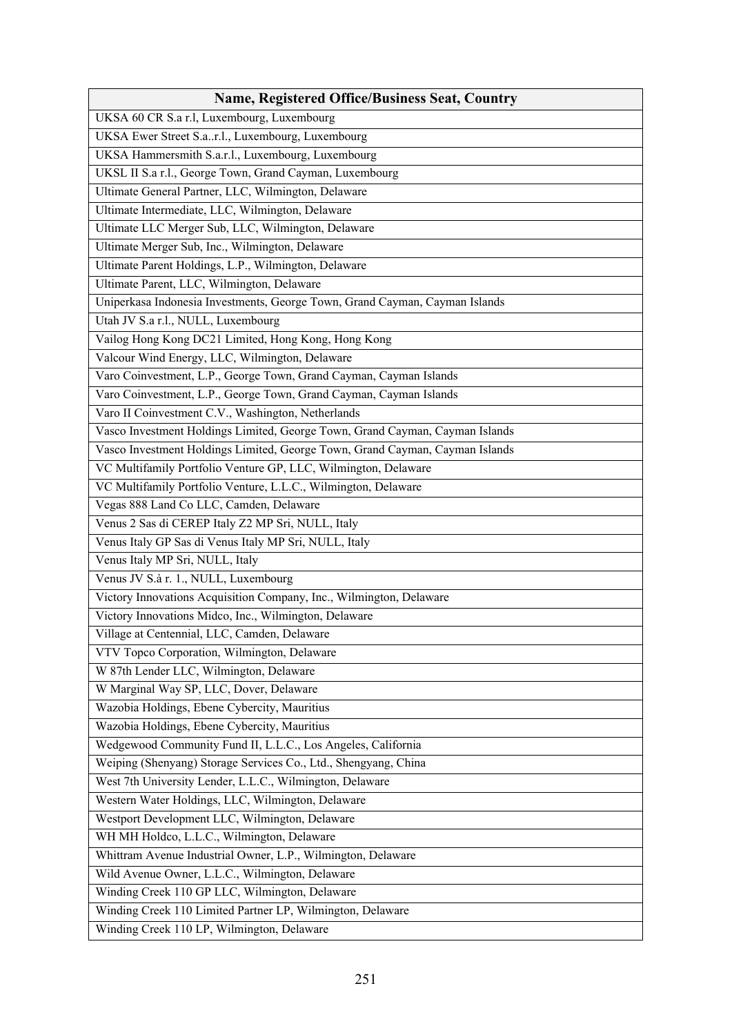| Name, Registered Office/Business Seat, Country |
|---|
| UKSA 60 CR S.a r.l, Luxembourg, Luxembourg |
| UKSA Ewer Street S.a..r.l., Luxembourg, Luxembourg |
| UKSA Hammersmith S.a.r.l., Luxembourg, Luxembourg |
| UKSL II S.a r.l., George Town, Grand Cayman, Luxembourg |
| Ultimate General Partner, LLC, Wilmington, Delaware |
| Ultimate Intermediate, LLC, Wilmington, Delaware |
| Ultimate LLC Merger Sub, LLC, Wilmington, Delaware |
| Ultimate Merger Sub, Inc., Wilmington, Delaware |
| Ultimate Parent Holdings, L.P., Wilmington, Delaware |
| Ultimate Parent, LLC, Wilmington, Delaware |
| Uniperkasa Indonesia Investments, George Town, Grand Cayman, Cayman Islands |
| Utah JV S.a r.l., NULL, Luxembourg |
| Vailog Hong Kong DC21 Limited, Hong Kong, Hong Kong |
| Valcour Wind Energy, LLC, Wilmington, Delaware |
| Varo Coinvestment, L.P., George Town, Grand Cayman, Cayman Islands |
| Varo Coinvestment, L.P., George Town, Grand Cayman, Cayman Islands |
| Varo II Coinvestment C.V., Washington, Netherlands |
| Vasco Investment Holdings Limited, George Town, Grand Cayman, Cayman Islands |
| Vasco Investment Holdings Limited, George Town, Grand Cayman, Cayman Islands |
| VC Multifamily Portfolio Venture GP, LLC, Wilmington, Delaware |
| VC Multifamily Portfolio Venture, L.L.C., Wilmington, Delaware |
| Vegas 888 Land Co LLC, Camden, Delaware |
| Venus 2 Sas di CEREP Italy Z2 MP Sri, NULL, Italy |
| Venus Italy GP Sas di Venus Italy MP Sri, NULL, Italy |
| Venus Italy MP Sri, NULL, Italy |
| Venus JV S.à r. 1., NULL, Luxembourg |
| Victory Innovations Acquisition Company, Inc., Wilmington, Delaware |
| Victory Innovations Midco, Inc., Wilmington, Delaware |
| Village at Centennial, LLC, Camden, Delaware |
| VTV Topco Corporation, Wilmington, Delaware |
| W 87th Lender LLC, Wilmington, Delaware |
| W Marginal Way SP, LLC, Dover, Delaware |
| Wazobia Holdings, Ebene Cybercity, Mauritius |
| Wazobia Holdings, Ebene Cybercity, Mauritius |
| Wedgewood Community Fund II, L.L.C., Los Angeles, California |
| Weiping (Shenyang) Storage Services Co., Ltd., Shengyang, China |
| West 7th University Lender, L.L.C., Wilmington, Delaware |
| Western Water Holdings, LLC, Wilmington, Delaware |
| Westport Development LLC, Wilmington, Delaware |
| WH MH Holdco, L.L.C., Wilmington, Delaware |
| Whittram Avenue Industrial Owner, L.P., Wilmington, Delaware |
| Wild Avenue Owner, L.L.C., Wilmington, Delaware |
| Winding Creek 110 GP LLC, Wilmington, Delaware |
| Winding Creek 110 Limited Partner LP, Wilmington, Delaware |
| Winding Creek 110 LP, Wilmington, Delaware |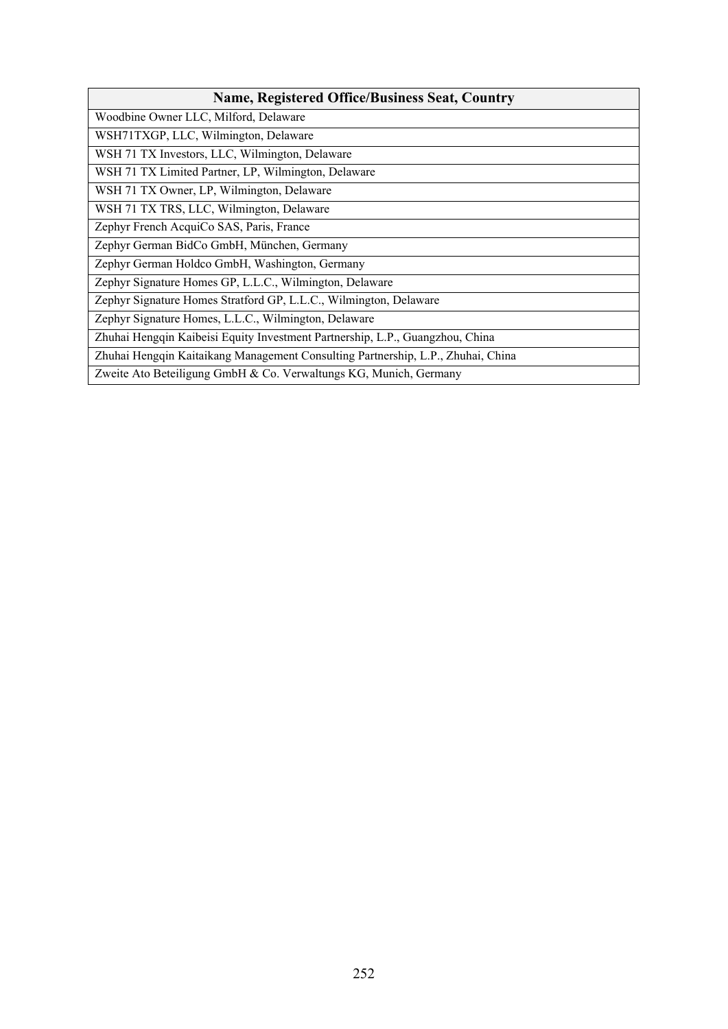| Name, Registered Office/Business Seat, Country |
| --- |
| Woodbine Owner LLC, Milford, Delaware |
| WSH71TXGP, LLC, Wilmington, Delaware |
| WSH 71 TX Investors, LLC, Wilmington, Delaware |
| WSH 71 TX Limited Partner, LP, Wilmington, Delaware |
| WSH 71 TX Owner, LP, Wilmington, Delaware |
| WSH 71 TX TRS, LLC, Wilmington, Delaware |
| Zephyr French AcquiCo SAS, Paris, France |
| Zephyr German BidCo GmbH, München, Germany |
| Zephyr German Holdco GmbH, Washington, Germany |
| Zephyr Signature Homes GP, L.L.C., Wilmington, Delaware |
| Zephyr Signature Homes Stratford GP, L.L.C., Wilmington, Delaware |
| Zephyr Signature Homes, L.L.C., Wilmington, Delaware |
| Zhuhai Hengqin Kaibeisi Equity Investment Partnership, L.P., Guangzhou, China |
| Zhuhai Hengqin Kaitaikang Management Consulting Partnership, L.P., Zhuhai, China |
| Zweite Ato Beteiligung GmbH & Co. Verwaltungs KG, Munich, Germany |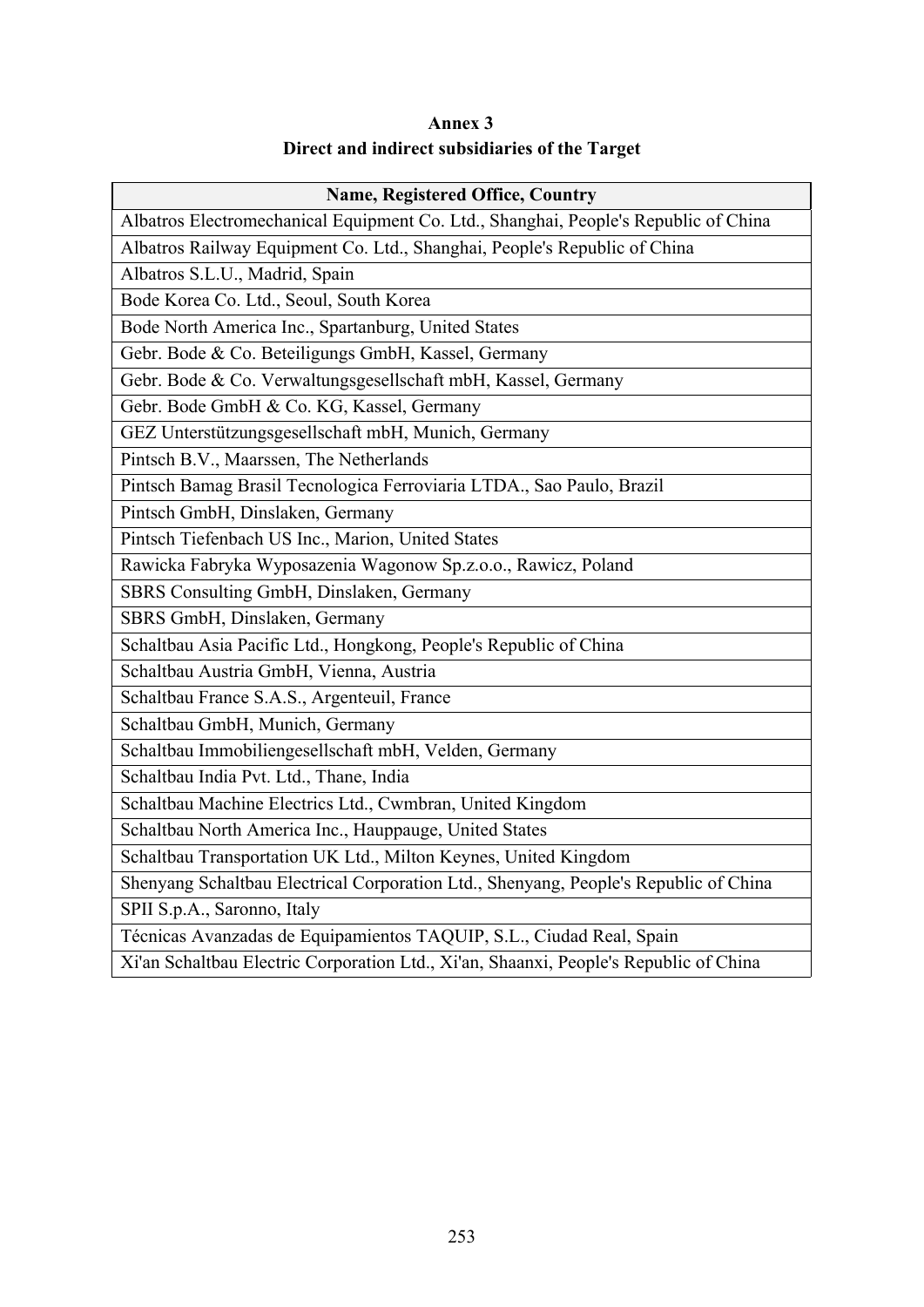**Annex 3**

**Direct and indirect subsidiaries of the Target**

| Name, Registered Office, Country |
|---|
| Albatros Electromechanical Equipment Co. Ltd., Shanghai, People's Republic of China |
| Albatros Railway Equipment Co. Ltd., Shanghai, People's Republic of China |
| Albatros S.L.U., Madrid, Spain |
| Bode Korea Co. Ltd., Seoul, South Korea |
| Bode North America Inc., Spartanburg, United States |
| Gebr. Bode & Co. Beteiligungs GmbH, Kassel, Germany |
| Gebr. Bode & Co. Verwaltungsgesellschaft mbH, Kassel, Germany |
| Gebr. Bode GmbH & Co. KG, Kassel, Germany |
| GEZ Unterstützungsgesellschaft mbH, Munich, Germany |
| Pintsch B.V., Maarssen, The Netherlands |
| Pintsch Bamag Brasil Tecnologica Ferroviaria LTDA., Sao Paulo, Brazil |
| Pintsch GmbH, Dinslaken, Germany |
| Pintsch Tiefenbach US Inc., Marion, United States |
| Rawicka Fabryka Wyposazenia Wagonow Sp.z.o.o., Rawicz, Poland |
| SBRS Consulting GmbH, Dinslaken, Germany |
| SBRS GmbH, Dinslaken, Germany |
| Schaltbau Asia Pacific Ltd., Hongkong, People's Republic of China |
| Schaltbau Austria GmbH, Vienna, Austria |
| Schaltbau France S.A.S., Argenteuil, France |
| Schaltbau GmbH, Munich, Germany |
| Schaltbau Immobiliengesellschaft mbH, Velden, Germany |
| Schaltbau India Pvt. Ltd., Thane, India |
| Schaltbau Machine Electrics Ltd., Cwmbran, United Kingdom |
| Schaltbau North America Inc., Hauppauge, United States |
| Schaltbau Transportation UK Ltd., Milton Keynes, United Kingdom |
| Shenyang Schaltbau Electrical Corporation Ltd., Shenyang, People's Republic of China |
| SPII S.p.A., Saronno, Italy |
| Técnicas Avanzadas de Equipamientos TAQUIP, S.L., Ciudad Real, Spain |
| Xi'an Schaltbau Electric Corporation Ltd., Xi'an, Shaanxi, People's Republic of China |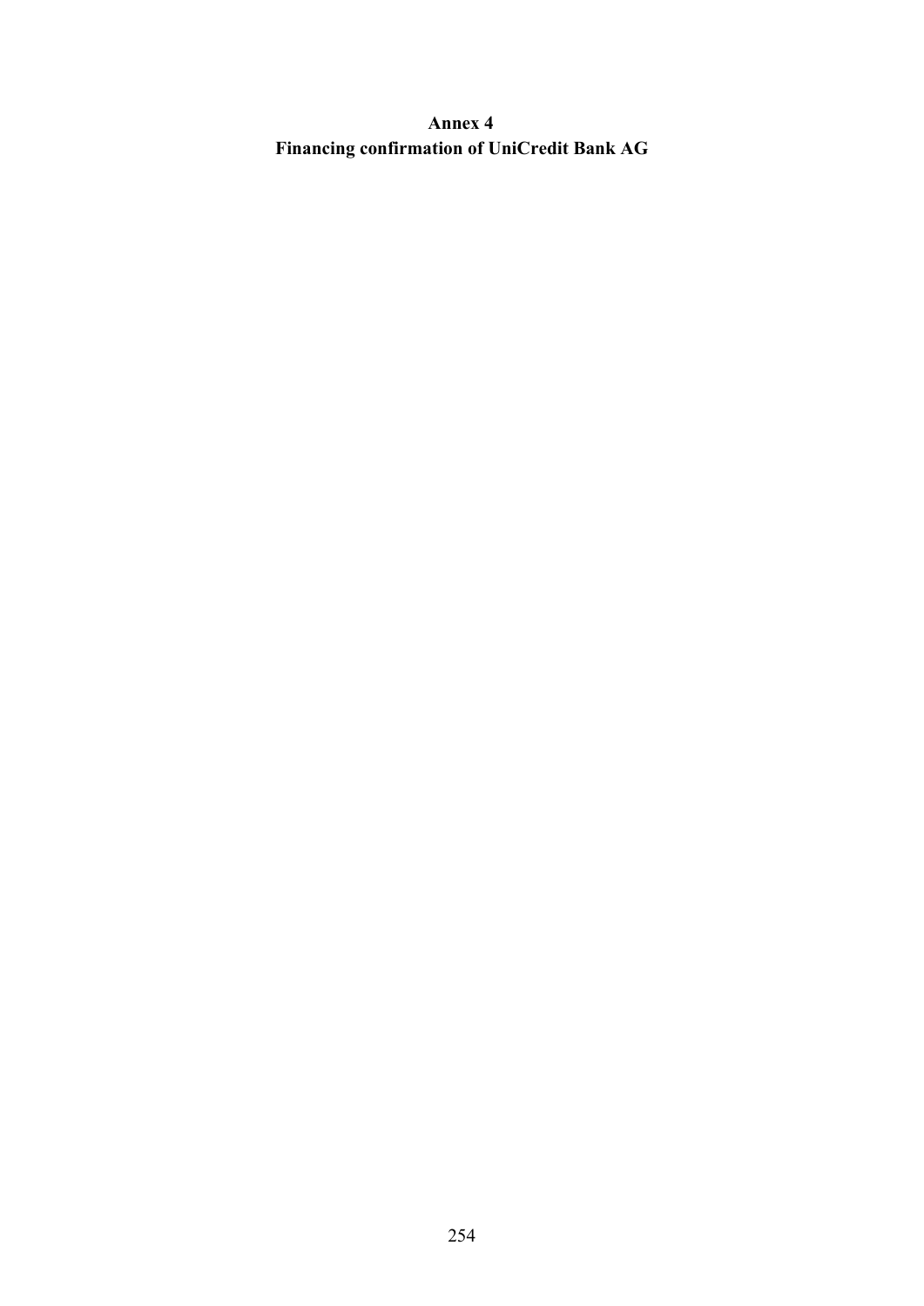# Annex 4
# Financing confirmation of UniCredit Bank AG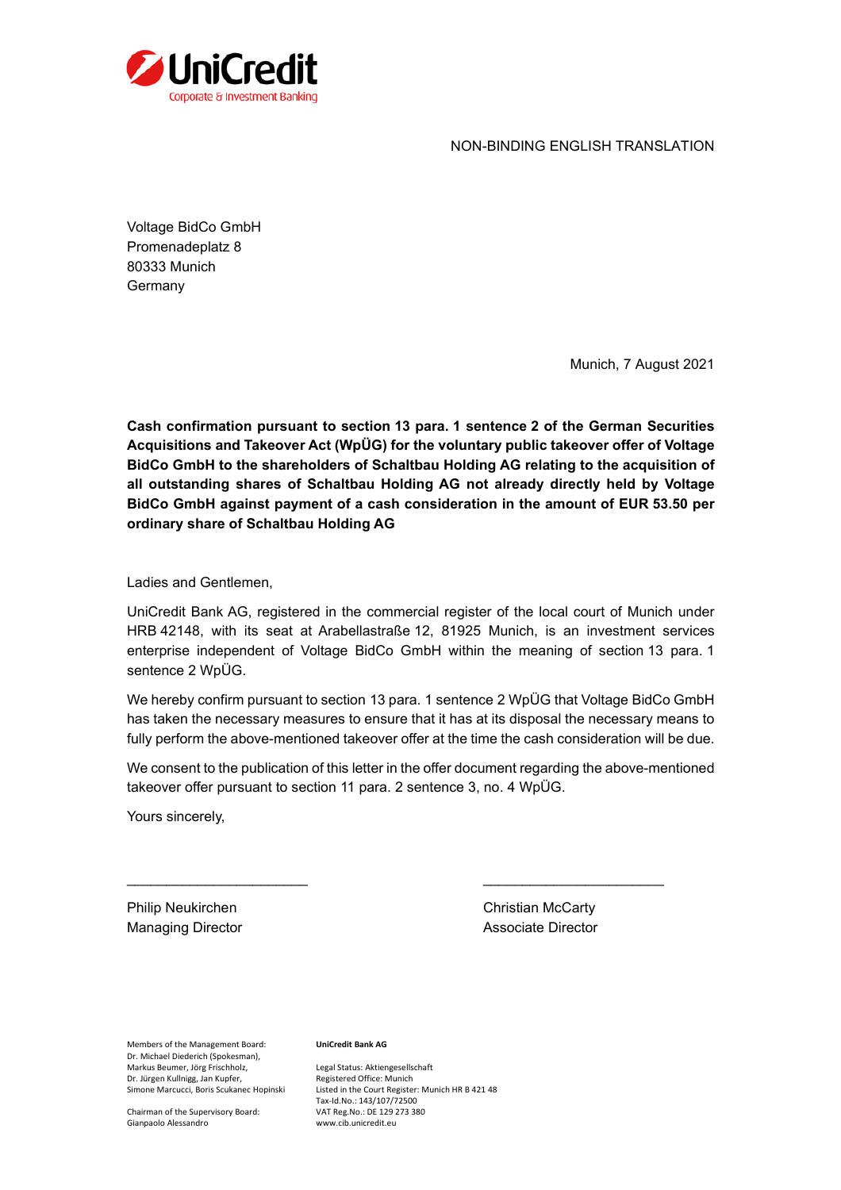UniCredit
Corporate & Investment Banking

NON-BINDING ENGLISH TRANSLATION

Voltage BidCo GmbH
Promenadeplatz 8
80333 Munich
Germany

Munich, 7 August 2021

**Cash confirmation pursuant to section 13 para. 1 sentence 2 of the German Securities Acquisitions and Takeover Act (WpÜG) for the voluntary public takeover offer of Voltage BidCo GmbH to the shareholders of Schaltbau Holding AG relating to the acquisition of all outstanding shares of Schaltbau Holding AG not already directly held by Voltage BidCo GmbH against payment of a cash consideration in the amount of EUR 53.50 per ordinary share of Schaltbau Holding AG**

Ladies and Gentlemen,

UniCredit Bank AG, registered in the commercial register of the local court of Munich under HRB 42148, with its seat at Arabellastraße 12, 81925 Munich, is an investment services enterprise independent of Voltage BidCo GmbH within the meaning of section 13 para. 1 sentence 2 WpÜG.

We hereby confirm pursuant to section 13 para. 1 sentence 2 WpÜG that Voltage BidCo GmbH has taken the necessary measures to ensure that it has at its disposal the necessary means to fully perform the above-mentioned takeover offer at the time the cash consideration will be due.

We consent to the publication of this letter in the offer document regarding the above-mentioned takeover offer pursuant to section 11 para. 2 sentence 3, no. 4 WpÜG.

Yours sincerely,

\_\_\_\_\_\_\_\_\_\_\_\_\_\_\_\_\_\_\_\_\_\_\_\_

Philip Neukirchen
Managing Director

\_\_\_\_\_\_\_\_\_\_\_\_\_\_\_\_\_\_\_\_\_\_\_\_

Christian McCarty
Associate Director

Members of the Management Board:
Dr. Michael Diederich (Spokesman),
Markus Beumer, Jörg Frischholz,
Dr. Jürgen Kullnigg, Jan Kupfer,
Simone Marcucci, Boris Scukanec Hopinski

Chairman of the Supervisory Board:
Gianpaolo Alessandro

**UniCredit Bank AG**

Legal Status: Aktiengesellschaft
Registered Office: Munich
Listed in the Court Register: Munich HR B 421 48
Tax-Id.No.: 143/107/72500
VAT Reg.No.: DE 129 273 380
www.cib.unicredit.eu